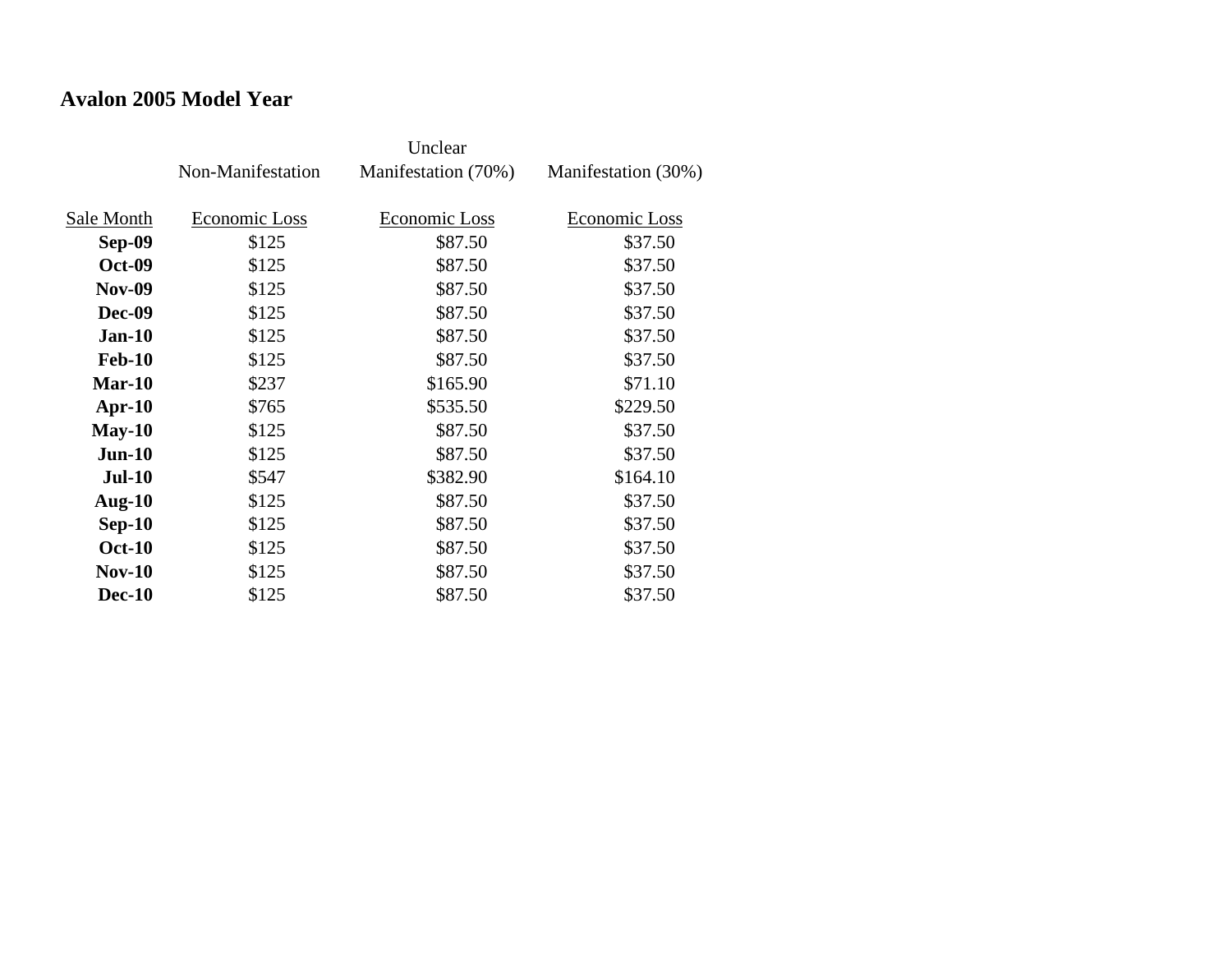## Avalon 2005 Model Year

| | Non-Manifestation | Unclear Manifestation (70%) | Manifestation (30%) |
|---|---|---|---|
| Sale Month | Economic Loss | Economic Loss | Economic Loss |
| **Sep-09** | $125 | $87.50 | $37.50 |
| **Oct-09** | $125 | $87.50 | $37.50 |
| **Nov-09** | $125 | $87.50 | $37.50 |
| **Dec-09** | $125 | $87.50 | $37.50 |
| **Jan-10** | $125 | $87.50 | $37.50 |
| **Feb-10** | $125 | $87.50 | $37.50 |
| **Mar-10** | $237 | $165.90 | $71.10 |
| **Apr-10** | $765 | $535.50 | $229.50 |
| **May-10** | $125 | $87.50 | $37.50 |
| **Jun-10** | $125 | $87.50 | $37.50 |
| **Jul-10** | $547 | $382.90 | $164.10 |
| **Aug-10** | $125 | $87.50 | $37.50 |
| **Sep-10** | $125 | $87.50 | $37.50 |
| **Oct-10** | $125 | $87.50 | $37.50 |
| **Nov-10** | $125 | $87.50 | $37.50 |
| **Dec-10** | $125 | $87.50 | $37.50 |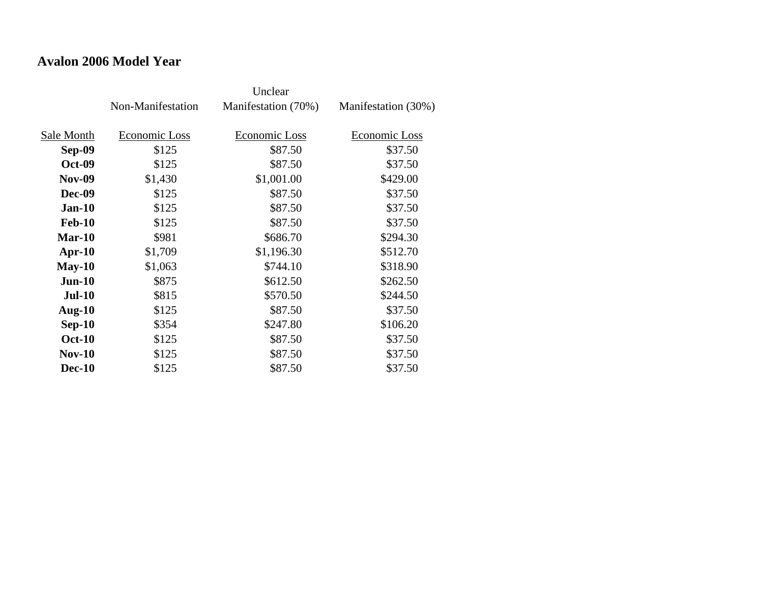## Avalon 2006 Model Year

| Sale Month | Non-Manifestation Economic Loss | Unclear Manifestation (70%) Economic Loss | Manifestation (30%) Economic Loss |
|---|---|---|---|
| **Sep-09** | $125 | $87.50 | $37.50 |
| **Oct-09** | $125 | $87.50 | $37.50 |
| **Nov-09** | $1,430 | $1,001.00 | $429.00 |
| **Dec-09** | $125 | $87.50 | $37.50 |
| **Jan-10** | $125 | $87.50 | $37.50 |
| **Feb-10** | $125 | $87.50 | $37.50 |
| **Mar-10** | $981 | $686.70 | $294.30 |
| **Apr-10** | $1,709 | $1,196.30 | $512.70 |
| **May-10** | $1,063 | $744.10 | $318.90 |
| **Jun-10** | $875 | $612.50 | $262.50 |
| **Jul-10** | $815 | $570.50 | $244.50 |
| **Aug-10** | $125 | $87.50 | $37.50 |
| **Sep-10** | $354 | $247.80 | $106.20 |
| **Oct-10** | $125 | $87.50 | $37.50 |
| **Nov-10** | $125 | $87.50 | $37.50 |
| **Dec-10** | $125 | $87.50 | $37.50 |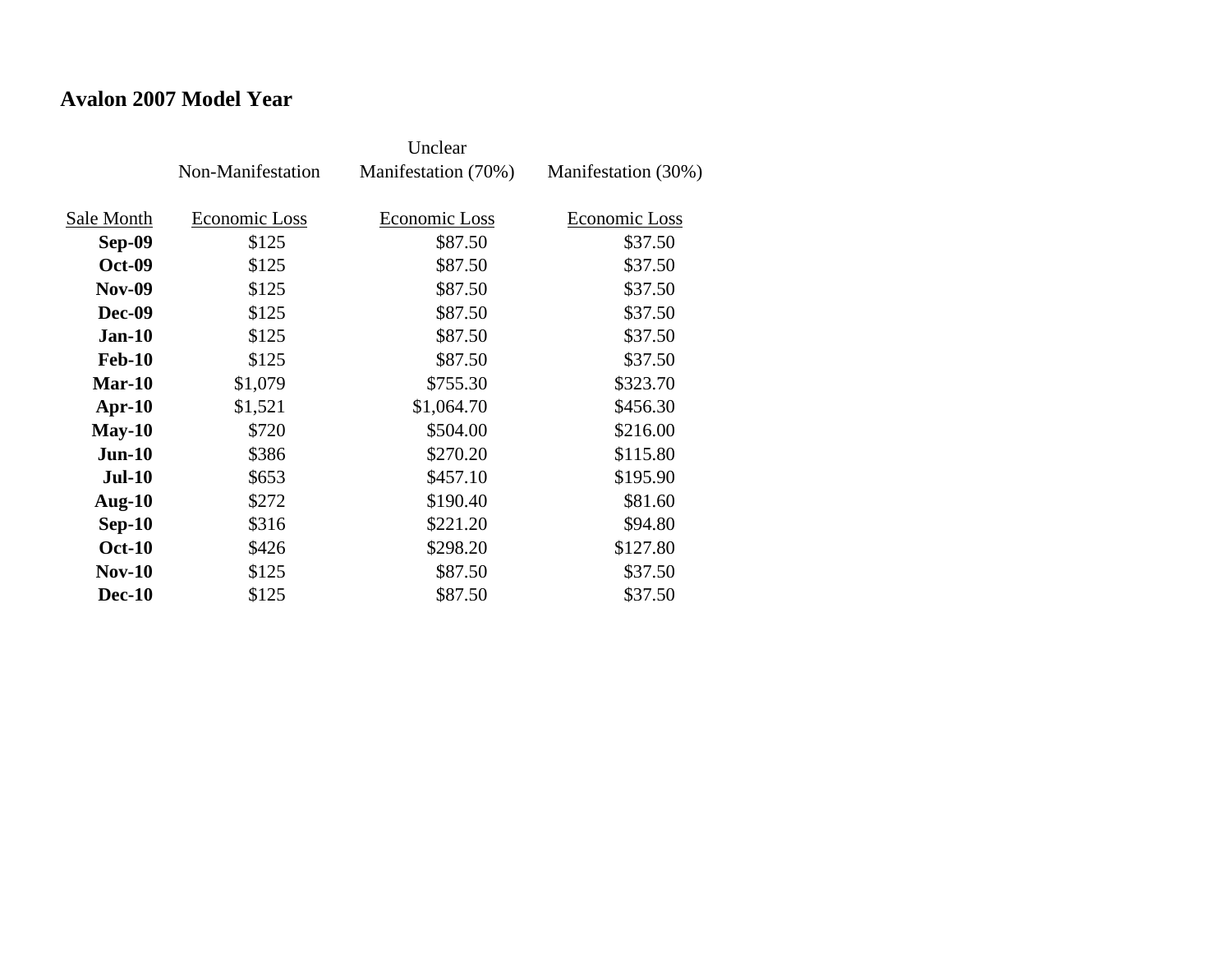## Avalon 2007 Model Year

| Sale Month | Non-Manifestation Economic Loss | Unclear Manifestation (70%) Economic Loss | Manifestation (30%) Economic Loss |
|---|---|---|---|
| **Sep-09** | $125 | $87.50 | $37.50 |
| **Oct-09** | $125 | $87.50 | $37.50 |
| **Nov-09** | $125 | $87.50 | $37.50 |
| **Dec-09** | $125 | $87.50 | $37.50 |
| **Jan-10** | $125 | $87.50 | $37.50 |
| **Feb-10** | $125 | $87.50 | $37.50 |
| **Mar-10** | $1,079 | $755.30 | $323.70 |
| **Apr-10** | $1,521 | $1,064.70 | $456.30 |
| **May-10** | $720 | $504.00 | $216.00 |
| **Jun-10** | $386 | $270.20 | $115.80 |
| **Jul-10** | $653 | $457.10 | $195.90 |
| **Aug-10** | $272 | $190.40 | $81.60 |
| **Sep-10** | $316 | $221.20 | $94.80 |
| **Oct-10** | $426 | $298.20 | $127.80 |
| **Nov-10** | $125 | $87.50 | $37.50 |
| **Dec-10** | $125 | $87.50 | $37.50 |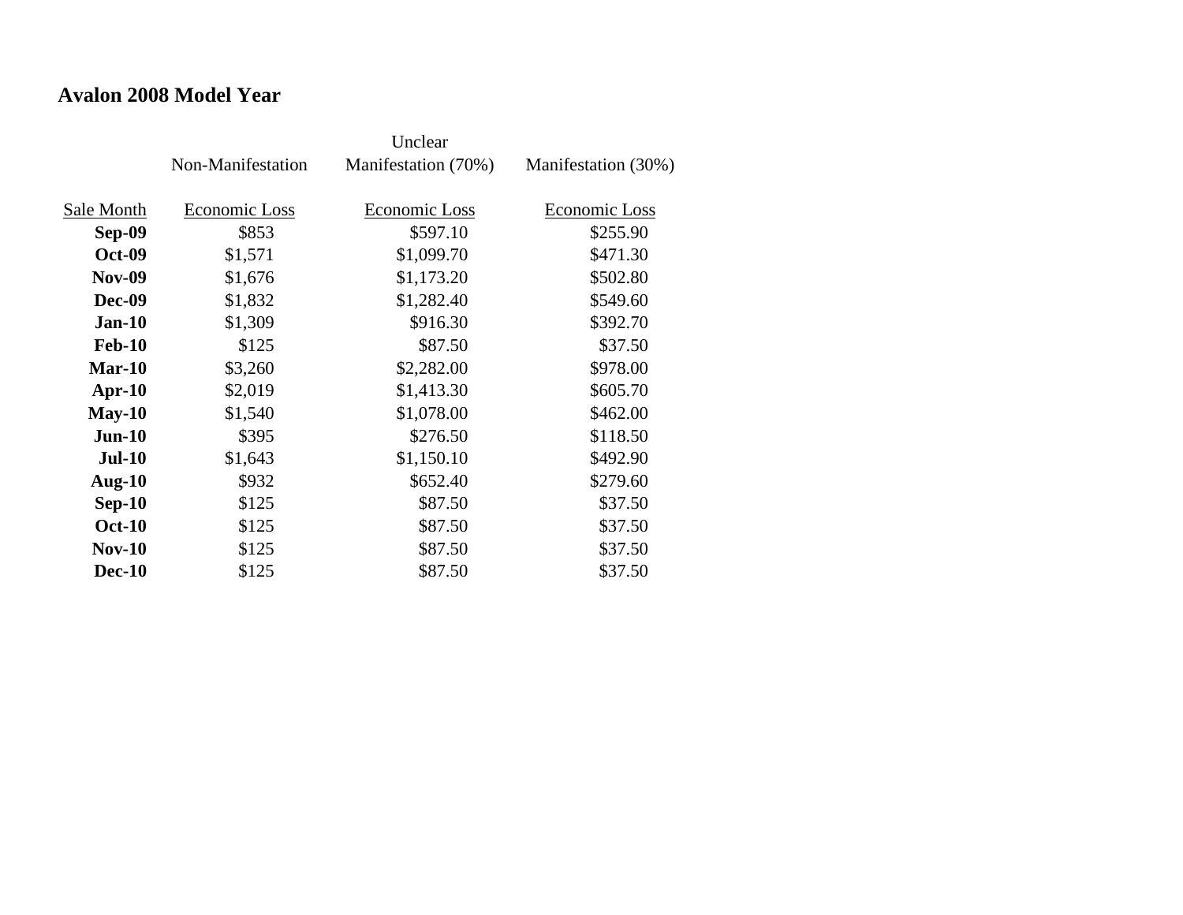## Avalon 2008 Model Year

| | Non-Manifestation | Unclear Manifestation (70%) | Manifestation (30%) |
|---|---|---|---|
| Sale Month | Economic Loss | Economic Loss | Economic Loss |
| **Sep-09** | $853 | $597.10 | $255.90 |
| **Oct-09** | $1,571 | $1,099.70 | $471.30 |
| **Nov-09** | $1,676 | $1,173.20 | $502.80 |
| **Dec-09** | $1,832 | $1,282.40 | $549.60 |
| **Jan-10** | $1,309 | $916.30 | $392.70 |
| **Feb-10** | $125 | $87.50 | $37.50 |
| **Mar-10** | $3,260 | $2,282.00 | $978.00 |
| **Apr-10** | $2,019 | $1,413.30 | $605.70 |
| **May-10** | $1,540 | $1,078.00 | $462.00 |
| **Jun-10** | $395 | $276.50 | $118.50 |
| **Jul-10** | $1,643 | $1,150.10 | $492.90 |
| **Aug-10** | $932 | $652.40 | $279.60 |
| **Sep-10** | $125 | $87.50 | $37.50 |
| **Oct-10** | $125 | $87.50 | $37.50 |
| **Nov-10** | $125 | $87.50 | $37.50 |
| **Dec-10** | $125 | $87.50 | $37.50 |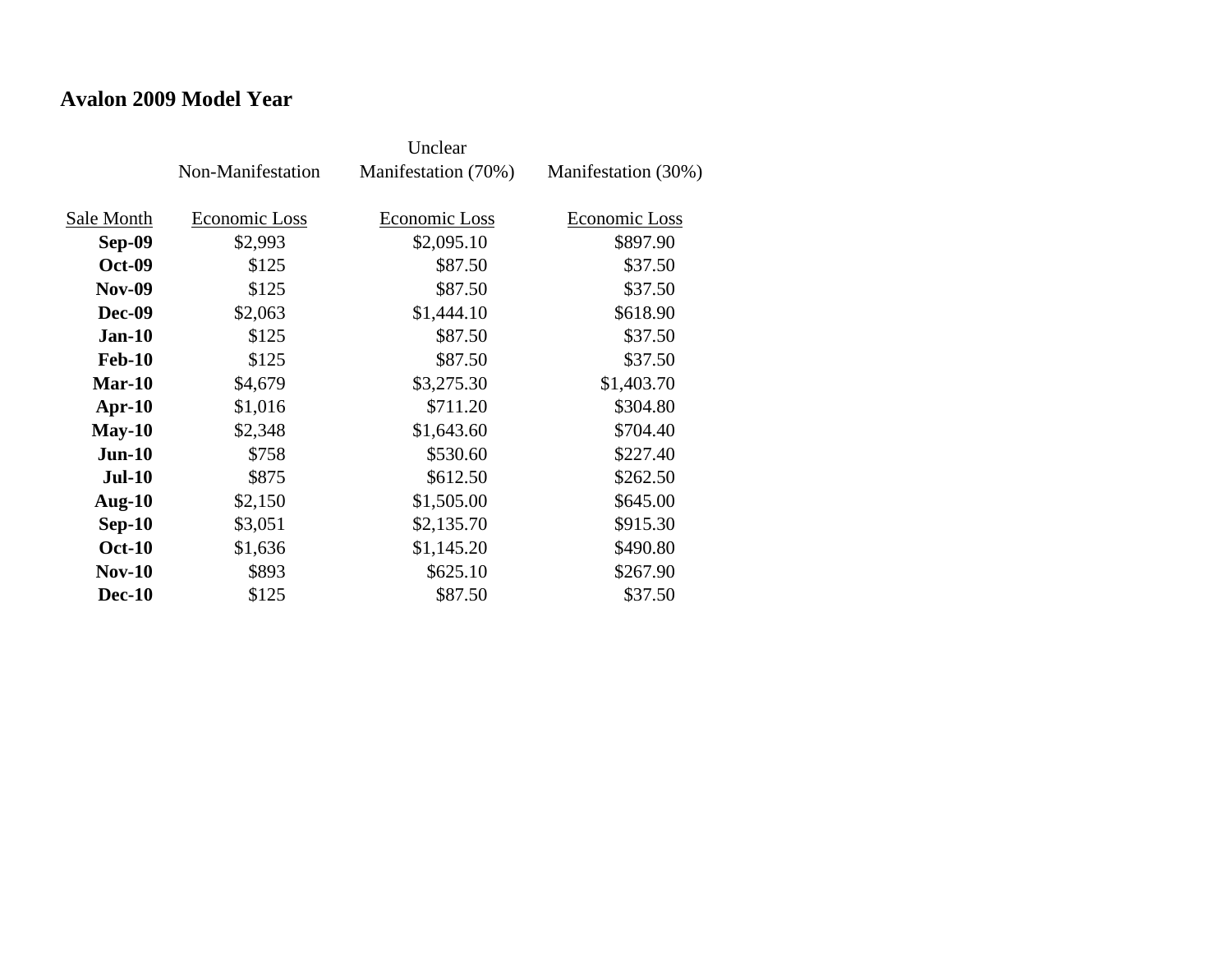## Avalon 2009 Model Year

| | Non-Manifestation | Unclear Manifestation (70%) | Manifestation (30%) |
|---|---|---|---|
| Sale Month | Economic Loss | Economic Loss | Economic Loss |
| **Sep-09** | $2,993 | $2,095.10 | $897.90 |
| **Oct-09** | $125 | $87.50 | $37.50 |
| **Nov-09** | $125 | $87.50 | $37.50 |
| **Dec-09** | $2,063 | $1,444.10 | $618.90 |
| **Jan-10** | $125 | $87.50 | $37.50 |
| **Feb-10** | $125 | $87.50 | $37.50 |
| **Mar-10** | $4,679 | $3,275.30 | $1,403.70 |
| **Apr-10** | $1,016 | $711.20 | $304.80 |
| **May-10** | $2,348 | $1,643.60 | $704.40 |
| **Jun-10** | $758 | $530.60 | $227.40 |
| **Jul-10** | $875 | $612.50 | $262.50 |
| **Aug-10** | $2,150 | $1,505.00 | $645.00 |
| **Sep-10** | $3,051 | $2,135.70 | $915.30 |
| **Oct-10** | $1,636 | $1,145.20 | $490.80 |
| **Nov-10** | $893 | $625.10 | $267.90 |
| **Dec-10** | $125 | $87.50 | $37.50 |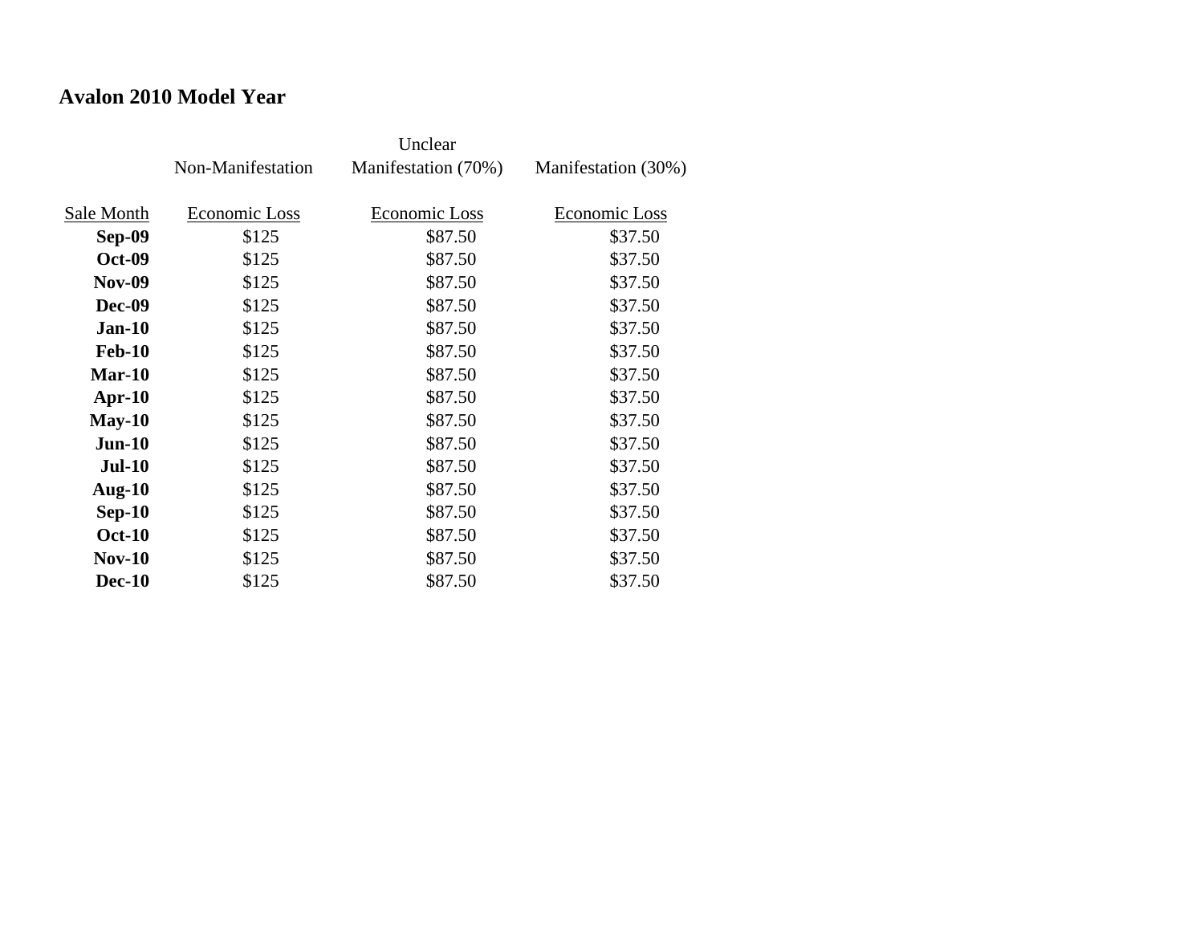**Avalon 2010 Model Year**

| Sale Month | Non-Manifestation<br>Economic Loss | Unclear Manifestation (70%)<br>Economic Loss | Manifestation (30%)<br>Economic Loss |
|---|---|---|---|
| **Sep-09** | $125 | $87.50 | $37.50 |
| **Oct-09** | $125 | $87.50 | $37.50 |
| **Nov-09** | $125 | $87.50 | $37.50 |
| **Dec-09** | $125 | $87.50 | $37.50 |
| **Jan-10** | $125 | $87.50 | $37.50 |
| **Feb-10** | $125 | $87.50 | $37.50 |
| **Mar-10** | $125 | $87.50 | $37.50 |
| **Apr-10** | $125 | $87.50 | $37.50 |
| **May-10** | $125 | $87.50 | $37.50 |
| **Jun-10** | $125 | $87.50 | $37.50 |
| **Jul-10** | $125 | $87.50 | $37.50 |
| **Aug-10** | $125 | $87.50 | $37.50 |
| **Sep-10** | $125 | $87.50 | $37.50 |
| **Oct-10** | $125 | $87.50 | $37.50 |
| **Nov-10** | $125 | $87.50 | $37.50 |
| **Dec-10** | $125 | $87.50 | $37.50 |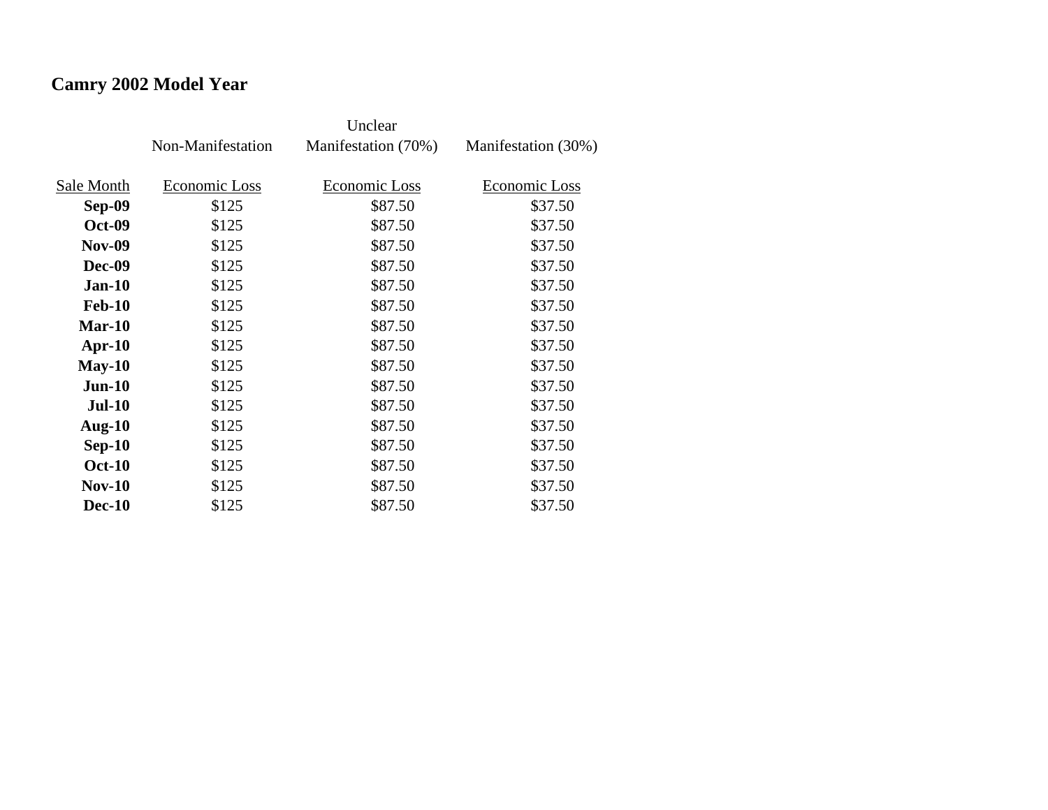**Camry 2002 Model Year**

| | Non-Manifestation | Unclear Manifestation (70%) | Manifestation (30%) |
|---|---|---|---|
| Sale Month | Economic Loss | Economic Loss | Economic Loss |
| **Sep-09** | $125 | $87.50 | $37.50 |
| **Oct-09** | $125 | $87.50 | $37.50 |
| **Nov-09** | $125 | $87.50 | $37.50 |
| **Dec-09** | $125 | $87.50 | $37.50 |
| **Jan-10** | $125 | $87.50 | $37.50 |
| **Feb-10** | $125 | $87.50 | $37.50 |
| **Mar-10** | $125 | $87.50 | $37.50 |
| **Apr-10** | $125 | $87.50 | $37.50 |
| **May-10** | $125 | $87.50 | $37.50 |
| **Jun-10** | $125 | $87.50 | $37.50 |
| **Jul-10** | $125 | $87.50 | $37.50 |
| **Aug-10** | $125 | $87.50 | $37.50 |
| **Sep-10** | $125 | $87.50 | $37.50 |
| **Oct-10** | $125 | $87.50 | $37.50 |
| **Nov-10** | $125 | $87.50 | $37.50 |
| **Dec-10** | $125 | $87.50 | $37.50 |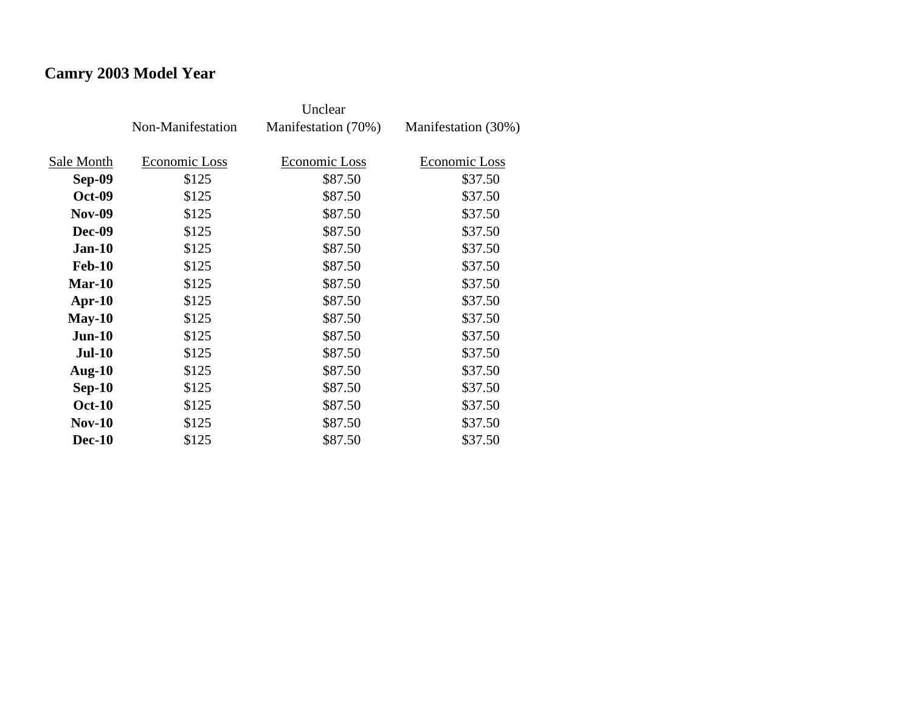## Camry 2003 Model Year

| | Non-Manifestation | Unclear Manifestation (70%) | Manifestation (30%) |
|---|---|---|---|
| Sale Month | Economic Loss | Economic Loss | Economic Loss |
| **Sep-09** | $125 | $87.50 | $37.50 |
| **Oct-09** | $125 | $87.50 | $37.50 |
| **Nov-09** | $125 | $87.50 | $37.50 |
| **Dec-09** | $125 | $87.50 | $37.50 |
| **Jan-10** | $125 | $87.50 | $37.50 |
| **Feb-10** | $125 | $87.50 | $37.50 |
| **Mar-10** | $125 | $87.50 | $37.50 |
| **Apr-10** | $125 | $87.50 | $37.50 |
| **May-10** | $125 | $87.50 | $37.50 |
| **Jun-10** | $125 | $87.50 | $37.50 |
| **Jul-10** | $125 | $87.50 | $37.50 |
| **Aug-10** | $125 | $87.50 | $37.50 |
| **Sep-10** | $125 | $87.50 | $37.50 |
| **Oct-10** | $125 | $87.50 | $37.50 |
| **Nov-10** | $125 | $87.50 | $37.50 |
| **Dec-10** | $125 | $87.50 | $37.50 |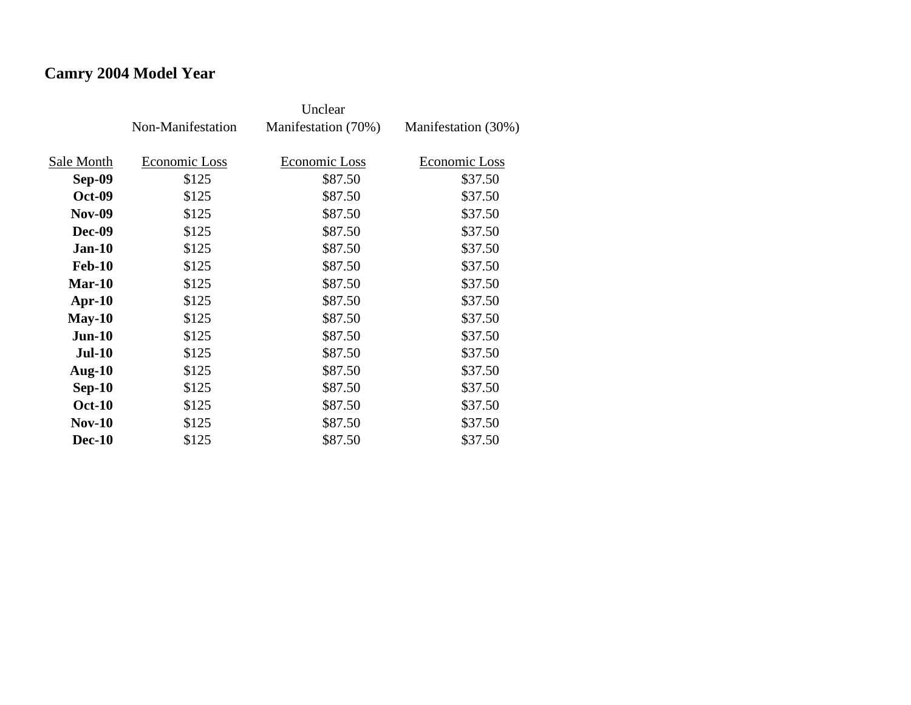# Camry 2004 Model Year

| | Non-Manifestation | Unclear Manifestation (70%) | Manifestation (30%) |
|---|---|---|---|
| Sale Month | Economic Loss | Economic Loss | Economic Loss |
| **Sep-09** | $125 | $87.50 | $37.50 |
| **Oct-09** | $125 | $87.50 | $37.50 |
| **Nov-09** | $125 | $87.50 | $37.50 |
| **Dec-09** | $125 | $87.50 | $37.50 |
| **Jan-10** | $125 | $87.50 | $37.50 |
| **Feb-10** | $125 | $87.50 | $37.50 |
| **Mar-10** | $125 | $87.50 | $37.50 |
| **Apr-10** | $125 | $87.50 | $37.50 |
| **May-10** | $125 | $87.50 | $37.50 |
| **Jun-10** | $125 | $87.50 | $37.50 |
| **Jul-10** | $125 | $87.50 | $37.50 |
| **Aug-10** | $125 | $87.50 | $37.50 |
| **Sep-10** | $125 | $87.50 | $37.50 |
| **Oct-10** | $125 | $87.50 | $37.50 |
| **Nov-10** | $125 | $87.50 | $37.50 |
| **Dec-10** | $125 | $87.50 | $37.50 |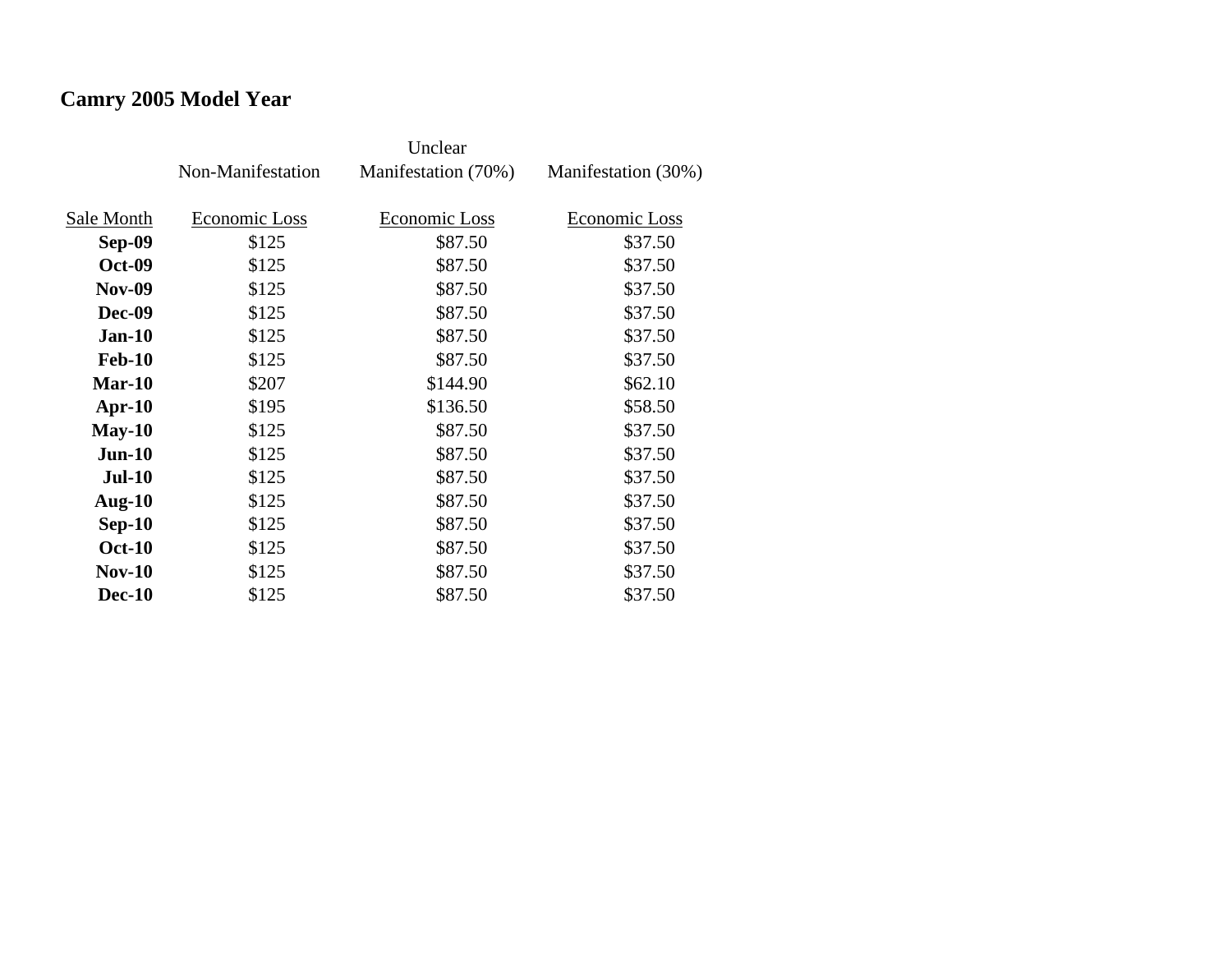## Camry 2005 Model Year

| | Non-Manifestation | Unclear Manifestation (70%) | Manifestation (30%) |
|---|---|---|---|
| Sale Month | Economic Loss | Economic Loss | Economic Loss |
| **Sep-09** | $125 | $87.50 | $37.50 |
| **Oct-09** | $125 | $87.50 | $37.50 |
| **Nov-09** | $125 | $87.50 | $37.50 |
| **Dec-09** | $125 | $87.50 | $37.50 |
| **Jan-10** | $125 | $87.50 | $37.50 |
| **Feb-10** | $125 | $87.50 | $37.50 |
| **Mar-10** | $207 | $144.90 | $62.10 |
| **Apr-10** | $195 | $136.50 | $58.50 |
| **May-10** | $125 | $87.50 | $37.50 |
| **Jun-10** | $125 | $87.50 | $37.50 |
| **Jul-10** | $125 | $87.50 | $37.50 |
| **Aug-10** | $125 | $87.50 | $37.50 |
| **Sep-10** | $125 | $87.50 | $37.50 |
| **Oct-10** | $125 | $87.50 | $37.50 |
| **Nov-10** | $125 | $87.50 | $37.50 |
| **Dec-10** | $125 | $87.50 | $37.50 |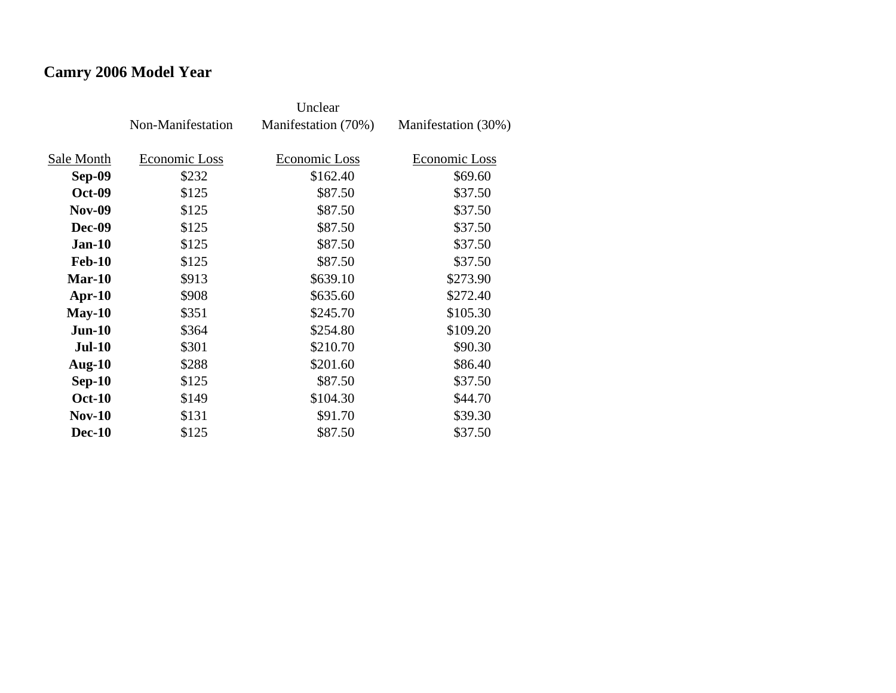## Camry 2006 Model Year

| | Non-Manifestation | Unclear Manifestation (70%) | Manifestation (30%) |
|---|---|---|---|
| Sale Month | Economic Loss | Economic Loss | Economic Loss |
| **Sep-09** | $232 | $162.40 | $69.60 |
| **Oct-09** | $125 | $87.50 | $37.50 |
| **Nov-09** | $125 | $87.50 | $37.50 |
| **Dec-09** | $125 | $87.50 | $37.50 |
| **Jan-10** | $125 | $87.50 | $37.50 |
| **Feb-10** | $125 | $87.50 | $37.50 |
| **Mar-10** | $913 | $639.10 | $273.90 |
| **Apr-10** | $908 | $635.60 | $272.40 |
| **May-10** | $351 | $245.70 | $105.30 |
| **Jun-10** | $364 | $254.80 | $109.20 |
| **Jul-10** | $301 | $210.70 | $90.30 |
| **Aug-10** | $288 | $201.60 | $86.40 |
| **Sep-10** | $125 | $87.50 | $37.50 |
| **Oct-10** | $149 | $104.30 | $44.70 |
| **Nov-10** | $131 | $91.70 | $39.30 |
| **Dec-10** | $125 | $87.50 | $37.50 |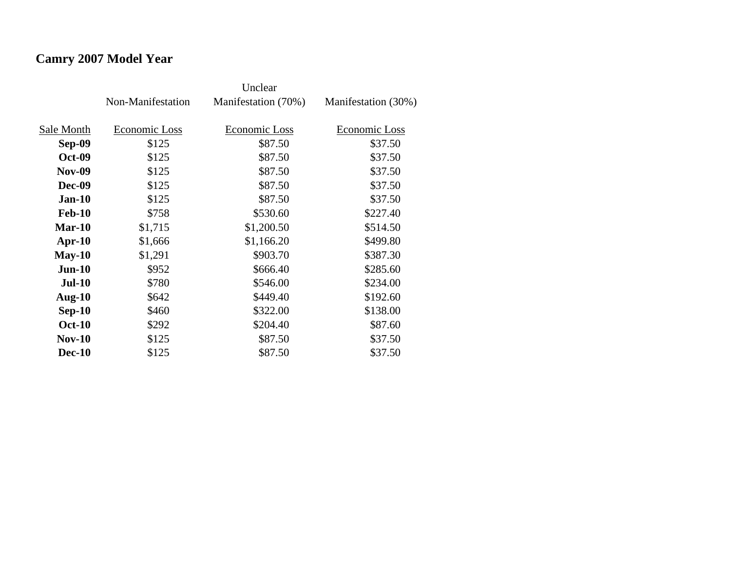**Camry 2007 Model Year**

| | Non-Manifestation | Unclear Manifestation (70%) | Manifestation (30%) |
|---|---|---|---|
| Sale Month | Economic Loss | Economic Loss | Economic Loss |
| **Sep-09** | $125 | $87.50 | $37.50 |
| **Oct-09** | $125 | $87.50 | $37.50 |
| **Nov-09** | $125 | $87.50 | $37.50 |
| **Dec-09** | $125 | $87.50 | $37.50 |
| **Jan-10** | $125 | $87.50 | $37.50 |
| **Feb-10** | $758 | $530.60 | $227.40 |
| **Mar-10** | $1,715 | $1,200.50 | $514.50 |
| **Apr-10** | $1,666 | $1,166.20 | $499.80 |
| **May-10** | $1,291 | $903.70 | $387.30 |
| **Jun-10** | $952 | $666.40 | $285.60 |
| **Jul-10** | $780 | $546.00 | $234.00 |
| **Aug-10** | $642 | $449.40 | $192.60 |
| **Sep-10** | $460 | $322.00 | $138.00 |
| **Oct-10** | $292 | $204.40 | $87.60 |
| **Nov-10** | $125 | $87.50 | $37.50 |
| **Dec-10** | $125 | $87.50 | $37.50 |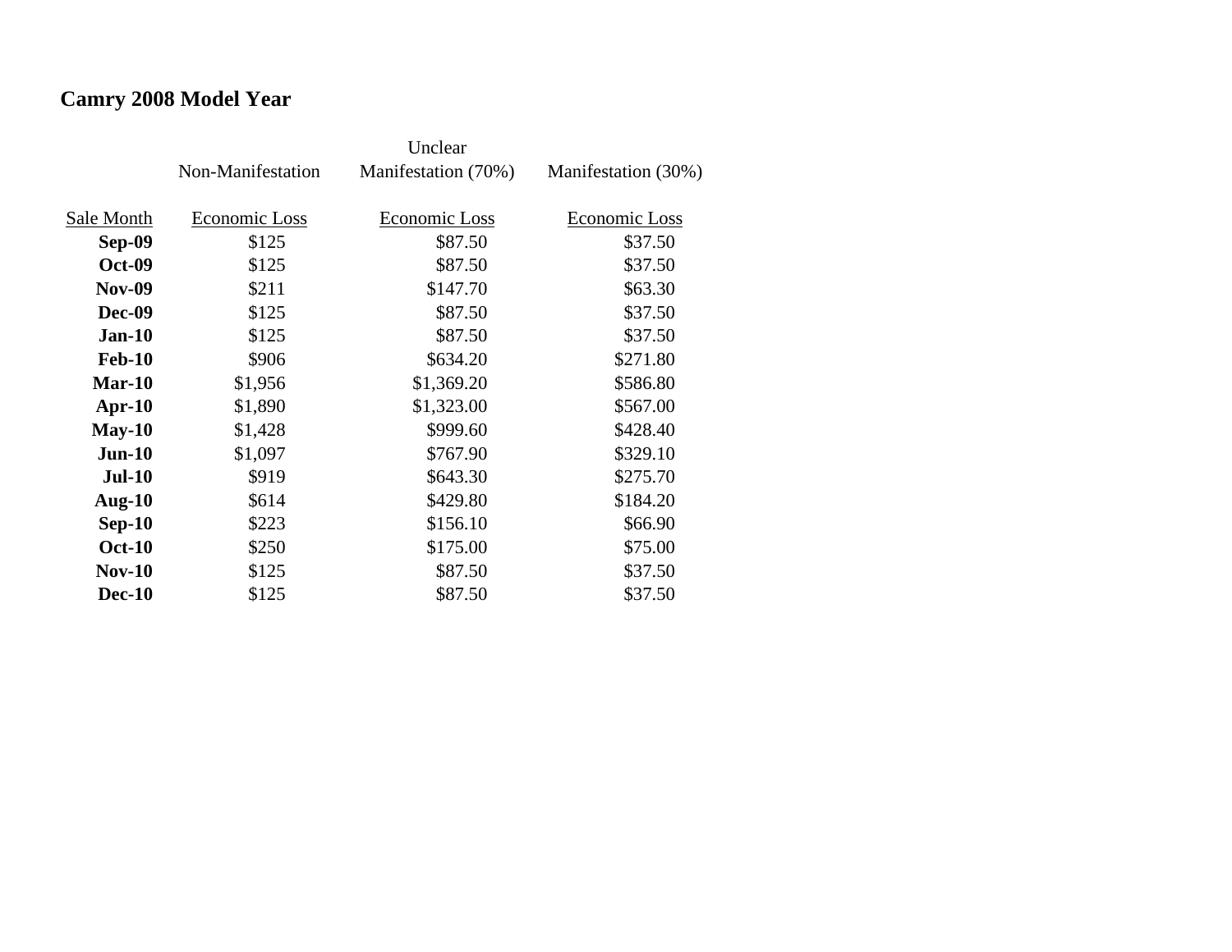## Camry 2008 Model Year

| Sale Month | Non-Manifestation<br>Economic Loss | Unclear Manifestation (70%)<br>Economic Loss | Manifestation (30%)<br>Economic Loss |
|---|---|---|---|
| **Sep-09** | $125 | $87.50 | $37.50 |
| **Oct-09** | $125 | $87.50 | $37.50 |
| **Nov-09** | $211 | $147.70 | $63.30 |
| **Dec-09** | $125 | $87.50 | $37.50 |
| **Jan-10** | $125 | $87.50 | $37.50 |
| **Feb-10** | $906 | $634.20 | $271.80 |
| **Mar-10** | $1,956 | $1,369.20 | $586.80 |
| **Apr-10** | $1,890 | $1,323.00 | $567.00 |
| **May-10** | $1,428 | $999.60 | $428.40 |
| **Jun-10** | $1,097 | $767.90 | $329.10 |
| **Jul-10** | $919 | $643.30 | $275.70 |
| **Aug-10** | $614 | $429.80 | $184.20 |
| **Sep-10** | $223 | $156.10 | $66.90 |
| **Oct-10** | $250 | $175.00 | $75.00 |
| **Nov-10** | $125 | $87.50 | $37.50 |
| **Dec-10** | $125 | $87.50 | $37.50 |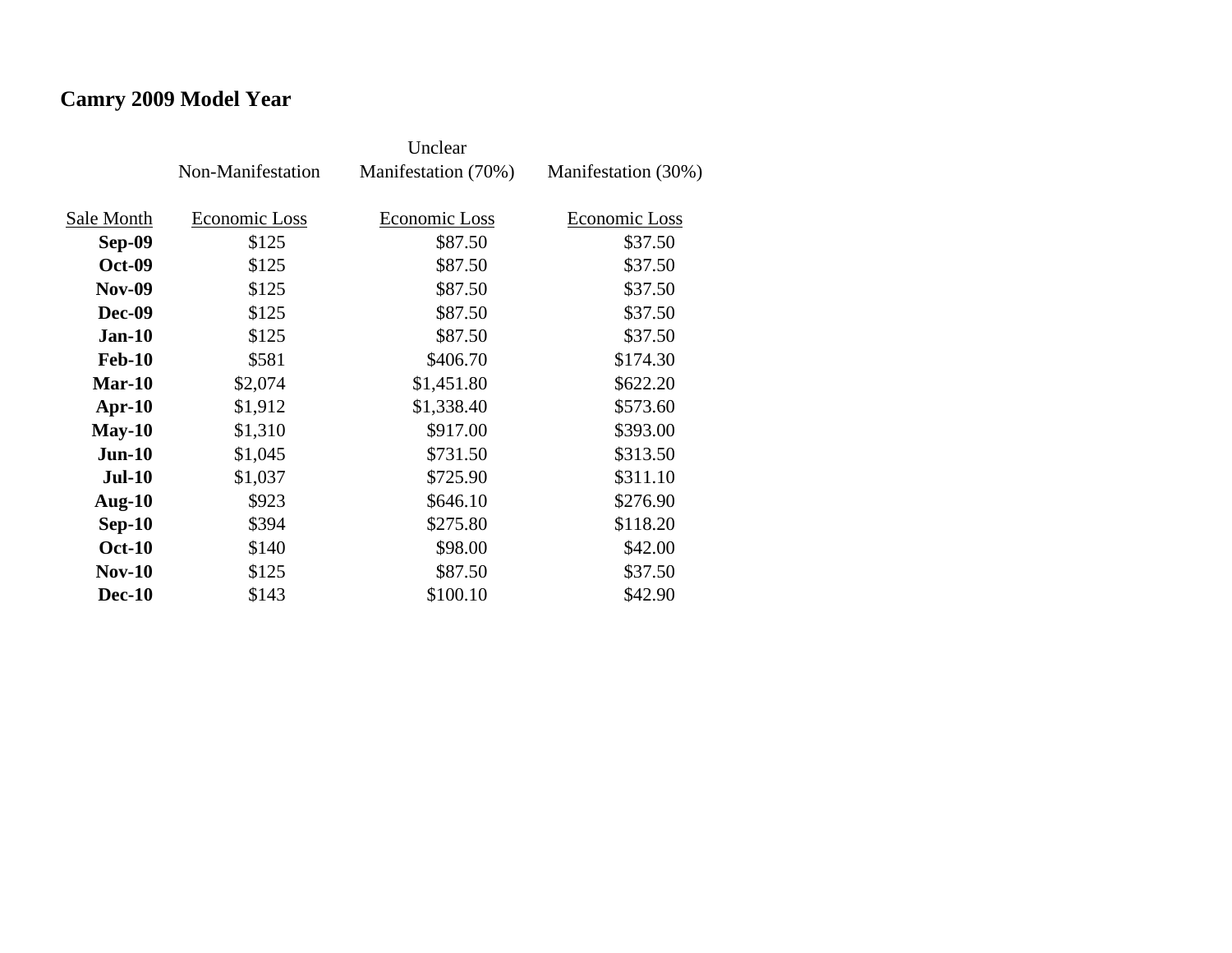## Camry 2009 Model Year

| Sale Month | Non-Manifestation Economic Loss | Unclear Manifestation (70%) Economic Loss | Manifestation (30%) Economic Loss |
|---|---|---|---|
| **Sep-09** | $125 | $87.50 | $37.50 |
| **Oct-09** | $125 | $87.50 | $37.50 |
| **Nov-09** | $125 | $87.50 | $37.50 |
| **Dec-09** | $125 | $87.50 | $37.50 |
| **Jan-10** | $125 | $87.50 | $37.50 |
| **Feb-10** | $581 | $406.70 | $174.30 |
| **Mar-10** | $2,074 | $1,451.80 | $622.20 |
| **Apr-10** | $1,912 | $1,338.40 | $573.60 |
| **May-10** | $1,310 | $917.00 | $393.00 |
| **Jun-10** | $1,045 | $731.50 | $313.50 |
| **Jul-10** | $1,037 | $725.90 | $311.10 |
| **Aug-10** | $923 | $646.10 | $276.90 |
| **Sep-10** | $394 | $275.80 | $118.20 |
| **Oct-10** | $140 | $98.00 | $42.00 |
| **Nov-10** | $125 | $87.50 | $37.50 |
| **Dec-10** | $143 | $100.10 | $42.90 |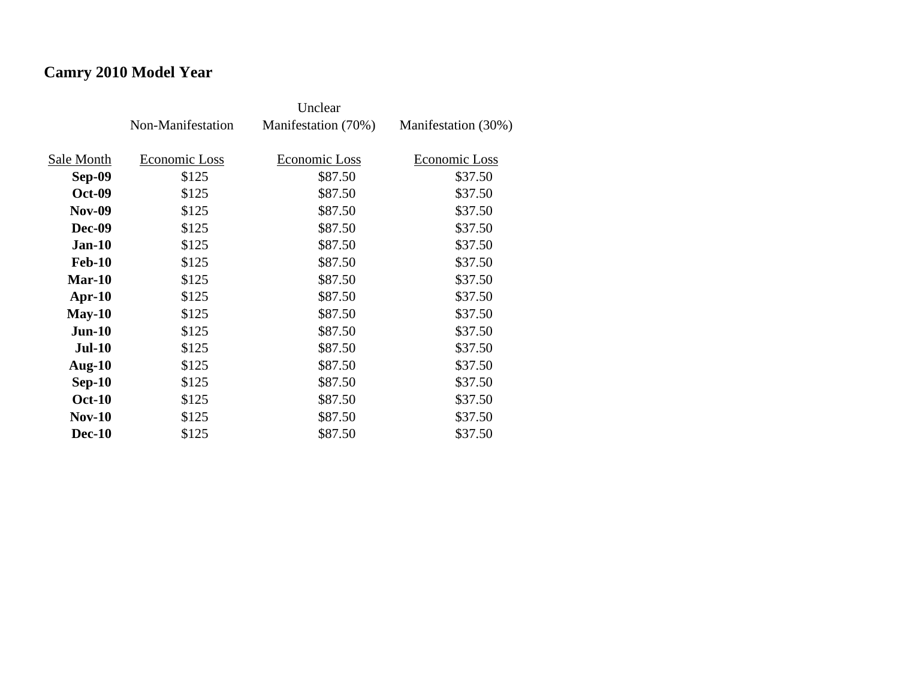## Camry 2010 Model Year

| | Non-Manifestation | Unclear Manifestation (70%) | Manifestation (30%) |
|---|---|---|---|
| Sale Month | Economic Loss | Economic Loss | Economic Loss |
| **Sep-09** | $125 | $87.50 | $37.50 |
| **Oct-09** | $125 | $87.50 | $37.50 |
| **Nov-09** | $125 | $87.50 | $37.50 |
| **Dec-09** | $125 | $87.50 | $37.50 |
| **Jan-10** | $125 | $87.50 | $37.50 |
| **Feb-10** | $125 | $87.50 | $37.50 |
| **Mar-10** | $125 | $87.50 | $37.50 |
| **Apr-10** | $125 | $87.50 | $37.50 |
| **May-10** | $125 | $87.50 | $37.50 |
| **Jun-10** | $125 | $87.50 | $37.50 |
| **Jul-10** | $125 | $87.50 | $37.50 |
| **Aug-10** | $125 | $87.50 | $37.50 |
| **Sep-10** | $125 | $87.50 | $37.50 |
| **Oct-10** | $125 | $87.50 | $37.50 |
| **Nov-10** | $125 | $87.50 | $37.50 |
| **Dec-10** | $125 | $87.50 | $37.50 |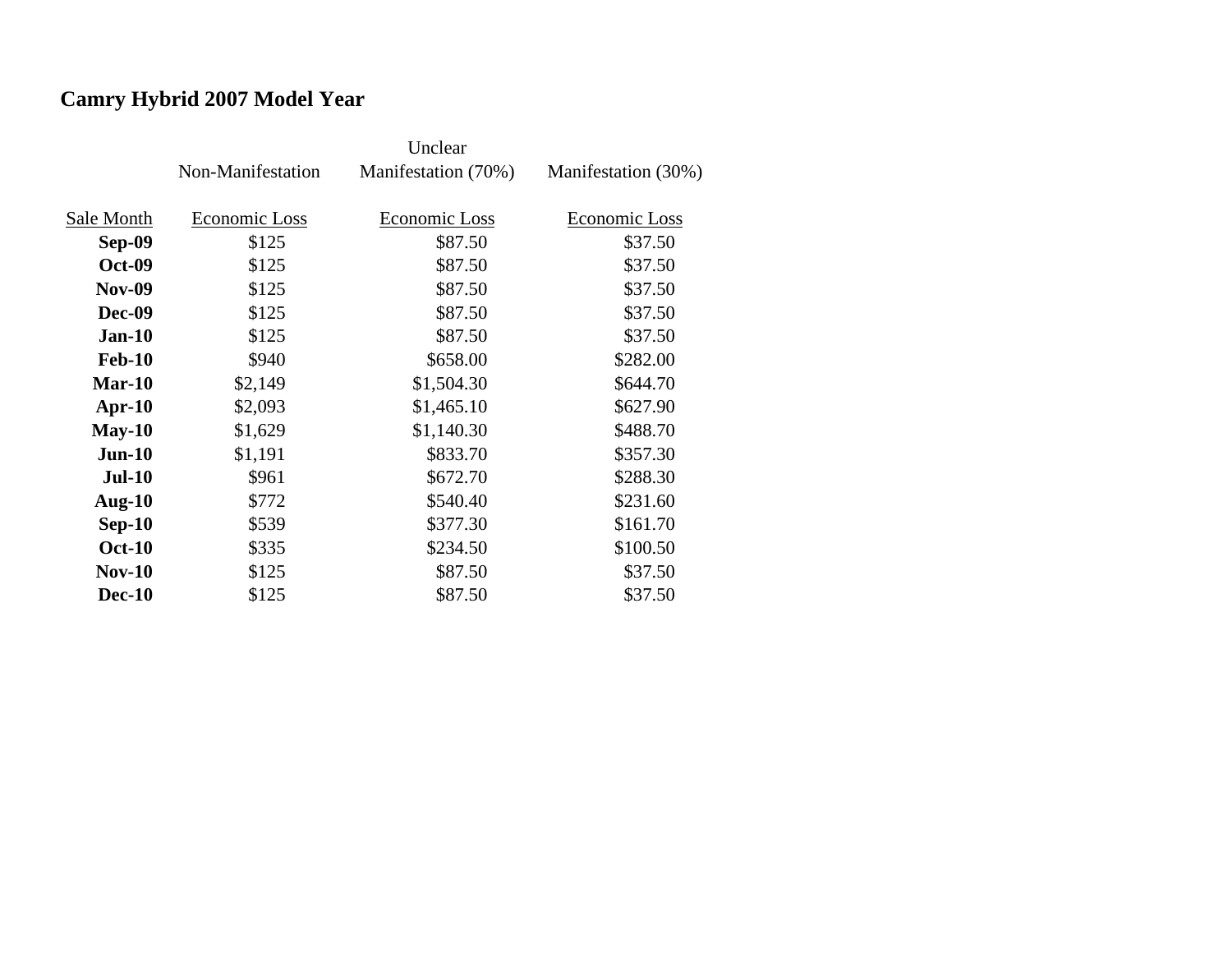## Camry Hybrid 2007 Model Year

| Sale Month | Non-Manifestation Economic Loss | Unclear Manifestation (70%) Economic Loss | Manifestation (30%) Economic Loss |
|---|---|---|---|
| **Sep-09** | $125 | $87.50 | $37.50 |
| **Oct-09** | $125 | $87.50 | $37.50 |
| **Nov-09** | $125 | $87.50 | $37.50 |
| **Dec-09** | $125 | $87.50 | $37.50 |
| **Jan-10** | $125 | $87.50 | $37.50 |
| **Feb-10** | $940 | $658.00 | $282.00 |
| **Mar-10** | $2,149 | $1,504.30 | $644.70 |
| **Apr-10** | $2,093 | $1,465.10 | $627.90 |
| **May-10** | $1,629 | $1,140.30 | $488.70 |
| **Jun-10** | $1,191 | $833.70 | $357.30 |
| **Jul-10** | $961 | $672.70 | $288.30 |
| **Aug-10** | $772 | $540.40 | $231.60 |
| **Sep-10** | $539 | $377.30 | $161.70 |
| **Oct-10** | $335 | $234.50 | $100.50 |
| **Nov-10** | $125 | $87.50 | $37.50 |
| **Dec-10** | $125 | $87.50 | $37.50 |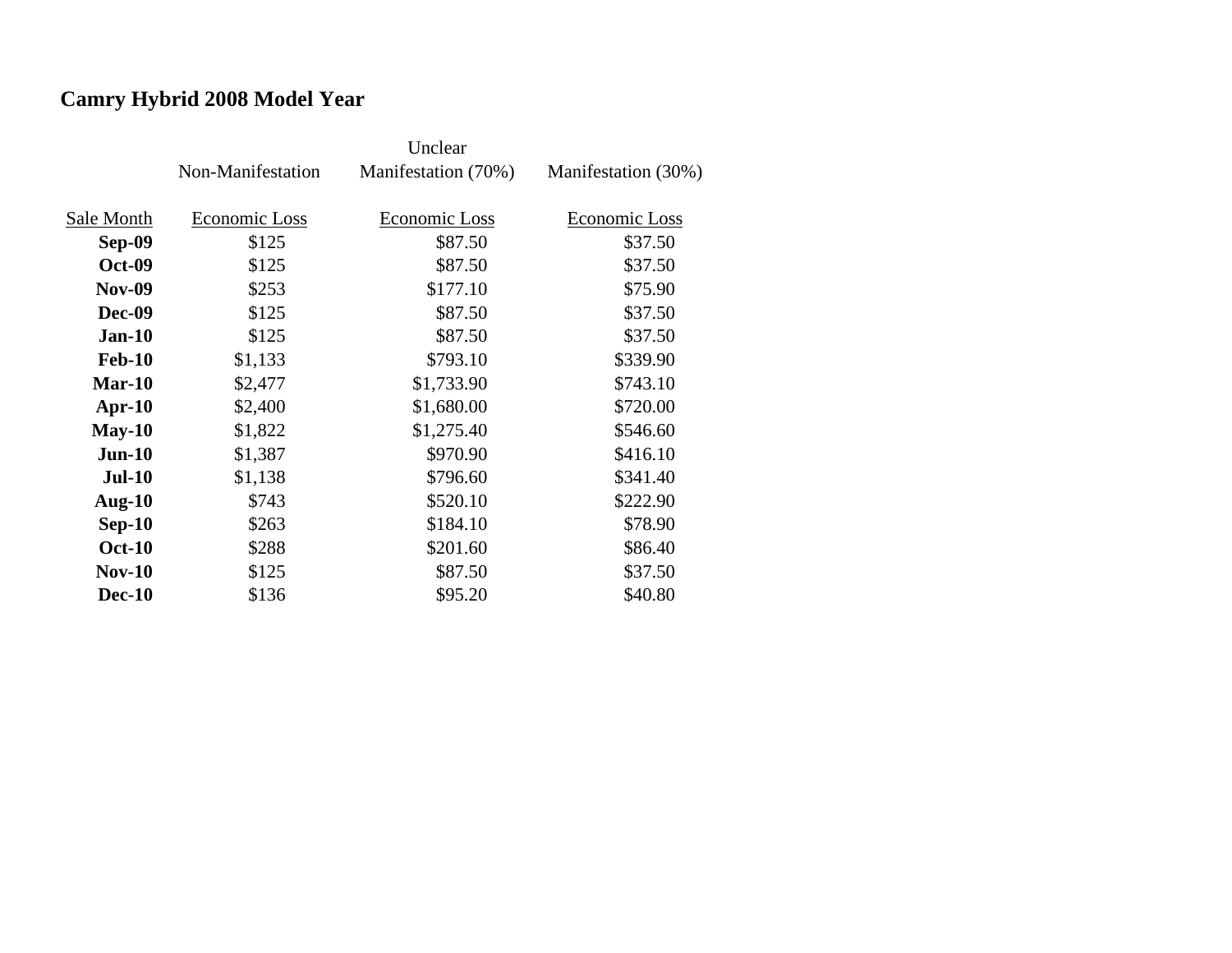## Camry Hybrid 2008 Model Year

| Sale Month | Non-Manifestation Economic Loss | Unclear Manifestation (70%) Economic Loss | Manifestation (30%) Economic Loss |
|---|---|---|---|
| **Sep-09** | $125 | $87.50 | $37.50 |
| **Oct-09** | $125 | $87.50 | $37.50 |
| **Nov-09** | $253 | $177.10 | $75.90 |
| **Dec-09** | $125 | $87.50 | $37.50 |
| **Jan-10** | $125 | $87.50 | $37.50 |
| **Feb-10** | $1,133 | $793.10 | $339.90 |
| **Mar-10** | $2,477 | $1,733.90 | $743.10 |
| **Apr-10** | $2,400 | $1,680.00 | $720.00 |
| **May-10** | $1,822 | $1,275.40 | $546.60 |
| **Jun-10** | $1,387 | $970.90 | $416.10 |
| **Jul-10** | $1,138 | $796.60 | $341.40 |
| **Aug-10** | $743 | $520.10 | $222.90 |
| **Sep-10** | $263 | $184.10 | $78.90 |
| **Oct-10** | $288 | $201.60 | $86.40 |
| **Nov-10** | $125 | $87.50 | $37.50 |
| **Dec-10** | $136 | $95.20 | $40.80 |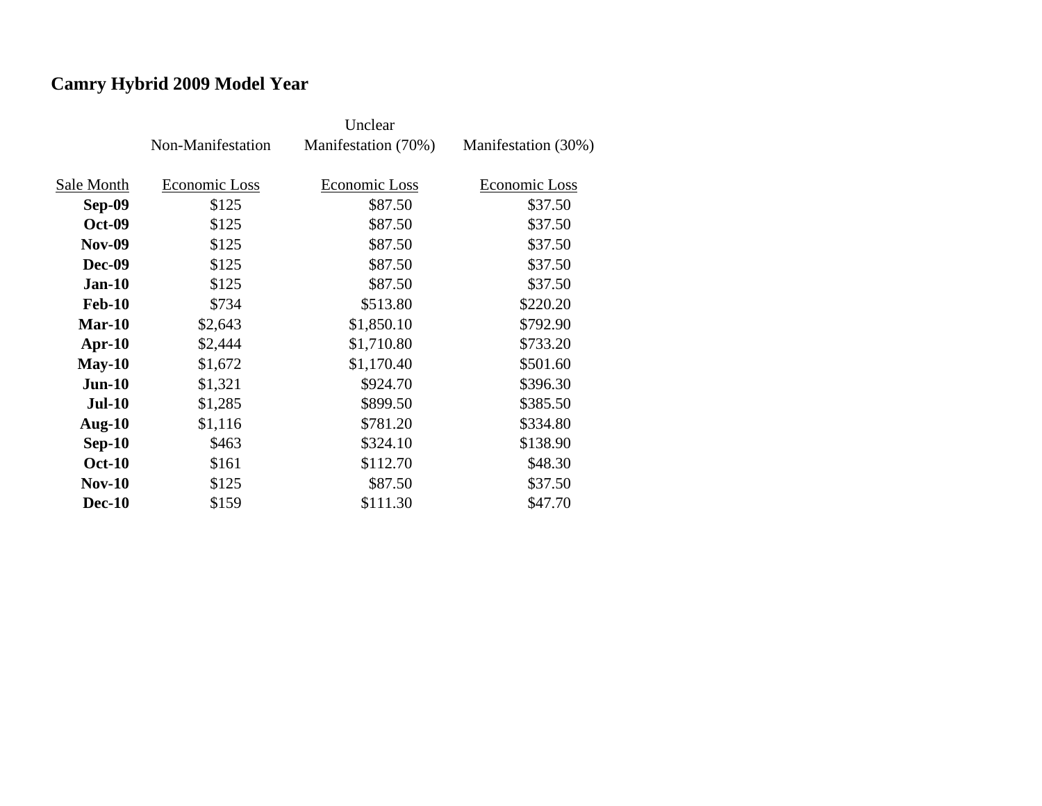# Camry Hybrid 2009 Model Year

| | Non-Manifestation | Unclear Manifestation (70%) | Manifestation (30%) |
|---|---|---|---|
| Sale Month | Economic Loss | Economic Loss | Economic Loss |
| **Sep-09** | $125 | $87.50 | $37.50 |
| **Oct-09** | $125 | $87.50 | $37.50 |
| **Nov-09** | $125 | $87.50 | $37.50 |
| **Dec-09** | $125 | $87.50 | $37.50 |
| **Jan-10** | $125 | $87.50 | $37.50 |
| **Feb-10** | $734 | $513.80 | $220.20 |
| **Mar-10** | $2,643 | $1,850.10 | $792.90 |
| **Apr-10** | $2,444 | $1,710.80 | $733.20 |
| **May-10** | $1,672 | $1,170.40 | $501.60 |
| **Jun-10** | $1,321 | $924.70 | $396.30 |
| **Jul-10** | $1,285 | $899.50 | $385.50 |
| **Aug-10** | $1,116 | $781.20 | $334.80 |
| **Sep-10** | $463 | $324.10 | $138.90 |
| **Oct-10** | $161 | $112.70 | $48.30 |
| **Nov-10** | $125 | $87.50 | $37.50 |
| **Dec-10** | $159 | $111.30 | $47.70 |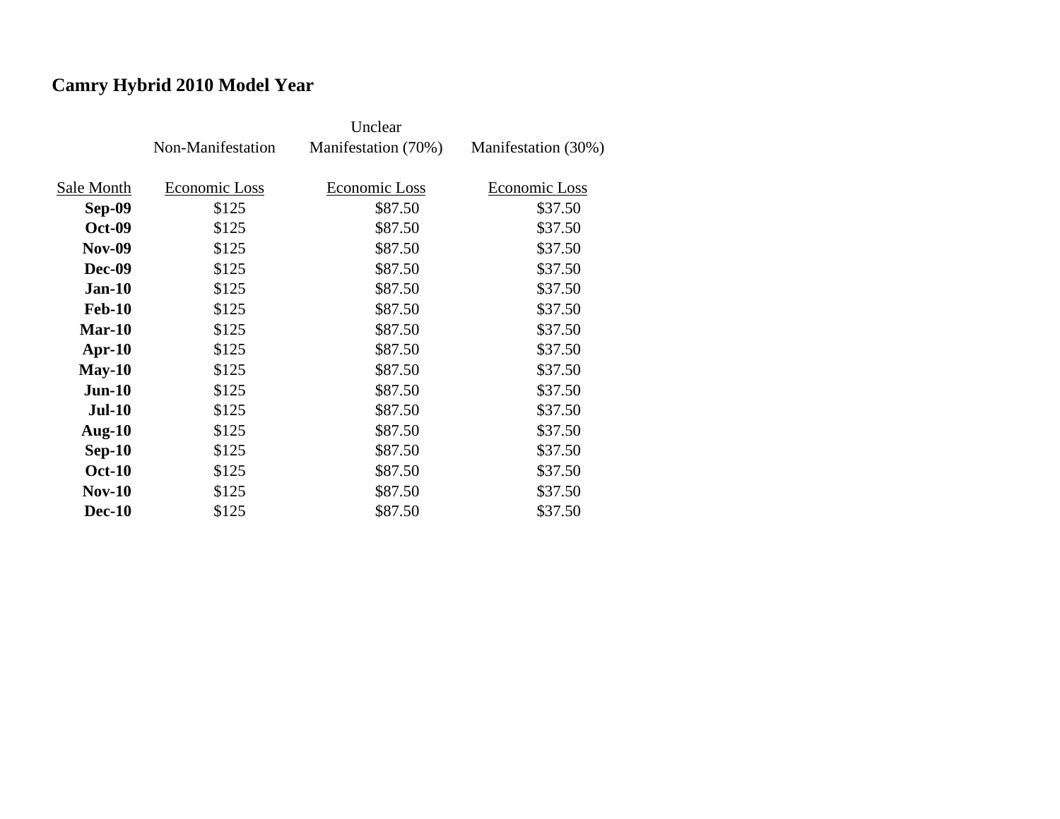## Camry Hybrid 2010 Model Year

| Sale Month | Non-Manifestation Economic Loss | Unclear Manifestation (70%) Economic Loss | Manifestation (30%) Economic Loss |
|---|---|---|---|
| **Sep-09** | $125 | $87.50 | $37.50 |
| **Oct-09** | $125 | $87.50 | $37.50 |
| **Nov-09** | $125 | $87.50 | $37.50 |
| **Dec-09** | $125 | $87.50 | $37.50 |
| **Jan-10** | $125 | $87.50 | $37.50 |
| **Feb-10** | $125 | $87.50 | $37.50 |
| **Mar-10** | $125 | $87.50 | $37.50 |
| **Apr-10** | $125 | $87.50 | $37.50 |
| **May-10** | $125 | $87.50 | $37.50 |
| **Jun-10** | $125 | $87.50 | $37.50 |
| **Jul-10** | $125 | $87.50 | $37.50 |
| **Aug-10** | $125 | $87.50 | $37.50 |
| **Sep-10** | $125 | $87.50 | $37.50 |
| **Oct-10** | $125 | $87.50 | $37.50 |
| **Nov-10** | $125 | $87.50 | $37.50 |
| **Dec-10** | $125 | $87.50 | $37.50 |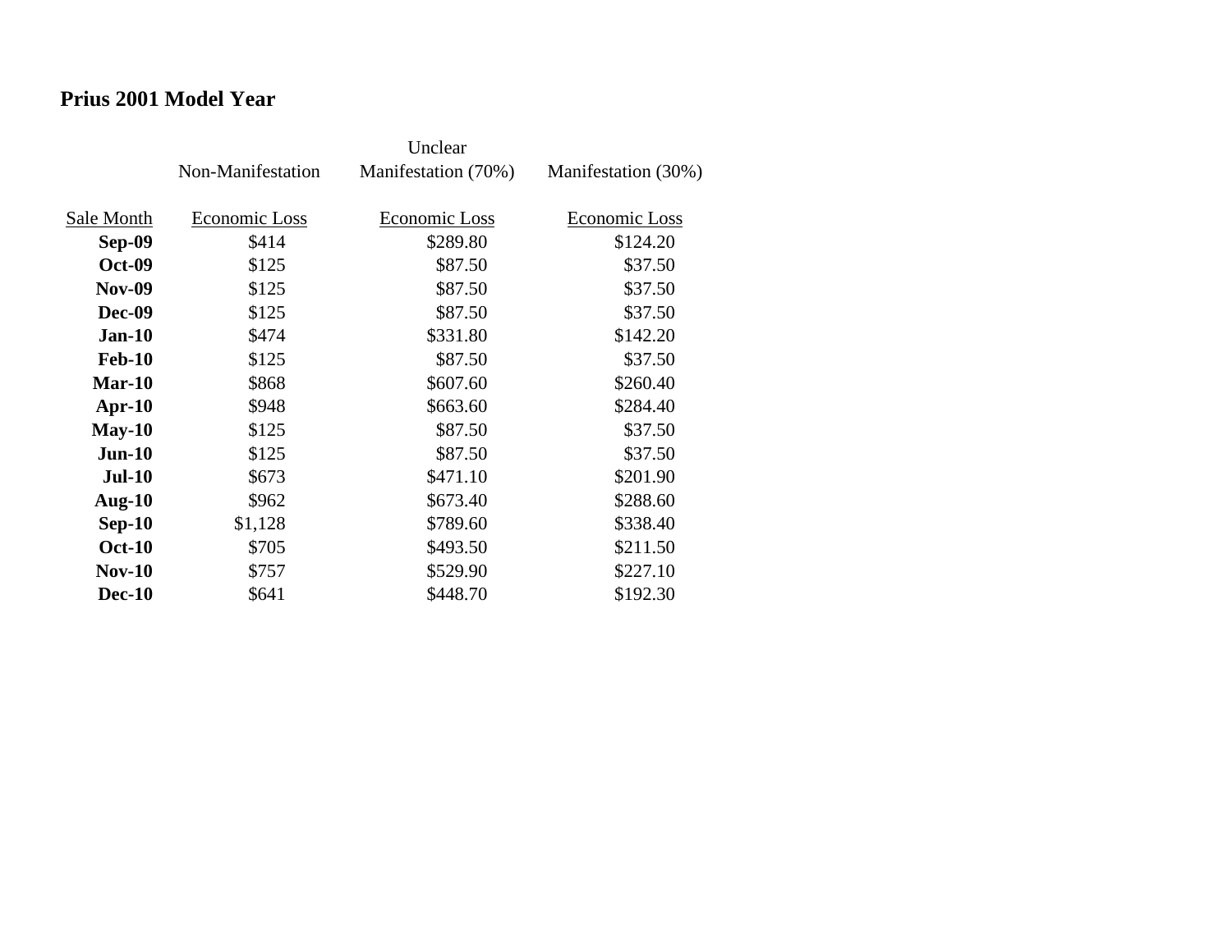## Prius 2001 Model Year

| Sale Month | Non-Manifestation Economic Loss | Unclear Manifestation (70%) Economic Loss | Manifestation (30%) Economic Loss |
|---|---|---|---|
| **Sep-09** | $414 | $289.80 | $124.20 |
| **Oct-09** | $125 | $87.50 | $37.50 |
| **Nov-09** | $125 | $87.50 | $37.50 |
| **Dec-09** | $125 | $87.50 | $37.50 |
| **Jan-10** | $474 | $331.80 | $142.20 |
| **Feb-10** | $125 | $87.50 | $37.50 |
| **Mar-10** | $868 | $607.60 | $260.40 |
| **Apr-10** | $948 | $663.60 | $284.40 |
| **May-10** | $125 | $87.50 | $37.50 |
| **Jun-10** | $125 | $87.50 | $37.50 |
| **Jul-10** | $673 | $471.10 | $201.90 |
| **Aug-10** | $962 | $673.40 | $288.60 |
| **Sep-10** | $1,128 | $789.60 | $338.40 |
| **Oct-10** | $705 | $493.50 | $211.50 |
| **Nov-10** | $757 | $529.90 | $227.10 |
| **Dec-10** | $641 | $448.70 | $192.30 |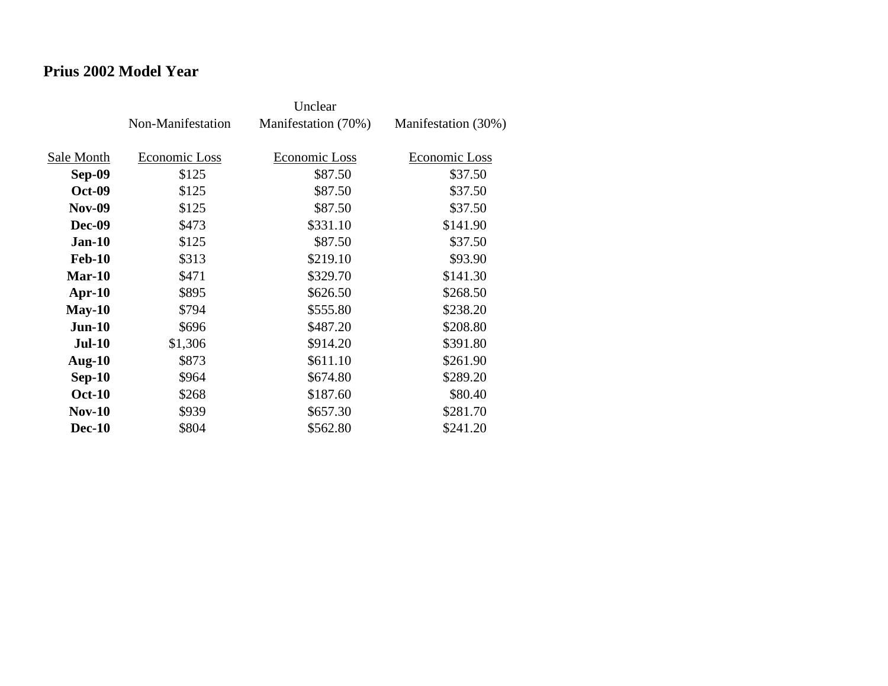# Prius 2002 Model Year

| Sale Month | Non-Manifestation Economic Loss | Unclear Manifestation (70%) Economic Loss | Manifestation (30%) Economic Loss |
|---|---|---|---|
| **Sep-09** | $125 | $87.50 | $37.50 |
| **Oct-09** | $125 | $87.50 | $37.50 |
| **Nov-09** | $125 | $87.50 | $37.50 |
| **Dec-09** | $473 | $331.10 | $141.90 |
| **Jan-10** | $125 | $87.50 | $37.50 |
| **Feb-10** | $313 | $219.10 | $93.90 |
| **Mar-10** | $471 | $329.70 | $141.30 |
| **Apr-10** | $895 | $626.50 | $268.50 |
| **May-10** | $794 | $555.80 | $238.20 |
| **Jun-10** | $696 | $487.20 | $208.80 |
| **Jul-10** | $1,306 | $914.20 | $391.80 |
| **Aug-10** | $873 | $611.10 | $261.90 |
| **Sep-10** | $964 | $674.80 | $289.20 |
| **Oct-10** | $268 | $187.60 | $80.40 |
| **Nov-10** | $939 | $657.30 | $281.70 |
| **Dec-10** | $804 | $562.80 | $241.20 |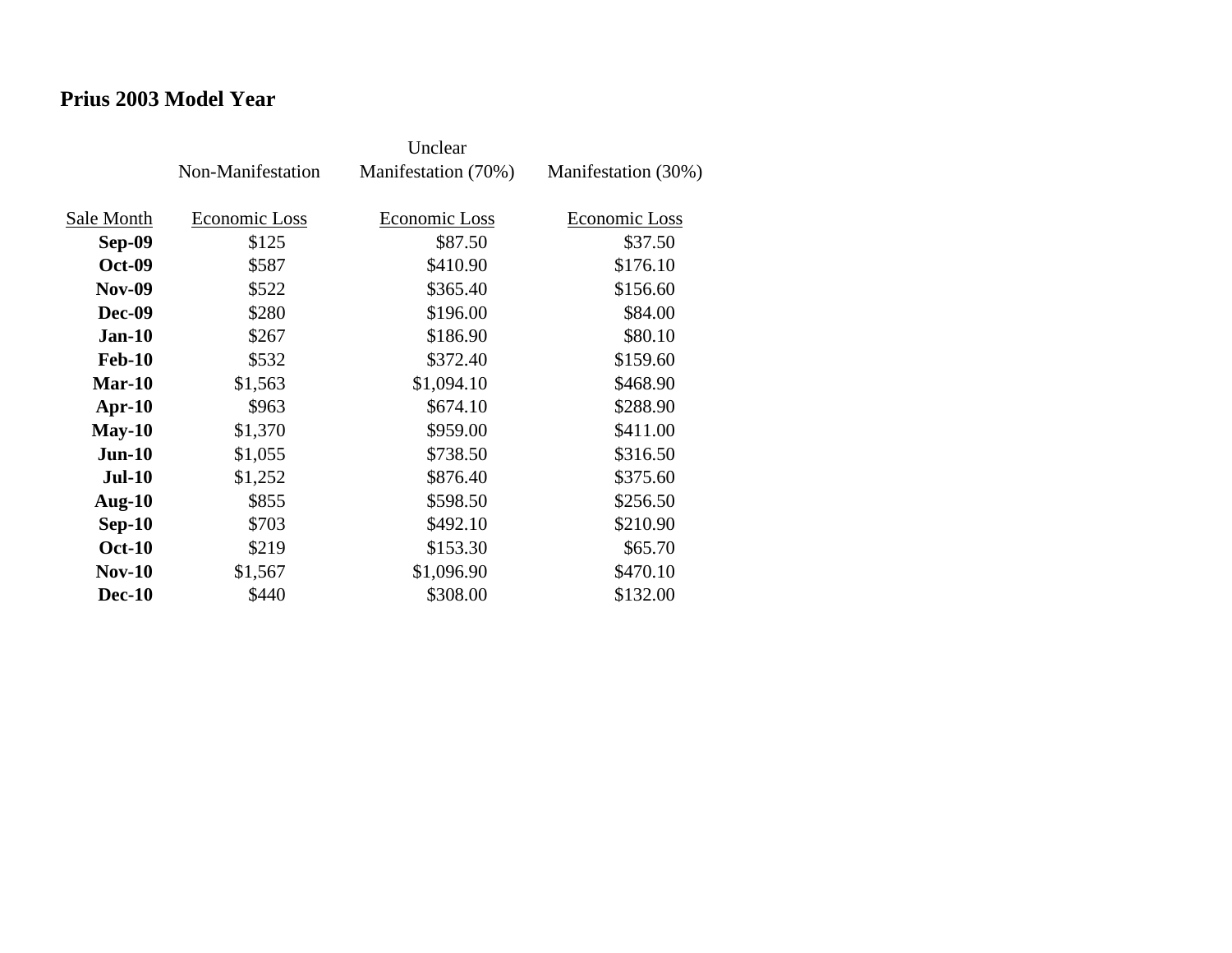## Prius 2003 Model Year

| Sale Month | Non-Manifestation Economic Loss | Unclear Manifestation (70%) Economic Loss | Manifestation (30%) Economic Loss |
|---|---|---|---|
| **Sep-09** | $125 | $87.50 | $37.50 |
| **Oct-09** | $587 | $410.90 | $176.10 |
| **Nov-09** | $522 | $365.40 | $156.60 |
| **Dec-09** | $280 | $196.00 | $84.00 |
| **Jan-10** | $267 | $186.90 | $80.10 |
| **Feb-10** | $532 | $372.40 | $159.60 |
| **Mar-10** | $1,563 | $1,094.10 | $468.90 |
| **Apr-10** | $963 | $674.10 | $288.90 |
| **May-10** | $1,370 | $959.00 | $411.00 |
| **Jun-10** | $1,055 | $738.50 | $316.50 |
| **Jul-10** | $1,252 | $876.40 | $375.60 |
| **Aug-10** | $855 | $598.50 | $256.50 |
| **Sep-10** | $703 | $492.10 | $210.90 |
| **Oct-10** | $219 | $153.30 | $65.70 |
| **Nov-10** | $1,567 | $1,096.90 | $470.10 |
| **Dec-10** | $440 | $308.00 | $132.00 |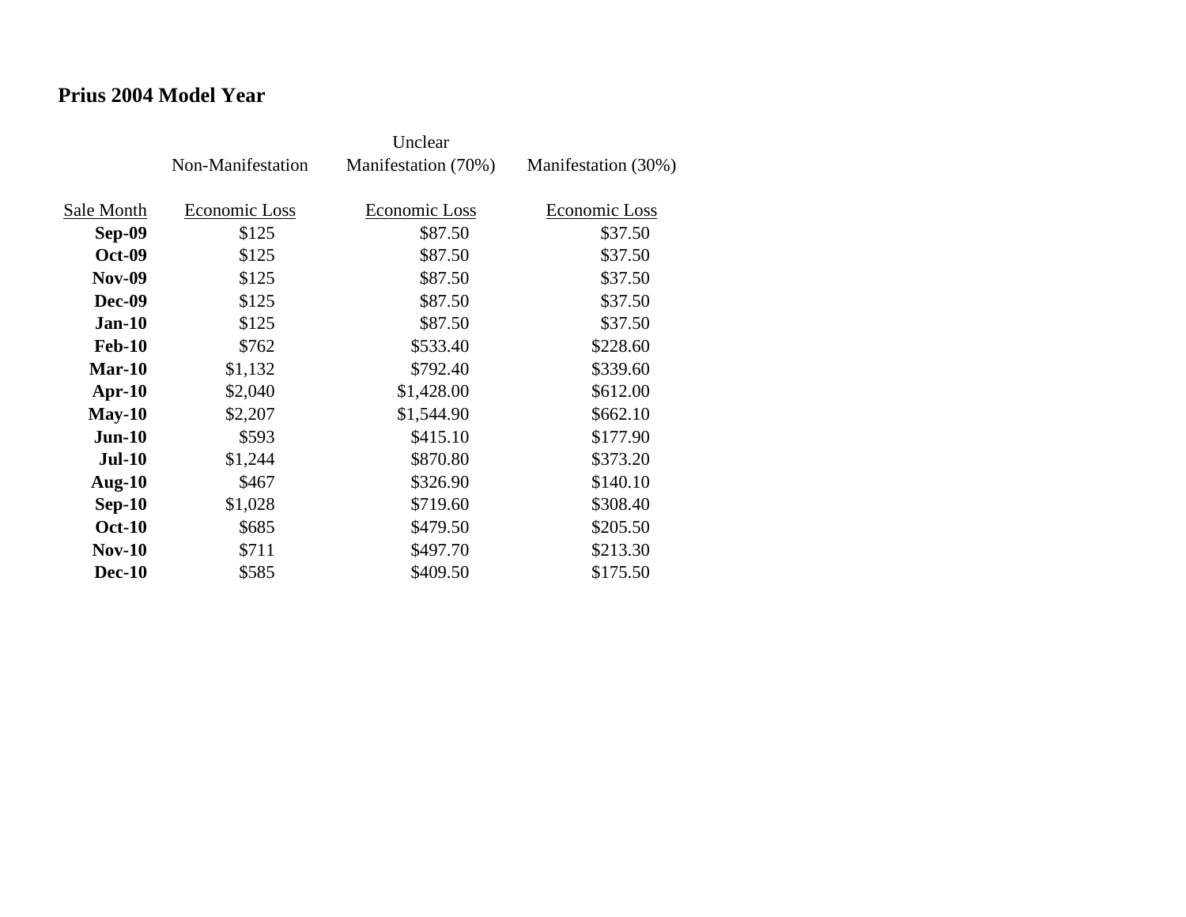## Prius 2004 Model Year

| | Non-Manifestation | Unclear Manifestation (70%) | Manifestation (30%) |
|---|---|---|---|
| Sale Month | Economic Loss | Economic Loss | Economic Loss |
| **Sep-09** | $125 | $87.50 | $37.50 |
| **Oct-09** | $125 | $87.50 | $37.50 |
| **Nov-09** | $125 | $87.50 | $37.50 |
| **Dec-09** | $125 | $87.50 | $37.50 |
| **Jan-10** | $125 | $87.50 | $37.50 |
| **Feb-10** | $762 | $533.40 | $228.60 |
| **Mar-10** | $1,132 | $792.40 | $339.60 |
| **Apr-10** | $2,040 | $1,428.00 | $612.00 |
| **May-10** | $2,207 | $1,544.90 | $662.10 |
| **Jun-10** | $593 | $415.10 | $177.90 |
| **Jul-10** | $1,244 | $870.80 | $373.20 |
| **Aug-10** | $467 | $326.90 | $140.10 |
| **Sep-10** | $1,028 | $719.60 | $308.40 |
| **Oct-10** | $685 | $479.50 | $205.50 |
| **Nov-10** | $711 | $497.70 | $213.30 |
| **Dec-10** | $585 | $409.50 | $175.50 |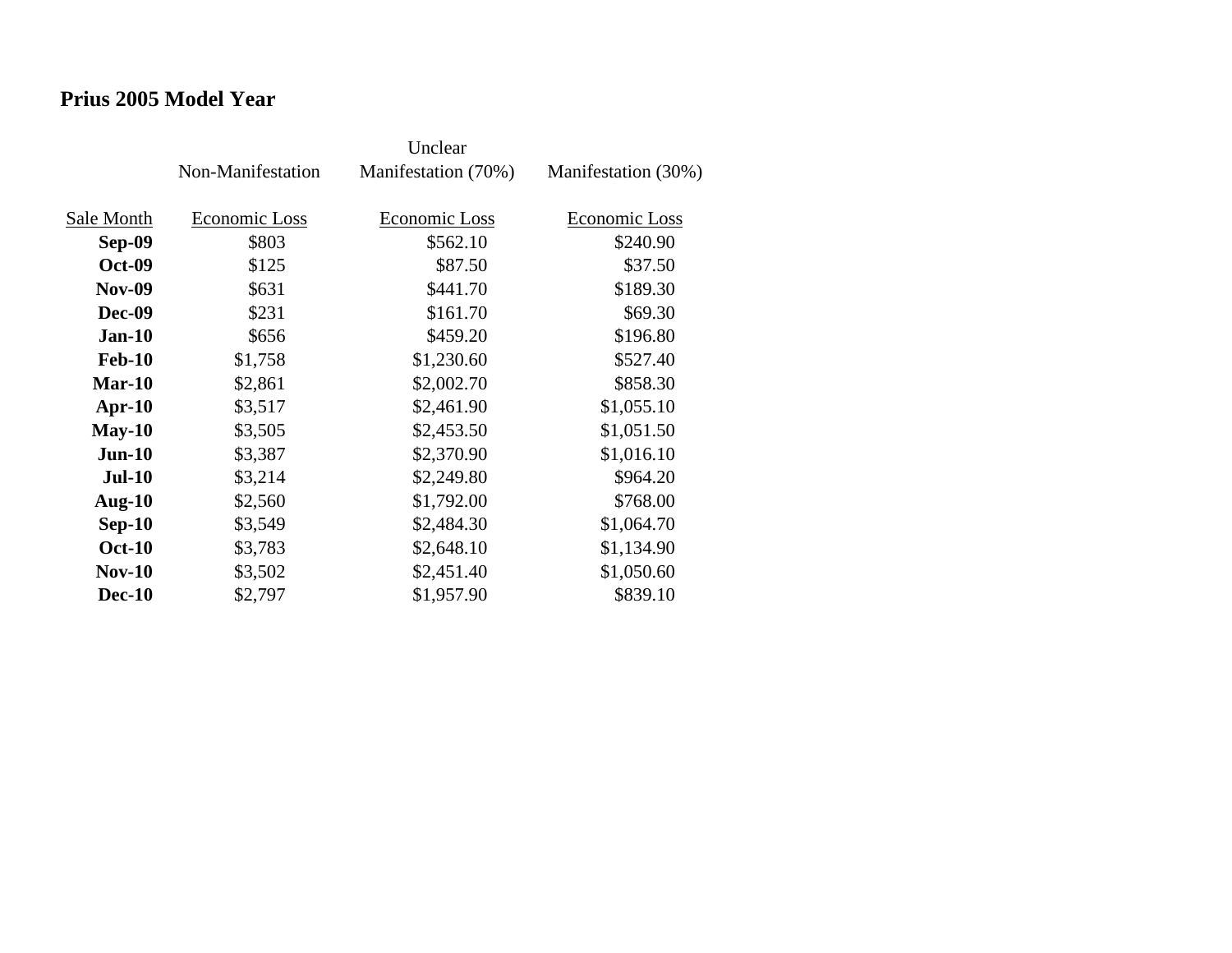## Prius 2005 Model Year

| Sale Month | Non-Manifestation Economic Loss | Unclear Manifestation (70%) Economic Loss | Manifestation (30%) Economic Loss |
|---|---|---|---|
| **Sep-09** | $803 | $562.10 | $240.90 |
| **Oct-09** | $125 | $87.50 | $37.50 |
| **Nov-09** | $631 | $441.70 | $189.30 |
| **Dec-09** | $231 | $161.70 | $69.30 |
| **Jan-10** | $656 | $459.20 | $196.80 |
| **Feb-10** | $1,758 | $1,230.60 | $527.40 |
| **Mar-10** | $2,861 | $2,002.70 | $858.30 |
| **Apr-10** | $3,517 | $2,461.90 | $1,055.10 |
| **May-10** | $3,505 | $2,453.50 | $1,051.50 |
| **Jun-10** | $3,387 | $2,370.90 | $1,016.10 |
| **Jul-10** | $3,214 | $2,249.80 | $964.20 |
| **Aug-10** | $2,560 | $1,792.00 | $768.00 |
| **Sep-10** | $3,549 | $2,484.30 | $1,064.70 |
| **Oct-10** | $3,783 | $2,648.10 | $1,134.90 |
| **Nov-10** | $3,502 | $2,451.40 | $1,050.60 |
| **Dec-10** | $2,797 | $1,957.90 | $839.10 |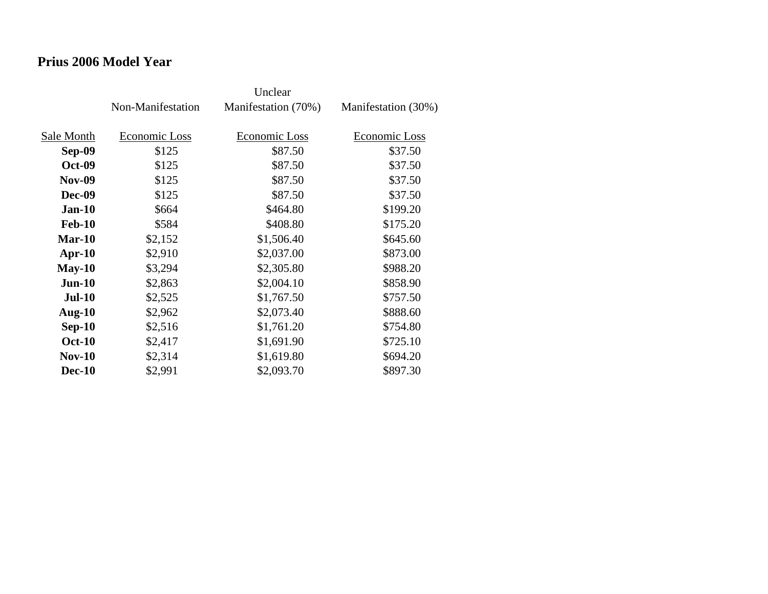# Prius 2006 Model Year

| | Non-Manifestation | Unclear Manifestation (70%) | Manifestation (30%) |
|---|---|---|---|
| Sale Month | Economic Loss | Economic Loss | Economic Loss |
| **Sep-09** | $125 | $87.50 | $37.50 |
| **Oct-09** | $125 | $87.50 | $37.50 |
| **Nov-09** | $125 | $87.50 | $37.50 |
| **Dec-09** | $125 | $87.50 | $37.50 |
| **Jan-10** | $664 | $464.80 | $199.20 |
| **Feb-10** | $584 | $408.80 | $175.20 |
| **Mar-10** | $2,152 | $1,506.40 | $645.60 |
| **Apr-10** | $2,910 | $2,037.00 | $873.00 |
| **May-10** | $3,294 | $2,305.80 | $988.20 |
| **Jun-10** | $2,863 | $2,004.10 | $858.90 |
| **Jul-10** | $2,525 | $1,767.50 | $757.50 |
| **Aug-10** | $2,962 | $2,073.40 | $888.60 |
| **Sep-10** | $2,516 | $1,761.20 | $754.80 |
| **Oct-10** | $2,417 | $1,691.90 | $725.10 |
| **Nov-10** | $2,314 | $1,619.80 | $694.20 |
| **Dec-10** | $2,991 | $2,093.70 | $897.30 |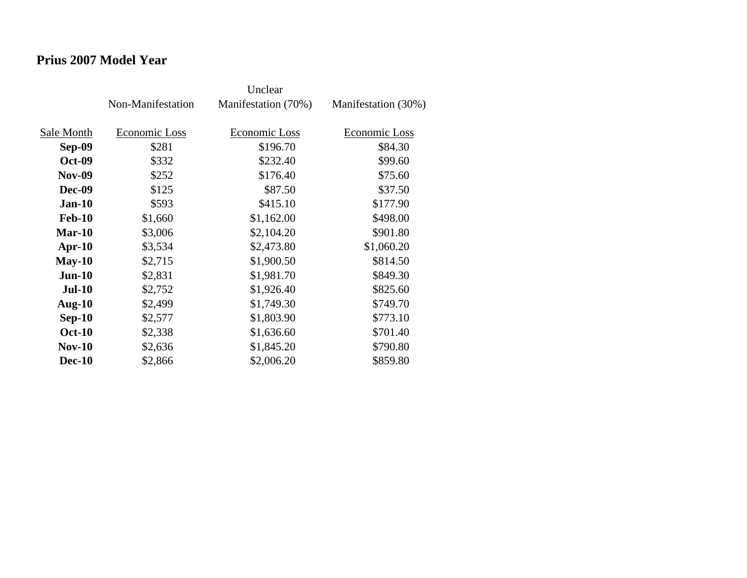### Prius 2007 Model Year

| Sale Month | Non-Manifestation Economic Loss | Unclear Manifestation (70%) Economic Loss | Manifestation (30%) Economic Loss |
|---|---|---|---|
| **Sep-09** | $281 | $196.70 | $84.30 |
| **Oct-09** | $332 | $232.40 | $99.60 |
| **Nov-09** | $252 | $176.40 | $75.60 |
| **Dec-09** | $125 | $87.50 | $37.50 |
| **Jan-10** | $593 | $415.10 | $177.90 |
| **Feb-10** | $1,660 | $1,162.00 | $498.00 |
| **Mar-10** | $3,006 | $2,104.20 | $901.80 |
| **Apr-10** | $3,534 | $2,473.80 | $1,060.20 |
| **May-10** | $2,715 | $1,900.50 | $814.50 |
| **Jun-10** | $2,831 | $1,981.70 | $849.30 |
| **Jul-10** | $2,752 | $1,926.40 | $825.60 |
| **Aug-10** | $2,499 | $1,749.30 | $749.70 |
| **Sep-10** | $2,577 | $1,803.90 | $773.10 |
| **Oct-10** | $2,338 | $1,636.60 | $701.40 |
| **Nov-10** | $2,636 | $1,845.20 | $790.80 |
| **Dec-10** | $2,866 | $2,006.20 | $859.80 |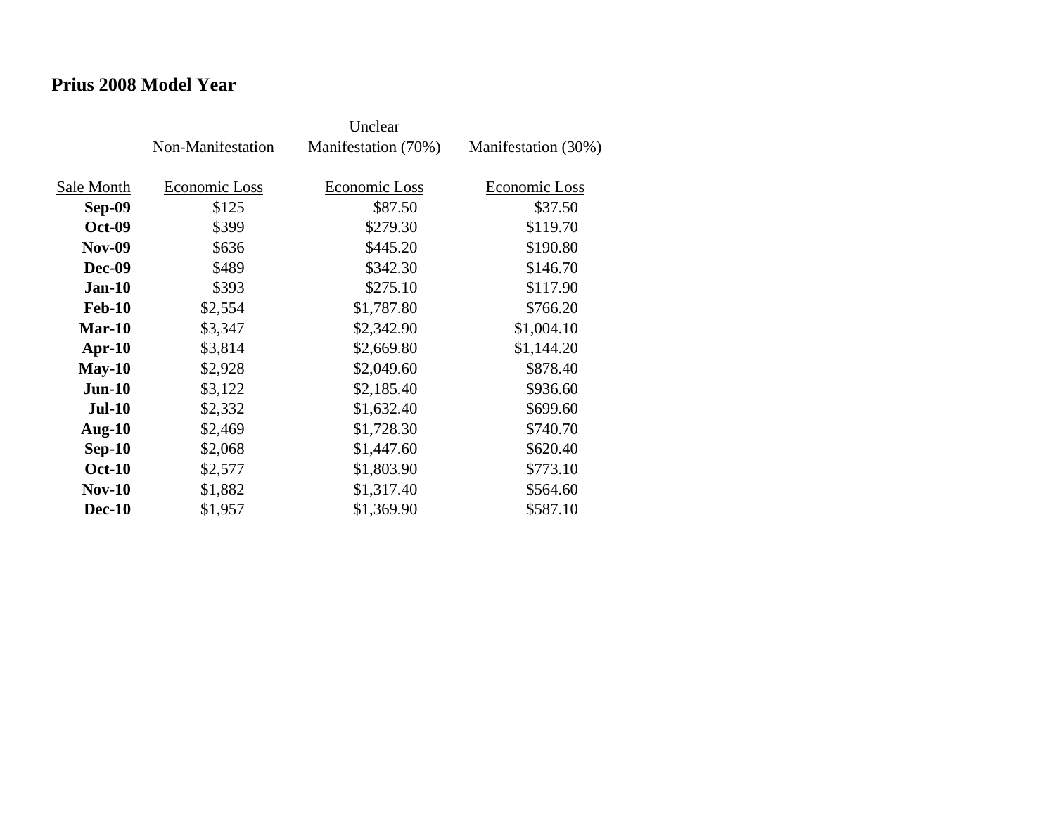## Prius 2008 Model Year

| Sale Month | Non-Manifestation Economic Loss | Unclear Manifestation (70%) Economic Loss | Manifestation (30%) Economic Loss |
|---|---|---|---|
| **Sep-09** | $125 | $87.50 | $37.50 |
| **Oct-09** | $399 | $279.30 | $119.70 |
| **Nov-09** | $636 | $445.20 | $190.80 |
| **Dec-09** | $489 | $342.30 | $146.70 |
| **Jan-10** | $393 | $275.10 | $117.90 |
| **Feb-10** | $2,554 | $1,787.80 | $766.20 |
| **Mar-10** | $3,347 | $2,342.90 | $1,004.10 |
| **Apr-10** | $3,814 | $2,669.80 | $1,144.20 |
| **May-10** | $2,928 | $2,049.60 | $878.40 |
| **Jun-10** | $3,122 | $2,185.40 | $936.60 |
| **Jul-10** | $2,332 | $1,632.40 | $699.60 |
| **Aug-10** | $2,469 | $1,728.30 | $740.70 |
| **Sep-10** | $2,068 | $1,447.60 | $620.40 |
| **Oct-10** | $2,577 | $1,803.90 | $773.10 |
| **Nov-10** | $1,882 | $1,317.40 | $564.60 |
| **Dec-10** | $1,957 | $1,369.90 | $587.10 |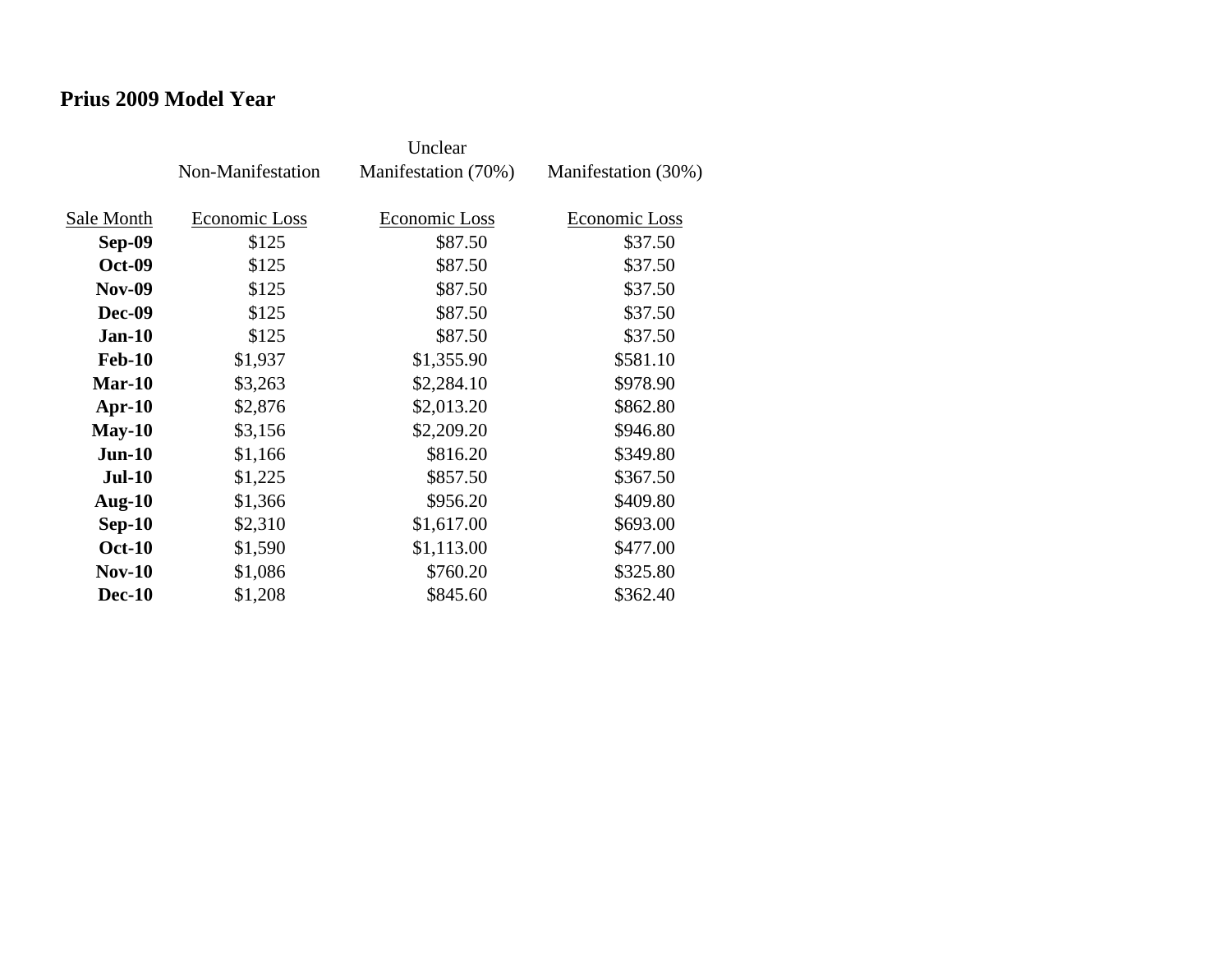## Prius 2009 Model Year

| | Non-Manifestation | Unclear Manifestation (70%) | Manifestation (30%) |
|---|---|---|---|
| Sale Month | Economic Loss | Economic Loss | Economic Loss |
| **Sep-09** | $125 | $87.50 | $37.50 |
| **Oct-09** | $125 | $87.50 | $37.50 |
| **Nov-09** | $125 | $87.50 | $37.50 |
| **Dec-09** | $125 | $87.50 | $37.50 |
| **Jan-10** | $125 | $87.50 | $37.50 |
| **Feb-10** | $1,937 | $1,355.90 | $581.10 |
| **Mar-10** | $3,263 | $2,284.10 | $978.90 |
| **Apr-10** | $2,876 | $2,013.20 | $862.80 |
| **May-10** | $3,156 | $2,209.20 | $946.80 |
| **Jun-10** | $1,166 | $816.20 | $349.80 |
| **Jul-10** | $1,225 | $857.50 | $367.50 |
| **Aug-10** | $1,366 | $956.20 | $409.80 |
| **Sep-10** | $2,310 | $1,617.00 | $693.00 |
| **Oct-10** | $1,590 | $1,113.00 | $477.00 |
| **Nov-10** | $1,086 | $760.20 | $325.80 |
| **Dec-10** | $1,208 | $845.60 | $362.40 |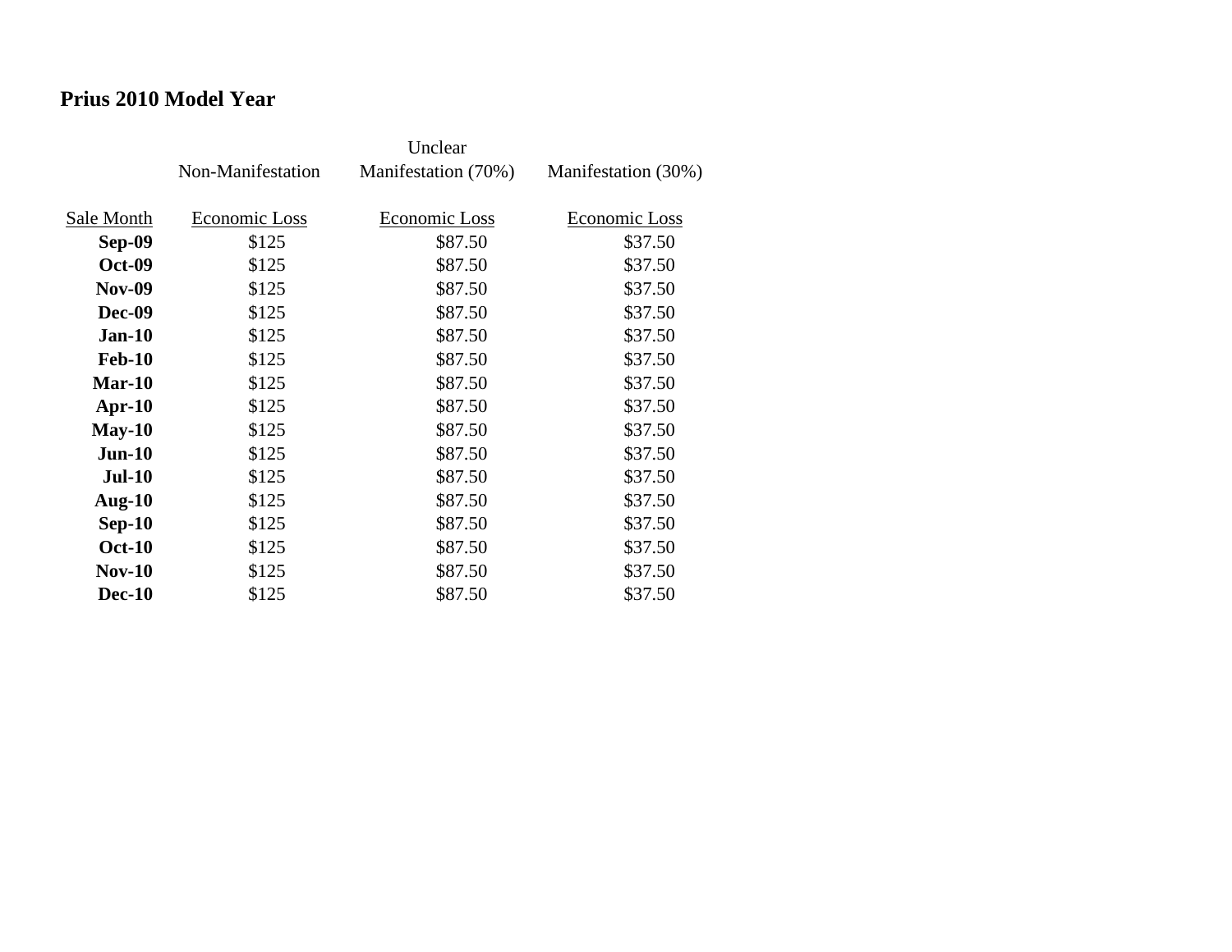## Prius 2010 Model Year

| Sale Month | Non-Manifestation<br>Economic Loss | Unclear Manifestation (70%)<br>Economic Loss | Manifestation (30%)<br>Economic Loss |
|---|---|---|---|
| **Sep-09** | $125 | $87.50 | $37.50 |
| **Oct-09** | $125 | $87.50 | $37.50 |
| **Nov-09** | $125 | $87.50 | $37.50 |
| **Dec-09** | $125 | $87.50 | $37.50 |
| **Jan-10** | $125 | $87.50 | $37.50 |
| **Feb-10** | $125 | $87.50 | $37.50 |
| **Mar-10** | $125 | $87.50 | $37.50 |
| **Apr-10** | $125 | $87.50 | $37.50 |
| **May-10** | $125 | $87.50 | $37.50 |
| **Jun-10** | $125 | $87.50 | $37.50 |
| **Jul-10** | $125 | $87.50 | $37.50 |
| **Aug-10** | $125 | $87.50 | $37.50 |
| **Sep-10** | $125 | $87.50 | $37.50 |
| **Oct-10** | $125 | $87.50 | $37.50 |
| **Nov-10** | $125 | $87.50 | $37.50 |
| **Dec-10** | $125 | $87.50 | $37.50 |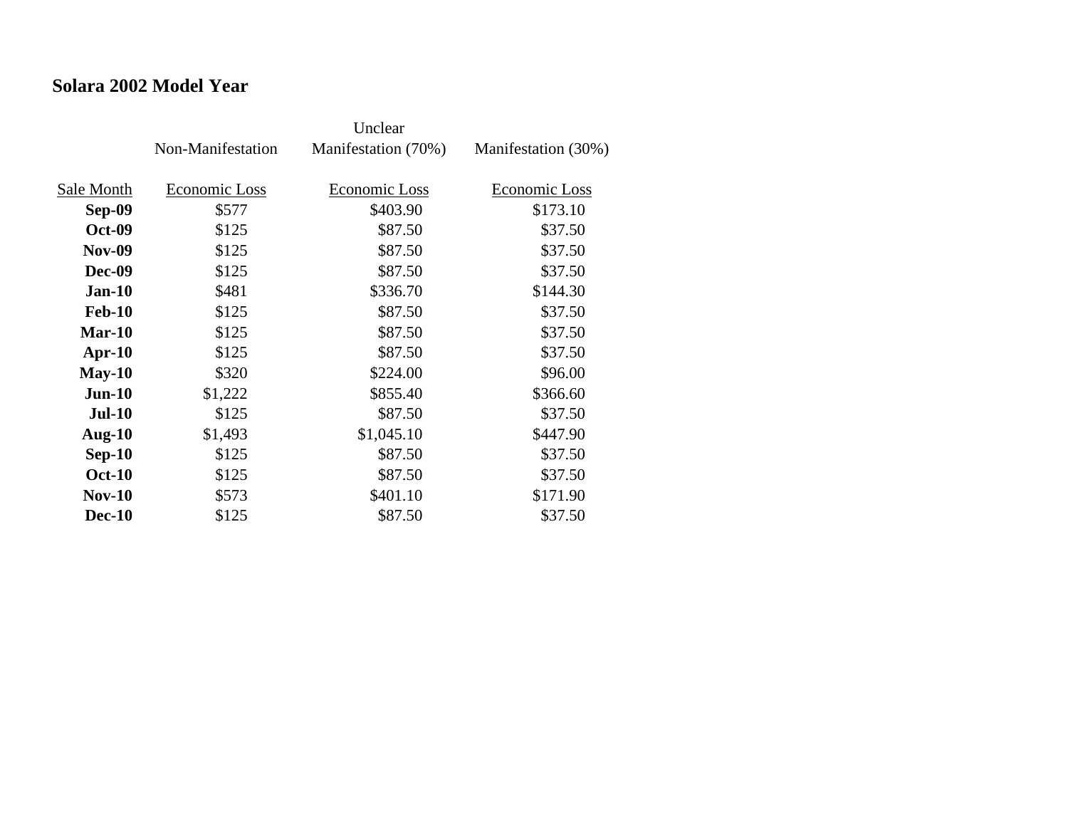**Solara 2002 Model Year**

| Sale Month | Non-Manifestation Economic Loss | Unclear Manifestation (70%) Economic Loss | Manifestation (30%) Economic Loss |
|---|---|---|---|
| **Sep-09** | $577 | $403.90 | $173.10 |
| **Oct-09** | $125 | $87.50 | $37.50 |
| **Nov-09** | $125 | $87.50 | $37.50 |
| **Dec-09** | $125 | $87.50 | $37.50 |
| **Jan-10** | $481 | $336.70 | $144.30 |
| **Feb-10** | $125 | $87.50 | $37.50 |
| **Mar-10** | $125 | $87.50 | $37.50 |
| **Apr-10** | $125 | $87.50 | $37.50 |
| **May-10** | $320 | $224.00 | $96.00 |
| **Jun-10** | $1,222 | $855.40 | $366.60 |
| **Jul-10** | $125 | $87.50 | $37.50 |
| **Aug-10** | $1,493 | $1,045.10 | $447.90 |
| **Sep-10** | $125 | $87.50 | $37.50 |
| **Oct-10** | $125 | $87.50 | $37.50 |
| **Nov-10** | $573 | $401.10 | $171.90 |
| **Dec-10** | $125 | $87.50 | $37.50 |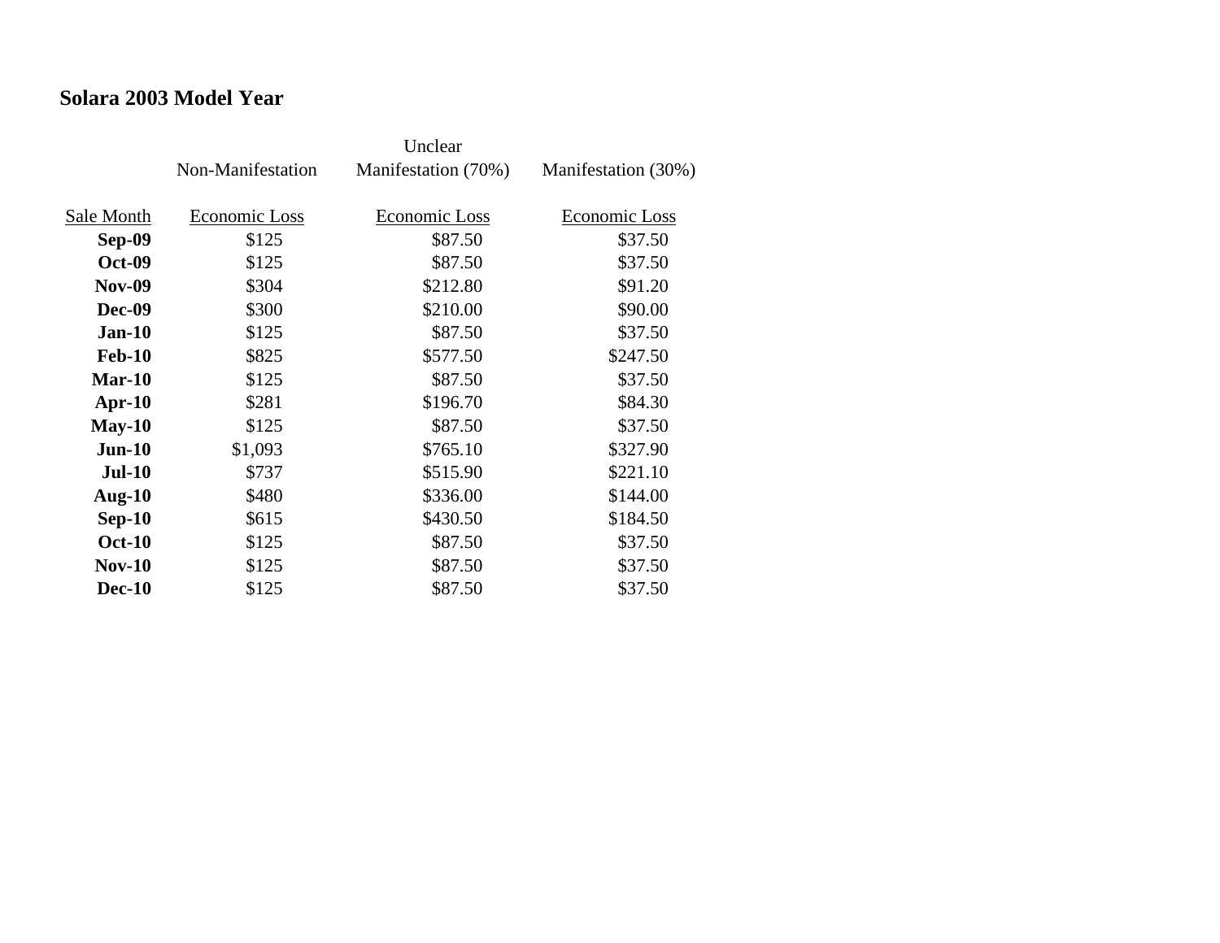**Solara 2003 Model Year**

| Sale Month | Non-Manifestation<br>Economic Loss | Unclear Manifestation (70%)<br>Economic Loss | Manifestation (30%)<br>Economic Loss |
|---|---|---|---|
| **Sep-09** | $125 | $87.50 | $37.50 |
| **Oct-09** | $125 | $87.50 | $37.50 |
| **Nov-09** | $304 | $212.80 | $91.20 |
| **Dec-09** | $300 | $210.00 | $90.00 |
| **Jan-10** | $125 | $87.50 | $37.50 |
| **Feb-10** | $825 | $577.50 | $247.50 |
| **Mar-10** | $125 | $87.50 | $37.50 |
| **Apr-10** | $281 | $196.70 | $84.30 |
| **May-10** | $125 | $87.50 | $37.50 |
| **Jun-10** | $1,093 | $765.10 | $327.90 |
| **Jul-10** | $737 | $515.90 | $221.10 |
| **Aug-10** | $480 | $336.00 | $144.00 |
| **Sep-10** | $615 | $430.50 | $184.50 |
| **Oct-10** | $125 | $87.50 | $37.50 |
| **Nov-10** | $125 | $87.50 | $37.50 |
| **Dec-10** | $125 | $87.50 | $37.50 |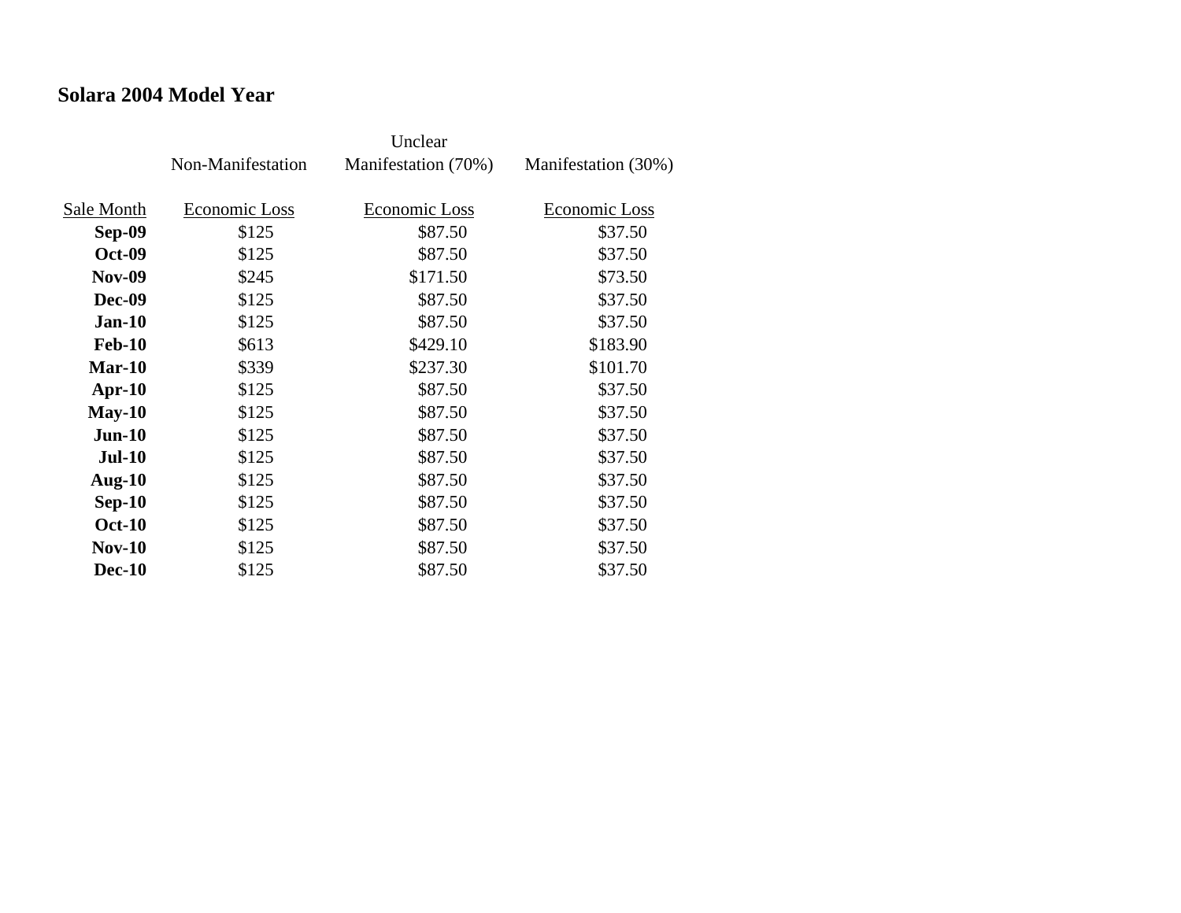**Solara 2004 Model Year**

| | Non-Manifestation | Unclear Manifestation (70%) | Manifestation (30%) |
|---|---|---|---|
| Sale Month | Economic Loss | Economic Loss | Economic Loss |
| **Sep-09** | $125 | $87.50 | $37.50 |
| **Oct-09** | $125 | $87.50 | $37.50 |
| **Nov-09** | $245 | $171.50 | $73.50 |
| **Dec-09** | $125 | $87.50 | $37.50 |
| **Jan-10** | $125 | $87.50 | $37.50 |
| **Feb-10** | $613 | $429.10 | $183.90 |
| **Mar-10** | $339 | $237.30 | $101.70 |
| **Apr-10** | $125 | $87.50 | $37.50 |
| **May-10** | $125 | $87.50 | $37.50 |
| **Jun-10** | $125 | $87.50 | $37.50 |
| **Jul-10** | $125 | $87.50 | $37.50 |
| **Aug-10** | $125 | $87.50 | $37.50 |
| **Sep-10** | $125 | $87.50 | $37.50 |
| **Oct-10** | $125 | $87.50 | $37.50 |
| **Nov-10** | $125 | $87.50 | $37.50 |
| **Dec-10** | $125 | $87.50 | $37.50 |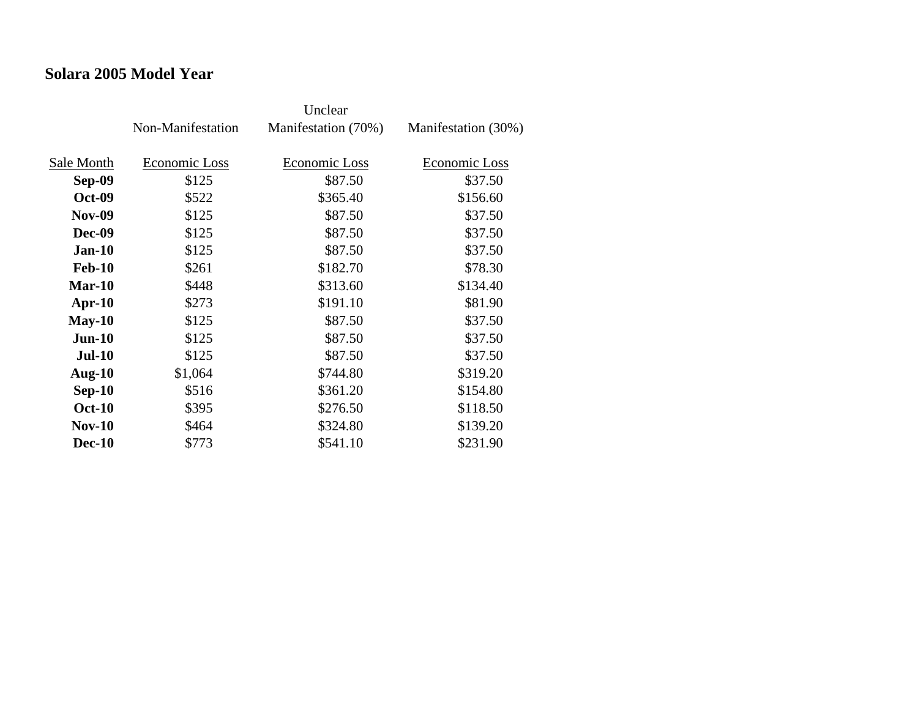**Solara 2005 Model Year**

| Sale Month | Non-Manifestation<br>Economic Loss | Unclear Manifestation (70%)<br>Economic Loss | Manifestation (30%)<br>Economic Loss |
|---|---|---|---|
| **Sep-09** | $125 | $87.50 | $37.50 |
| **Oct-09** | $522 | $365.40 | $156.60 |
| **Nov-09** | $125 | $87.50 | $37.50 |
| **Dec-09** | $125 | $87.50 | $37.50 |
| **Jan-10** | $125 | $87.50 | $37.50 |
| **Feb-10** | $261 | $182.70 | $78.30 |
| **Mar-10** | $448 | $313.60 | $134.40 |
| **Apr-10** | $273 | $191.10 | $81.90 |
| **May-10** | $125 | $87.50 | $37.50 |
| **Jun-10** | $125 | $87.50 | $37.50 |
| **Jul-10** | $125 | $87.50 | $37.50 |
| **Aug-10** | $1,064 | $744.80 | $319.20 |
| **Sep-10** | $516 | $361.20 | $154.80 |
| **Oct-10** | $395 | $276.50 | $118.50 |
| **Nov-10** | $464 | $324.80 | $139.20 |
| **Dec-10** | $773 | $541.10 | $231.90 |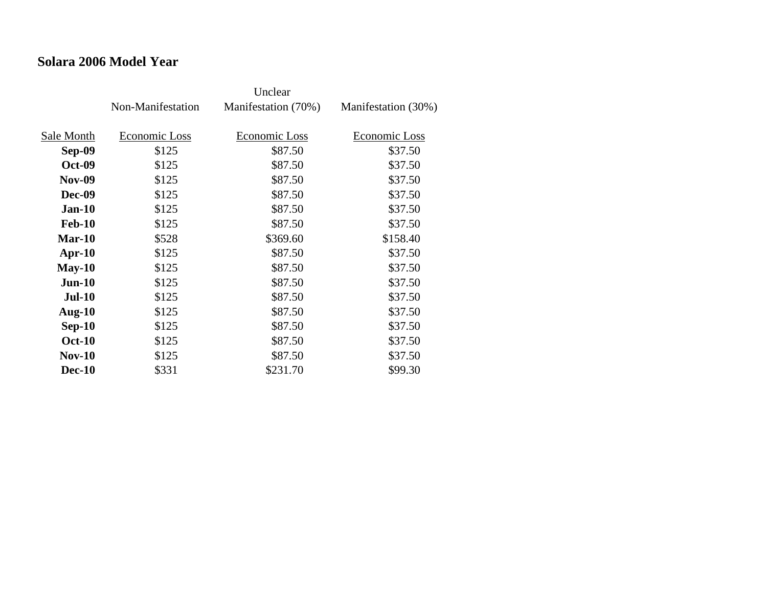## Solara 2006 Model Year

| | Non-Manifestation | Unclear Manifestation (70%) | Manifestation (30%) |
|---|---|---|---|
| Sale Month | Economic Loss | Economic Loss | Economic Loss |
| **Sep-09** | $125 | $87.50 | $37.50 |
| **Oct-09** | $125 | $87.50 | $37.50 |
| **Nov-09** | $125 | $87.50 | $37.50 |
| **Dec-09** | $125 | $87.50 | $37.50 |
| **Jan-10** | $125 | $87.50 | $37.50 |
| **Feb-10** | $125 | $87.50 | $37.50 |
| **Mar-10** | $528 | $369.60 | $158.40 |
| **Apr-10** | $125 | $87.50 | $37.50 |
| **May-10** | $125 | $87.50 | $37.50 |
| **Jun-10** | $125 | $87.50 | $37.50 |
| **Jul-10** | $125 | $87.50 | $37.50 |
| **Aug-10** | $125 | $87.50 | $37.50 |
| **Sep-10** | $125 | $87.50 | $37.50 |
| **Oct-10** | $125 | $87.50 | $37.50 |
| **Nov-10** | $125 | $87.50 | $37.50 |
| **Dec-10** | $331 | $231.70 | $99.30 |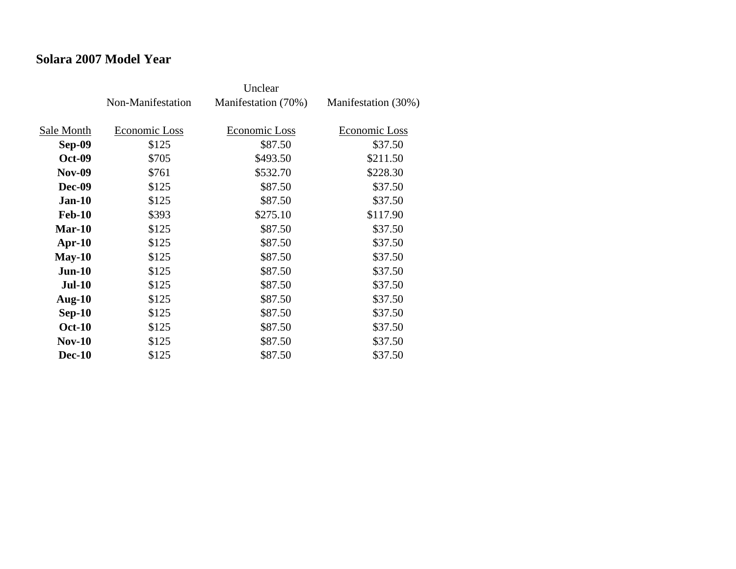## Solara 2007 Model Year

| | Non-Manifestation | Unclear Manifestation (70%) | Manifestation (30%) |
|---|---|---|---|
| Sale Month | Economic Loss | Economic Loss | Economic Loss |
| **Sep-09** | $125 | $87.50 | $37.50 |
| **Oct-09** | $705 | $493.50 | $211.50 |
| **Nov-09** | $761 | $532.70 | $228.30 |
| **Dec-09** | $125 | $87.50 | $37.50 |
| **Jan-10** | $125 | $87.50 | $37.50 |
| **Feb-10** | $393 | $275.10 | $117.90 |
| **Mar-10** | $125 | $87.50 | $37.50 |
| **Apr-10** | $125 | $87.50 | $37.50 |
| **May-10** | $125 | $87.50 | $37.50 |
| **Jun-10** | $125 | $87.50 | $37.50 |
| **Jul-10** | $125 | $87.50 | $37.50 |
| **Aug-10** | $125 | $87.50 | $37.50 |
| **Sep-10** | $125 | $87.50 | $37.50 |
| **Oct-10** | $125 | $87.50 | $37.50 |
| **Nov-10** | $125 | $87.50 | $37.50 |
| **Dec-10** | $125 | $87.50 | $37.50 |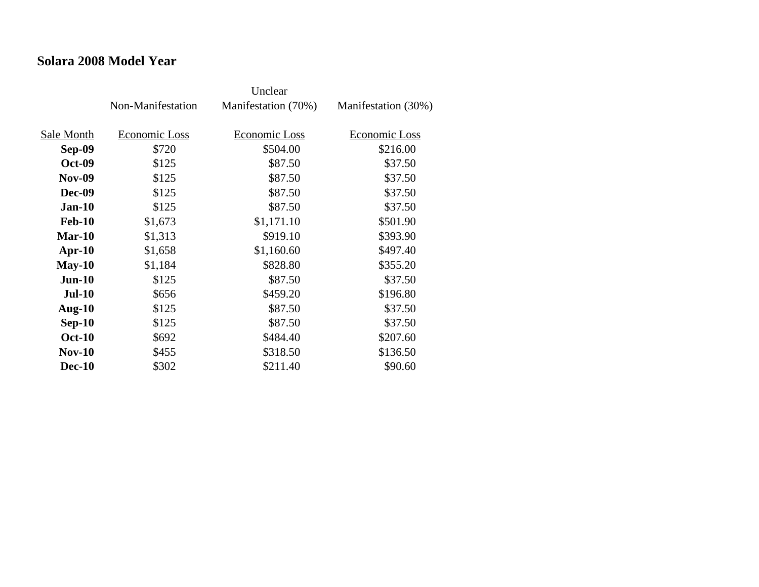## Solara 2008 Model Year

| Sale Month | Non-Manifestation Economic Loss | Unclear Manifestation (70%) Economic Loss | Manifestation (30%) Economic Loss |
|---|---|---|---|
| **Sep-09** | $720 | $504.00 | $216.00 |
| **Oct-09** | $125 | $87.50 | $37.50 |
| **Nov-09** | $125 | $87.50 | $37.50 |
| **Dec-09** | $125 | $87.50 | $37.50 |
| **Jan-10** | $125 | $87.50 | $37.50 |
| **Feb-10** | $1,673 | $1,171.10 | $501.90 |
| **Mar-10** | $1,313 | $919.10 | $393.90 |
| **Apr-10** | $1,658 | $1,160.60 | $497.40 |
| **May-10** | $1,184 | $828.80 | $355.20 |
| **Jun-10** | $125 | $87.50 | $37.50 |
| **Jul-10** | $656 | $459.20 | $196.80 |
| **Aug-10** | $125 | $87.50 | $37.50 |
| **Sep-10** | $125 | $87.50 | $37.50 |
| **Oct-10** | $692 | $484.40 | $207.60 |
| **Nov-10** | $455 | $318.50 | $136.50 |
| **Dec-10** | $302 | $211.40 | $90.60 |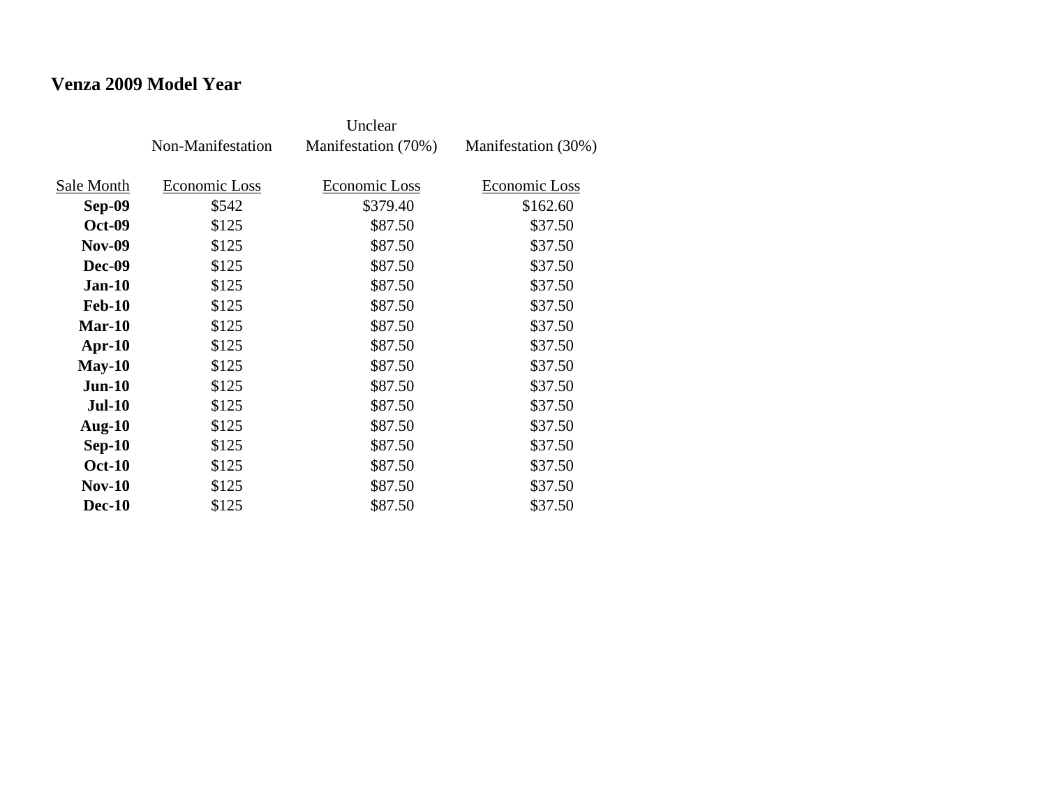## Venza 2009 Model Year

| | Non-Manifestation | Unclear Manifestation (70%) | Manifestation (30%) |
|---|---|---|---|
| Sale Month | Economic Loss | Economic Loss | Economic Loss |
| **Sep-09** | $542 | $379.40 | $162.60 |
| **Oct-09** | $125 | $87.50 | $37.50 |
| **Nov-09** | $125 | $87.50 | $37.50 |
| **Dec-09** | $125 | $87.50 | $37.50 |
| **Jan-10** | $125 | $87.50 | $37.50 |
| **Feb-10** | $125 | $87.50 | $37.50 |
| **Mar-10** | $125 | $87.50 | $37.50 |
| **Apr-10** | $125 | $87.50 | $37.50 |
| **May-10** | $125 | $87.50 | $37.50 |
| **Jun-10** | $125 | $87.50 | $37.50 |
| **Jul-10** | $125 | $87.50 | $37.50 |
| **Aug-10** | $125 | $87.50 | $37.50 |
| **Sep-10** | $125 | $87.50 | $37.50 |
| **Oct-10** | $125 | $87.50 | $37.50 |
| **Nov-10** | $125 | $87.50 | $37.50 |
| **Dec-10** | $125 | $87.50 | $37.50 |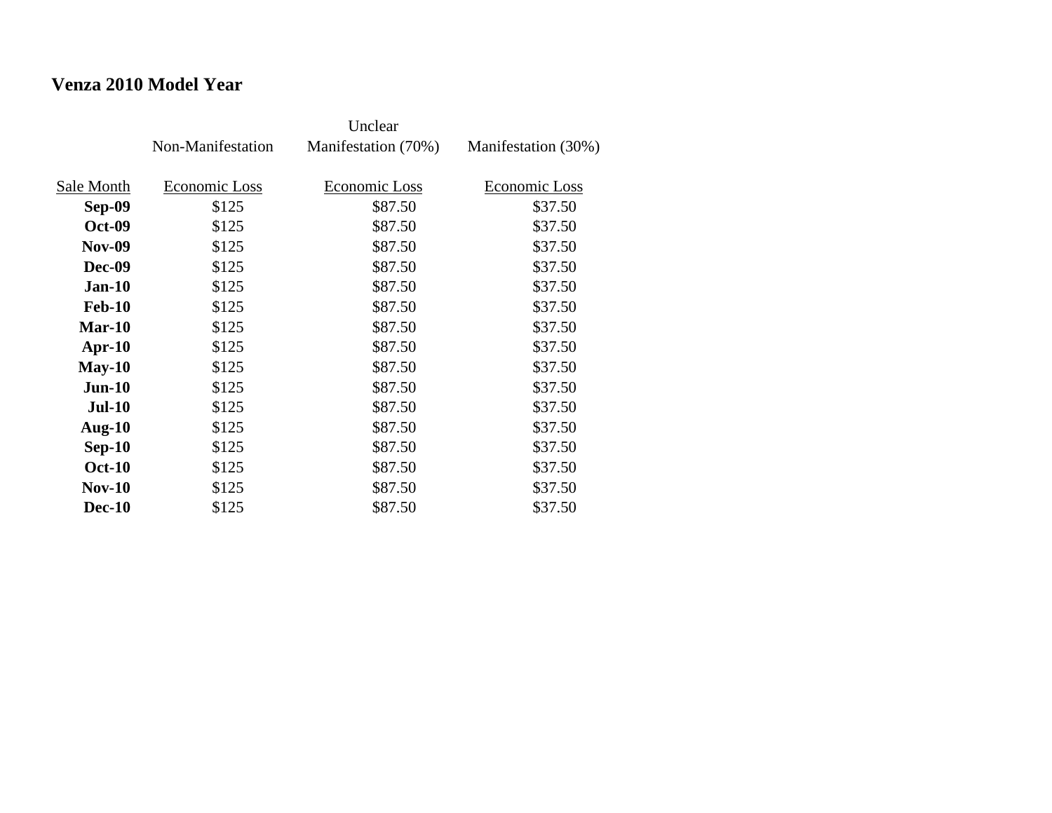# Venza 2010 Model Year

| | Non-Manifestation | Unclear Manifestation (70%) | Manifestation (30%) |
|---|---|---|---|
| Sale Month | Economic Loss | Economic Loss | Economic Loss |
| **Sep-09** | $125 | $87.50 | $37.50 |
| **Oct-09** | $125 | $87.50 | $37.50 |
| **Nov-09** | $125 | $87.50 | $37.50 |
| **Dec-09** | $125 | $87.50 | $37.50 |
| **Jan-10** | $125 | $87.50 | $37.50 |
| **Feb-10** | $125 | $87.50 | $37.50 |
| **Mar-10** | $125 | $87.50 | $37.50 |
| **Apr-10** | $125 | $87.50 | $37.50 |
| **May-10** | $125 | $87.50 | $37.50 |
| **Jun-10** | $125 | $87.50 | $37.50 |
| **Jul-10** | $125 | $87.50 | $37.50 |
| **Aug-10** | $125 | $87.50 | $37.50 |
| **Sep-10** | $125 | $87.50 | $37.50 |
| **Oct-10** | $125 | $87.50 | $37.50 |
| **Nov-10** | $125 | $87.50 | $37.50 |
| **Dec-10** | $125 | $87.50 | $37.50 |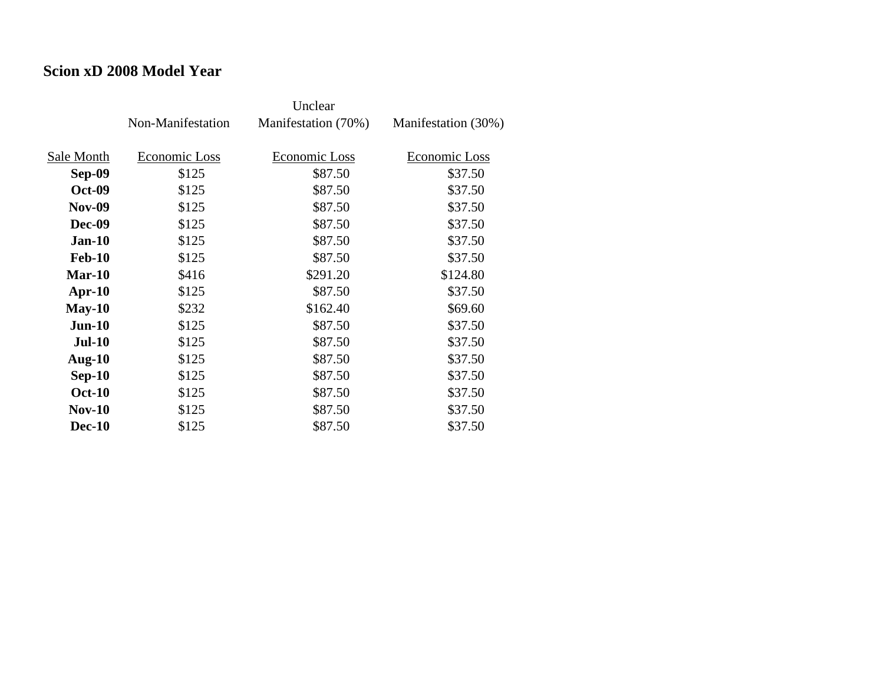# Scion xD 2008 Model Year

| Sale Month | Non-Manifestation Economic Loss | Unclear Manifestation (70%) Economic Loss | Manifestation (30%) Economic Loss |
|---|---|---|---|
| **Sep-09** | $125 | $87.50 | $37.50 |
| **Oct-09** | $125 | $87.50 | $37.50 |
| **Nov-09** | $125 | $87.50 | $37.50 |
| **Dec-09** | $125 | $87.50 | $37.50 |
| **Jan-10** | $125 | $87.50 | $37.50 |
| **Feb-10** | $125 | $87.50 | $37.50 |
| **Mar-10** | $416 | $291.20 | $124.80 |
| **Apr-10** | $125 | $87.50 | $37.50 |
| **May-10** | $232 | $162.40 | $69.60 |
| **Jun-10** | $125 | $87.50 | $37.50 |
| **Jul-10** | $125 | $87.50 | $37.50 |
| **Aug-10** | $125 | $87.50 | $37.50 |
| **Sep-10** | $125 | $87.50 | $37.50 |
| **Oct-10** | $125 | $87.50 | $37.50 |
| **Nov-10** | $125 | $87.50 | $37.50 |
| **Dec-10** | $125 | $87.50 | $37.50 |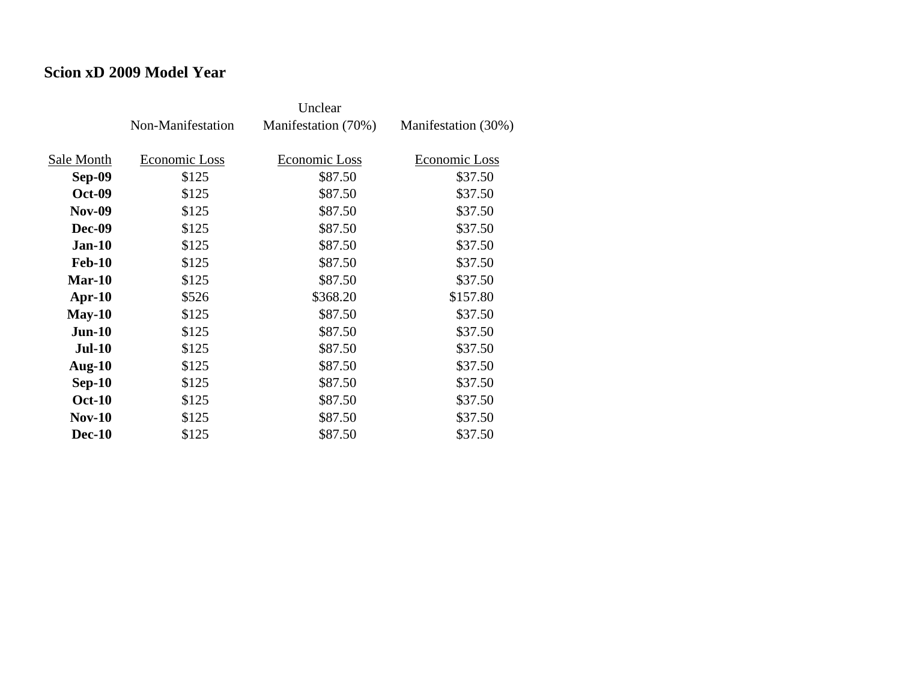## Scion xD 2009 Model Year

| | Non-Manifestation | Unclear Manifestation (70%) | Manifestation (30%) |
|---|---|---|---|
| Sale Month | Economic Loss | Economic Loss | Economic Loss |
| **Sep-09** | $125 | $87.50 | $37.50 |
| **Oct-09** | $125 | $87.50 | $37.50 |
| **Nov-09** | $125 | $87.50 | $37.50 |
| **Dec-09** | $125 | $87.50 | $37.50 |
| **Jan-10** | $125 | $87.50 | $37.50 |
| **Feb-10** | $125 | $87.50 | $37.50 |
| **Mar-10** | $125 | $87.50 | $37.50 |
| **Apr-10** | $526 | $368.20 | $157.80 |
| **May-10** | $125 | $87.50 | $37.50 |
| **Jun-10** | $125 | $87.50 | $37.50 |
| **Jul-10** | $125 | $87.50 | $37.50 |
| **Aug-10** | $125 | $87.50 | $37.50 |
| **Sep-10** | $125 | $87.50 | $37.50 |
| **Oct-10** | $125 | $87.50 | $37.50 |
| **Nov-10** | $125 | $87.50 | $37.50 |
| **Dec-10** | $125 | $87.50 | $37.50 |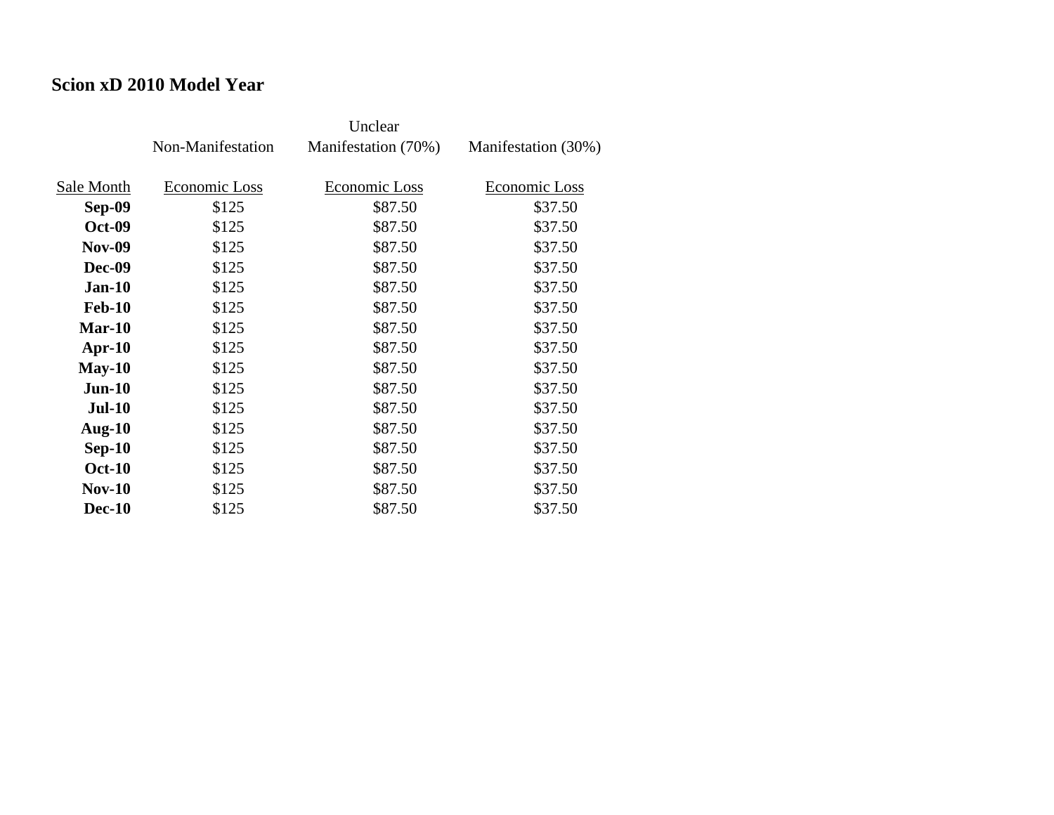**Scion xD 2010 Model Year**

| | Non-Manifestation | Unclear Manifestation (70%) | Manifestation (30%) |
|---|---|---|---|
| Sale Month | Economic Loss | Economic Loss | Economic Loss |
| **Sep-09** | $125 | $87.50 | $37.50 |
| **Oct-09** | $125 | $87.50 | $37.50 |
| **Nov-09** | $125 | $87.50 | $37.50 |
| **Dec-09** | $125 | $87.50 | $37.50 |
| **Jan-10** | $125 | $87.50 | $37.50 |
| **Feb-10** | $125 | $87.50 | $37.50 |
| **Mar-10** | $125 | $87.50 | $37.50 |
| **Apr-10** | $125 | $87.50 | $37.50 |
| **May-10** | $125 | $87.50 | $37.50 |
| **Jun-10** | $125 | $87.50 | $37.50 |
| **Jul-10** | $125 | $87.50 | $37.50 |
| **Aug-10** | $125 | $87.50 | $37.50 |
| **Sep-10** | $125 | $87.50 | $37.50 |
| **Oct-10** | $125 | $87.50 | $37.50 |
| **Nov-10** | $125 | $87.50 | $37.50 |
| **Dec-10** | $125 | $87.50 | $37.50 |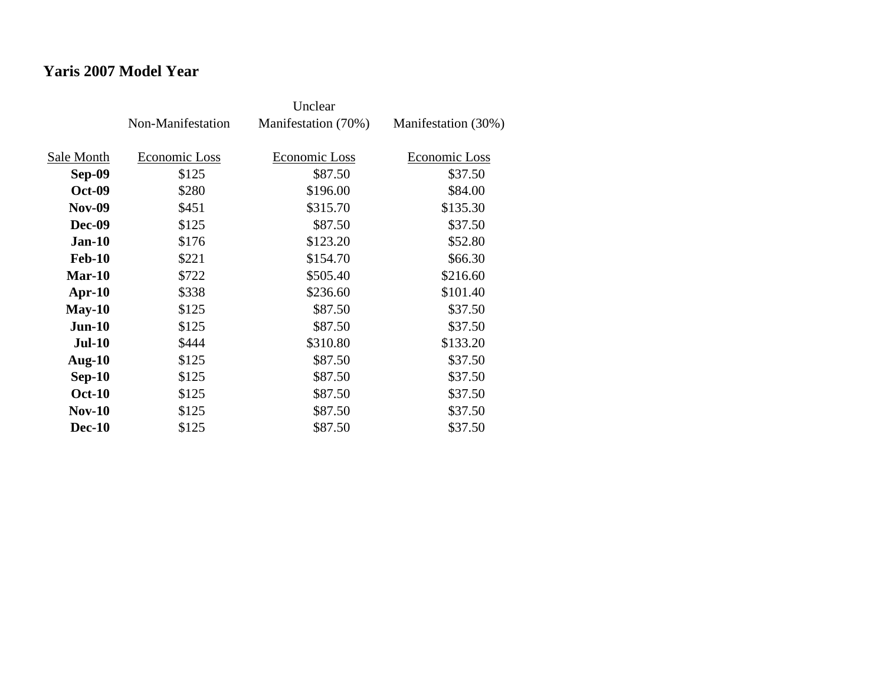## Yaris 2007 Model Year

| Sale Month | Non-Manifestation Economic Loss | Unclear Manifestation (70%) Economic Loss | Manifestation (30%) Economic Loss |
|---|---|---|---|
| **Sep-09** | $125 | $87.50 | $37.50 |
| **Oct-09** | $280 | $196.00 | $84.00 |
| **Nov-09** | $451 | $315.70 | $135.30 |
| **Dec-09** | $125 | $87.50 | $37.50 |
| **Jan-10** | $176 | $123.20 | $52.80 |
| **Feb-10** | $221 | $154.70 | $66.30 |
| **Mar-10** | $722 | $505.40 | $216.60 |
| **Apr-10** | $338 | $236.60 | $101.40 |
| **May-10** | $125 | $87.50 | $37.50 |
| **Jun-10** | $125 | $87.50 | $37.50 |
| **Jul-10** | $444 | $310.80 | $133.20 |
| **Aug-10** | $125 | $87.50 | $37.50 |
| **Sep-10** | $125 | $87.50 | $37.50 |
| **Oct-10** | $125 | $87.50 | $37.50 |
| **Nov-10** | $125 | $87.50 | $37.50 |
| **Dec-10** | $125 | $87.50 | $37.50 |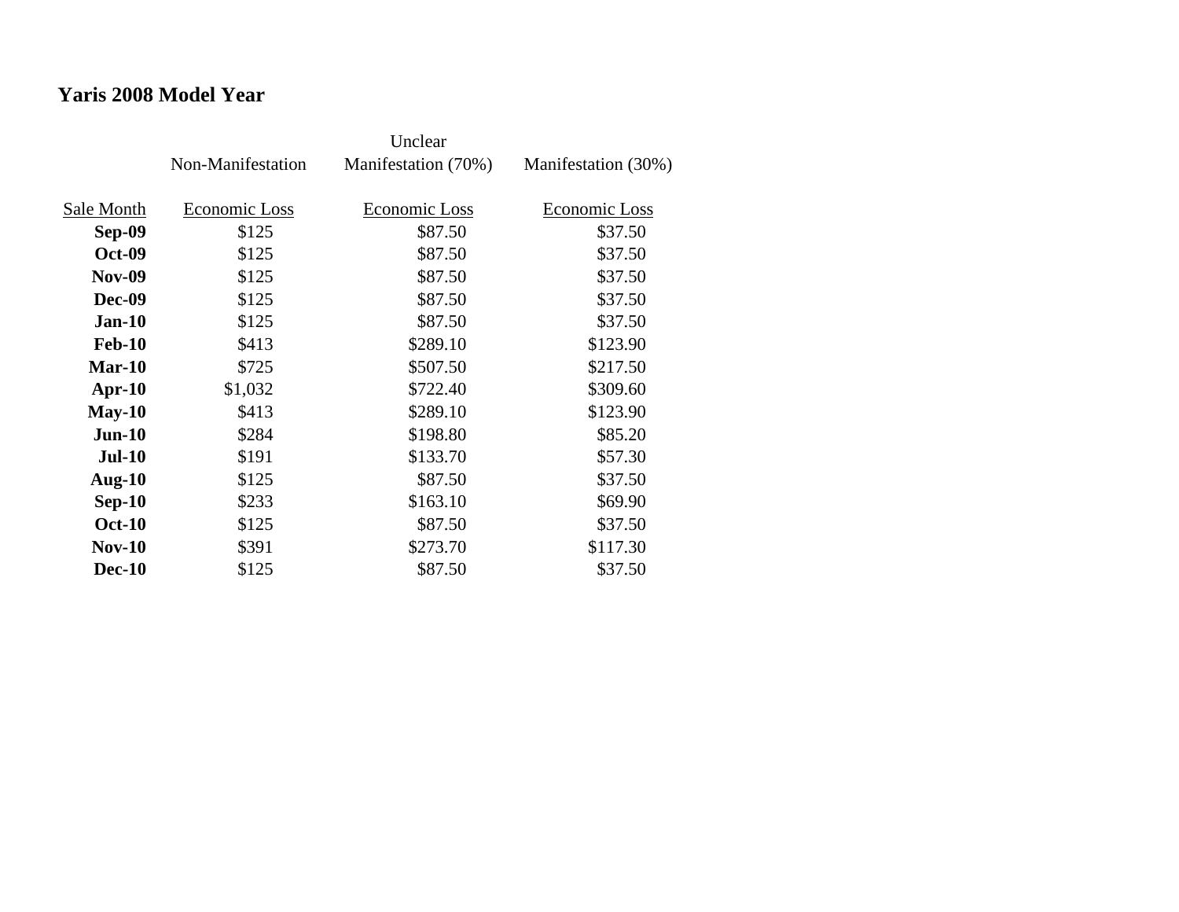## Yaris 2008 Model Year

| Sale Month | Non-Manifestation Economic Loss | Unclear Manifestation (70%) Economic Loss | Manifestation (30%) Economic Loss |
|---|---|---|---|
| **Sep-09** | $125 | $87.50 | $37.50 |
| **Oct-09** | $125 | $87.50 | $37.50 |
| **Nov-09** | $125 | $87.50 | $37.50 |
| **Dec-09** | $125 | $87.50 | $37.50 |
| **Jan-10** | $125 | $87.50 | $37.50 |
| **Feb-10** | $413 | $289.10 | $123.90 |
| **Mar-10** | $725 | $507.50 | $217.50 |
| **Apr-10** | $1,032 | $722.40 | $309.60 |
| **May-10** | $413 | $289.10 | $123.90 |
| **Jun-10** | $284 | $198.80 | $85.20 |
| **Jul-10** | $191 | $133.70 | $57.30 |
| **Aug-10** | $125 | $87.50 | $37.50 |
| **Sep-10** | $233 | $163.10 | $69.90 |
| **Oct-10** | $125 | $87.50 | $37.50 |
| **Nov-10** | $391 | $273.70 | $117.30 |
| **Dec-10** | $125 | $87.50 | $37.50 |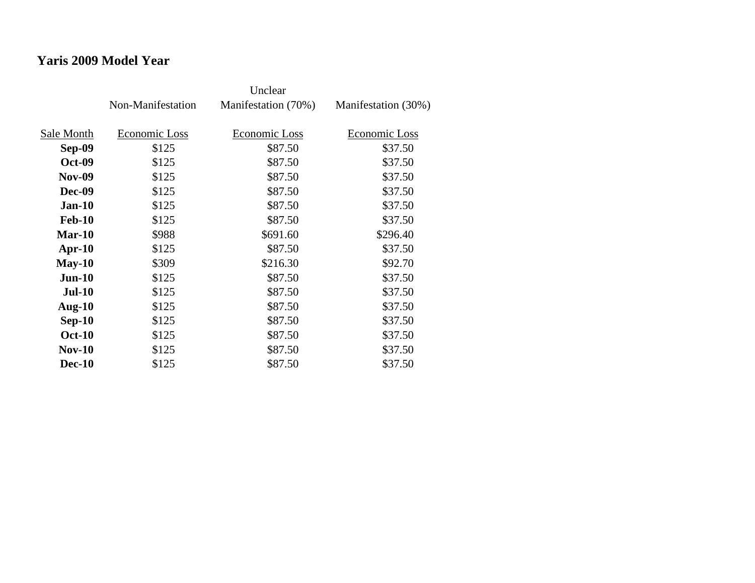**Yaris 2009 Model Year**

| | Non-Manifestation | Unclear Manifestation (70%) | Manifestation (30%) |
|---|---|---|---|
| Sale Month | Economic Loss | Economic Loss | Economic Loss |
| **Sep-09** | $125 | $87.50 | $37.50 |
| **Oct-09** | $125 | $87.50 | $37.50 |
| **Nov-09** | $125 | $87.50 | $37.50 |
| **Dec-09** | $125 | $87.50 | $37.50 |
| **Jan-10** | $125 | $87.50 | $37.50 |
| **Feb-10** | $125 | $87.50 | $37.50 |
| **Mar-10** | $988 | $691.60 | $296.40 |
| **Apr-10** | $125 | $87.50 | $37.50 |
| **May-10** | $309 | $216.30 | $92.70 |
| **Jun-10** | $125 | $87.50 | $37.50 |
| **Jul-10** | $125 | $87.50 | $37.50 |
| **Aug-10** | $125 | $87.50 | $37.50 |
| **Sep-10** | $125 | $87.50 | $37.50 |
| **Oct-10** | $125 | $87.50 | $37.50 |
| **Nov-10** | $125 | $87.50 | $37.50 |
| **Dec-10** | $125 | $87.50 | $37.50 |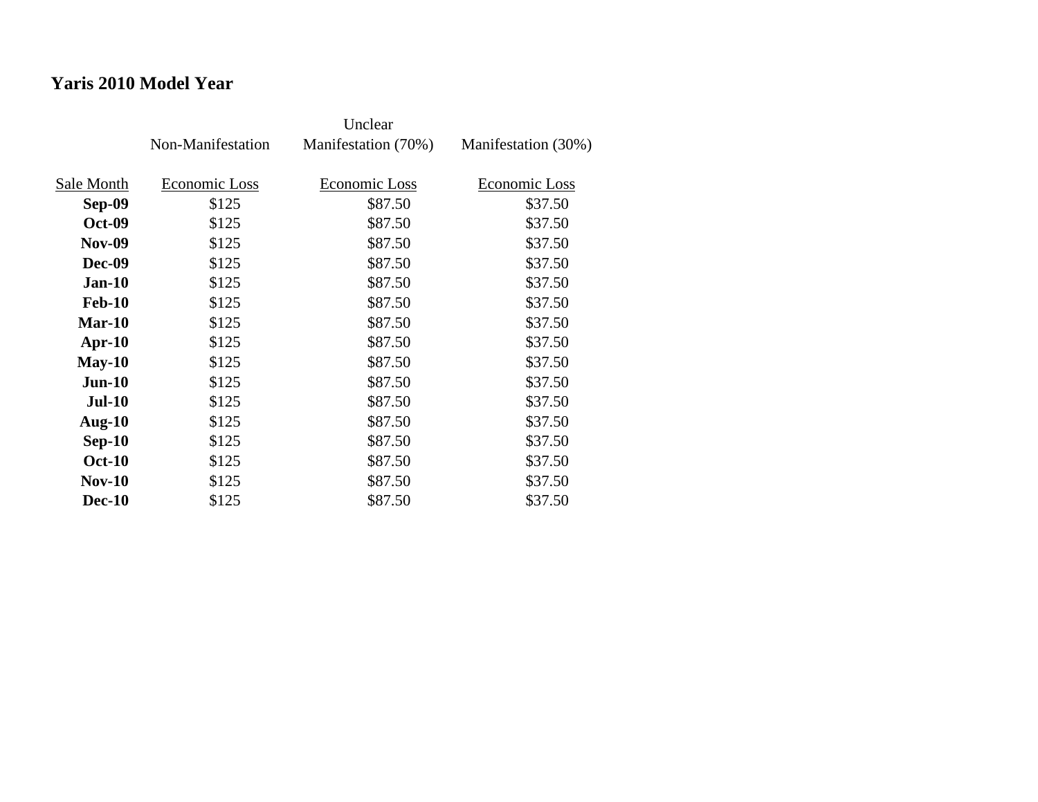## Yaris 2010 Model Year

| Sale Month | Non-Manifestation<br>Economic Loss | Unclear Manifestation (70%)<br>Economic Loss | Manifestation (30%)<br>Economic Loss |
|---|---|---|---|
| **Sep-09** | $125 | $87.50 | $37.50 |
| **Oct-09** | $125 | $87.50 | $37.50 |
| **Nov-09** | $125 | $87.50 | $37.50 |
| **Dec-09** | $125 | $87.50 | $37.50 |
| **Jan-10** | $125 | $87.50 | $37.50 |
| **Feb-10** | $125 | $87.50 | $37.50 |
| **Mar-10** | $125 | $87.50 | $37.50 |
| **Apr-10** | $125 | $87.50 | $37.50 |
| **May-10** | $125 | $87.50 | $37.50 |
| **Jun-10** | $125 | $87.50 | $37.50 |
| **Jul-10** | $125 | $87.50 | $37.50 |
| **Aug-10** | $125 | $87.50 | $37.50 |
| **Sep-10** | $125 | $87.50 | $37.50 |
| **Oct-10** | $125 | $87.50 | $37.50 |
| **Nov-10** | $125 | $87.50 | $37.50 |
| **Dec-10** | $125 | $87.50 | $37.50 |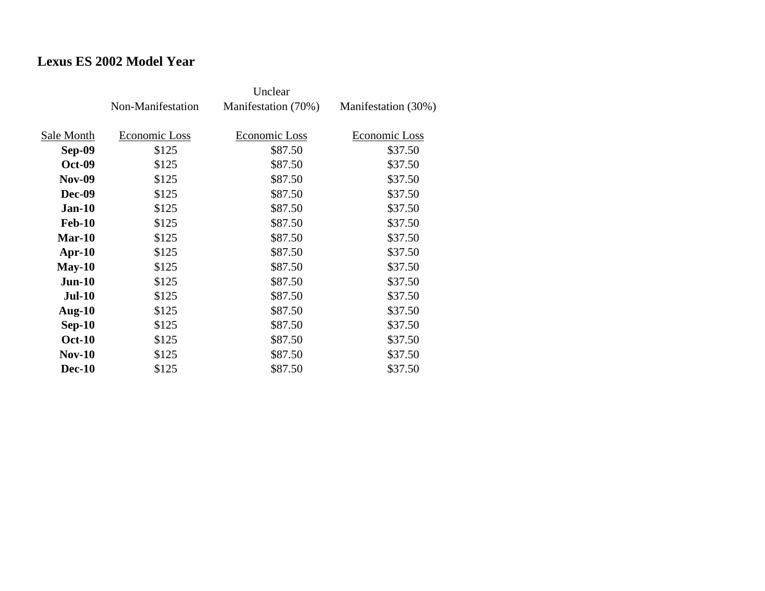## Lexus ES 2002 Model Year

| | Non-Manifestation | Unclear Manifestation (70%) | Manifestation (30%) |
|---|---|---|---|
| Sale Month | Economic Loss | Economic Loss | Economic Loss |
| **Sep-09** | $125 | $87.50 | $37.50 |
| **Oct-09** | $125 | $87.50 | $37.50 |
| **Nov-09** | $125 | $87.50 | $37.50 |
| **Dec-09** | $125 | $87.50 | $37.50 |
| **Jan-10** | $125 | $87.50 | $37.50 |
| **Feb-10** | $125 | $87.50 | $37.50 |
| **Mar-10** | $125 | $87.50 | $37.50 |
| **Apr-10** | $125 | $87.50 | $37.50 |
| **May-10** | $125 | $87.50 | $37.50 |
| **Jun-10** | $125 | $87.50 | $37.50 |
| **Jul-10** | $125 | $87.50 | $37.50 |
| **Aug-10** | $125 | $87.50 | $37.50 |
| **Sep-10** | $125 | $87.50 | $37.50 |
| **Oct-10** | $125 | $87.50 | $37.50 |
| **Nov-10** | $125 | $87.50 | $37.50 |
| **Dec-10** | $125 | $87.50 | $37.50 |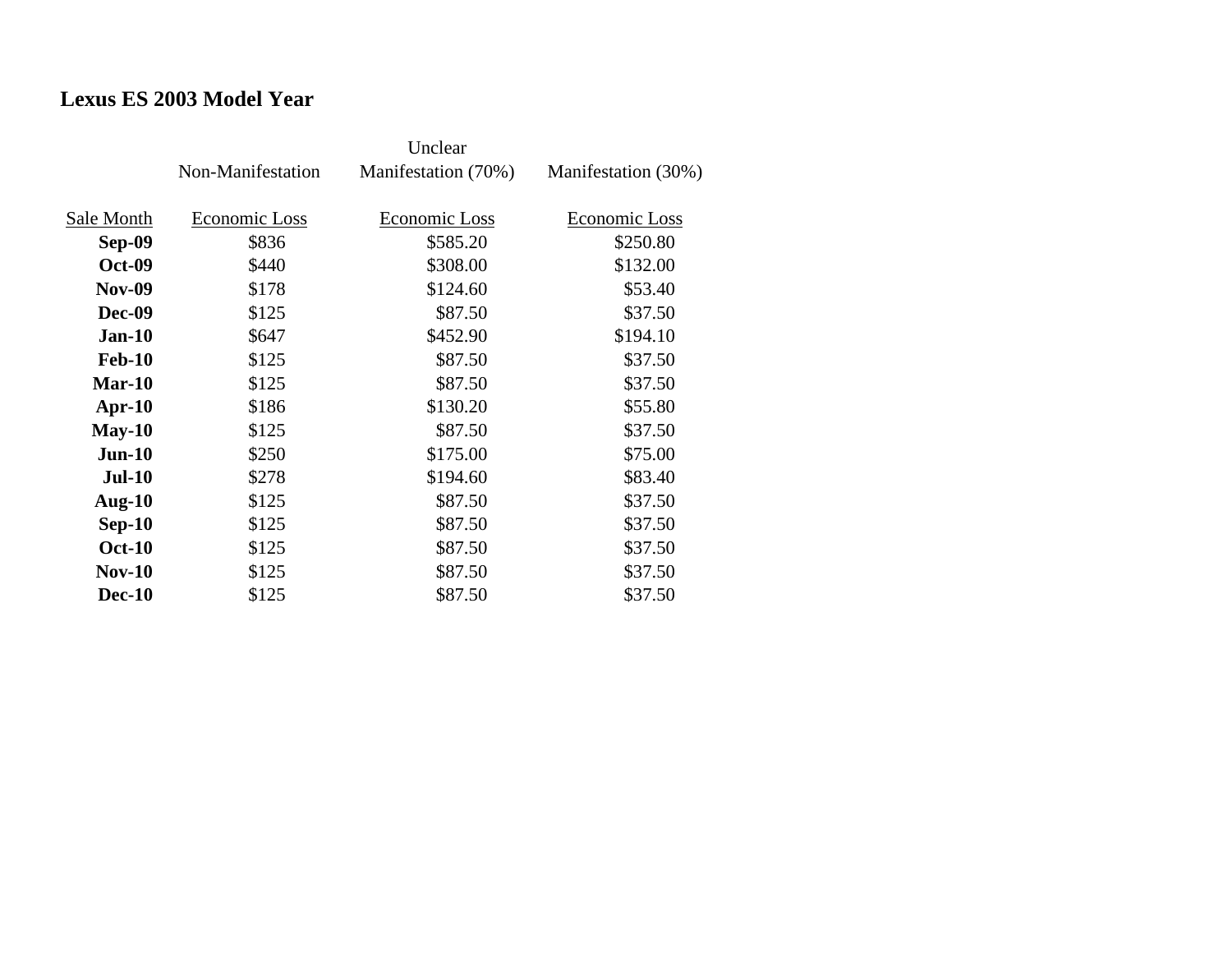# Lexus ES 2003 Model Year

| Sale Month | Non-Manifestation Economic Loss | Unclear Manifestation (70%) Economic Loss | Manifestation (30%) Economic Loss |
|---|---|---|---|
| **Sep-09** | $836 | $585.20 | $250.80 |
| **Oct-09** | $440 | $308.00 | $132.00 |
| **Nov-09** | $178 | $124.60 | $53.40 |
| **Dec-09** | $125 | $87.50 | $37.50 |
| **Jan-10** | $647 | $452.90 | $194.10 |
| **Feb-10** | $125 | $87.50 | $37.50 |
| **Mar-10** | $125 | $87.50 | $37.50 |
| **Apr-10** | $186 | $130.20 | $55.80 |
| **May-10** | $125 | $87.50 | $37.50 |
| **Jun-10** | $250 | $175.00 | $75.00 |
| **Jul-10** | $278 | $194.60 | $83.40 |
| **Aug-10** | $125 | $87.50 | $37.50 |
| **Sep-10** | $125 | $87.50 | $37.50 |
| **Oct-10** | $125 | $87.50 | $37.50 |
| **Nov-10** | $125 | $87.50 | $37.50 |
| **Dec-10** | $125 | $87.50 | $37.50 |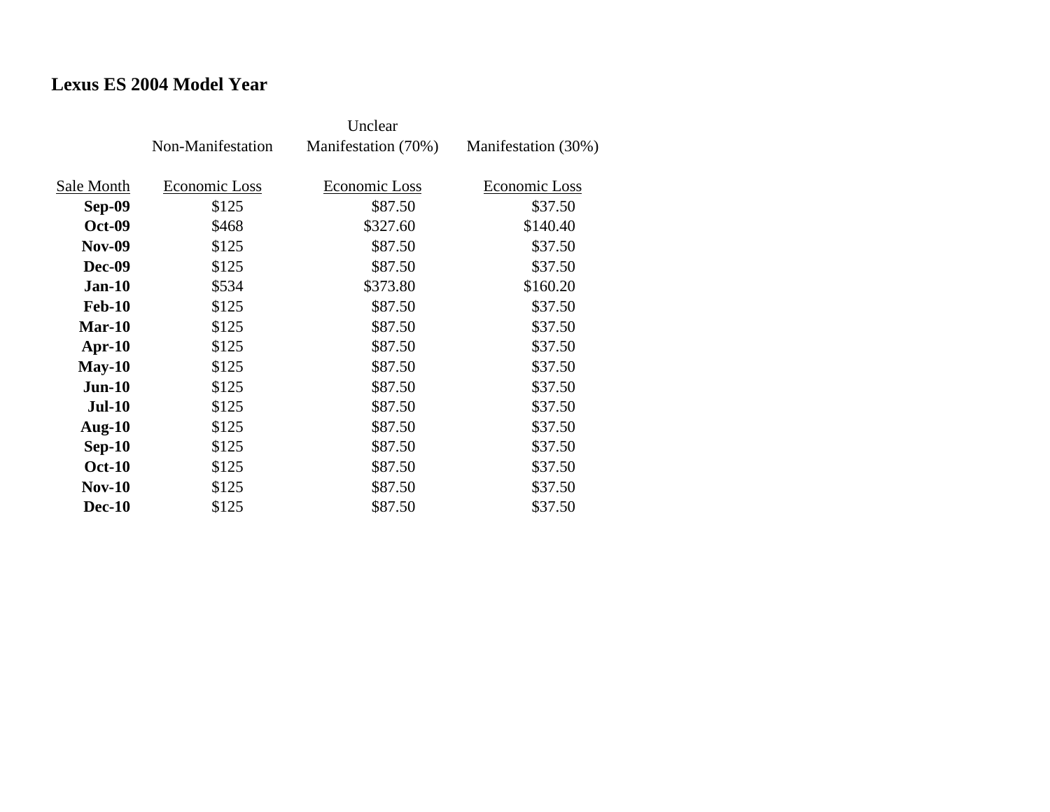**Lexus ES 2004 Model Year**

| | Non-Manifestation | Unclear Manifestation (70%) | Manifestation (30%) |
|---|---|---|---|
| Sale Month | Economic Loss | Economic Loss | Economic Loss |
| **Sep-09** | $125 | $87.50 | $37.50 |
| **Oct-09** | $468 | $327.60 | $140.40 |
| **Nov-09** | $125 | $87.50 | $37.50 |
| **Dec-09** | $125 | $87.50 | $37.50 |
| **Jan-10** | $534 | $373.80 | $160.20 |
| **Feb-10** | $125 | $87.50 | $37.50 |
| **Mar-10** | $125 | $87.50 | $37.50 |
| **Apr-10** | $125 | $87.50 | $37.50 |
| **May-10** | $125 | $87.50 | $37.50 |
| **Jun-10** | $125 | $87.50 | $37.50 |
| **Jul-10** | $125 | $87.50 | $37.50 |
| **Aug-10** | $125 | $87.50 | $37.50 |
| **Sep-10** | $125 | $87.50 | $37.50 |
| **Oct-10** | $125 | $87.50 | $37.50 |
| **Nov-10** | $125 | $87.50 | $37.50 |
| **Dec-10** | $125 | $87.50 | $37.50 |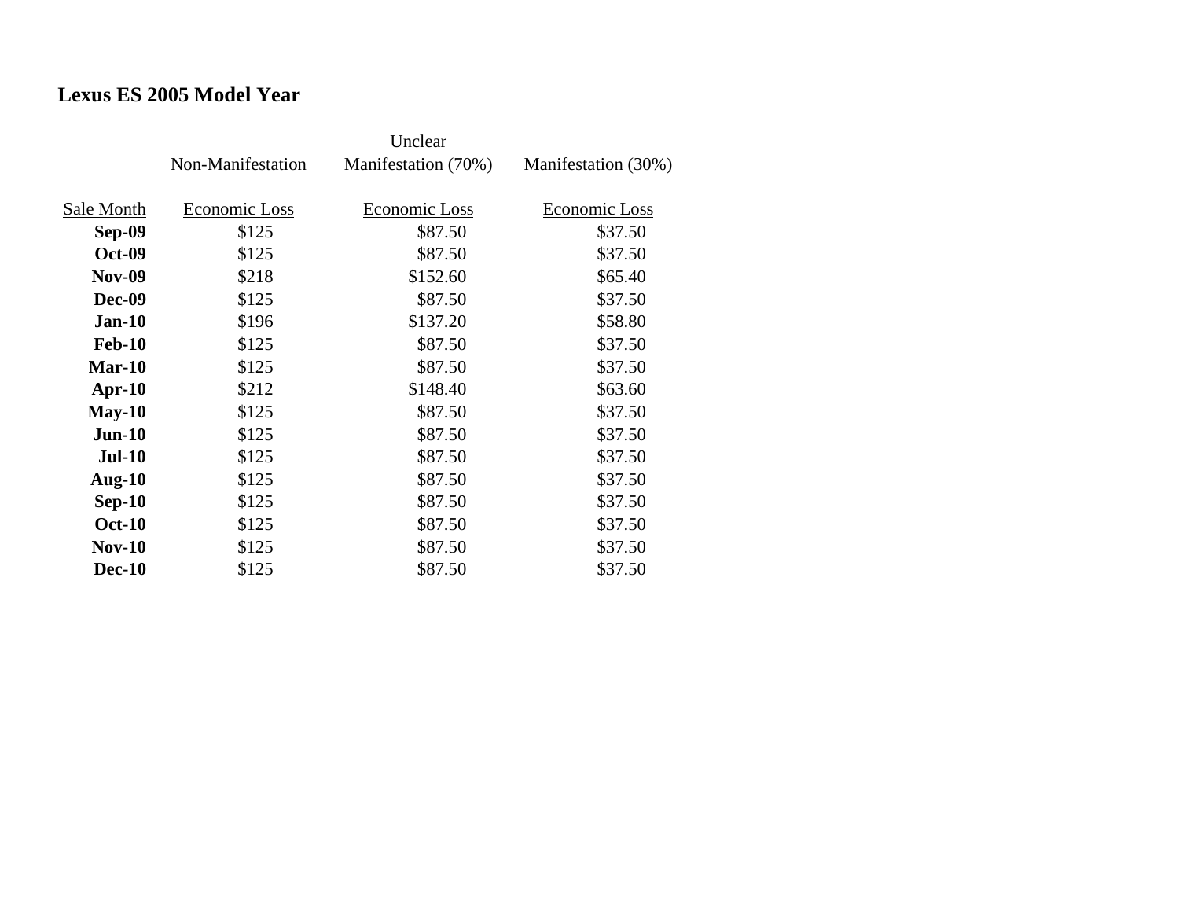## Lexus ES 2005 Model Year

| Sale Month | Non-Manifestation Economic Loss | Unclear Manifestation (70%) Economic Loss | Manifestation (30%) Economic Loss |
|---|---|---|---|
| **Sep-09** | $125 | $87.50 | $37.50 |
| **Oct-09** | $125 | $87.50 | $37.50 |
| **Nov-09** | $218 | $152.60 | $65.40 |
| **Dec-09** | $125 | $87.50 | $37.50 |
| **Jan-10** | $196 | $137.20 | $58.80 |
| **Feb-10** | $125 | $87.50 | $37.50 |
| **Mar-10** | $125 | $87.50 | $37.50 |
| **Apr-10** | $212 | $148.40 | $63.60 |
| **May-10** | $125 | $87.50 | $37.50 |
| **Jun-10** | $125 | $87.50 | $37.50 |
| **Jul-10** | $125 | $87.50 | $37.50 |
| **Aug-10** | $125 | $87.50 | $37.50 |
| **Sep-10** | $125 | $87.50 | $37.50 |
| **Oct-10** | $125 | $87.50 | $37.50 |
| **Nov-10** | $125 | $87.50 | $37.50 |
| **Dec-10** | $125 | $87.50 | $37.50 |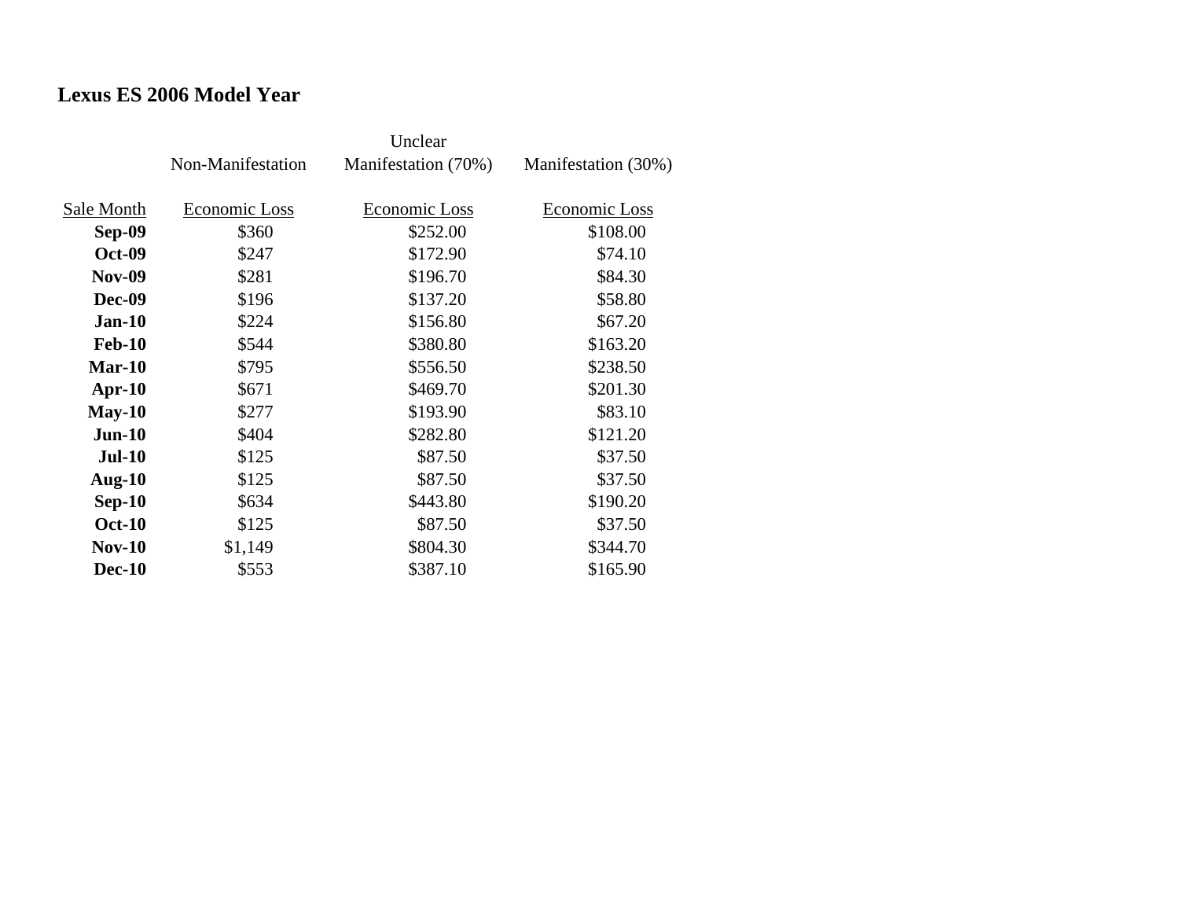## Lexus ES 2006 Model Year

| Sale Month | Non-Manifestation Economic Loss | Unclear Manifestation (70%) Economic Loss | Manifestation (30%) Economic Loss |
|---|---|---|---|
| **Sep-09** | $360 | $252.00 | $108.00 |
| **Oct-09** | $247 | $172.90 | $74.10 |
| **Nov-09** | $281 | $196.70 | $84.30 |
| **Dec-09** | $196 | $137.20 | $58.80 |
| **Jan-10** | $224 | $156.80 | $67.20 |
| **Feb-10** | $544 | $380.80 | $163.20 |
| **Mar-10** | $795 | $556.50 | $238.50 |
| **Apr-10** | $671 | $469.70 | $201.30 |
| **May-10** | $277 | $193.90 | $83.10 |
| **Jun-10** | $404 | $282.80 | $121.20 |
| **Jul-10** | $125 | $87.50 | $37.50 |
| **Aug-10** | $125 | $87.50 | $37.50 |
| **Sep-10** | $634 | $443.80 | $190.20 |
| **Oct-10** | $125 | $87.50 | $37.50 |
| **Nov-10** | $1,149 | $804.30 | $344.70 |
| **Dec-10** | $553 | $387.10 | $165.90 |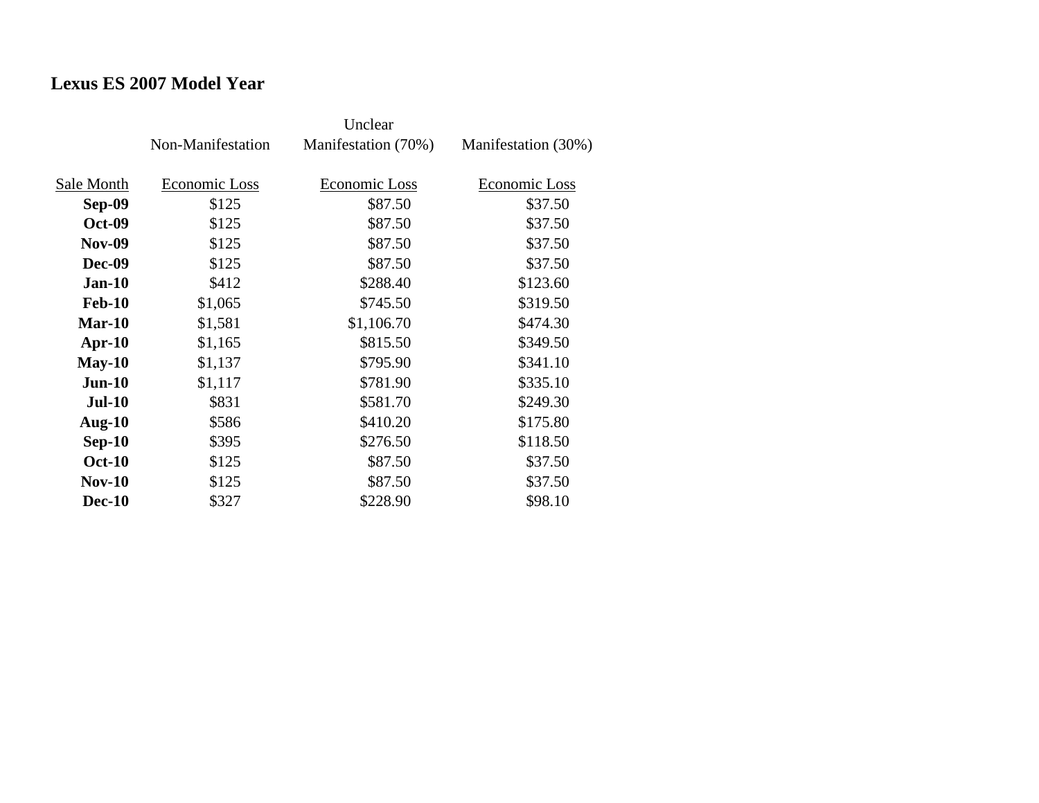## Lexus ES 2007 Model Year

| | Non-Manifestation | Unclear Manifestation (70%) | Manifestation (30%) |
|---|---|---|---|
| Sale Month | Economic Loss | Economic Loss | Economic Loss |
| **Sep-09** | $125 | $87.50 | $37.50 |
| **Oct-09** | $125 | $87.50 | $37.50 |
| **Nov-09** | $125 | $87.50 | $37.50 |
| **Dec-09** | $125 | $87.50 | $37.50 |
| **Jan-10** | $412 | $288.40 | $123.60 |
| **Feb-10** | $1,065 | $745.50 | $319.50 |
| **Mar-10** | $1,581 | $1,106.70 | $474.30 |
| **Apr-10** | $1,165 | $815.50 | $349.50 |
| **May-10** | $1,137 | $795.90 | $341.10 |
| **Jun-10** | $1,117 | $781.90 | $335.10 |
| **Jul-10** | $831 | $581.70 | $249.30 |
| **Aug-10** | $586 | $410.20 | $175.80 |
| **Sep-10** | $395 | $276.50 | $118.50 |
| **Oct-10** | $125 | $87.50 | $37.50 |
| **Nov-10** | $125 | $87.50 | $37.50 |
| **Dec-10** | $327 | $228.90 | $98.10 |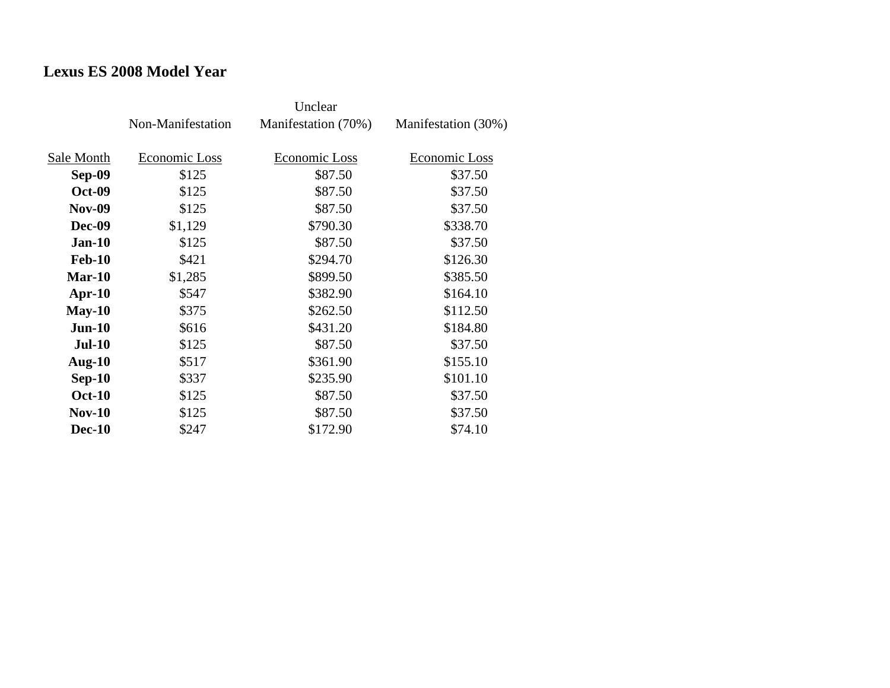## Lexus ES 2008 Model Year

| | Non-Manifestation | Unclear Manifestation (70%) | Manifestation (30%) |
|---|---|---|---|
| Sale Month | Economic Loss | Economic Loss | Economic Loss |
| **Sep-09** | $125 | $87.50 | $37.50 |
| **Oct-09** | $125 | $87.50 | $37.50 |
| **Nov-09** | $125 | $87.50 | $37.50 |
| **Dec-09** | $1,129 | $790.30 | $338.70 |
| **Jan-10** | $125 | $87.50 | $37.50 |
| **Feb-10** | $421 | $294.70 | $126.30 |
| **Mar-10** | $1,285 | $899.50 | $385.50 |
| **Apr-10** | $547 | $382.90 | $164.10 |
| **May-10** | $375 | $262.50 | $112.50 |
| **Jun-10** | $616 | $431.20 | $184.80 |
| **Jul-10** | $125 | $87.50 | $37.50 |
| **Aug-10** | $517 | $361.90 | $155.10 |
| **Sep-10** | $337 | $235.90 | $101.10 |
| **Oct-10** | $125 | $87.50 | $37.50 |
| **Nov-10** | $125 | $87.50 | $37.50 |
| **Dec-10** | $247 | $172.90 | $74.10 |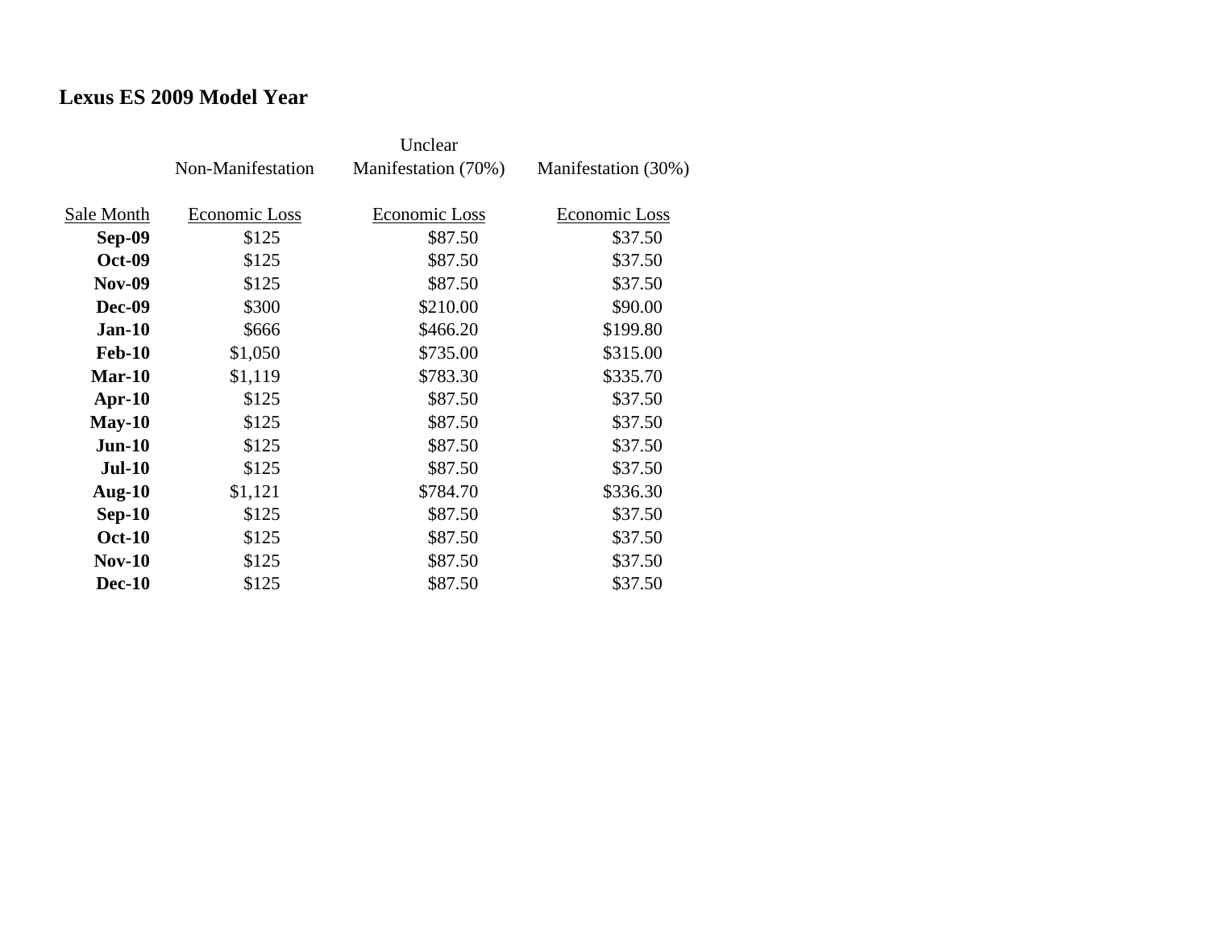## Lexus ES 2009 Model Year

| | Non-Manifestation | Unclear Manifestation (70%) | Manifestation (30%) |
|---|---|---|---|
| Sale Month | Economic Loss | Economic Loss | Economic Loss |
| **Sep-09** | $125 | $87.50 | $37.50 |
| **Oct-09** | $125 | $87.50 | $37.50 |
| **Nov-09** | $125 | $87.50 | $37.50 |
| **Dec-09** | $300 | $210.00 | $90.00 |
| **Jan-10** | $666 | $466.20 | $199.80 |
| **Feb-10** | $1,050 | $735.00 | $315.00 |
| **Mar-10** | $1,119 | $783.30 | $335.70 |
| **Apr-10** | $125 | $87.50 | $37.50 |
| **May-10** | $125 | $87.50 | $37.50 |
| **Jun-10** | $125 | $87.50 | $37.50 |
| **Jul-10** | $125 | $87.50 | $37.50 |
| **Aug-10** | $1,121 | $784.70 | $336.30 |
| **Sep-10** | $125 | $87.50 | $37.50 |
| **Oct-10** | $125 | $87.50 | $37.50 |
| **Nov-10** | $125 | $87.50 | $37.50 |
| **Dec-10** | $125 | $87.50 | $37.50 |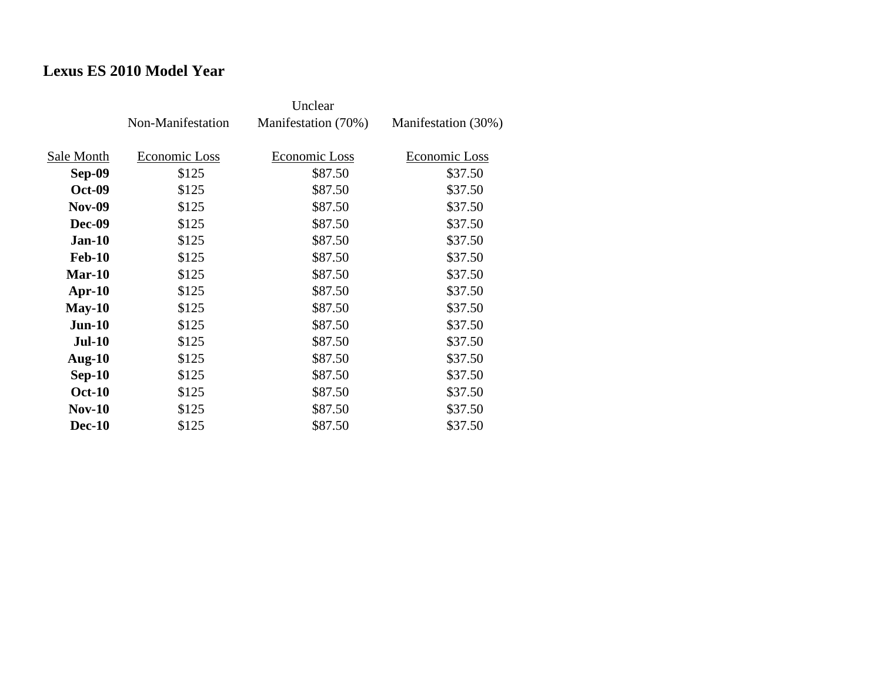## Lexus ES 2010 Model Year

| | Non-Manifestation | Unclear Manifestation (70%) | Manifestation (30%) |
|---|---|---|---|
| Sale Month | Economic Loss | Economic Loss | Economic Loss |
| **Sep-09** | $125 | $87.50 | $37.50 |
| **Oct-09** | $125 | $87.50 | $37.50 |
| **Nov-09** | $125 | $87.50 | $37.50 |
| **Dec-09** | $125 | $87.50 | $37.50 |
| **Jan-10** | $125 | $87.50 | $37.50 |
| **Feb-10** | $125 | $87.50 | $37.50 |
| **Mar-10** | $125 | $87.50 | $37.50 |
| **Apr-10** | $125 | $87.50 | $37.50 |
| **May-10** | $125 | $87.50 | $37.50 |
| **Jun-10** | $125 | $87.50 | $37.50 |
| **Jul-10** | $125 | $87.50 | $37.50 |
| **Aug-10** | $125 | $87.50 | $37.50 |
| **Sep-10** | $125 | $87.50 | $37.50 |
| **Oct-10** | $125 | $87.50 | $37.50 |
| **Nov-10** | $125 | $87.50 | $37.50 |
| **Dec-10** | $125 | $87.50 | $37.50 |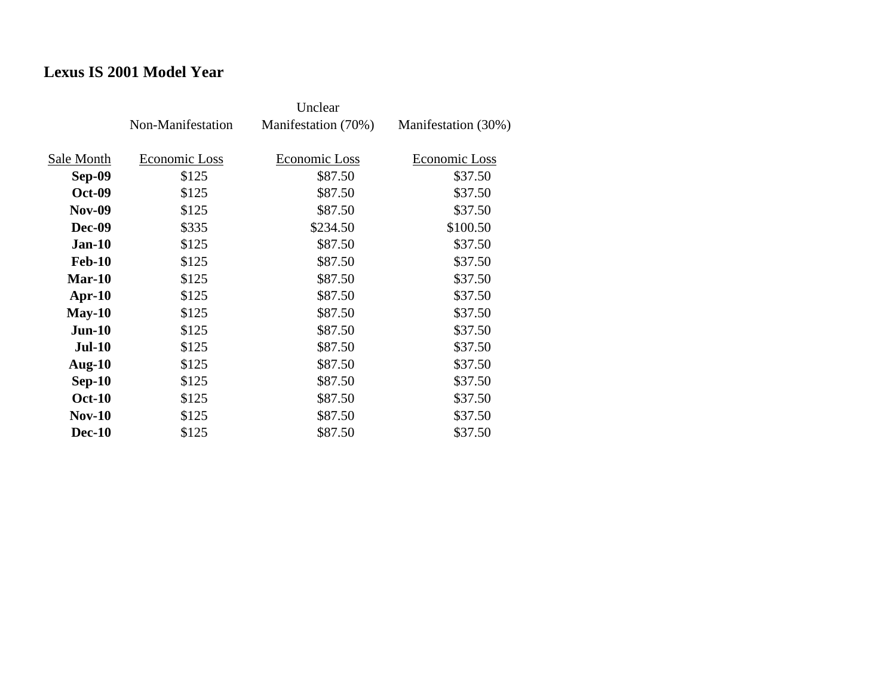## Lexus IS 2001 Model Year

| | Non-Manifestation | Unclear Manifestation (70%) | Manifestation (30%) |
|---|---|---|---|
| Sale Month | Economic Loss | Economic Loss | Economic Loss |
| **Sep-09** | $125 | $87.50 | $37.50 |
| **Oct-09** | $125 | $87.50 | $37.50 |
| **Nov-09** | $125 | $87.50 | $37.50 |
| **Dec-09** | $335 | $234.50 | $100.50 |
| **Jan-10** | $125 | $87.50 | $37.50 |
| **Feb-10** | $125 | $87.50 | $37.50 |
| **Mar-10** | $125 | $87.50 | $37.50 |
| **Apr-10** | $125 | $87.50 | $37.50 |
| **May-10** | $125 | $87.50 | $37.50 |
| **Jun-10** | $125 | $87.50 | $37.50 |
| **Jul-10** | $125 | $87.50 | $37.50 |
| **Aug-10** | $125 | $87.50 | $37.50 |
| **Sep-10** | $125 | $87.50 | $37.50 |
| **Oct-10** | $125 | $87.50 | $37.50 |
| **Nov-10** | $125 | $87.50 | $37.50 |
| **Dec-10** | $125 | $87.50 | $37.50 |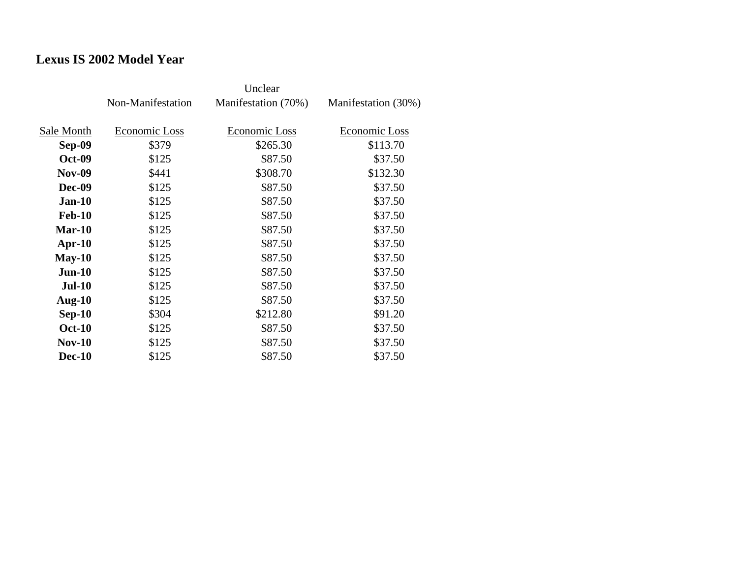## Lexus IS 2002 Model Year

| Sale Month | Non-Manifestation Economic Loss | Unclear Manifestation (70%) Economic Loss | Manifestation (30%) Economic Loss |
|---|---|---|---|
| **Sep-09** | $379 | $265.30 | $113.70 |
| **Oct-09** | $125 | $87.50 | $37.50 |
| **Nov-09** | $441 | $308.70 | $132.30 |
| **Dec-09** | $125 | $87.50 | $37.50 |
| **Jan-10** | $125 | $87.50 | $37.50 |
| **Feb-10** | $125 | $87.50 | $37.50 |
| **Mar-10** | $125 | $87.50 | $37.50 |
| **Apr-10** | $125 | $87.50 | $37.50 |
| **May-10** | $125 | $87.50 | $37.50 |
| **Jun-10** | $125 | $87.50 | $37.50 |
| **Jul-10** | $125 | $87.50 | $37.50 |
| **Aug-10** | $125 | $87.50 | $37.50 |
| **Sep-10** | $304 | $212.80 | $91.20 |
| **Oct-10** | $125 | $87.50 | $37.50 |
| **Nov-10** | $125 | $87.50 | $37.50 |
| **Dec-10** | $125 | $87.50 | $37.50 |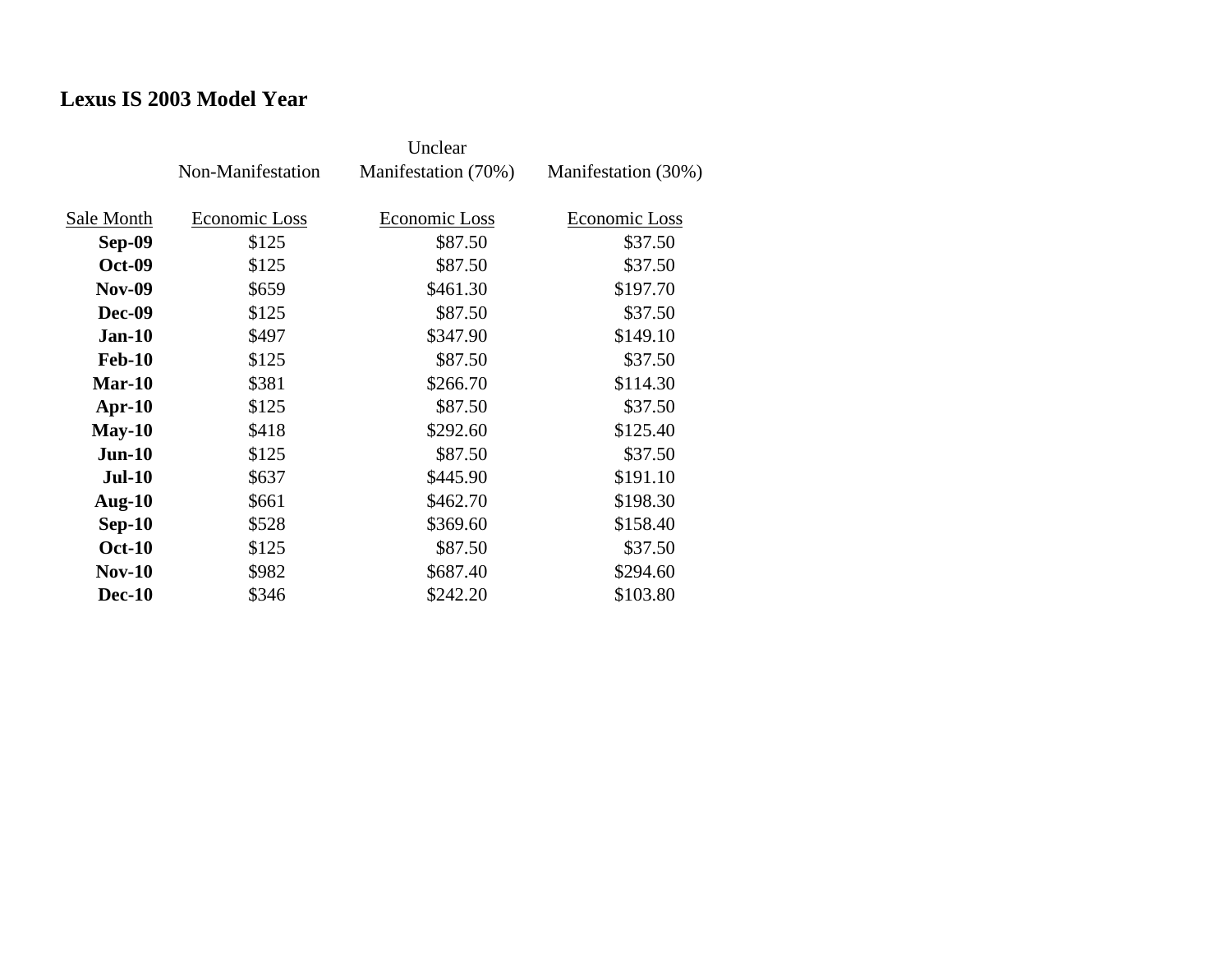## Lexus IS 2003 Model Year

| | Non-Manifestation | Unclear Manifestation (70%) | Manifestation (30%) |
|---|---|---|---|
| Sale Month | Economic Loss | Economic Loss | Economic Loss |
| **Sep-09** | $125 | $87.50 | $37.50 |
| **Oct-09** | $125 | $87.50 | $37.50 |
| **Nov-09** | $659 | $461.30 | $197.70 |
| **Dec-09** | $125 | $87.50 | $37.50 |
| **Jan-10** | $497 | $347.90 | $149.10 |
| **Feb-10** | $125 | $87.50 | $37.50 |
| **Mar-10** | $381 | $266.70 | $114.30 |
| **Apr-10** | $125 | $87.50 | $37.50 |
| **May-10** | $418 | $292.60 | $125.40 |
| **Jun-10** | $125 | $87.50 | $37.50 |
| **Jul-10** | $637 | $445.90 | $191.10 |
| **Aug-10** | $661 | $462.70 | $198.30 |
| **Sep-10** | $528 | $369.60 | $158.40 |
| **Oct-10** | $125 | $87.50 | $37.50 |
| **Nov-10** | $982 | $687.40 | $294.60 |
| **Dec-10** | $346 | $242.20 | $103.80 |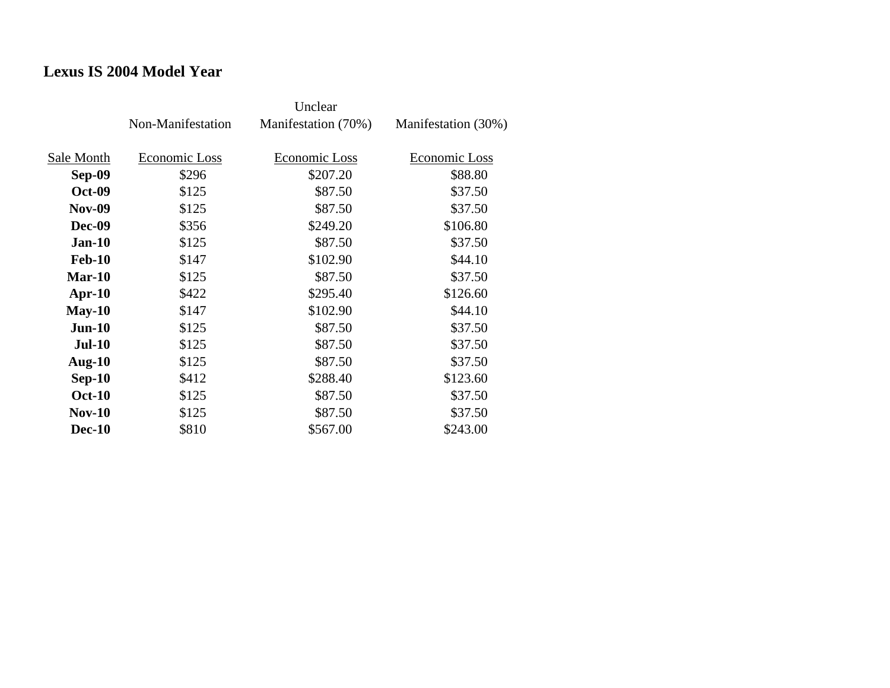## Lexus IS 2004 Model Year

| Sale Month | Non-Manifestation Economic Loss | Unclear Manifestation (70%) Economic Loss | Manifestation (30%) Economic Loss |
|---|---|---|---|
| **Sep-09** | $296 | $207.20 | $88.80 |
| **Oct-09** | $125 | $87.50 | $37.50 |
| **Nov-09** | $125 | $87.50 | $37.50 |
| **Dec-09** | $356 | $249.20 | $106.80 |
| **Jan-10** | $125 | $87.50 | $37.50 |
| **Feb-10** | $147 | $102.90 | $44.10 |
| **Mar-10** | $125 | $87.50 | $37.50 |
| **Apr-10** | $422 | $295.40 | $126.60 |
| **May-10** | $147 | $102.90 | $44.10 |
| **Jun-10** | $125 | $87.50 | $37.50 |
| **Jul-10** | $125 | $87.50 | $37.50 |
| **Aug-10** | $125 | $87.50 | $37.50 |
| **Sep-10** | $412 | $288.40 | $123.60 |
| **Oct-10** | $125 | $87.50 | $37.50 |
| **Nov-10** | $125 | $87.50 | $37.50 |
| **Dec-10** | $810 | $567.00 | $243.00 |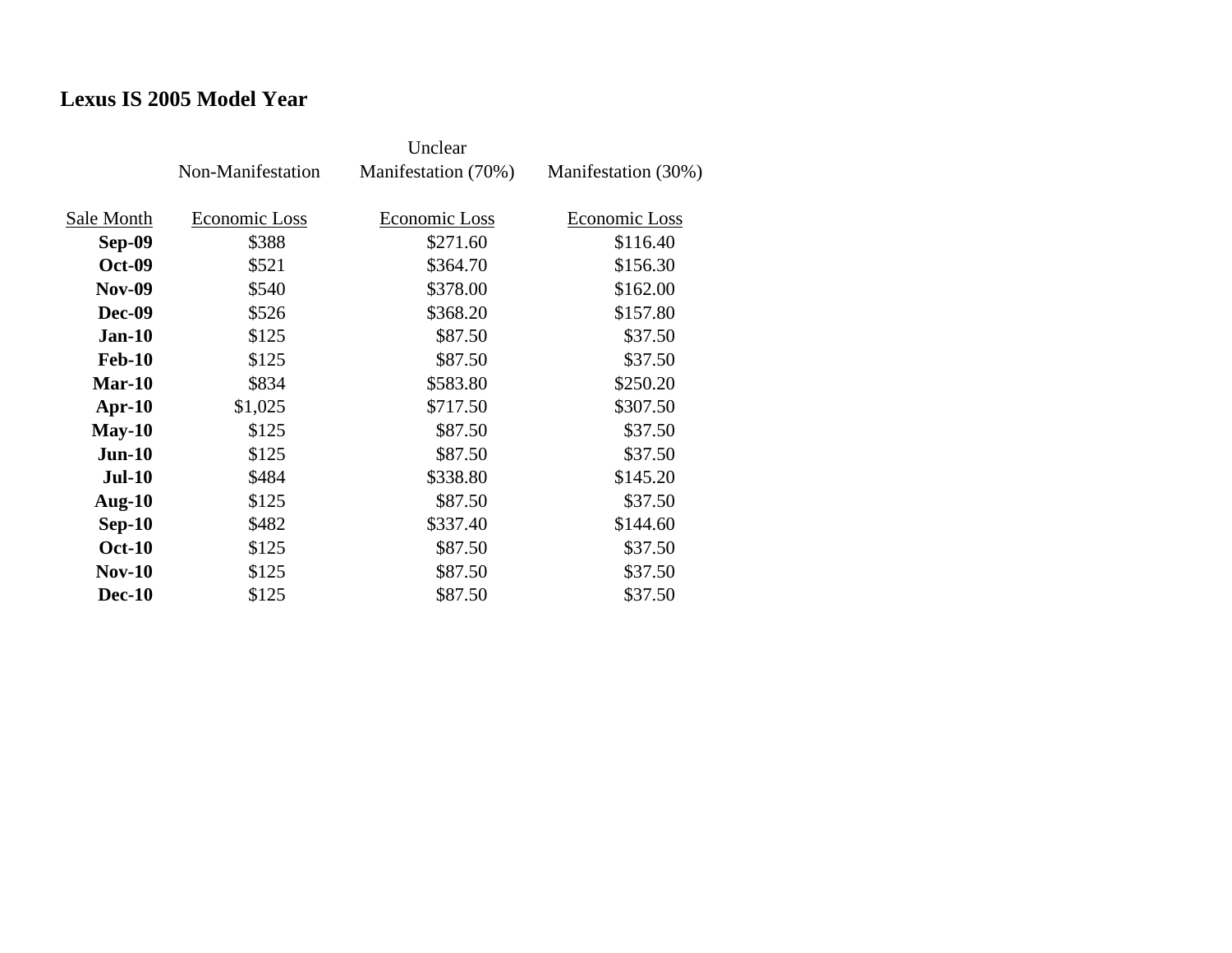**Lexus IS 2005 Model Year**

| | Non-Manifestation | Unclear Manifestation (70%) | Manifestation (30%) |
|---|---|---|---|
| Sale Month | Economic Loss | Economic Loss | Economic Loss |
| **Sep-09** | $388 | $271.60 | $116.40 |
| **Oct-09** | $521 | $364.70 | $156.30 |
| **Nov-09** | $540 | $378.00 | $162.00 |
| **Dec-09** | $526 | $368.20 | $157.80 |
| **Jan-10** | $125 | $87.50 | $37.50 |
| **Feb-10** | $125 | $87.50 | $37.50 |
| **Mar-10** | $834 | $583.80 | $250.20 |
| **Apr-10** | $1,025 | $717.50 | $307.50 |
| **May-10** | $125 | $87.50 | $37.50 |
| **Jun-10** | $125 | $87.50 | $37.50 |
| **Jul-10** | $484 | $338.80 | $145.20 |
| **Aug-10** | $125 | $87.50 | $37.50 |
| **Sep-10** | $482 | $337.40 | $144.60 |
| **Oct-10** | $125 | $87.50 | $37.50 |
| **Nov-10** | $125 | $87.50 | $37.50 |
| **Dec-10** | $125 | $87.50 | $37.50 |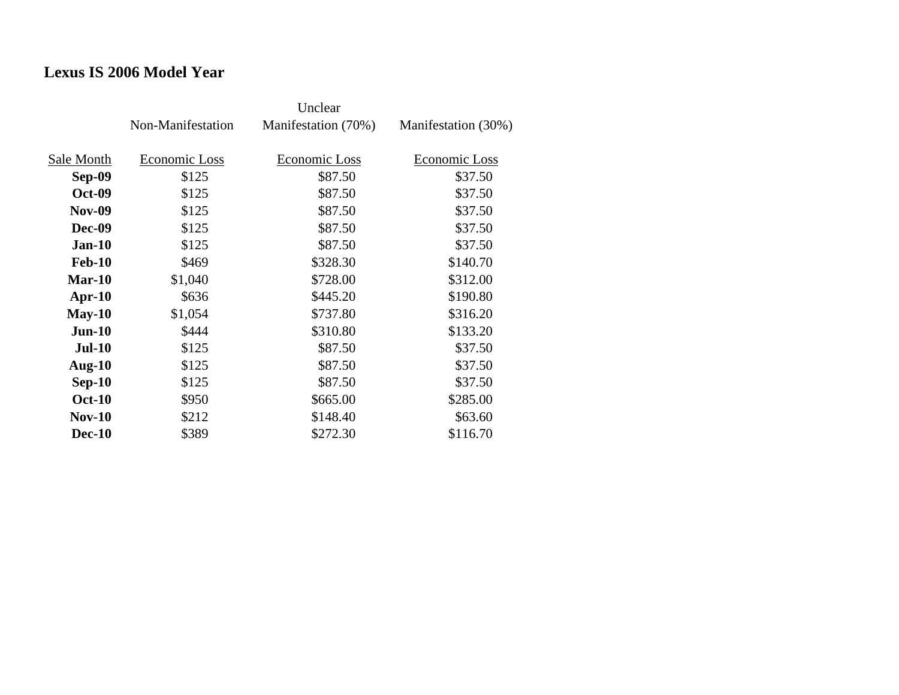## Lexus IS 2006 Model Year

| Sale Month | Non-Manifestation Economic Loss | Unclear Manifestation (70%) Economic Loss | Manifestation (30%) Economic Loss |
|---|---|---|---|
| **Sep-09** | $125 | $87.50 | $37.50 |
| **Oct-09** | $125 | $87.50 | $37.50 |
| **Nov-09** | $125 | $87.50 | $37.50 |
| **Dec-09** | $125 | $87.50 | $37.50 |
| **Jan-10** | $125 | $87.50 | $37.50 |
| **Feb-10** | $469 | $328.30 | $140.70 |
| **Mar-10** | $1,040 | $728.00 | $312.00 |
| **Apr-10** | $636 | $445.20 | $190.80 |
| **May-10** | $1,054 | $737.80 | $316.20 |
| **Jun-10** | $444 | $310.80 | $133.20 |
| **Jul-10** | $125 | $87.50 | $37.50 |
| **Aug-10** | $125 | $87.50 | $37.50 |
| **Sep-10** | $125 | $87.50 | $37.50 |
| **Oct-10** | $950 | $665.00 | $285.00 |
| **Nov-10** | $212 | $148.40 | $63.60 |
| **Dec-10** | $389 | $272.30 | $116.70 |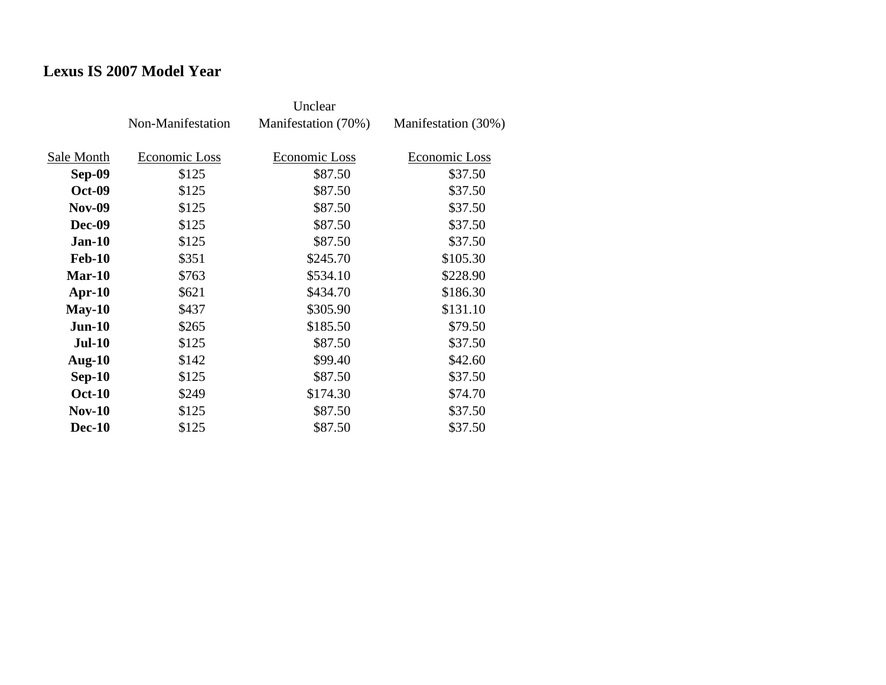## Lexus IS 2007 Model Year

| Sale Month | Non-Manifestation Economic Loss | Unclear Manifestation (70%) Economic Loss | Manifestation (30%) Economic Loss |
|---|---|---|---|
| **Sep-09** | $125 | $87.50 | $37.50 |
| **Oct-09** | $125 | $87.50 | $37.50 |
| **Nov-09** | $125 | $87.50 | $37.50 |
| **Dec-09** | $125 | $87.50 | $37.50 |
| **Jan-10** | $125 | $87.50 | $37.50 |
| **Feb-10** | $351 | $245.70 | $105.30 |
| **Mar-10** | $763 | $534.10 | $228.90 |
| **Apr-10** | $621 | $434.70 | $186.30 |
| **May-10** | $437 | $305.90 | $131.10 |
| **Jun-10** | $265 | $185.50 | $79.50 |
| **Jul-10** | $125 | $87.50 | $37.50 |
| **Aug-10** | $142 | $99.40 | $42.60 |
| **Sep-10** | $125 | $87.50 | $37.50 |
| **Oct-10** | $249 | $174.30 | $74.70 |
| **Nov-10** | $125 | $87.50 | $37.50 |
| **Dec-10** | $125 | $87.50 | $37.50 |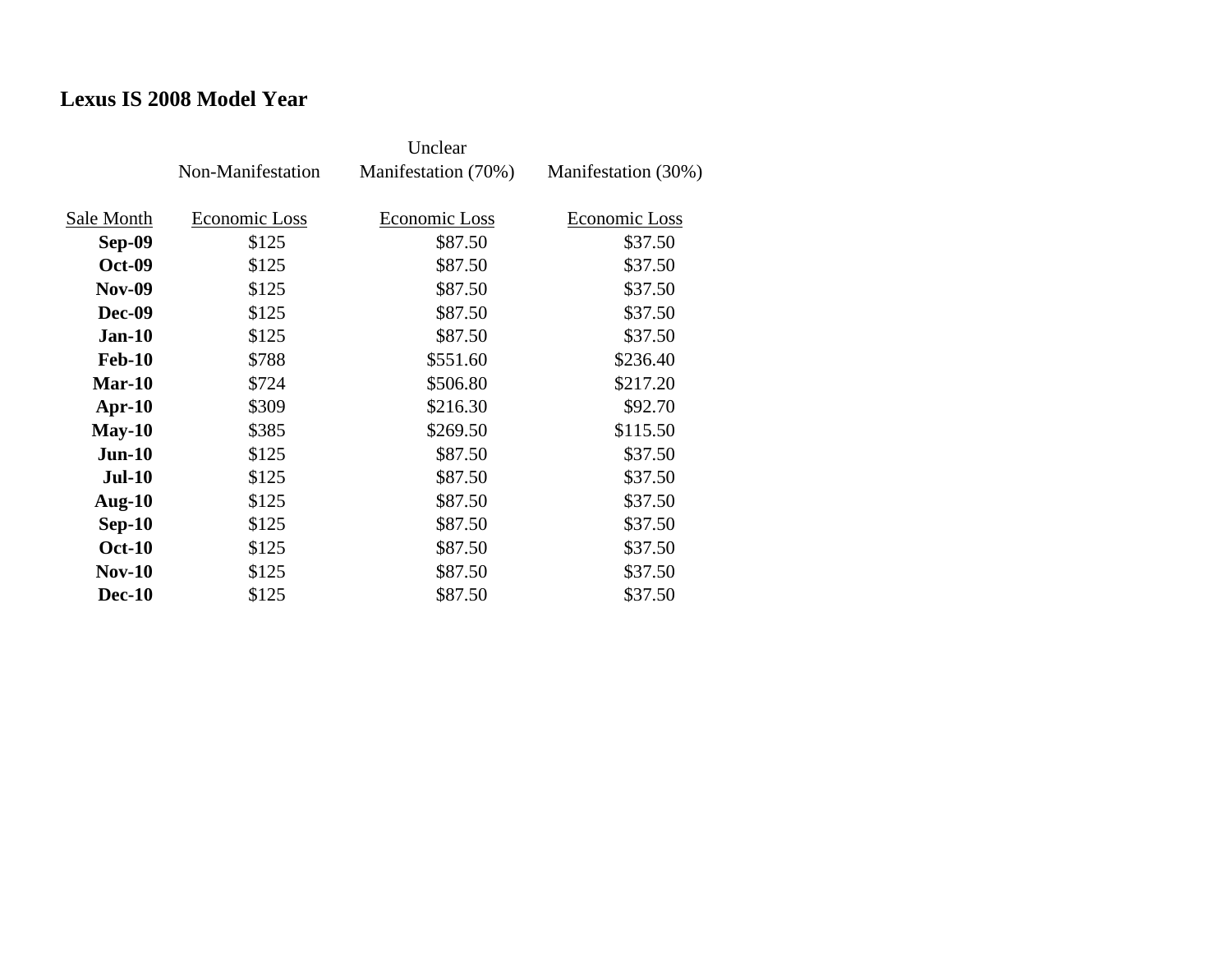## Lexus IS 2008 Model Year

| | Non-Manifestation | Unclear Manifestation (70%) | Manifestation (30%) |
|---|---|---|---|
| Sale Month | Economic Loss | Economic Loss | Economic Loss |
| **Sep-09** | $125 | $87.50 | $37.50 |
| **Oct-09** | $125 | $87.50 | $37.50 |
| **Nov-09** | $125 | $87.50 | $37.50 |
| **Dec-09** | $125 | $87.50 | $37.50 |
| **Jan-10** | $125 | $87.50 | $37.50 |
| **Feb-10** | $788 | $551.60 | $236.40 |
| **Mar-10** | $724 | $506.80 | $217.20 |
| **Apr-10** | $309 | $216.30 | $92.70 |
| **May-10** | $385 | $269.50 | $115.50 |
| **Jun-10** | $125 | $87.50 | $37.50 |
| **Jul-10** | $125 | $87.50 | $37.50 |
| **Aug-10** | $125 | $87.50 | $37.50 |
| **Sep-10** | $125 | $87.50 | $37.50 |
| **Oct-10** | $125 | $87.50 | $37.50 |
| **Nov-10** | $125 | $87.50 | $37.50 |
| **Dec-10** | $125 | $87.50 | $37.50 |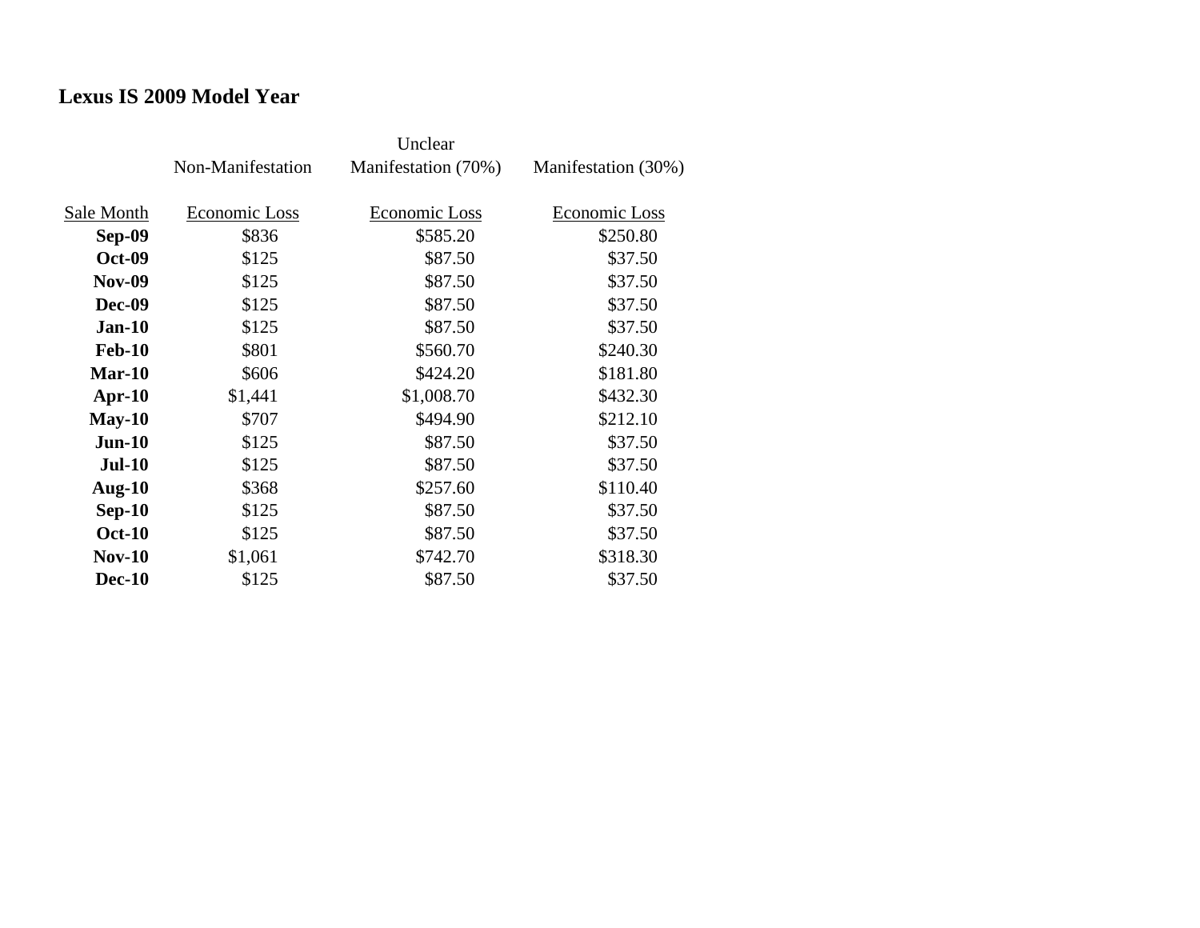## Lexus IS 2009 Model Year

| | Non-Manifestation | Unclear Manifestation (70%) | Manifestation (30%) |
|---|---|---|---|
| Sale Month | Economic Loss | Economic Loss | Economic Loss |
| **Sep-09** | $836 | $585.20 | $250.80 |
| **Oct-09** | $125 | $87.50 | $37.50 |
| **Nov-09** | $125 | $87.50 | $37.50 |
| **Dec-09** | $125 | $87.50 | $37.50 |
| **Jan-10** | $125 | $87.50 | $37.50 |
| **Feb-10** | $801 | $560.70 | $240.30 |
| **Mar-10** | $606 | $424.20 | $181.80 |
| **Apr-10** | $1,441 | $1,008.70 | $432.30 |
| **May-10** | $707 | $494.90 | $212.10 |
| **Jun-10** | $125 | $87.50 | $37.50 |
| **Jul-10** | $125 | $87.50 | $37.50 |
| **Aug-10** | $368 | $257.60 | $110.40 |
| **Sep-10** | $125 | $87.50 | $37.50 |
| **Oct-10** | $125 | $87.50 | $37.50 |
| **Nov-10** | $1,061 | $742.70 | $318.30 |
| **Dec-10** | $125 | $87.50 | $37.50 |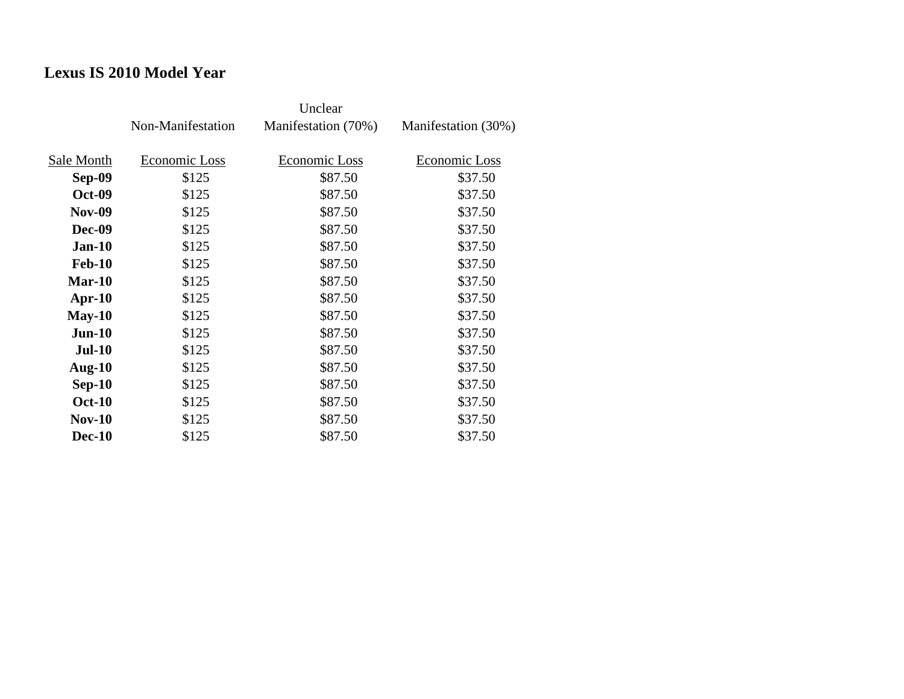**Lexus IS 2010 Model Year**

| | Non-Manifestation | Unclear Manifestation (70%) | Manifestation (30%) |
|---|---|---|---|
| Sale Month | Economic Loss | Economic Loss | Economic Loss |
| **Sep-09** | $125 | $87.50 | $37.50 |
| **Oct-09** | $125 | $87.50 | $37.50 |
| **Nov-09** | $125 | $87.50 | $37.50 |
| **Dec-09** | $125 | $87.50 | $37.50 |
| **Jan-10** | $125 | $87.50 | $37.50 |
| **Feb-10** | $125 | $87.50 | $37.50 |
| **Mar-10** | $125 | $87.50 | $37.50 |
| **Apr-10** | $125 | $87.50 | $37.50 |
| **May-10** | $125 | $87.50 | $37.50 |
| **Jun-10** | $125 | $87.50 | $37.50 |
| **Jul-10** | $125 | $87.50 | $37.50 |
| **Aug-10** | $125 | $87.50 | $37.50 |
| **Sep-10** | $125 | $87.50 | $37.50 |
| **Oct-10** | $125 | $87.50 | $37.50 |
| **Nov-10** | $125 | $87.50 | $37.50 |
| **Dec-10** | $125 | $87.50 | $37.50 |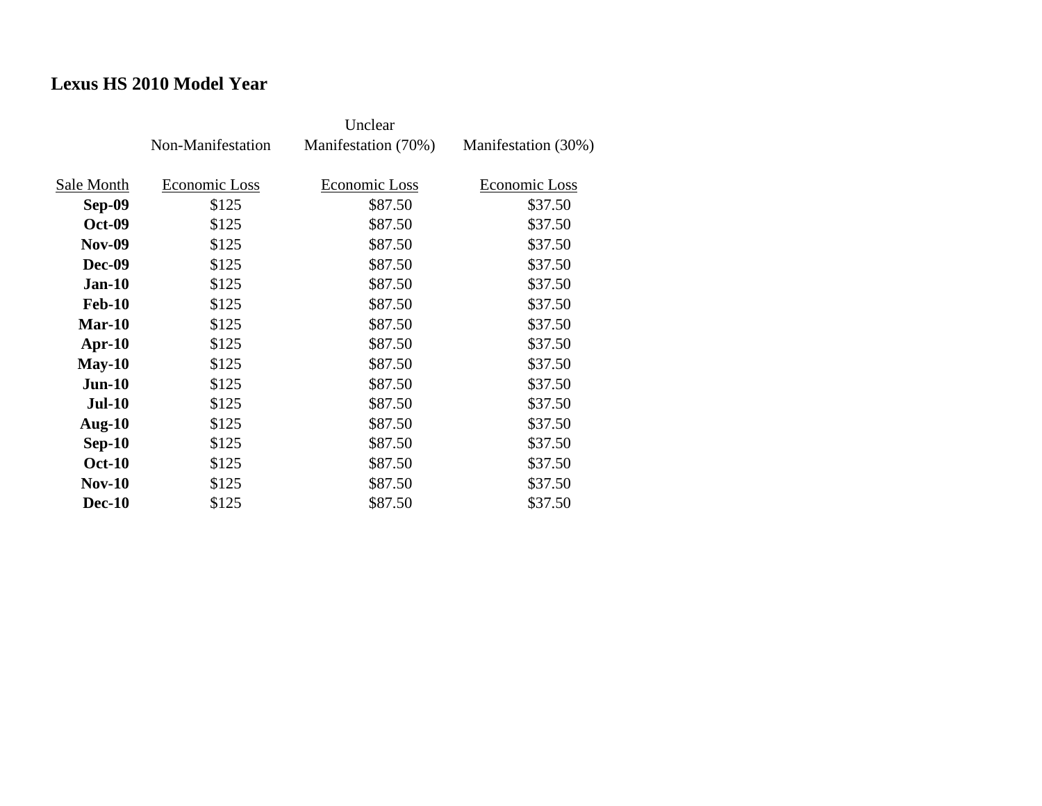# Lexus HS 2010 Model Year

| | Non-Manifestation | Unclear Manifestation (70%) | Manifestation (30%) |
|---|---|---|---|
| Sale Month | Economic Loss | Economic Loss | Economic Loss |
| **Sep-09** | $125 | $87.50 | $37.50 |
| **Oct-09** | $125 | $87.50 | $37.50 |
| **Nov-09** | $125 | $87.50 | $37.50 |
| **Dec-09** | $125 | $87.50 | $37.50 |
| **Jan-10** | $125 | $87.50 | $37.50 |
| **Feb-10** | $125 | $87.50 | $37.50 |
| **Mar-10** | $125 | $87.50 | $37.50 |
| **Apr-10** | $125 | $87.50 | $37.50 |
| **May-10** | $125 | $87.50 | $37.50 |
| **Jun-10** | $125 | $87.50 | $37.50 |
| **Jul-10** | $125 | $87.50 | $37.50 |
| **Aug-10** | $125 | $87.50 | $37.50 |
| **Sep-10** | $125 | $87.50 | $37.50 |
| **Oct-10** | $125 | $87.50 | $37.50 |
| **Nov-10** | $125 | $87.50 | $37.50 |
| **Dec-10** | $125 | $87.50 | $37.50 |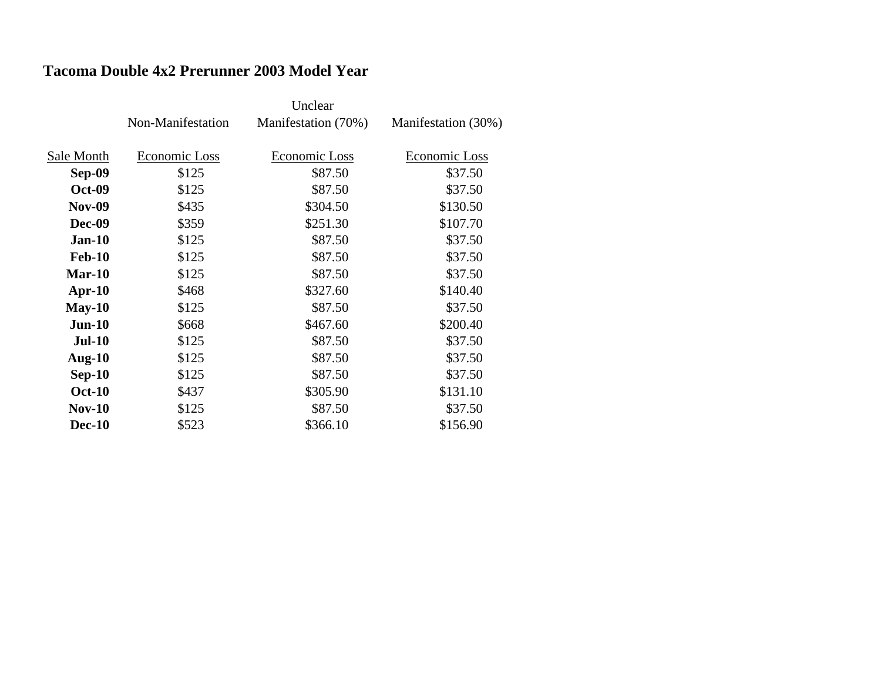# Tacoma Double 4x2 Prerunner 2003 Model Year

| | Non-Manifestation | Unclear Manifestation (70%) | Manifestation (30%) |
|---|---|---|---|
| Sale Month | Economic Loss | Economic Loss | Economic Loss |
| **Sep-09** | $125 | $87.50 | $37.50 |
| **Oct-09** | $125 | $87.50 | $37.50 |
| **Nov-09** | $435 | $304.50 | $130.50 |
| **Dec-09** | $359 | $251.30 | $107.70 |
| **Jan-10** | $125 | $87.50 | $37.50 |
| **Feb-10** | $125 | $87.50 | $37.50 |
| **Mar-10** | $125 | $87.50 | $37.50 |
| **Apr-10** | $468 | $327.60 | $140.40 |
| **May-10** | $125 | $87.50 | $37.50 |
| **Jun-10** | $668 | $467.60 | $200.40 |
| **Jul-10** | $125 | $87.50 | $37.50 |
| **Aug-10** | $125 | $87.50 | $37.50 |
| **Sep-10** | $125 | $87.50 | $37.50 |
| **Oct-10** | $437 | $305.90 | $131.10 |
| **Nov-10** | $125 | $87.50 | $37.50 |
| **Dec-10** | $523 | $366.10 | $156.90 |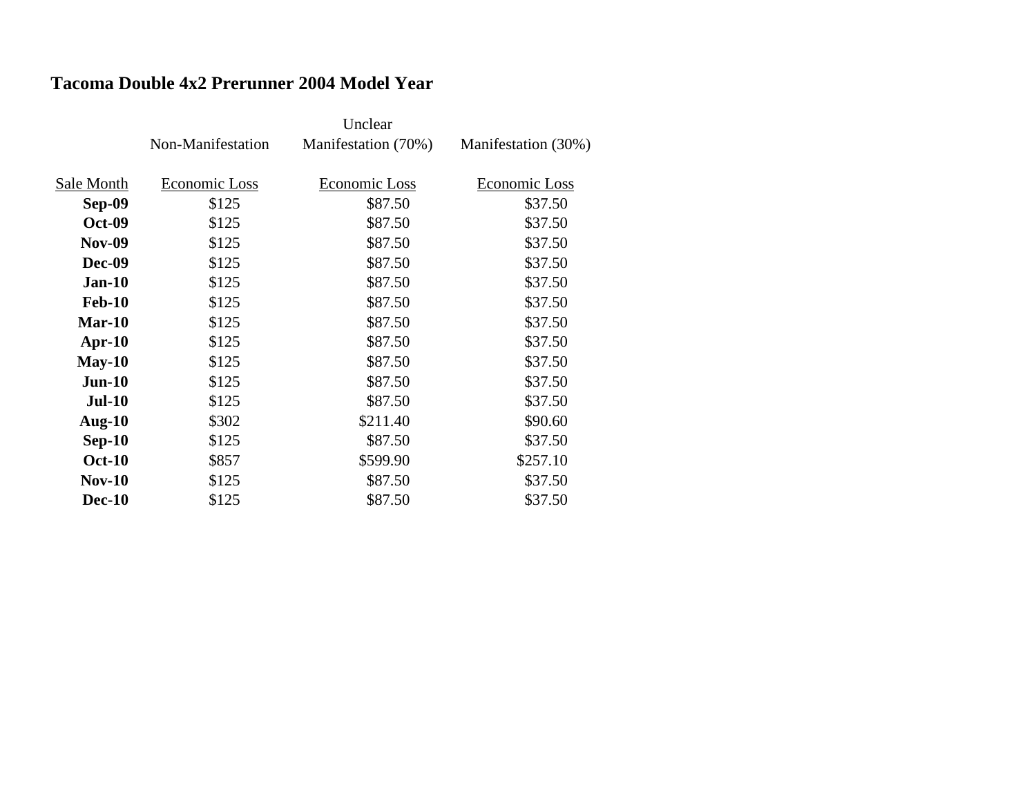**Tacoma Double 4x2 Prerunner 2004 Model Year**

| | Non-Manifestation | Unclear Manifestation (70%) | Manifestation (30%) |
|---|---|---|---|
| Sale Month | Economic Loss | Economic Loss | Economic Loss |
| **Sep-09** | $125 | $87.50 | $37.50 |
| **Oct-09** | $125 | $87.50 | $37.50 |
| **Nov-09** | $125 | $87.50 | $37.50 |
| **Dec-09** | $125 | $87.50 | $37.50 |
| **Jan-10** | $125 | $87.50 | $37.50 |
| **Feb-10** | $125 | $87.50 | $37.50 |
| **Mar-10** | $125 | $87.50 | $37.50 |
| **Apr-10** | $125 | $87.50 | $37.50 |
| **May-10** | $125 | $87.50 | $37.50 |
| **Jun-10** | $125 | $87.50 | $37.50 |
| **Jul-10** | $125 | $87.50 | $37.50 |
| **Aug-10** | $302 | $211.40 | $90.60 |
| **Sep-10** | $125 | $87.50 | $37.50 |
| **Oct-10** | $857 | $599.90 | $257.10 |
| **Nov-10** | $125 | $87.50 | $37.50 |
| **Dec-10** | $125 | $87.50 | $37.50 |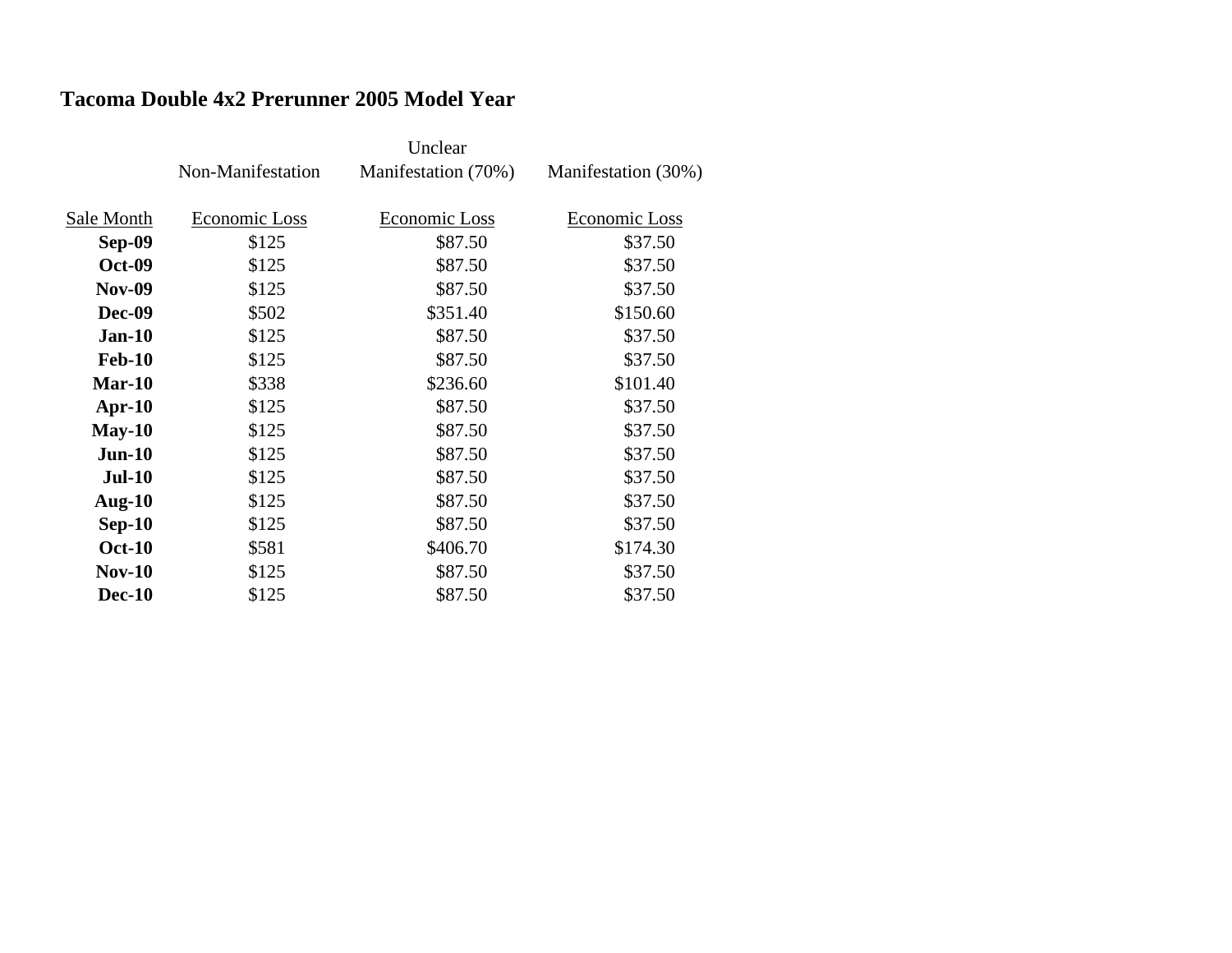**Tacoma Double 4x2 Prerunner 2005 Model Year**

| | Non-Manifestation | Unclear Manifestation (70%) | Manifestation (30%) |
|---|---|---|---|
| Sale Month | Economic Loss | Economic Loss | Economic Loss |
| **Sep-09** | $125 | $87.50 | $37.50 |
| **Oct-09** | $125 | $87.50 | $37.50 |
| **Nov-09** | $125 | $87.50 | $37.50 |
| **Dec-09** | $502 | $351.40 | $150.60 |
| **Jan-10** | $125 | $87.50 | $37.50 |
| **Feb-10** | $125 | $87.50 | $37.50 |
| **Mar-10** | $338 | $236.60 | $101.40 |
| **Apr-10** | $125 | $87.50 | $37.50 |
| **May-10** | $125 | $87.50 | $37.50 |
| **Jun-10** | $125 | $87.50 | $37.50 |
| **Jul-10** | $125 | $87.50 | $37.50 |
| **Aug-10** | $125 | $87.50 | $37.50 |
| **Sep-10** | $125 | $87.50 | $37.50 |
| **Oct-10** | $581 | $406.70 | $174.30 |
| **Nov-10** | $125 | $87.50 | $37.50 |
| **Dec-10** | $125 | $87.50 | $37.50 |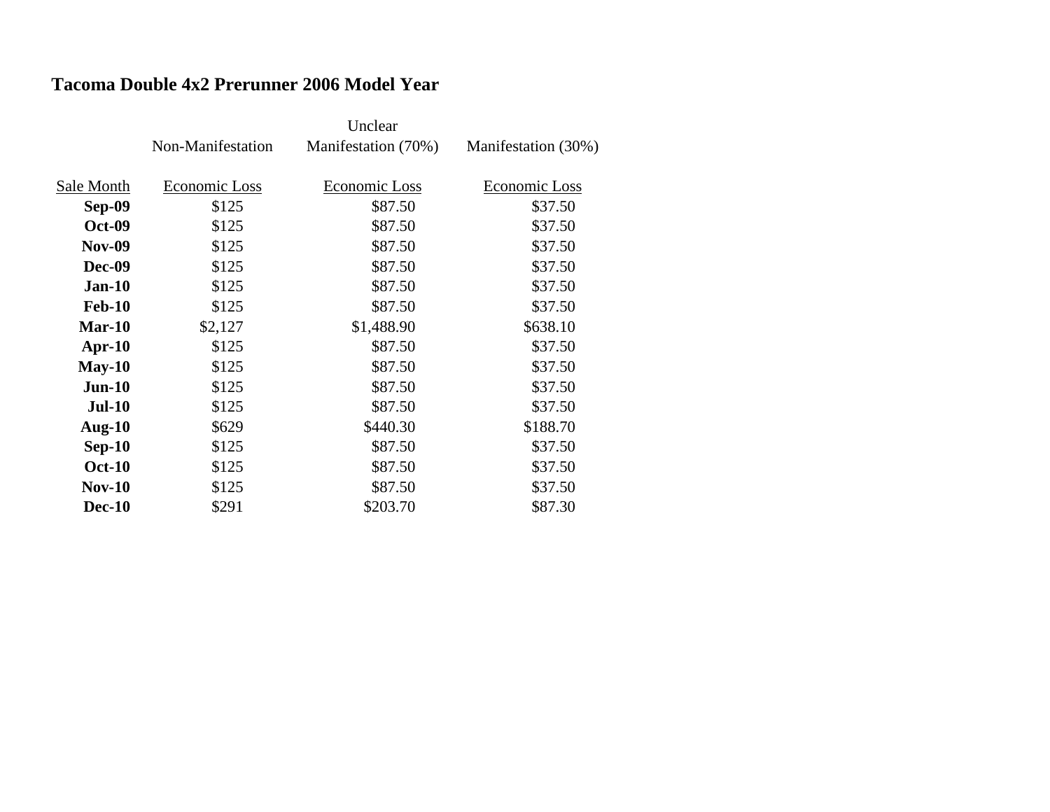## Tacoma Double 4x2 Prerunner 2006 Model Year

| | Non-Manifestation | Unclear Manifestation (70%) | Manifestation (30%) |
|---|---|---|---|
| Sale Month | Economic Loss | Economic Loss | Economic Loss |
| **Sep-09** | $125 | $87.50 | $37.50 |
| **Oct-09** | $125 | $87.50 | $37.50 |
| **Nov-09** | $125 | $87.50 | $37.50 |
| **Dec-09** | $125 | $87.50 | $37.50 |
| **Jan-10** | $125 | $87.50 | $37.50 |
| **Feb-10** | $125 | $87.50 | $37.50 |
| **Mar-10** | $2,127 | $1,488.90 | $638.10 |
| **Apr-10** | $125 | $87.50 | $37.50 |
| **May-10** | $125 | $87.50 | $37.50 |
| **Jun-10** | $125 | $87.50 | $37.50 |
| **Jul-10** | $125 | $87.50 | $37.50 |
| **Aug-10** | $629 | $440.30 | $188.70 |
| **Sep-10** | $125 | $87.50 | $37.50 |
| **Oct-10** | $125 | $87.50 | $37.50 |
| **Nov-10** | $125 | $87.50 | $37.50 |
| **Dec-10** | $291 | $203.70 | $87.30 |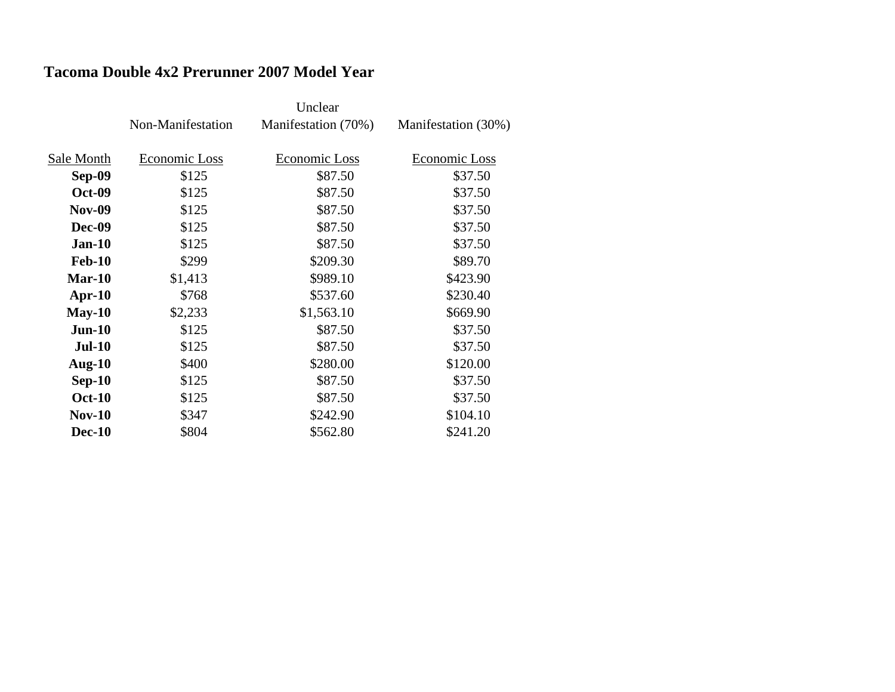## Tacoma Double 4x2 Prerunner 2007 Model Year

| | Non-Manifestation | Unclear Manifestation (70%) | Manifestation (30%) |
|---|---|---|---|
| Sale Month | Economic Loss | Economic Loss | Economic Loss |
| **Sep-09** | $125 | $87.50 | $37.50 |
| **Oct-09** | $125 | $87.50 | $37.50 |
| **Nov-09** | $125 | $87.50 | $37.50 |
| **Dec-09** | $125 | $87.50 | $37.50 |
| **Jan-10** | $125 | $87.50 | $37.50 |
| **Feb-10** | $299 | $209.30 | $89.70 |
| **Mar-10** | $1,413 | $989.10 | $423.90 |
| **Apr-10** | $768 | $537.60 | $230.40 |
| **May-10** | $2,233 | $1,563.10 | $669.90 |
| **Jun-10** | $125 | $87.50 | $37.50 |
| **Jul-10** | $125 | $87.50 | $37.50 |
| **Aug-10** | $400 | $280.00 | $120.00 |
| **Sep-10** | $125 | $87.50 | $37.50 |
| **Oct-10** | $125 | $87.50 | $37.50 |
| **Nov-10** | $347 | $242.90 | $104.10 |
| **Dec-10** | $804 | $562.80 | $241.20 |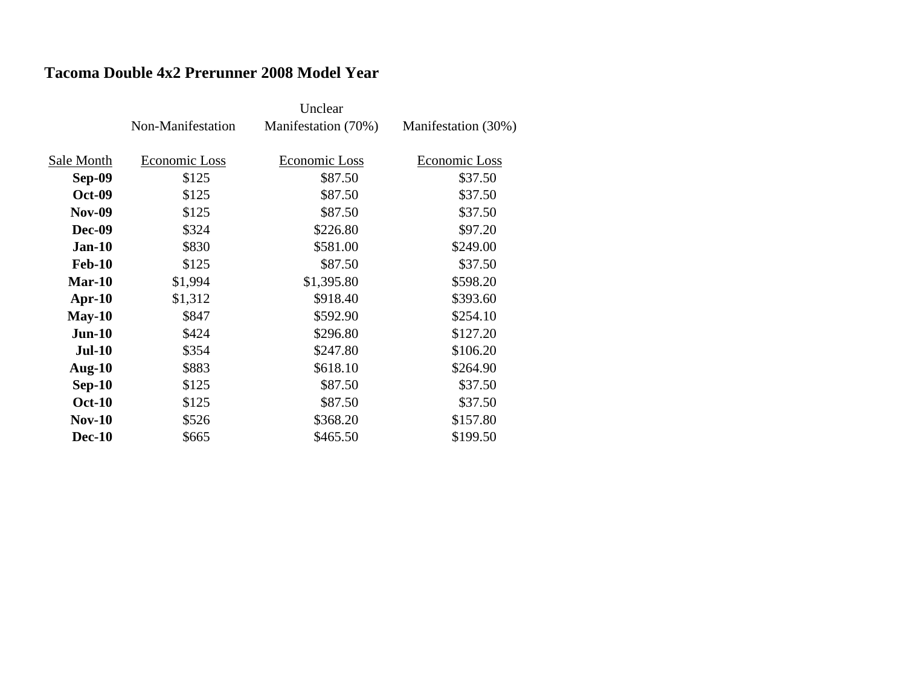## Tacoma Double 4x2 Prerunner 2008 Model Year

| | Non-Manifestation | Unclear Manifestation (70%) | Manifestation (30%) |
|---|---|---|---|
| Sale Month | Economic Loss | Economic Loss | Economic Loss |
| **Sep-09** | $125 | $87.50 | $37.50 |
| **Oct-09** | $125 | $87.50 | $37.50 |
| **Nov-09** | $125 | $87.50 | $37.50 |
| **Dec-09** | $324 | $226.80 | $97.20 |
| **Jan-10** | $830 | $581.00 | $249.00 |
| **Feb-10** | $125 | $87.50 | $37.50 |
| **Mar-10** | $1,994 | $1,395.80 | $598.20 |
| **Apr-10** | $1,312 | $918.40 | $393.60 |
| **May-10** | $847 | $592.90 | $254.10 |
| **Jun-10** | $424 | $296.80 | $127.20 |
| **Jul-10** | $354 | $247.80 | $106.20 |
| **Aug-10** | $883 | $618.10 | $264.90 |
| **Sep-10** | $125 | $87.50 | $37.50 |
| **Oct-10** | $125 | $87.50 | $37.50 |
| **Nov-10** | $526 | $368.20 | $157.80 |
| **Dec-10** | $665 | $465.50 | $199.50 |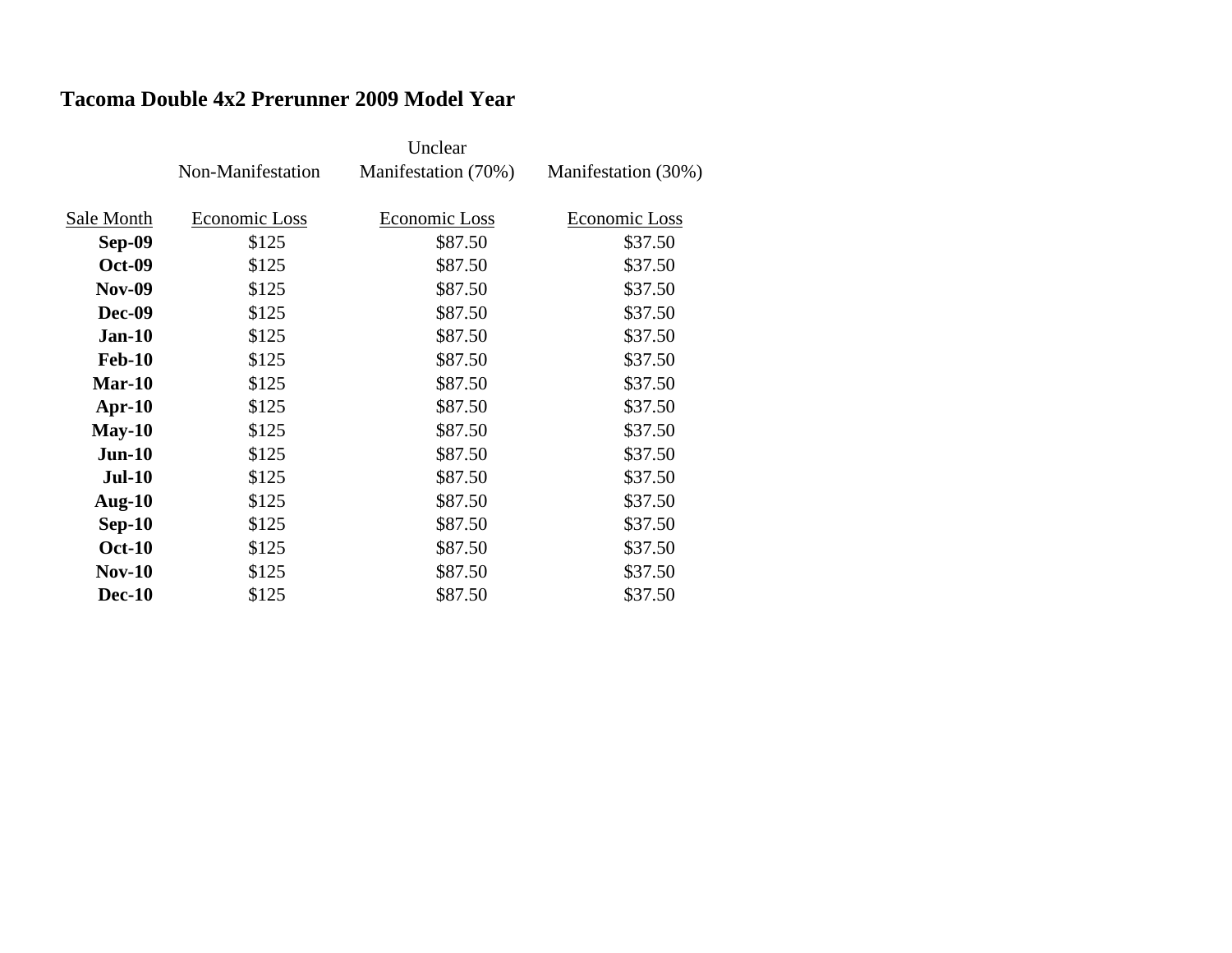## Tacoma Double 4x2 Prerunner 2009 Model Year

| | Non-Manifestation | Unclear Manifestation (70%) | Manifestation (30%) |
|---|---|---|---|
| Sale Month | Economic Loss | Economic Loss | Economic Loss |
| **Sep-09** | $125 | $87.50 | $37.50 |
| **Oct-09** | $125 | $87.50 | $37.50 |
| **Nov-09** | $125 | $87.50 | $37.50 |
| **Dec-09** | $125 | $87.50 | $37.50 |
| **Jan-10** | $125 | $87.50 | $37.50 |
| **Feb-10** | $125 | $87.50 | $37.50 |
| **Mar-10** | $125 | $87.50 | $37.50 |
| **Apr-10** | $125 | $87.50 | $37.50 |
| **May-10** | $125 | $87.50 | $37.50 |
| **Jun-10** | $125 | $87.50 | $37.50 |
| **Jul-10** | $125 | $87.50 | $37.50 |
| **Aug-10** | $125 | $87.50 | $37.50 |
| **Sep-10** | $125 | $87.50 | $37.50 |
| **Oct-10** | $125 | $87.50 | $37.50 |
| **Nov-10** | $125 | $87.50 | $37.50 |
| **Dec-10** | $125 | $87.50 | $37.50 |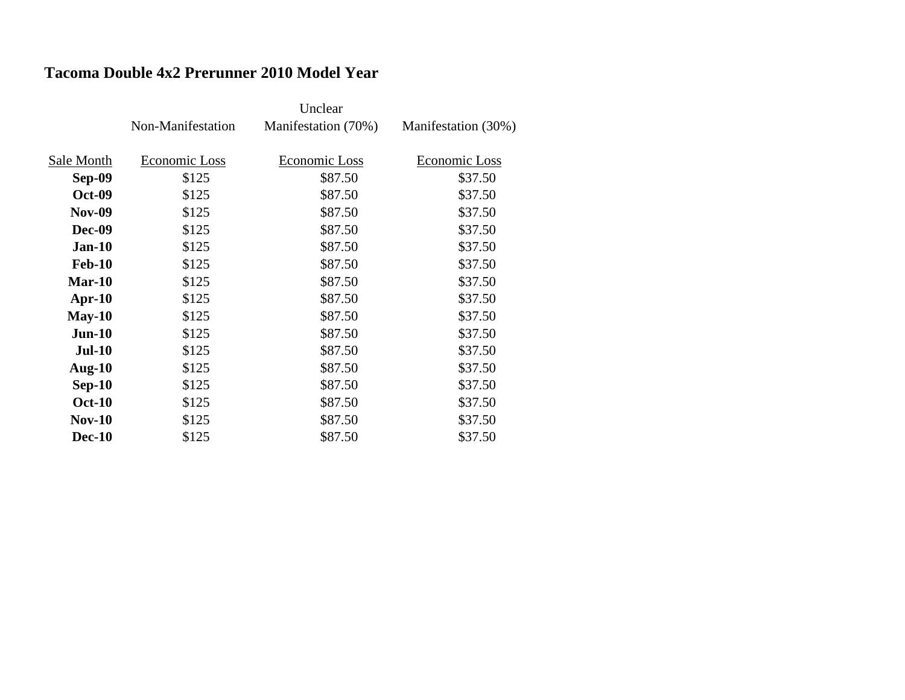## Tacoma Double 4x2 Prerunner 2010 Model Year

| | Non-Manifestation | Unclear Manifestation (70%) | Manifestation (30%) |
|---|---|---|---|
| Sale Month | Economic Loss | Economic Loss | Economic Loss |
| **Sep-09** | $125 | $87.50 | $37.50 |
| **Oct-09** | $125 | $87.50 | $37.50 |
| **Nov-09** | $125 | $87.50 | $37.50 |
| **Dec-09** | $125 | $87.50 | $37.50 |
| **Jan-10** | $125 | $87.50 | $37.50 |
| **Feb-10** | $125 | $87.50 | $37.50 |
| **Mar-10** | $125 | $87.50 | $37.50 |
| **Apr-10** | $125 | $87.50 | $37.50 |
| **May-10** | $125 | $87.50 | $37.50 |
| **Jun-10** | $125 | $87.50 | $37.50 |
| **Jul-10** | $125 | $87.50 | $37.50 |
| **Aug-10** | $125 | $87.50 | $37.50 |
| **Sep-10** | $125 | $87.50 | $37.50 |
| **Oct-10** | $125 | $87.50 | $37.50 |
| **Nov-10** | $125 | $87.50 | $37.50 |
| **Dec-10** | $125 | $87.50 | $37.50 |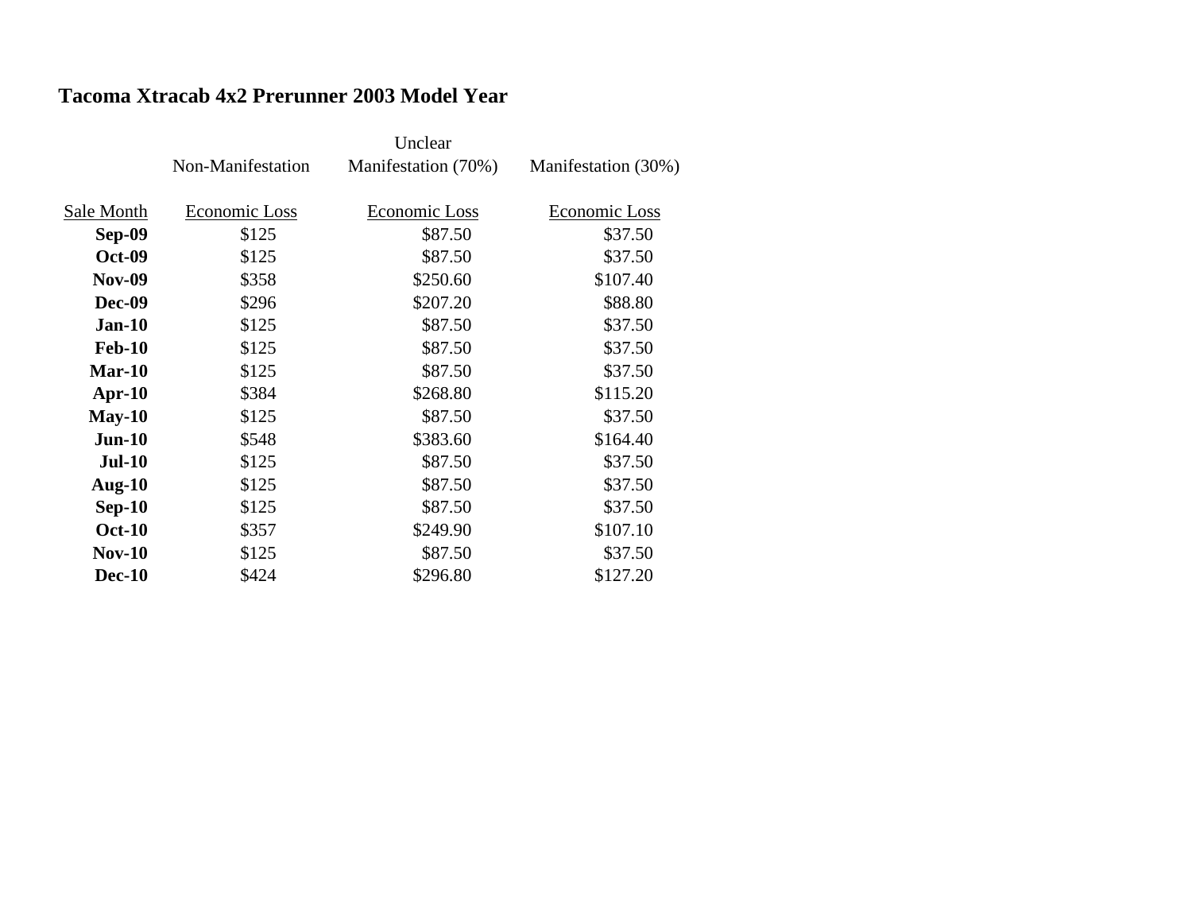## Tacoma Xtracab 4x2 Prerunner 2003 Model Year

| Sale Month | Non-Manifestation Economic Loss | Unclear Manifestation (70%) Economic Loss | Manifestation (30%) Economic Loss |
|---|---|---|---|
| **Sep-09** | $125 | $87.50 | $37.50 |
| **Oct-09** | $125 | $87.50 | $37.50 |
| **Nov-09** | $358 | $250.60 | $107.40 |
| **Dec-09** | $296 | $207.20 | $88.80 |
| **Jan-10** | $125 | $87.50 | $37.50 |
| **Feb-10** | $125 | $87.50 | $37.50 |
| **Mar-10** | $125 | $87.50 | $37.50 |
| **Apr-10** | $384 | $268.80 | $115.20 |
| **May-10** | $125 | $87.50 | $37.50 |
| **Jun-10** | $548 | $383.60 | $164.40 |
| **Jul-10** | $125 | $87.50 | $37.50 |
| **Aug-10** | $125 | $87.50 | $37.50 |
| **Sep-10** | $125 | $87.50 | $37.50 |
| **Oct-10** | $357 | $249.90 | $107.10 |
| **Nov-10** | $125 | $87.50 | $37.50 |
| **Dec-10** | $424 | $296.80 | $127.20 |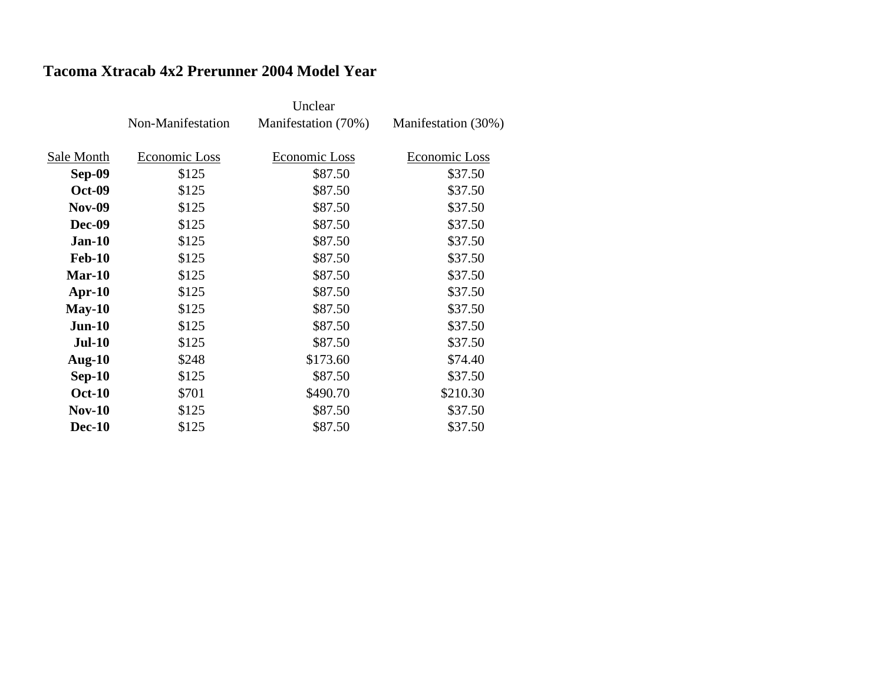## Tacoma Xtracab 4x2 Prerunner 2004 Model Year

| | Non-Manifestation | Unclear Manifestation (70%) | Manifestation (30%) |
|---|---|---|---|
| Sale Month | Economic Loss | Economic Loss | Economic Loss |
| **Sep-09** | $125 | $87.50 | $37.50 |
| **Oct-09** | $125 | $87.50 | $37.50 |
| **Nov-09** | $125 | $87.50 | $37.50 |
| **Dec-09** | $125 | $87.50 | $37.50 |
| **Jan-10** | $125 | $87.50 | $37.50 |
| **Feb-10** | $125 | $87.50 | $37.50 |
| **Mar-10** | $125 | $87.50 | $37.50 |
| **Apr-10** | $125 | $87.50 | $37.50 |
| **May-10** | $125 | $87.50 | $37.50 |
| **Jun-10** | $125 | $87.50 | $37.50 |
| **Jul-10** | $125 | $87.50 | $37.50 |
| **Aug-10** | $248 | $173.60 | $74.40 |
| **Sep-10** | $125 | $87.50 | $37.50 |
| **Oct-10** | $701 | $490.70 | $210.30 |
| **Nov-10** | $125 | $87.50 | $37.50 |
| **Dec-10** | $125 | $87.50 | $37.50 |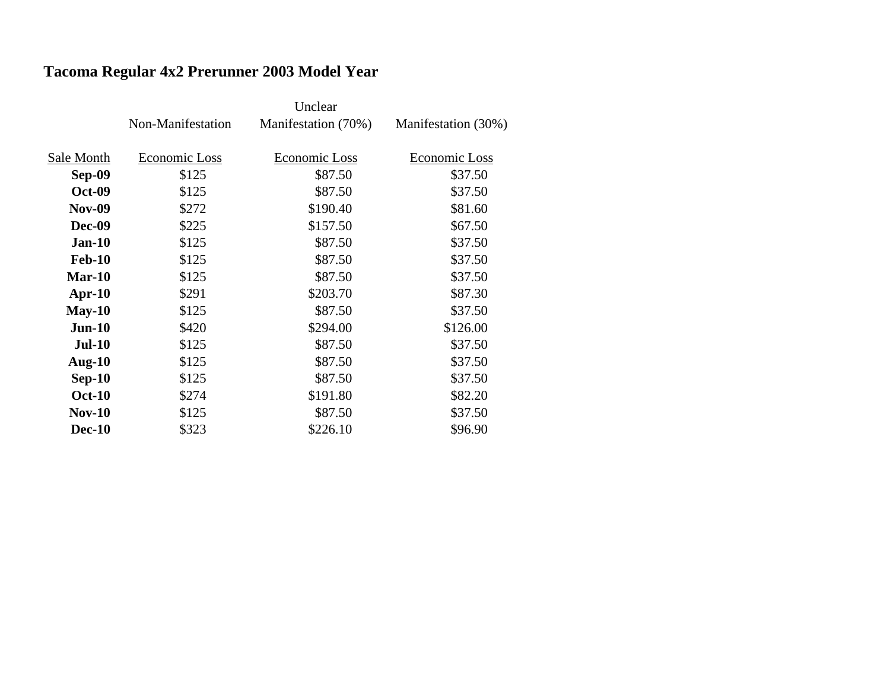## Tacoma Regular 4x2 Prerunner 2003 Model Year

| | Non-Manifestation | Unclear Manifestation (70%) | Manifestation (30%) |
|---|---|---|---|
| Sale Month | Economic Loss | Economic Loss | Economic Loss |
| **Sep-09** | $125 | $87.50 | $37.50 |
| **Oct-09** | $125 | $87.50 | $37.50 |
| **Nov-09** | $272 | $190.40 | $81.60 |
| **Dec-09** | $225 | $157.50 | $67.50 |
| **Jan-10** | $125 | $87.50 | $37.50 |
| **Feb-10** | $125 | $87.50 | $37.50 |
| **Mar-10** | $125 | $87.50 | $37.50 |
| **Apr-10** | $291 | $203.70 | $87.30 |
| **May-10** | $125 | $87.50 | $37.50 |
| **Jun-10** | $420 | $294.00 | $126.00 |
| **Jul-10** | $125 | $87.50 | $37.50 |
| **Aug-10** | $125 | $87.50 | $37.50 |
| **Sep-10** | $125 | $87.50 | $37.50 |
| **Oct-10** | $274 | $191.80 | $82.20 |
| **Nov-10** | $125 | $87.50 | $37.50 |
| **Dec-10** | $323 | $226.10 | $96.90 |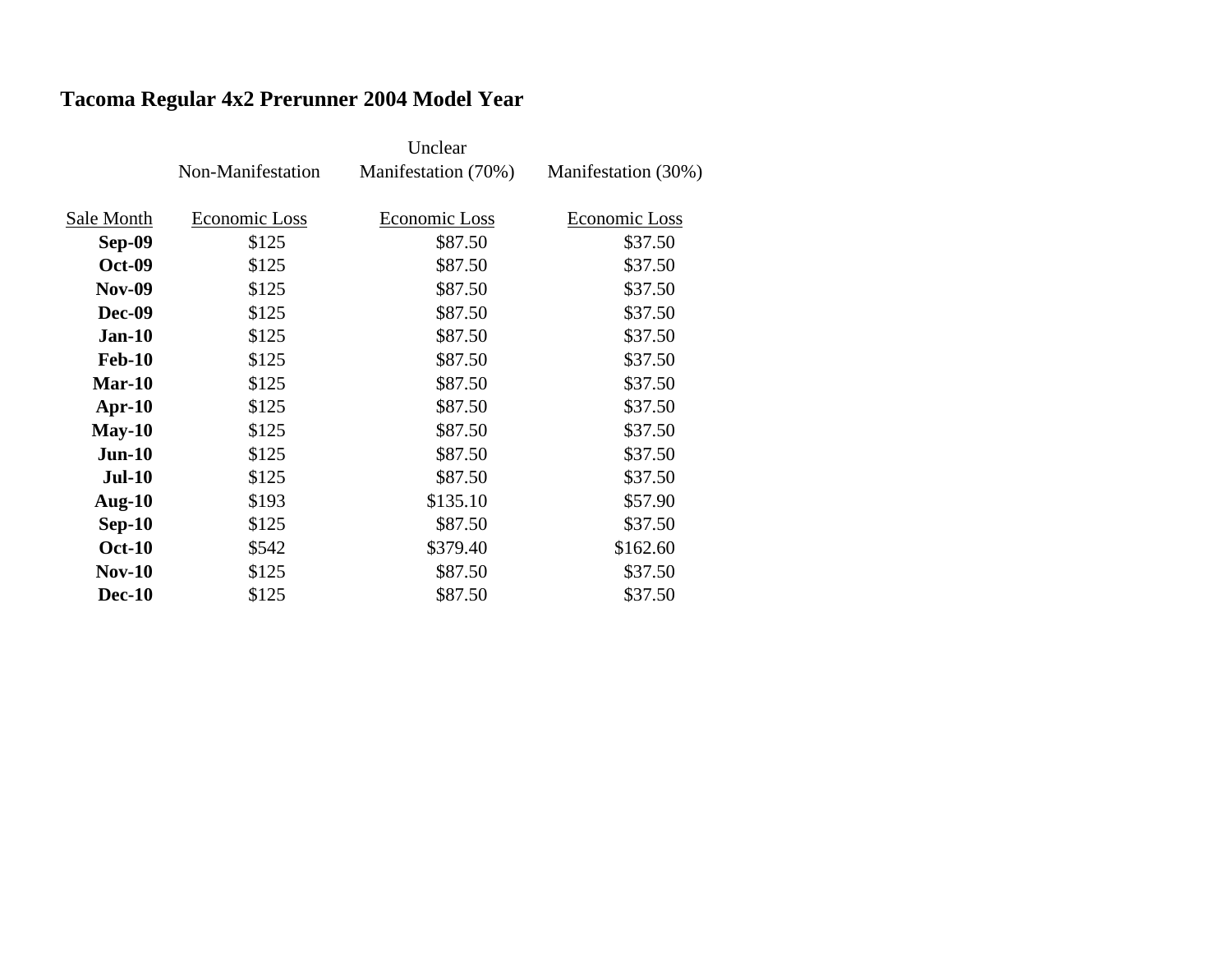## Tacoma Regular 4x2 Prerunner 2004 Model Year

| | Non-Manifestation | Unclear Manifestation (70%) | Manifestation (30%) |
|---|---|---|---|
| Sale Month | Economic Loss | Economic Loss | Economic Loss |
| **Sep-09** | $125 | $87.50 | $37.50 |
| **Oct-09** | $125 | $87.50 | $37.50 |
| **Nov-09** | $125 | $87.50 | $37.50 |
| **Dec-09** | $125 | $87.50 | $37.50 |
| **Jan-10** | $125 | $87.50 | $37.50 |
| **Feb-10** | $125 | $87.50 | $37.50 |
| **Mar-10** | $125 | $87.50 | $37.50 |
| **Apr-10** | $125 | $87.50 | $37.50 |
| **May-10** | $125 | $87.50 | $37.50 |
| **Jun-10** | $125 | $87.50 | $37.50 |
| **Jul-10** | $125 | $87.50 | $37.50 |
| **Aug-10** | $193 | $135.10 | $57.90 |
| **Sep-10** | $125 | $87.50 | $37.50 |
| **Oct-10** | $542 | $379.40 | $162.60 |
| **Nov-10** | $125 | $87.50 | $37.50 |
| **Dec-10** | $125 | $87.50 | $37.50 |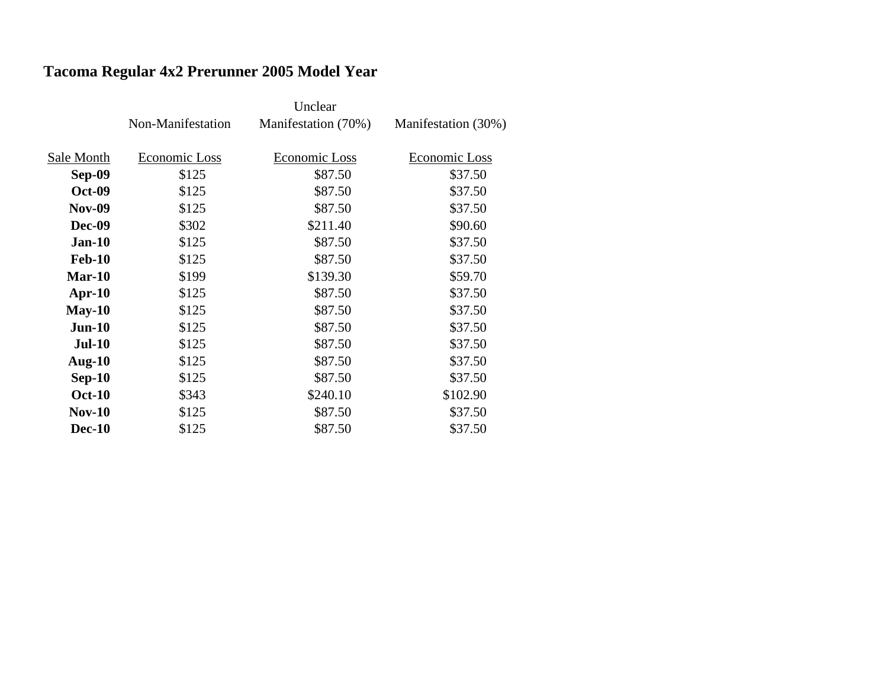**Tacoma Regular 4x2 Prerunner 2005 Model Year**

| | Non-Manifestation | Unclear Manifestation (70%) | Manifestation (30%) |
|---|---|---|---|
| Sale Month | Economic Loss | Economic Loss | Economic Loss |
| **Sep-09** | $125 | $87.50 | $37.50 |
| **Oct-09** | $125 | $87.50 | $37.50 |
| **Nov-09** | $125 | $87.50 | $37.50 |
| **Dec-09** | $302 | $211.40 | $90.60 |
| **Jan-10** | $125 | $87.50 | $37.50 |
| **Feb-10** | $125 | $87.50 | $37.50 |
| **Mar-10** | $199 | $139.30 | $59.70 |
| **Apr-10** | $125 | $87.50 | $37.50 |
| **May-10** | $125 | $87.50 | $37.50 |
| **Jun-10** | $125 | $87.50 | $37.50 |
| **Jul-10** | $125 | $87.50 | $37.50 |
| **Aug-10** | $125 | $87.50 | $37.50 |
| **Sep-10** | $125 | $87.50 | $37.50 |
| **Oct-10** | $343 | $240.10 | $102.90 |
| **Nov-10** | $125 | $87.50 | $37.50 |
| **Dec-10** | $125 | $87.50 | $37.50 |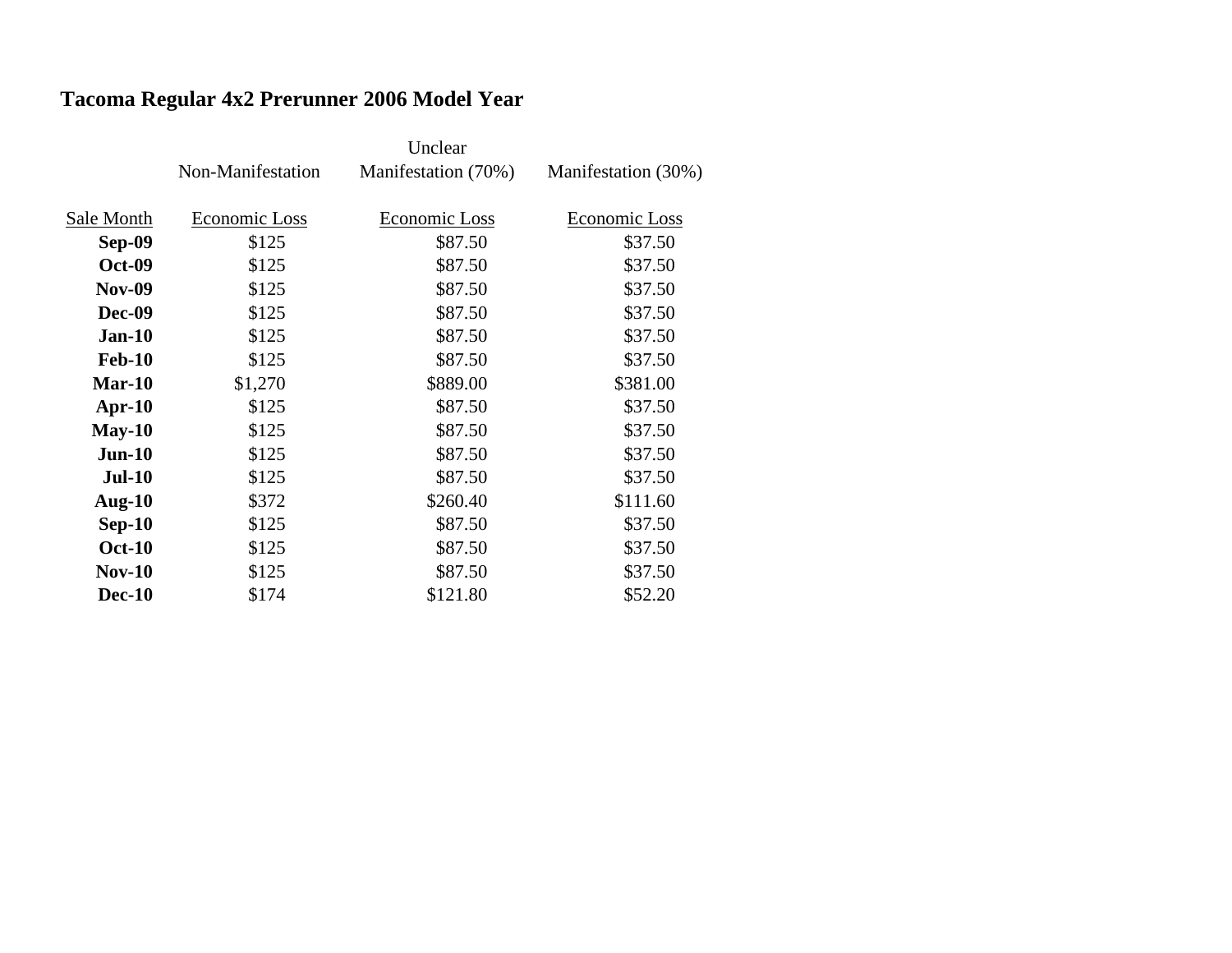## Tacoma Regular 4x2 Prerunner 2006 Model Year

| | Non-Manifestation | Unclear Manifestation (70%) | Manifestation (30%) |
|---|---|---|---|
| Sale Month | Economic Loss | Economic Loss | Economic Loss |
| **Sep-09** | $125 | $87.50 | $37.50 |
| **Oct-09** | $125 | $87.50 | $37.50 |
| **Nov-09** | $125 | $87.50 | $37.50 |
| **Dec-09** | $125 | $87.50 | $37.50 |
| **Jan-10** | $125 | $87.50 | $37.50 |
| **Feb-10** | $125 | $87.50 | $37.50 |
| **Mar-10** | $1,270 | $889.00 | $381.00 |
| **Apr-10** | $125 | $87.50 | $37.50 |
| **May-10** | $125 | $87.50 | $37.50 |
| **Jun-10** | $125 | $87.50 | $37.50 |
| **Jul-10** | $125 | $87.50 | $37.50 |
| **Aug-10** | $372 | $260.40 | $111.60 |
| **Sep-10** | $125 | $87.50 | $37.50 |
| **Oct-10** | $125 | $87.50 | $37.50 |
| **Nov-10** | $125 | $87.50 | $37.50 |
| **Dec-10** | $174 | $121.80 | $52.20 |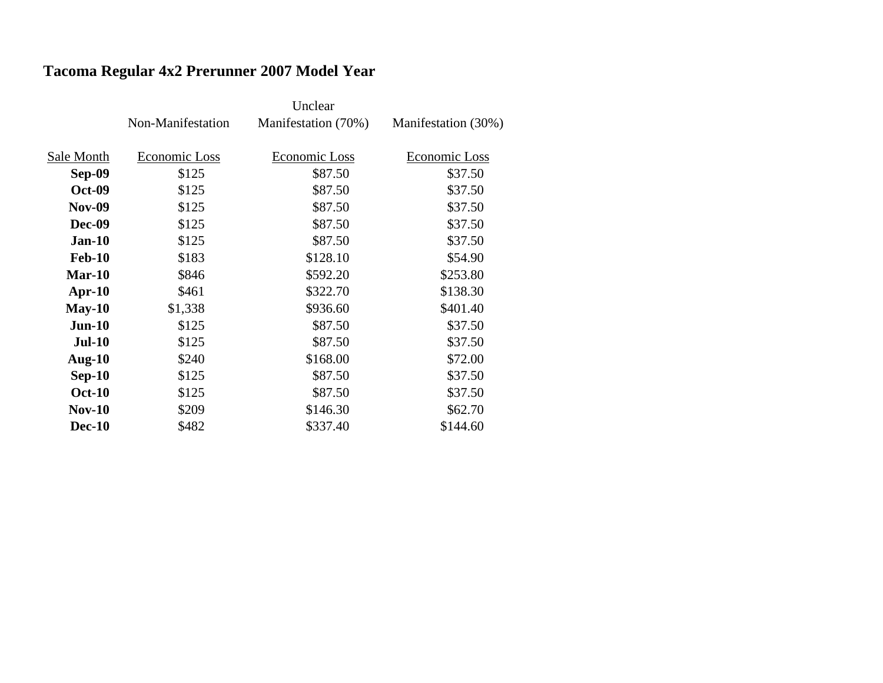# Tacoma Regular 4x2 Prerunner 2007 Model Year

| Sale Month | Non-Manifestation<br>Economic Loss | Unclear Manifestation (70%)<br>Economic Loss | Manifestation (30%)<br>Economic Loss |
|---|---|---|---|
| **Sep-09** | $125 | $87.50 | $37.50 |
| **Oct-09** | $125 | $87.50 | $37.50 |
| **Nov-09** | $125 | $87.50 | $37.50 |
| **Dec-09** | $125 | $87.50 | $37.50 |
| **Jan-10** | $125 | $87.50 | $37.50 |
| **Feb-10** | $183 | $128.10 | $54.90 |
| **Mar-10** | $846 | $592.20 | $253.80 |
| **Apr-10** | $461 | $322.70 | $138.30 |
| **May-10** | $1,338 | $936.60 | $401.40 |
| **Jun-10** | $125 | $87.50 | $37.50 |
| **Jul-10** | $125 | $87.50 | $37.50 |
| **Aug-10** | $240 | $168.00 | $72.00 |
| **Sep-10** | $125 | $87.50 | $37.50 |
| **Oct-10** | $125 | $87.50 | $37.50 |
| **Nov-10** | $209 | $146.30 | $62.70 |
| **Dec-10** | $482 | $337.40 | $144.60 |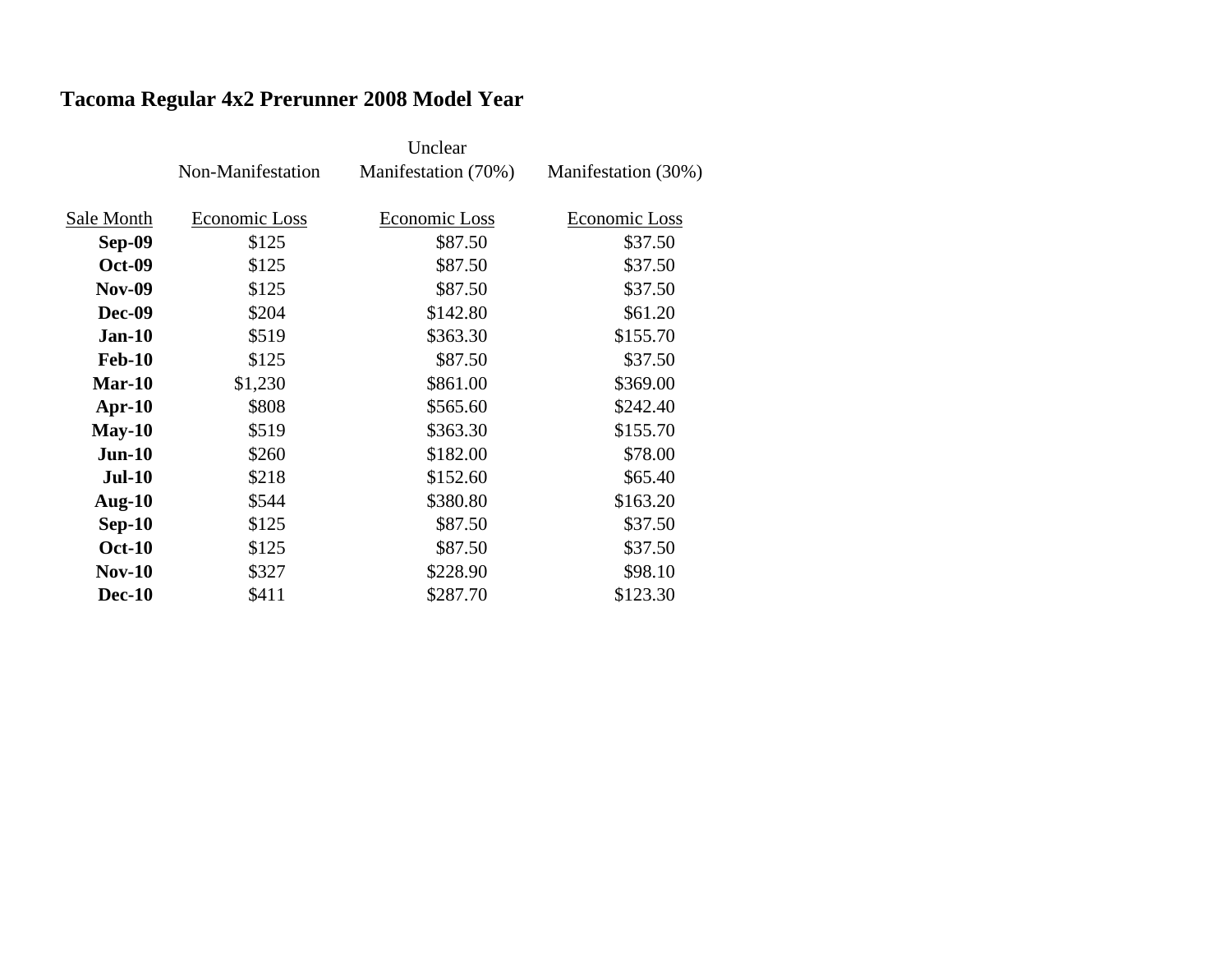## Tacoma Regular 4x2 Prerunner 2008 Model Year

| Sale Month | Non-Manifestation<br>Economic Loss | Unclear Manifestation (70%)<br>Economic Loss | Manifestation (30%)<br>Economic Loss |
|---|---|---|---|
| **Sep-09** | $125 | $87.50 | $37.50 |
| **Oct-09** | $125 | $87.50 | $37.50 |
| **Nov-09** | $125 | $87.50 | $37.50 |
| **Dec-09** | $204 | $142.80 | $61.20 |
| **Jan-10** | $519 | $363.30 | $155.70 |
| **Feb-10** | $125 | $87.50 | $37.50 |
| **Mar-10** | $1,230 | $861.00 | $369.00 |
| **Apr-10** | $808 | $565.60 | $242.40 |
| **May-10** | $519 | $363.30 | $155.70 |
| **Jun-10** | $260 | $182.00 | $78.00 |
| **Jul-10** | $218 | $152.60 | $65.40 |
| **Aug-10** | $544 | $380.80 | $163.20 |
| **Sep-10** | $125 | $87.50 | $37.50 |
| **Oct-10** | $125 | $87.50 | $37.50 |
| **Nov-10** | $327 | $228.90 | $98.10 |
| **Dec-10** | $411 | $287.70 | $123.30 |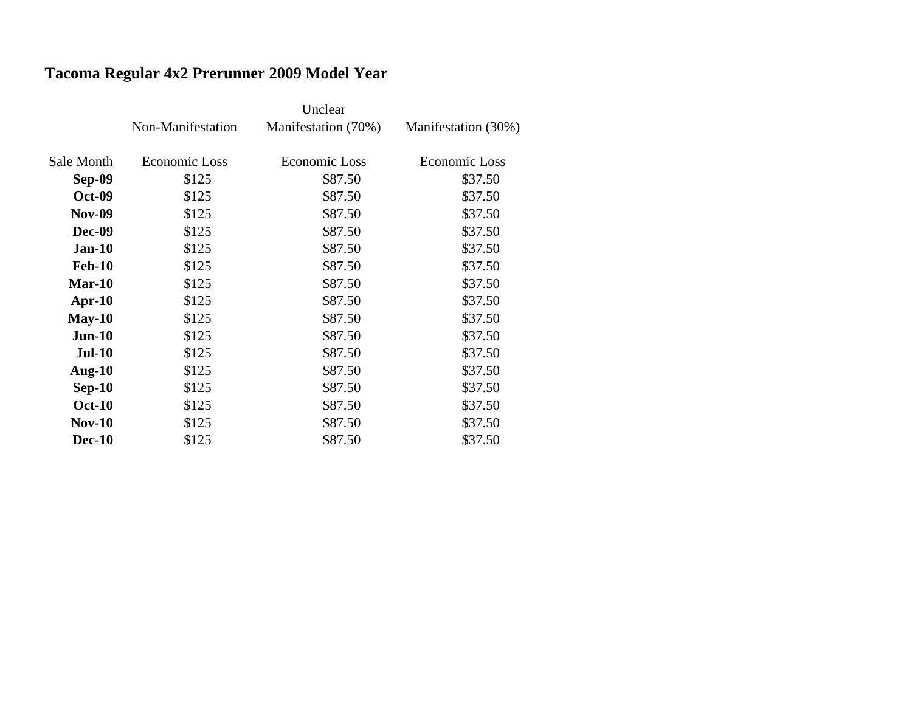## Tacoma Regular 4x2 Prerunner 2009 Model Year

| | Non-Manifestation | Unclear Manifestation (70%) | Manifestation (30%) |
|---|---|---|---|
| Sale Month | Economic Loss | Economic Loss | Economic Loss |
| **Sep-09** | $125 | $87.50 | $37.50 |
| **Oct-09** | $125 | $87.50 | $37.50 |
| **Nov-09** | $125 | $87.50 | $37.50 |
| **Dec-09** | $125 | $87.50 | $37.50 |
| **Jan-10** | $125 | $87.50 | $37.50 |
| **Feb-10** | $125 | $87.50 | $37.50 |
| **Mar-10** | $125 | $87.50 | $37.50 |
| **Apr-10** | $125 | $87.50 | $37.50 |
| **May-10** | $125 | $87.50 | $37.50 |
| **Jun-10** | $125 | $87.50 | $37.50 |
| **Jul-10** | $125 | $87.50 | $37.50 |
| **Aug-10** | $125 | $87.50 | $37.50 |
| **Sep-10** | $125 | $87.50 | $37.50 |
| **Oct-10** | $125 | $87.50 | $37.50 |
| **Nov-10** | $125 | $87.50 | $37.50 |
| **Dec-10** | $125 | $87.50 | $37.50 |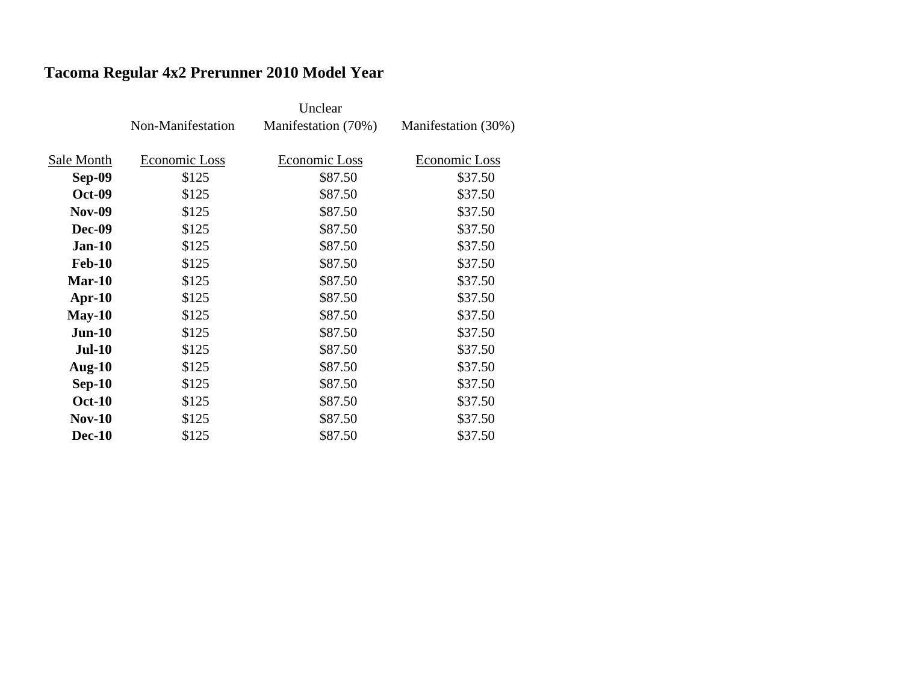**Tacoma Regular 4x2 Prerunner 2010 Model Year**

| Sale Month | Non-Manifestation Economic Loss | Unclear Manifestation (70%) Economic Loss | Manifestation (30%) Economic Loss |
|---|---|---|---|
| **Sep-09** | $125 | $87.50 | $37.50 |
| **Oct-09** | $125 | $87.50 | $37.50 |
| **Nov-09** | $125 | $87.50 | $37.50 |
| **Dec-09** | $125 | $87.50 | $37.50 |
| **Jan-10** | $125 | $87.50 | $37.50 |
| **Feb-10** | $125 | $87.50 | $37.50 |
| **Mar-10** | $125 | $87.50 | $37.50 |
| **Apr-10** | $125 | $87.50 | $37.50 |
| **May-10** | $125 | $87.50 | $37.50 |
| **Jun-10** | $125 | $87.50 | $37.50 |
| **Jul-10** | $125 | $87.50 | $37.50 |
| **Aug-10** | $125 | $87.50 | $37.50 |
| **Sep-10** | $125 | $87.50 | $37.50 |
| **Oct-10** | $125 | $87.50 | $37.50 |
| **Nov-10** | $125 | $87.50 | $37.50 |
| **Dec-10** | $125 | $87.50 | $37.50 |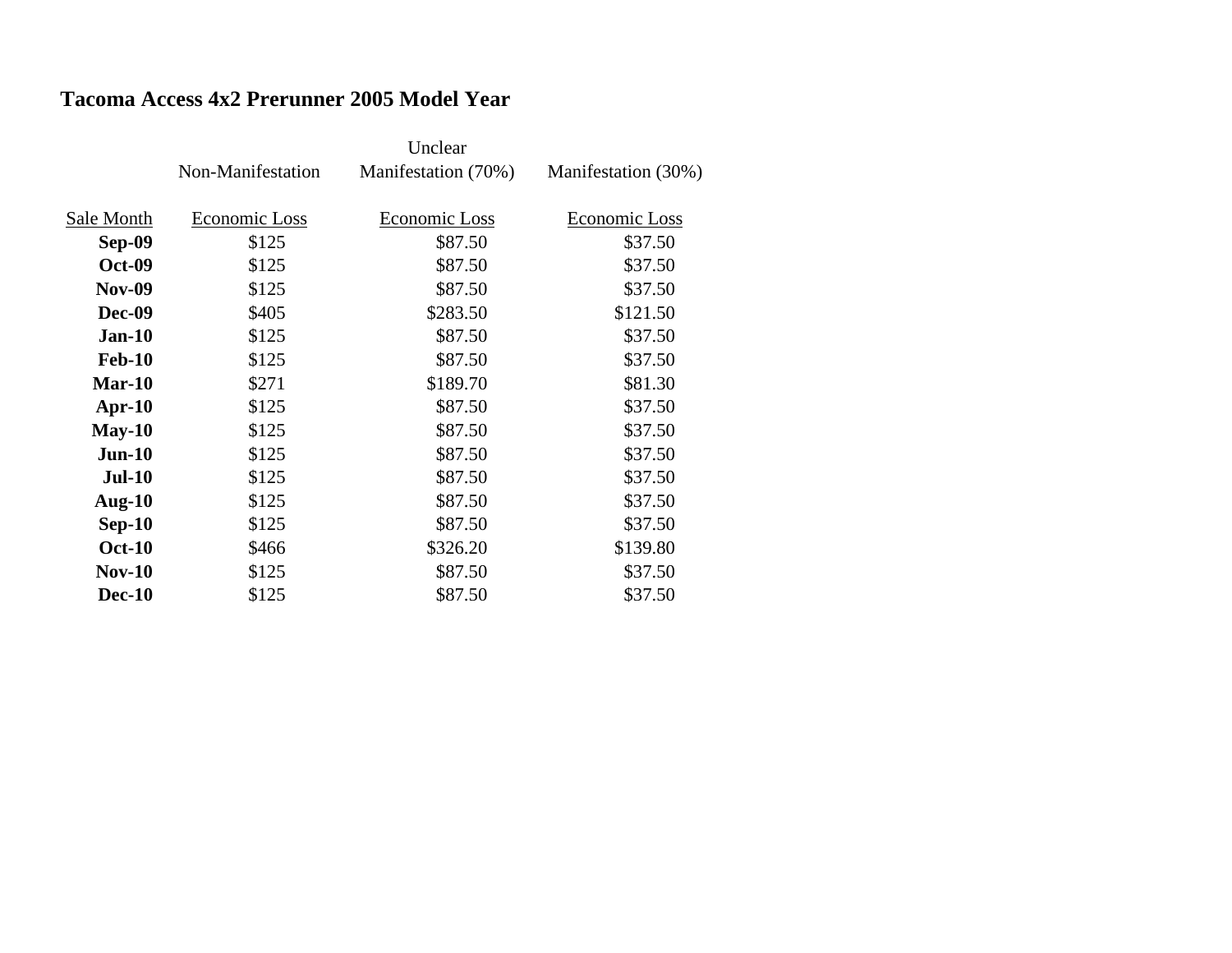## Tacoma Access 4x2 Prerunner 2005 Model Year

| | Non-Manifestation | Unclear Manifestation (70%) | Manifestation (30%) |
|---|---|---|---|
| Sale Month | Economic Loss | Economic Loss | Economic Loss |
| **Sep-09** | $125 | $87.50 | $37.50 |
| **Oct-09** | $125 | $87.50 | $37.50 |
| **Nov-09** | $125 | $87.50 | $37.50 |
| **Dec-09** | $405 | $283.50 | $121.50 |
| **Jan-10** | $125 | $87.50 | $37.50 |
| **Feb-10** | $125 | $87.50 | $37.50 |
| **Mar-10** | $271 | $189.70 | $81.30 |
| **Apr-10** | $125 | $87.50 | $37.50 |
| **May-10** | $125 | $87.50 | $37.50 |
| **Jun-10** | $125 | $87.50 | $37.50 |
| **Jul-10** | $125 | $87.50 | $37.50 |
| **Aug-10** | $125 | $87.50 | $37.50 |
| **Sep-10** | $125 | $87.50 | $37.50 |
| **Oct-10** | $466 | $326.20 | $139.80 |
| **Nov-10** | $125 | $87.50 | $37.50 |
| **Dec-10** | $125 | $87.50 | $37.50 |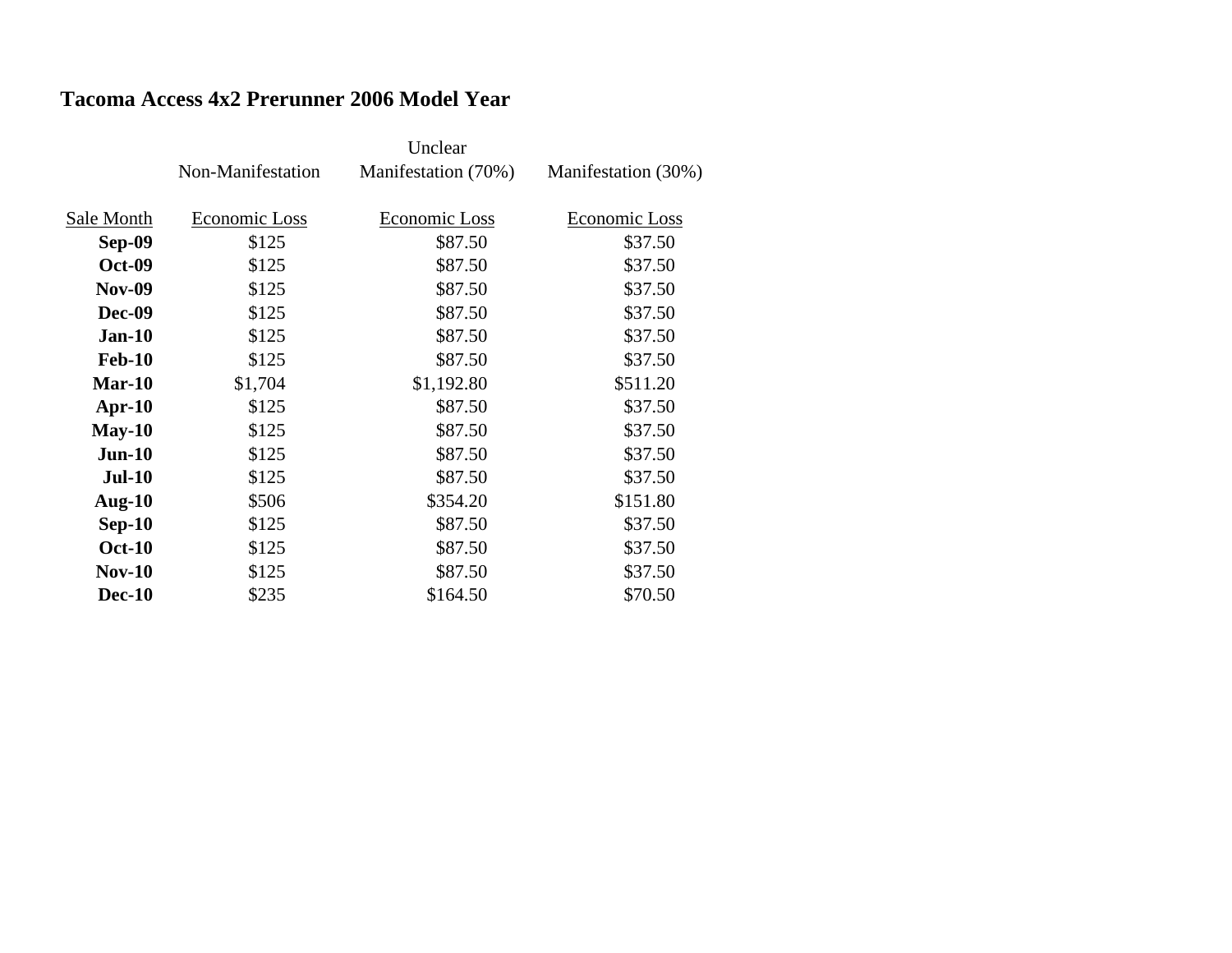## Tacoma Access 4x2 Prerunner 2006 Model Year

| | Non-Manifestation | Unclear Manifestation (70%) | Manifestation (30%) |
|---|---|---|---|
| Sale Month | Economic Loss | Economic Loss | Economic Loss |
| **Sep-09** | $125 | $87.50 | $37.50 |
| **Oct-09** | $125 | $87.50 | $37.50 |
| **Nov-09** | $125 | $87.50 | $37.50 |
| **Dec-09** | $125 | $87.50 | $37.50 |
| **Jan-10** | $125 | $87.50 | $37.50 |
| **Feb-10** | $125 | $87.50 | $37.50 |
| **Mar-10** | $1,704 | $1,192.80 | $511.20 |
| **Apr-10** | $125 | $87.50 | $37.50 |
| **May-10** | $125 | $87.50 | $37.50 |
| **Jun-10** | $125 | $87.50 | $37.50 |
| **Jul-10** | $125 | $87.50 | $37.50 |
| **Aug-10** | $506 | $354.20 | $151.80 |
| **Sep-10** | $125 | $87.50 | $37.50 |
| **Oct-10** | $125 | $87.50 | $37.50 |
| **Nov-10** | $125 | $87.50 | $37.50 |
| **Dec-10** | $235 | $164.50 | $70.50 |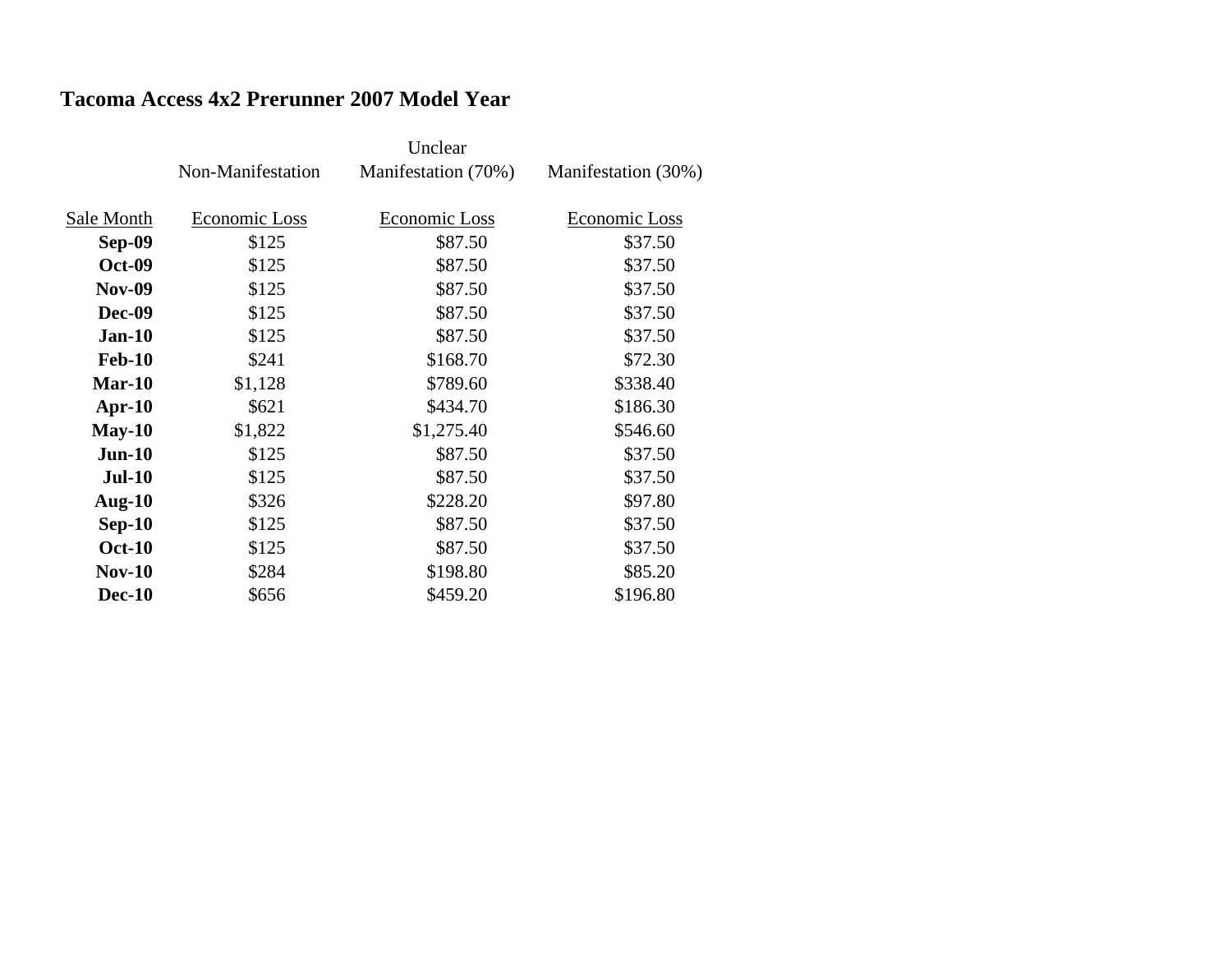**Tacoma Access 4x2 Prerunner 2007 Model Year**

| | Non-Manifestation | Unclear Manifestation (70%) | Manifestation (30%) |
|---|---|---|---|
| Sale Month | Economic Loss | Economic Loss | Economic Loss |
| **Sep-09** | $125 | $87.50 | $37.50 |
| **Oct-09** | $125 | $87.50 | $37.50 |
| **Nov-09** | $125 | $87.50 | $37.50 |
| **Dec-09** | $125 | $87.50 | $37.50 |
| **Jan-10** | $125 | $87.50 | $37.50 |
| **Feb-10** | $241 | $168.70 | $72.30 |
| **Mar-10** | $1,128 | $789.60 | $338.40 |
| **Apr-10** | $621 | $434.70 | $186.30 |
| **May-10** | $1,822 | $1,275.40 | $546.60 |
| **Jun-10** | $125 | $87.50 | $37.50 |
| **Jul-10** | $125 | $87.50 | $37.50 |
| **Aug-10** | $326 | $228.20 | $97.80 |
| **Sep-10** | $125 | $87.50 | $37.50 |
| **Oct-10** | $125 | $87.50 | $37.50 |
| **Nov-10** | $284 | $198.80 | $85.20 |
| **Dec-10** | $656 | $459.20 | $196.80 |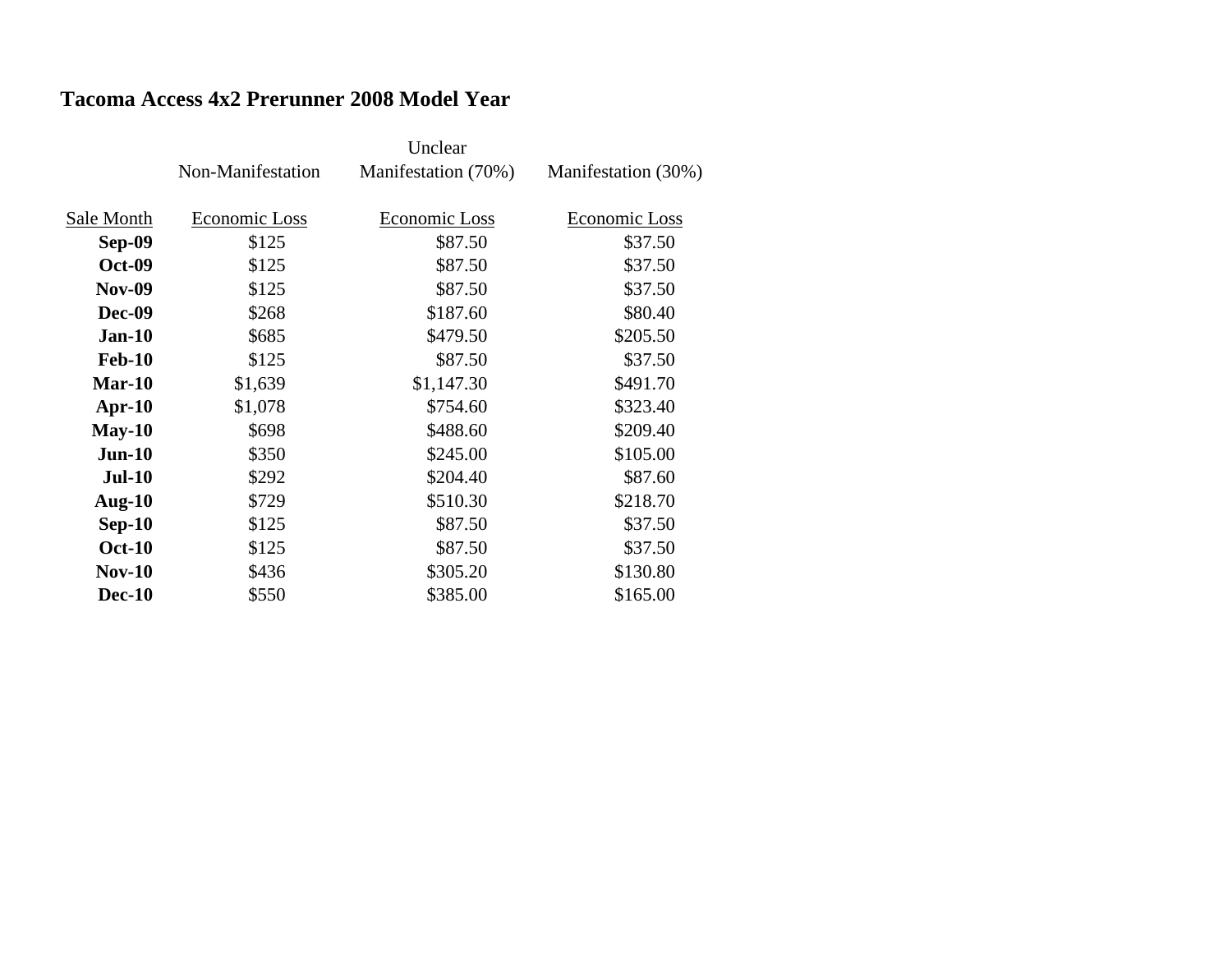## Tacoma Access 4x2 Prerunner 2008 Model Year

| | Non-Manifestation | Unclear Manifestation (70%) | Manifestation (30%) |
|---|---|---|---|
| Sale Month | Economic Loss | Economic Loss | Economic Loss |
| **Sep-09** | $125 | $87.50 | $37.50 |
| **Oct-09** | $125 | $87.50 | $37.50 |
| **Nov-09** | $125 | $87.50 | $37.50 |
| **Dec-09** | $268 | $187.60 | $80.40 |
| **Jan-10** | $685 | $479.50 | $205.50 |
| **Feb-10** | $125 | $87.50 | $37.50 |
| **Mar-10** | $1,639 | $1,147.30 | $491.70 |
| **Apr-10** | $1,078 | $754.60 | $323.40 |
| **May-10** | $698 | $488.60 | $209.40 |
| **Jun-10** | $350 | $245.00 | $105.00 |
| **Jul-10** | $292 | $204.40 | $87.60 |
| **Aug-10** | $729 | $510.30 | $218.70 |
| **Sep-10** | $125 | $87.50 | $37.50 |
| **Oct-10** | $125 | $87.50 | $37.50 |
| **Nov-10** | $436 | $305.20 | $130.80 |
| **Dec-10** | $550 | $385.00 | $165.00 |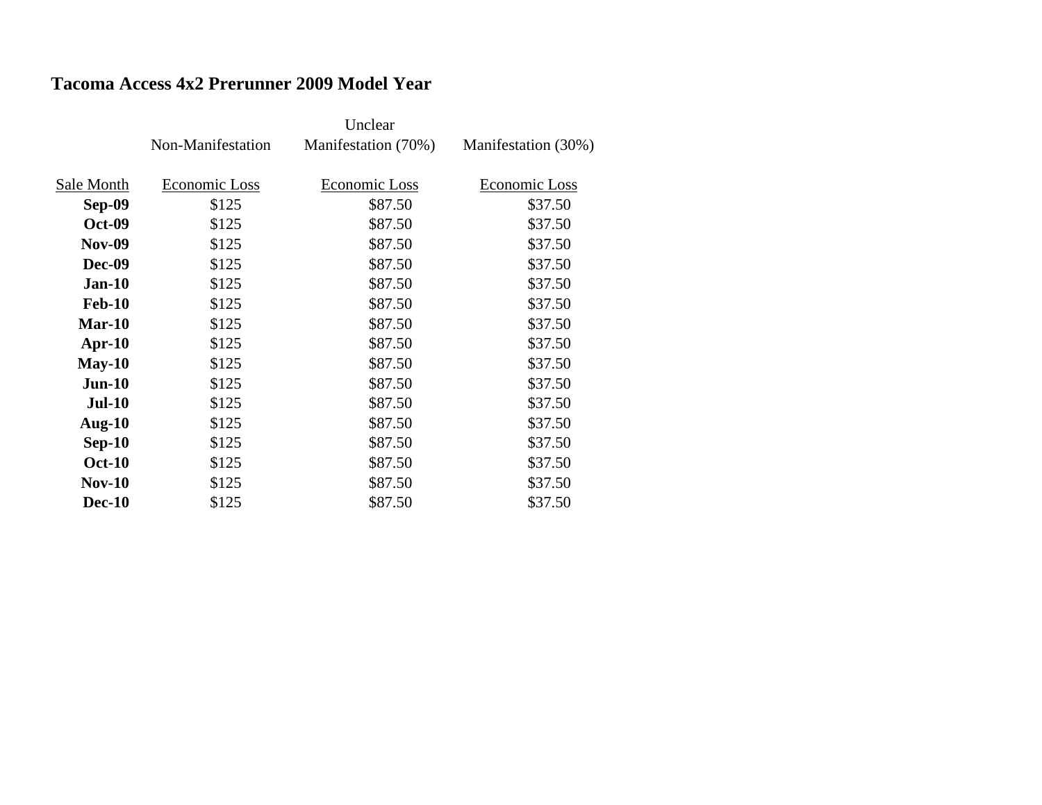**Tacoma Access 4x2 Prerunner 2009 Model Year**

| | Non-Manifestation | Unclear Manifestation (70%) | Manifestation (30%) |
|---|---|---|---|
| Sale Month | Economic Loss | Economic Loss | Economic Loss |
| **Sep-09** | $125 | $87.50 | $37.50 |
| **Oct-09** | $125 | $87.50 | $37.50 |
| **Nov-09** | $125 | $87.50 | $37.50 |
| **Dec-09** | $125 | $87.50 | $37.50 |
| **Jan-10** | $125 | $87.50 | $37.50 |
| **Feb-10** | $125 | $87.50 | $37.50 |
| **Mar-10** | $125 | $87.50 | $37.50 |
| **Apr-10** | $125 | $87.50 | $37.50 |
| **May-10** | $125 | $87.50 | $37.50 |
| **Jun-10** | $125 | $87.50 | $37.50 |
| **Jul-10** | $125 | $87.50 | $37.50 |
| **Aug-10** | $125 | $87.50 | $37.50 |
| **Sep-10** | $125 | $87.50 | $37.50 |
| **Oct-10** | $125 | $87.50 | $37.50 |
| **Nov-10** | $125 | $87.50 | $37.50 |
| **Dec-10** | $125 | $87.50 | $37.50 |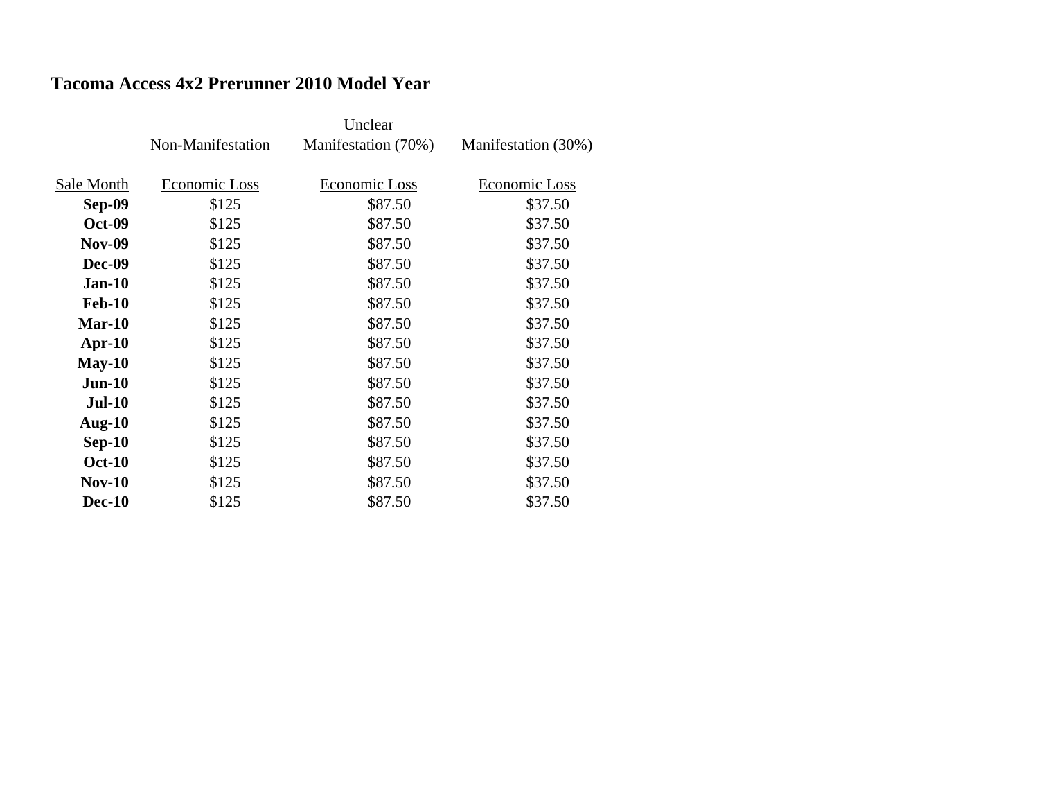## Tacoma Access 4x2 Prerunner 2010 Model Year

| | Non-Manifestation | Unclear Manifestation (70%) | Manifestation (30%) |
|---|---|---|---|
| Sale Month | Economic Loss | Economic Loss | Economic Loss |
| **Sep-09** | $125 | $87.50 | $37.50 |
| **Oct-09** | $125 | $87.50 | $37.50 |
| **Nov-09** | $125 | $87.50 | $37.50 |
| **Dec-09** | $125 | $87.50 | $37.50 |
| **Jan-10** | $125 | $87.50 | $37.50 |
| **Feb-10** | $125 | $87.50 | $37.50 |
| **Mar-10** | $125 | $87.50 | $37.50 |
| **Apr-10** | $125 | $87.50 | $37.50 |
| **May-10** | $125 | $87.50 | $37.50 |
| **Jun-10** | $125 | $87.50 | $37.50 |
| **Jul-10** | $125 | $87.50 | $37.50 |
| **Aug-10** | $125 | $87.50 | $37.50 |
| **Sep-10** | $125 | $87.50 | $37.50 |
| **Oct-10** | $125 | $87.50 | $37.50 |
| **Nov-10** | $125 | $87.50 | $37.50 |
| **Dec-10** | $125 | $87.50 | $37.50 |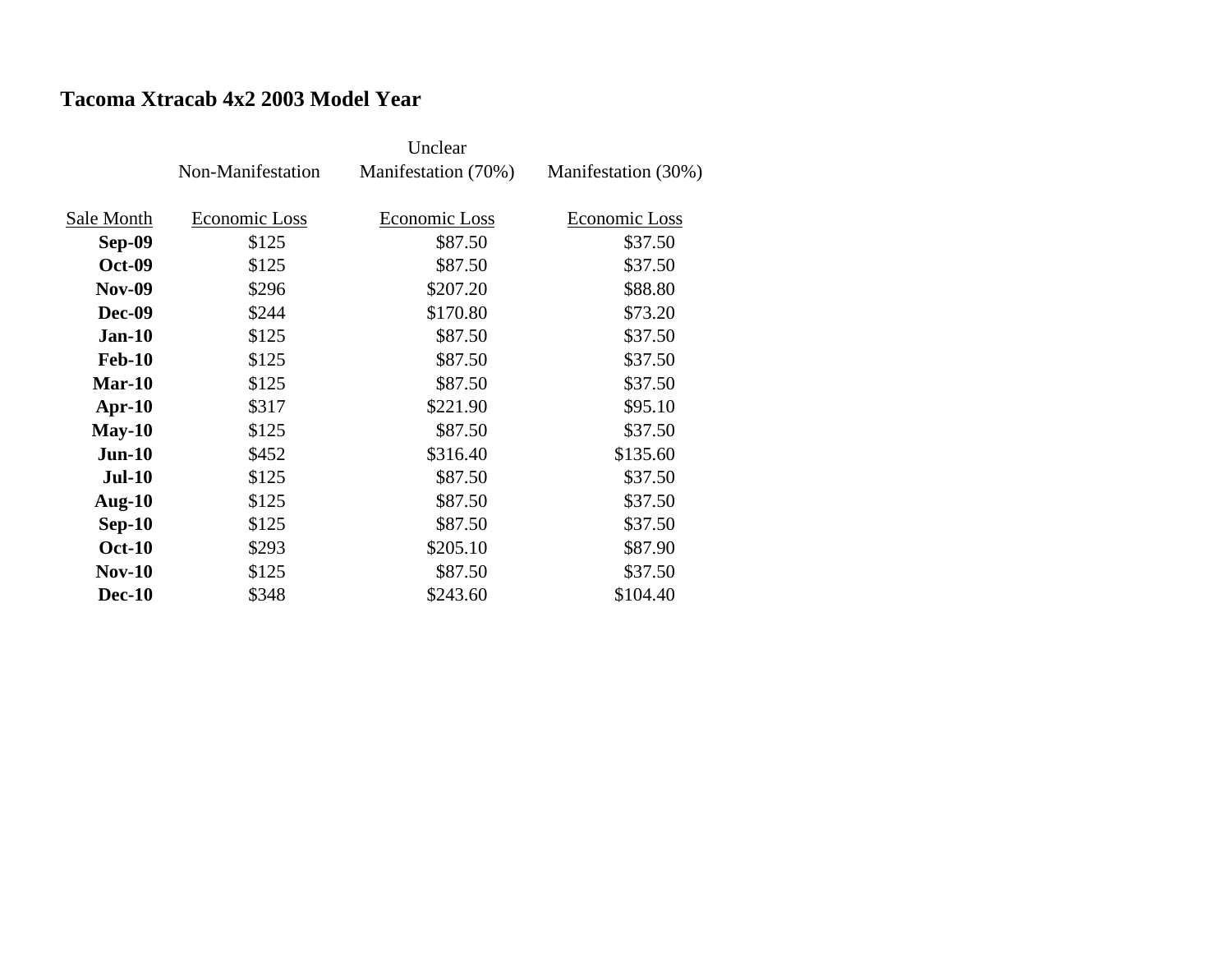## Tacoma Xtracab 4x2 2003 Model Year

| | Non-Manifestation | Unclear Manifestation (70%) | Manifestation (30%) |
|---|---|---|---|
| Sale Month | Economic Loss | Economic Loss | Economic Loss |
| **Sep-09** | $125 | $87.50 | $37.50 |
| **Oct-09** | $125 | $87.50 | $37.50 |
| **Nov-09** | $296 | $207.20 | $88.80 |
| **Dec-09** | $244 | $170.80 | $73.20 |
| **Jan-10** | $125 | $87.50 | $37.50 |
| **Feb-10** | $125 | $87.50 | $37.50 |
| **Mar-10** | $125 | $87.50 | $37.50 |
| **Apr-10** | $317 | $221.90 | $95.10 |
| **May-10** | $125 | $87.50 | $37.50 |
| **Jun-10** | $452 | $316.40 | $135.60 |
| **Jul-10** | $125 | $87.50 | $37.50 |
| **Aug-10** | $125 | $87.50 | $37.50 |
| **Sep-10** | $125 | $87.50 | $37.50 |
| **Oct-10** | $293 | $205.10 | $87.90 |
| **Nov-10** | $125 | $87.50 | $37.50 |
| **Dec-10** | $348 | $243.60 | $104.40 |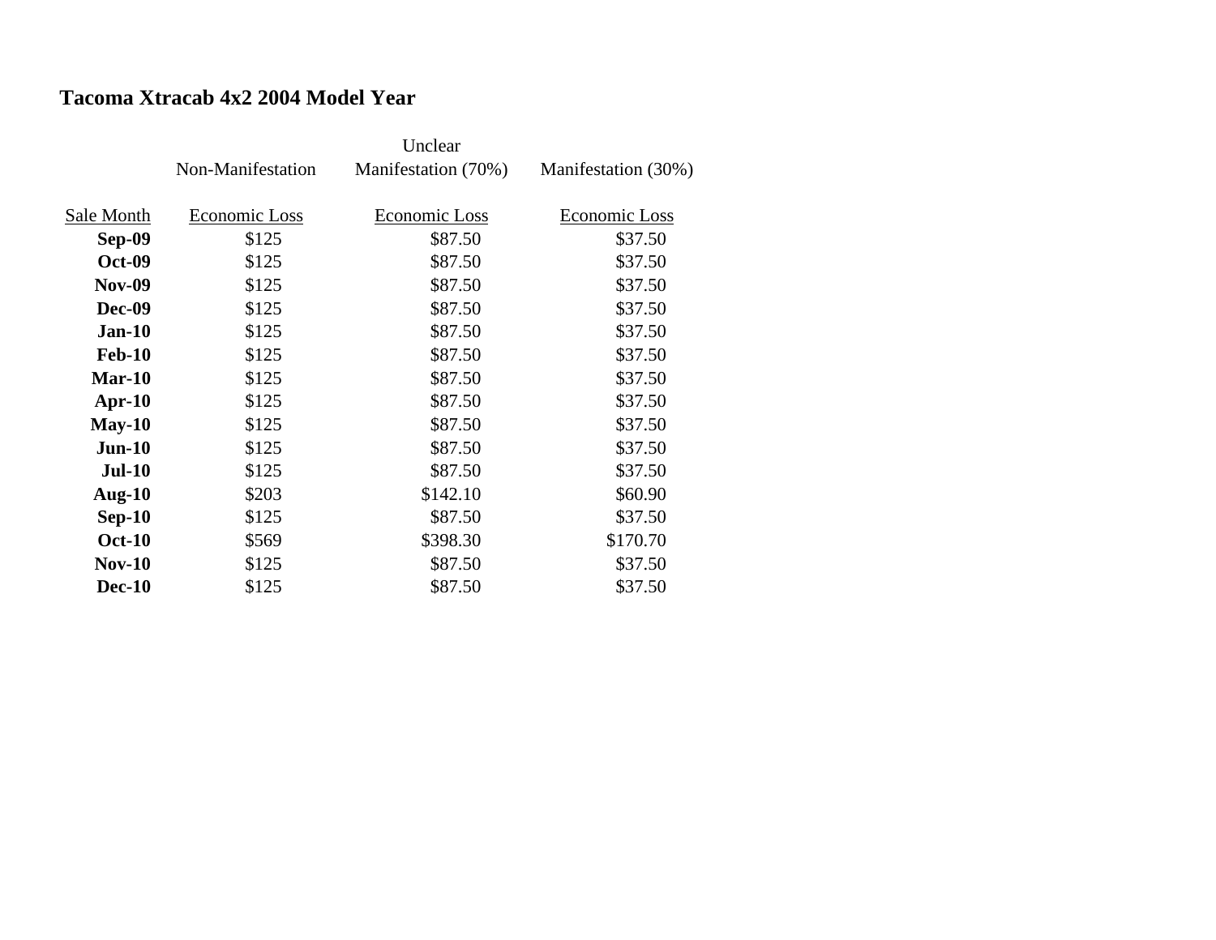## Tacoma Xtracab 4x2 2004 Model Year

| | Non-Manifestation | Unclear Manifestation (70%) | Manifestation (30%) |
|---|---|---|---|
| Sale Month | Economic Loss | Economic Loss | Economic Loss |
| **Sep-09** | $125 | $87.50 | $37.50 |
| **Oct-09** | $125 | $87.50 | $37.50 |
| **Nov-09** | $125 | $87.50 | $37.50 |
| **Dec-09** | $125 | $87.50 | $37.50 |
| **Jan-10** | $125 | $87.50 | $37.50 |
| **Feb-10** | $125 | $87.50 | $37.50 |
| **Mar-10** | $125 | $87.50 | $37.50 |
| **Apr-10** | $125 | $87.50 | $37.50 |
| **May-10** | $125 | $87.50 | $37.50 |
| **Jun-10** | $125 | $87.50 | $37.50 |
| **Jul-10** | $125 | $87.50 | $37.50 |
| **Aug-10** | $203 | $142.10 | $60.90 |
| **Sep-10** | $125 | $87.50 | $37.50 |
| **Oct-10** | $569 | $398.30 | $170.70 |
| **Nov-10** | $125 | $87.50 | $37.50 |
| **Dec-10** | $125 | $87.50 | $37.50 |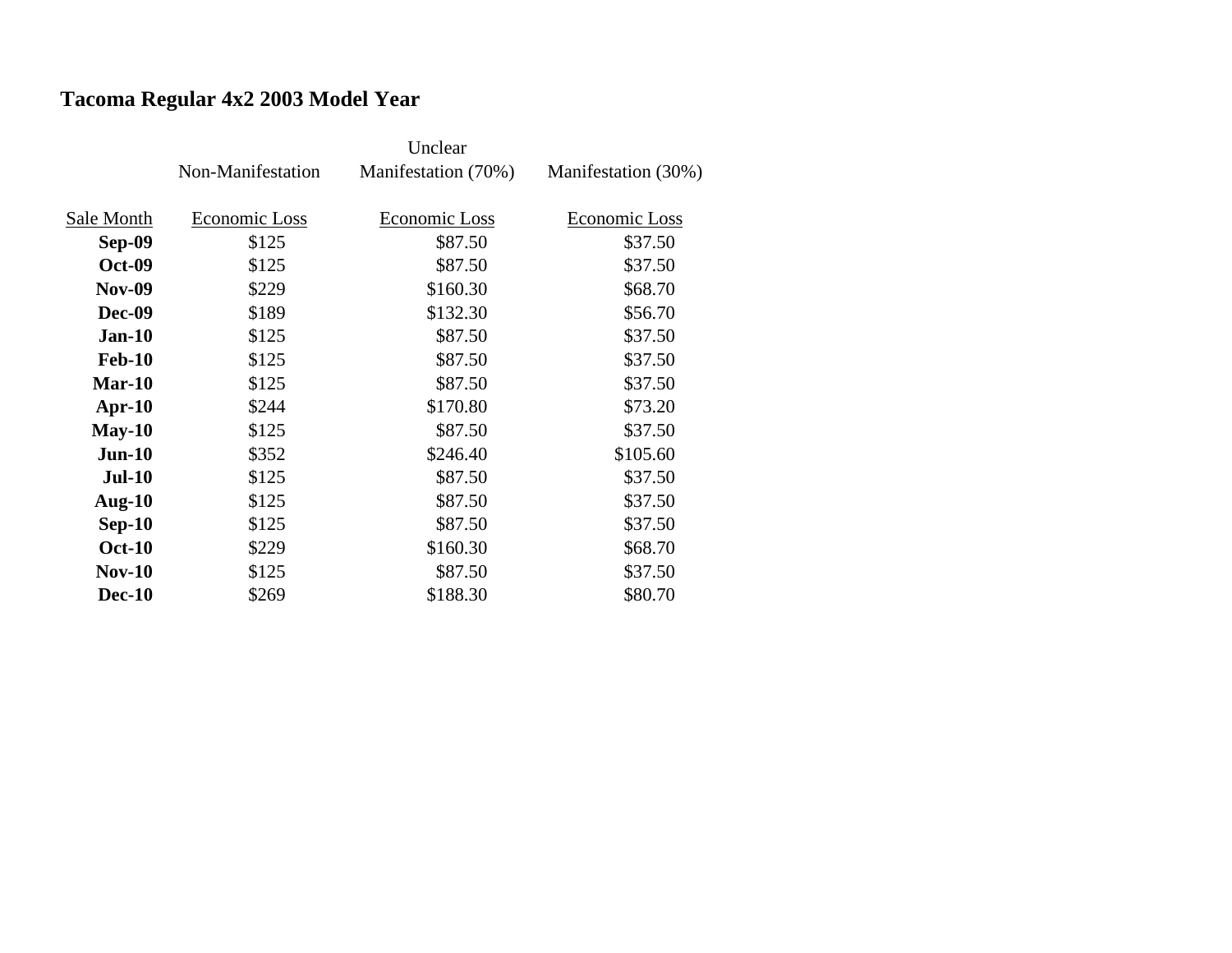# Tacoma Regular 4x2 2003 Model Year

| Sale Month | Non-Manifestation Economic Loss | Unclear Manifestation (70%) Economic Loss | Manifestation (30%) Economic Loss |
|---|---|---|---|
| **Sep-09** | $125 | $87.50 | $37.50 |
| **Oct-09** | $125 | $87.50 | $37.50 |
| **Nov-09** | $229 | $160.30 | $68.70 |
| **Dec-09** | $189 | $132.30 | $56.70 |
| **Jan-10** | $125 | $87.50 | $37.50 |
| **Feb-10** | $125 | $87.50 | $37.50 |
| **Mar-10** | $125 | $87.50 | $37.50 |
| **Apr-10** | $244 | $170.80 | $73.20 |
| **May-10** | $125 | $87.50 | $37.50 |
| **Jun-10** | $352 | $246.40 | $105.60 |
| **Jul-10** | $125 | $87.50 | $37.50 |
| **Aug-10** | $125 | $87.50 | $37.50 |
| **Sep-10** | $125 | $87.50 | $37.50 |
| **Oct-10** | $229 | $160.30 | $68.70 |
| **Nov-10** | $125 | $87.50 | $37.50 |
| **Dec-10** | $269 | $188.30 | $80.70 |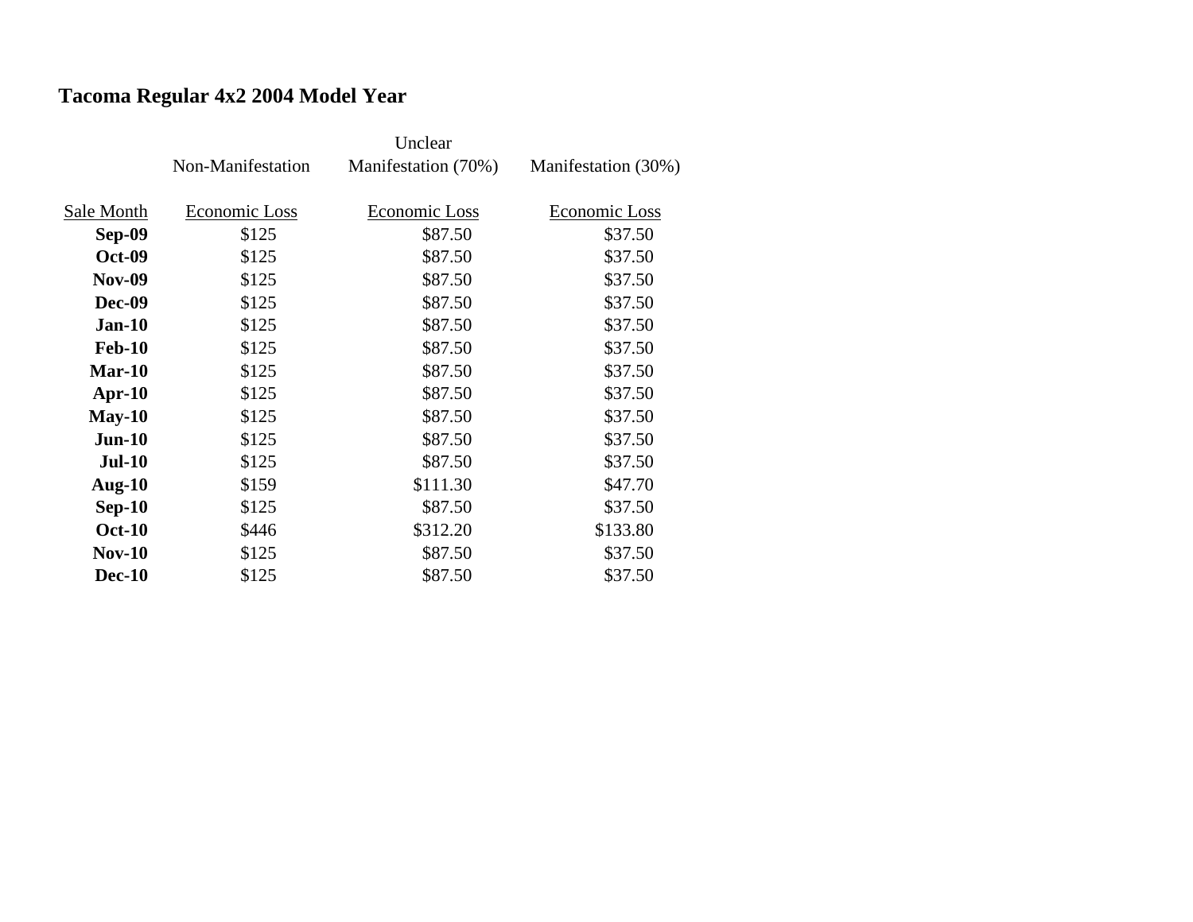**Tacoma Regular 4x2 2004 Model Year**

| Sale Month | Non-Manifestation Economic Loss | Unclear Manifestation (70%) Economic Loss | Manifestation (30%) Economic Loss |
|---|---|---|---|
| **Sep-09** | $125 | $87.50 | $37.50 |
| **Oct-09** | $125 | $87.50 | $37.50 |
| **Nov-09** | $125 | $87.50 | $37.50 |
| **Dec-09** | $125 | $87.50 | $37.50 |
| **Jan-10** | $125 | $87.50 | $37.50 |
| **Feb-10** | $125 | $87.50 | $37.50 |
| **Mar-10** | $125 | $87.50 | $37.50 |
| **Apr-10** | $125 | $87.50 | $37.50 |
| **May-10** | $125 | $87.50 | $37.50 |
| **Jun-10** | $125 | $87.50 | $37.50 |
| **Jul-10** | $125 | $87.50 | $37.50 |
| **Aug-10** | $159 | $111.30 | $47.70 |
| **Sep-10** | $125 | $87.50 | $37.50 |
| **Oct-10** | $446 | $312.20 | $133.80 |
| **Nov-10** | $125 | $87.50 | $37.50 |
| **Dec-10** | $125 | $87.50 | $37.50 |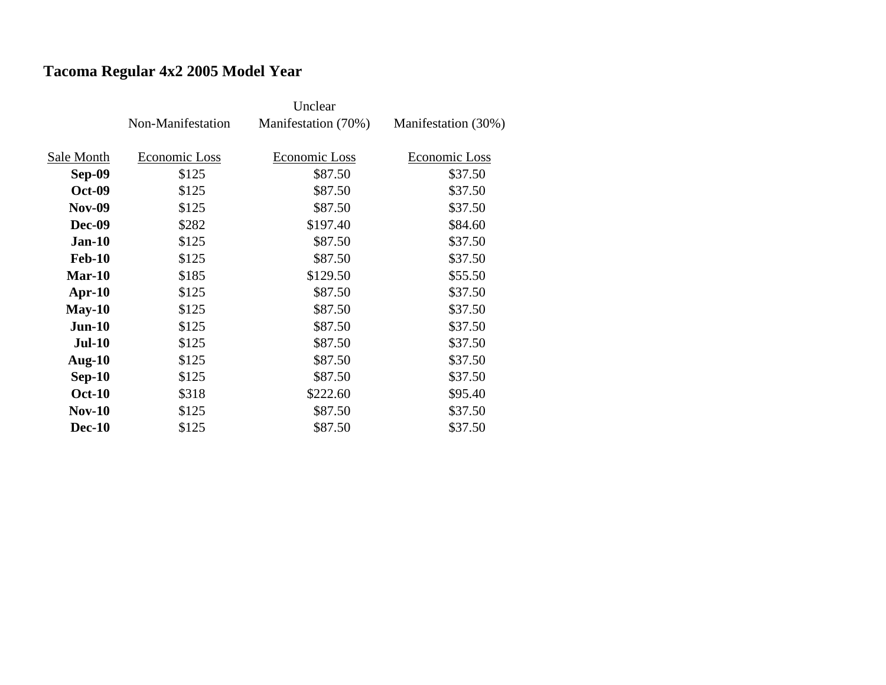**Tacoma Regular 4x2 2005 Model Year**

| | Non-Manifestation | Unclear Manifestation (70%) | Manifestation (30%) |
|---|---|---|---|
| Sale Month | Economic Loss | Economic Loss | Economic Loss |
| **Sep-09** | $125 | $87.50 | $37.50 |
| **Oct-09** | $125 | $87.50 | $37.50 |
| **Nov-09** | $125 | $87.50 | $37.50 |
| **Dec-09** | $282 | $197.40 | $84.60 |
| **Jan-10** | $125 | $87.50 | $37.50 |
| **Feb-10** | $125 | $87.50 | $37.50 |
| **Mar-10** | $185 | $129.50 | $55.50 |
| **Apr-10** | $125 | $87.50 | $37.50 |
| **May-10** | $125 | $87.50 | $37.50 |
| **Jun-10** | $125 | $87.50 | $37.50 |
| **Jul-10** | $125 | $87.50 | $37.50 |
| **Aug-10** | $125 | $87.50 | $37.50 |
| **Sep-10** | $125 | $87.50 | $37.50 |
| **Oct-10** | $318 | $222.60 | $95.40 |
| **Nov-10** | $125 | $87.50 | $37.50 |
| **Dec-10** | $125 | $87.50 | $37.50 |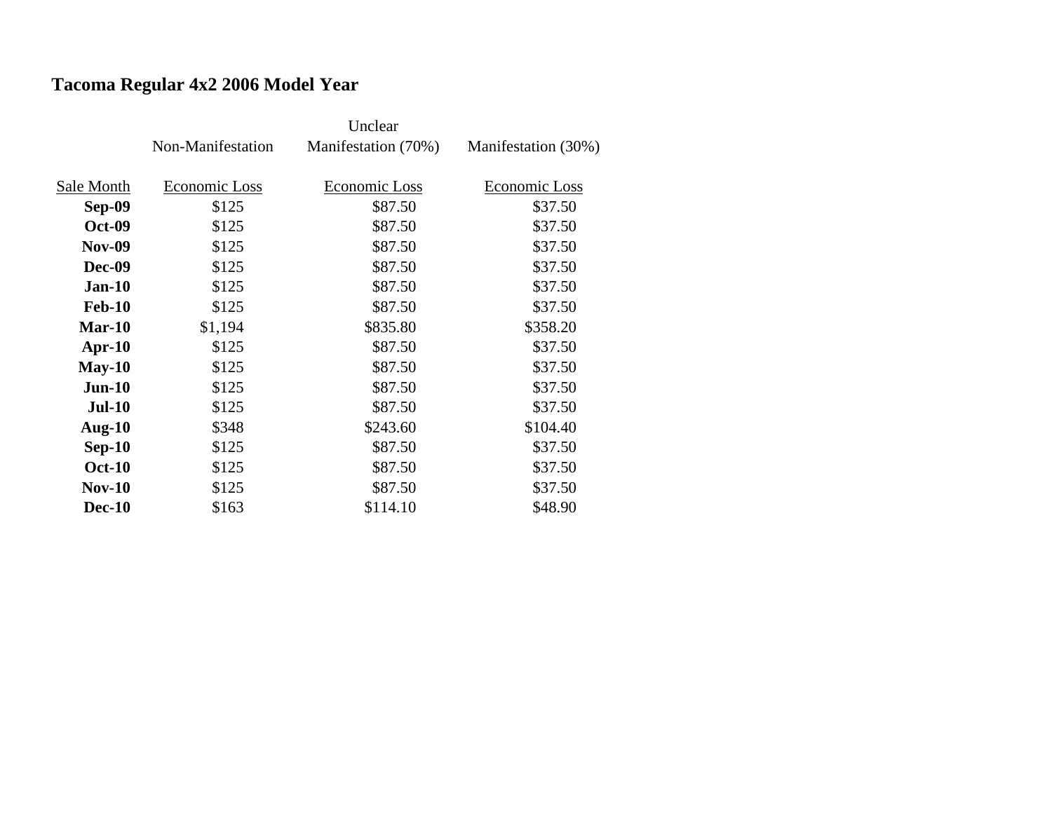## Tacoma Regular 4x2 2006 Model Year

| Sale Month | Non-Manifestation<br>Economic Loss | Unclear Manifestation (70%)<br>Economic Loss | Manifestation (30%)<br>Economic Loss |
|---|---|---|---|
| **Sep-09** | $125 | $87.50 | $37.50 |
| **Oct-09** | $125 | $87.50 | $37.50 |
| **Nov-09** | $125 | $87.50 | $37.50 |
| **Dec-09** | $125 | $87.50 | $37.50 |
| **Jan-10** | $125 | $87.50 | $37.50 |
| **Feb-10** | $125 | $87.50 | $37.50 |
| **Mar-10** | $1,194 | $835.80 | $358.20 |
| **Apr-10** | $125 | $87.50 | $37.50 |
| **May-10** | $125 | $87.50 | $37.50 |
| **Jun-10** | $125 | $87.50 | $37.50 |
| **Jul-10** | $125 | $87.50 | $37.50 |
| **Aug-10** | $348 | $243.60 | $104.40 |
| **Sep-10** | $125 | $87.50 | $37.50 |
| **Oct-10** | $125 | $87.50 | $37.50 |
| **Nov-10** | $125 | $87.50 | $37.50 |
| **Dec-10** | $163 | $114.10 | $48.90 |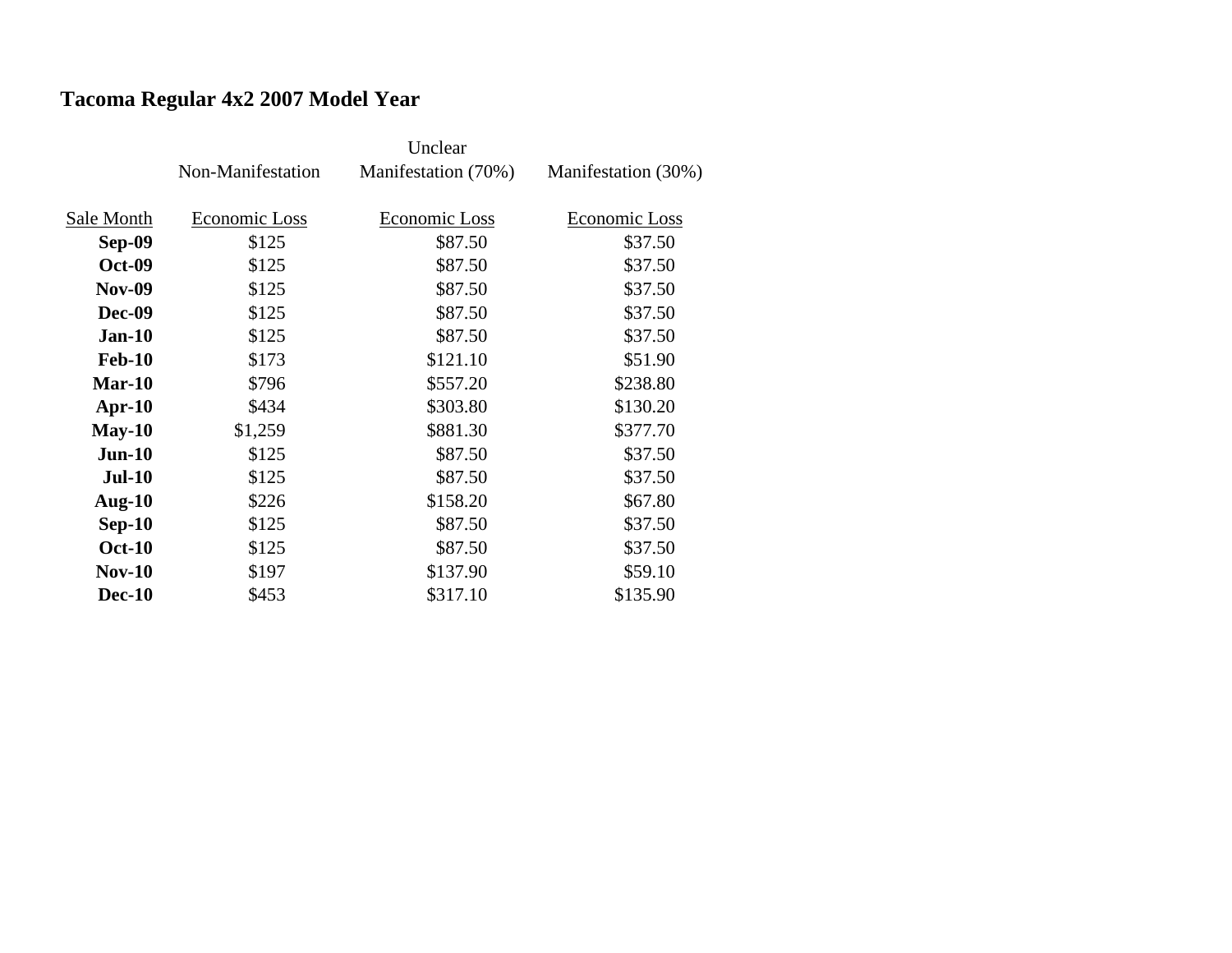## Tacoma Regular 4x2 2007 Model Year

| Sale Month | Non-Manifestation Economic Loss | Unclear Manifestation (70%) Economic Loss | Manifestation (30%) Economic Loss |
|---|---|---|---|
| **Sep-09** | $125 | $87.50 | $37.50 |
| **Oct-09** | $125 | $87.50 | $37.50 |
| **Nov-09** | $125 | $87.50 | $37.50 |
| **Dec-09** | $125 | $87.50 | $37.50 |
| **Jan-10** | $125 | $87.50 | $37.50 |
| **Feb-10** | $173 | $121.10 | $51.90 |
| **Mar-10** | $796 | $557.20 | $238.80 |
| **Apr-10** | $434 | $303.80 | $130.20 |
| **May-10** | $1,259 | $881.30 | $377.70 |
| **Jun-10** | $125 | $87.50 | $37.50 |
| **Jul-10** | $125 | $87.50 | $37.50 |
| **Aug-10** | $226 | $158.20 | $67.80 |
| **Sep-10** | $125 | $87.50 | $37.50 |
| **Oct-10** | $125 | $87.50 | $37.50 |
| **Nov-10** | $197 | $137.90 | $59.10 |
| **Dec-10** | $453 | $317.10 | $135.90 |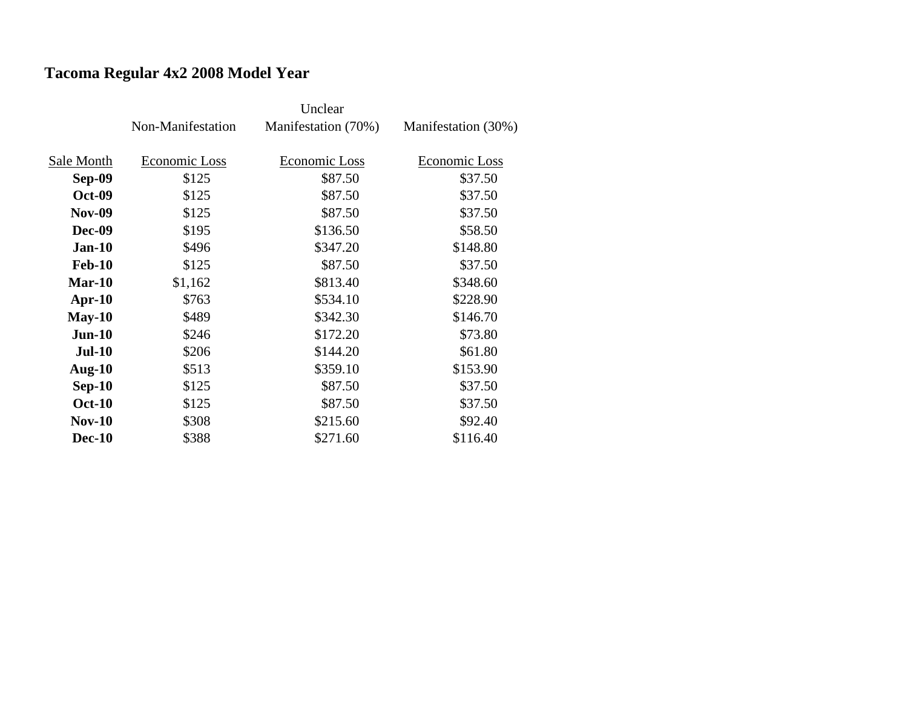# Tacoma Regular 4x2 2008 Model Year

| Sale Month | Non-Manifestation Economic Loss | Unclear Manifestation (70%) Economic Loss | Manifestation (30%) Economic Loss |
|---|---|---|---|
| **Sep-09** | $125 | $87.50 | $37.50 |
| **Oct-09** | $125 | $87.50 | $37.50 |
| **Nov-09** | $125 | $87.50 | $37.50 |
| **Dec-09** | $195 | $136.50 | $58.50 |
| **Jan-10** | $496 | $347.20 | $148.80 |
| **Feb-10** | $125 | $87.50 | $37.50 |
| **Mar-10** | $1,162 | $813.40 | $348.60 |
| **Apr-10** | $763 | $534.10 | $228.90 |
| **May-10** | $489 | $342.30 | $146.70 |
| **Jun-10** | $246 | $172.20 | $73.80 |
| **Jul-10** | $206 | $144.20 | $61.80 |
| **Aug-10** | $513 | $359.10 | $153.90 |
| **Sep-10** | $125 | $87.50 | $37.50 |
| **Oct-10** | $125 | $87.50 | $37.50 |
| **Nov-10** | $308 | $215.60 | $92.40 |
| **Dec-10** | $388 | $271.60 | $116.40 |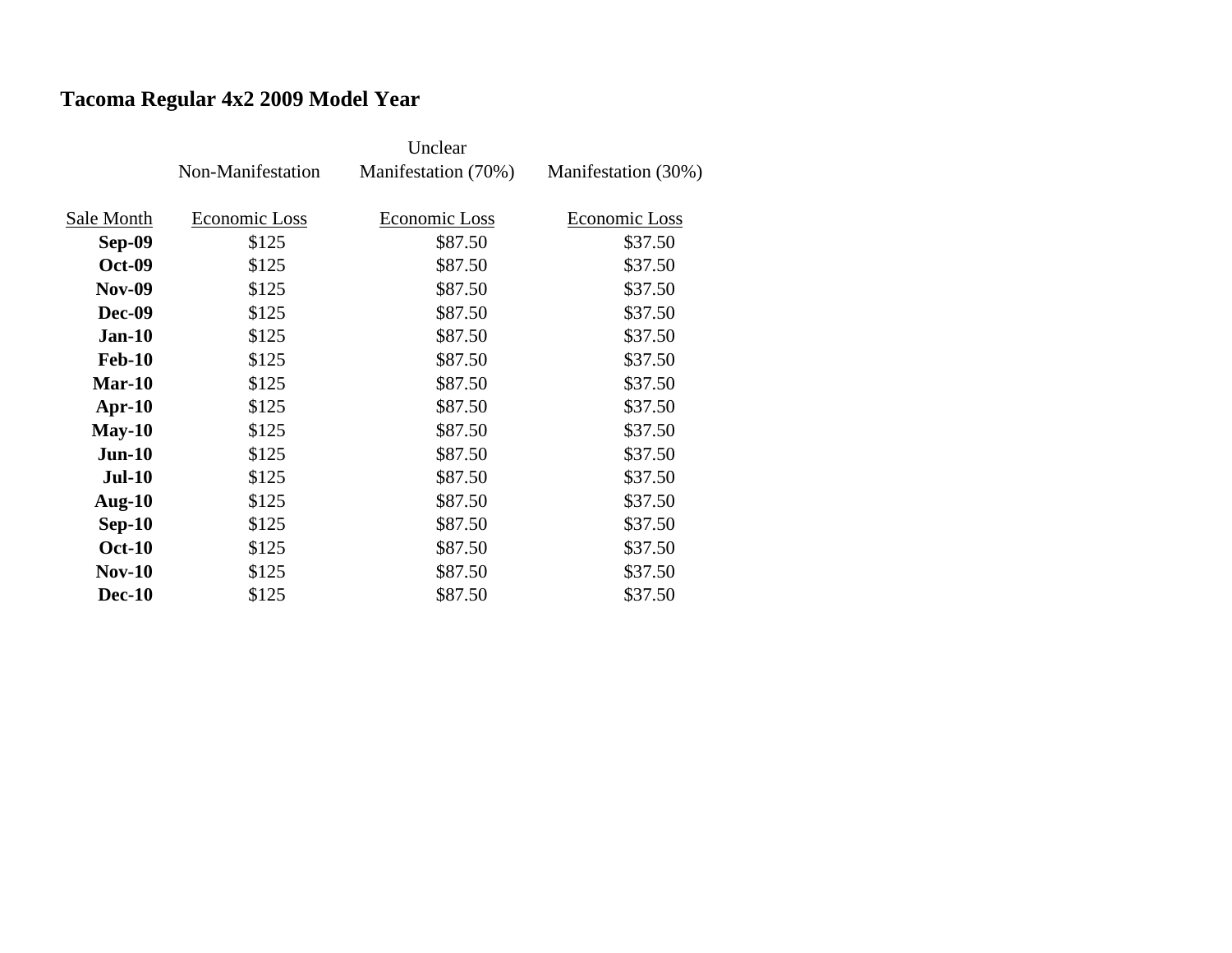## Tacoma Regular 4x2 2009 Model Year

| Sale Month | Non-Manifestation Economic Loss | Unclear Manifestation (70%) Economic Loss | Manifestation (30%) Economic Loss |
|---|---|---|---|
| **Sep-09** | $125 | $87.50 | $37.50 |
| **Oct-09** | $125 | $87.50 | $37.50 |
| **Nov-09** | $125 | $87.50 | $37.50 |
| **Dec-09** | $125 | $87.50 | $37.50 |
| **Jan-10** | $125 | $87.50 | $37.50 |
| **Feb-10** | $125 | $87.50 | $37.50 |
| **Mar-10** | $125 | $87.50 | $37.50 |
| **Apr-10** | $125 | $87.50 | $37.50 |
| **May-10** | $125 | $87.50 | $37.50 |
| **Jun-10** | $125 | $87.50 | $37.50 |
| **Jul-10** | $125 | $87.50 | $37.50 |
| **Aug-10** | $125 | $87.50 | $37.50 |
| **Sep-10** | $125 | $87.50 | $37.50 |
| **Oct-10** | $125 | $87.50 | $37.50 |
| **Nov-10** | $125 | $87.50 | $37.50 |
| **Dec-10** | $125 | $87.50 | $37.50 |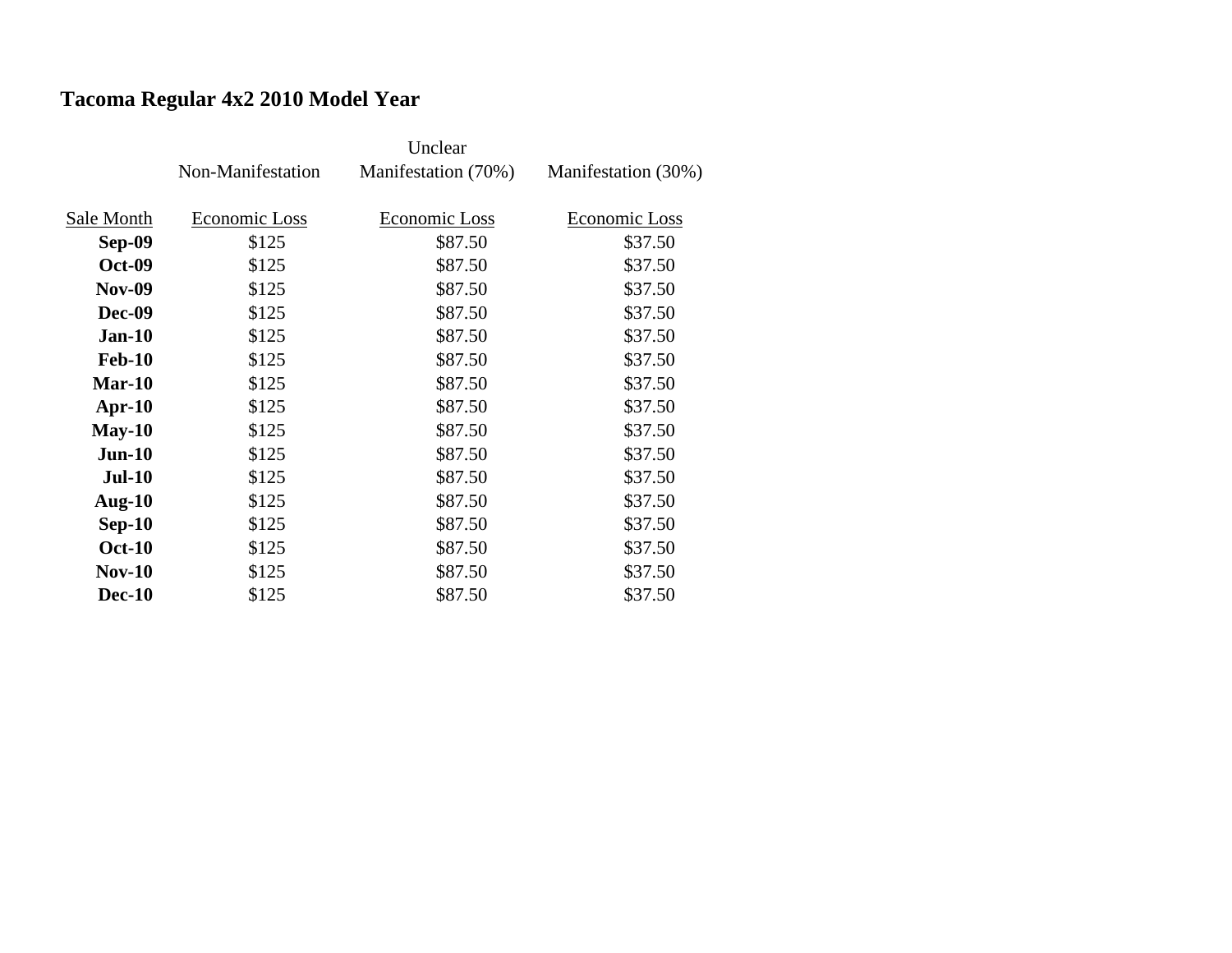## Tacoma Regular 4x2 2010 Model Year

| | Non-Manifestation | Unclear Manifestation (70%) | Manifestation (30%) |
|---|---|---|---|
| Sale Month | Economic Loss | Economic Loss | Economic Loss |
| **Sep-09** | $125 | $87.50 | $37.50 |
| **Oct-09** | $125 | $87.50 | $37.50 |
| **Nov-09** | $125 | $87.50 | $37.50 |
| **Dec-09** | $125 | $87.50 | $37.50 |
| **Jan-10** | $125 | $87.50 | $37.50 |
| **Feb-10** | $125 | $87.50 | $37.50 |
| **Mar-10** | $125 | $87.50 | $37.50 |
| **Apr-10** | $125 | $87.50 | $37.50 |
| **May-10** | $125 | $87.50 | $37.50 |
| **Jun-10** | $125 | $87.50 | $37.50 |
| **Jul-10** | $125 | $87.50 | $37.50 |
| **Aug-10** | $125 | $87.50 | $37.50 |
| **Sep-10** | $125 | $87.50 | $37.50 |
| **Oct-10** | $125 | $87.50 | $37.50 |
| **Nov-10** | $125 | $87.50 | $37.50 |
| **Dec-10** | $125 | $87.50 | $37.50 |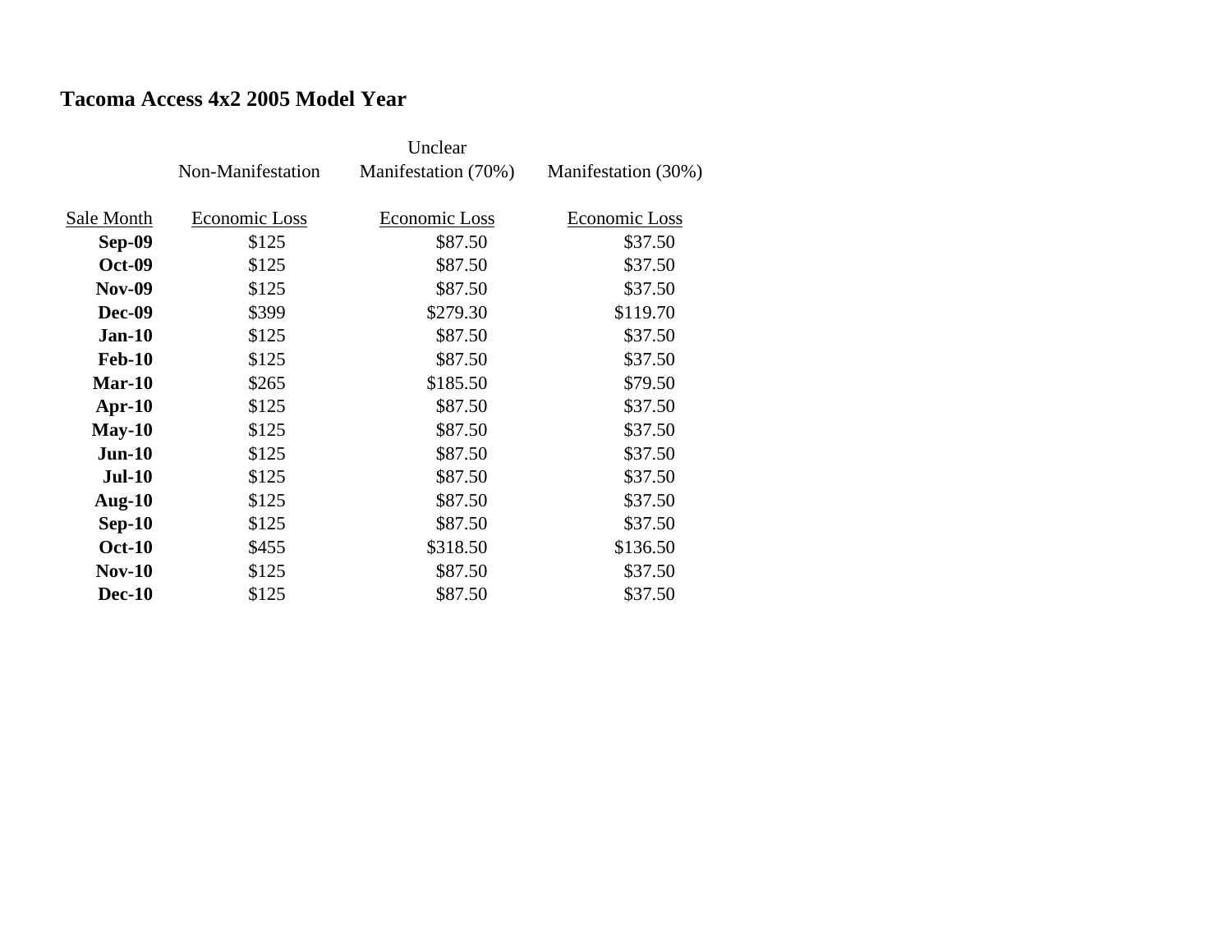## Tacoma Access 4x2 2005 Model Year

| | Non-Manifestation | Unclear Manifestation (70%) | Manifestation (30%) |
|---|---|---|---|
| Sale Month | Economic Loss | Economic Loss | Economic Loss |
| **Sep-09** | $125 | $87.50 | $37.50 |
| **Oct-09** | $125 | $87.50 | $37.50 |
| **Nov-09** | $125 | $87.50 | $37.50 |
| **Dec-09** | $399 | $279.30 | $119.70 |
| **Jan-10** | $125 | $87.50 | $37.50 |
| **Feb-10** | $125 | $87.50 | $37.50 |
| **Mar-10** | $265 | $185.50 | $79.50 |
| **Apr-10** | $125 | $87.50 | $37.50 |
| **May-10** | $125 | $87.50 | $37.50 |
| **Jun-10** | $125 | $87.50 | $37.50 |
| **Jul-10** | $125 | $87.50 | $37.50 |
| **Aug-10** | $125 | $87.50 | $37.50 |
| **Sep-10** | $125 | $87.50 | $37.50 |
| **Oct-10** | $455 | $318.50 | $136.50 |
| **Nov-10** | $125 | $87.50 | $37.50 |
| **Dec-10** | $125 | $87.50 | $37.50 |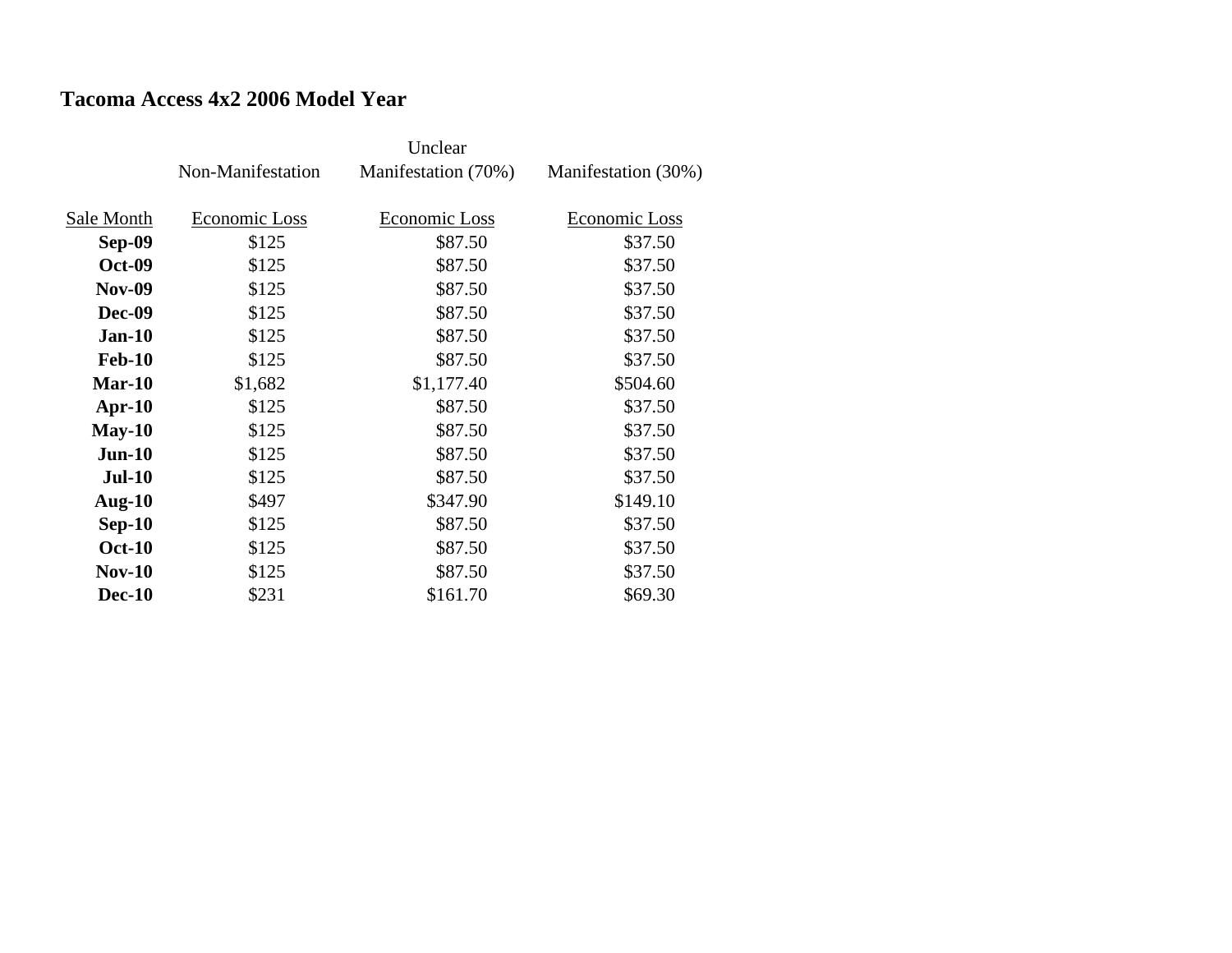**Tacoma Access 4x2 2006 Model Year**

| | Non-Manifestation | Unclear Manifestation (70%) | Manifestation (30%) |
|---|---|---|---|
| Sale Month | Economic Loss | Economic Loss | Economic Loss |
| **Sep-09** | $125 | $87.50 | $37.50 |
| **Oct-09** | $125 | $87.50 | $37.50 |
| **Nov-09** | $125 | $87.50 | $37.50 |
| **Dec-09** | $125 | $87.50 | $37.50 |
| **Jan-10** | $125 | $87.50 | $37.50 |
| **Feb-10** | $125 | $87.50 | $37.50 |
| **Mar-10** | $1,682 | $1,177.40 | $504.60 |
| **Apr-10** | $125 | $87.50 | $37.50 |
| **May-10** | $125 | $87.50 | $37.50 |
| **Jun-10** | $125 | $87.50 | $37.50 |
| **Jul-10** | $125 | $87.50 | $37.50 |
| **Aug-10** | $497 | $347.90 | $149.10 |
| **Sep-10** | $125 | $87.50 | $37.50 |
| **Oct-10** | $125 | $87.50 | $37.50 |
| **Nov-10** | $125 | $87.50 | $37.50 |
| **Dec-10** | $231 | $161.70 | $69.30 |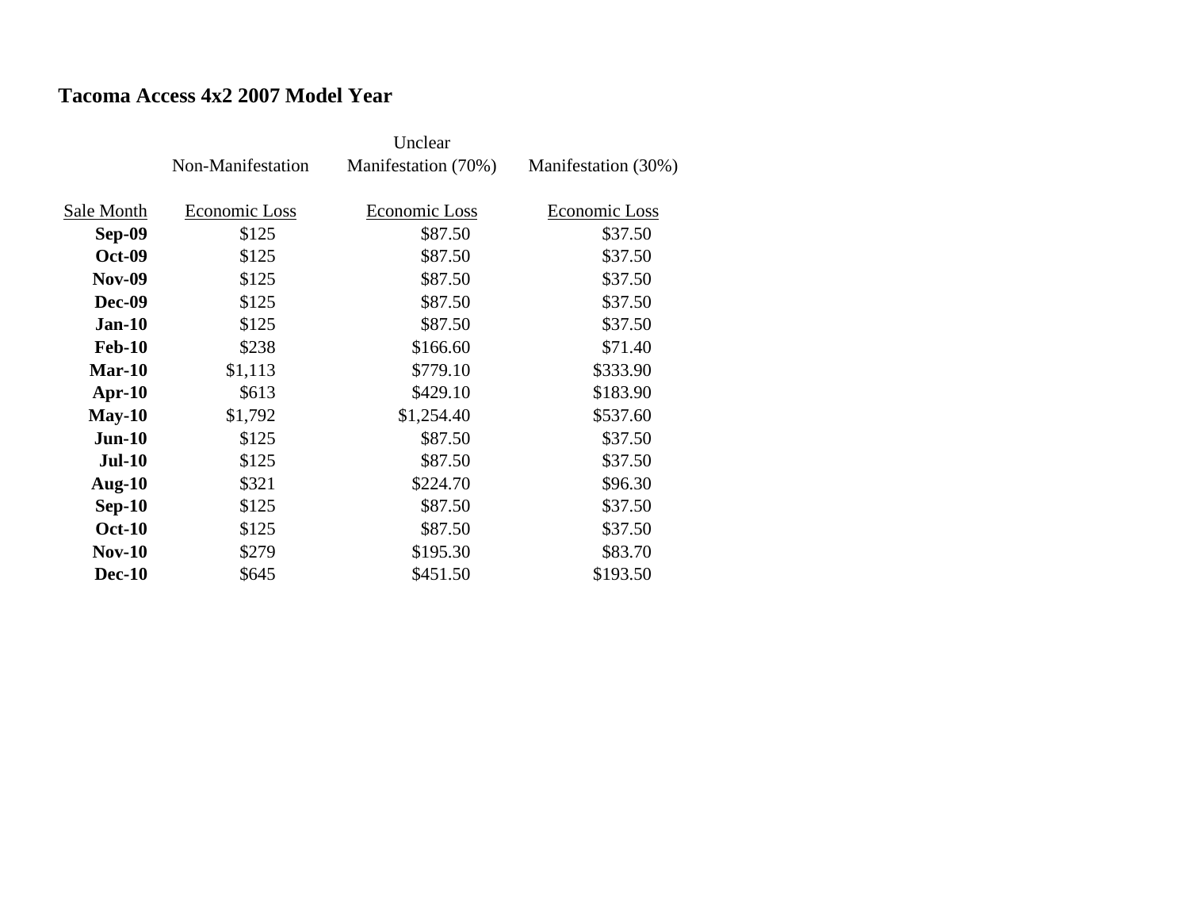## Tacoma Access 4x2 2007 Model Year

| Sale Month | Non-Manifestation<br>Economic Loss | Unclear Manifestation (70%)<br>Economic Loss | Manifestation (30%)<br>Economic Loss |
|---|---|---|---|
| **Sep-09** | $125 | $87.50 | $37.50 |
| **Oct-09** | $125 | $87.50 | $37.50 |
| **Nov-09** | $125 | $87.50 | $37.50 |
| **Dec-09** | $125 | $87.50 | $37.50 |
| **Jan-10** | $125 | $87.50 | $37.50 |
| **Feb-10** | $238 | $166.60 | $71.40 |
| **Mar-10** | $1,113 | $779.10 | $333.90 |
| **Apr-10** | $613 | $429.10 | $183.90 |
| **May-10** | $1,792 | $1,254.40 | $537.60 |
| **Jun-10** | $125 | $87.50 | $37.50 |
| **Jul-10** | $125 | $87.50 | $37.50 |
| **Aug-10** | $321 | $224.70 | $96.30 |
| **Sep-10** | $125 | $87.50 | $37.50 |
| **Oct-10** | $125 | $87.50 | $37.50 |
| **Nov-10** | $279 | $195.30 | $83.70 |
| **Dec-10** | $645 | $451.50 | $193.50 |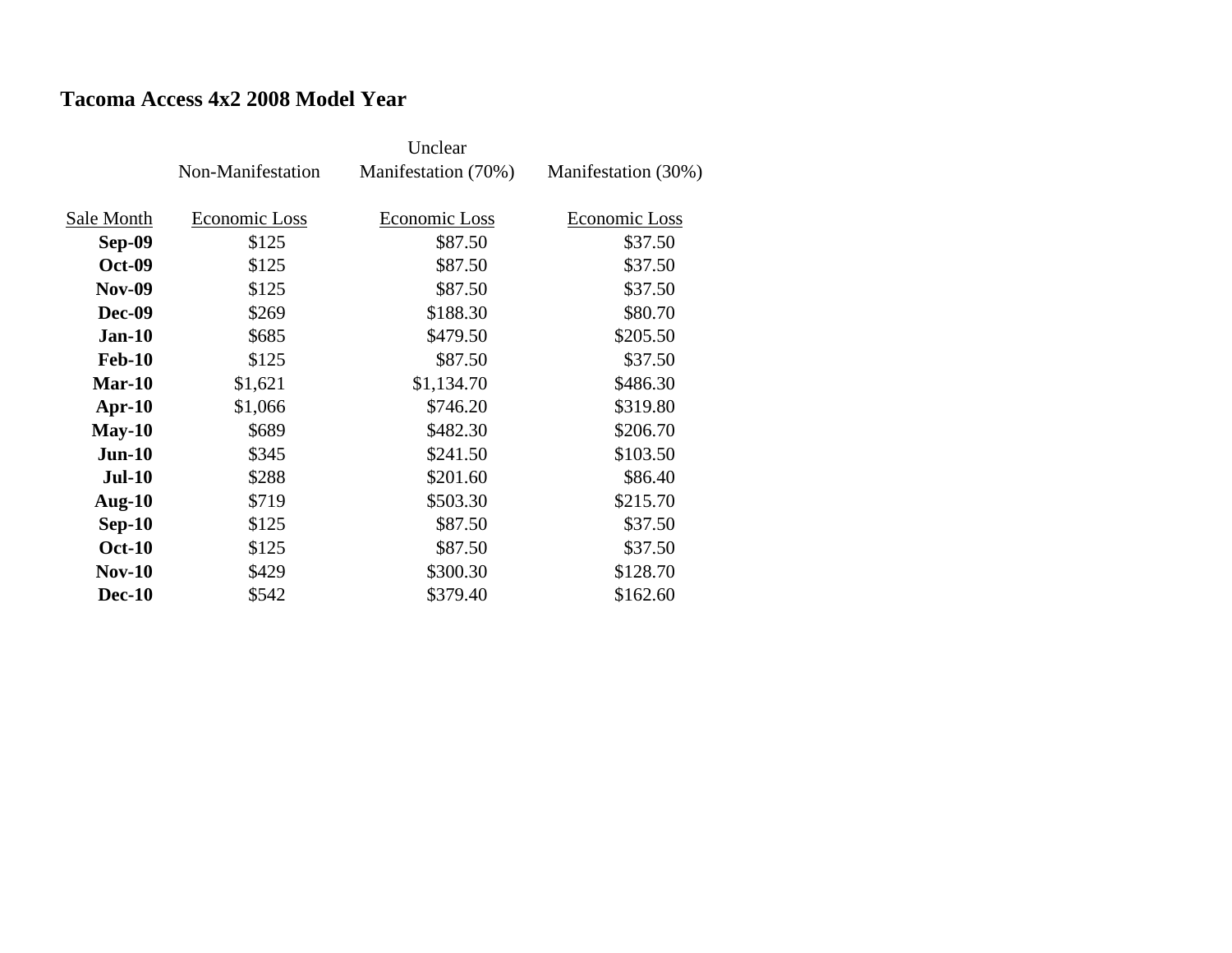## Tacoma Access 4x2 2008 Model Year

| | Non-Manifestation | Unclear Manifestation (70%) | Manifestation (30%) |
|---|---|---|---|
| Sale Month | Economic Loss | Economic Loss | Economic Loss |
| **Sep-09** | $125 | $87.50 | $37.50 |
| **Oct-09** | $125 | $87.50 | $37.50 |
| **Nov-09** | $125 | $87.50 | $37.50 |
| **Dec-09** | $269 | $188.30 | $80.70 |
| **Jan-10** | $685 | $479.50 | $205.50 |
| **Feb-10** | $125 | $87.50 | $37.50 |
| **Mar-10** | $1,621 | $1,134.70 | $486.30 |
| **Apr-10** | $1,066 | $746.20 | $319.80 |
| **May-10** | $689 | $482.30 | $206.70 |
| **Jun-10** | $345 | $241.50 | $103.50 |
| **Jul-10** | $288 | $201.60 | $86.40 |
| **Aug-10** | $719 | $503.30 | $215.70 |
| **Sep-10** | $125 | $87.50 | $37.50 |
| **Oct-10** | $125 | $87.50 | $37.50 |
| **Nov-10** | $429 | $300.30 | $128.70 |
| **Dec-10** | $542 | $379.40 | $162.60 |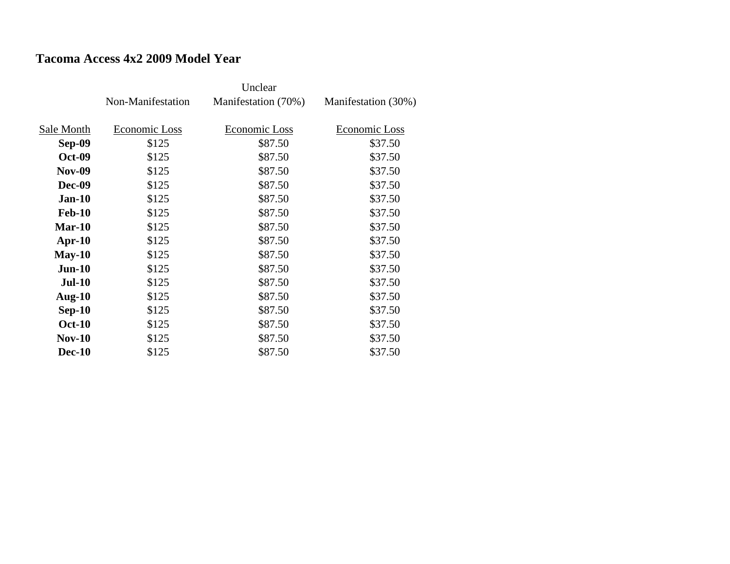## Tacoma Access 4x2 2009 Model Year

| Sale Month | Non-Manifestation Economic Loss | Unclear Manifestation (70%) Economic Loss | Manifestation (30%) Economic Loss |
|---|---|---|---|
| **Sep-09** | $125 | $87.50 | $37.50 |
| **Oct-09** | $125 | $87.50 | $37.50 |
| **Nov-09** | $125 | $87.50 | $37.50 |
| **Dec-09** | $125 | $87.50 | $37.50 |
| **Jan-10** | $125 | $87.50 | $37.50 |
| **Feb-10** | $125 | $87.50 | $37.50 |
| **Mar-10** | $125 | $87.50 | $37.50 |
| **Apr-10** | $125 | $87.50 | $37.50 |
| **May-10** | $125 | $87.50 | $37.50 |
| **Jun-10** | $125 | $87.50 | $37.50 |
| **Jul-10** | $125 | $87.50 | $37.50 |
| **Aug-10** | $125 | $87.50 | $37.50 |
| **Sep-10** | $125 | $87.50 | $37.50 |
| **Oct-10** | $125 | $87.50 | $37.50 |
| **Nov-10** | $125 | $87.50 | $37.50 |
| **Dec-10** | $125 | $87.50 | $37.50 |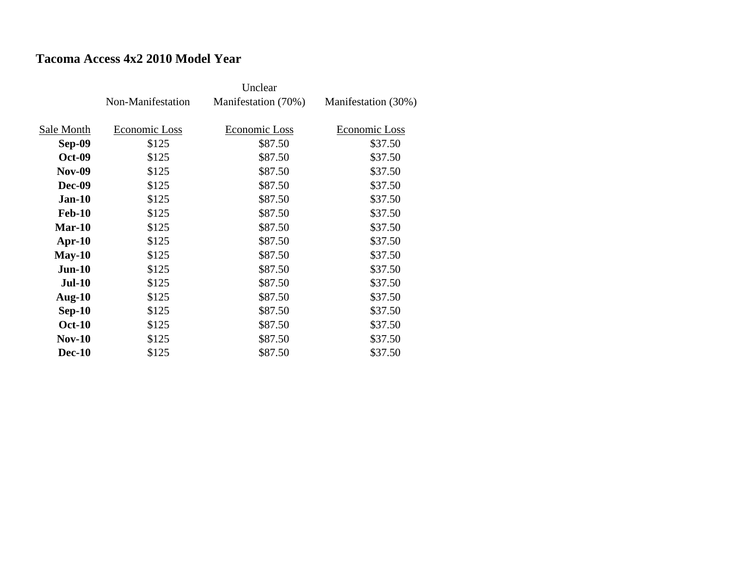**Tacoma Access 4x2 2010 Model Year**

| Sale Month | Non-Manifestation Economic Loss | Unclear Manifestation (70%) Economic Loss | Manifestation (30%) Economic Loss |
|---|---|---|---|
| **Sep-09** | $125 | $87.50 | $37.50 |
| **Oct-09** | $125 | $87.50 | $37.50 |
| **Nov-09** | $125 | $87.50 | $37.50 |
| **Dec-09** | $125 | $87.50 | $37.50 |
| **Jan-10** | $125 | $87.50 | $37.50 |
| **Feb-10** | $125 | $87.50 | $37.50 |
| **Mar-10** | $125 | $87.50 | $37.50 |
| **Apr-10** | $125 | $87.50 | $37.50 |
| **May-10** | $125 | $87.50 | $37.50 |
| **Jun-10** | $125 | $87.50 | $37.50 |
| **Jul-10** | $125 | $87.50 | $37.50 |
| **Aug-10** | $125 | $87.50 | $37.50 |
| **Sep-10** | $125 | $87.50 | $37.50 |
| **Oct-10** | $125 | $87.50 | $37.50 |
| **Nov-10** | $125 | $87.50 | $37.50 |
| **Dec-10** | $125 | $87.50 | $37.50 |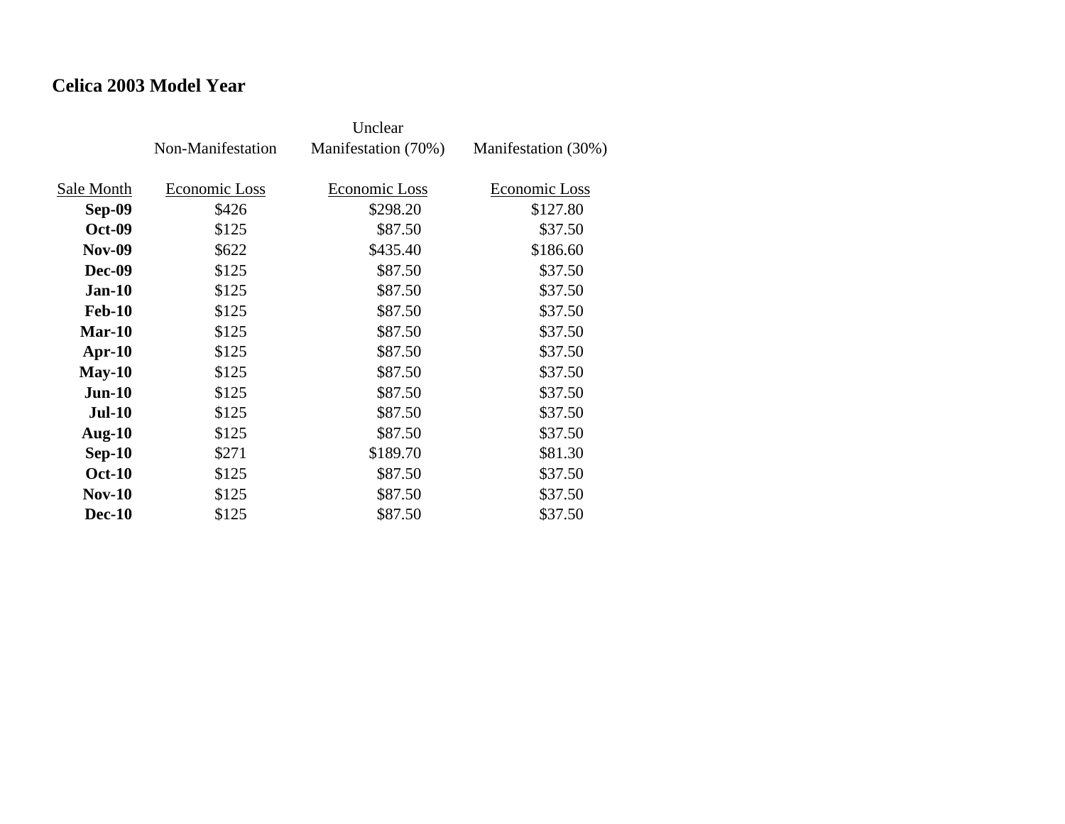**Celica 2003 Model Year**

| Sale Month | Non-Manifestation<br>Economic Loss | Unclear Manifestation (70%)<br>Economic Loss | Manifestation (30%)<br>Economic Loss |
|---|---|---|---|
| **Sep-09** | $426 | $298.20 | $127.80 |
| **Oct-09** | $125 | $87.50 | $37.50 |
| **Nov-09** | $622 | $435.40 | $186.60 |
| **Dec-09** | $125 | $87.50 | $37.50 |
| **Jan-10** | $125 | $87.50 | $37.50 |
| **Feb-10** | $125 | $87.50 | $37.50 |
| **Mar-10** | $125 | $87.50 | $37.50 |
| **Apr-10** | $125 | $87.50 | $37.50 |
| **May-10** | $125 | $87.50 | $37.50 |
| **Jun-10** | $125 | $87.50 | $37.50 |
| **Jul-10** | $125 | $87.50 | $37.50 |
| **Aug-10** | $125 | $87.50 | $37.50 |
| **Sep-10** | $271 | $189.70 | $81.30 |
| **Oct-10** | $125 | $87.50 | $37.50 |
| **Nov-10** | $125 | $87.50 | $37.50 |
| **Dec-10** | $125 | $87.50 | $37.50 |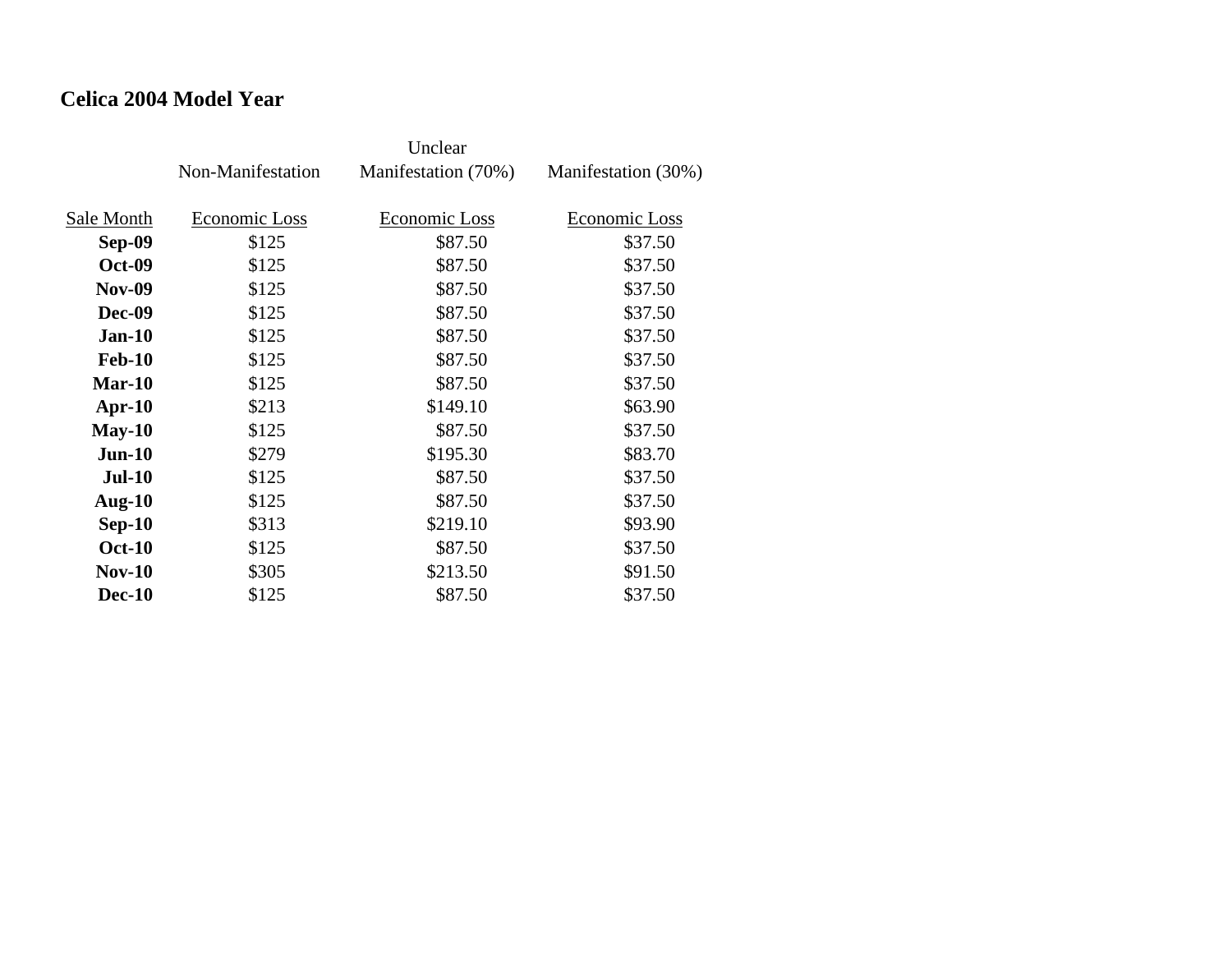**Celica 2004 Model Year**

| | Non-Manifestation | Unclear Manifestation (70%) | Manifestation (30%) |
|---|---|---|---|
| Sale Month | Economic Loss | Economic Loss | Economic Loss |
| **Sep-09** | $125 | $87.50 | $37.50 |
| **Oct-09** | $125 | $87.50 | $37.50 |
| **Nov-09** | $125 | $87.50 | $37.50 |
| **Dec-09** | $125 | $87.50 | $37.50 |
| **Jan-10** | $125 | $87.50 | $37.50 |
| **Feb-10** | $125 | $87.50 | $37.50 |
| **Mar-10** | $125 | $87.50 | $37.50 |
| **Apr-10** | $213 | $149.10 | $63.90 |
| **May-10** | $125 | $87.50 | $37.50 |
| **Jun-10** | $279 | $195.30 | $83.70 |
| **Jul-10** | $125 | $87.50 | $37.50 |
| **Aug-10** | $125 | $87.50 | $37.50 |
| **Sep-10** | $313 | $219.10 | $93.90 |
| **Oct-10** | $125 | $87.50 | $37.50 |
| **Nov-10** | $305 | $213.50 | $91.50 |
| **Dec-10** | $125 | $87.50 | $37.50 |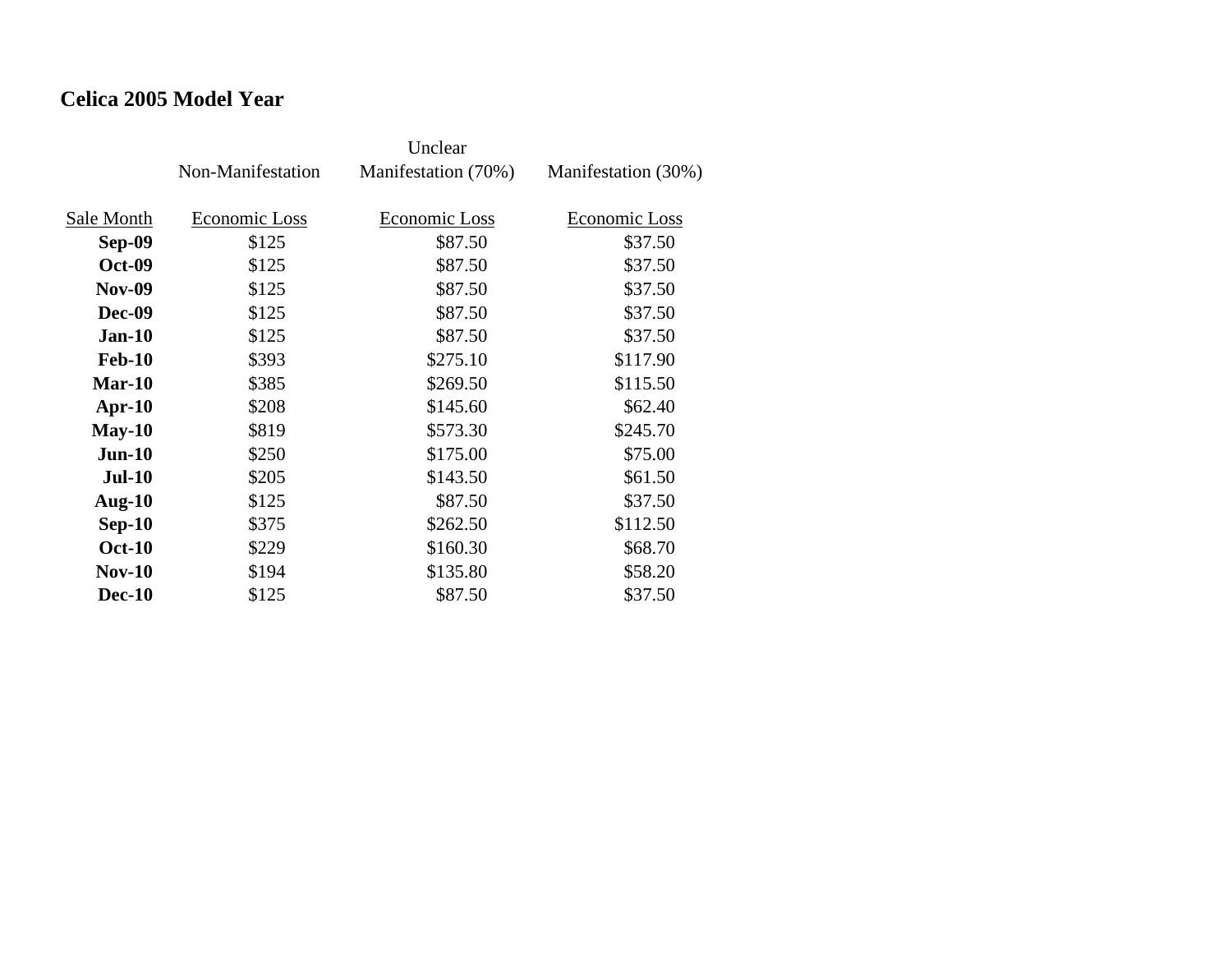## Celica 2005 Model Year

| Sale Month | Non-Manifestation Economic Loss | Unclear Manifestation (70%) Economic Loss | Manifestation (30%) Economic Loss |
|---|---|---|---|
| **Sep-09** | $125 | $87.50 | $37.50 |
| **Oct-09** | $125 | $87.50 | $37.50 |
| **Nov-09** | $125 | $87.50 | $37.50 |
| **Dec-09** | $125 | $87.50 | $37.50 |
| **Jan-10** | $125 | $87.50 | $37.50 |
| **Feb-10** | $393 | $275.10 | $117.90 |
| **Mar-10** | $385 | $269.50 | $115.50 |
| **Apr-10** | $208 | $145.60 | $62.40 |
| **May-10** | $819 | $573.30 | $245.70 |
| **Jun-10** | $250 | $175.00 | $75.00 |
| **Jul-10** | $205 | $143.50 | $61.50 |
| **Aug-10** | $125 | $87.50 | $37.50 |
| **Sep-10** | $375 | $262.50 | $112.50 |
| **Oct-10** | $229 | $160.30 | $68.70 |
| **Nov-10** | $194 | $135.80 | $58.20 |
| **Dec-10** | $125 | $87.50 | $37.50 |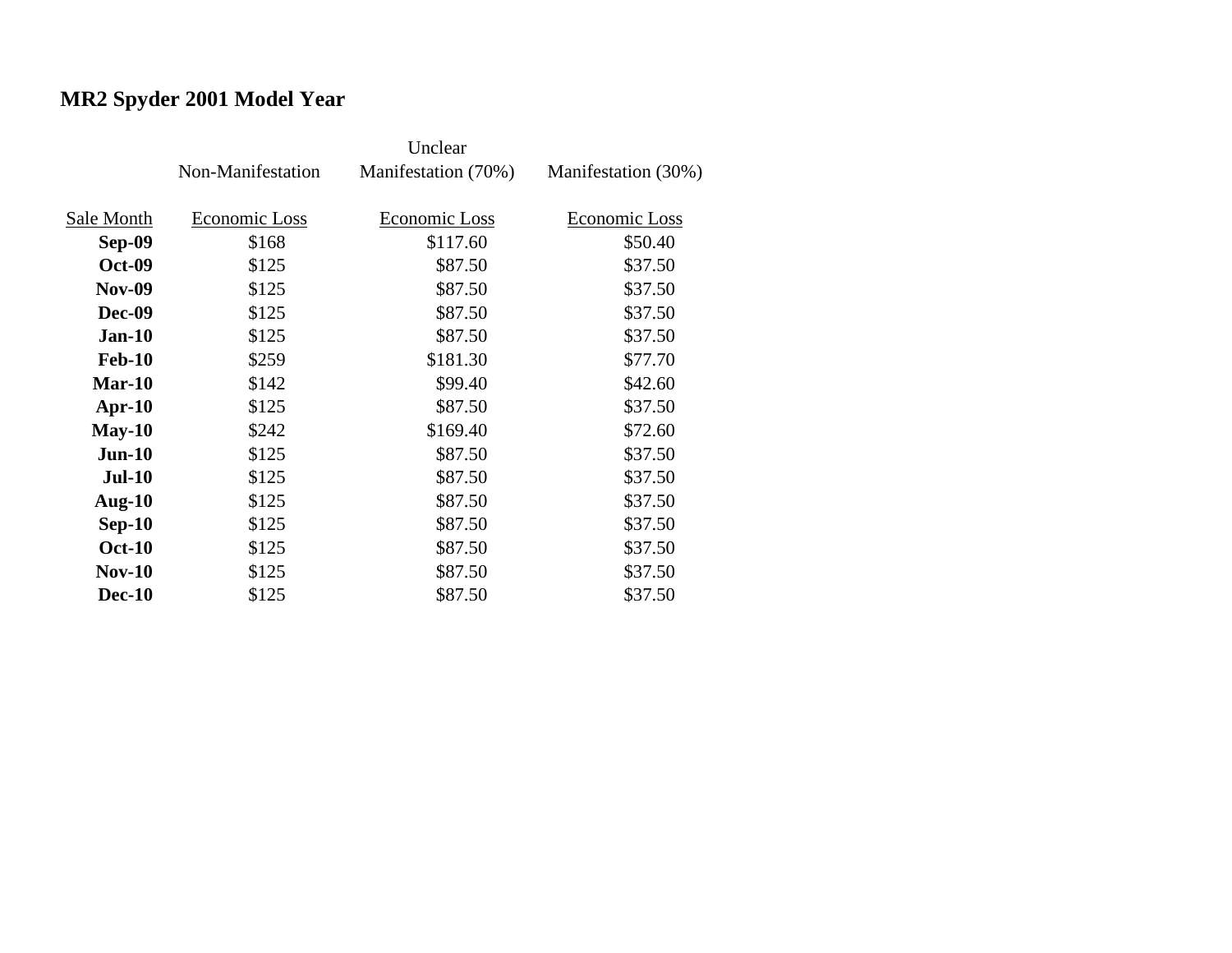**MR2 Spyder 2001 Model Year**

| | Non-Manifestation | Unclear Manifestation (70%) | Manifestation (30%) |
|---|---|---|---|
| Sale Month | Economic Loss | Economic Loss | Economic Loss |
| **Sep-09** | $168 | $117.60 | $50.40 |
| **Oct-09** | $125 | $87.50 | $37.50 |
| **Nov-09** | $125 | $87.50 | $37.50 |
| **Dec-09** | $125 | $87.50 | $37.50 |
| **Jan-10** | $125 | $87.50 | $37.50 |
| **Feb-10** | $259 | $181.30 | $77.70 |
| **Mar-10** | $142 | $99.40 | $42.60 |
| **Apr-10** | $125 | $87.50 | $37.50 |
| **May-10** | $242 | $169.40 | $72.60 |
| **Jun-10** | $125 | $87.50 | $37.50 |
| **Jul-10** | $125 | $87.50 | $37.50 |
| **Aug-10** | $125 | $87.50 | $37.50 |
| **Sep-10** | $125 | $87.50 | $37.50 |
| **Oct-10** | $125 | $87.50 | $37.50 |
| **Nov-10** | $125 | $87.50 | $37.50 |
| **Dec-10** | $125 | $87.50 | $37.50 |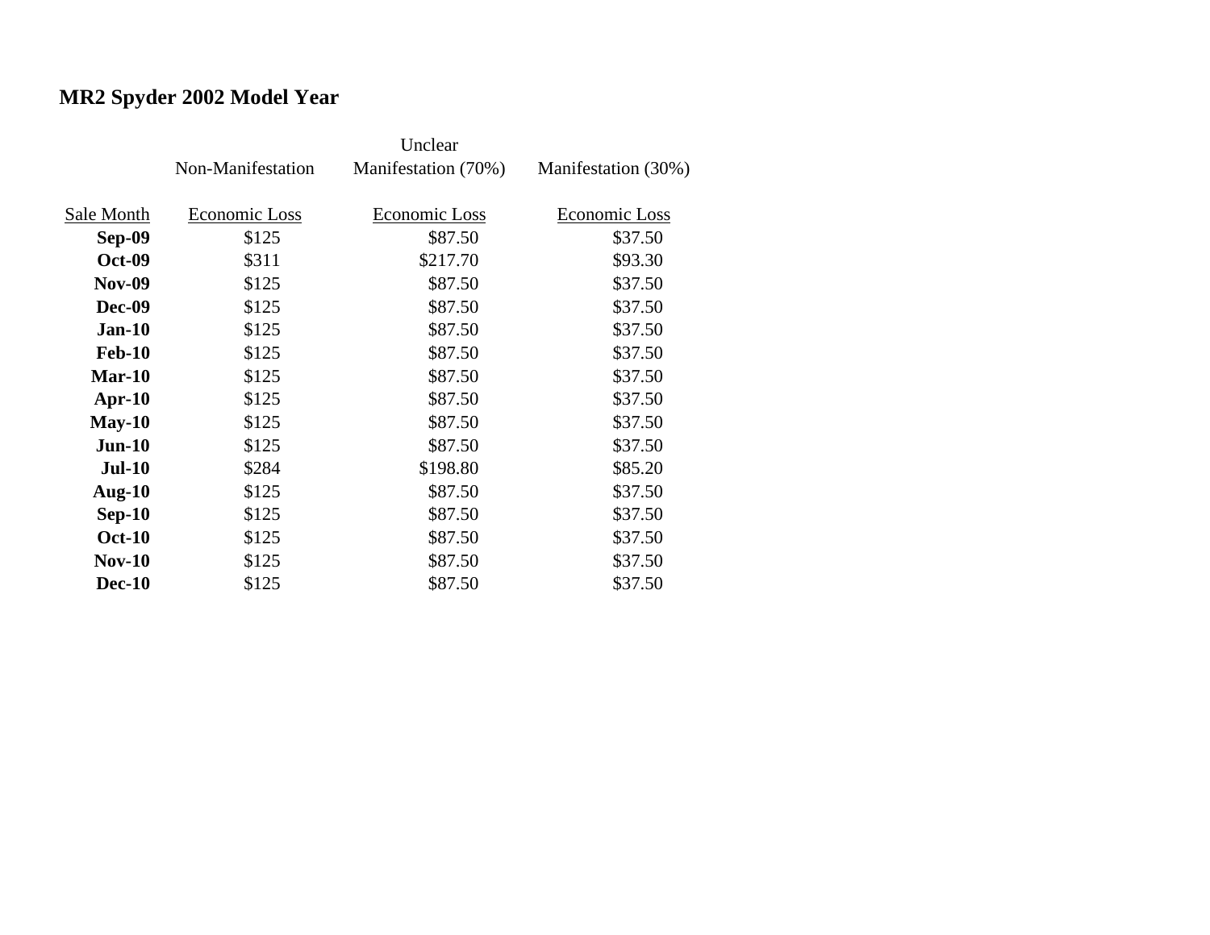## MR2 Spyder 2002 Model Year

| | Non-Manifestation | Unclear Manifestation (70%) | Manifestation (30%) |
|---|---|---|---|
| Sale Month | Economic Loss | Economic Loss | Economic Loss |
| **Sep-09** | $125 | $87.50 | $37.50 |
| **Oct-09** | $311 | $217.70 | $93.30 |
| **Nov-09** | $125 | $87.50 | $37.50 |
| **Dec-09** | $125 | $87.50 | $37.50 |
| **Jan-10** | $125 | $87.50 | $37.50 |
| **Feb-10** | $125 | $87.50 | $37.50 |
| **Mar-10** | $125 | $87.50 | $37.50 |
| **Apr-10** | $125 | $87.50 | $37.50 |
| **May-10** | $125 | $87.50 | $37.50 |
| **Jun-10** | $125 | $87.50 | $37.50 |
| **Jul-10** | $284 | $198.80 | $85.20 |
| **Aug-10** | $125 | $87.50 | $37.50 |
| **Sep-10** | $125 | $87.50 | $37.50 |
| **Oct-10** | $125 | $87.50 | $37.50 |
| **Nov-10** | $125 | $87.50 | $37.50 |
| **Dec-10** | $125 | $87.50 | $37.50 |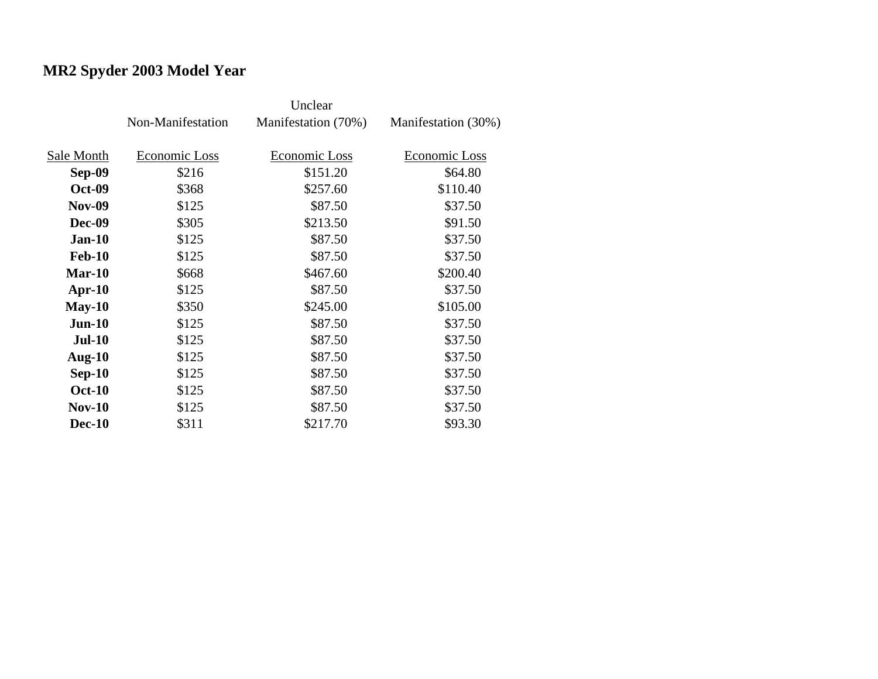## MR2 Spyder 2003 Model Year

| Sale Month | Non-Manifestation Economic Loss | Unclear Manifestation (70%) Economic Loss | Manifestation (30%) Economic Loss |
|---|---|---|---|
| **Sep-09** | $216 | $151.20 | $64.80 |
| **Oct-09** | $368 | $257.60 | $110.40 |
| **Nov-09** | $125 | $87.50 | $37.50 |
| **Dec-09** | $305 | $213.50 | $91.50 |
| **Jan-10** | $125 | $87.50 | $37.50 |
| **Feb-10** | $125 | $87.50 | $37.50 |
| **Mar-10** | $668 | $467.60 | $200.40 |
| **Apr-10** | $125 | $87.50 | $37.50 |
| **May-10** | $350 | $245.00 | $105.00 |
| **Jun-10** | $125 | $87.50 | $37.50 |
| **Jul-10** | $125 | $87.50 | $37.50 |
| **Aug-10** | $125 | $87.50 | $37.50 |
| **Sep-10** | $125 | $87.50 | $37.50 |
| **Oct-10** | $125 | $87.50 | $37.50 |
| **Nov-10** | $125 | $87.50 | $37.50 |
| **Dec-10** | $311 | $217.70 | $93.30 |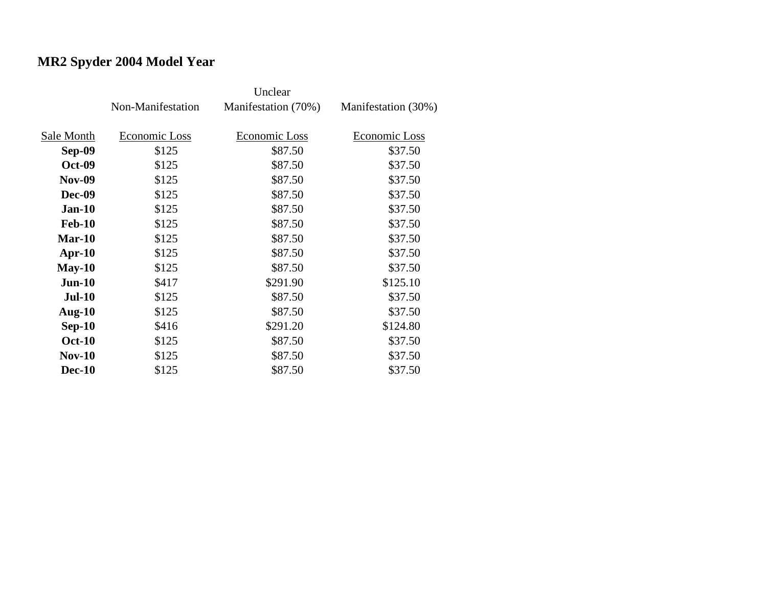### MR2 Spyder 2004 Model Year

| | Non-Manifestation | Unclear Manifestation (70%) | Manifestation (30%) |
|---|---|---|---|
| Sale Month | Economic Loss | Economic Loss | Economic Loss |
| **Sep-09** | $125 | $87.50 | $37.50 |
| **Oct-09** | $125 | $87.50 | $37.50 |
| **Nov-09** | $125 | $87.50 | $37.50 |
| **Dec-09** | $125 | $87.50 | $37.50 |
| **Jan-10** | $125 | $87.50 | $37.50 |
| **Feb-10** | $125 | $87.50 | $37.50 |
| **Mar-10** | $125 | $87.50 | $37.50 |
| **Apr-10** | $125 | $87.50 | $37.50 |
| **May-10** | $125 | $87.50 | $37.50 |
| **Jun-10** | $417 | $291.90 | $125.10 |
| **Jul-10** | $125 | $87.50 | $37.50 |
| **Aug-10** | $125 | $87.50 | $37.50 |
| **Sep-10** | $416 | $291.20 | $124.80 |
| **Oct-10** | $125 | $87.50 | $37.50 |
| **Nov-10** | $125 | $87.50 | $37.50 |
| **Dec-10** | $125 | $87.50 | $37.50 |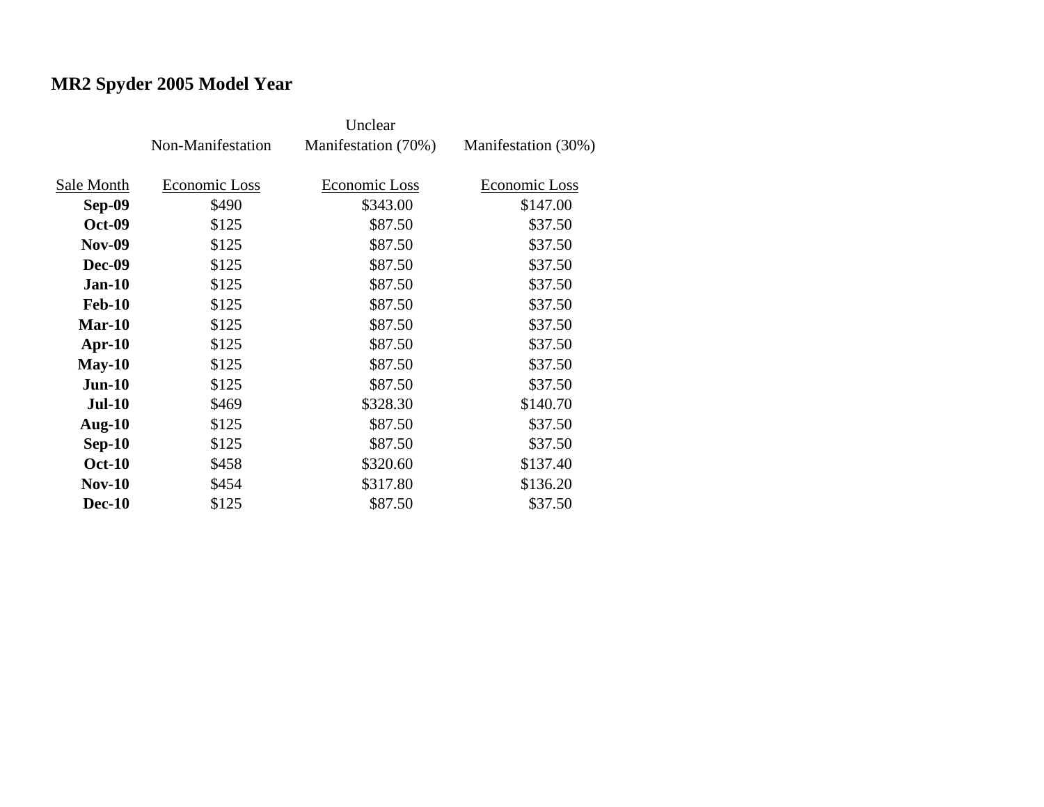## MR2 Spyder 2005 Model Year

| | Non-Manifestation | Unclear Manifestation (70%) | Manifestation (30%) |
|---|---|---|---|
| Sale Month | Economic Loss | Economic Loss | Economic Loss |
| **Sep-09** | $490 | $343.00 | $147.00 |
| **Oct-09** | $125 | $87.50 | $37.50 |
| **Nov-09** | $125 | $87.50 | $37.50 |
| **Dec-09** | $125 | $87.50 | $37.50 |
| **Jan-10** | $125 | $87.50 | $37.50 |
| **Feb-10** | $125 | $87.50 | $37.50 |
| **Mar-10** | $125 | $87.50 | $37.50 |
| **Apr-10** | $125 | $87.50 | $37.50 |
| **May-10** | $125 | $87.50 | $37.50 |
| **Jun-10** | $125 | $87.50 | $37.50 |
| **Jul-10** | $469 | $328.30 | $140.70 |
| **Aug-10** | $125 | $87.50 | $37.50 |
| **Sep-10** | $125 | $87.50 | $37.50 |
| **Oct-10** | $458 | $320.60 | $137.40 |
| **Nov-10** | $454 | $317.80 | $136.20 |
| **Dec-10** | $125 | $87.50 | $37.50 |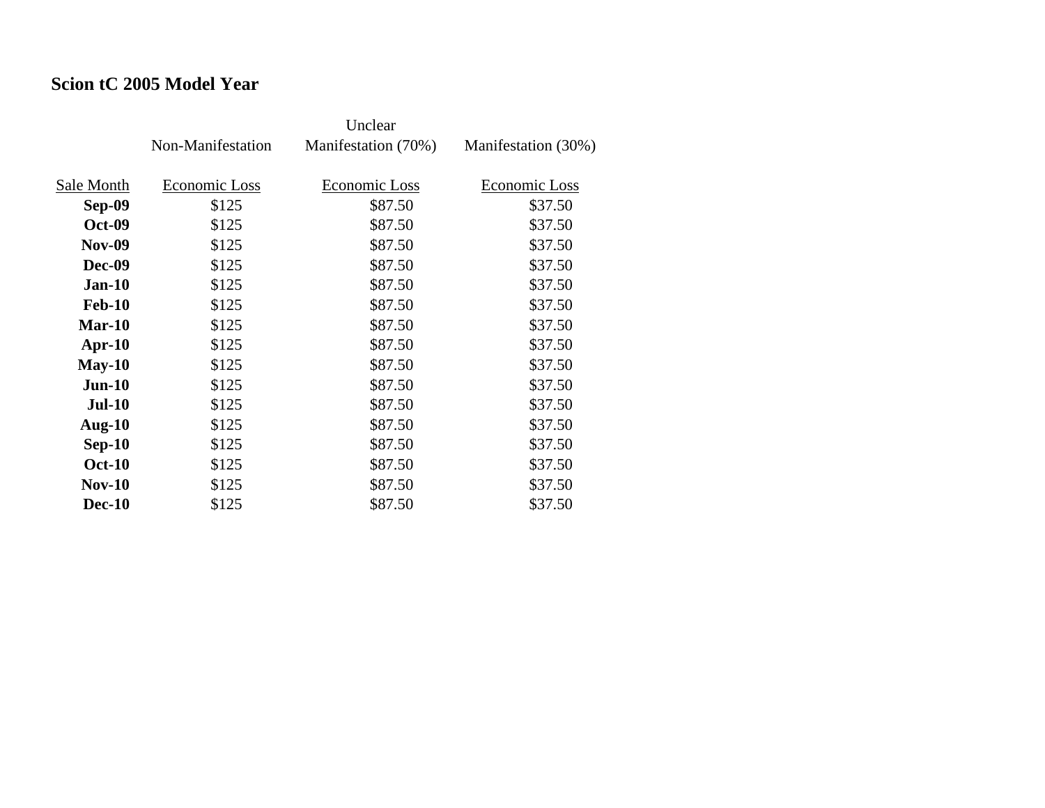**Scion tC 2005 Model Year**

| Sale Month | Non-Manifestation Economic Loss | Unclear Manifestation (70%) Economic Loss | Manifestation (30%) Economic Loss |
|---|---|---|---|
| **Sep-09** | $125 | $87.50 | $37.50 |
| **Oct-09** | $125 | $87.50 | $37.50 |
| **Nov-09** | $125 | $87.50 | $37.50 |
| **Dec-09** | $125 | $87.50 | $37.50 |
| **Jan-10** | $125 | $87.50 | $37.50 |
| **Feb-10** | $125 | $87.50 | $37.50 |
| **Mar-10** | $125 | $87.50 | $37.50 |
| **Apr-10** | $125 | $87.50 | $37.50 |
| **May-10** | $125 | $87.50 | $37.50 |
| **Jun-10** | $125 | $87.50 | $37.50 |
| **Jul-10** | $125 | $87.50 | $37.50 |
| **Aug-10** | $125 | $87.50 | $37.50 |
| **Sep-10** | $125 | $87.50 | $37.50 |
| **Oct-10** | $125 | $87.50 | $37.50 |
| **Nov-10** | $125 | $87.50 | $37.50 |
| **Dec-10** | $125 | $87.50 | $37.50 |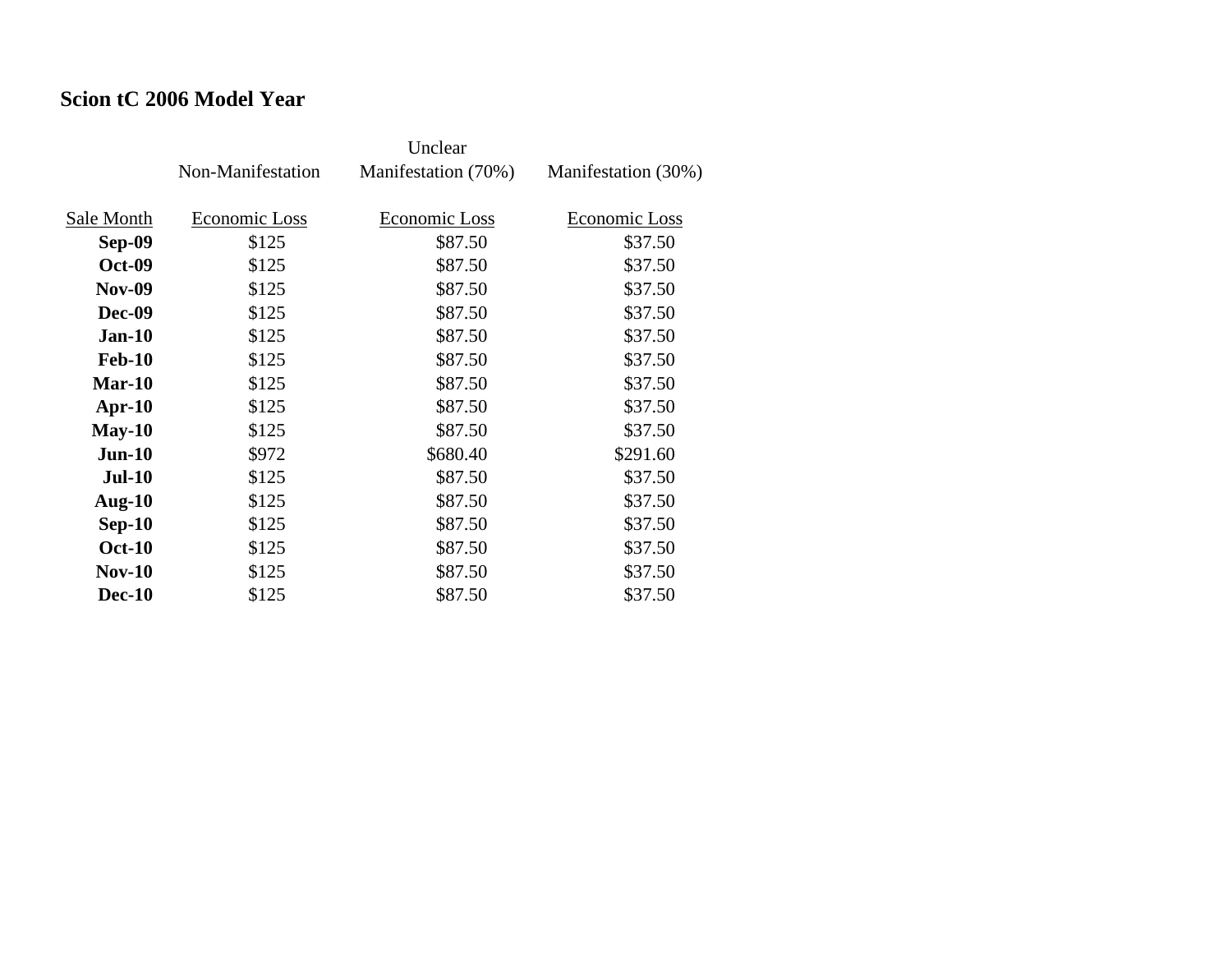**Scion tC 2006 Model Year**

| | Non-Manifestation | Unclear Manifestation (70%) | Manifestation (30%) |
|---|---|---|---|
| Sale Month | Economic Loss | Economic Loss | Economic Loss |
| **Sep-09** | $125 | $87.50 | $37.50 |
| **Oct-09** | $125 | $87.50 | $37.50 |
| **Nov-09** | $125 | $87.50 | $37.50 |
| **Dec-09** | $125 | $87.50 | $37.50 |
| **Jan-10** | $125 | $87.50 | $37.50 |
| **Feb-10** | $125 | $87.50 | $37.50 |
| **Mar-10** | $125 | $87.50 | $37.50 |
| **Apr-10** | $125 | $87.50 | $37.50 |
| **May-10** | $125 | $87.50 | $37.50 |
| **Jun-10** | $972 | $680.40 | $291.60 |
| **Jul-10** | $125 | $87.50 | $37.50 |
| **Aug-10** | $125 | $87.50 | $37.50 |
| **Sep-10** | $125 | $87.50 | $37.50 |
| **Oct-10** | $125 | $87.50 | $37.50 |
| **Nov-10** | $125 | $87.50 | $37.50 |
| **Dec-10** | $125 | $87.50 | $37.50 |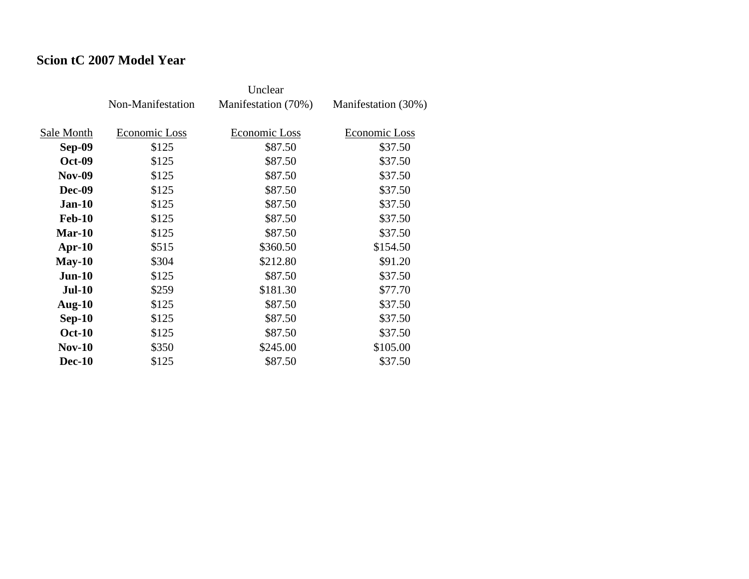## Scion tC 2007 Model Year

| | Non-Manifestation | Unclear Manifestation (70%) | Manifestation (30%) |
|---|---|---|---|
| Sale Month | Economic Loss | Economic Loss | Economic Loss |
| **Sep-09** | $125 | $87.50 | $37.50 |
| **Oct-09** | $125 | $87.50 | $37.50 |
| **Nov-09** | $125 | $87.50 | $37.50 |
| **Dec-09** | $125 | $87.50 | $37.50 |
| **Jan-10** | $125 | $87.50 | $37.50 |
| **Feb-10** | $125 | $87.50 | $37.50 |
| **Mar-10** | $125 | $87.50 | $37.50 |
| **Apr-10** | $515 | $360.50 | $154.50 |
| **May-10** | $304 | $212.80 | $91.20 |
| **Jun-10** | $125 | $87.50 | $37.50 |
| **Jul-10** | $259 | $181.30 | $77.70 |
| **Aug-10** | $125 | $87.50 | $37.50 |
| **Sep-10** | $125 | $87.50 | $37.50 |
| **Oct-10** | $125 | $87.50 | $37.50 |
| **Nov-10** | $350 | $245.00 | $105.00 |
| **Dec-10** | $125 | $87.50 | $37.50 |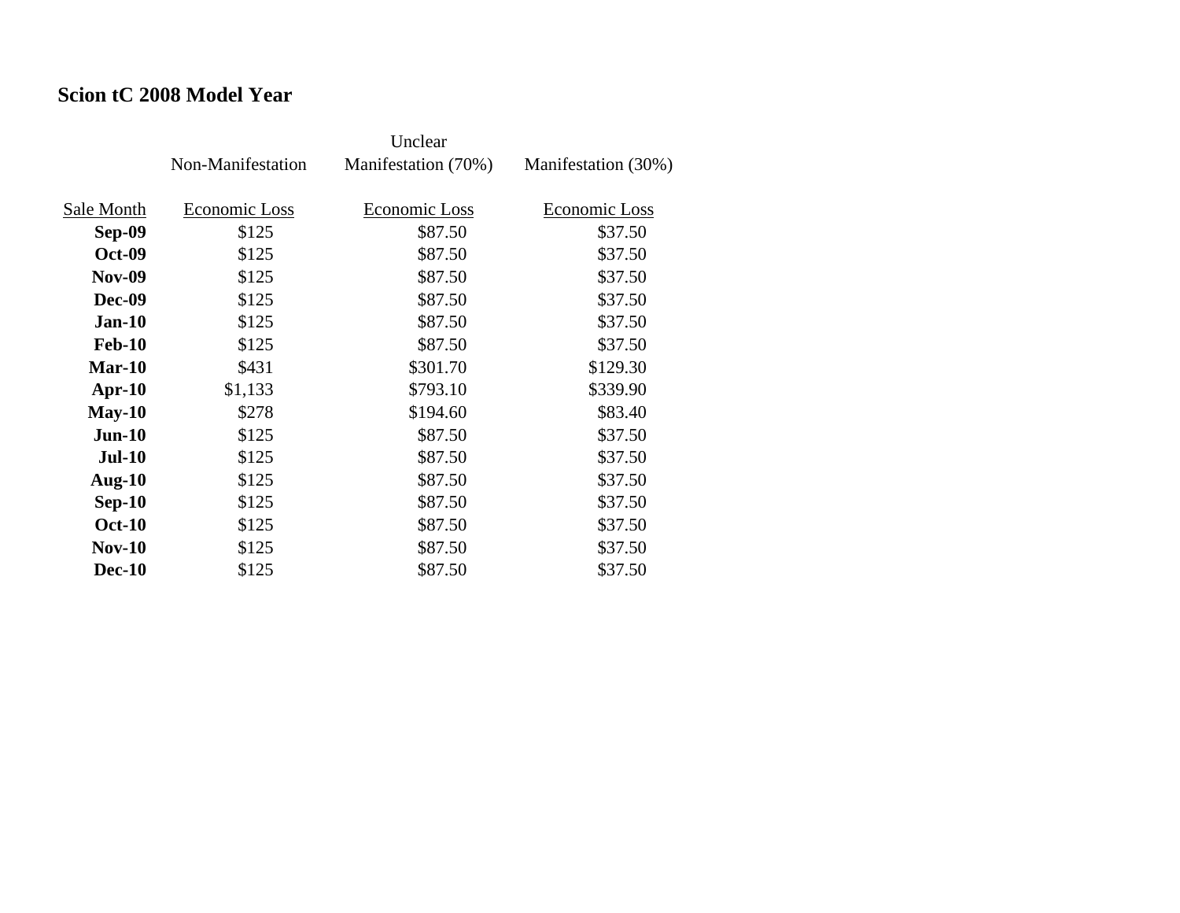# Scion tC 2008 Model Year

| | Non-Manifestation | Unclear Manifestation (70%) | Manifestation (30%) |
|---|---|---|---|
| Sale Month | Economic Loss | Economic Loss | Economic Loss |
| **Sep-09** | $125 | $87.50 | $37.50 |
| **Oct-09** | $125 | $87.50 | $37.50 |
| **Nov-09** | $125 | $87.50 | $37.50 |
| **Dec-09** | $125 | $87.50 | $37.50 |
| **Jan-10** | $125 | $87.50 | $37.50 |
| **Feb-10** | $125 | $87.50 | $37.50 |
| **Mar-10** | $431 | $301.70 | $129.30 |
| **Apr-10** | $1,133 | $793.10 | $339.90 |
| **May-10** | $278 | $194.60 | $83.40 |
| **Jun-10** | $125 | $87.50 | $37.50 |
| **Jul-10** | $125 | $87.50 | $37.50 |
| **Aug-10** | $125 | $87.50 | $37.50 |
| **Sep-10** | $125 | $87.50 | $37.50 |
| **Oct-10** | $125 | $87.50 | $37.50 |
| **Nov-10** | $125 | $87.50 | $37.50 |
| **Dec-10** | $125 | $87.50 | $37.50 |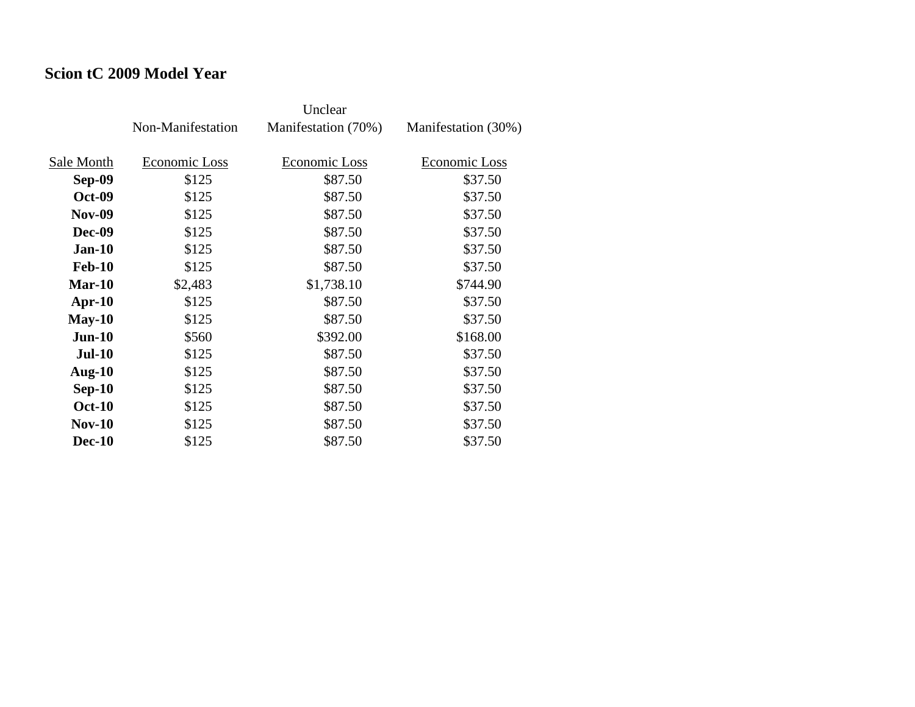## Scion tC 2009 Model Year

| | Non-Manifestation | Unclear Manifestation (70%) | Manifestation (30%) |
|---|---|---|---|
| Sale Month | Economic Loss | Economic Loss | Economic Loss |
| **Sep-09** | $125 | $87.50 | $37.50 |
| **Oct-09** | $125 | $87.50 | $37.50 |
| **Nov-09** | $125 | $87.50 | $37.50 |
| **Dec-09** | $125 | $87.50 | $37.50 |
| **Jan-10** | $125 | $87.50 | $37.50 |
| **Feb-10** | $125 | $87.50 | $37.50 |
| **Mar-10** | $2,483 | $1,738.10 | $744.90 |
| **Apr-10** | $125 | $87.50 | $37.50 |
| **May-10** | $125 | $87.50 | $37.50 |
| **Jun-10** | $560 | $392.00 | $168.00 |
| **Jul-10** | $125 | $87.50 | $37.50 |
| **Aug-10** | $125 | $87.50 | $37.50 |
| **Sep-10** | $125 | $87.50 | $37.50 |
| **Oct-10** | $125 | $87.50 | $37.50 |
| **Nov-10** | $125 | $87.50 | $37.50 |
| **Dec-10** | $125 | $87.50 | $37.50 |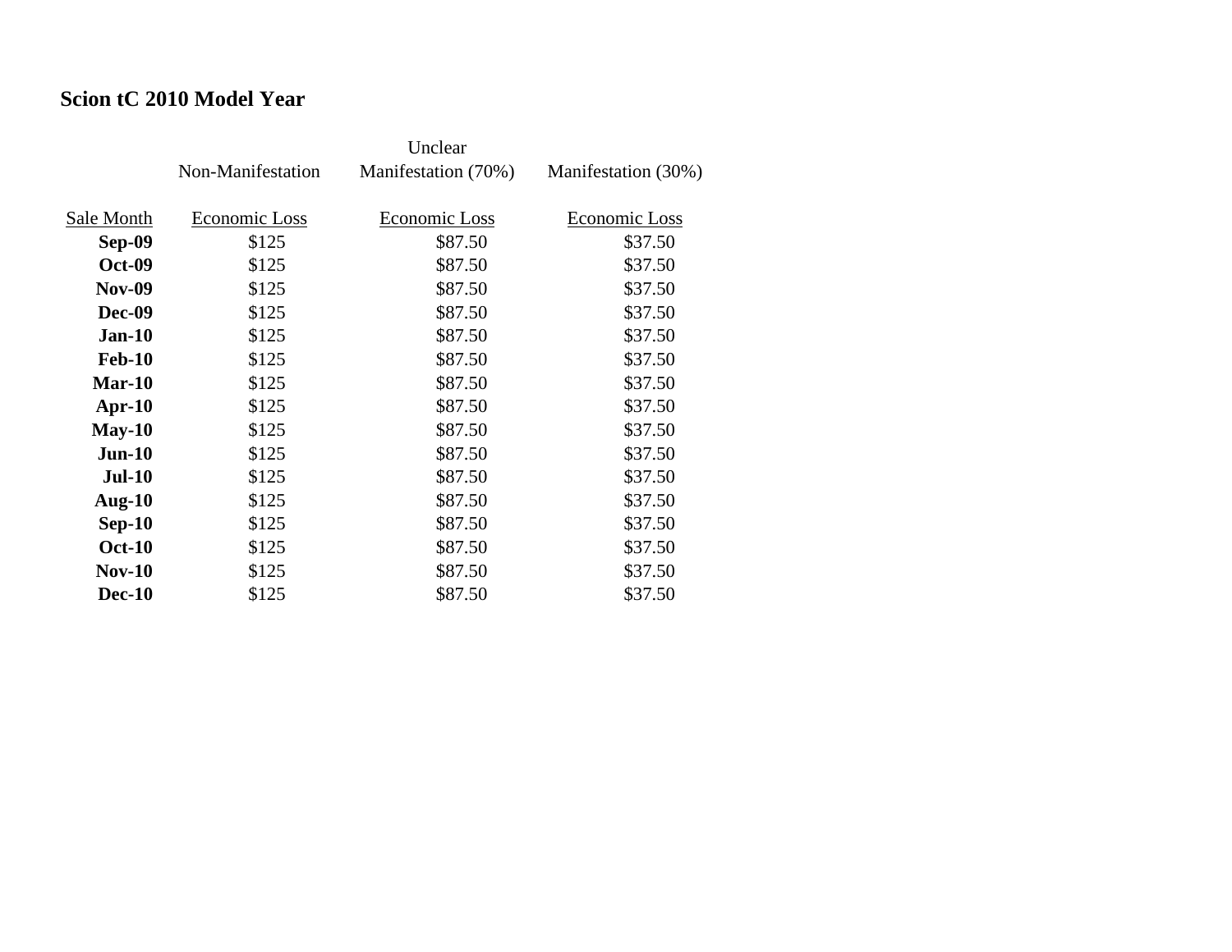## Scion tC 2010 Model Year

| | Non-Manifestation | Unclear Manifestation (70%) | Manifestation (30%) |
|---|---|---|---|
| Sale Month | Economic Loss | Economic Loss | Economic Loss |
| **Sep-09** | $125 | $87.50 | $37.50 |
| **Oct-09** | $125 | $87.50 | $37.50 |
| **Nov-09** | $125 | $87.50 | $37.50 |
| **Dec-09** | $125 | $87.50 | $37.50 |
| **Jan-10** | $125 | $87.50 | $37.50 |
| **Feb-10** | $125 | $87.50 | $37.50 |
| **Mar-10** | $125 | $87.50 | $37.50 |
| **Apr-10** | $125 | $87.50 | $37.50 |
| **May-10** | $125 | $87.50 | $37.50 |
| **Jun-10** | $125 | $87.50 | $37.50 |
| **Jul-10** | $125 | $87.50 | $37.50 |
| **Aug-10** | $125 | $87.50 | $37.50 |
| **Sep-10** | $125 | $87.50 | $37.50 |
| **Oct-10** | $125 | $87.50 | $37.50 |
| **Nov-10** | $125 | $87.50 | $37.50 |
| **Dec-10** | $125 | $87.50 | $37.50 |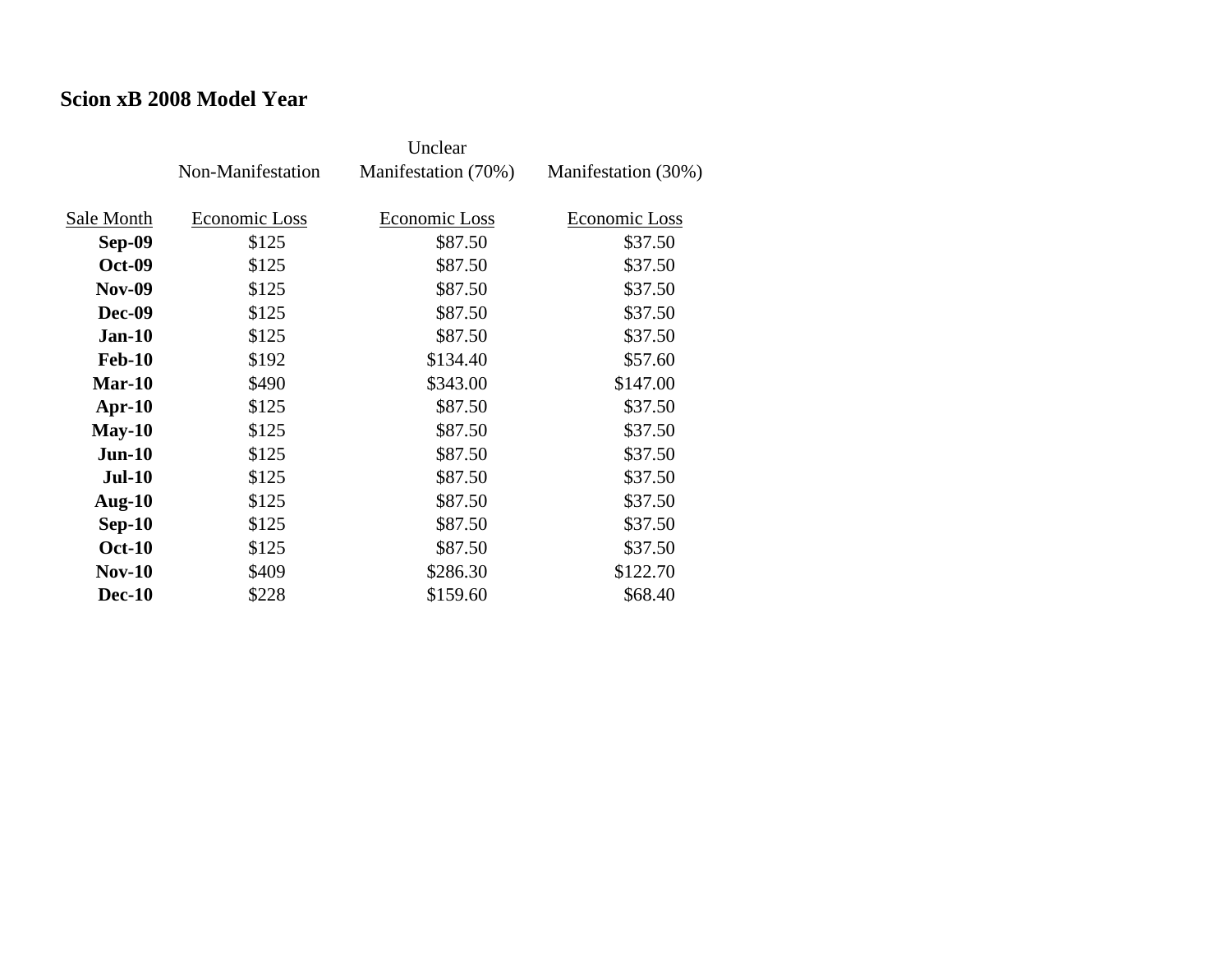# Scion xB 2008 Model Year

| | Non-Manifestation | Unclear Manifestation (70%) | Manifestation (30%) |
|---|---|---|---|
| Sale Month | Economic Loss | Economic Loss | Economic Loss |
| **Sep-09** | $125 | $87.50 | $37.50 |
| **Oct-09** | $125 | $87.50 | $37.50 |
| **Nov-09** | $125 | $87.50 | $37.50 |
| **Dec-09** | $125 | $87.50 | $37.50 |
| **Jan-10** | $125 | $87.50 | $37.50 |
| **Feb-10** | $192 | $134.40 | $57.60 |
| **Mar-10** | $490 | $343.00 | $147.00 |
| **Apr-10** | $125 | $87.50 | $37.50 |
| **May-10** | $125 | $87.50 | $37.50 |
| **Jun-10** | $125 | $87.50 | $37.50 |
| **Jul-10** | $125 | $87.50 | $37.50 |
| **Aug-10** | $125 | $87.50 | $37.50 |
| **Sep-10** | $125 | $87.50 | $37.50 |
| **Oct-10** | $125 | $87.50 | $37.50 |
| **Nov-10** | $409 | $286.30 | $122.70 |
| **Dec-10** | $228 | $159.60 | $68.40 |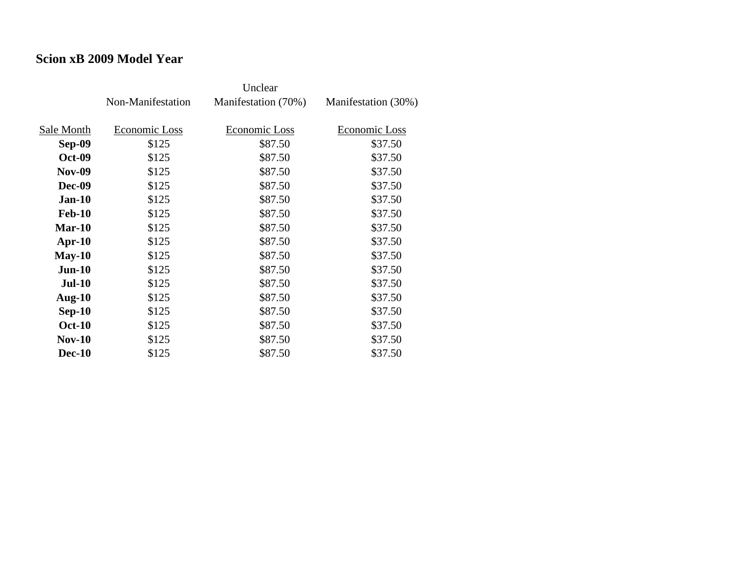**Scion xB 2009 Model Year**

| | Non-Manifestation | Unclear Manifestation (70%) | Manifestation (30%) |
|---|---|---|---|
| Sale Month | Economic Loss | Economic Loss | Economic Loss |
| **Sep-09** | $125 | $87.50 | $37.50 |
| **Oct-09** | $125 | $87.50 | $37.50 |
| **Nov-09** | $125 | $87.50 | $37.50 |
| **Dec-09** | $125 | $87.50 | $37.50 |
| **Jan-10** | $125 | $87.50 | $37.50 |
| **Feb-10** | $125 | $87.50 | $37.50 |
| **Mar-10** | $125 | $87.50 | $37.50 |
| **Apr-10** | $125 | $87.50 | $37.50 |
| **May-10** | $125 | $87.50 | $37.50 |
| **Jun-10** | $125 | $87.50 | $37.50 |
| **Jul-10** | $125 | $87.50 | $37.50 |
| **Aug-10** | $125 | $87.50 | $37.50 |
| **Sep-10** | $125 | $87.50 | $37.50 |
| **Oct-10** | $125 | $87.50 | $37.50 |
| **Nov-10** | $125 | $87.50 | $37.50 |
| **Dec-10** | $125 | $87.50 | $37.50 |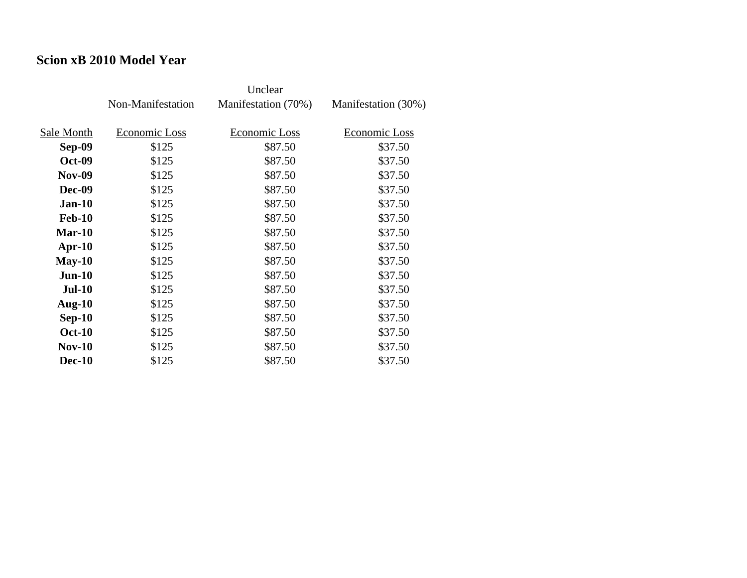**Scion xB 2010 Model Year**

| | Non-Manifestation | Unclear Manifestation (70%) | Manifestation (30%) |
|---|---|---|---|
| Sale Month | Economic Loss | Economic Loss | Economic Loss |
| **Sep-09** | $125 | $87.50 | $37.50 |
| **Oct-09** | $125 | $87.50 | $37.50 |
| **Nov-09** | $125 | $87.50 | $37.50 |
| **Dec-09** | $125 | $87.50 | $37.50 |
| **Jan-10** | $125 | $87.50 | $37.50 |
| **Feb-10** | $125 | $87.50 | $37.50 |
| **Mar-10** | $125 | $87.50 | $37.50 |
| **Apr-10** | $125 | $87.50 | $37.50 |
| **May-10** | $125 | $87.50 | $37.50 |
| **Jun-10** | $125 | $87.50 | $37.50 |
| **Jul-10** | $125 | $87.50 | $37.50 |
| **Aug-10** | $125 | $87.50 | $37.50 |
| **Sep-10** | $125 | $87.50 | $37.50 |
| **Oct-10** | $125 | $87.50 | $37.50 |
| **Nov-10** | $125 | $87.50 | $37.50 |
| **Dec-10** | $125 | $87.50 | $37.50 |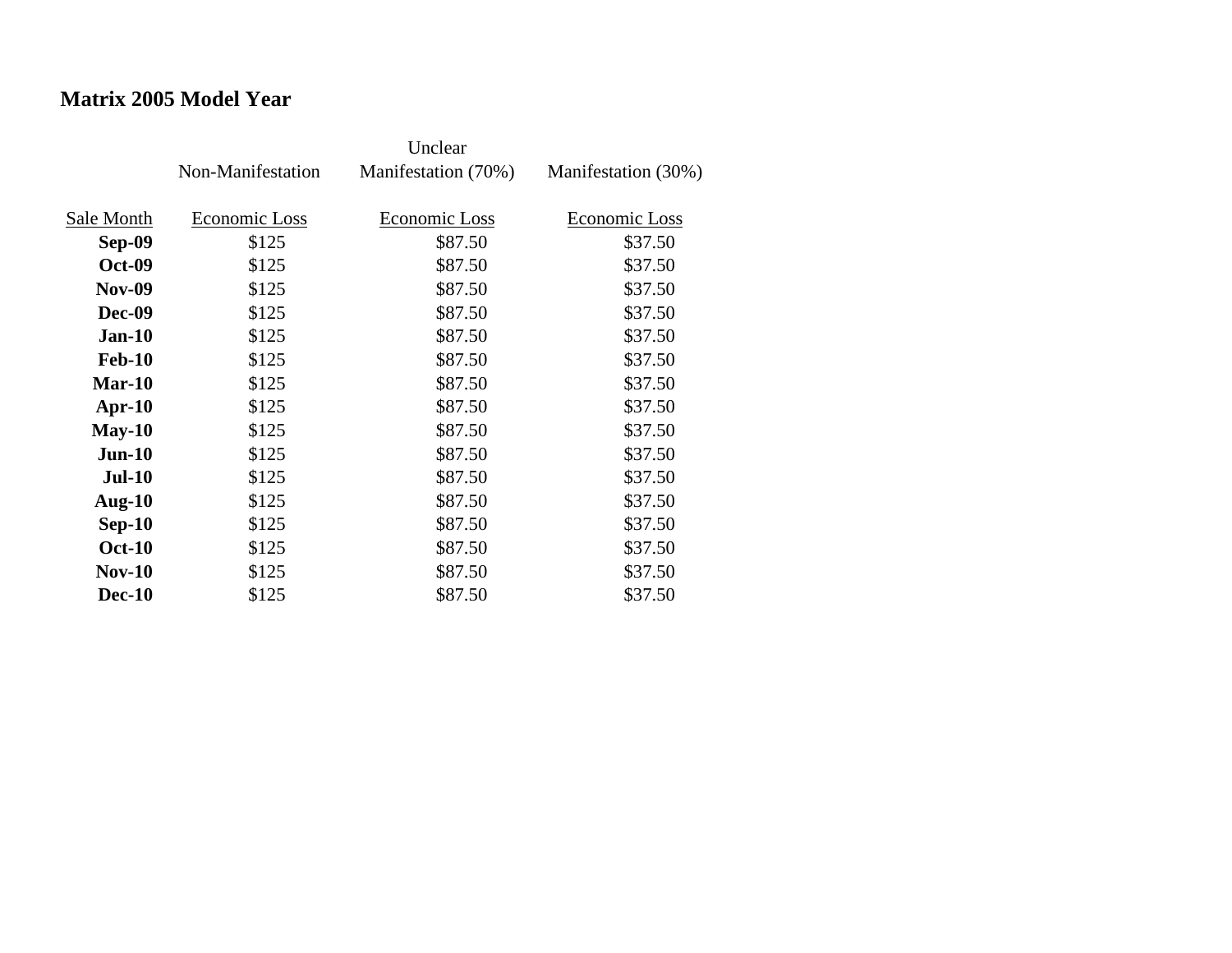**Matrix 2005 Model Year**

| Sale Month | Non-Manifestation Economic Loss | Unclear Manifestation (70%) Economic Loss | Manifestation (30%) Economic Loss |
|---|---|---|---|
| **Sep-09** | $125 | $87.50 | $37.50 |
| **Oct-09** | $125 | $87.50 | $37.50 |
| **Nov-09** | $125 | $87.50 | $37.50 |
| **Dec-09** | $125 | $87.50 | $37.50 |
| **Jan-10** | $125 | $87.50 | $37.50 |
| **Feb-10** | $125 | $87.50 | $37.50 |
| **Mar-10** | $125 | $87.50 | $37.50 |
| **Apr-10** | $125 | $87.50 | $37.50 |
| **May-10** | $125 | $87.50 | $37.50 |
| **Jun-10** | $125 | $87.50 | $37.50 |
| **Jul-10** | $125 | $87.50 | $37.50 |
| **Aug-10** | $125 | $87.50 | $37.50 |
| **Sep-10** | $125 | $87.50 | $37.50 |
| **Oct-10** | $125 | $87.50 | $37.50 |
| **Nov-10** | $125 | $87.50 | $37.50 |
| **Dec-10** | $125 | $87.50 | $37.50 |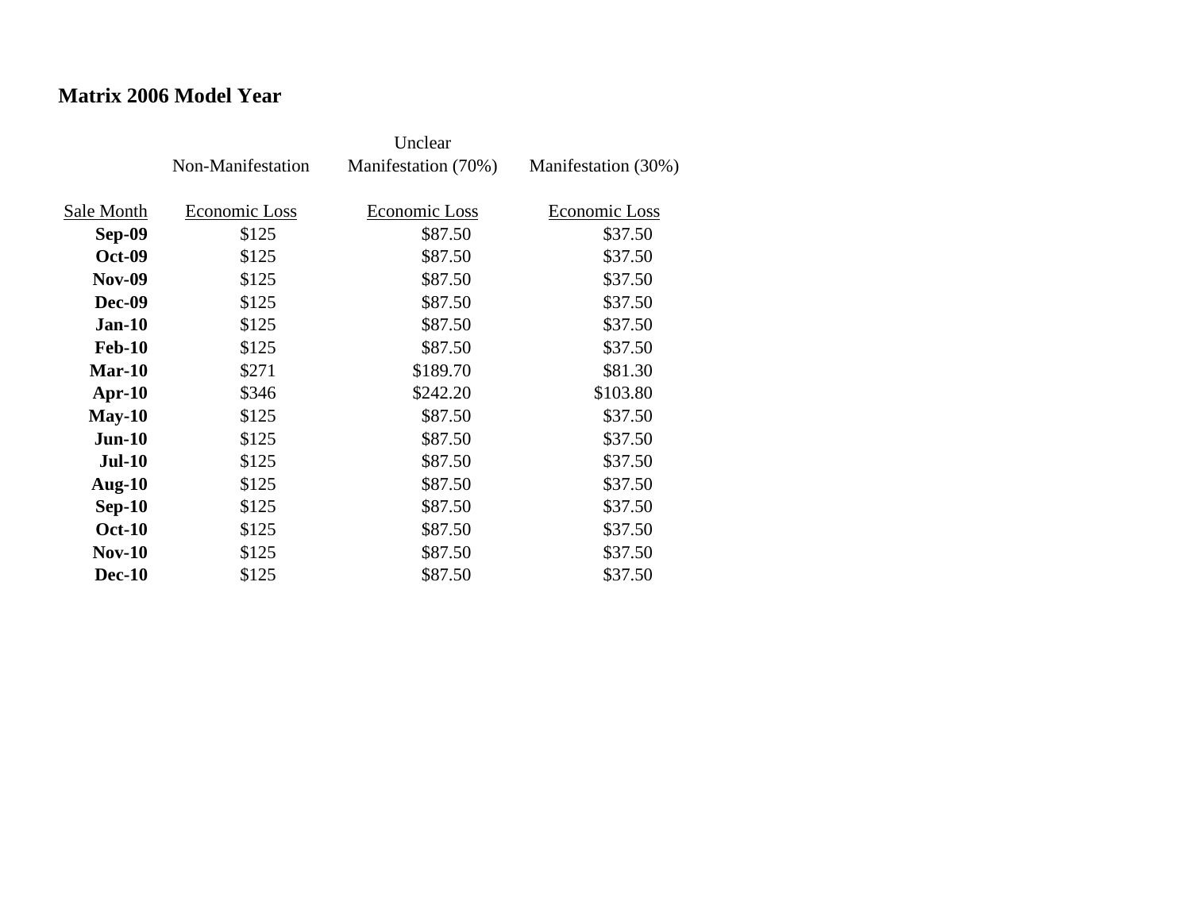# Matrix 2006 Model Year

| Sale Month | Non-Manifestation<br>Economic Loss | Unclear Manifestation (70%)<br>Economic Loss | Manifestation (30%)<br>Economic Loss |
|---|---|---|---|
| **Sep-09** | $125 | $87.50 | $37.50 |
| **Oct-09** | $125 | $87.50 | $37.50 |
| **Nov-09** | $125 | $87.50 | $37.50 |
| **Dec-09** | $125 | $87.50 | $37.50 |
| **Jan-10** | $125 | $87.50 | $37.50 |
| **Feb-10** | $125 | $87.50 | $37.50 |
| **Mar-10** | $271 | $189.70 | $81.30 |
| **Apr-10** | $346 | $242.20 | $103.80 |
| **May-10** | $125 | $87.50 | $37.50 |
| **Jun-10** | $125 | $87.50 | $37.50 |
| **Jul-10** | $125 | $87.50 | $37.50 |
| **Aug-10** | $125 | $87.50 | $37.50 |
| **Sep-10** | $125 | $87.50 | $37.50 |
| **Oct-10** | $125 | $87.50 | $37.50 |
| **Nov-10** | $125 | $87.50 | $37.50 |
| **Dec-10** | $125 | $87.50 | $37.50 |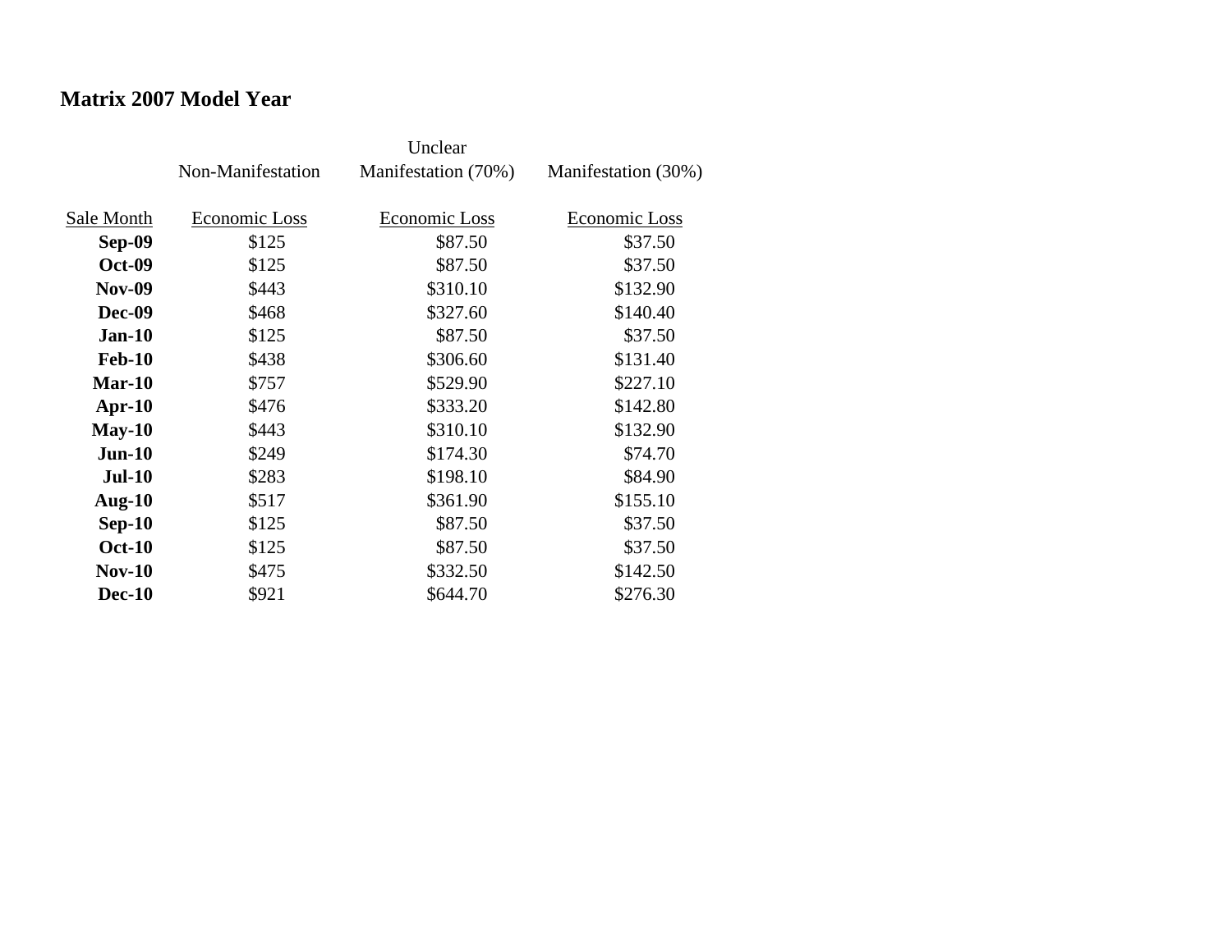# Matrix 2007 Model Year

| | Non-Manifestation | Unclear Manifestation (70%) | Manifestation (30%) |
|---|---|---|---|
| Sale Month | Economic Loss | Economic Loss | Economic Loss |
| **Sep-09** | $125 | $87.50 | $37.50 |
| **Oct-09** | $125 | $87.50 | $37.50 |
| **Nov-09** | $443 | $310.10 | $132.90 |
| **Dec-09** | $468 | $327.60 | $140.40 |
| **Jan-10** | $125 | $87.50 | $37.50 |
| **Feb-10** | $438 | $306.60 | $131.40 |
| **Mar-10** | $757 | $529.90 | $227.10 |
| **Apr-10** | $476 | $333.20 | $142.80 |
| **May-10** | $443 | $310.10 | $132.90 |
| **Jun-10** | $249 | $174.30 | $74.70 |
| **Jul-10** | $283 | $198.10 | $84.90 |
| **Aug-10** | $517 | $361.90 | $155.10 |
| **Sep-10** | $125 | $87.50 | $37.50 |
| **Oct-10** | $125 | $87.50 | $37.50 |
| **Nov-10** | $475 | $332.50 | $142.50 |
| **Dec-10** | $921 | $644.70 | $276.30 |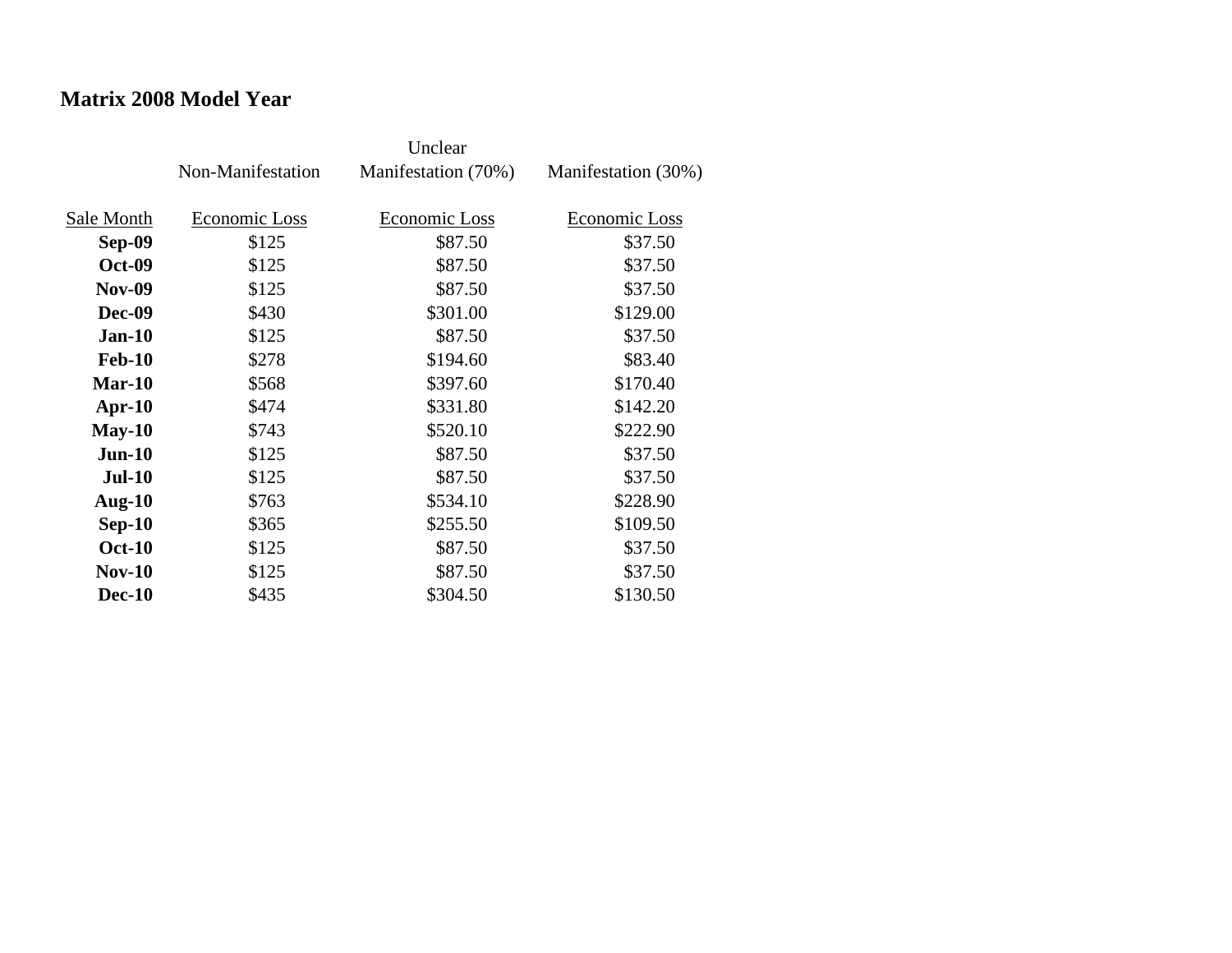**Matrix 2008 Model Year**

| Sale Month | Non-Manifestation Economic Loss | Unclear Manifestation (70%) Economic Loss | Manifestation (30%) Economic Loss |
|---|---|---|---|
| **Sep-09** | $125 | $87.50 | $37.50 |
| **Oct-09** | $125 | $87.50 | $37.50 |
| **Nov-09** | $125 | $87.50 | $37.50 |
| **Dec-09** | $430 | $301.00 | $129.00 |
| **Jan-10** | $125 | $87.50 | $37.50 |
| **Feb-10** | $278 | $194.60 | $83.40 |
| **Mar-10** | $568 | $397.60 | $170.40 |
| **Apr-10** | $474 | $331.80 | $142.20 |
| **May-10** | $743 | $520.10 | $222.90 |
| **Jun-10** | $125 | $87.50 | $37.50 |
| **Jul-10** | $125 | $87.50 | $37.50 |
| **Aug-10** | $763 | $534.10 | $228.90 |
| **Sep-10** | $365 | $255.50 | $109.50 |
| **Oct-10** | $125 | $87.50 | $37.50 |
| **Nov-10** | $125 | $87.50 | $37.50 |
| **Dec-10** | $435 | $304.50 | $130.50 |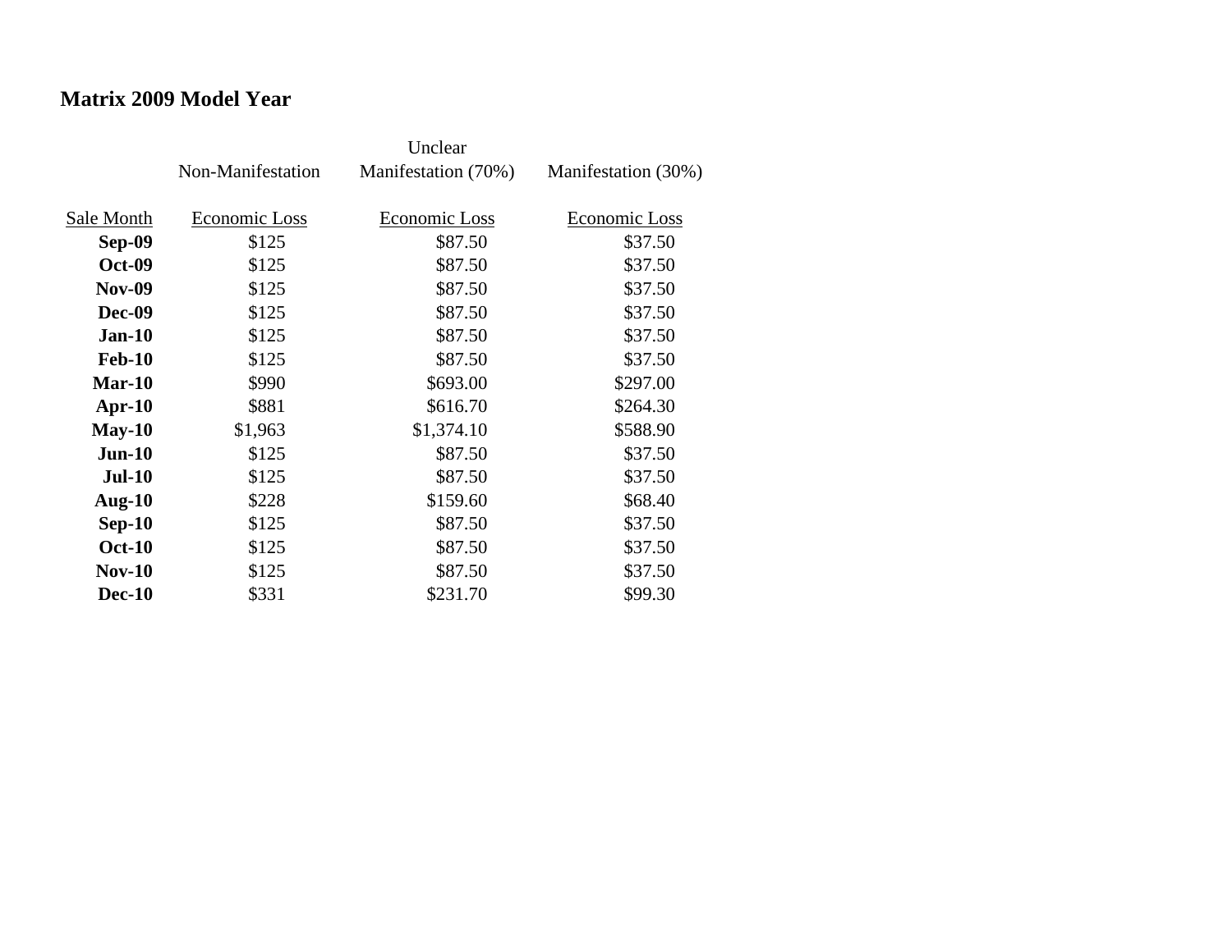## Matrix 2009 Model Year

| | Non-Manifestation | Unclear Manifestation (70%) | Manifestation (30%) |
|---|---|---|---|
| Sale Month | Economic Loss | Economic Loss | Economic Loss |
| **Sep-09** | $125 | $87.50 | $37.50 |
| **Oct-09** | $125 | $87.50 | $37.50 |
| **Nov-09** | $125 | $87.50 | $37.50 |
| **Dec-09** | $125 | $87.50 | $37.50 |
| **Jan-10** | $125 | $87.50 | $37.50 |
| **Feb-10** | $125 | $87.50 | $37.50 |
| **Mar-10** | $990 | $693.00 | $297.00 |
| **Apr-10** | $881 | $616.70 | $264.30 |
| **May-10** | $1,963 | $1,374.10 | $588.90 |
| **Jun-10** | $125 | $87.50 | $37.50 |
| **Jul-10** | $125 | $87.50 | $37.50 |
| **Aug-10** | $228 | $159.60 | $68.40 |
| **Sep-10** | $125 | $87.50 | $37.50 |
| **Oct-10** | $125 | $87.50 | $37.50 |
| **Nov-10** | $125 | $87.50 | $37.50 |
| **Dec-10** | $331 | $231.70 | $99.30 |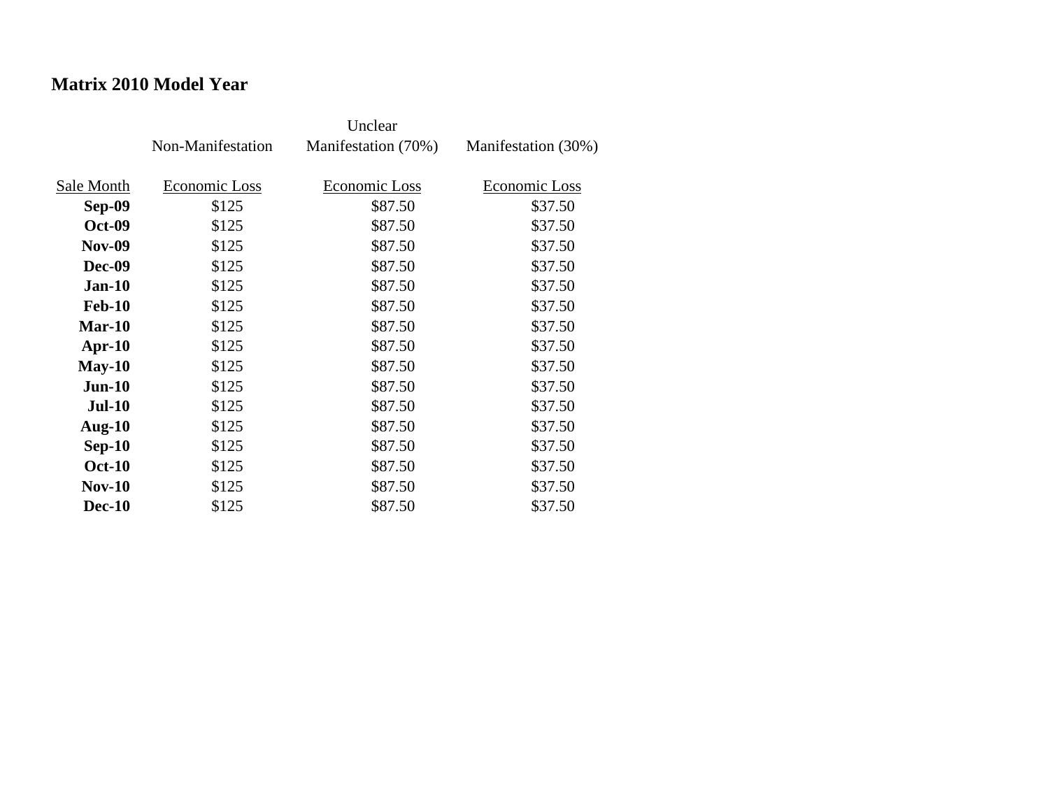## Matrix 2010 Model Year

| Sale Month | Non-Manifestation<br>Economic Loss | Unclear Manifestation (70%)<br>Economic Loss | Manifestation (30%)<br>Economic Loss |
|---|---|---|---|
| **Sep-09** | $125 | $87.50 | $37.50 |
| **Oct-09** | $125 | $87.50 | $37.50 |
| **Nov-09** | $125 | $87.50 | $37.50 |
| **Dec-09** | $125 | $87.50 | $37.50 |
| **Jan-10** | $125 | $87.50 | $37.50 |
| **Feb-10** | $125 | $87.50 | $37.50 |
| **Mar-10** | $125 | $87.50 | $37.50 |
| **Apr-10** | $125 | $87.50 | $37.50 |
| **May-10** | $125 | $87.50 | $37.50 |
| **Jun-10** | $125 | $87.50 | $37.50 |
| **Jul-10** | $125 | $87.50 | $37.50 |
| **Aug-10** | $125 | $87.50 | $37.50 |
| **Sep-10** | $125 | $87.50 | $37.50 |
| **Oct-10** | $125 | $87.50 | $37.50 |
| **Nov-10** | $125 | $87.50 | $37.50 |
| **Dec-10** | $125 | $87.50 | $37.50 |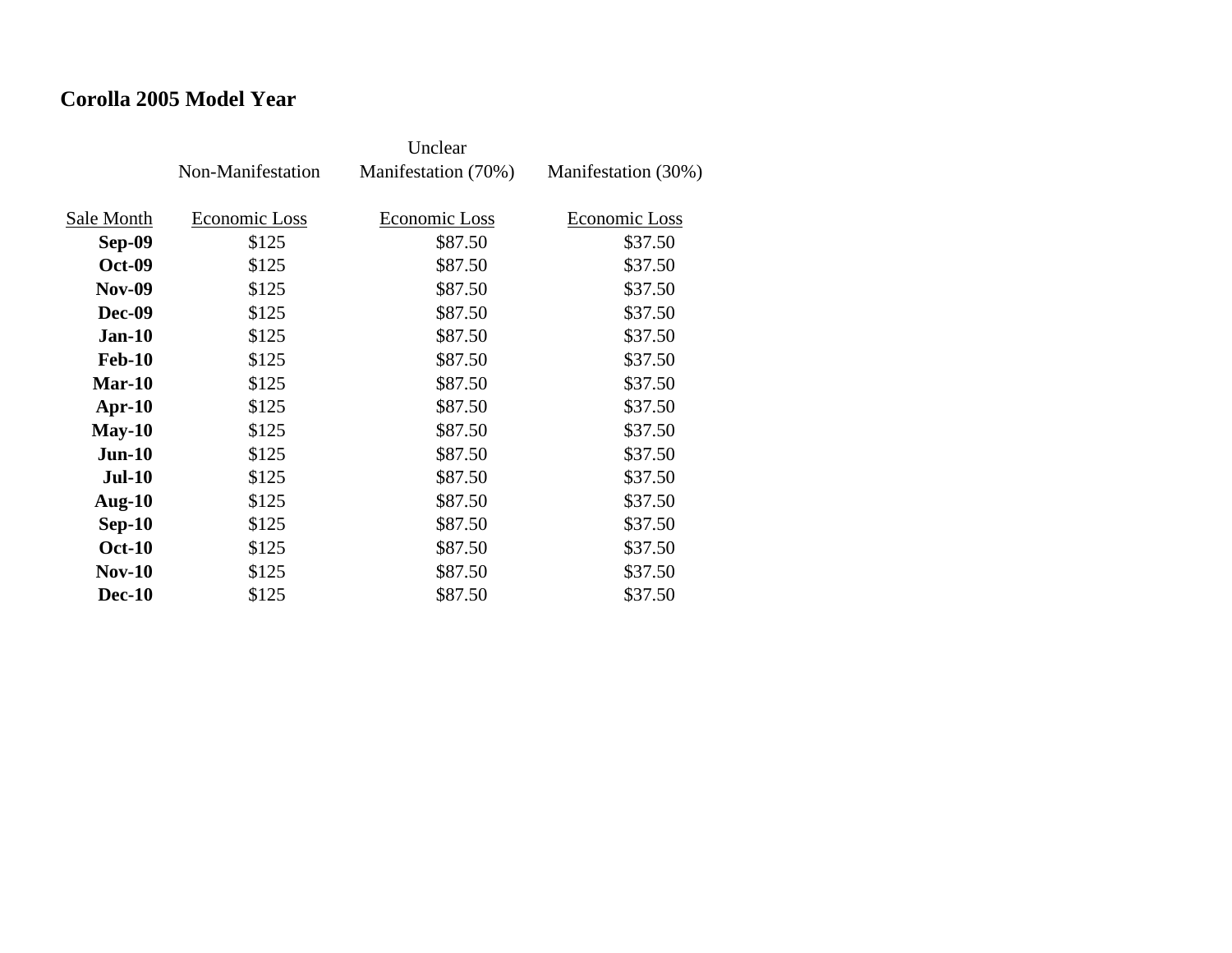## Corolla 2005 Model Year

| Sale Month | Non-Manifestation<br>Economic Loss | Unclear Manifestation (70%)<br>Economic Loss | Manifestation (30%)<br>Economic Loss |
|---|---|---|---|
| **Sep-09** | $125 | $87.50 | $37.50 |
| **Oct-09** | $125 | $87.50 | $37.50 |
| **Nov-09** | $125 | $87.50 | $37.50 |
| **Dec-09** | $125 | $87.50 | $37.50 |
| **Jan-10** | $125 | $87.50 | $37.50 |
| **Feb-10** | $125 | $87.50 | $37.50 |
| **Mar-10** | $125 | $87.50 | $37.50 |
| **Apr-10** | $125 | $87.50 | $37.50 |
| **May-10** | $125 | $87.50 | $37.50 |
| **Jun-10** | $125 | $87.50 | $37.50 |
| **Jul-10** | $125 | $87.50 | $37.50 |
| **Aug-10** | $125 | $87.50 | $37.50 |
| **Sep-10** | $125 | $87.50 | $37.50 |
| **Oct-10** | $125 | $87.50 | $37.50 |
| **Nov-10** | $125 | $87.50 | $37.50 |
| **Dec-10** | $125 | $87.50 | $37.50 |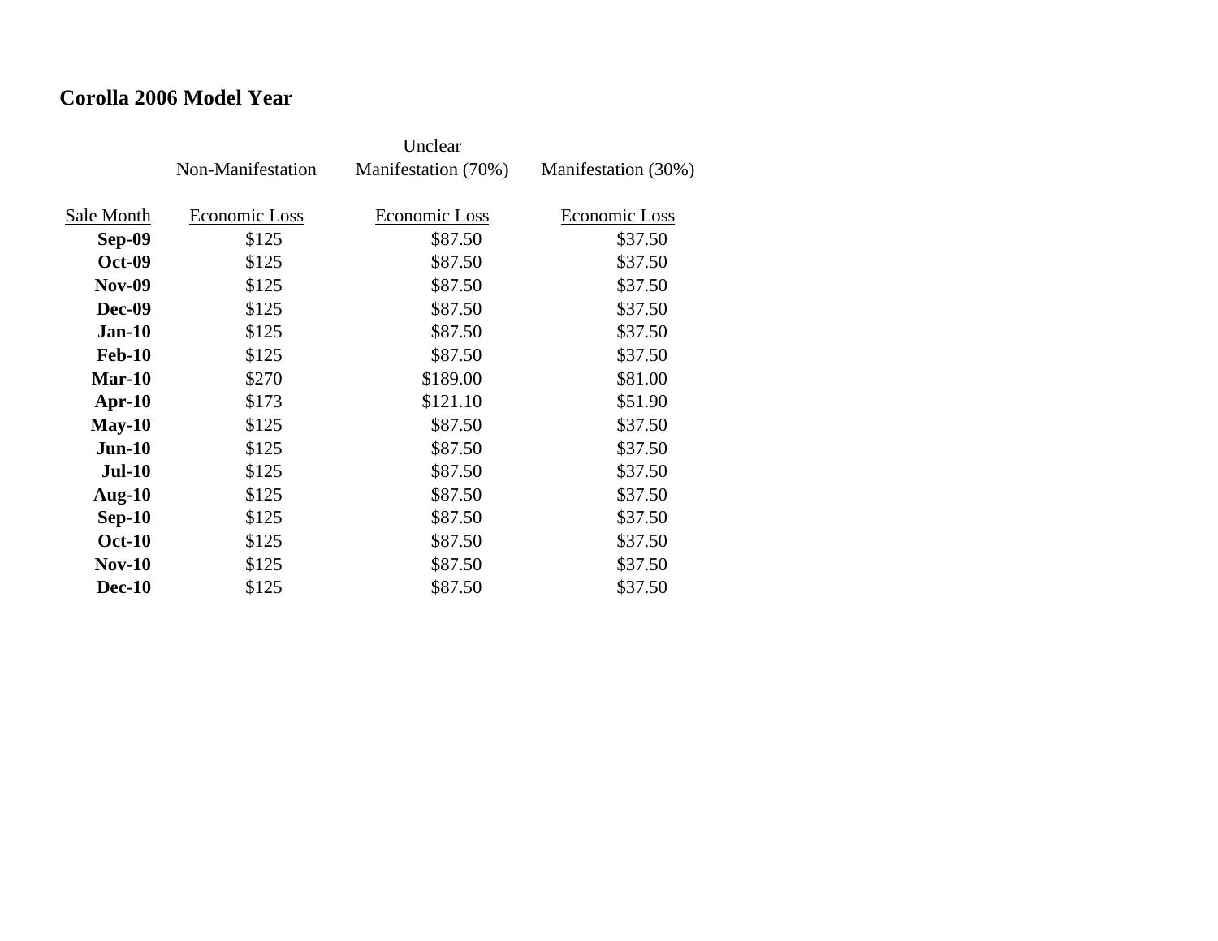**Corolla 2006 Model Year**

| | Non-Manifestation | Unclear Manifestation (70%) | Manifestation (30%) |
|---|---|---|---|
| Sale Month | Economic Loss | Economic Loss | Economic Loss |
| **Sep-09** | $125 | $87.50 | $37.50 |
| **Oct-09** | $125 | $87.50 | $37.50 |
| **Nov-09** | $125 | $87.50 | $37.50 |
| **Dec-09** | $125 | $87.50 | $37.50 |
| **Jan-10** | $125 | $87.50 | $37.50 |
| **Feb-10** | $125 | $87.50 | $37.50 |
| **Mar-10** | $270 | $189.00 | $81.00 |
| **Apr-10** | $173 | $121.10 | $51.90 |
| **May-10** | $125 | $87.50 | $37.50 |
| **Jun-10** | $125 | $87.50 | $37.50 |
| **Jul-10** | $125 | $87.50 | $37.50 |
| **Aug-10** | $125 | $87.50 | $37.50 |
| **Sep-10** | $125 | $87.50 | $37.50 |
| **Oct-10** | $125 | $87.50 | $37.50 |
| **Nov-10** | $125 | $87.50 | $37.50 |
| **Dec-10** | $125 | $87.50 | $37.50 |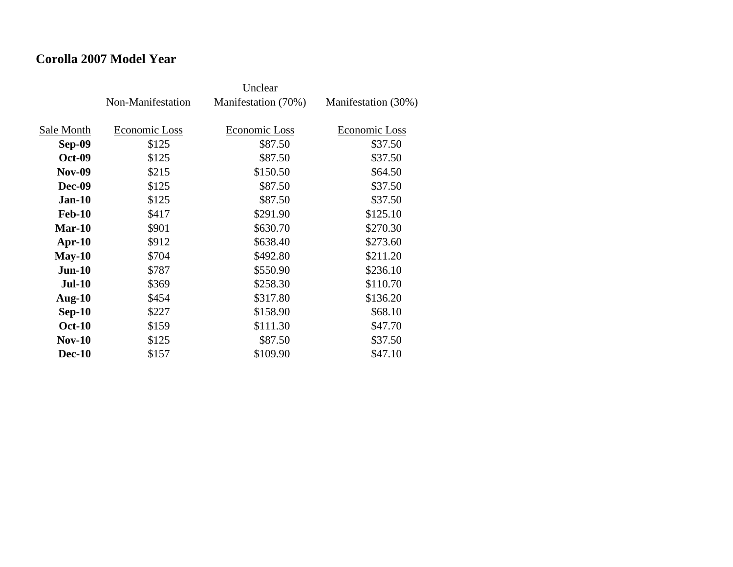## Corolla 2007 Model Year

| | Non-Manifestation | Unclear Manifestation (70%) | Manifestation (30%) |
|---|---|---|---|
| Sale Month | Economic Loss | Economic Loss | Economic Loss |
| **Sep-09** | $125 | $87.50 | $37.50 |
| **Oct-09** | $125 | $87.50 | $37.50 |
| **Nov-09** | $215 | $150.50 | $64.50 |
| **Dec-09** | $125 | $87.50 | $37.50 |
| **Jan-10** | $125 | $87.50 | $37.50 |
| **Feb-10** | $417 | $291.90 | $125.10 |
| **Mar-10** | $901 | $630.70 | $270.30 |
| **Apr-10** | $912 | $638.40 | $273.60 |
| **May-10** | $704 | $492.80 | $211.20 |
| **Jun-10** | $787 | $550.90 | $236.10 |
| **Jul-10** | $369 | $258.30 | $110.70 |
| **Aug-10** | $454 | $317.80 | $136.20 |
| **Sep-10** | $227 | $158.90 | $68.10 |
| **Oct-10** | $159 | $111.30 | $47.70 |
| **Nov-10** | $125 | $87.50 | $37.50 |
| **Dec-10** | $157 | $109.90 | $47.10 |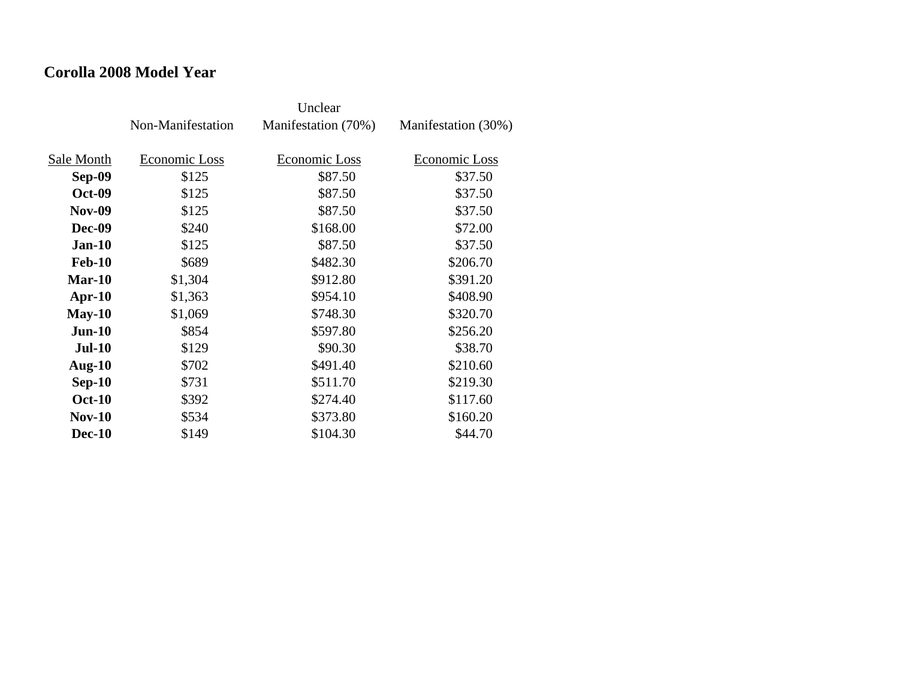# Corolla 2008 Model Year

| Sale Month | Non-Manifestation Economic Loss | Unclear Manifestation (70%) Economic Loss | Manifestation (30%) Economic Loss |
|---|---|---|---|
| **Sep-09** | $125 | $87.50 | $37.50 |
| **Oct-09** | $125 | $87.50 | $37.50 |
| **Nov-09** | $125 | $87.50 | $37.50 |
| **Dec-09** | $240 | $168.00 | $72.00 |
| **Jan-10** | $125 | $87.50 | $37.50 |
| **Feb-10** | $689 | $482.30 | $206.70 |
| **Mar-10** | $1,304 | $912.80 | $391.20 |
| **Apr-10** | $1,363 | $954.10 | $408.90 |
| **May-10** | $1,069 | $748.30 | $320.70 |
| **Jun-10** | $854 | $597.80 | $256.20 |
| **Jul-10** | $129 | $90.30 | $38.70 |
| **Aug-10** | $702 | $491.40 | $210.60 |
| **Sep-10** | $731 | $511.70 | $219.30 |
| **Oct-10** | $392 | $274.40 | $117.60 |
| **Nov-10** | $534 | $373.80 | $160.20 |
| **Dec-10** | $149 | $104.30 | $44.70 |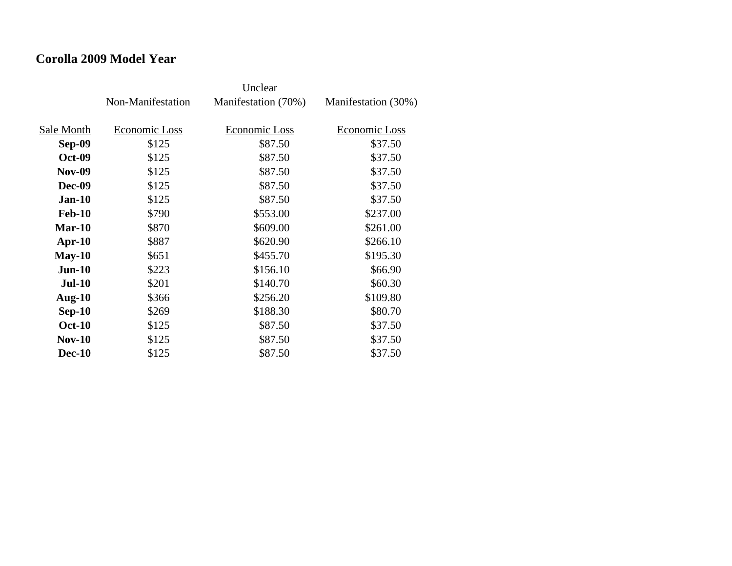## Corolla 2009 Model Year

| | Non-Manifestation | Unclear Manifestation (70%) | Manifestation (30%) |
|---|---|---|---|
| Sale Month | Economic Loss | Economic Loss | Economic Loss |
| **Sep-09** | $125 | $87.50 | $37.50 |
| **Oct-09** | $125 | $87.50 | $37.50 |
| **Nov-09** | $125 | $87.50 | $37.50 |
| **Dec-09** | $125 | $87.50 | $37.50 |
| **Jan-10** | $125 | $87.50 | $37.50 |
| **Feb-10** | $790 | $553.00 | $237.00 |
| **Mar-10** | $870 | $609.00 | $261.00 |
| **Apr-10** | $887 | $620.90 | $266.10 |
| **May-10** | $651 | $455.70 | $195.30 |
| **Jun-10** | $223 | $156.10 | $66.90 |
| **Jul-10** | $201 | $140.70 | $60.30 |
| **Aug-10** | $366 | $256.20 | $109.80 |
| **Sep-10** | $269 | $188.30 | $80.70 |
| **Oct-10** | $125 | $87.50 | $37.50 |
| **Nov-10** | $125 | $87.50 | $37.50 |
| **Dec-10** | $125 | $87.50 | $37.50 |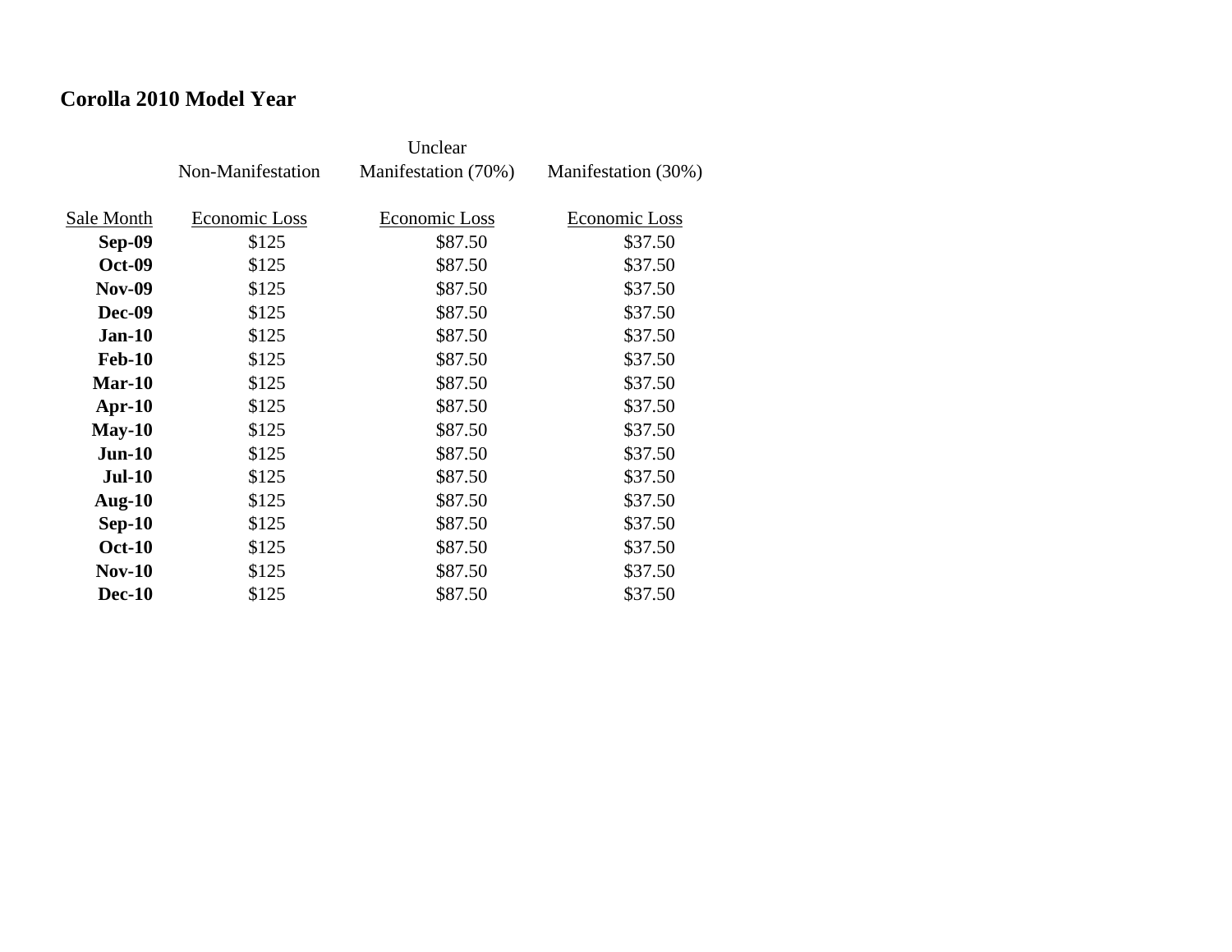**Corolla 2010 Model Year**

| Sale Month | Non-Manifestation<br>Economic Loss | Unclear Manifestation (70%)<br>Economic Loss | Manifestation (30%)<br>Economic Loss |
|---|---|---|---|
| **Sep-09** | $125 | $87.50 | $37.50 |
| **Oct-09** | $125 | $87.50 | $37.50 |
| **Nov-09** | $125 | $87.50 | $37.50 |
| **Dec-09** | $125 | $87.50 | $37.50 |
| **Jan-10** | $125 | $87.50 | $37.50 |
| **Feb-10** | $125 | $87.50 | $37.50 |
| **Mar-10** | $125 | $87.50 | $37.50 |
| **Apr-10** | $125 | $87.50 | $37.50 |
| **May-10** | $125 | $87.50 | $37.50 |
| **Jun-10** | $125 | $87.50 | $37.50 |
| **Jul-10** | $125 | $87.50 | $37.50 |
| **Aug-10** | $125 | $87.50 | $37.50 |
| **Sep-10** | $125 | $87.50 | $37.50 |
| **Oct-10** | $125 | $87.50 | $37.50 |
| **Nov-10** | $125 | $87.50 | $37.50 |
| **Dec-10** | $125 | $87.50 | $37.50 |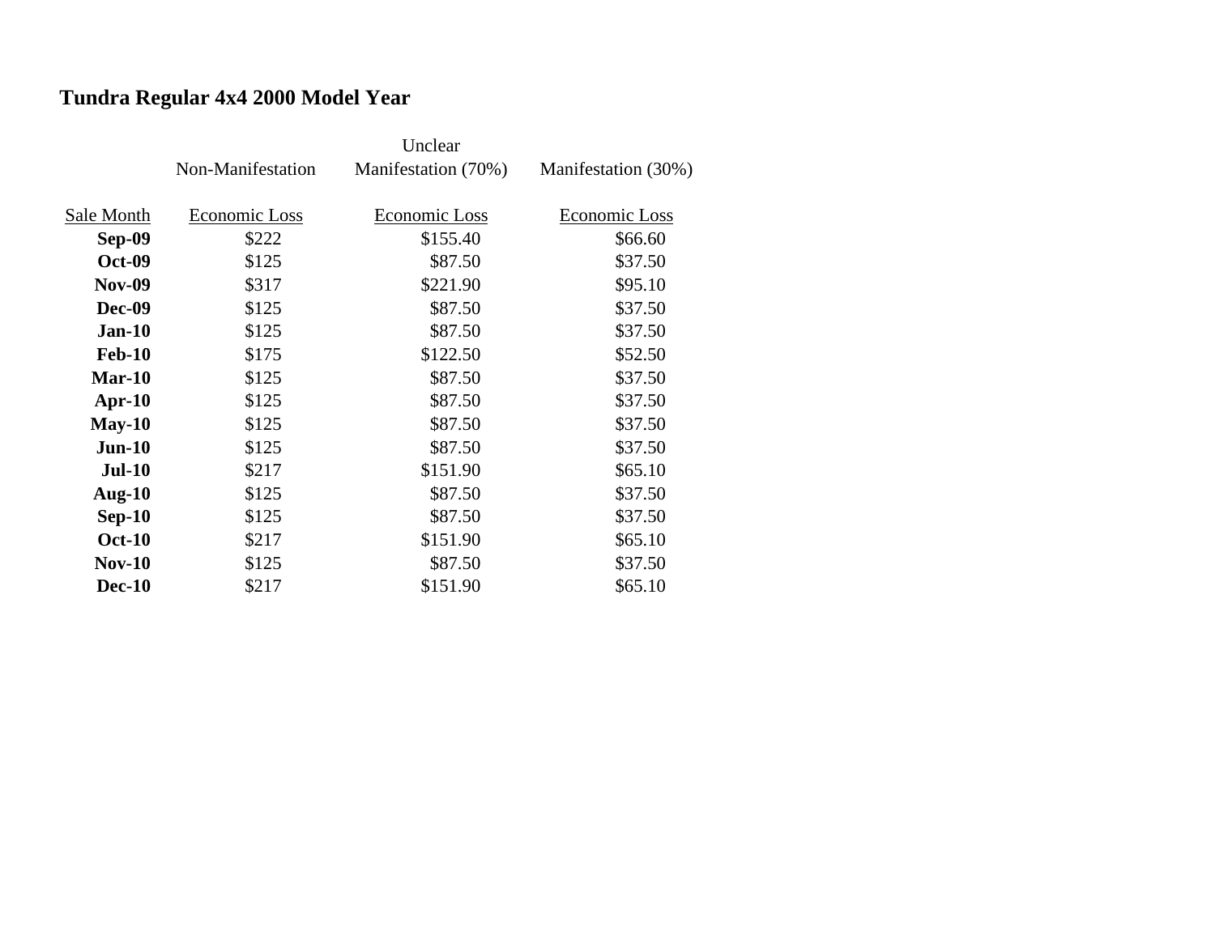## Tundra Regular 4x4 2000 Model Year

| Sale Month | Non-Manifestation<br>Economic Loss | Unclear Manifestation (70%)<br>Economic Loss | Manifestation (30%)<br>Economic Loss |
|---|---|---|---|
| **Sep-09** | $222 | $155.40 | $66.60 |
| **Oct-09** | $125 | $87.50 | $37.50 |
| **Nov-09** | $317 | $221.90 | $95.10 |
| **Dec-09** | $125 | $87.50 | $37.50 |
| **Jan-10** | $125 | $87.50 | $37.50 |
| **Feb-10** | $175 | $122.50 | $52.50 |
| **Mar-10** | $125 | $87.50 | $37.50 |
| **Apr-10** | $125 | $87.50 | $37.50 |
| **May-10** | $125 | $87.50 | $37.50 |
| **Jun-10** | $125 | $87.50 | $37.50 |
| **Jul-10** | $217 | $151.90 | $65.10 |
| **Aug-10** | $125 | $87.50 | $37.50 |
| **Sep-10** | $125 | $87.50 | $37.50 |
| **Oct-10** | $217 | $151.90 | $65.10 |
| **Nov-10** | $125 | $87.50 | $37.50 |
| **Dec-10** | $217 | $151.90 | $65.10 |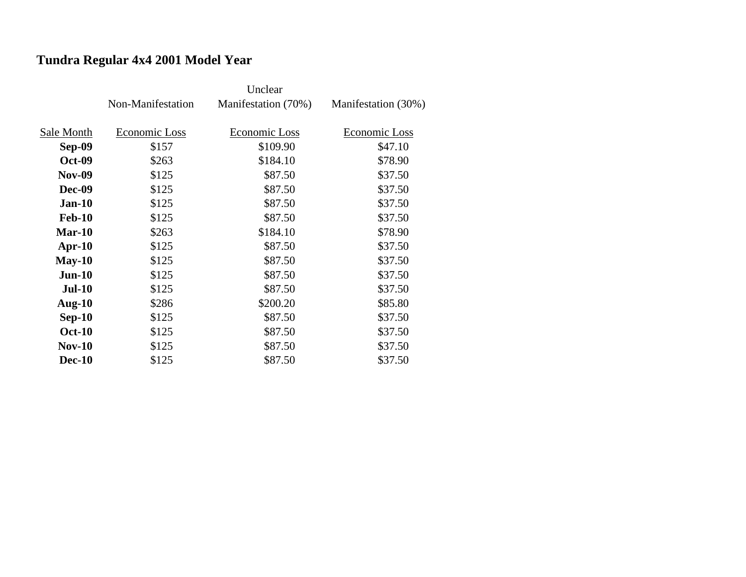## Tundra Regular 4x4 2001 Model Year

| Sale Month | Non-Manifestation Economic Loss | Unclear Manifestation (70%) Economic Loss | Manifestation (30%) Economic Loss |
|---|---|---|---|
| **Sep-09** | $157 | $109.90 | $47.10 |
| **Oct-09** | $263 | $184.10 | $78.90 |
| **Nov-09** | $125 | $87.50 | $37.50 |
| **Dec-09** | $125 | $87.50 | $37.50 |
| **Jan-10** | $125 | $87.50 | $37.50 |
| **Feb-10** | $125 | $87.50 | $37.50 |
| **Mar-10** | $263 | $184.10 | $78.90 |
| **Apr-10** | $125 | $87.50 | $37.50 |
| **May-10** | $125 | $87.50 | $37.50 |
| **Jun-10** | $125 | $87.50 | $37.50 |
| **Jul-10** | $125 | $87.50 | $37.50 |
| **Aug-10** | $286 | $200.20 | $85.80 |
| **Sep-10** | $125 | $87.50 | $37.50 |
| **Oct-10** | $125 | $87.50 | $37.50 |
| **Nov-10** | $125 | $87.50 | $37.50 |
| **Dec-10** | $125 | $87.50 | $37.50 |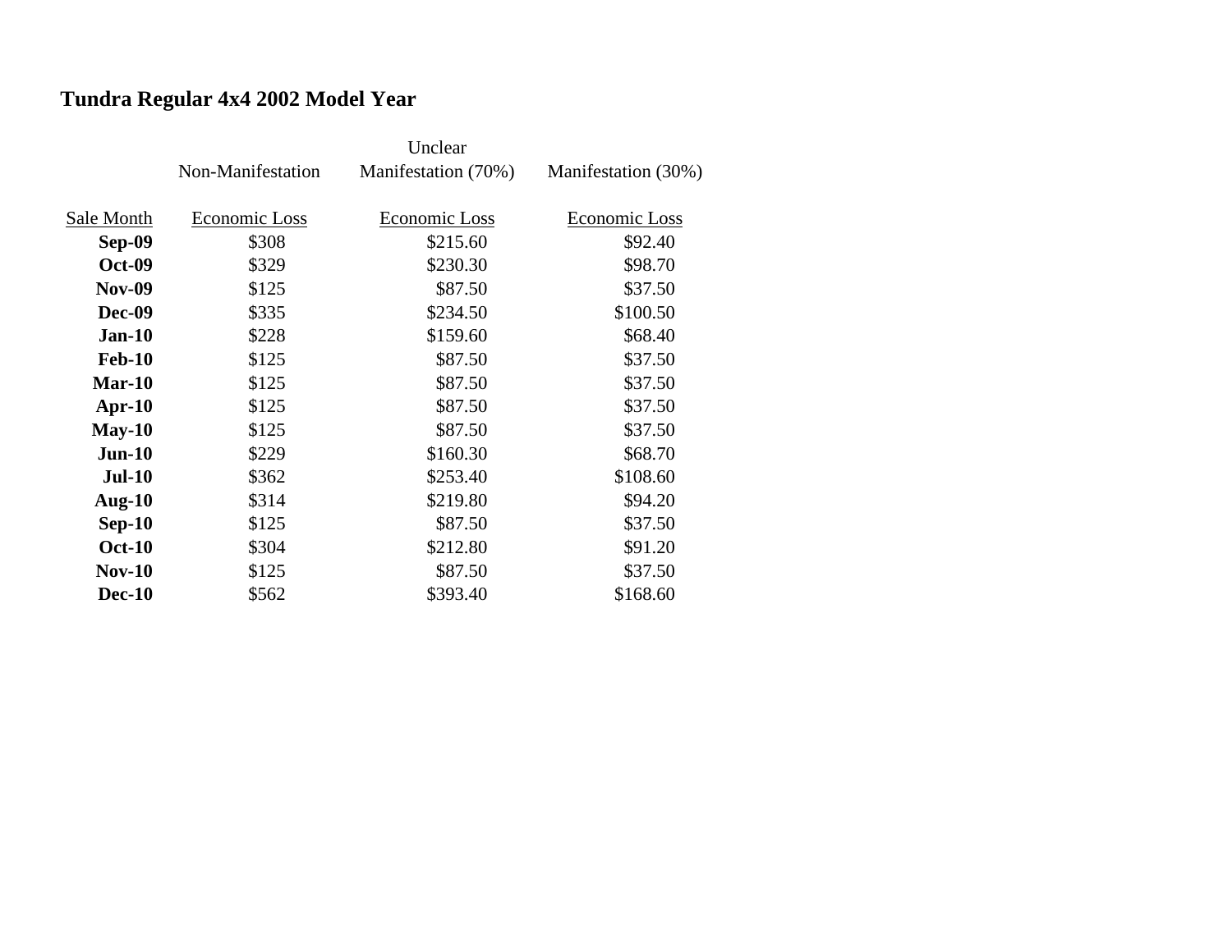**Tundra Regular 4x4 2002 Model Year**

| | Non-Manifestation | Unclear Manifestation (70%) | Manifestation (30%) |
|---|---|---|---|
| Sale Month | Economic Loss | Economic Loss | Economic Loss |
| **Sep-09** | $308 | $215.60 | $92.40 |
| **Oct-09** | $329 | $230.30 | $98.70 |
| **Nov-09** | $125 | $87.50 | $37.50 |
| **Dec-09** | $335 | $234.50 | $100.50 |
| **Jan-10** | $228 | $159.60 | $68.40 |
| **Feb-10** | $125 | $87.50 | $37.50 |
| **Mar-10** | $125 | $87.50 | $37.50 |
| **Apr-10** | $125 | $87.50 | $37.50 |
| **May-10** | $125 | $87.50 | $37.50 |
| **Jun-10** | $229 | $160.30 | $68.70 |
| **Jul-10** | $362 | $253.40 | $108.60 |
| **Aug-10** | $314 | $219.80 | $94.20 |
| **Sep-10** | $125 | $87.50 | $37.50 |
| **Oct-10** | $304 | $212.80 | $91.20 |
| **Nov-10** | $125 | $87.50 | $37.50 |
| **Dec-10** | $562 | $393.40 | $168.60 |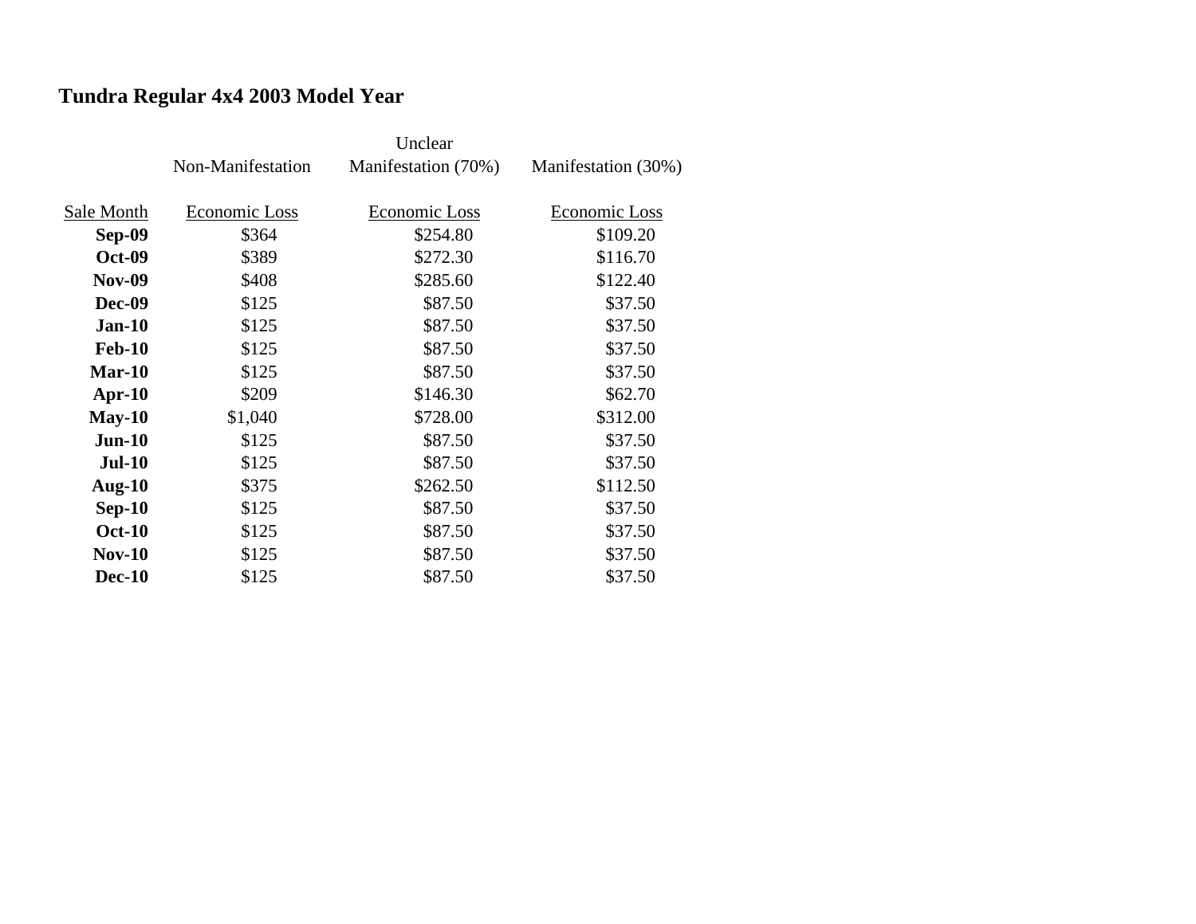## Tundra Regular 4x4 2003 Model Year

| Sale Month | Non-Manifestation<br>Economic Loss | Unclear<br>Manifestation (70%)<br>Economic Loss | Manifestation (30%)<br>Economic Loss |
|---|---|---|---|
| **Sep-09** | $364 | $254.80 | $109.20 |
| **Oct-09** | $389 | $272.30 | $116.70 |
| **Nov-09** | $408 | $285.60 | $122.40 |
| **Dec-09** | $125 | $87.50 | $37.50 |
| **Jan-10** | $125 | $87.50 | $37.50 |
| **Feb-10** | $125 | $87.50 | $37.50 |
| **Mar-10** | $125 | $87.50 | $37.50 |
| **Apr-10** | $209 | $146.30 | $62.70 |
| **May-10** | $1,040 | $728.00 | $312.00 |
| **Jun-10** | $125 | $87.50 | $37.50 |
| **Jul-10** | $125 | $87.50 | $37.50 |
| **Aug-10** | $375 | $262.50 | $112.50 |
| **Sep-10** | $125 | $87.50 | $37.50 |
| **Oct-10** | $125 | $87.50 | $37.50 |
| **Nov-10** | $125 | $87.50 | $37.50 |
| **Dec-10** | $125 | $87.50 | $37.50 |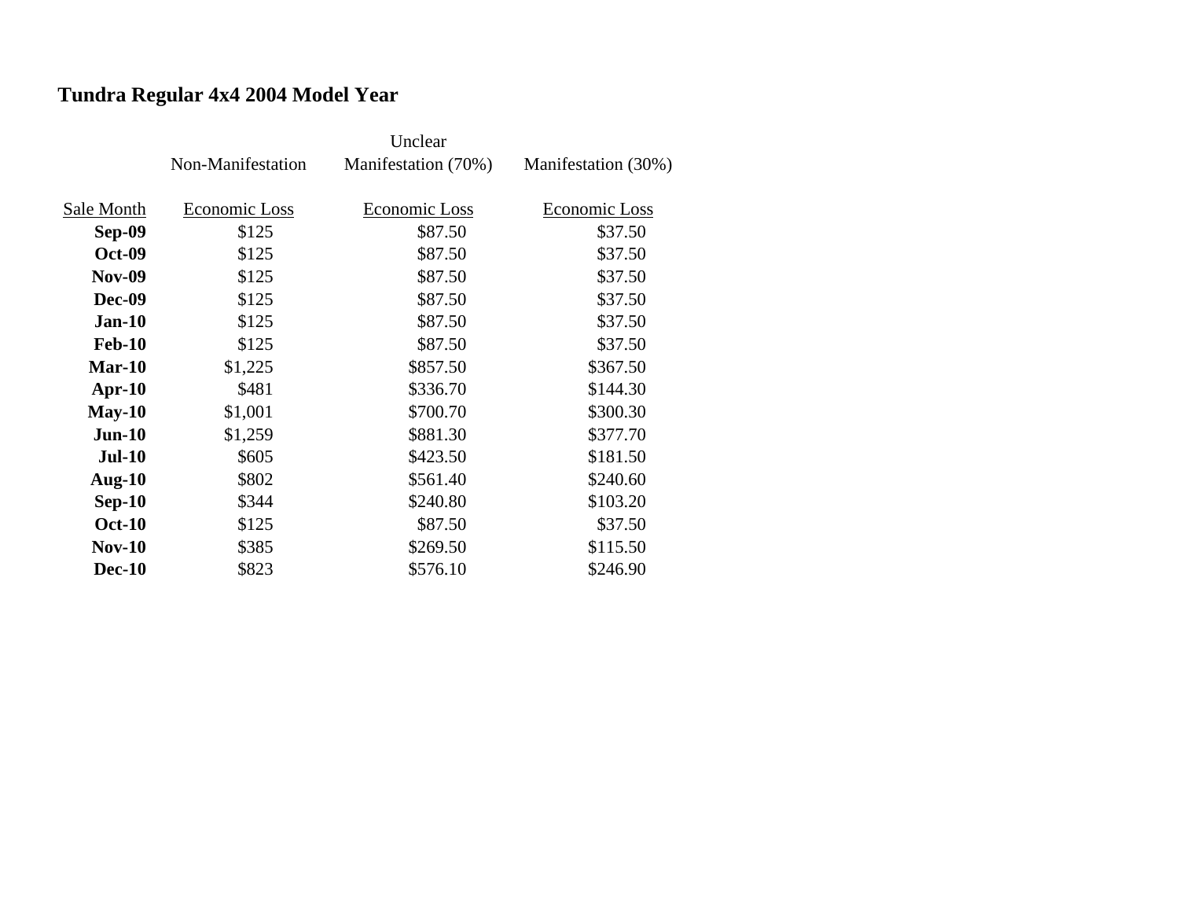# Tundra Regular 4x4 2004 Model Year

| | Non-Manifestation | Unclear Manifestation (70%) | Manifestation (30%) |
|---|---|---|---|
| Sale Month | Economic Loss | Economic Loss | Economic Loss |
| **Sep-09** | $125 | $87.50 | $37.50 |
| **Oct-09** | $125 | $87.50 | $37.50 |
| **Nov-09** | $125 | $87.50 | $37.50 |
| **Dec-09** | $125 | $87.50 | $37.50 |
| **Jan-10** | $125 | $87.50 | $37.50 |
| **Feb-10** | $125 | $87.50 | $37.50 |
| **Mar-10** | $1,225 | $857.50 | $367.50 |
| **Apr-10** | $481 | $336.70 | $144.30 |
| **May-10** | $1,001 | $700.70 | $300.30 |
| **Jun-10** | $1,259 | $881.30 | $377.70 |
| **Jul-10** | $605 | $423.50 | $181.50 |
| **Aug-10** | $802 | $561.40 | $240.60 |
| **Sep-10** | $344 | $240.80 | $103.20 |
| **Oct-10** | $125 | $87.50 | $37.50 |
| **Nov-10** | $385 | $269.50 | $115.50 |
| **Dec-10** | $823 | $576.10 | $246.90 |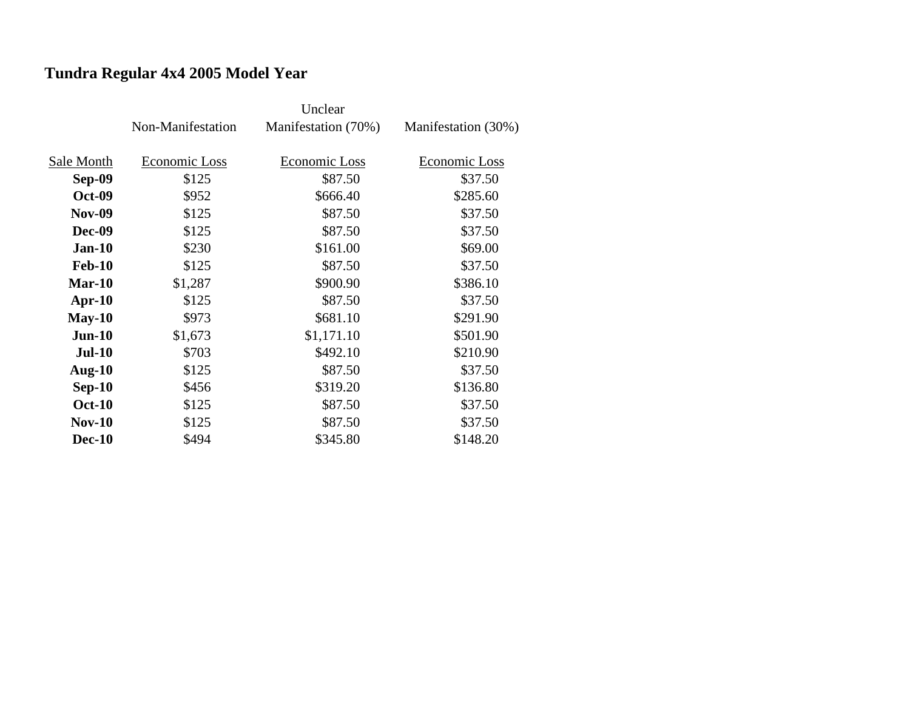## Tundra Regular 4x4 2005 Model Year

| Sale Month | Non-Manifestation Economic Loss | Unclear Manifestation (70%) Economic Loss | Manifestation (30%) Economic Loss |
|---|---|---|---|
| **Sep-09** | $125 | $87.50 | $37.50 |
| **Oct-09** | $952 | $666.40 | $285.60 |
| **Nov-09** | $125 | $87.50 | $37.50 |
| **Dec-09** | $125 | $87.50 | $37.50 |
| **Jan-10** | $230 | $161.00 | $69.00 |
| **Feb-10** | $125 | $87.50 | $37.50 |
| **Mar-10** | $1,287 | $900.90 | $386.10 |
| **Apr-10** | $125 | $87.50 | $37.50 |
| **May-10** | $973 | $681.10 | $291.90 |
| **Jun-10** | $1,673 | $1,171.10 | $501.90 |
| **Jul-10** | $703 | $492.10 | $210.90 |
| **Aug-10** | $125 | $87.50 | $37.50 |
| **Sep-10** | $456 | $319.20 | $136.80 |
| **Oct-10** | $125 | $87.50 | $37.50 |
| **Nov-10** | $125 | $87.50 | $37.50 |
| **Dec-10** | $494 | $345.80 | $148.20 |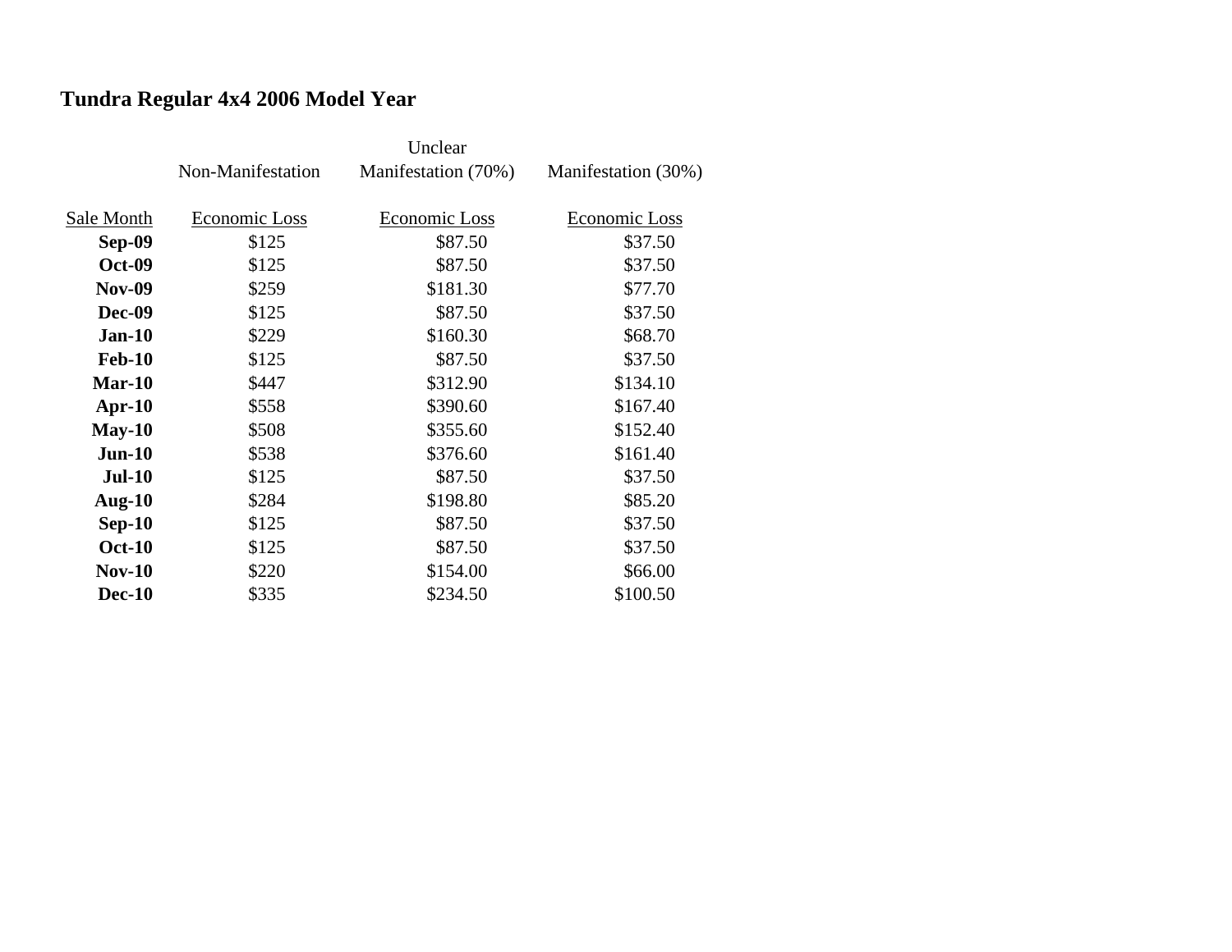## Tundra Regular 4x4 2006 Model Year

| | Non-Manifestation | Unclear Manifestation (70%) | Manifestation (30%) |
|---|---|---|---|
| Sale Month | Economic Loss | Economic Loss | Economic Loss |
| **Sep-09** | $125 | $87.50 | $37.50 |
| **Oct-09** | $125 | $87.50 | $37.50 |
| **Nov-09** | $259 | $181.30 | $77.70 |
| **Dec-09** | $125 | $87.50 | $37.50 |
| **Jan-10** | $229 | $160.30 | $68.70 |
| **Feb-10** | $125 | $87.50 | $37.50 |
| **Mar-10** | $447 | $312.90 | $134.10 |
| **Apr-10** | $558 | $390.60 | $167.40 |
| **May-10** | $508 | $355.60 | $152.40 |
| **Jun-10** | $538 | $376.60 | $161.40 |
| **Jul-10** | $125 | $87.50 | $37.50 |
| **Aug-10** | $284 | $198.80 | $85.20 |
| **Sep-10** | $125 | $87.50 | $37.50 |
| **Oct-10** | $125 | $87.50 | $37.50 |
| **Nov-10** | $220 | $154.00 | $66.00 |
| **Dec-10** | $335 | $234.50 | $100.50 |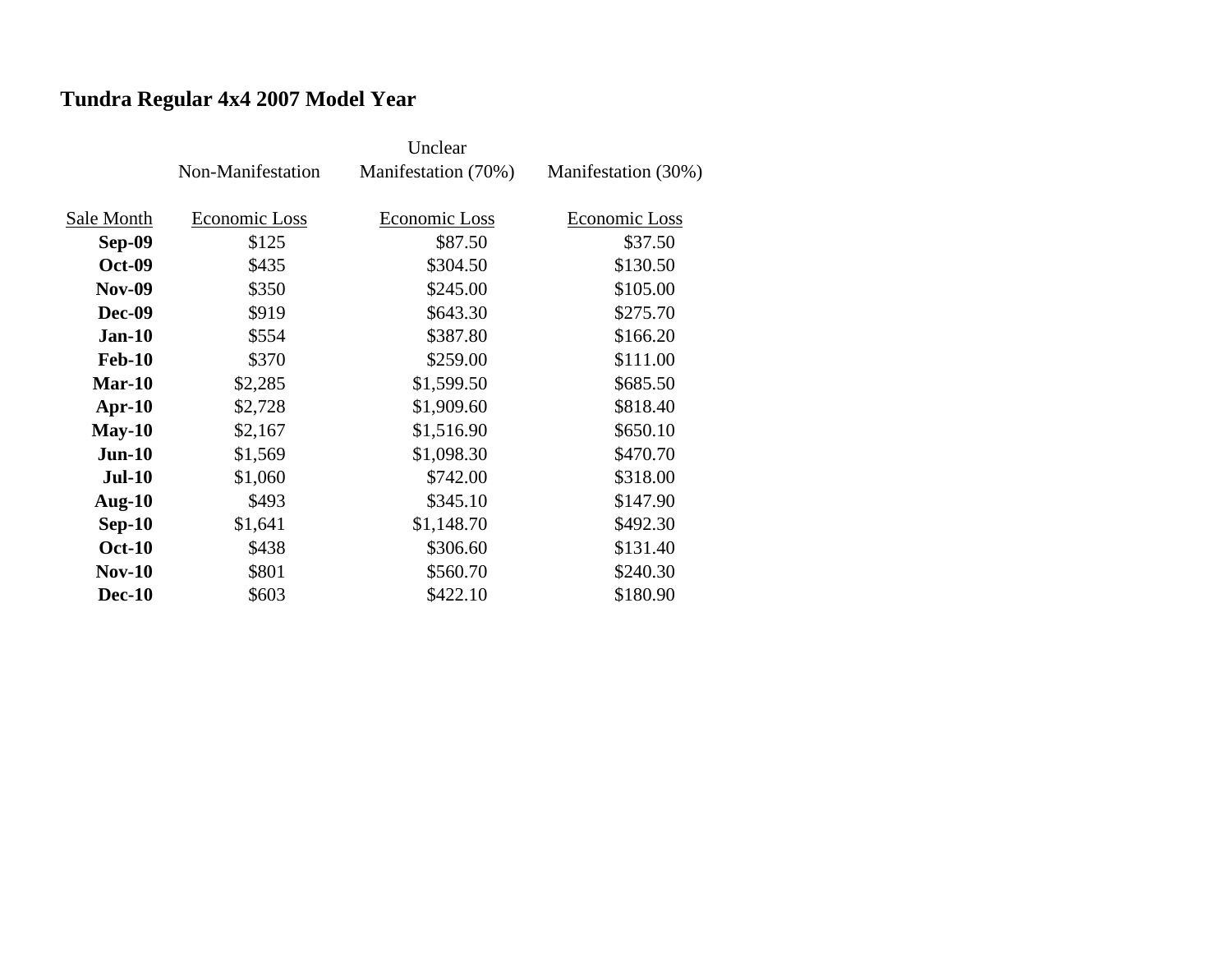## Tundra Regular 4x4 2007 Model Year

| Sale Month | Non-Manifestation Economic Loss | Unclear Manifestation (70%) Economic Loss | Manifestation (30%) Economic Loss |
|---|---|---|---|
| **Sep-09** | $125 | $87.50 | $37.50 |
| **Oct-09** | $435 | $304.50 | $130.50 |
| **Nov-09** | $350 | $245.00 | $105.00 |
| **Dec-09** | $919 | $643.30 | $275.70 |
| **Jan-10** | $554 | $387.80 | $166.20 |
| **Feb-10** | $370 | $259.00 | $111.00 |
| **Mar-10** | $2,285 | $1,599.50 | $685.50 |
| **Apr-10** | $2,728 | $1,909.60 | $818.40 |
| **May-10** | $2,167 | $1,516.90 | $650.10 |
| **Jun-10** | $1,569 | $1,098.30 | $470.70 |
| **Jul-10** | $1,060 | $742.00 | $318.00 |
| **Aug-10** | $493 | $345.10 | $147.90 |
| **Sep-10** | $1,641 | $1,148.70 | $492.30 |
| **Oct-10** | $438 | $306.60 | $131.40 |
| **Nov-10** | $801 | $560.70 | $240.30 |
| **Dec-10** | $603 | $422.10 | $180.90 |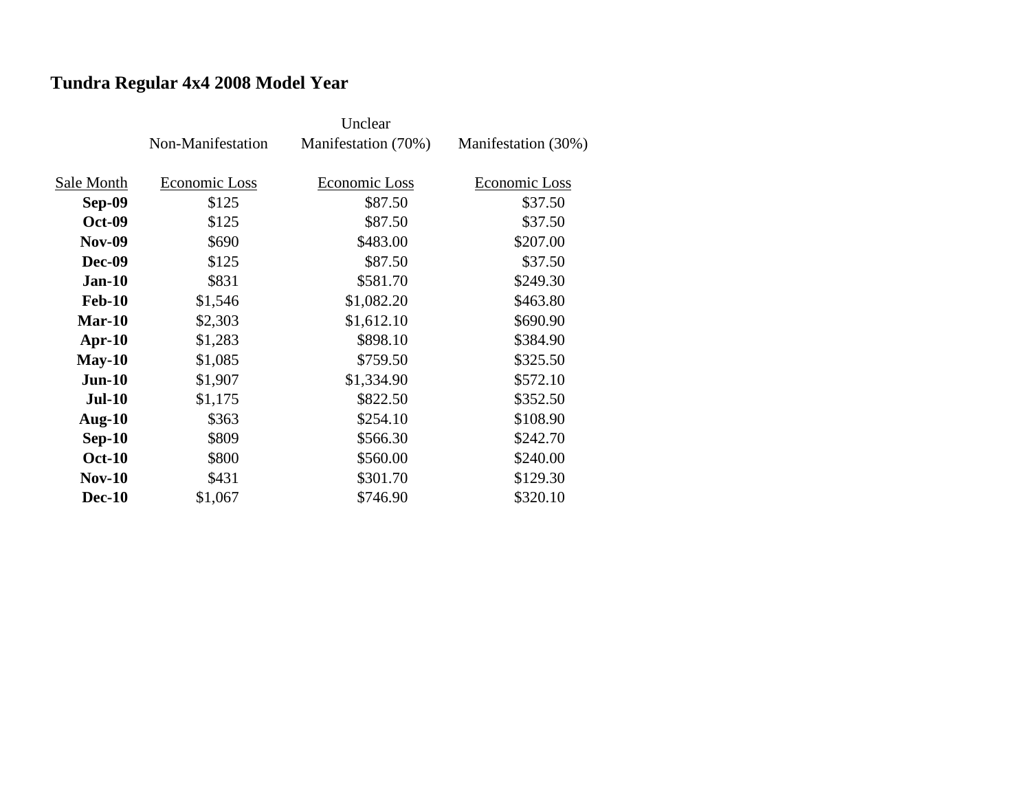## Tundra Regular 4x4 2008 Model Year

| | Non-Manifestation | Unclear Manifestation (70%) | Manifestation (30%) |
|---|---|---|---|
| Sale Month | Economic Loss | Economic Loss | Economic Loss |
| **Sep-09** | $125 | $87.50 | $37.50 |
| **Oct-09** | $125 | $87.50 | $37.50 |
| **Nov-09** | $690 | $483.00 | $207.00 |
| **Dec-09** | $125 | $87.50 | $37.50 |
| **Jan-10** | $831 | $581.70 | $249.30 |
| **Feb-10** | $1,546 | $1,082.20 | $463.80 |
| **Mar-10** | $2,303 | $1,612.10 | $690.90 |
| **Apr-10** | $1,283 | $898.10 | $384.90 |
| **May-10** | $1,085 | $759.50 | $325.50 |
| **Jun-10** | $1,907 | $1,334.90 | $572.10 |
| **Jul-10** | $1,175 | $822.50 | $352.50 |
| **Aug-10** | $363 | $254.10 | $108.90 |
| **Sep-10** | $809 | $566.30 | $242.70 |
| **Oct-10** | $800 | $560.00 | $240.00 |
| **Nov-10** | $431 | $301.70 | $129.30 |
| **Dec-10** | $1,067 | $746.90 | $320.10 |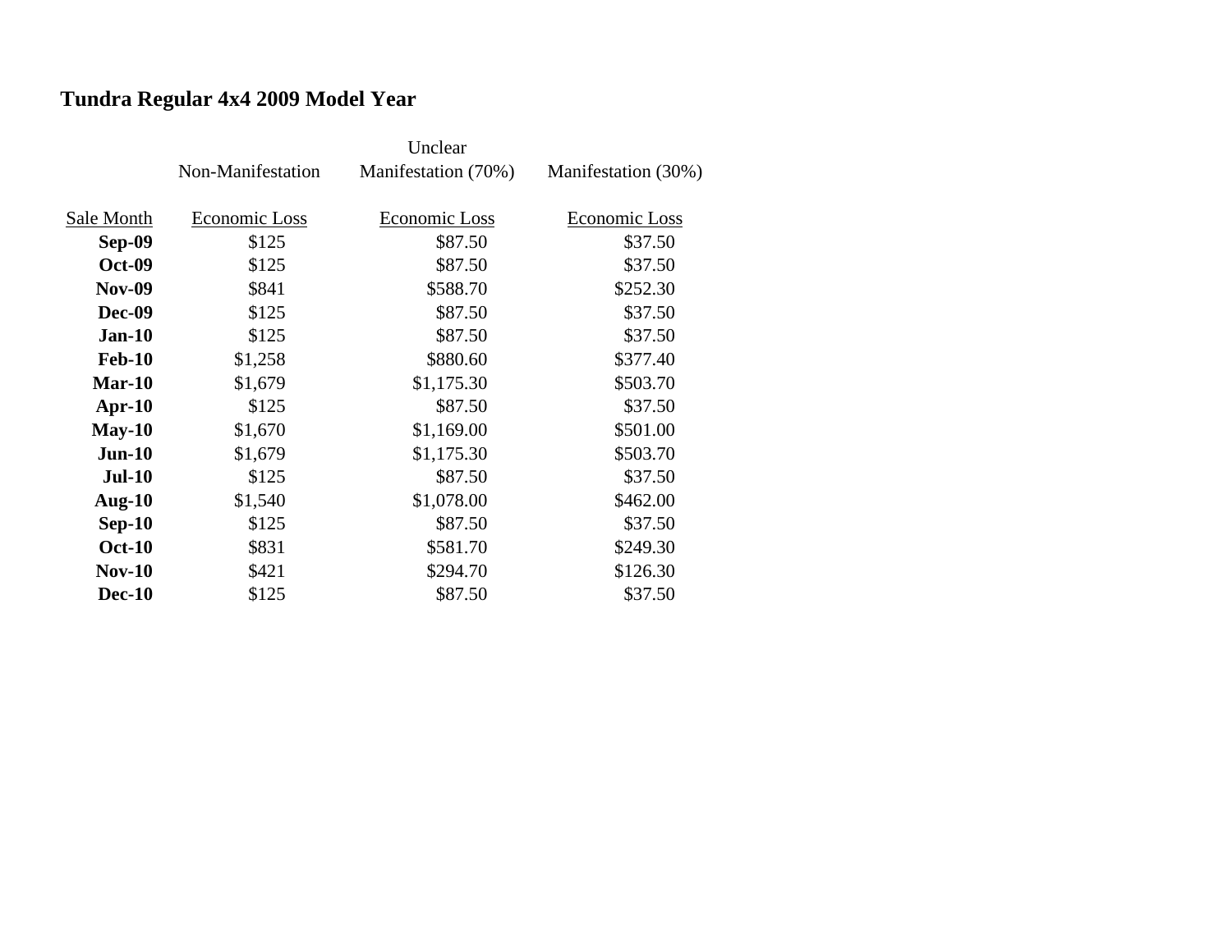## Tundra Regular 4x4 2009 Model Year

| Sale Month | Non-Manifestation<br>Economic Loss | Unclear Manifestation (70%)<br>Economic Loss | Manifestation (30%)<br>Economic Loss |
|---|---|---|---|
| **Sep-09** | $125 | $87.50 | $37.50 |
| **Oct-09** | $125 | $87.50 | $37.50 |
| **Nov-09** | $841 | $588.70 | $252.30 |
| **Dec-09** | $125 | $87.50 | $37.50 |
| **Jan-10** | $125 | $87.50 | $37.50 |
| **Feb-10** | $1,258 | $880.60 | $377.40 |
| **Mar-10** | $1,679 | $1,175.30 | $503.70 |
| **Apr-10** | $125 | $87.50 | $37.50 |
| **May-10** | $1,670 | $1,169.00 | $501.00 |
| **Jun-10** | $1,679 | $1,175.30 | $503.70 |
| **Jul-10** | $125 | $87.50 | $37.50 |
| **Aug-10** | $1,540 | $1,078.00 | $462.00 |
| **Sep-10** | $125 | $87.50 | $37.50 |
| **Oct-10** | $831 | $581.70 | $249.30 |
| **Nov-10** | $421 | $294.70 | $126.30 |
| **Dec-10** | $125 | $87.50 | $37.50 |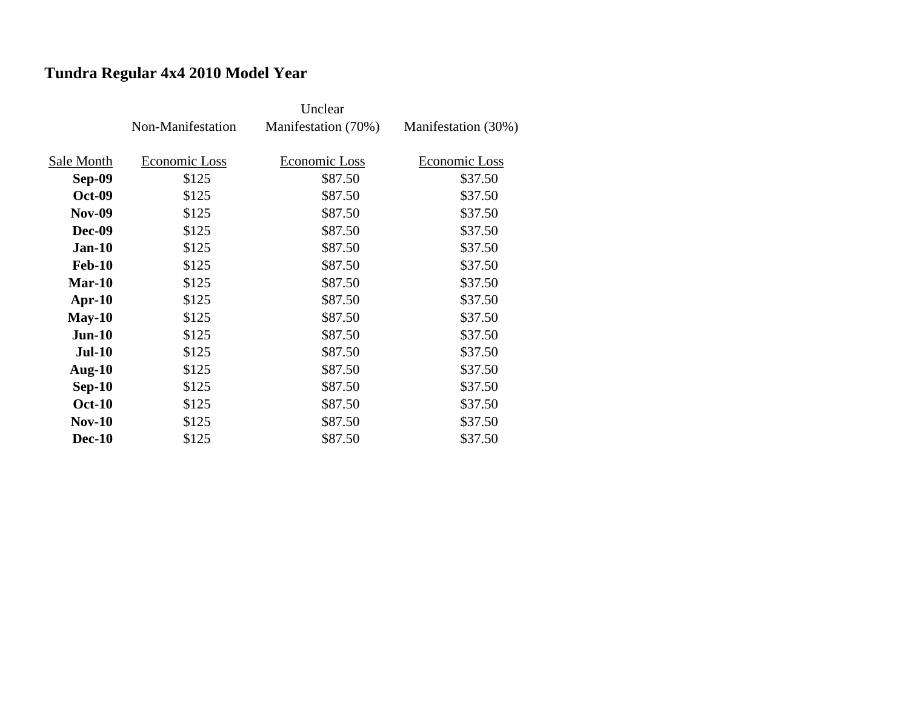### Tundra Regular 4x4 2010 Model Year

| Sale Month | Non-Manifestation Economic Loss | Unclear Manifestation (70%) Economic Loss | Manifestation (30%) Economic Loss |
|---|---|---|---|
| **Sep-09** | $125 | $87.50 | $37.50 |
| **Oct-09** | $125 | $87.50 | $37.50 |
| **Nov-09** | $125 | $87.50 | $37.50 |
| **Dec-09** | $125 | $87.50 | $37.50 |
| **Jan-10** | $125 | $87.50 | $37.50 |
| **Feb-10** | $125 | $87.50 | $37.50 |
| **Mar-10** | $125 | $87.50 | $37.50 |
| **Apr-10** | $125 | $87.50 | $37.50 |
| **May-10** | $125 | $87.50 | $37.50 |
| **Jun-10** | $125 | $87.50 | $37.50 |
| **Jul-10** | $125 | $87.50 | $37.50 |
| **Aug-10** | $125 | $87.50 | $37.50 |
| **Sep-10** | $125 | $87.50 | $37.50 |
| **Oct-10** | $125 | $87.50 | $37.50 |
| **Nov-10** | $125 | $87.50 | $37.50 |
| **Dec-10** | $125 | $87.50 | $37.50 |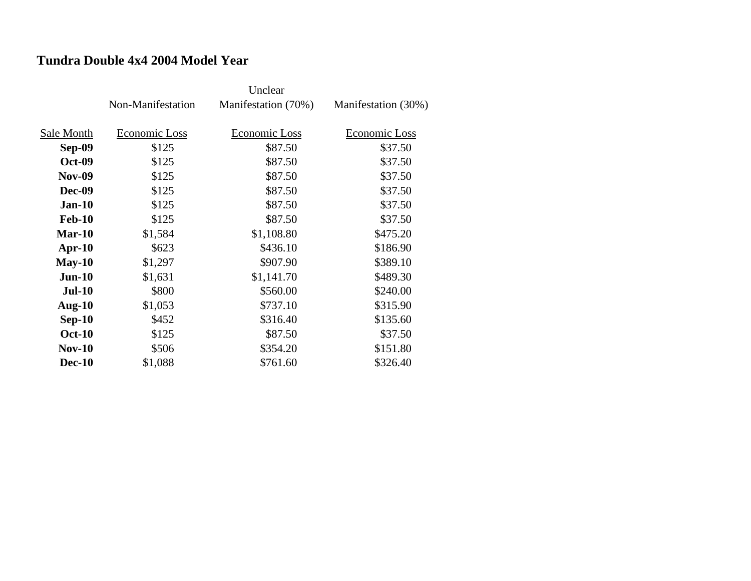## Tundra Double 4x4 2004 Model Year

| | Non-Manifestation | Unclear Manifestation (70%) | Manifestation (30%) |
|---|---|---|---|
| Sale Month | Economic Loss | Economic Loss | Economic Loss |
| **Sep-09** | $125 | $87.50 | $37.50 |
| **Oct-09** | $125 | $87.50 | $37.50 |
| **Nov-09** | $125 | $87.50 | $37.50 |
| **Dec-09** | $125 | $87.50 | $37.50 |
| **Jan-10** | $125 | $87.50 | $37.50 |
| **Feb-10** | $125 | $87.50 | $37.50 |
| **Mar-10** | $1,584 | $1,108.80 | $475.20 |
| **Apr-10** | $623 | $436.10 | $186.90 |
| **May-10** | $1,297 | $907.90 | $389.10 |
| **Jun-10** | $1,631 | $1,141.70 | $489.30 |
| **Jul-10** | $800 | $560.00 | $240.00 |
| **Aug-10** | $1,053 | $737.10 | $315.90 |
| **Sep-10** | $452 | $316.40 | $135.60 |
| **Oct-10** | $125 | $87.50 | $37.50 |
| **Nov-10** | $506 | $354.20 | $151.80 |
| **Dec-10** | $1,088 | $761.60 | $326.40 |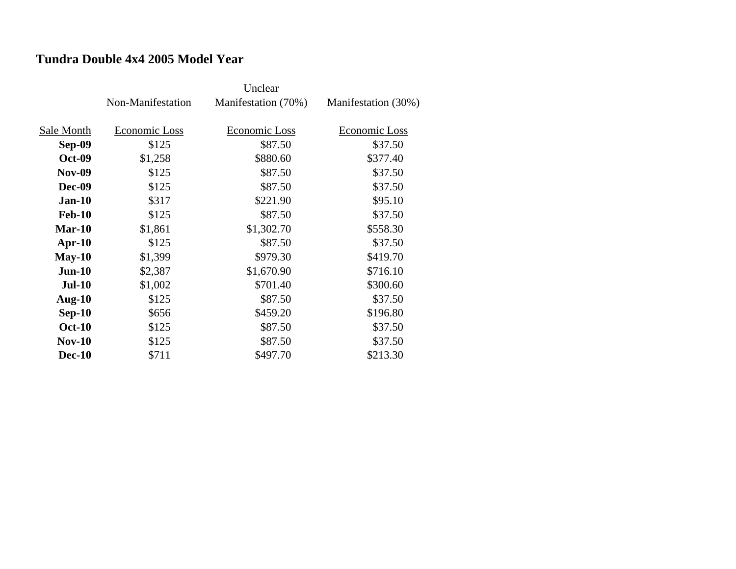## Tundra Double 4x4 2005 Model Year

| | Non-Manifestation | Unclear Manifestation (70%) | Manifestation (30%) |
|---|---|---|---|
| Sale Month | Economic Loss | Economic Loss | Economic Loss |
| **Sep-09** | $125 | $87.50 | $37.50 |
| **Oct-09** | $1,258 | $880.60 | $377.40 |
| **Nov-09** | $125 | $87.50 | $37.50 |
| **Dec-09** | $125 | $87.50 | $37.50 |
| **Jan-10** | $317 | $221.90 | $95.10 |
| **Feb-10** | $125 | $87.50 | $37.50 |
| **Mar-10** | $1,861 | $1,302.70 | $558.30 |
| **Apr-10** | $125 | $87.50 | $37.50 |
| **May-10** | $1,399 | $979.30 | $419.70 |
| **Jun-10** | $2,387 | $1,670.90 | $716.10 |
| **Jul-10** | $1,002 | $701.40 | $300.60 |
| **Aug-10** | $125 | $87.50 | $37.50 |
| **Sep-10** | $656 | $459.20 | $196.80 |
| **Oct-10** | $125 | $87.50 | $37.50 |
| **Nov-10** | $125 | $87.50 | $37.50 |
| **Dec-10** | $711 | $497.70 | $213.30 |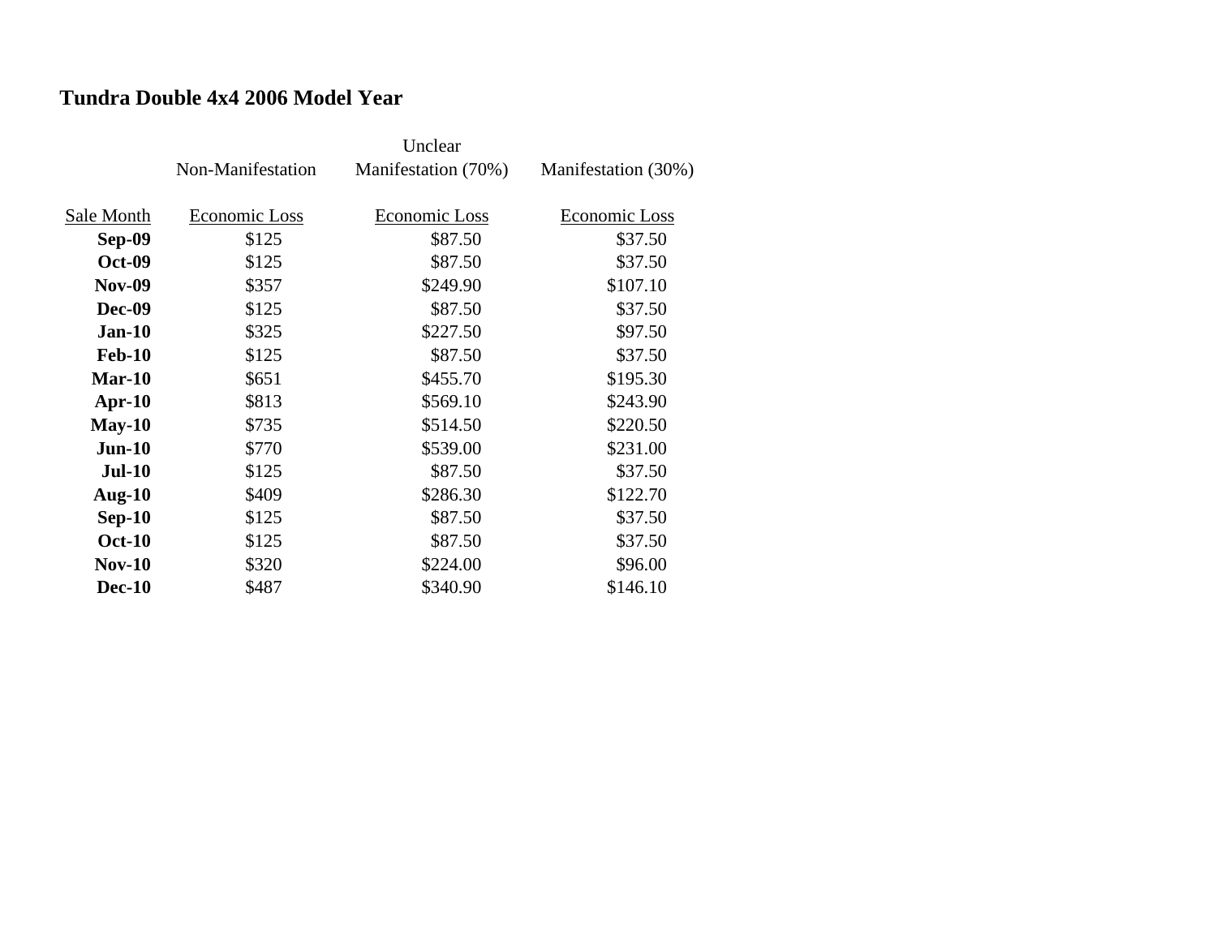# Tundra Double 4x4 2006 Model Year

| Sale Month | Non-Manifestation<br>Economic Loss | Unclear Manifestation (70%)<br>Economic Loss | Manifestation (30%)<br>Economic Loss |
|---|---|---|---|
| **Sep-09** | $125 | $87.50 | $37.50 |
| **Oct-09** | $125 | $87.50 | $37.50 |
| **Nov-09** | $357 | $249.90 | $107.10 |
| **Dec-09** | $125 | $87.50 | $37.50 |
| **Jan-10** | $325 | $227.50 | $97.50 |
| **Feb-10** | $125 | $87.50 | $37.50 |
| **Mar-10** | $651 | $455.70 | $195.30 |
| **Apr-10** | $813 | $569.10 | $243.90 |
| **May-10** | $735 | $514.50 | $220.50 |
| **Jun-10** | $770 | $539.00 | $231.00 |
| **Jul-10** | $125 | $87.50 | $37.50 |
| **Aug-10** | $409 | $286.30 | $122.70 |
| **Sep-10** | $125 | $87.50 | $37.50 |
| **Oct-10** | $125 | $87.50 | $37.50 |
| **Nov-10** | $320 | $224.00 | $96.00 |
| **Dec-10** | $487 | $340.90 | $146.10 |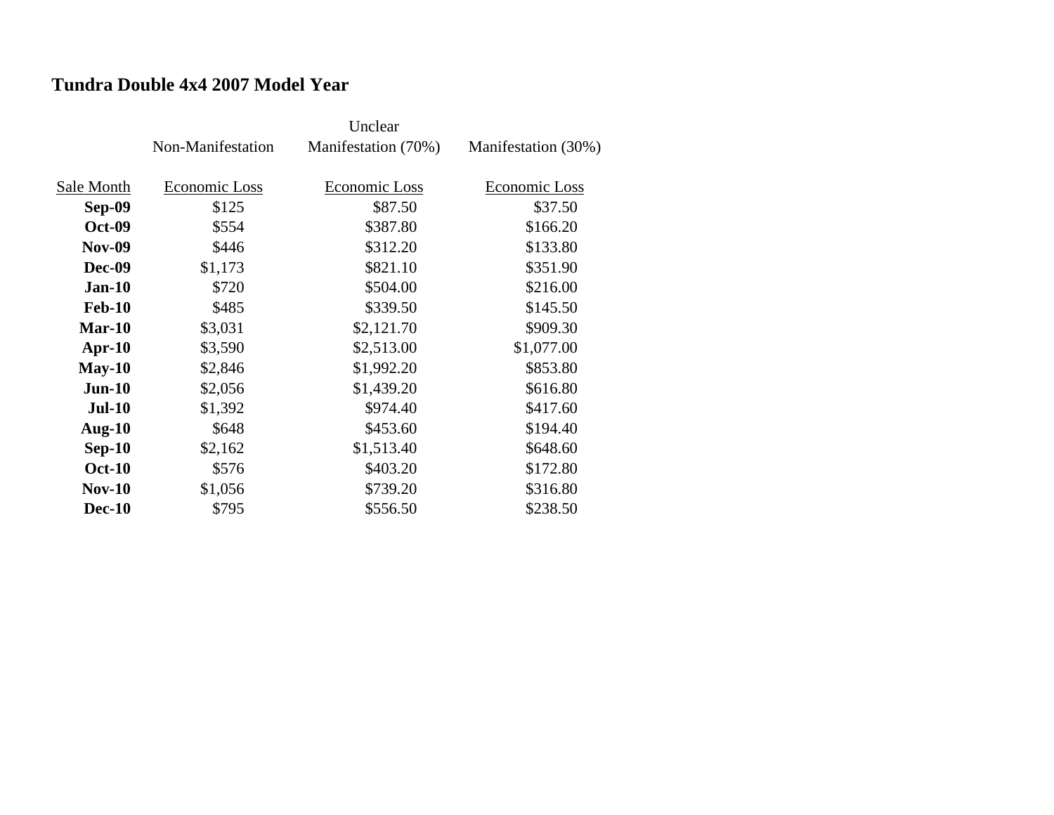## Tundra Double 4x4 2007 Model Year

| Sale Month | Non-Manifestation Economic Loss | Unclear Manifestation (70%) Economic Loss | Manifestation (30%) Economic Loss |
|---|---|---|---|
| **Sep-09** | $125 | $87.50 | $37.50 |
| **Oct-09** | $554 | $387.80 | $166.20 |
| **Nov-09** | $446 | $312.20 | $133.80 |
| **Dec-09** | $1,173 | $821.10 | $351.90 |
| **Jan-10** | $720 | $504.00 | $216.00 |
| **Feb-10** | $485 | $339.50 | $145.50 |
| **Mar-10** | $3,031 | $2,121.70 | $909.30 |
| **Apr-10** | $3,590 | $2,513.00 | $1,077.00 |
| **May-10** | $2,846 | $1,992.20 | $853.80 |
| **Jun-10** | $2,056 | $1,439.20 | $616.80 |
| **Jul-10** | $1,392 | $974.40 | $417.60 |
| **Aug-10** | $648 | $453.60 | $194.40 |
| **Sep-10** | $2,162 | $1,513.40 | $648.60 |
| **Oct-10** | $576 | $403.20 | $172.80 |
| **Nov-10** | $1,056 | $739.20 | $316.80 |
| **Dec-10** | $795 | $556.50 | $238.50 |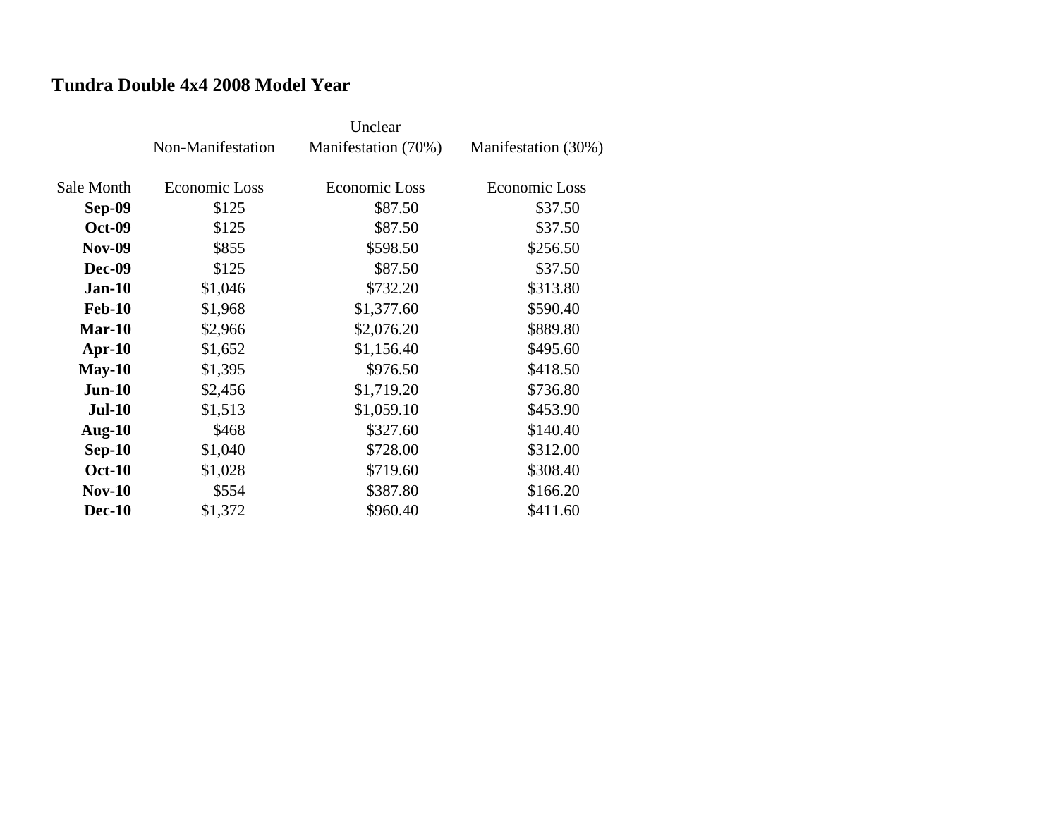**Tundra Double 4x4 2008 Model Year**

| | Non-Manifestation | Unclear Manifestation (70%) | Manifestation (30%) |
|---|---|---|---|
| Sale Month | Economic Loss | Economic Loss | Economic Loss |
| **Sep-09** | $125 | $87.50 | $37.50 |
| **Oct-09** | $125 | $87.50 | $37.50 |
| **Nov-09** | $855 | $598.50 | $256.50 |
| **Dec-09** | $125 | $87.50 | $37.50 |
| **Jan-10** | $1,046 | $732.20 | $313.80 |
| **Feb-10** | $1,968 | $1,377.60 | $590.40 |
| **Mar-10** | $2,966 | $2,076.20 | $889.80 |
| **Apr-10** | $1,652 | $1,156.40 | $495.60 |
| **May-10** | $1,395 | $976.50 | $418.50 |
| **Jun-10** | $2,456 | $1,719.20 | $736.80 |
| **Jul-10** | $1,513 | $1,059.10 | $453.90 |
| **Aug-10** | $468 | $327.60 | $140.40 |
| **Sep-10** | $1,040 | $728.00 | $312.00 |
| **Oct-10** | $1,028 | $719.60 | $308.40 |
| **Nov-10** | $554 | $387.80 | $166.20 |
| **Dec-10** | $1,372 | $960.40 | $411.60 |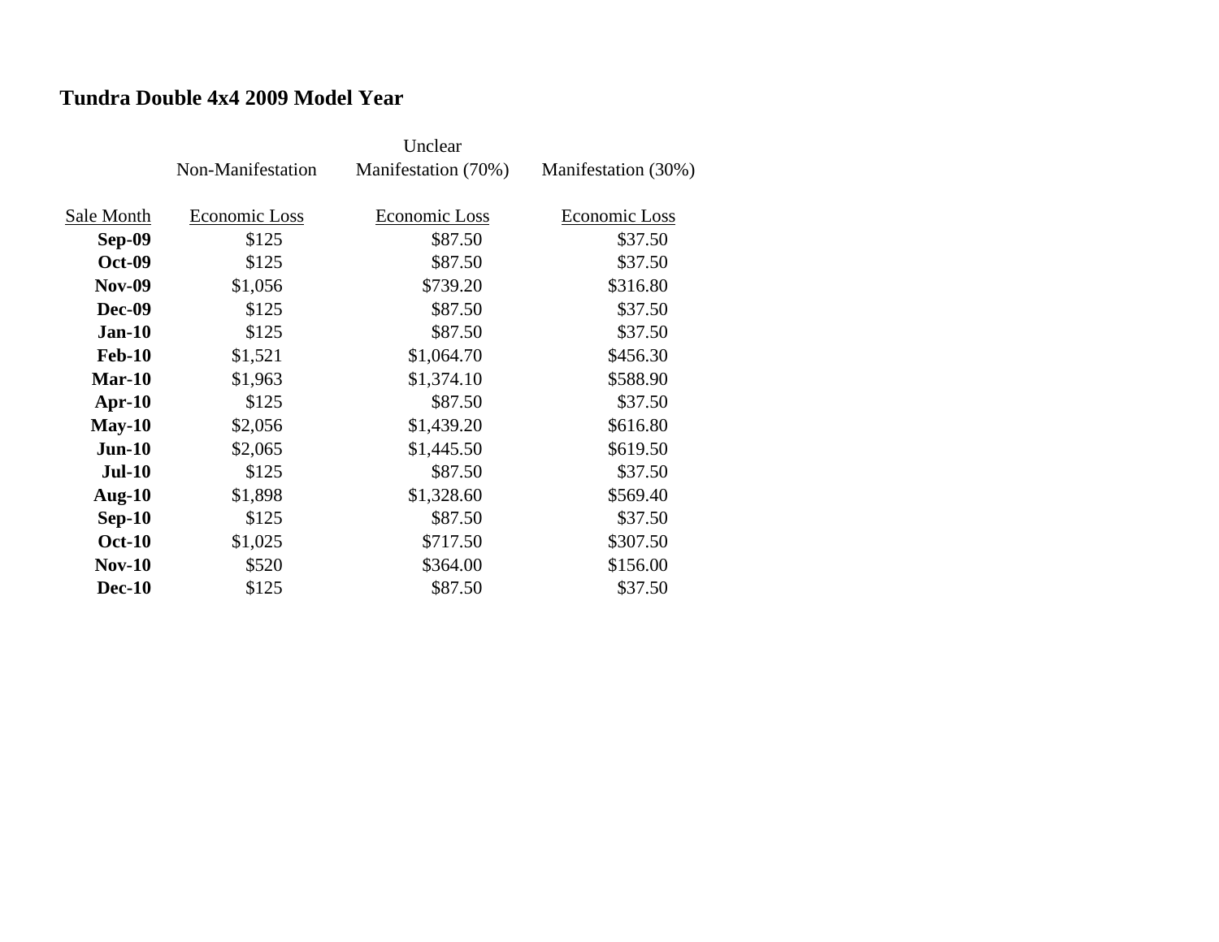**Tundra Double 4x4 2009 Model Year**

| Sale Month | Non-Manifestation<br>Economic Loss | Unclear Manifestation (70%)<br>Economic Loss | Manifestation (30%)<br>Economic Loss |
|---|---|---|---|
| **Sep-09** | $125 | $87.50 | $37.50 |
| **Oct-09** | $125 | $87.50 | $37.50 |
| **Nov-09** | $1,056 | $739.20 | $316.80 |
| **Dec-09** | $125 | $87.50 | $37.50 |
| **Jan-10** | $125 | $87.50 | $37.50 |
| **Feb-10** | $1,521 | $1,064.70 | $456.30 |
| **Mar-10** | $1,963 | $1,374.10 | $588.90 |
| **Apr-10** | $125 | $87.50 | $37.50 |
| **May-10** | $2,056 | $1,439.20 | $616.80 |
| **Jun-10** | $2,065 | $1,445.50 | $619.50 |
| **Jul-10** | $125 | $87.50 | $37.50 |
| **Aug-10** | $1,898 | $1,328.60 | $569.40 |
| **Sep-10** | $125 | $87.50 | $37.50 |
| **Oct-10** | $1,025 | $717.50 | $307.50 |
| **Nov-10** | $520 | $364.00 | $156.00 |
| **Dec-10** | $125 | $87.50 | $37.50 |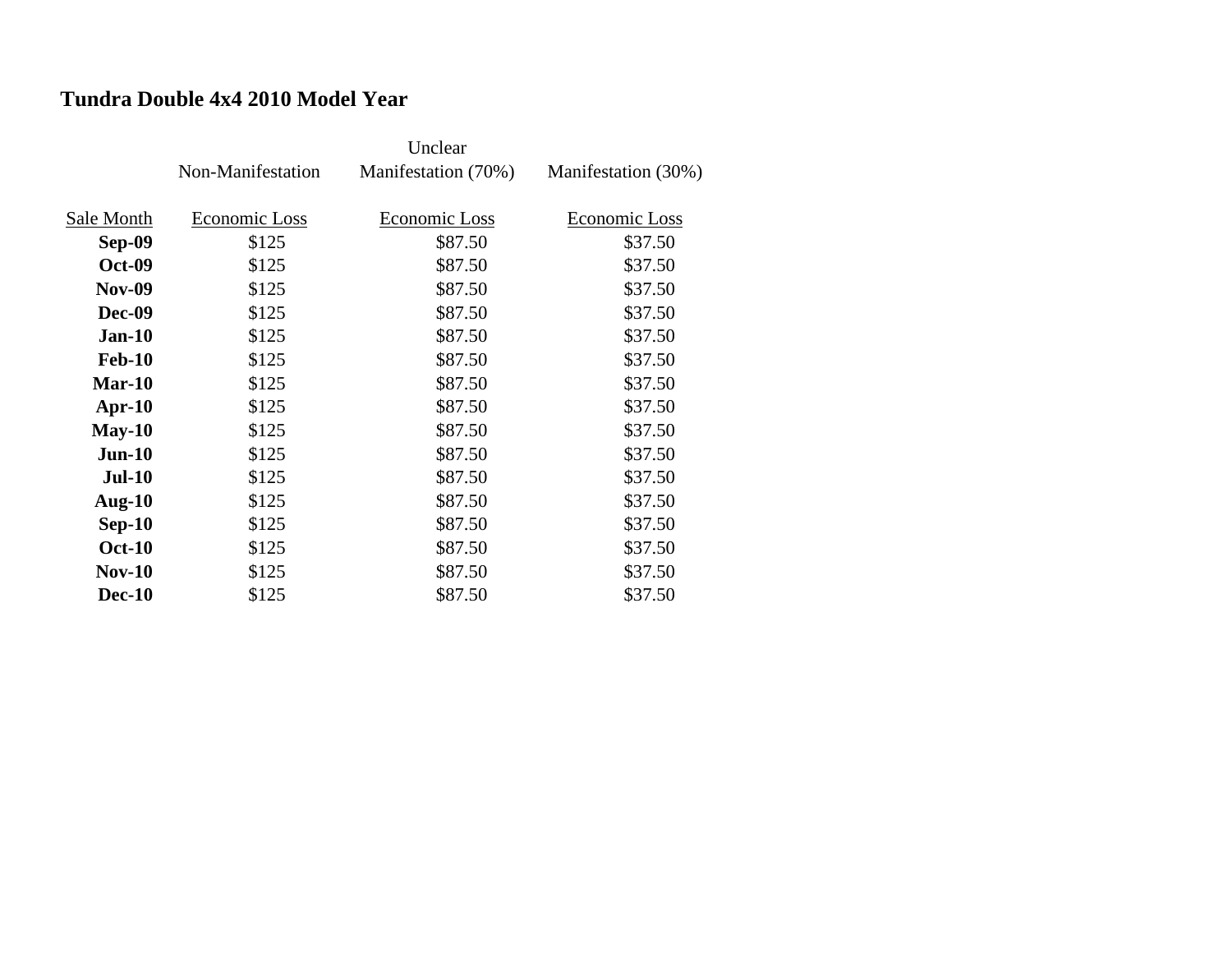## Tundra Double 4x4 2010 Model Year

| | Non-Manifestation | Unclear Manifestation (70%) | Manifestation (30%) |
|---|---|---|---|
| Sale Month | Economic Loss | Economic Loss | Economic Loss |
| **Sep-09** | $125 | $87.50 | $37.50 |
| **Oct-09** | $125 | $87.50 | $37.50 |
| **Nov-09** | $125 | $87.50 | $37.50 |
| **Dec-09** | $125 | $87.50 | $37.50 |
| **Jan-10** | $125 | $87.50 | $37.50 |
| **Feb-10** | $125 | $87.50 | $37.50 |
| **Mar-10** | $125 | $87.50 | $37.50 |
| **Apr-10** | $125 | $87.50 | $37.50 |
| **May-10** | $125 | $87.50 | $37.50 |
| **Jun-10** | $125 | $87.50 | $37.50 |
| **Jul-10** | $125 | $87.50 | $37.50 |
| **Aug-10** | $125 | $87.50 | $37.50 |
| **Sep-10** | $125 | $87.50 | $37.50 |
| **Oct-10** | $125 | $87.50 | $37.50 |
| **Nov-10** | $125 | $87.50 | $37.50 |
| **Dec-10** | $125 | $87.50 | $37.50 |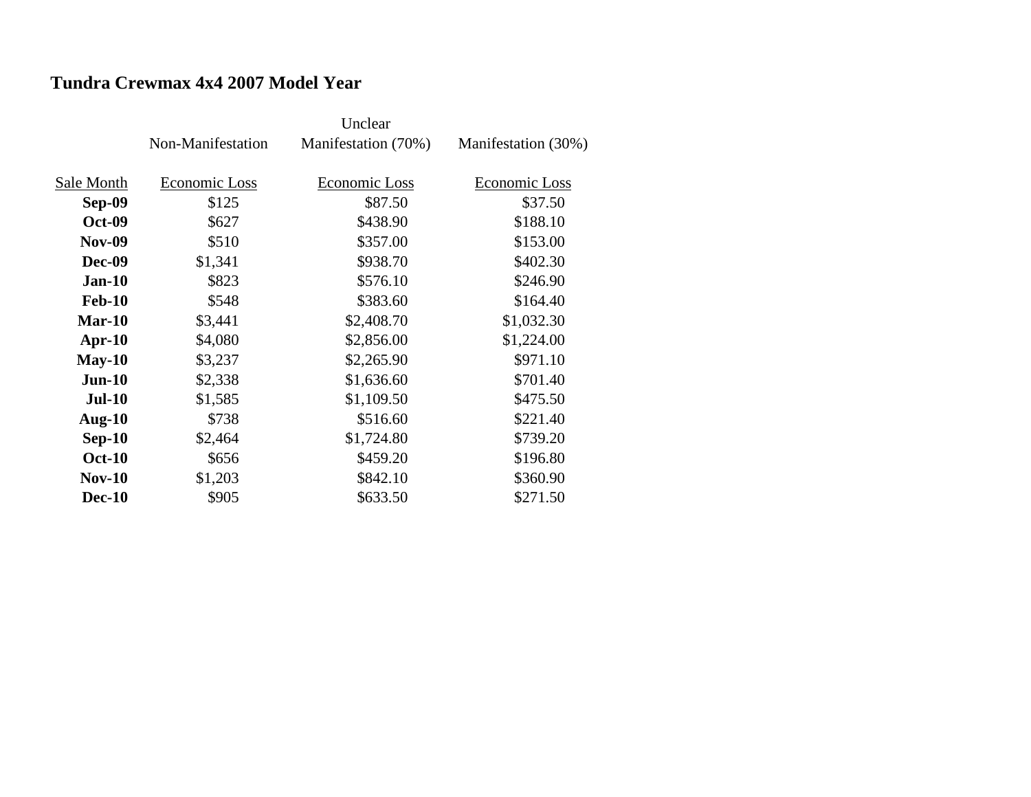**Tundra Crewmax 4x4 2007 Model Year**

| | Non-Manifestation | Unclear Manifestation (70%) | Manifestation (30%) |
|---|---|---|---|
| Sale Month | Economic Loss | Economic Loss | Economic Loss |
| **Sep-09** | $125 | $87.50 | $37.50 |
| **Oct-09** | $627 | $438.90 | $188.10 |
| **Nov-09** | $510 | $357.00 | $153.00 |
| **Dec-09** | $1,341 | $938.70 | $402.30 |
| **Jan-10** | $823 | $576.10 | $246.90 |
| **Feb-10** | $548 | $383.60 | $164.40 |
| **Mar-10** | $3,441 | $2,408.70 | $1,032.30 |
| **Apr-10** | $4,080 | $2,856.00 | $1,224.00 |
| **May-10** | $3,237 | $2,265.90 | $971.10 |
| **Jun-10** | $2,338 | $1,636.60 | $701.40 |
| **Jul-10** | $1,585 | $1,109.50 | $475.50 |
| **Aug-10** | $738 | $516.60 | $221.40 |
| **Sep-10** | $2,464 | $1,724.80 | $739.20 |
| **Oct-10** | $656 | $459.20 | $196.80 |
| **Nov-10** | $1,203 | $842.10 | $360.90 |
| **Dec-10** | $905 | $633.50 | $271.50 |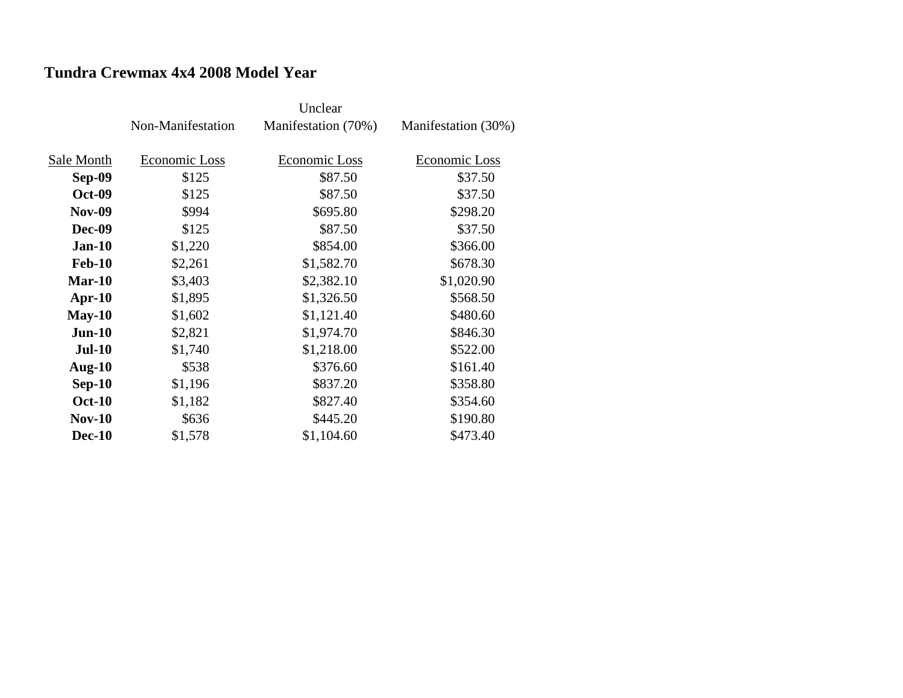**Tundra Crewmax 4x4 2008 Model Year**

| | Non-Manifestation | Unclear Manifestation (70%) | Manifestation (30%) |
|---|---|---|---|
| Sale Month | Economic Loss | Economic Loss | Economic Loss |
| **Sep-09** | $125 | $87.50 | $37.50 |
| **Oct-09** | $125 | $87.50 | $37.50 |
| **Nov-09** | $994 | $695.80 | $298.20 |
| **Dec-09** | $125 | $87.50 | $37.50 |
| **Jan-10** | $1,220 | $854.00 | $366.00 |
| **Feb-10** | $2,261 | $1,582.70 | $678.30 |
| **Mar-10** | $3,403 | $2,382.10 | $1,020.90 |
| **Apr-10** | $1,895 | $1,326.50 | $568.50 |
| **May-10** | $1,602 | $1,121.40 | $480.60 |
| **Jun-10** | $2,821 | $1,974.70 | $846.30 |
| **Jul-10** | $1,740 | $1,218.00 | $522.00 |
| **Aug-10** | $538 | $376.60 | $161.40 |
| **Sep-10** | $1,196 | $837.20 | $358.80 |
| **Oct-10** | $1,182 | $827.40 | $354.60 |
| **Nov-10** | $636 | $445.20 | $190.80 |
| **Dec-10** | $1,578 | $1,104.60 | $473.40 |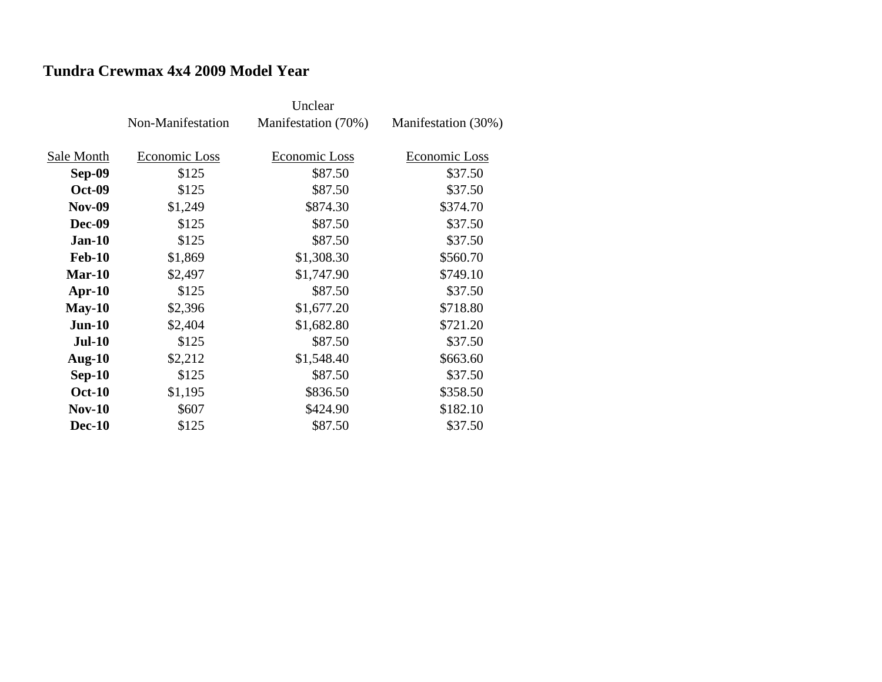## Tundra Crewmax 4x4 2009 Model Year

| Sale Month | Non-Manifestation<br>Economic Loss | Unclear Manifestation (70%)<br>Economic Loss | Manifestation (30%)<br>Economic Loss |
|---|---|---|---|
| **Sep-09** | $125 | $87.50 | $37.50 |
| **Oct-09** | $125 | $87.50 | $37.50 |
| **Nov-09** | $1,249 | $874.30 | $374.70 |
| **Dec-09** | $125 | $87.50 | $37.50 |
| **Jan-10** | $125 | $87.50 | $37.50 |
| **Feb-10** | $1,869 | $1,308.30 | $560.70 |
| **Mar-10** | $2,497 | $1,747.90 | $749.10 |
| **Apr-10** | $125 | $87.50 | $37.50 |
| **May-10** | $2,396 | $1,677.20 | $718.80 |
| **Jun-10** | $2,404 | $1,682.80 | $721.20 |
| **Jul-10** | $125 | $87.50 | $37.50 |
| **Aug-10** | $2,212 | $1,548.40 | $663.60 |
| **Sep-10** | $125 | $87.50 | $37.50 |
| **Oct-10** | $1,195 | $836.50 | $358.50 |
| **Nov-10** | $607 | $424.90 | $182.10 |
| **Dec-10** | $125 | $87.50 | $37.50 |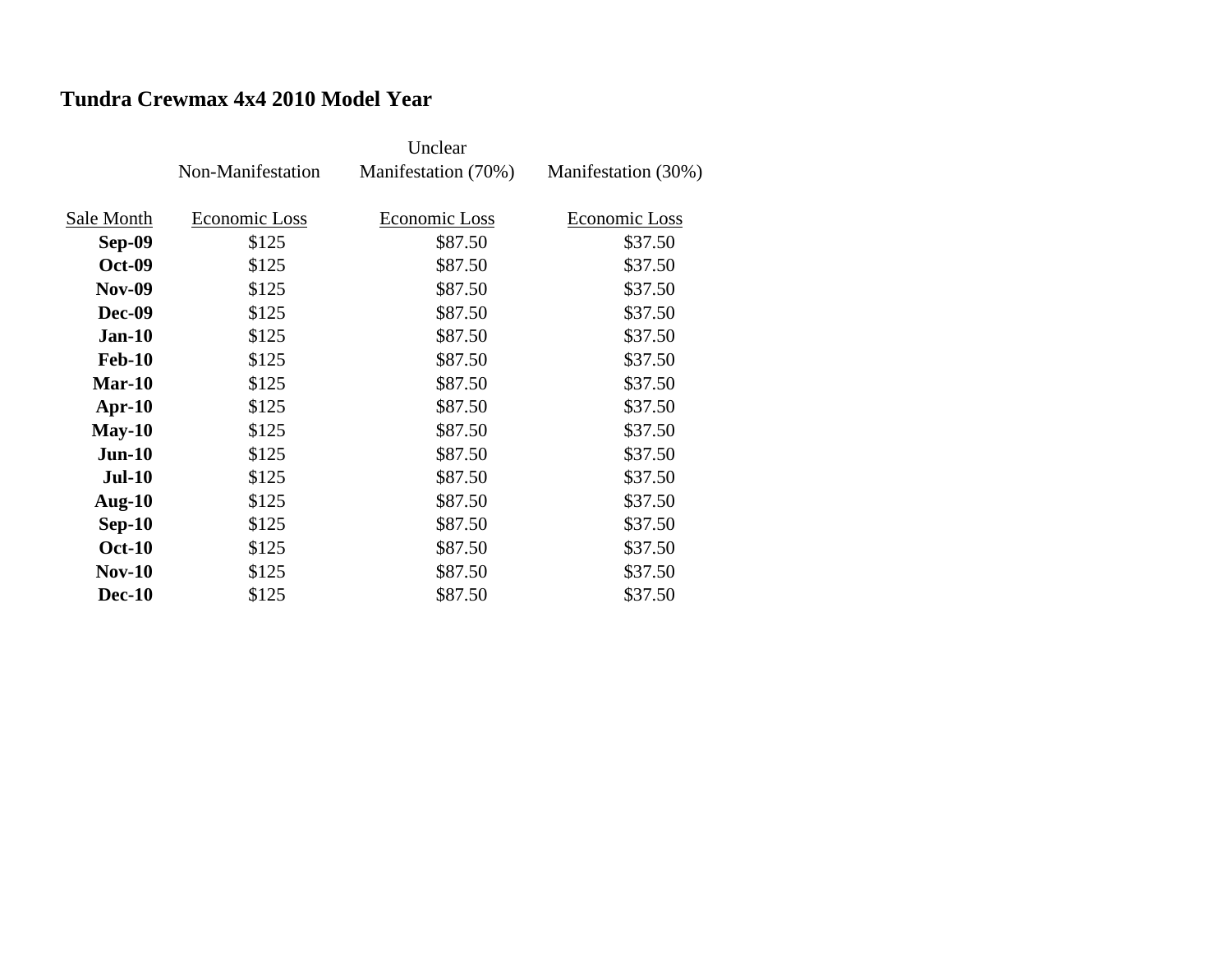## Tundra Crewmax 4x4 2010 Model Year

| | Non-Manifestation | Unclear Manifestation (70%) | Manifestation (30%) |
|---|---|---|---|
| Sale Month | Economic Loss | Economic Loss | Economic Loss |
| **Sep-09** | $125 | $87.50 | $37.50 |
| **Oct-09** | $125 | $87.50 | $37.50 |
| **Nov-09** | $125 | $87.50 | $37.50 |
| **Dec-09** | $125 | $87.50 | $37.50 |
| **Jan-10** | $125 | $87.50 | $37.50 |
| **Feb-10** | $125 | $87.50 | $37.50 |
| **Mar-10** | $125 | $87.50 | $37.50 |
| **Apr-10** | $125 | $87.50 | $37.50 |
| **May-10** | $125 | $87.50 | $37.50 |
| **Jun-10** | $125 | $87.50 | $37.50 |
| **Jul-10** | $125 | $87.50 | $37.50 |
| **Aug-10** | $125 | $87.50 | $37.50 |
| **Sep-10** | $125 | $87.50 | $37.50 |
| **Oct-10** | $125 | $87.50 | $37.50 |
| **Nov-10** | $125 | $87.50 | $37.50 |
| **Dec-10** | $125 | $87.50 | $37.50 |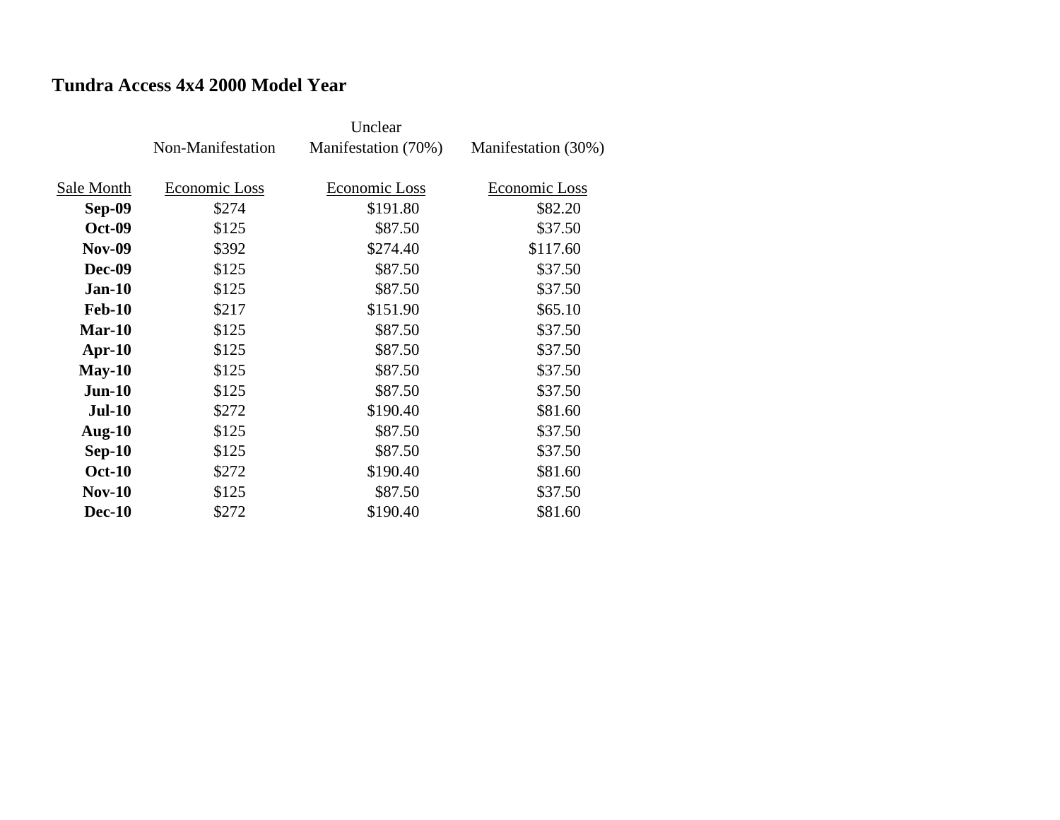## Tundra Access 4x4 2000 Model Year

| Sale Month | Non-Manifestation Economic Loss | Unclear Manifestation (70%) Economic Loss | Manifestation (30%) Economic Loss |
|---|---|---|---|
| **Sep-09** | $274 | $191.80 | $82.20 |
| **Oct-09** | $125 | $87.50 | $37.50 |
| **Nov-09** | $392 | $274.40 | $117.60 |
| **Dec-09** | $125 | $87.50 | $37.50 |
| **Jan-10** | $125 | $87.50 | $37.50 |
| **Feb-10** | $217 | $151.90 | $65.10 |
| **Mar-10** | $125 | $87.50 | $37.50 |
| **Apr-10** | $125 | $87.50 | $37.50 |
| **May-10** | $125 | $87.50 | $37.50 |
| **Jun-10** | $125 | $87.50 | $37.50 |
| **Jul-10** | $272 | $190.40 | $81.60 |
| **Aug-10** | $125 | $87.50 | $37.50 |
| **Sep-10** | $125 | $87.50 | $37.50 |
| **Oct-10** | $272 | $190.40 | $81.60 |
| **Nov-10** | $125 | $87.50 | $37.50 |
| **Dec-10** | $272 | $190.40 | $81.60 |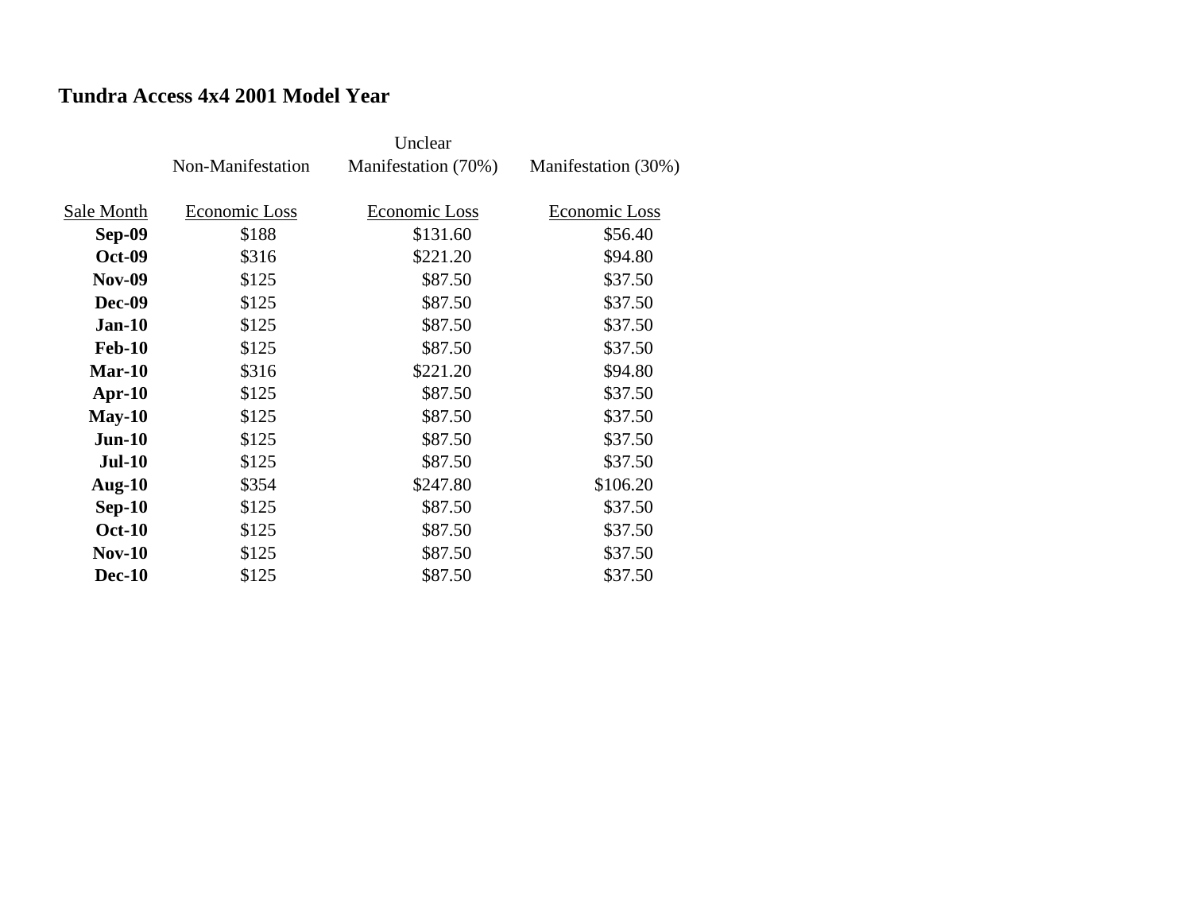## Tundra Access 4x4 2001 Model Year

| | Non-Manifestation | Unclear Manifestation (70%) | Manifestation (30%) |
|---|---|---|---|
| Sale Month | Economic Loss | Economic Loss | Economic Loss |
| **Sep-09** | $188 | $131.60 | $56.40 |
| **Oct-09** | $316 | $221.20 | $94.80 |
| **Nov-09** | $125 | $87.50 | $37.50 |
| **Dec-09** | $125 | $87.50 | $37.50 |
| **Jan-10** | $125 | $87.50 | $37.50 |
| **Feb-10** | $125 | $87.50 | $37.50 |
| **Mar-10** | $316 | $221.20 | $94.80 |
| **Apr-10** | $125 | $87.50 | $37.50 |
| **May-10** | $125 | $87.50 | $37.50 |
| **Jun-10** | $125 | $87.50 | $37.50 |
| **Jul-10** | $125 | $87.50 | $37.50 |
| **Aug-10** | $354 | $247.80 | $106.20 |
| **Sep-10** | $125 | $87.50 | $37.50 |
| **Oct-10** | $125 | $87.50 | $37.50 |
| **Nov-10** | $125 | $87.50 | $37.50 |
| **Dec-10** | $125 | $87.50 | $37.50 |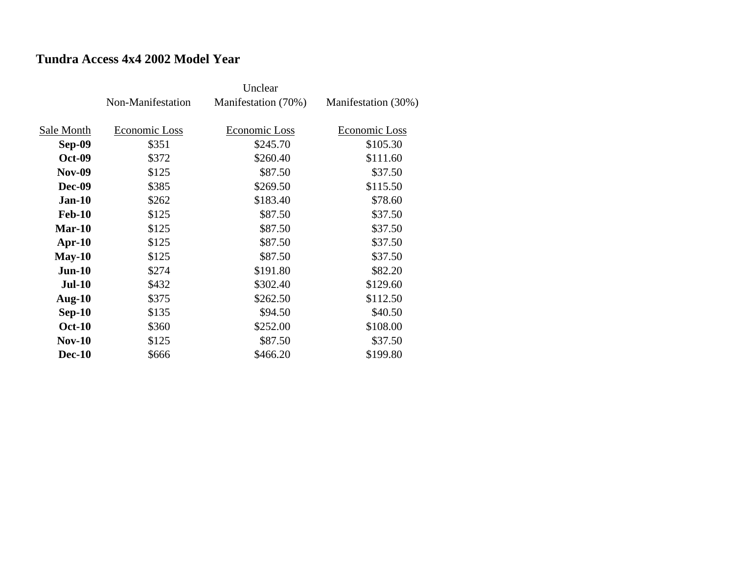## Tundra Access 4x4 2002 Model Year

| Sale Month | Non-Manifestation Economic Loss | Unclear Manifestation (70%) Economic Loss | Manifestation (30%) Economic Loss |
|---|---|---|---|
| **Sep-09** | $351 | $245.70 | $105.30 |
| **Oct-09** | $372 | $260.40 | $111.60 |
| **Nov-09** | $125 | $87.50 | $37.50 |
| **Dec-09** | $385 | $269.50 | $115.50 |
| **Jan-10** | $262 | $183.40 | $78.60 |
| **Feb-10** | $125 | $87.50 | $37.50 |
| **Mar-10** | $125 | $87.50 | $37.50 |
| **Apr-10** | $125 | $87.50 | $37.50 |
| **May-10** | $125 | $87.50 | $37.50 |
| **Jun-10** | $274 | $191.80 | $82.20 |
| **Jul-10** | $432 | $302.40 | $129.60 |
| **Aug-10** | $375 | $262.50 | $112.50 |
| **Sep-10** | $135 | $94.50 | $40.50 |
| **Oct-10** | $360 | $252.00 | $108.00 |
| **Nov-10** | $125 | $87.50 | $37.50 |
| **Dec-10** | $666 | $466.20 | $199.80 |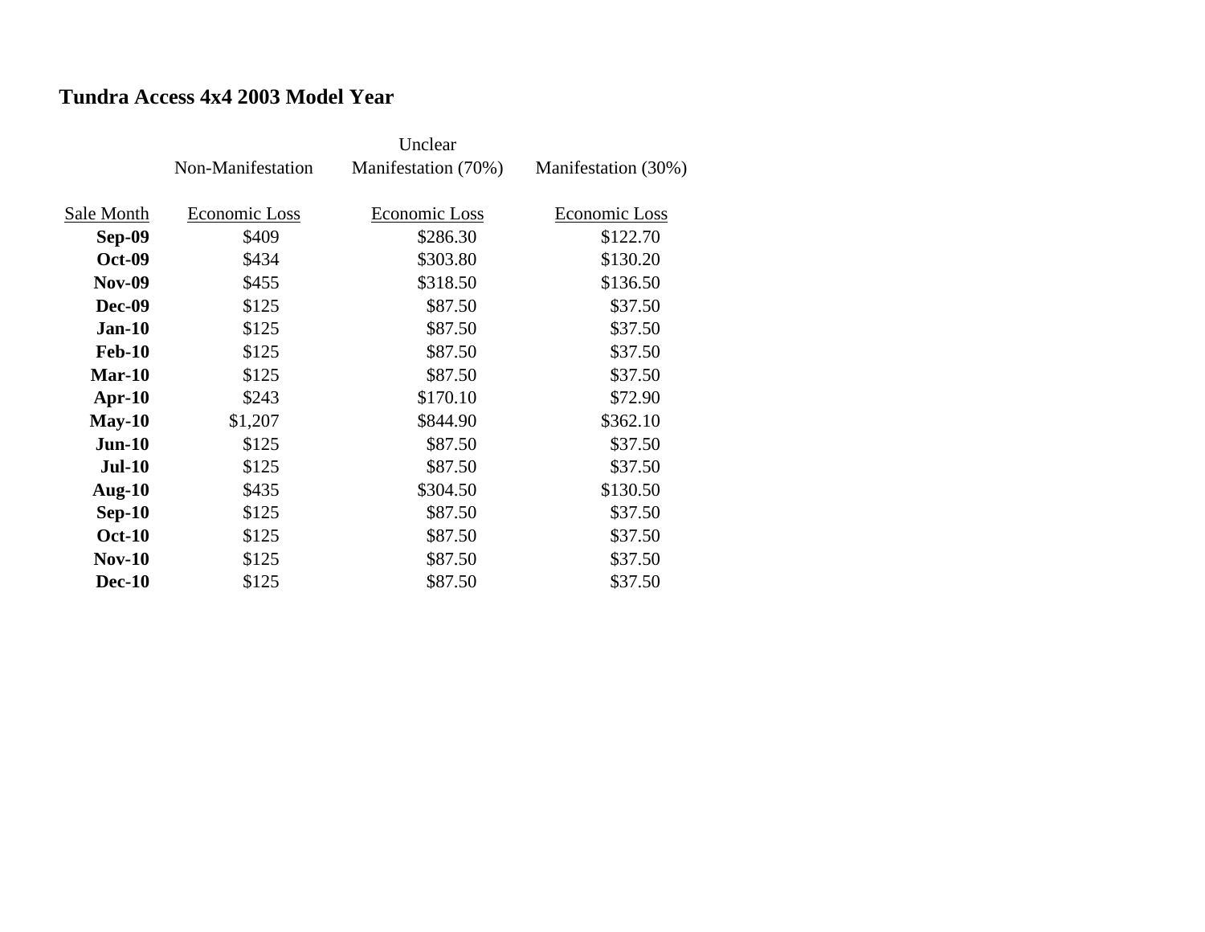**Tundra Access 4x4 2003 Model Year**

| | Non-Manifestation | Unclear Manifestation (70%) | Manifestation (30%) |
|---|---|---|---|
| Sale Month | Economic Loss | Economic Loss | Economic Loss |
| **Sep-09** | $409 | $286.30 | $122.70 |
| **Oct-09** | $434 | $303.80 | $130.20 |
| **Nov-09** | $455 | $318.50 | $136.50 |
| **Dec-09** | $125 | $87.50 | $37.50 |
| **Jan-10** | $125 | $87.50 | $37.50 |
| **Feb-10** | $125 | $87.50 | $37.50 |
| **Mar-10** | $125 | $87.50 | $37.50 |
| **Apr-10** | $243 | $170.10 | $72.90 |
| **May-10** | $1,207 | $844.90 | $362.10 |
| **Jun-10** | $125 | $87.50 | $37.50 |
| **Jul-10** | $125 | $87.50 | $37.50 |
| **Aug-10** | $435 | $304.50 | $130.50 |
| **Sep-10** | $125 | $87.50 | $37.50 |
| **Oct-10** | $125 | $87.50 | $37.50 |
| **Nov-10** | $125 | $87.50 | $37.50 |
| **Dec-10** | $125 | $87.50 | $37.50 |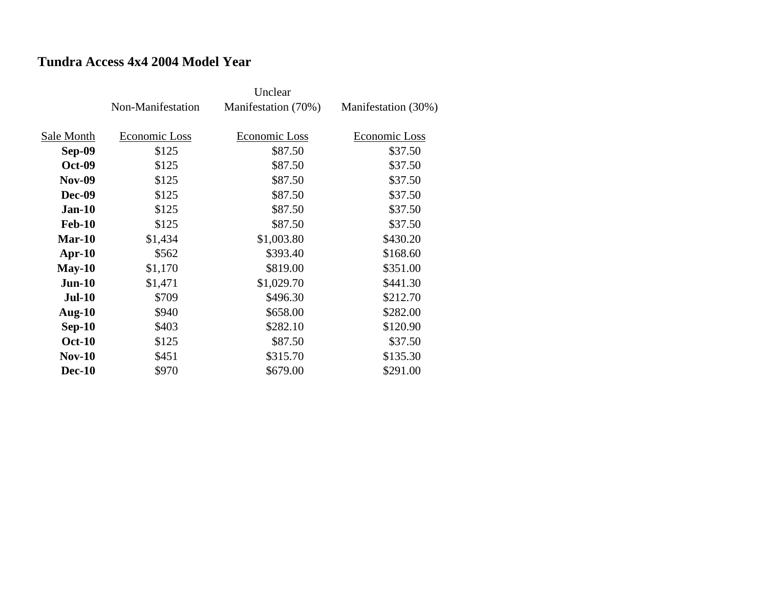**Tundra Access 4x4 2004 Model Year**

| | Non-Manifestation | Unclear Manifestation (70%) | Manifestation (30%) |
|---|---|---|---|
| Sale Month | Economic Loss | Economic Loss | Economic Loss |
| **Sep-09** | $125 | $87.50 | $37.50 |
| **Oct-09** | $125 | $87.50 | $37.50 |
| **Nov-09** | $125 | $87.50 | $37.50 |
| **Dec-09** | $125 | $87.50 | $37.50 |
| **Jan-10** | $125 | $87.50 | $37.50 |
| **Feb-10** | $125 | $87.50 | $37.50 |
| **Mar-10** | $1,434 | $1,003.80 | $430.20 |
| **Apr-10** | $562 | $393.40 | $168.60 |
| **May-10** | $1,170 | $819.00 | $351.00 |
| **Jun-10** | $1,471 | $1,029.70 | $441.30 |
| **Jul-10** | $709 | $496.30 | $212.70 |
| **Aug-10** | $940 | $658.00 | $282.00 |
| **Sep-10** | $403 | $282.10 | $120.90 |
| **Oct-10** | $125 | $87.50 | $37.50 |
| **Nov-10** | $451 | $315.70 | $135.30 |
| **Dec-10** | $970 | $679.00 | $291.00 |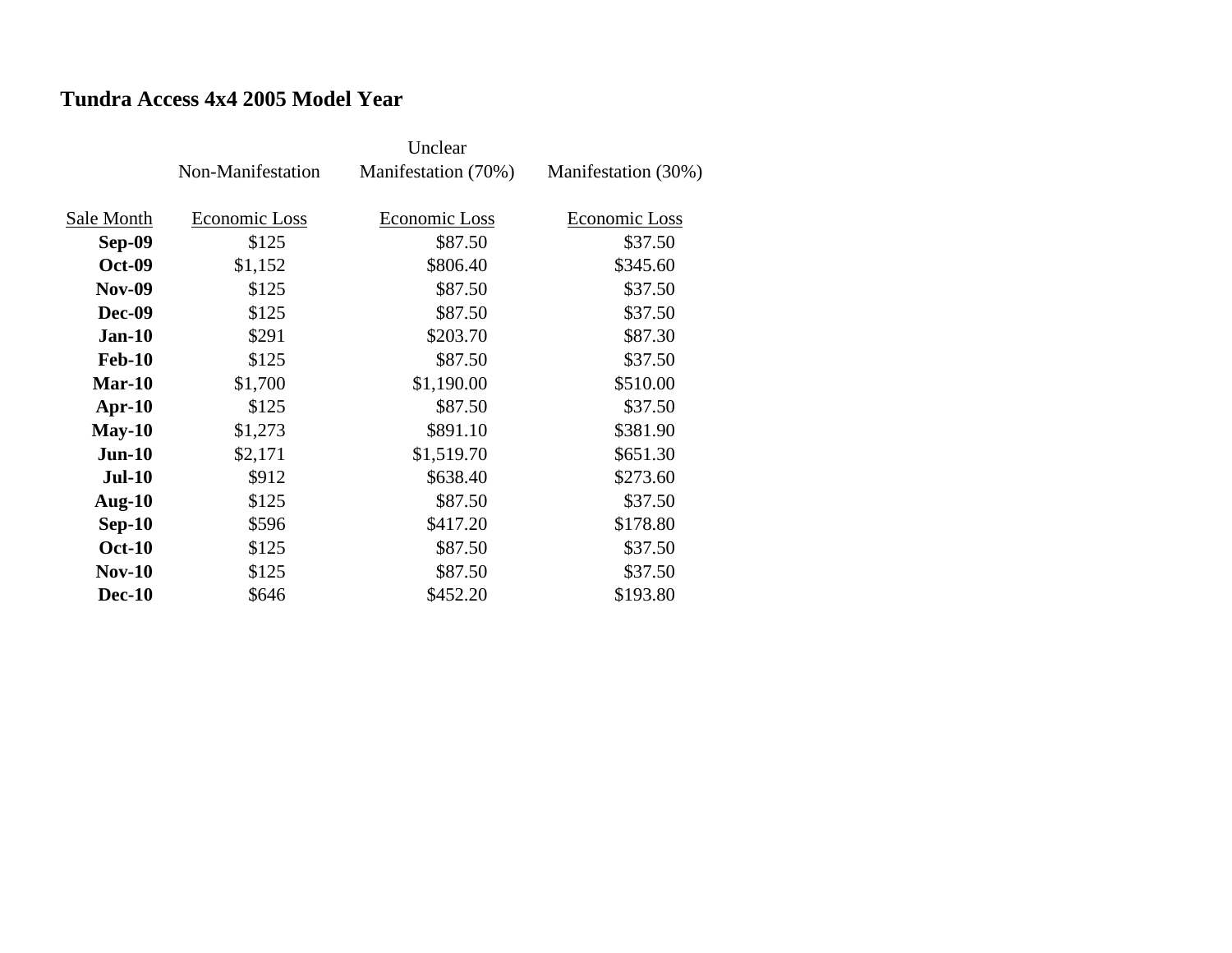## Tundra Access 4x4 2005 Model Year

| Sale Month | Non-Manifestation Economic Loss | Unclear Manifestation (70%) Economic Loss | Manifestation (30%) Economic Loss |
|---|---|---|---|
| **Sep-09** | $125 | $87.50 | $37.50 |
| **Oct-09** | $1,152 | $806.40 | $345.60 |
| **Nov-09** | $125 | $87.50 | $37.50 |
| **Dec-09** | $125 | $87.50 | $37.50 |
| **Jan-10** | $291 | $203.70 | $87.30 |
| **Feb-10** | $125 | $87.50 | $37.50 |
| **Mar-10** | $1,700 | $1,190.00 | $510.00 |
| **Apr-10** | $125 | $87.50 | $37.50 |
| **May-10** | $1,273 | $891.10 | $381.90 |
| **Jun-10** | $2,171 | $1,519.70 | $651.30 |
| **Jul-10** | $912 | $638.40 | $273.60 |
| **Aug-10** | $125 | $87.50 | $37.50 |
| **Sep-10** | $596 | $417.20 | $178.80 |
| **Oct-10** | $125 | $87.50 | $37.50 |
| **Nov-10** | $125 | $87.50 | $37.50 |
| **Dec-10** | $646 | $452.20 | $193.80 |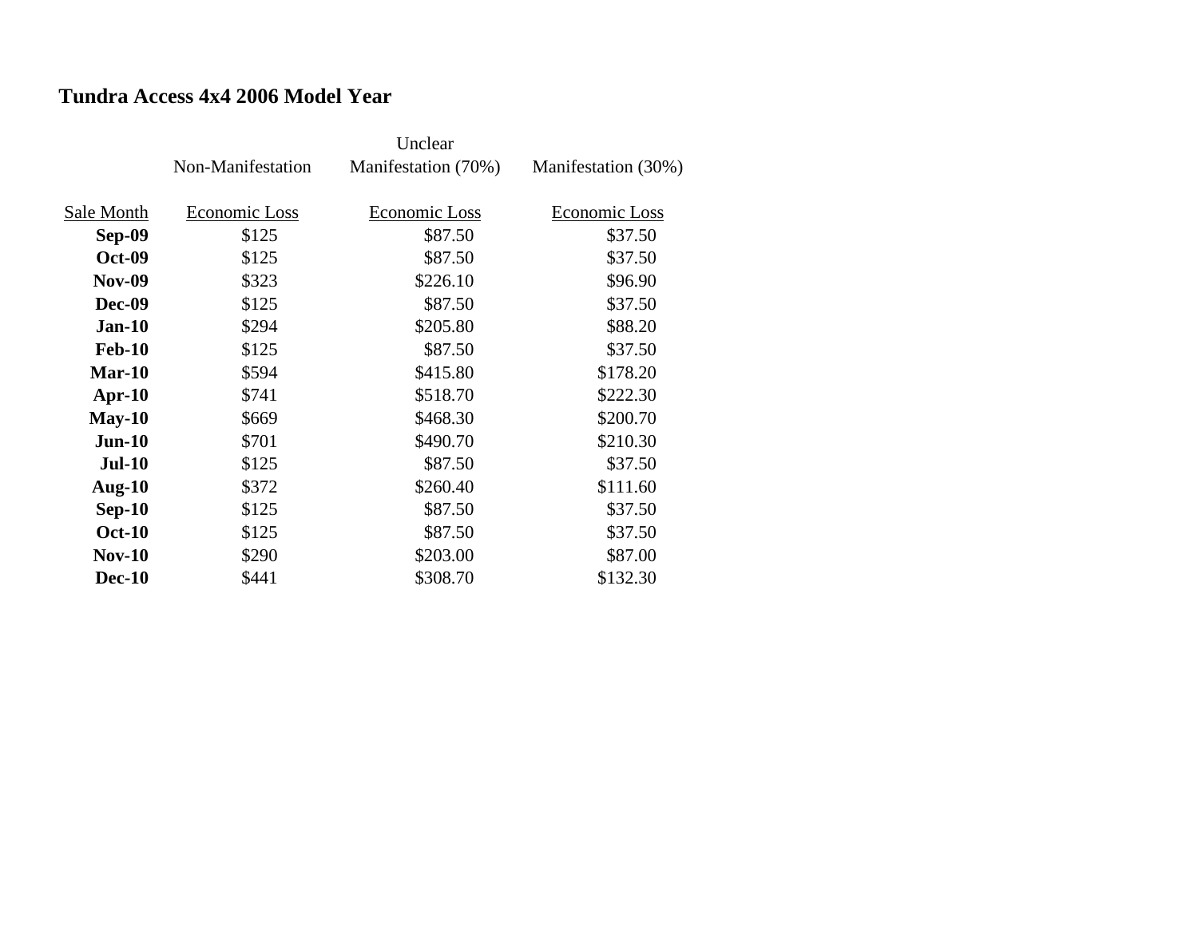## Tundra Access 4x4 2006 Model Year

| | Non-Manifestation | Unclear Manifestation (70%) | Manifestation (30%) |
|---|---|---|---|
| Sale Month | Economic Loss | Economic Loss | Economic Loss |
| **Sep-09** | $125 | $87.50 | $37.50 |
| **Oct-09** | $125 | $87.50 | $37.50 |
| **Nov-09** | $323 | $226.10 | $96.90 |
| **Dec-09** | $125 | $87.50 | $37.50 |
| **Jan-10** | $294 | $205.80 | $88.20 |
| **Feb-10** | $125 | $87.50 | $37.50 |
| **Mar-10** | $594 | $415.80 | $178.20 |
| **Apr-10** | $741 | $518.70 | $222.30 |
| **May-10** | $669 | $468.30 | $200.70 |
| **Jun-10** | $701 | $490.70 | $210.30 |
| **Jul-10** | $125 | $87.50 | $37.50 |
| **Aug-10** | $372 | $260.40 | $111.60 |
| **Sep-10** | $125 | $87.50 | $37.50 |
| **Oct-10** | $125 | $87.50 | $37.50 |
| **Nov-10** | $290 | $203.00 | $87.00 |
| **Dec-10** | $441 | $308.70 | $132.30 |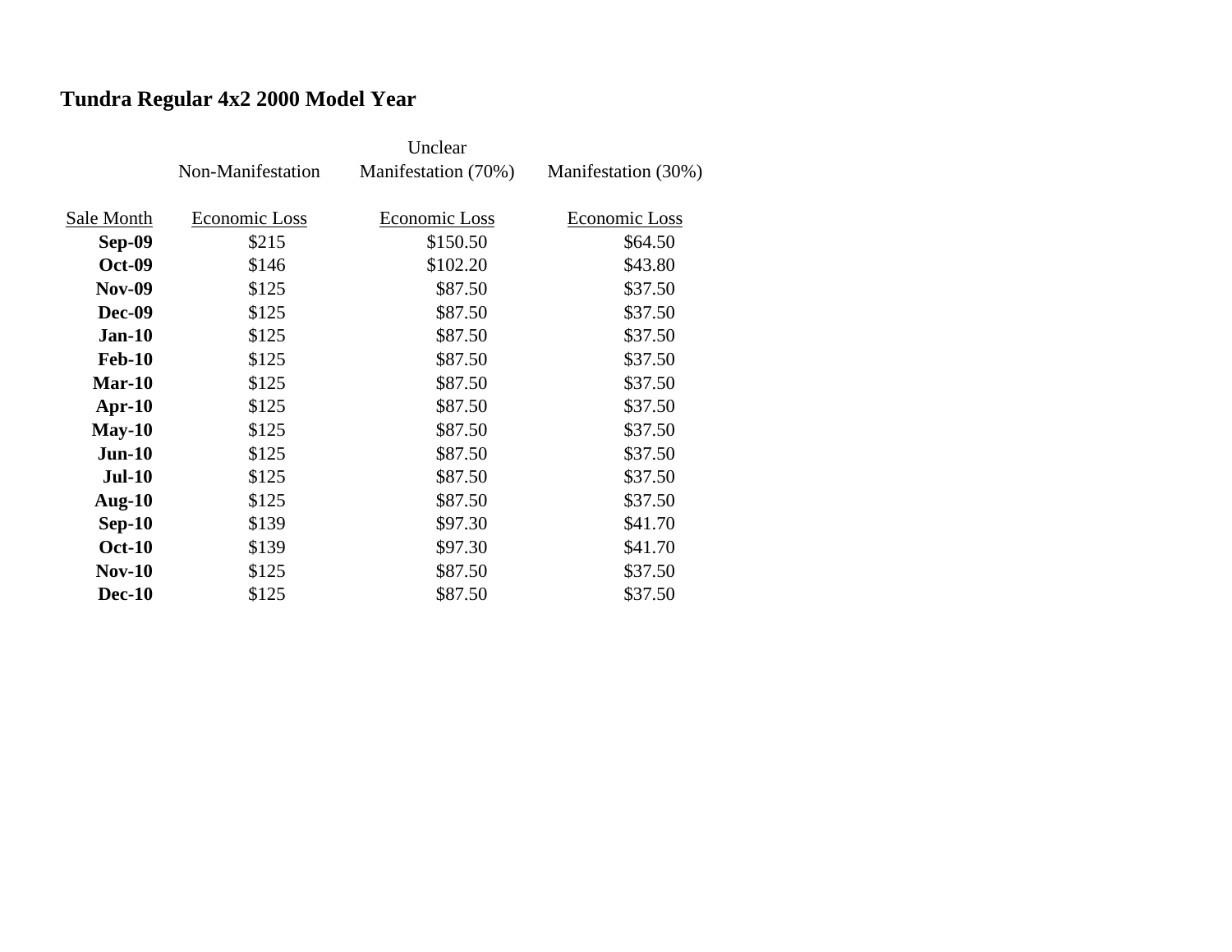## Tundra Regular 4x2 2000 Model Year

| | Non-Manifestation | Unclear Manifestation (70%) | Manifestation (30%) |
|---|---|---|---|
| Sale Month | Economic Loss | Economic Loss | Economic Loss |
| **Sep-09** | $215 | $150.50 | $64.50 |
| **Oct-09** | $146 | $102.20 | $43.80 |
| **Nov-09** | $125 | $87.50 | $37.50 |
| **Dec-09** | $125 | $87.50 | $37.50 |
| **Jan-10** | $125 | $87.50 | $37.50 |
| **Feb-10** | $125 | $87.50 | $37.50 |
| **Mar-10** | $125 | $87.50 | $37.50 |
| **Apr-10** | $125 | $87.50 | $37.50 |
| **May-10** | $125 | $87.50 | $37.50 |
| **Jun-10** | $125 | $87.50 | $37.50 |
| **Jul-10** | $125 | $87.50 | $37.50 |
| **Aug-10** | $125 | $87.50 | $37.50 |
| **Sep-10** | $139 | $97.30 | $41.70 |
| **Oct-10** | $139 | $97.30 | $41.70 |
| **Nov-10** | $125 | $87.50 | $37.50 |
| **Dec-10** | $125 | $87.50 | $37.50 |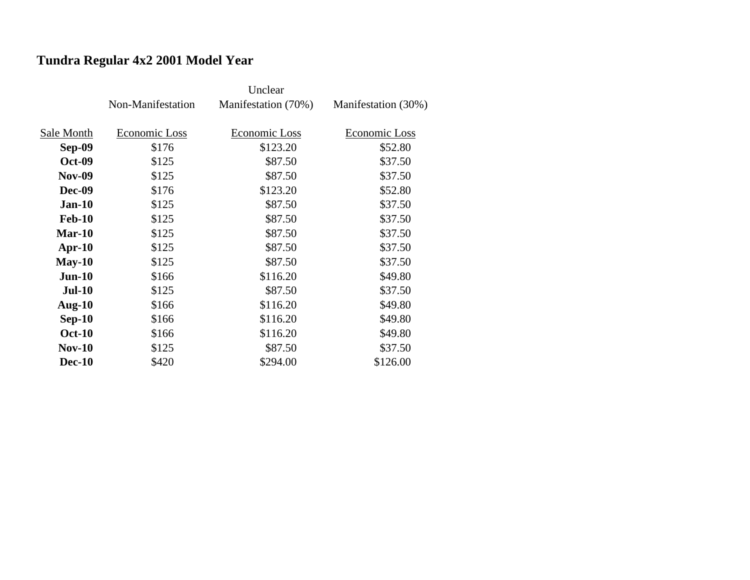## Tundra Regular 4x2 2001 Model Year

| | Non-Manifestation | Unclear Manifestation (70%) | Manifestation (30%) |
|---|---|---|---|
| Sale Month | Economic Loss | Economic Loss | Economic Loss |
| **Sep-09** | $176 | $123.20 | $52.80 |
| **Oct-09** | $125 | $87.50 | $37.50 |
| **Nov-09** | $125 | $87.50 | $37.50 |
| **Dec-09** | $176 | $123.20 | $52.80 |
| **Jan-10** | $125 | $87.50 | $37.50 |
| **Feb-10** | $125 | $87.50 | $37.50 |
| **Mar-10** | $125 | $87.50 | $37.50 |
| **Apr-10** | $125 | $87.50 | $37.50 |
| **May-10** | $125 | $87.50 | $37.50 |
| **Jun-10** | $166 | $116.20 | $49.80 |
| **Jul-10** | $125 | $87.50 | $37.50 |
| **Aug-10** | $166 | $116.20 | $49.80 |
| **Sep-10** | $166 | $116.20 | $49.80 |
| **Oct-10** | $166 | $116.20 | $49.80 |
| **Nov-10** | $125 | $87.50 | $37.50 |
| **Dec-10** | $420 | $294.00 | $126.00 |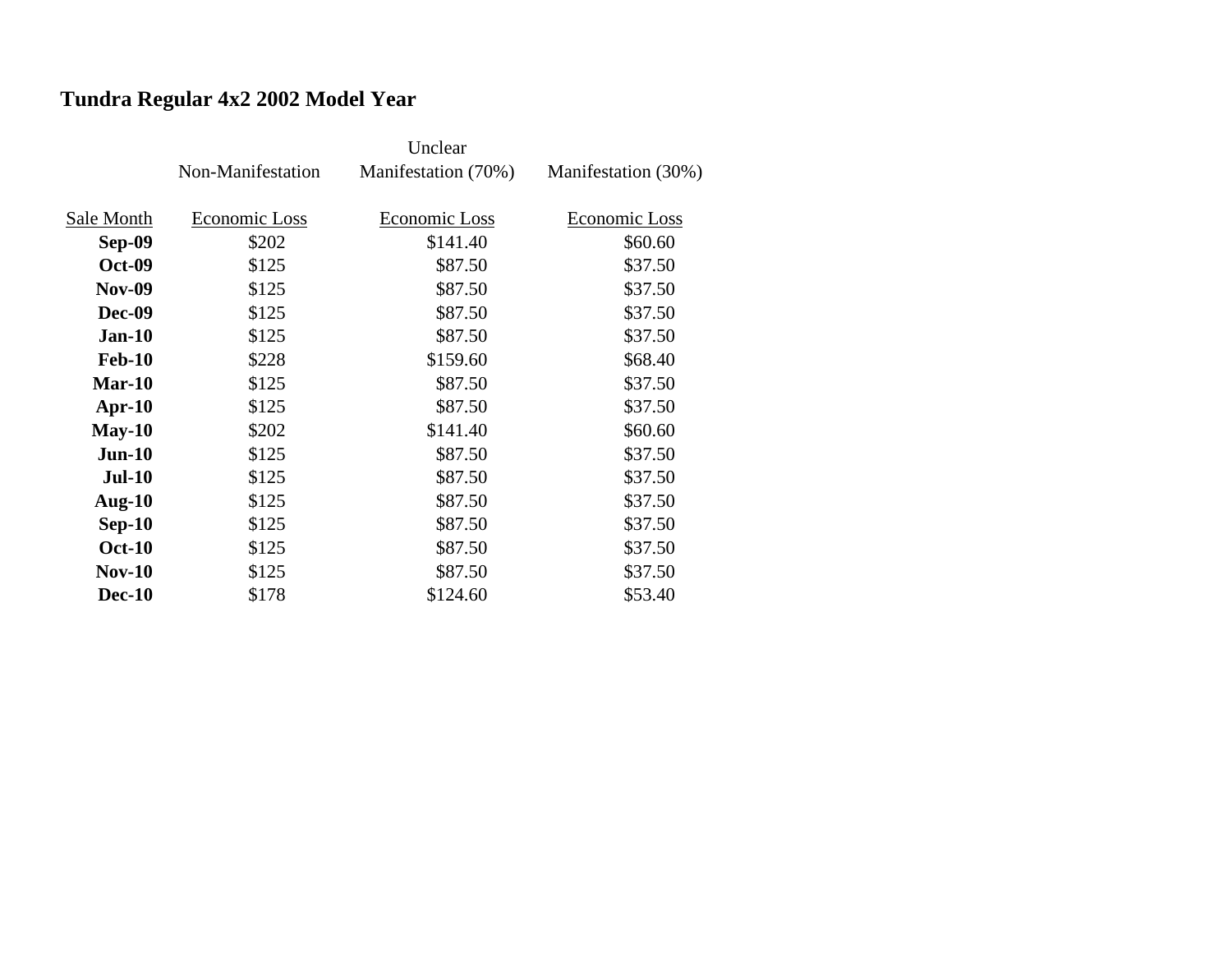## Tundra Regular 4x2 2002 Model Year

| | Non-Manifestation | Unclear Manifestation (70%) | Manifestation (30%) |
|---|---|---|---|
| Sale Month | Economic Loss | Economic Loss | Economic Loss |
| **Sep-09** | $202 | $141.40 | $60.60 |
| **Oct-09** | $125 | $87.50 | $37.50 |
| **Nov-09** | $125 | $87.50 | $37.50 |
| **Dec-09** | $125 | $87.50 | $37.50 |
| **Jan-10** | $125 | $87.50 | $37.50 |
| **Feb-10** | $228 | $159.60 | $68.40 |
| **Mar-10** | $125 | $87.50 | $37.50 |
| **Apr-10** | $125 | $87.50 | $37.50 |
| **May-10** | $202 | $141.40 | $60.60 |
| **Jun-10** | $125 | $87.50 | $37.50 |
| **Jul-10** | $125 | $87.50 | $37.50 |
| **Aug-10** | $125 | $87.50 | $37.50 |
| **Sep-10** | $125 | $87.50 | $37.50 |
| **Oct-10** | $125 | $87.50 | $37.50 |
| **Nov-10** | $125 | $87.50 | $37.50 |
| **Dec-10** | $178 | $124.60 | $53.40 |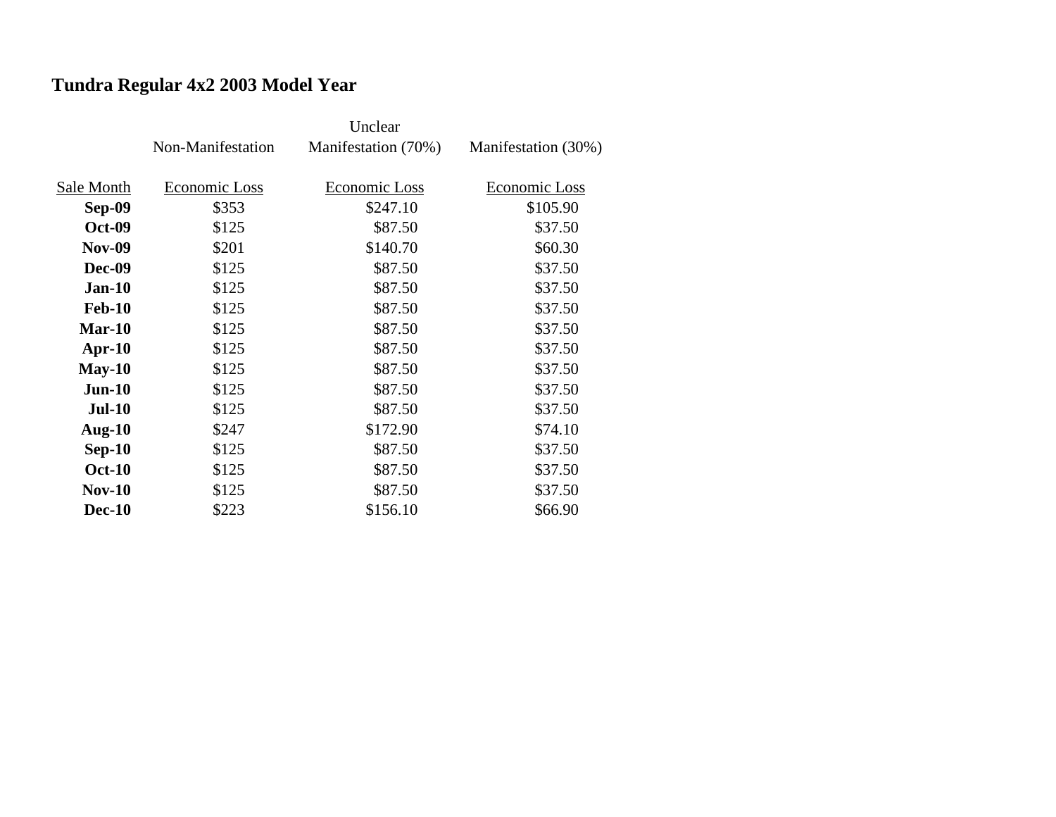# Tundra Regular 4x2 2003 Model Year

| | Non-Manifestation | Unclear Manifestation (70%) | Manifestation (30%) |
|---|---|---|---|
| Sale Month | Economic Loss | Economic Loss | Economic Loss |
| **Sep-09** | $353 | $247.10 | $105.90 |
| **Oct-09** | $125 | $87.50 | $37.50 |
| **Nov-09** | $201 | $140.70 | $60.30 |
| **Dec-09** | $125 | $87.50 | $37.50 |
| **Jan-10** | $125 | $87.50 | $37.50 |
| **Feb-10** | $125 | $87.50 | $37.50 |
| **Mar-10** | $125 | $87.50 | $37.50 |
| **Apr-10** | $125 | $87.50 | $37.50 |
| **May-10** | $125 | $87.50 | $37.50 |
| **Jun-10** | $125 | $87.50 | $37.50 |
| **Jul-10** | $125 | $87.50 | $37.50 |
| **Aug-10** | $247 | $172.90 | $74.10 |
| **Sep-10** | $125 | $87.50 | $37.50 |
| **Oct-10** | $125 | $87.50 | $37.50 |
| **Nov-10** | $125 | $87.50 | $37.50 |
| **Dec-10** | $223 | $156.10 | $66.90 |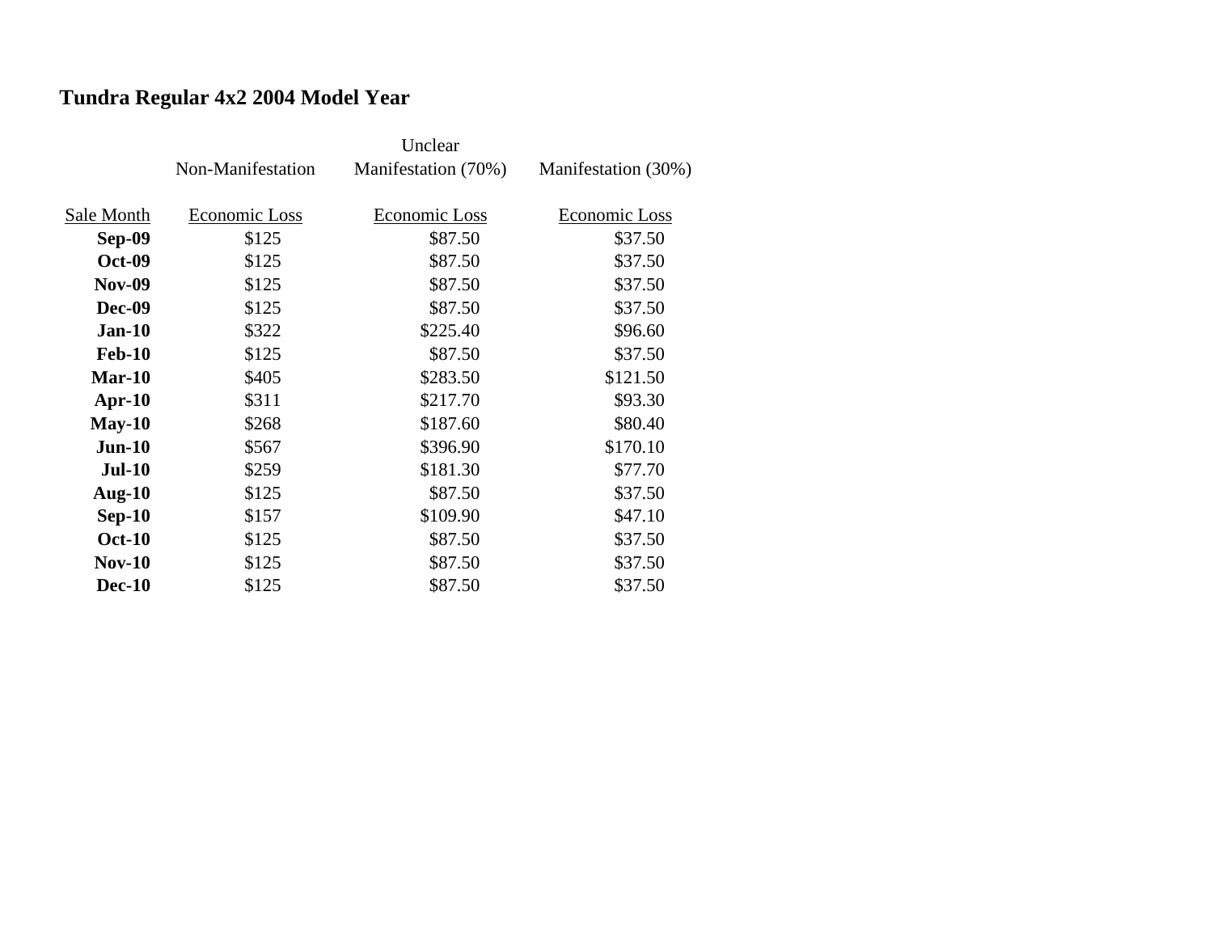## Tundra Regular 4x2 2004 Model Year

| | Non-Manifestation | Unclear Manifestation (70%) | Manifestation (30%) |
|---|---|---|---|
| Sale Month | Economic Loss | Economic Loss | Economic Loss |
| **Sep-09** | $125 | $87.50 | $37.50 |
| **Oct-09** | $125 | $87.50 | $37.50 |
| **Nov-09** | $125 | $87.50 | $37.50 |
| **Dec-09** | $125 | $87.50 | $37.50 |
| **Jan-10** | $322 | $225.40 | $96.60 |
| **Feb-10** | $125 | $87.50 | $37.50 |
| **Mar-10** | $405 | $283.50 | $121.50 |
| **Apr-10** | $311 | $217.70 | $93.30 |
| **May-10** | $268 | $187.60 | $80.40 |
| **Jun-10** | $567 | $396.90 | $170.10 |
| **Jul-10** | $259 | $181.30 | $77.70 |
| **Aug-10** | $125 | $87.50 | $37.50 |
| **Sep-10** | $157 | $109.90 | $47.10 |
| **Oct-10** | $125 | $87.50 | $37.50 |
| **Nov-10** | $125 | $87.50 | $37.50 |
| **Dec-10** | $125 | $87.50 | $37.50 |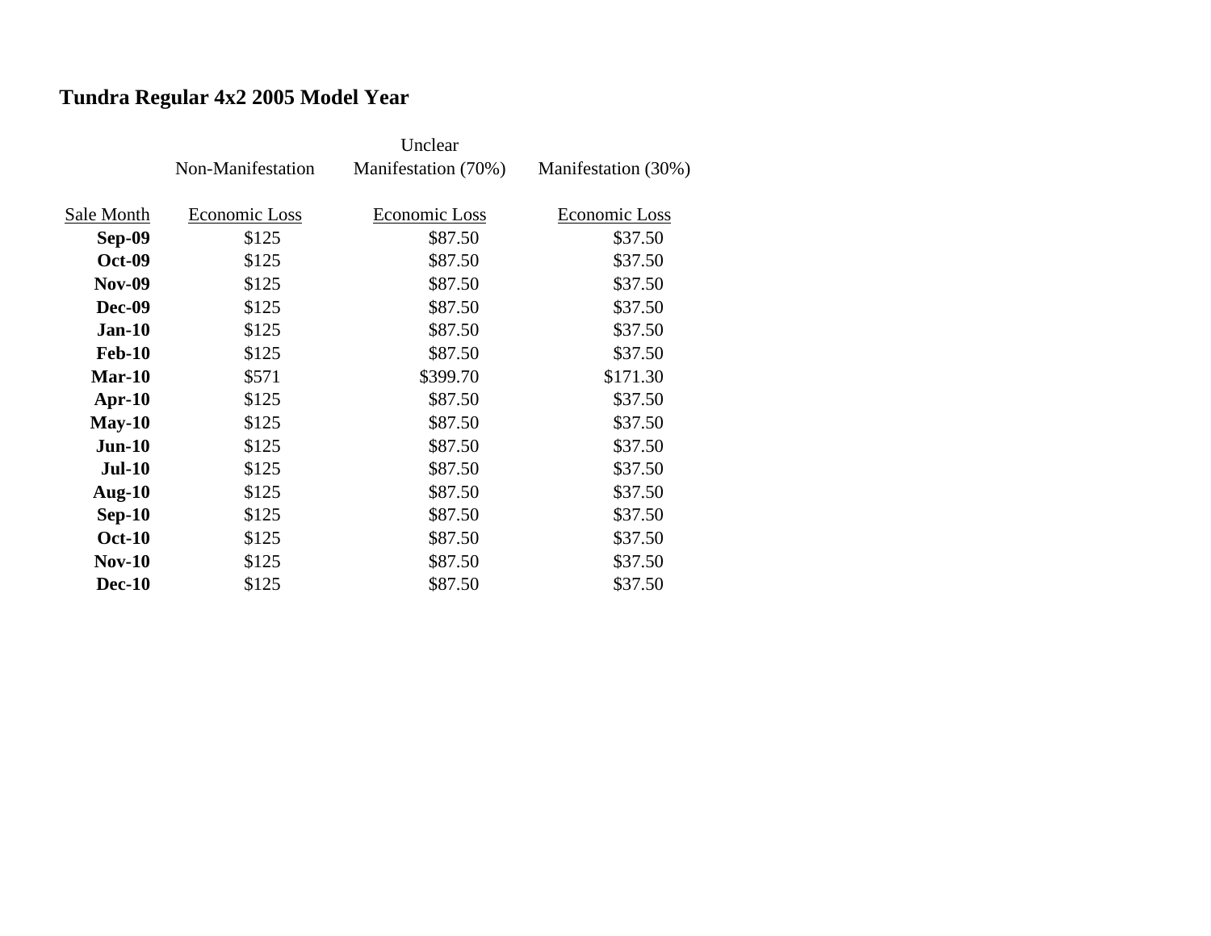## Tundra Regular 4x2 2005 Model Year

| Sale Month | Non-Manifestation Economic Loss | Unclear Manifestation (70%) Economic Loss | Manifestation (30%) Economic Loss |
|---|---|---|---|
| **Sep-09** | $125 | $87.50 | $37.50 |
| **Oct-09** | $125 | $87.50 | $37.50 |
| **Nov-09** | $125 | $87.50 | $37.50 |
| **Dec-09** | $125 | $87.50 | $37.50 |
| **Jan-10** | $125 | $87.50 | $37.50 |
| **Feb-10** | $125 | $87.50 | $37.50 |
| **Mar-10** | $571 | $399.70 | $171.30 |
| **Apr-10** | $125 | $87.50 | $37.50 |
| **May-10** | $125 | $87.50 | $37.50 |
| **Jun-10** | $125 | $87.50 | $37.50 |
| **Jul-10** | $125 | $87.50 | $37.50 |
| **Aug-10** | $125 | $87.50 | $37.50 |
| **Sep-10** | $125 | $87.50 | $37.50 |
| **Oct-10** | $125 | $87.50 | $37.50 |
| **Nov-10** | $125 | $87.50 | $37.50 |
| **Dec-10** | $125 | $87.50 | $37.50 |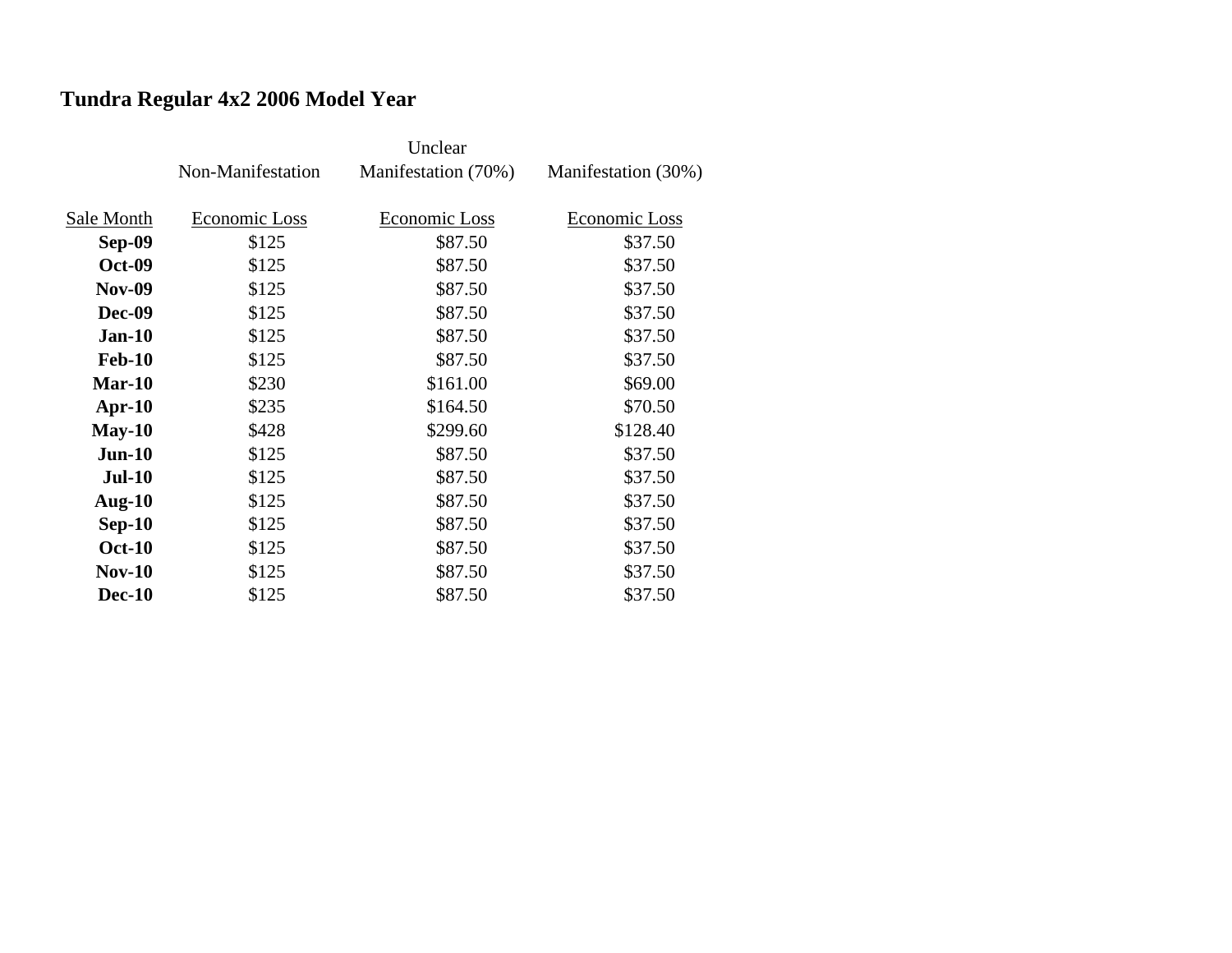**Tundra Regular 4x2 2006 Model Year**

| Sale Month | Non-Manifestation Economic Loss | Unclear Manifestation (70%) Economic Loss | Manifestation (30%) Economic Loss |
|---|---|---|---|
| **Sep-09** | $125 | $87.50 | $37.50 |
| **Oct-09** | $125 | $87.50 | $37.50 |
| **Nov-09** | $125 | $87.50 | $37.50 |
| **Dec-09** | $125 | $87.50 | $37.50 |
| **Jan-10** | $125 | $87.50 | $37.50 |
| **Feb-10** | $125 | $87.50 | $37.50 |
| **Mar-10** | $230 | $161.00 | $69.00 |
| **Apr-10** | $235 | $164.50 | $70.50 |
| **May-10** | $428 | $299.60 | $128.40 |
| **Jun-10** | $125 | $87.50 | $37.50 |
| **Jul-10** | $125 | $87.50 | $37.50 |
| **Aug-10** | $125 | $87.50 | $37.50 |
| **Sep-10** | $125 | $87.50 | $37.50 |
| **Oct-10** | $125 | $87.50 | $37.50 |
| **Nov-10** | $125 | $87.50 | $37.50 |
| **Dec-10** | $125 | $87.50 | $37.50 |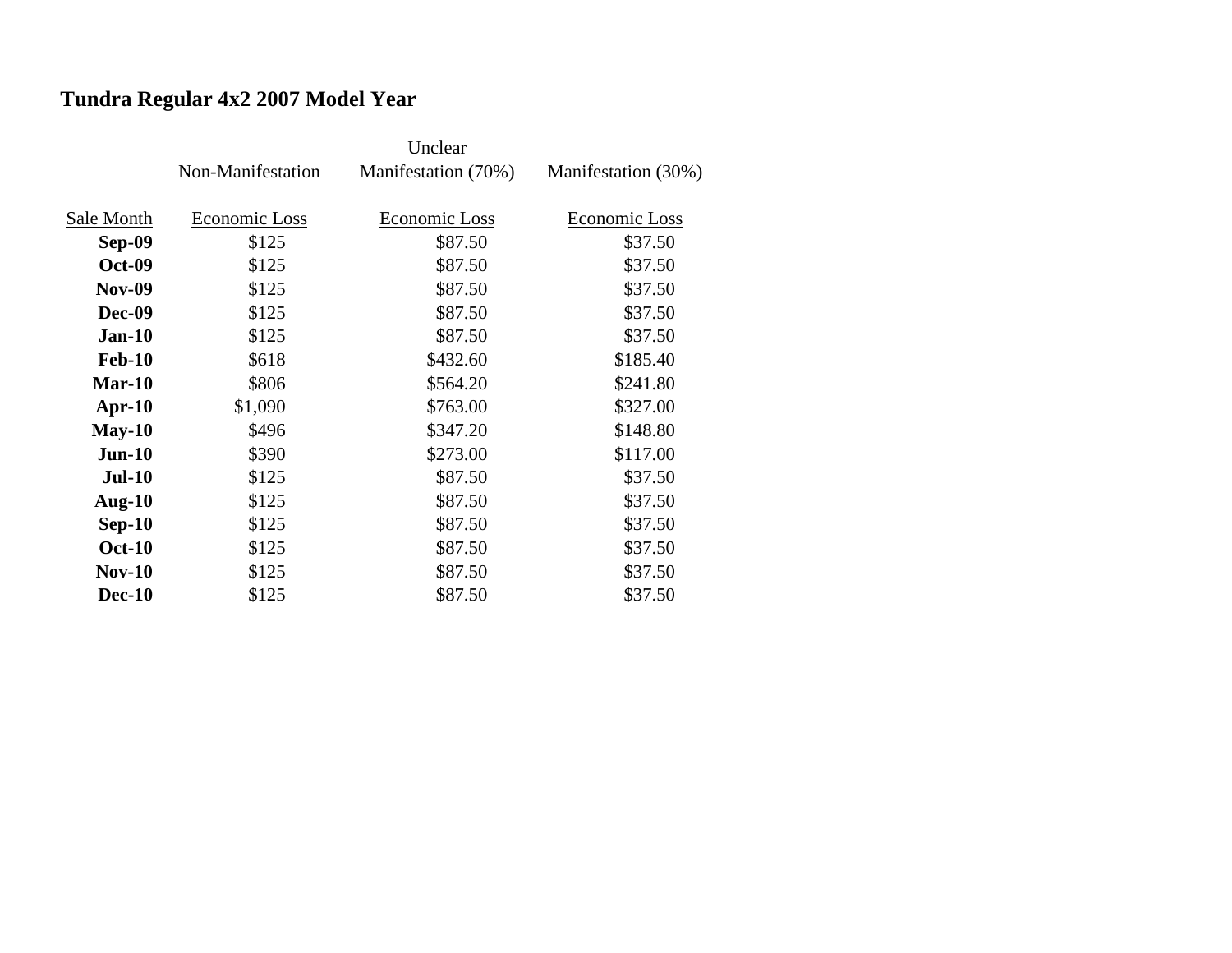## Tundra Regular 4x2 2007 Model Year

| Sale Month | Non-Manifestation<br>Economic Loss | Unclear Manifestation (70%)<br>Economic Loss | Manifestation (30%)<br>Economic Loss |
|---|---|---|---|
| **Sep-09** | $125 | $87.50 | $37.50 |
| **Oct-09** | $125 | $87.50 | $37.50 |
| **Nov-09** | $125 | $87.50 | $37.50 |
| **Dec-09** | $125 | $87.50 | $37.50 |
| **Jan-10** | $125 | $87.50 | $37.50 |
| **Feb-10** | $618 | $432.60 | $185.40 |
| **Mar-10** | $806 | $564.20 | $241.80 |
| **Apr-10** | $1,090 | $763.00 | $327.00 |
| **May-10** | $496 | $347.20 | $148.80 |
| **Jun-10** | $390 | $273.00 | $117.00 |
| **Jul-10** | $125 | $87.50 | $37.50 |
| **Aug-10** | $125 | $87.50 | $37.50 |
| **Sep-10** | $125 | $87.50 | $37.50 |
| **Oct-10** | $125 | $87.50 | $37.50 |
| **Nov-10** | $125 | $87.50 | $37.50 |
| **Dec-10** | $125 | $87.50 | $37.50 |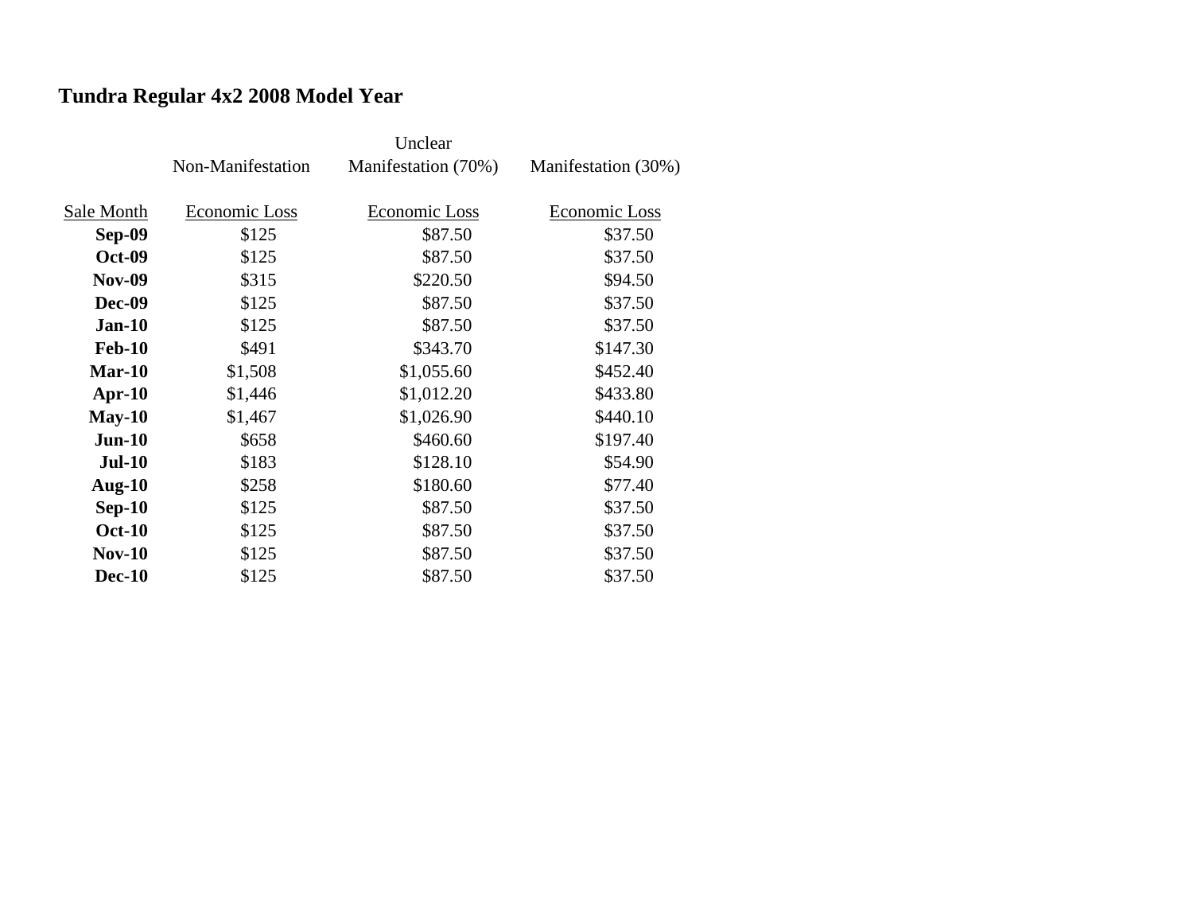## Tundra Regular 4x2 2008 Model Year

| Sale Month | Non-Manifestation<br>Economic Loss | Unclear Manifestation (70%)<br>Economic Loss | Manifestation (30%)<br>Economic Loss |
|---|---|---|---|
| **Sep-09** | $125 | $87.50 | $37.50 |
| **Oct-09** | $125 | $87.50 | $37.50 |
| **Nov-09** | $315 | $220.50 | $94.50 |
| **Dec-09** | $125 | $87.50 | $37.50 |
| **Jan-10** | $125 | $87.50 | $37.50 |
| **Feb-10** | $491 | $343.70 | $147.30 |
| **Mar-10** | $1,508 | $1,055.60 | $452.40 |
| **Apr-10** | $1,446 | $1,012.20 | $433.80 |
| **May-10** | $1,467 | $1,026.90 | $440.10 |
| **Jun-10** | $658 | $460.60 | $197.40 |
| **Jul-10** | $183 | $128.10 | $54.90 |
| **Aug-10** | $258 | $180.60 | $77.40 |
| **Sep-10** | $125 | $87.50 | $37.50 |
| **Oct-10** | $125 | $87.50 | $37.50 |
| **Nov-10** | $125 | $87.50 | $37.50 |
| **Dec-10** | $125 | $87.50 | $37.50 |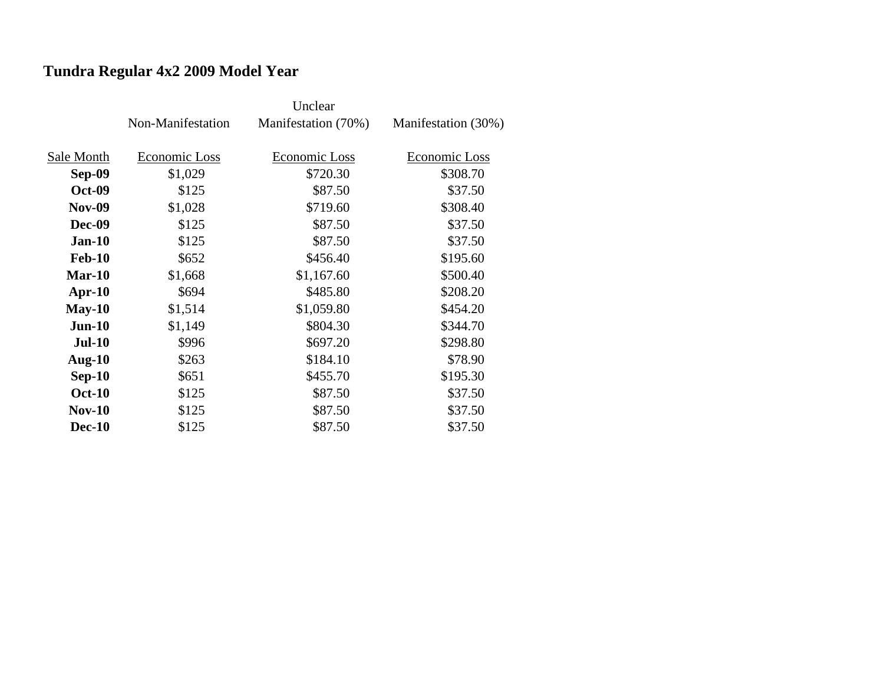## Tundra Regular 4x2 2009 Model Year

| | Non-Manifestation | Unclear Manifestation (70%) | Manifestation (30%) |
|---|---|---|---|
| Sale Month | Economic Loss | Economic Loss | Economic Loss |
| **Sep-09** | $1,029 | $720.30 | $308.70 |
| **Oct-09** | $125 | $87.50 | $37.50 |
| **Nov-09** | $1,028 | $719.60 | $308.40 |
| **Dec-09** | $125 | $87.50 | $37.50 |
| **Jan-10** | $125 | $87.50 | $37.50 |
| **Feb-10** | $652 | $456.40 | $195.60 |
| **Mar-10** | $1,668 | $1,167.60 | $500.40 |
| **Apr-10** | $694 | $485.80 | $208.20 |
| **May-10** | $1,514 | $1,059.80 | $454.20 |
| **Jun-10** | $1,149 | $804.30 | $344.70 |
| **Jul-10** | $996 | $697.20 | $298.80 |
| **Aug-10** | $263 | $184.10 | $78.90 |
| **Sep-10** | $651 | $455.70 | $195.30 |
| **Oct-10** | $125 | $87.50 | $37.50 |
| **Nov-10** | $125 | $87.50 | $37.50 |
| **Dec-10** | $125 | $87.50 | $37.50 |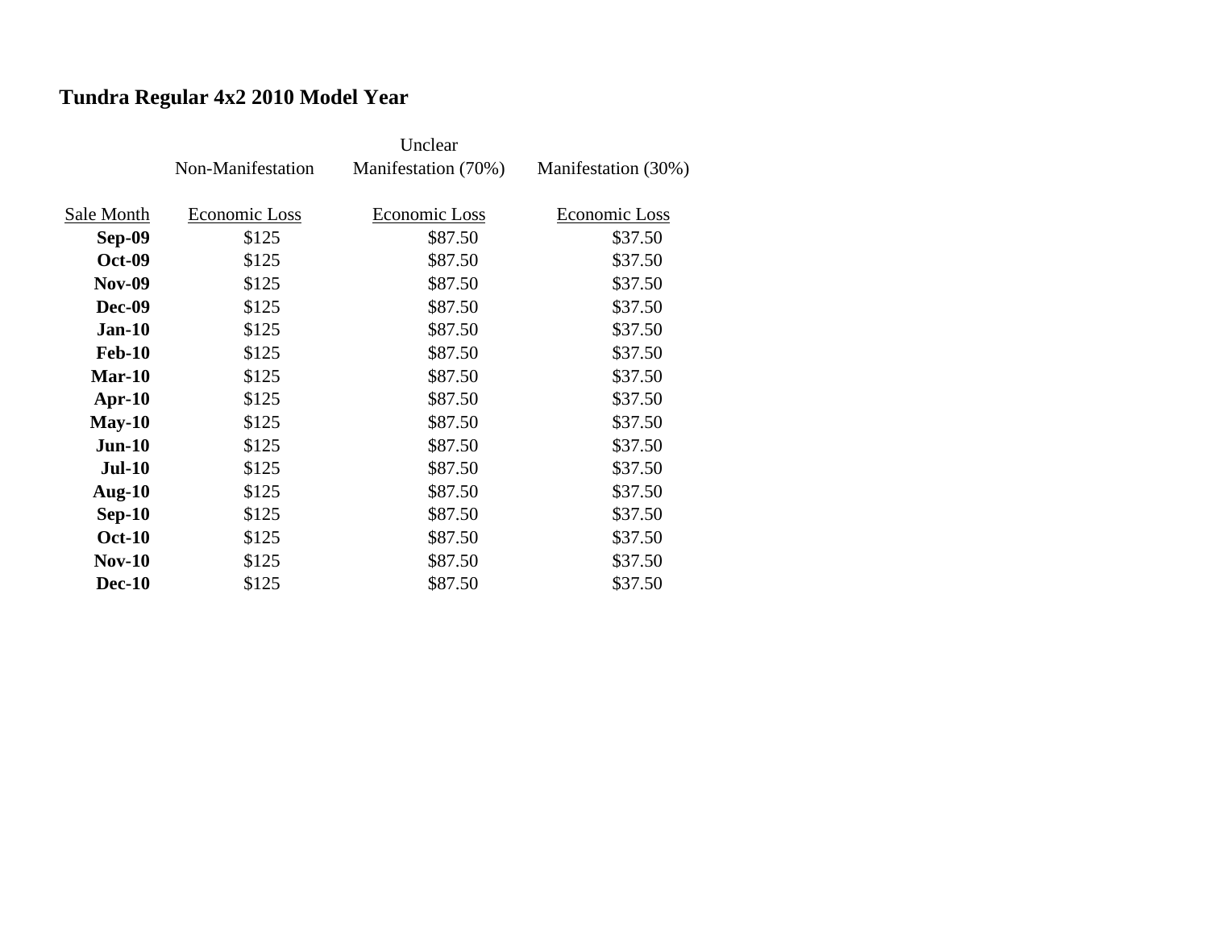## Tundra Regular 4x2 2010 Model Year

| | Non-Manifestation | Unclear Manifestation (70%) | Manifestation (30%) |
|---|---|---|---|
| Sale Month | Economic Loss | Economic Loss | Economic Loss |
| **Sep-09** | $125 | $87.50 | $37.50 |
| **Oct-09** | $125 | $87.50 | $37.50 |
| **Nov-09** | $125 | $87.50 | $37.50 |
| **Dec-09** | $125 | $87.50 | $37.50 |
| **Jan-10** | $125 | $87.50 | $37.50 |
| **Feb-10** | $125 | $87.50 | $37.50 |
| **Mar-10** | $125 | $87.50 | $37.50 |
| **Apr-10** | $125 | $87.50 | $37.50 |
| **May-10** | $125 | $87.50 | $37.50 |
| **Jun-10** | $125 | $87.50 | $37.50 |
| **Jul-10** | $125 | $87.50 | $37.50 |
| **Aug-10** | $125 | $87.50 | $37.50 |
| **Sep-10** | $125 | $87.50 | $37.50 |
| **Oct-10** | $125 | $87.50 | $37.50 |
| **Nov-10** | $125 | $87.50 | $37.50 |
| **Dec-10** | $125 | $87.50 | $37.50 |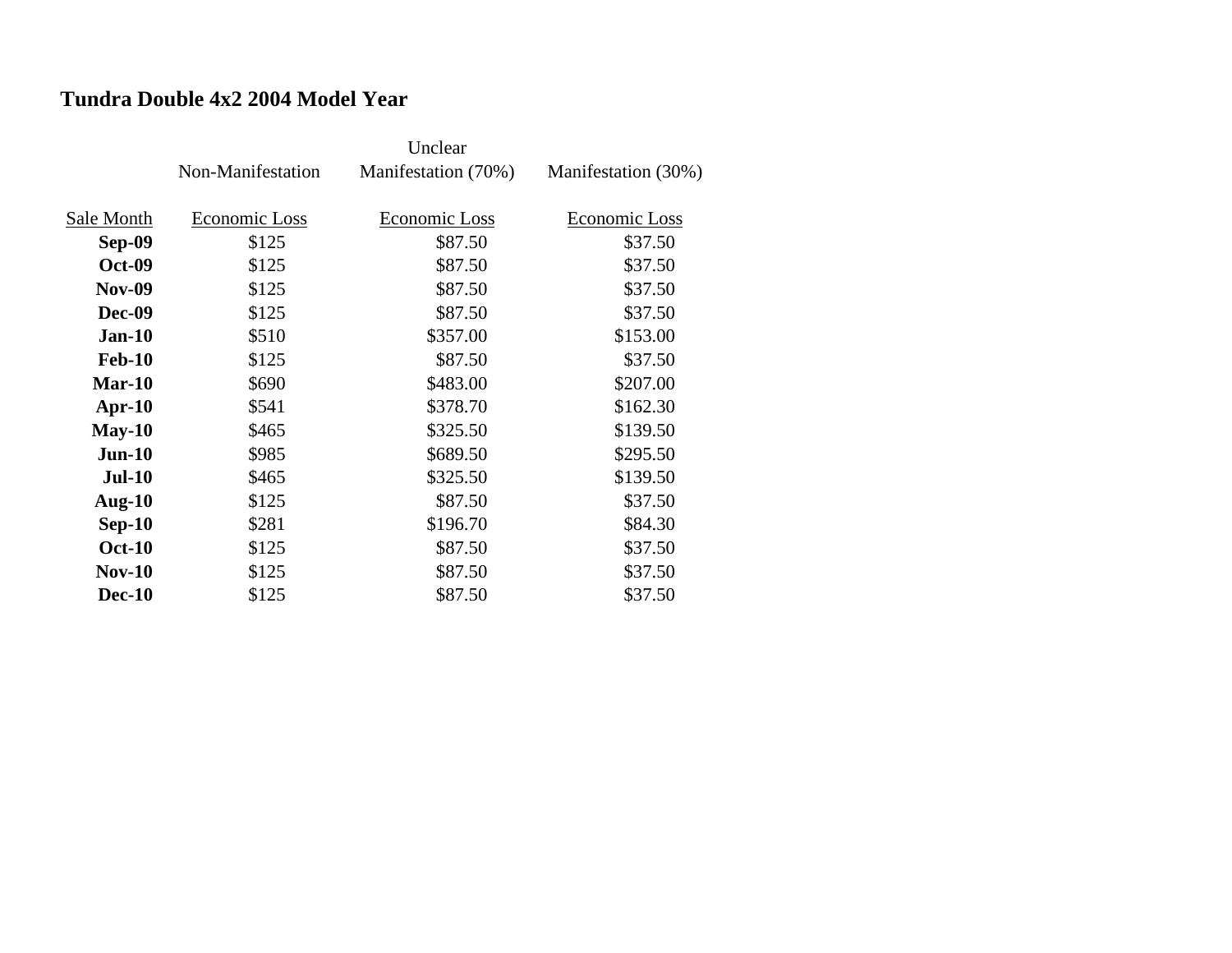**Tundra Double 4x2 2004 Model Year**

| | Non-Manifestation | Unclear Manifestation (70%) | Manifestation (30%) |
|---|---|---|---|
| Sale Month | Economic Loss | Economic Loss | Economic Loss |
| **Sep-09** | $125 | $87.50 | $37.50 |
| **Oct-09** | $125 | $87.50 | $37.50 |
| **Nov-09** | $125 | $87.50 | $37.50 |
| **Dec-09** | $125 | $87.50 | $37.50 |
| **Jan-10** | $510 | $357.00 | $153.00 |
| **Feb-10** | $125 | $87.50 | $37.50 |
| **Mar-10** | $690 | $483.00 | $207.00 |
| **Apr-10** | $541 | $378.70 | $162.30 |
| **May-10** | $465 | $325.50 | $139.50 |
| **Jun-10** | $985 | $689.50 | $295.50 |
| **Jul-10** | $465 | $325.50 | $139.50 |
| **Aug-10** | $125 | $87.50 | $37.50 |
| **Sep-10** | $281 | $196.70 | $84.30 |
| **Oct-10** | $125 | $87.50 | $37.50 |
| **Nov-10** | $125 | $87.50 | $37.50 |
| **Dec-10** | $125 | $87.50 | $37.50 |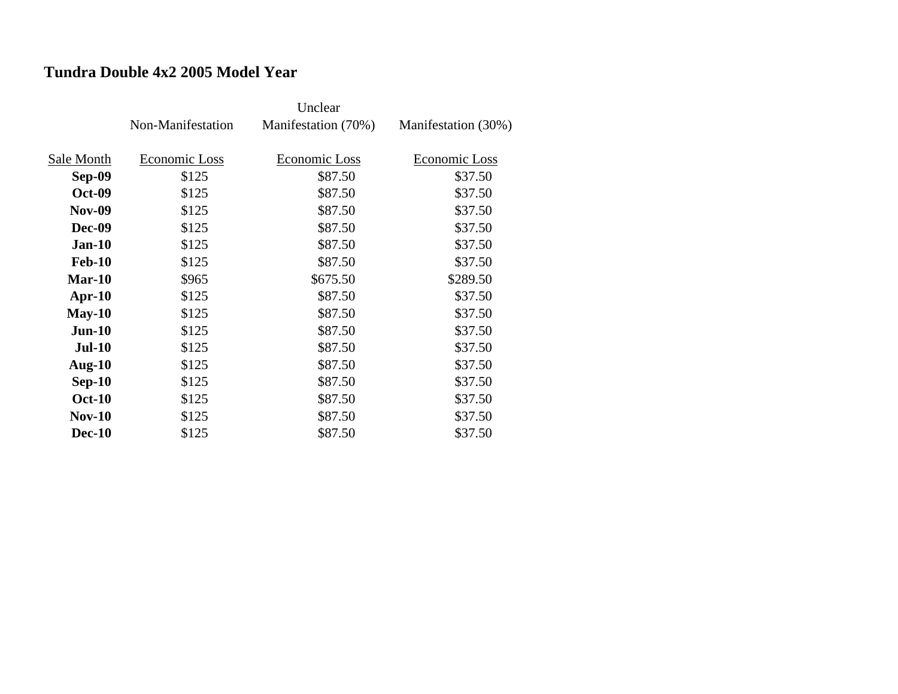## Tundra Double 4x2 2005 Model Year

| | Non-Manifestation | Unclear Manifestation (70%) | Manifestation (30%) |
|---|---|---|---|
| Sale Month | Economic Loss | Economic Loss | Economic Loss |
| **Sep-09** | $125 | $87.50 | $37.50 |
| **Oct-09** | $125 | $87.50 | $37.50 |
| **Nov-09** | $125 | $87.50 | $37.50 |
| **Dec-09** | $125 | $87.50 | $37.50 |
| **Jan-10** | $125 | $87.50 | $37.50 |
| **Feb-10** | $125 | $87.50 | $37.50 |
| **Mar-10** | $965 | $675.50 | $289.50 |
| **Apr-10** | $125 | $87.50 | $37.50 |
| **May-10** | $125 | $87.50 | $37.50 |
| **Jun-10** | $125 | $87.50 | $37.50 |
| **Jul-10** | $125 | $87.50 | $37.50 |
| **Aug-10** | $125 | $87.50 | $37.50 |
| **Sep-10** | $125 | $87.50 | $37.50 |
| **Oct-10** | $125 | $87.50 | $37.50 |
| **Nov-10** | $125 | $87.50 | $37.50 |
| **Dec-10** | $125 | $87.50 | $37.50 |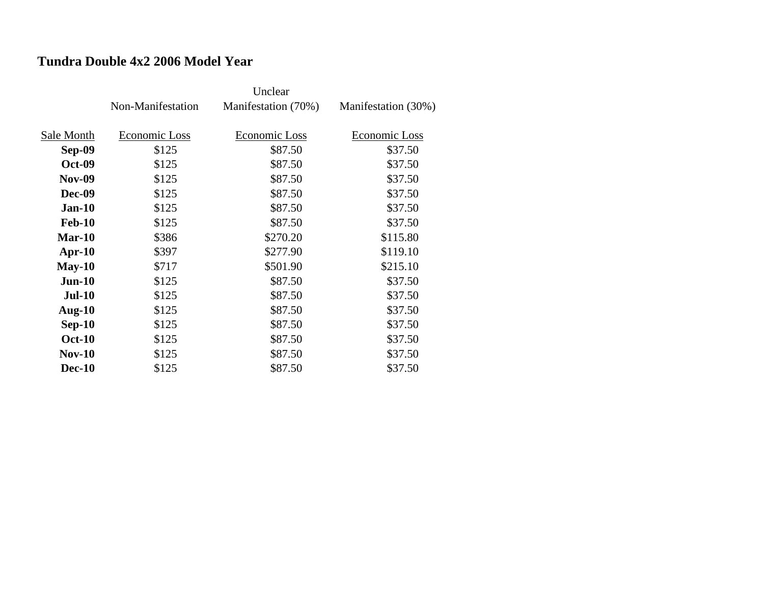## Tundra Double 4x2 2006 Model Year

| Sale Month | Non-Manifestation Economic Loss | Unclear Manifestation (70%) Economic Loss | Manifestation (30%) Economic Loss |
|---|---|---|---|
| **Sep-09** | $125 | $87.50 | $37.50 |
| **Oct-09** | $125 | $87.50 | $37.50 |
| **Nov-09** | $125 | $87.50 | $37.50 |
| **Dec-09** | $125 | $87.50 | $37.50 |
| **Jan-10** | $125 | $87.50 | $37.50 |
| **Feb-10** | $125 | $87.50 | $37.50 |
| **Mar-10** | $386 | $270.20 | $115.80 |
| **Apr-10** | $397 | $277.90 | $119.10 |
| **May-10** | $717 | $501.90 | $215.10 |
| **Jun-10** | $125 | $87.50 | $37.50 |
| **Jul-10** | $125 | $87.50 | $37.50 |
| **Aug-10** | $125 | $87.50 | $37.50 |
| **Sep-10** | $125 | $87.50 | $37.50 |
| **Oct-10** | $125 | $87.50 | $37.50 |
| **Nov-10** | $125 | $87.50 | $37.50 |
| **Dec-10** | $125 | $87.50 | $37.50 |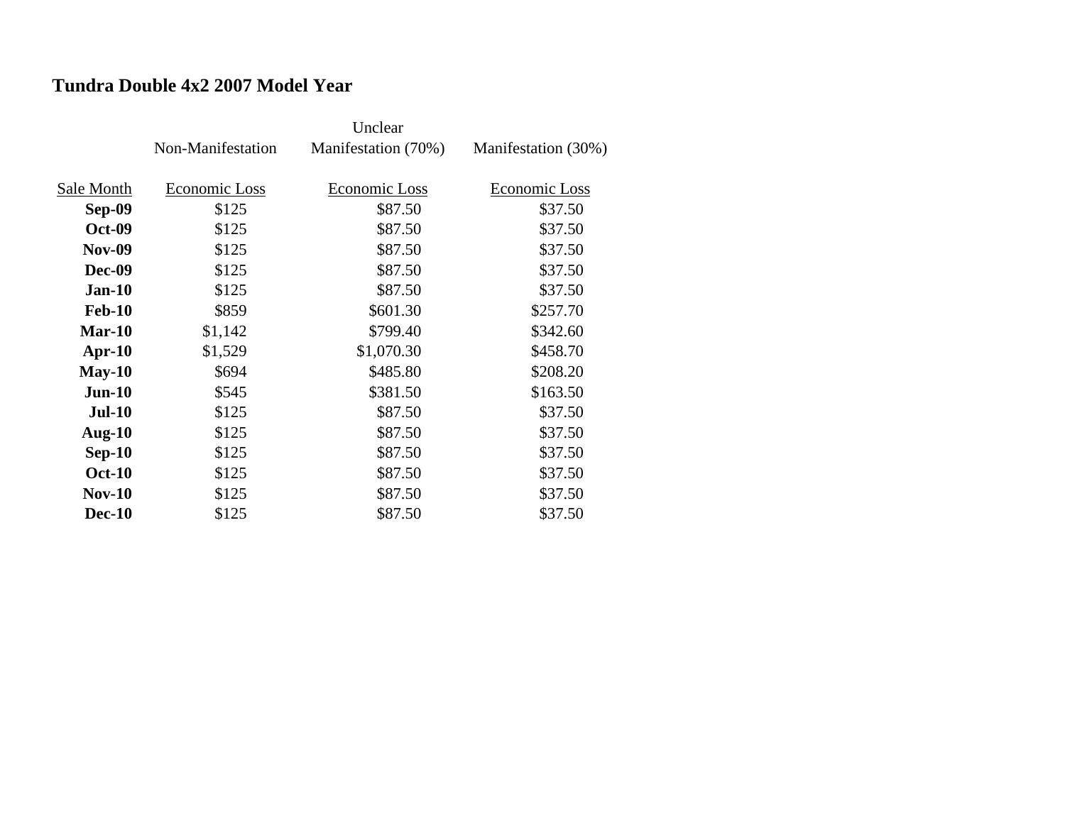## Tundra Double 4x2 2007 Model Year

| | Non-Manifestation | Unclear Manifestation (70%) | Manifestation (30%) |
|---|---|---|---|
| Sale Month | Economic Loss | Economic Loss | Economic Loss |
| **Sep-09** | $125 | $87.50 | $37.50 |
| **Oct-09** | $125 | $87.50 | $37.50 |
| **Nov-09** | $125 | $87.50 | $37.50 |
| **Dec-09** | $125 | $87.50 | $37.50 |
| **Jan-10** | $125 | $87.50 | $37.50 |
| **Feb-10** | $859 | $601.30 | $257.70 |
| **Mar-10** | $1,142 | $799.40 | $342.60 |
| **Apr-10** | $1,529 | $1,070.30 | $458.70 |
| **May-10** | $694 | $485.80 | $208.20 |
| **Jun-10** | $545 | $381.50 | $163.50 |
| **Jul-10** | $125 | $87.50 | $37.50 |
| **Aug-10** | $125 | $87.50 | $37.50 |
| **Sep-10** | $125 | $87.50 | $37.50 |
| **Oct-10** | $125 | $87.50 | $37.50 |
| **Nov-10** | $125 | $87.50 | $37.50 |
| **Dec-10** | $125 | $87.50 | $37.50 |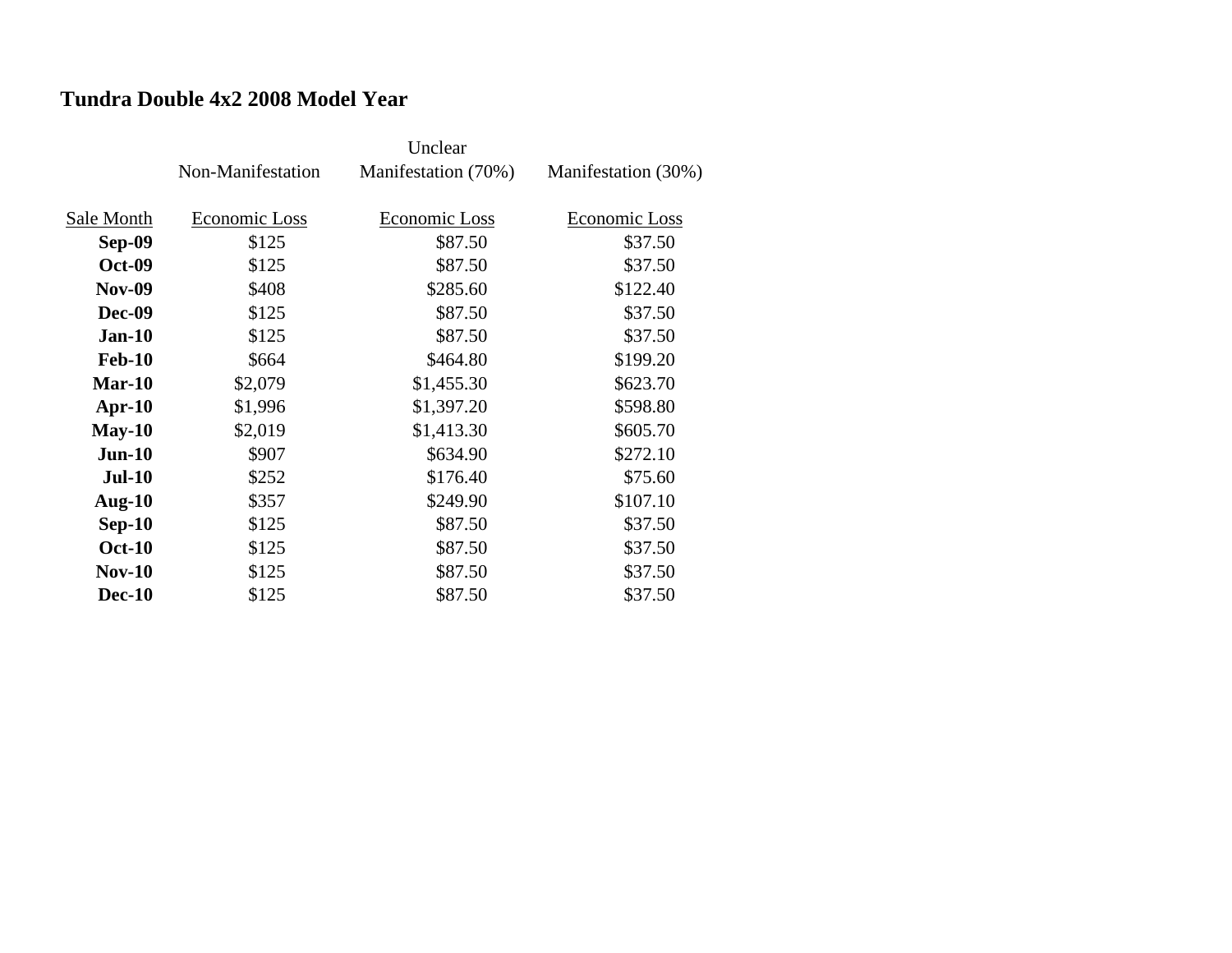## Tundra Double 4x2 2008 Model Year

| Sale Month | Non-Manifestation Economic Loss | Unclear Manifestation (70%) Economic Loss | Manifestation (30%) Economic Loss |
|---|---|---|---|
| **Sep-09** | $125 | $87.50 | $37.50 |
| **Oct-09** | $125 | $87.50 | $37.50 |
| **Nov-09** | $408 | $285.60 | $122.40 |
| **Dec-09** | $125 | $87.50 | $37.50 |
| **Jan-10** | $125 | $87.50 | $37.50 |
| **Feb-10** | $664 | $464.80 | $199.20 |
| **Mar-10** | $2,079 | $1,455.30 | $623.70 |
| **Apr-10** | $1,996 | $1,397.20 | $598.80 |
| **May-10** | $2,019 | $1,413.30 | $605.70 |
| **Jun-10** | $907 | $634.90 | $272.10 |
| **Jul-10** | $252 | $176.40 | $75.60 |
| **Aug-10** | $357 | $249.90 | $107.10 |
| **Sep-10** | $125 | $87.50 | $37.50 |
| **Oct-10** | $125 | $87.50 | $37.50 |
| **Nov-10** | $125 | $87.50 | $37.50 |
| **Dec-10** | $125 | $87.50 | $37.50 |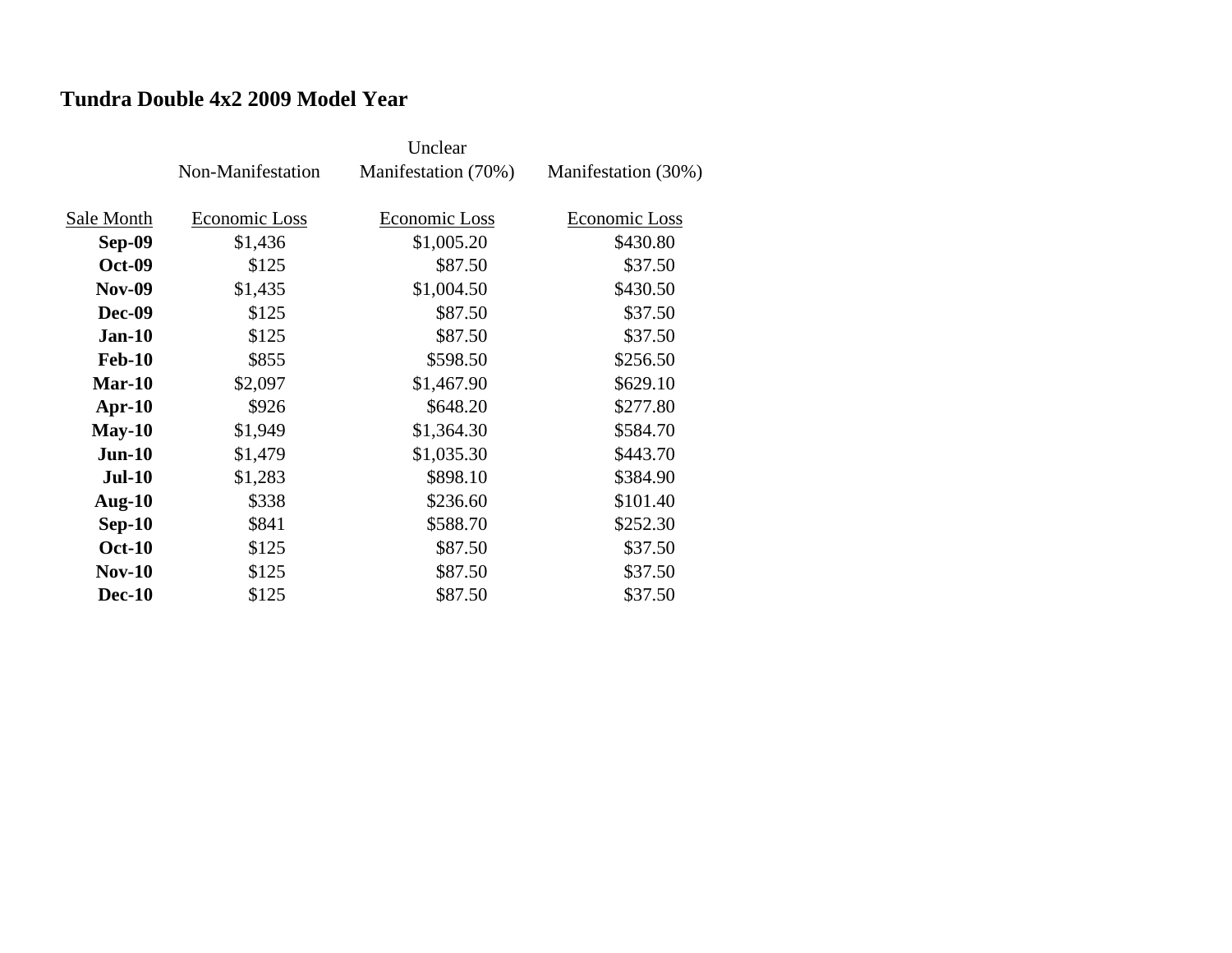## Tundra Double 4x2 2009 Model Year

| Sale Month | Non-Manifestation Economic Loss | Unclear Manifestation (70%) Economic Loss | Manifestation (30%) Economic Loss |
|---|---|---|---|
| **Sep-09** | $1,436 | $1,005.20 | $430.80 |
| **Oct-09** | $125 | $87.50 | $37.50 |
| **Nov-09** | $1,435 | $1,004.50 | $430.50 |
| **Dec-09** | $125 | $87.50 | $37.50 |
| **Jan-10** | $125 | $87.50 | $37.50 |
| **Feb-10** | $855 | $598.50 | $256.50 |
| **Mar-10** | $2,097 | $1,467.90 | $629.10 |
| **Apr-10** | $926 | $648.20 | $277.80 |
| **May-10** | $1,949 | $1,364.30 | $584.70 |
| **Jun-10** | $1,479 | $1,035.30 | $443.70 |
| **Jul-10** | $1,283 | $898.10 | $384.90 |
| **Aug-10** | $338 | $236.60 | $101.40 |
| **Sep-10** | $841 | $588.70 | $252.30 |
| **Oct-10** | $125 | $87.50 | $37.50 |
| **Nov-10** | $125 | $87.50 | $37.50 |
| **Dec-10** | $125 | $87.50 | $37.50 |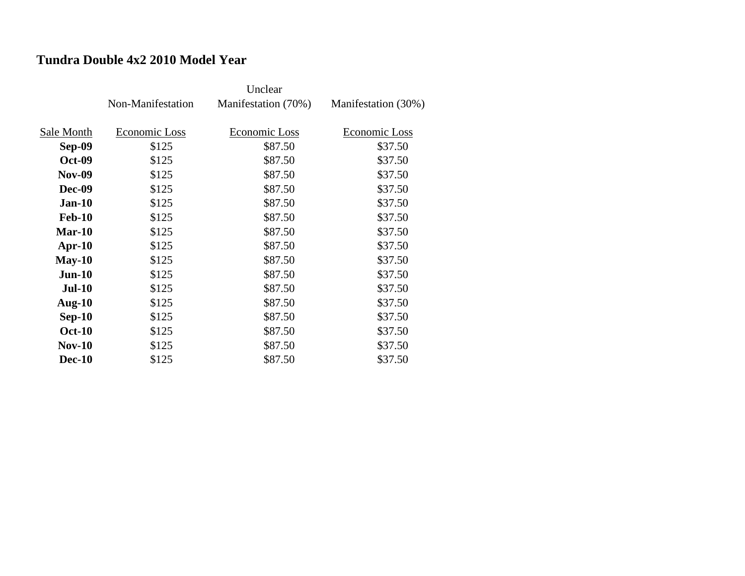## Tundra Double 4x2 2010 Model Year

| Sale Month | Non-Manifestation<br>Economic Loss | Unclear Manifestation (70%)<br>Economic Loss | Manifestation (30%)<br>Economic Loss |
|---|---|---|---|
| **Sep-09** | $125 | $87.50 | $37.50 |
| **Oct-09** | $125 | $87.50 | $37.50 |
| **Nov-09** | $125 | $87.50 | $37.50 |
| **Dec-09** | $125 | $87.50 | $37.50 |
| **Jan-10** | $125 | $87.50 | $37.50 |
| **Feb-10** | $125 | $87.50 | $37.50 |
| **Mar-10** | $125 | $87.50 | $37.50 |
| **Apr-10** | $125 | $87.50 | $37.50 |
| **May-10** | $125 | $87.50 | $37.50 |
| **Jun-10** | $125 | $87.50 | $37.50 |
| **Jul-10** | $125 | $87.50 | $37.50 |
| **Aug-10** | $125 | $87.50 | $37.50 |
| **Sep-10** | $125 | $87.50 | $37.50 |
| **Oct-10** | $125 | $87.50 | $37.50 |
| **Nov-10** | $125 | $87.50 | $37.50 |
| **Dec-10** | $125 | $87.50 | $37.50 |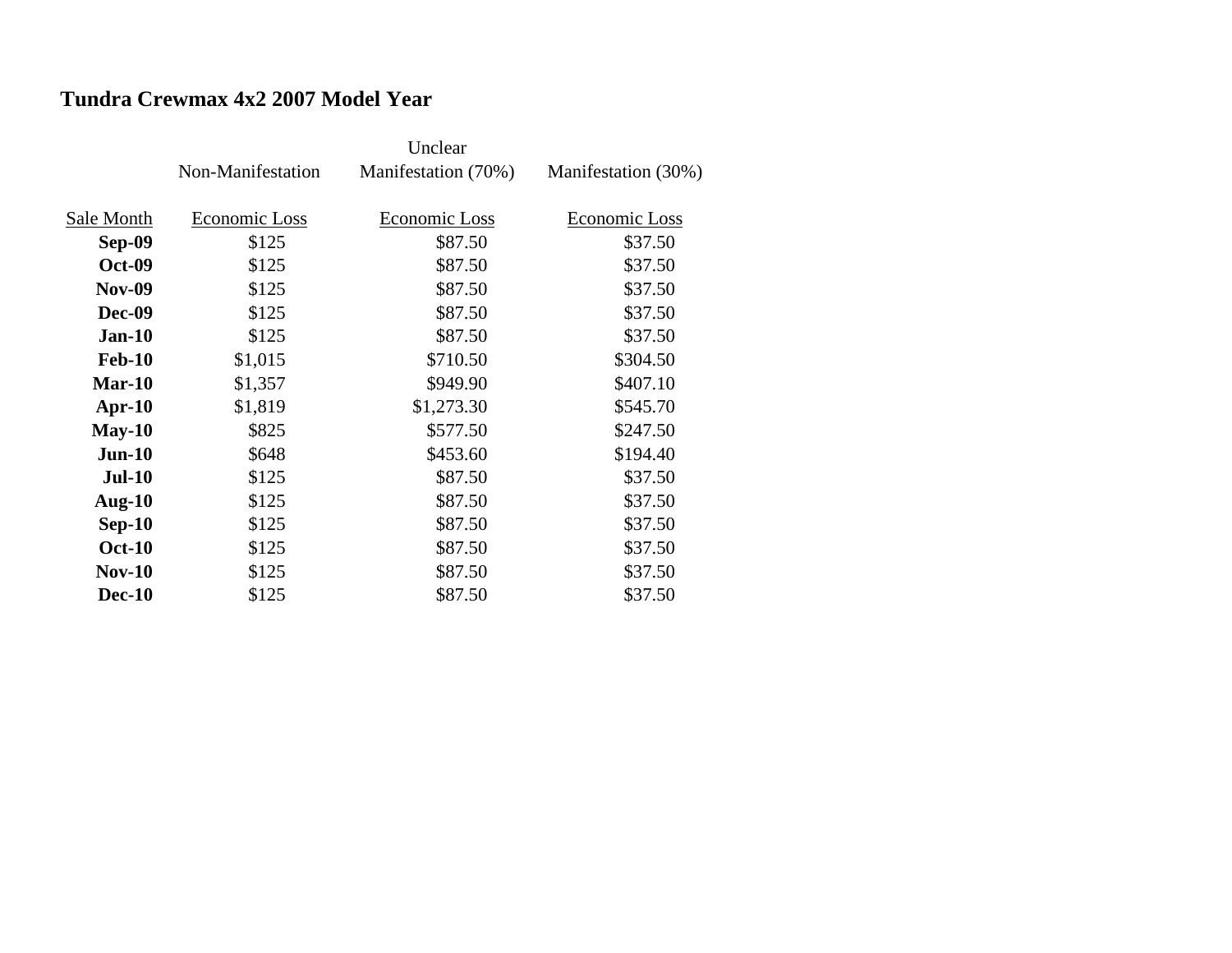**Tundra Crewmax 4x2 2007 Model Year**

| | Non-Manifestation | Unclear Manifestation (70%) | Manifestation (30%) |
|---|---|---|---|
| Sale Month | Economic Loss | Economic Loss | Economic Loss |
| **Sep-09** | $125 | $87.50 | $37.50 |
| **Oct-09** | $125 | $87.50 | $37.50 |
| **Nov-09** | $125 | $87.50 | $37.50 |
| **Dec-09** | $125 | $87.50 | $37.50 |
| **Jan-10** | $125 | $87.50 | $37.50 |
| **Feb-10** | $1,015 | $710.50 | $304.50 |
| **Mar-10** | $1,357 | $949.90 | $407.10 |
| **Apr-10** | $1,819 | $1,273.30 | $545.70 |
| **May-10** | $825 | $577.50 | $247.50 |
| **Jun-10** | $648 | $453.60 | $194.40 |
| **Jul-10** | $125 | $87.50 | $37.50 |
| **Aug-10** | $125 | $87.50 | $37.50 |
| **Sep-10** | $125 | $87.50 | $37.50 |
| **Oct-10** | $125 | $87.50 | $37.50 |
| **Nov-10** | $125 | $87.50 | $37.50 |
| **Dec-10** | $125 | $87.50 | $37.50 |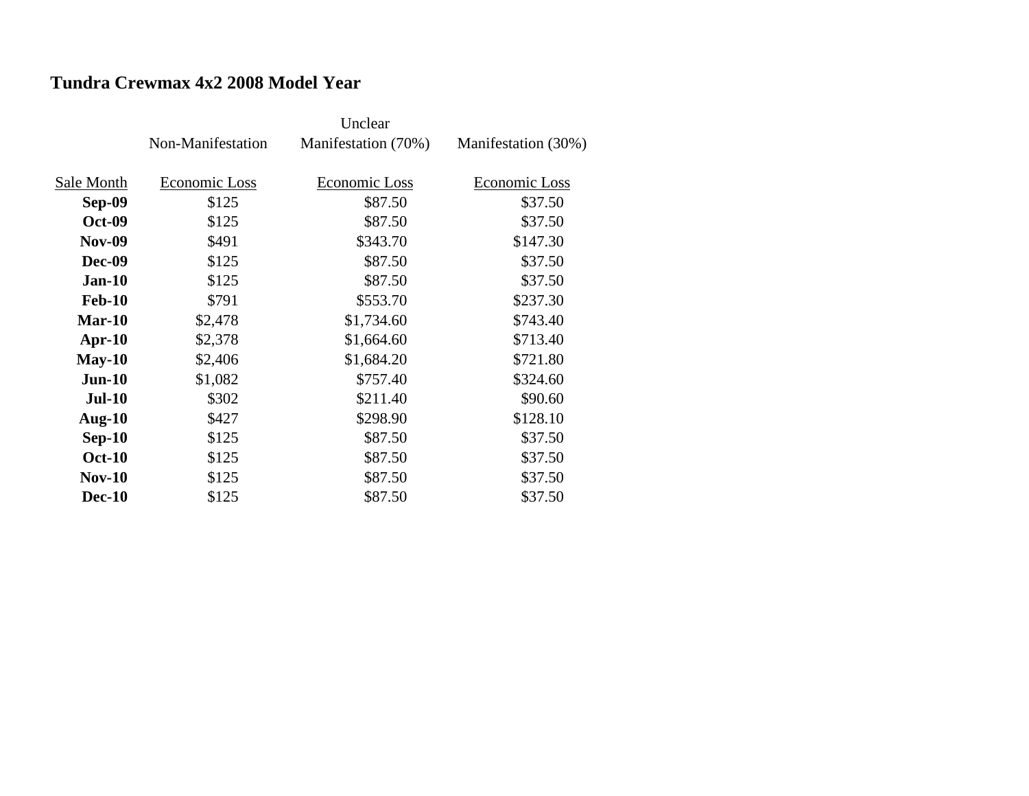**Tundra Crewmax 4x2 2008 Model Year**

| Sale Month | Non-Manifestation Economic Loss | Unclear Manifestation (70%) Economic Loss | Manifestation (30%) Economic Loss |
|---|---|---|---|
| **Sep-09** | $125 | $87.50 | $37.50 |
| **Oct-09** | $125 | $87.50 | $37.50 |
| **Nov-09** | $491 | $343.70 | $147.30 |
| **Dec-09** | $125 | $87.50 | $37.50 |
| **Jan-10** | $125 | $87.50 | $37.50 |
| **Feb-10** | $791 | $553.70 | $237.30 |
| **Mar-10** | $2,478 | $1,734.60 | $743.40 |
| **Apr-10** | $2,378 | $1,664.60 | $713.40 |
| **May-10** | $2,406 | $1,684.20 | $721.80 |
| **Jun-10** | $1,082 | $757.40 | $324.60 |
| **Jul-10** | $302 | $211.40 | $90.60 |
| **Aug-10** | $427 | $298.90 | $128.10 |
| **Sep-10** | $125 | $87.50 | $37.50 |
| **Oct-10** | $125 | $87.50 | $37.50 |
| **Nov-10** | $125 | $87.50 | $37.50 |
| **Dec-10** | $125 | $87.50 | $37.50 |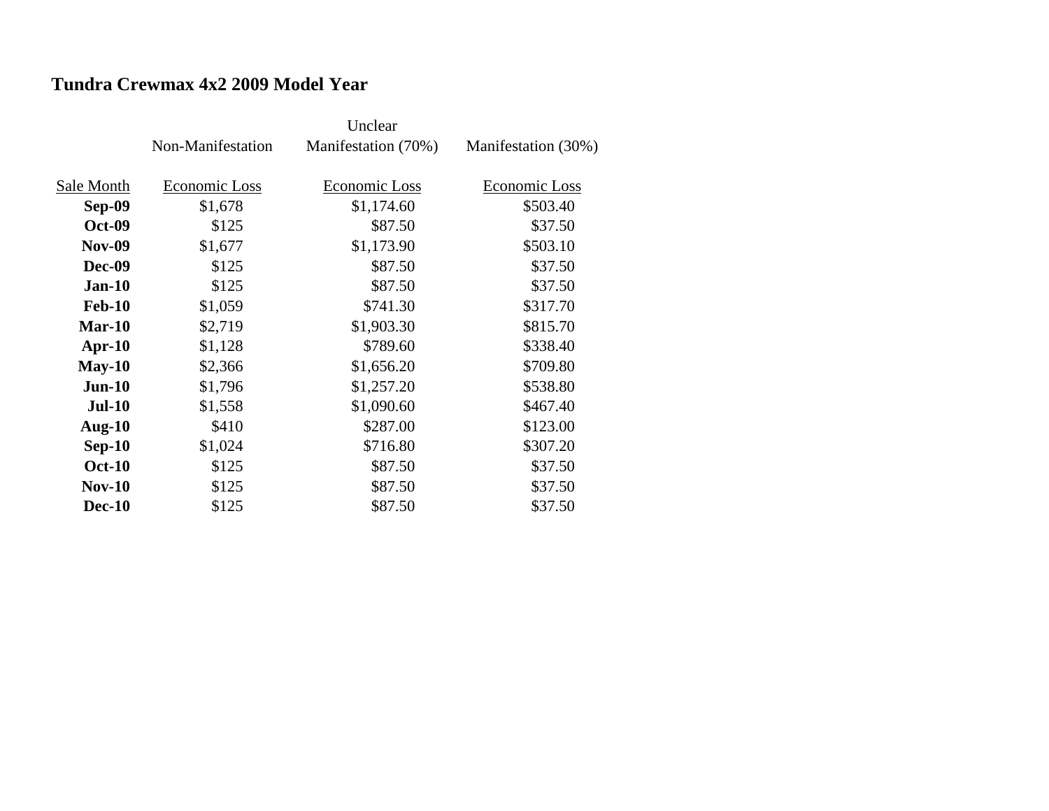## Tundra Crewmax 4x2 2009 Model Year

| | Non-Manifestation | Unclear Manifestation (70%) | Manifestation (30%) |
|---|---|---|---|
| Sale Month | Economic Loss | Economic Loss | Economic Loss |
| **Sep-09** | $1,678 | $1,174.60 | $503.40 |
| **Oct-09** | $125 | $87.50 | $37.50 |
| **Nov-09** | $1,677 | $1,173.90 | $503.10 |
| **Dec-09** | $125 | $87.50 | $37.50 |
| **Jan-10** | $125 | $87.50 | $37.50 |
| **Feb-10** | $1,059 | $741.30 | $317.70 |
| **Mar-10** | $2,719 | $1,903.30 | $815.70 |
| **Apr-10** | $1,128 | $789.60 | $338.40 |
| **May-10** | $2,366 | $1,656.20 | $709.80 |
| **Jun-10** | $1,796 | $1,257.20 | $538.80 |
| **Jul-10** | $1,558 | $1,090.60 | $467.40 |
| **Aug-10** | $410 | $287.00 | $123.00 |
| **Sep-10** | $1,024 | $716.80 | $307.20 |
| **Oct-10** | $125 | $87.50 | $37.50 |
| **Nov-10** | $125 | $87.50 | $37.50 |
| **Dec-10** | $125 | $87.50 | $37.50 |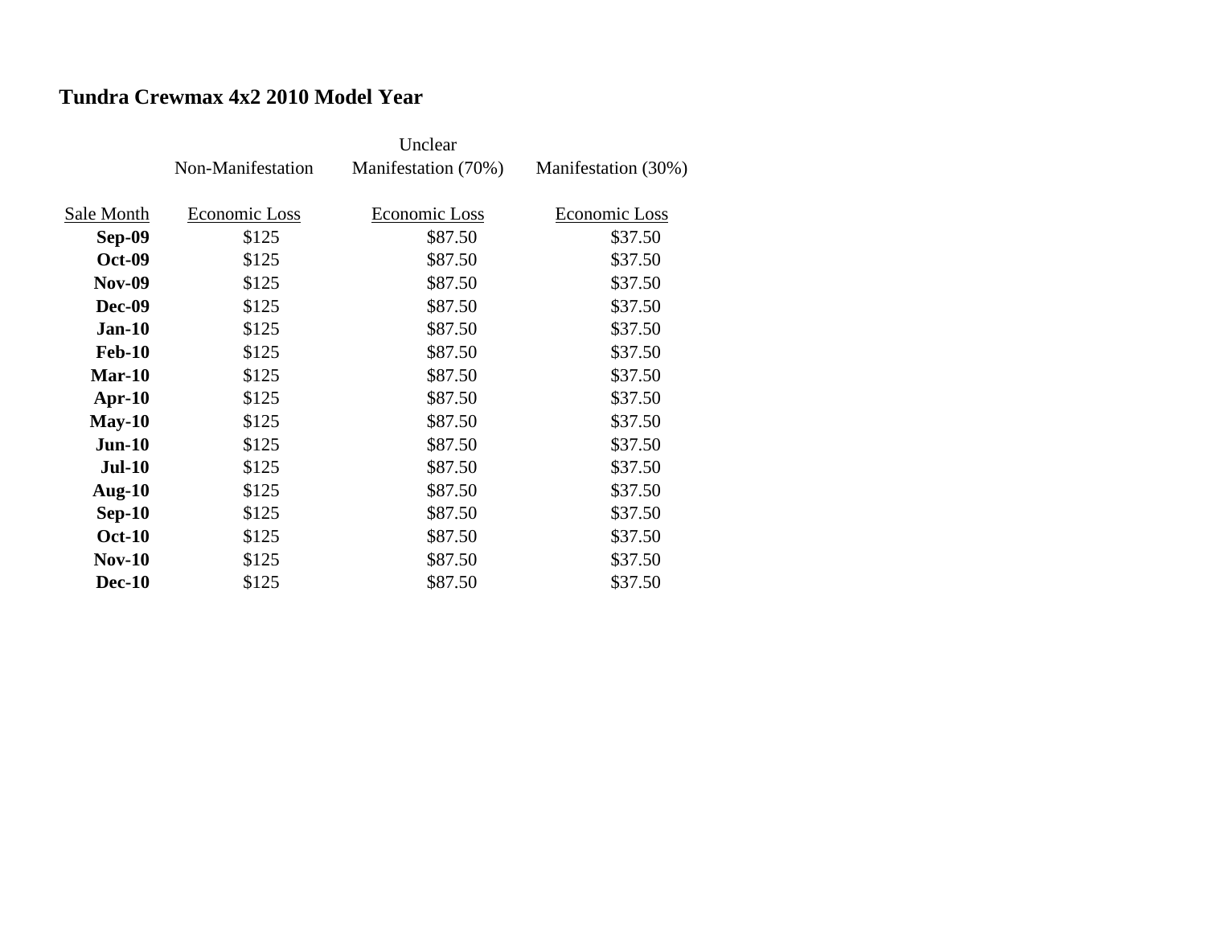## Tundra Crewmax 4x2 2010 Model Year

| | Non-Manifestation | Unclear Manifestation (70%) | Manifestation (30%) |
|---|---|---|---|
| Sale Month | Economic Loss | Economic Loss | Economic Loss |
| **Sep-09** | $125 | $87.50 | $37.50 |
| **Oct-09** | $125 | $87.50 | $37.50 |
| **Nov-09** | $125 | $87.50 | $37.50 |
| **Dec-09** | $125 | $87.50 | $37.50 |
| **Jan-10** | $125 | $87.50 | $37.50 |
| **Feb-10** | $125 | $87.50 | $37.50 |
| **Mar-10** | $125 | $87.50 | $37.50 |
| **Apr-10** | $125 | $87.50 | $37.50 |
| **May-10** | $125 | $87.50 | $37.50 |
| **Jun-10** | $125 | $87.50 | $37.50 |
| **Jul-10** | $125 | $87.50 | $37.50 |
| **Aug-10** | $125 | $87.50 | $37.50 |
| **Sep-10** | $125 | $87.50 | $37.50 |
| **Oct-10** | $125 | $87.50 | $37.50 |
| **Nov-10** | $125 | $87.50 | $37.50 |
| **Dec-10** | $125 | $87.50 | $37.50 |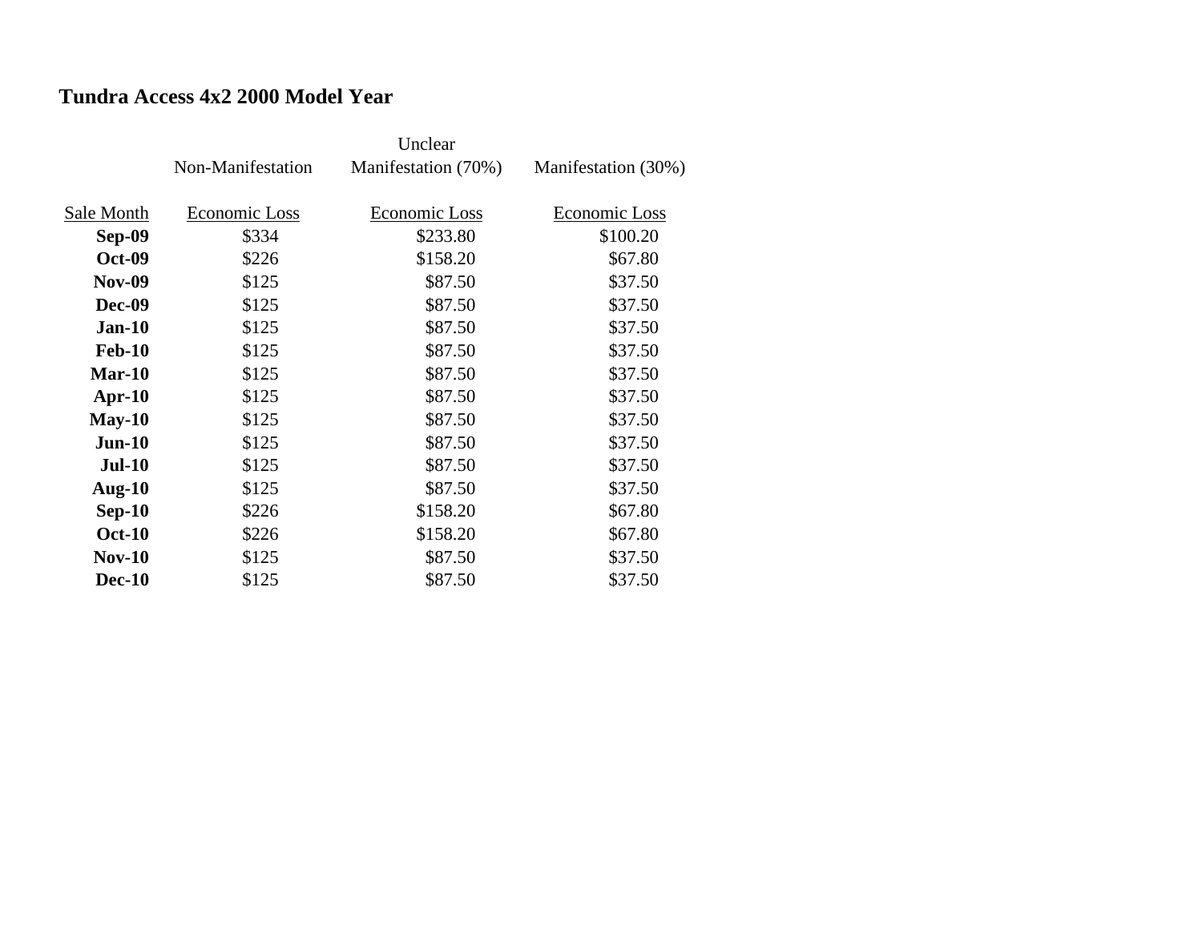**Tundra Access 4x2 2000 Model Year**

| | Non-Manifestation | Unclear Manifestation (70%) | Manifestation (30%) |
|---|---|---|---|
| Sale Month | Economic Loss | Economic Loss | Economic Loss |
| **Sep-09** | $334 | $233.80 | $100.20 |
| **Oct-09** | $226 | $158.20 | $67.80 |
| **Nov-09** | $125 | $87.50 | $37.50 |
| **Dec-09** | $125 | $87.50 | $37.50 |
| **Jan-10** | $125 | $87.50 | $37.50 |
| **Feb-10** | $125 | $87.50 | $37.50 |
| **Mar-10** | $125 | $87.50 | $37.50 |
| **Apr-10** | $125 | $87.50 | $37.50 |
| **May-10** | $125 | $87.50 | $37.50 |
| **Jun-10** | $125 | $87.50 | $37.50 |
| **Jul-10** | $125 | $87.50 | $37.50 |
| **Aug-10** | $125 | $87.50 | $37.50 |
| **Sep-10** | $226 | $158.20 | $67.80 |
| **Oct-10** | $226 | $158.20 | $67.80 |
| **Nov-10** | $125 | $87.50 | $37.50 |
| **Dec-10** | $125 | $87.50 | $37.50 |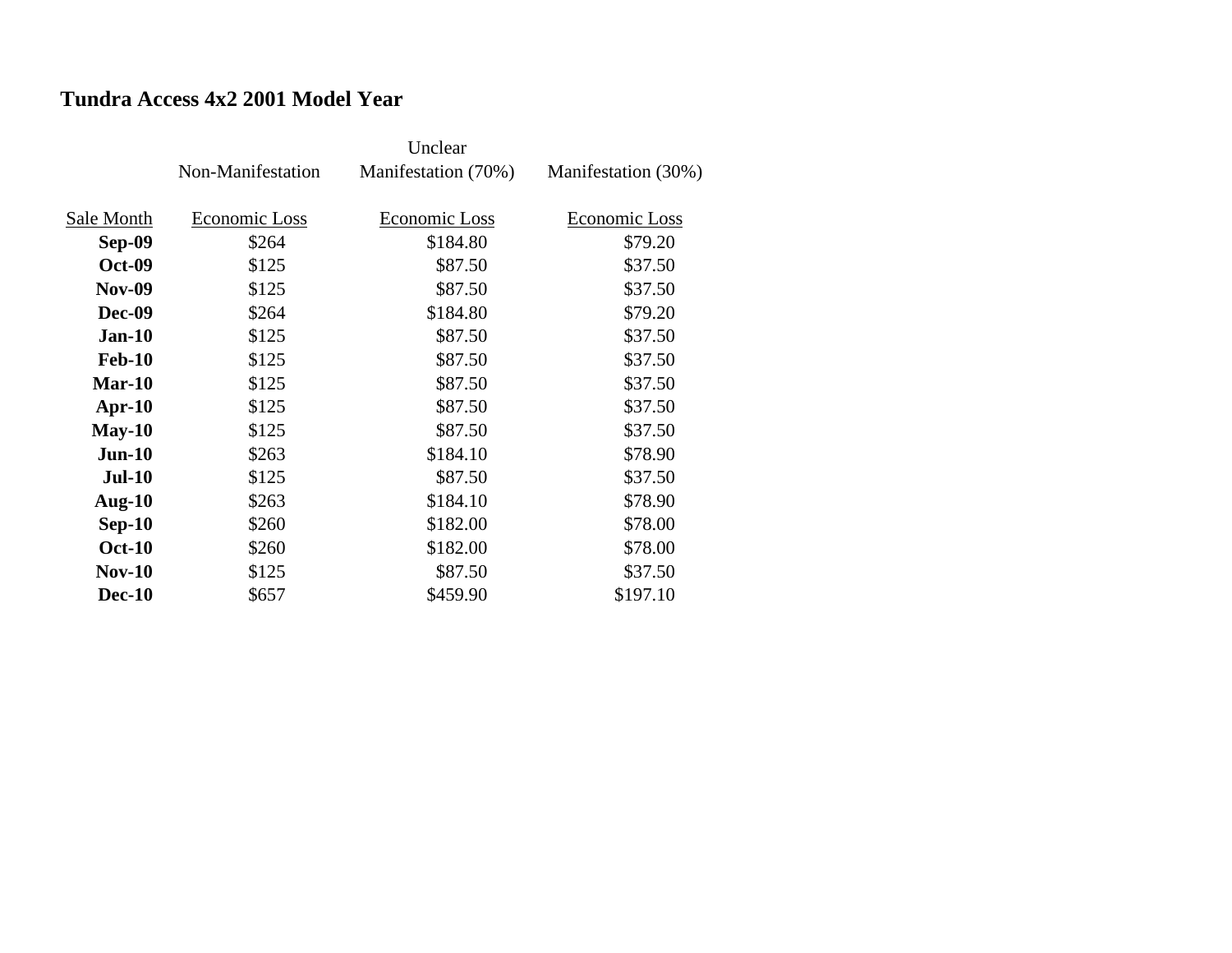### Tundra Access 4x2 2001 Model Year

| Sale Month | Non-Manifestation Economic Loss | Unclear Manifestation (70%) Economic Loss | Manifestation (30%) Economic Loss |
|---|---|---|---|
| **Sep-09** | $264 | $184.80 | $79.20 |
| **Oct-09** | $125 | $87.50 | $37.50 |
| **Nov-09** | $125 | $87.50 | $37.50 |
| **Dec-09** | $264 | $184.80 | $79.20 |
| **Jan-10** | $125 | $87.50 | $37.50 |
| **Feb-10** | $125 | $87.50 | $37.50 |
| **Mar-10** | $125 | $87.50 | $37.50 |
| **Apr-10** | $125 | $87.50 | $37.50 |
| **May-10** | $125 | $87.50 | $37.50 |
| **Jun-10** | $263 | $184.10 | $78.90 |
| **Jul-10** | $125 | $87.50 | $37.50 |
| **Aug-10** | $263 | $184.10 | $78.90 |
| **Sep-10** | $260 | $182.00 | $78.00 |
| **Oct-10** | $260 | $182.00 | $78.00 |
| **Nov-10** | $125 | $87.50 | $37.50 |
| **Dec-10** | $657 | $459.90 | $197.10 |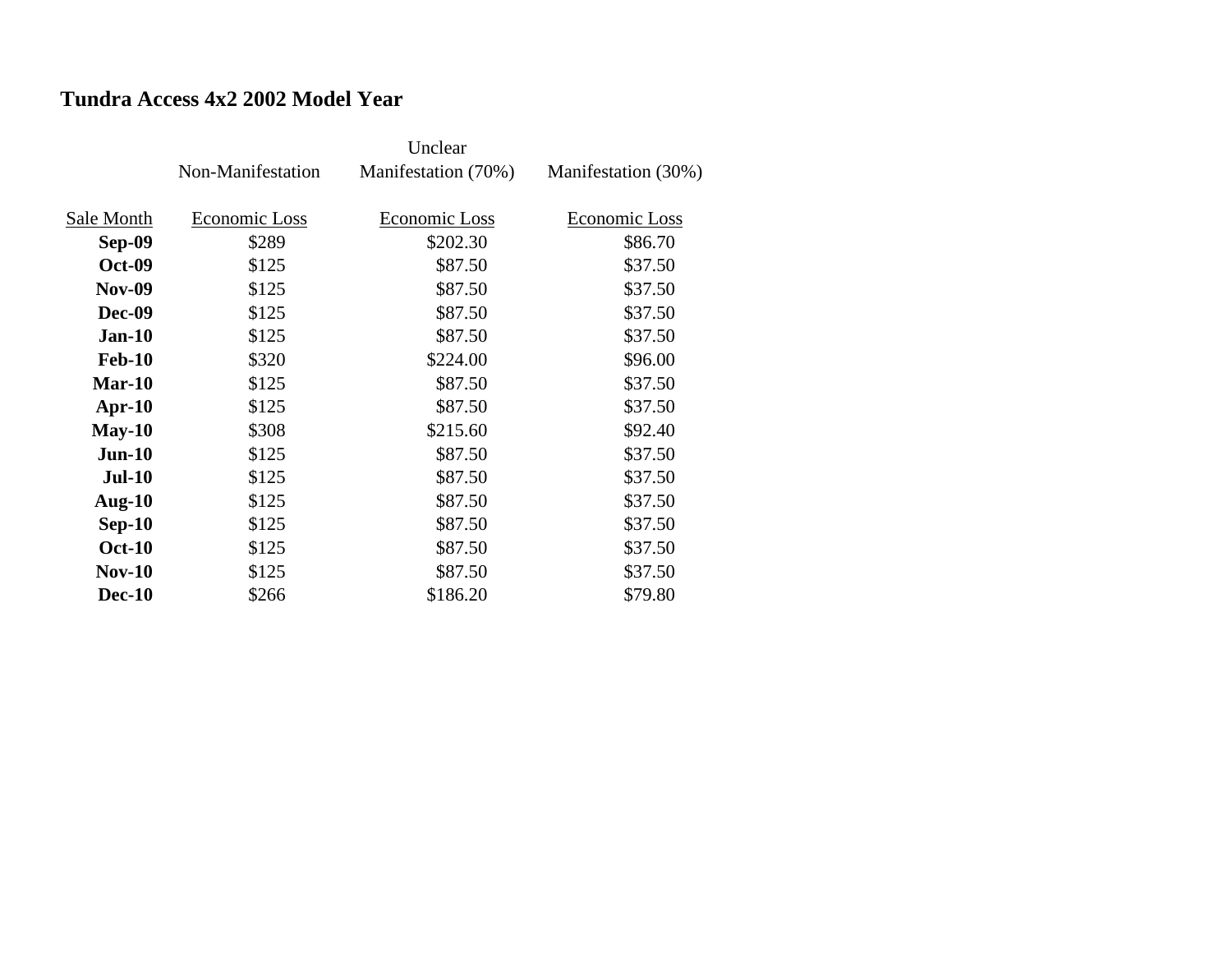**Tundra Access 4x2 2002 Model Year**

| | Non-Manifestation | Unclear Manifestation (70%) | Manifestation (30%) |
|---|---|---|---|
| Sale Month | Economic Loss | Economic Loss | Economic Loss |
| **Sep-09** | $289 | $202.30 | $86.70 |
| **Oct-09** | $125 | $87.50 | $37.50 |
| **Nov-09** | $125 | $87.50 | $37.50 |
| **Dec-09** | $125 | $87.50 | $37.50 |
| **Jan-10** | $125 | $87.50 | $37.50 |
| **Feb-10** | $320 | $224.00 | $96.00 |
| **Mar-10** | $125 | $87.50 | $37.50 |
| **Apr-10** | $125 | $87.50 | $37.50 |
| **May-10** | $308 | $215.60 | $92.40 |
| **Jun-10** | $125 | $87.50 | $37.50 |
| **Jul-10** | $125 | $87.50 | $37.50 |
| **Aug-10** | $125 | $87.50 | $37.50 |
| **Sep-10** | $125 | $87.50 | $37.50 |
| **Oct-10** | $125 | $87.50 | $37.50 |
| **Nov-10** | $125 | $87.50 | $37.50 |
| **Dec-10** | $266 | $186.20 | $79.80 |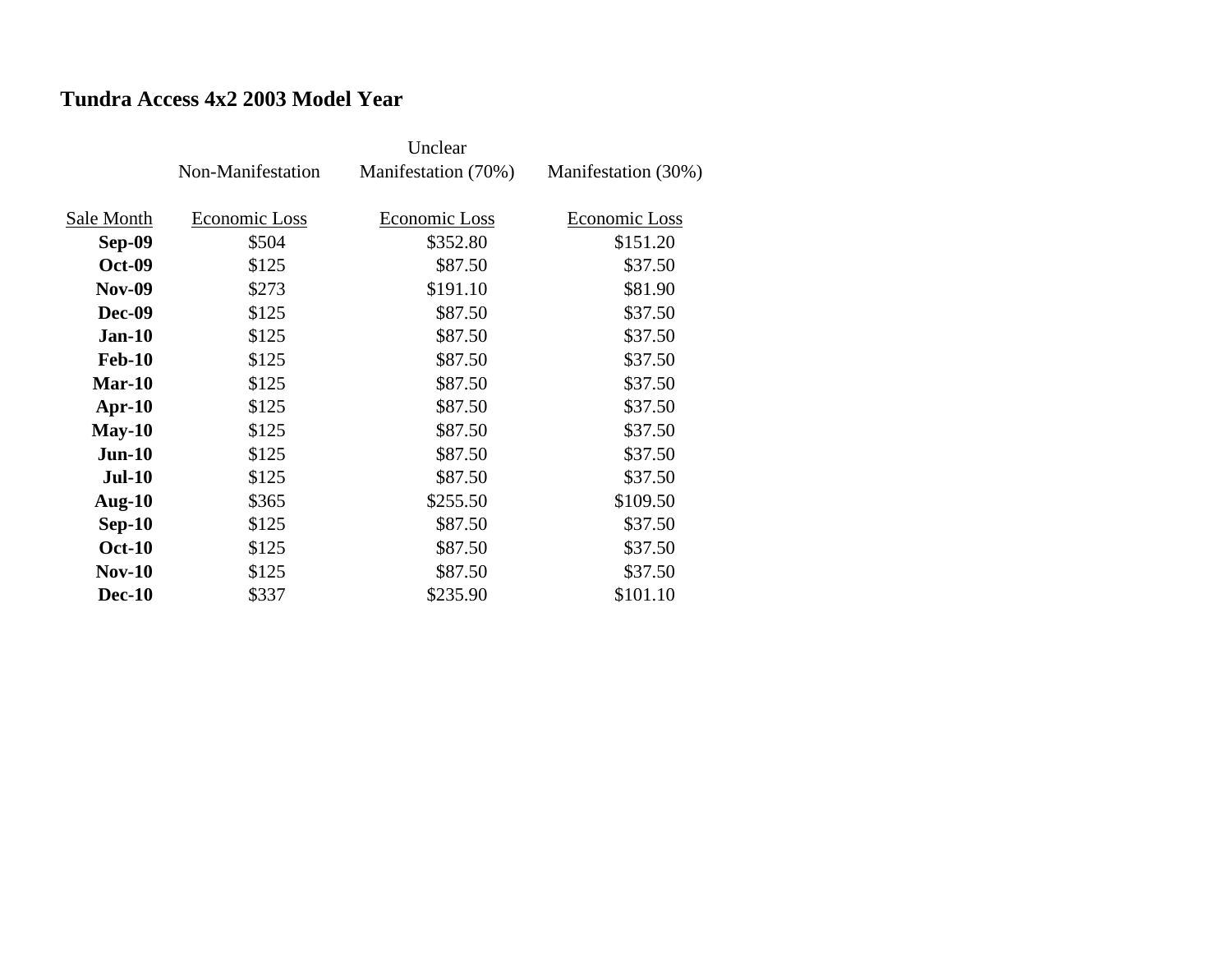## Tundra Access 4x2 2003 Model Year

| Sale Month | Non-Manifestation<br>Economic Loss | Unclear<br>Manifestation (70%)<br>Economic Loss | Manifestation (30%)<br>Economic Loss |
|---|---|---|---|
| **Sep-09** | $504 | $352.80 | $151.20 |
| **Oct-09** | $125 | $87.50 | $37.50 |
| **Nov-09** | $273 | $191.10 | $81.90 |
| **Dec-09** | $125 | $87.50 | $37.50 |
| **Jan-10** | $125 | $87.50 | $37.50 |
| **Feb-10** | $125 | $87.50 | $37.50 |
| **Mar-10** | $125 | $87.50 | $37.50 |
| **Apr-10** | $125 | $87.50 | $37.50 |
| **May-10** | $125 | $87.50 | $37.50 |
| **Jun-10** | $125 | $87.50 | $37.50 |
| **Jul-10** | $125 | $87.50 | $37.50 |
| **Aug-10** | $365 | $255.50 | $109.50 |
| **Sep-10** | $125 | $87.50 | $37.50 |
| **Oct-10** | $125 | $87.50 | $37.50 |
| **Nov-10** | $125 | $87.50 | $37.50 |
| **Dec-10** | $337 | $235.90 | $101.10 |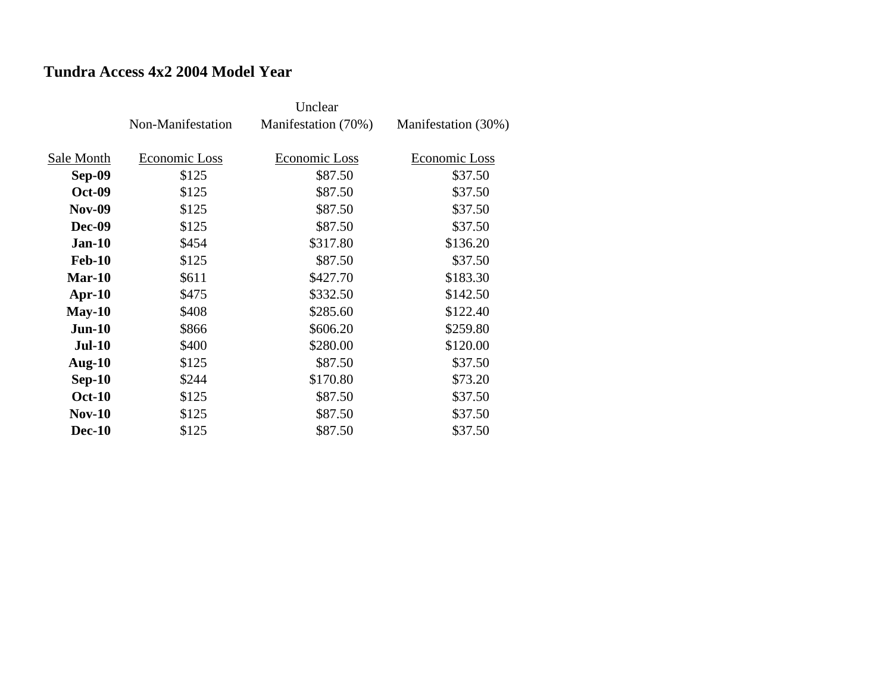## Tundra Access 4x2 2004 Model Year

| Sale Month | Non-Manifestation Economic Loss | Unclear Manifestation (70%) Economic Loss | Manifestation (30%) Economic Loss |
|---|---|---|---|
| **Sep-09** | $125 | $87.50 | $37.50 |
| **Oct-09** | $125 | $87.50 | $37.50 |
| **Nov-09** | $125 | $87.50 | $37.50 |
| **Dec-09** | $125 | $87.50 | $37.50 |
| **Jan-10** | $454 | $317.80 | $136.20 |
| **Feb-10** | $125 | $87.50 | $37.50 |
| **Mar-10** | $611 | $427.70 | $183.30 |
| **Apr-10** | $475 | $332.50 | $142.50 |
| **May-10** | $408 | $285.60 | $122.40 |
| **Jun-10** | $866 | $606.20 | $259.80 |
| **Jul-10** | $400 | $280.00 | $120.00 |
| **Aug-10** | $125 | $87.50 | $37.50 |
| **Sep-10** | $244 | $170.80 | $73.20 |
| **Oct-10** | $125 | $87.50 | $37.50 |
| **Nov-10** | $125 | $87.50 | $37.50 |
| **Dec-10** | $125 | $87.50 | $37.50 |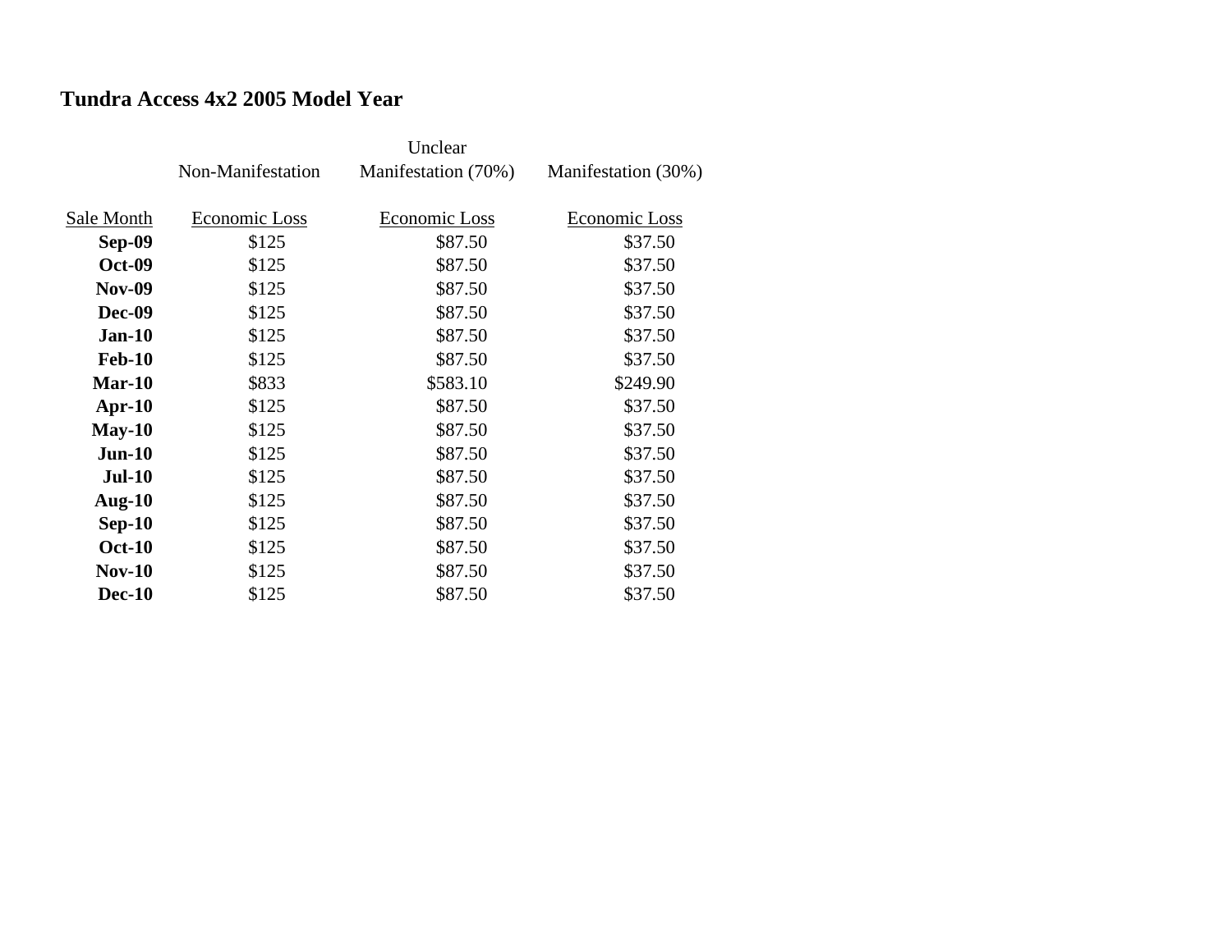**Tundra Access 4x2 2005 Model Year**

| | Non-Manifestation | Unclear Manifestation (70%) | Manifestation (30%) |
|---|---|---|---|
| Sale Month | Economic Loss | Economic Loss | Economic Loss |
| **Sep-09** | $125 | $87.50 | $37.50 |
| **Oct-09** | $125 | $87.50 | $37.50 |
| **Nov-09** | $125 | $87.50 | $37.50 |
| **Dec-09** | $125 | $87.50 | $37.50 |
| **Jan-10** | $125 | $87.50 | $37.50 |
| **Feb-10** | $125 | $87.50 | $37.50 |
| **Mar-10** | $833 | $583.10 | $249.90 |
| **Apr-10** | $125 | $87.50 | $37.50 |
| **May-10** | $125 | $87.50 | $37.50 |
| **Jun-10** | $125 | $87.50 | $37.50 |
| **Jul-10** | $125 | $87.50 | $37.50 |
| **Aug-10** | $125 | $87.50 | $37.50 |
| **Sep-10** | $125 | $87.50 | $37.50 |
| **Oct-10** | $125 | $87.50 | $37.50 |
| **Nov-10** | $125 | $87.50 | $37.50 |
| **Dec-10** | $125 | $87.50 | $37.50 |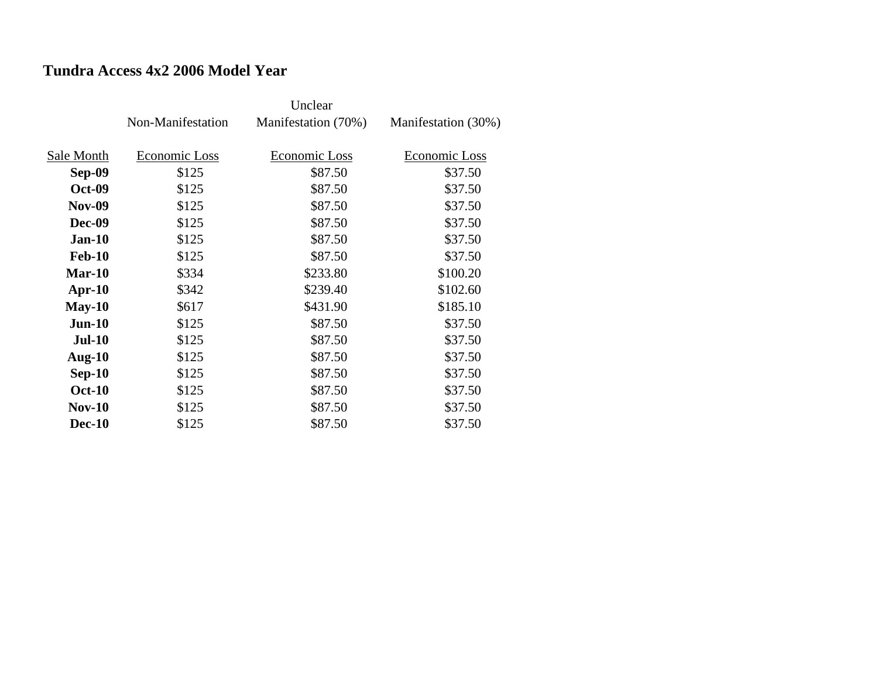**Tundra Access 4x2 2006 Model Year**

| Sale Month | Non-Manifestation<br>Economic Loss | Unclear Manifestation (70%)<br>Economic Loss | Manifestation (30%)<br>Economic Loss |
|---|---|---|---|
| **Sep-09** | $125 | $87.50 | $37.50 |
| **Oct-09** | $125 | $87.50 | $37.50 |
| **Nov-09** | $125 | $87.50 | $37.50 |
| **Dec-09** | $125 | $87.50 | $37.50 |
| **Jan-10** | $125 | $87.50 | $37.50 |
| **Feb-10** | $125 | $87.50 | $37.50 |
| **Mar-10** | $334 | $233.80 | $100.20 |
| **Apr-10** | $342 | $239.40 | $102.60 |
| **May-10** | $617 | $431.90 | $185.10 |
| **Jun-10** | $125 | $87.50 | $37.50 |
| **Jul-10** | $125 | $87.50 | $37.50 |
| **Aug-10** | $125 | $87.50 | $37.50 |
| **Sep-10** | $125 | $87.50 | $37.50 |
| **Oct-10** | $125 | $87.50 | $37.50 |
| **Nov-10** | $125 | $87.50 | $37.50 |
| **Dec-10** | $125 | $87.50 | $37.50 |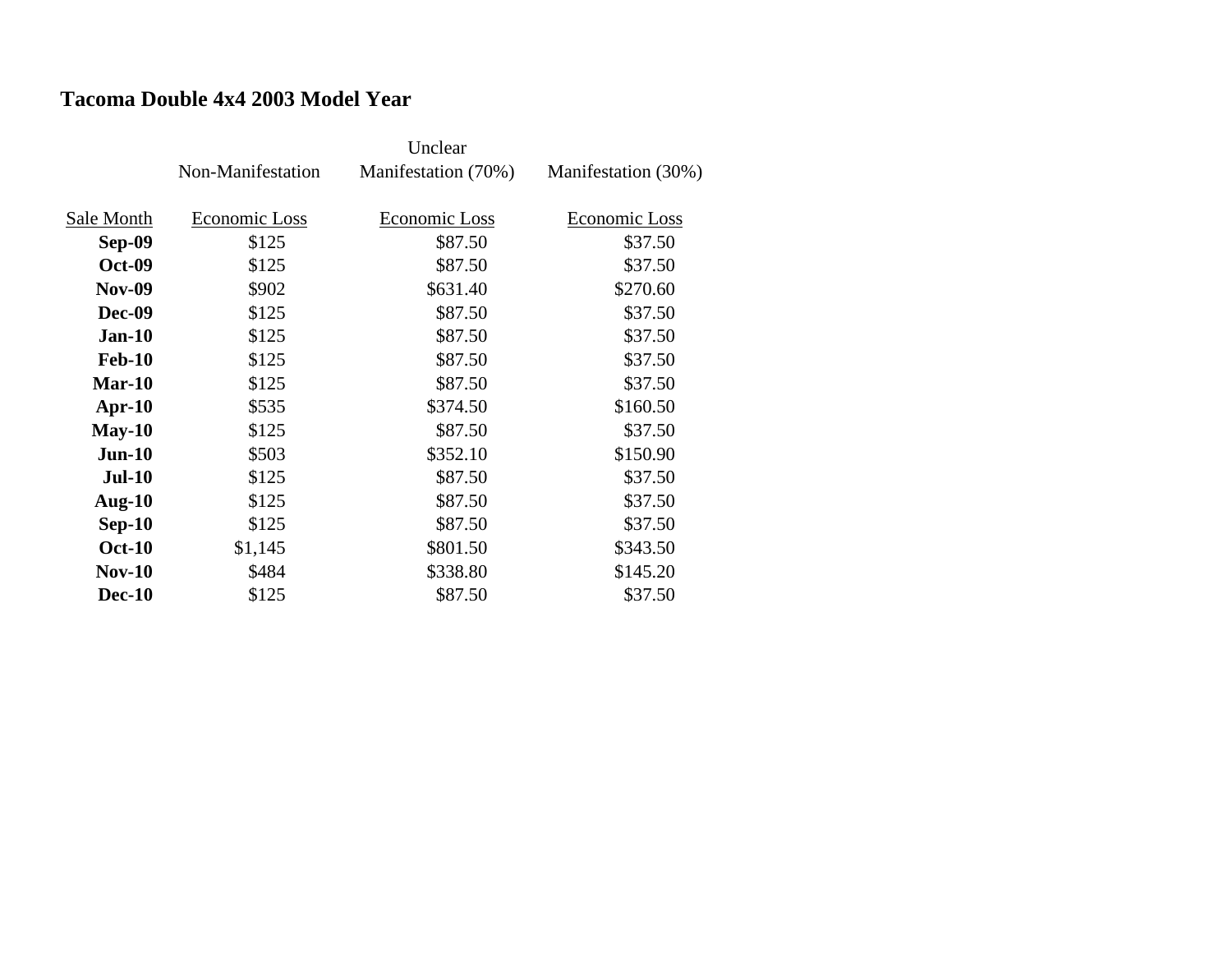## Tacoma Double 4x4 2003 Model Year

| | Non-Manifestation | Unclear Manifestation (70%) | Manifestation (30%) |
|---|---|---|---|
| Sale Month | Economic Loss | Economic Loss | Economic Loss |
| **Sep-09** | $125 | $87.50 | $37.50 |
| **Oct-09** | $125 | $87.50 | $37.50 |
| **Nov-09** | $902 | $631.40 | $270.60 |
| **Dec-09** | $125 | $87.50 | $37.50 |
| **Jan-10** | $125 | $87.50 | $37.50 |
| **Feb-10** | $125 | $87.50 | $37.50 |
| **Mar-10** | $125 | $87.50 | $37.50 |
| **Apr-10** | $535 | $374.50 | $160.50 |
| **May-10** | $125 | $87.50 | $37.50 |
| **Jun-10** | $503 | $352.10 | $150.90 |
| **Jul-10** | $125 | $87.50 | $37.50 |
| **Aug-10** | $125 | $87.50 | $37.50 |
| **Sep-10** | $125 | $87.50 | $37.50 |
| **Oct-10** | $1,145 | $801.50 | $343.50 |
| **Nov-10** | $484 | $338.80 | $145.20 |
| **Dec-10** | $125 | $87.50 | $37.50 |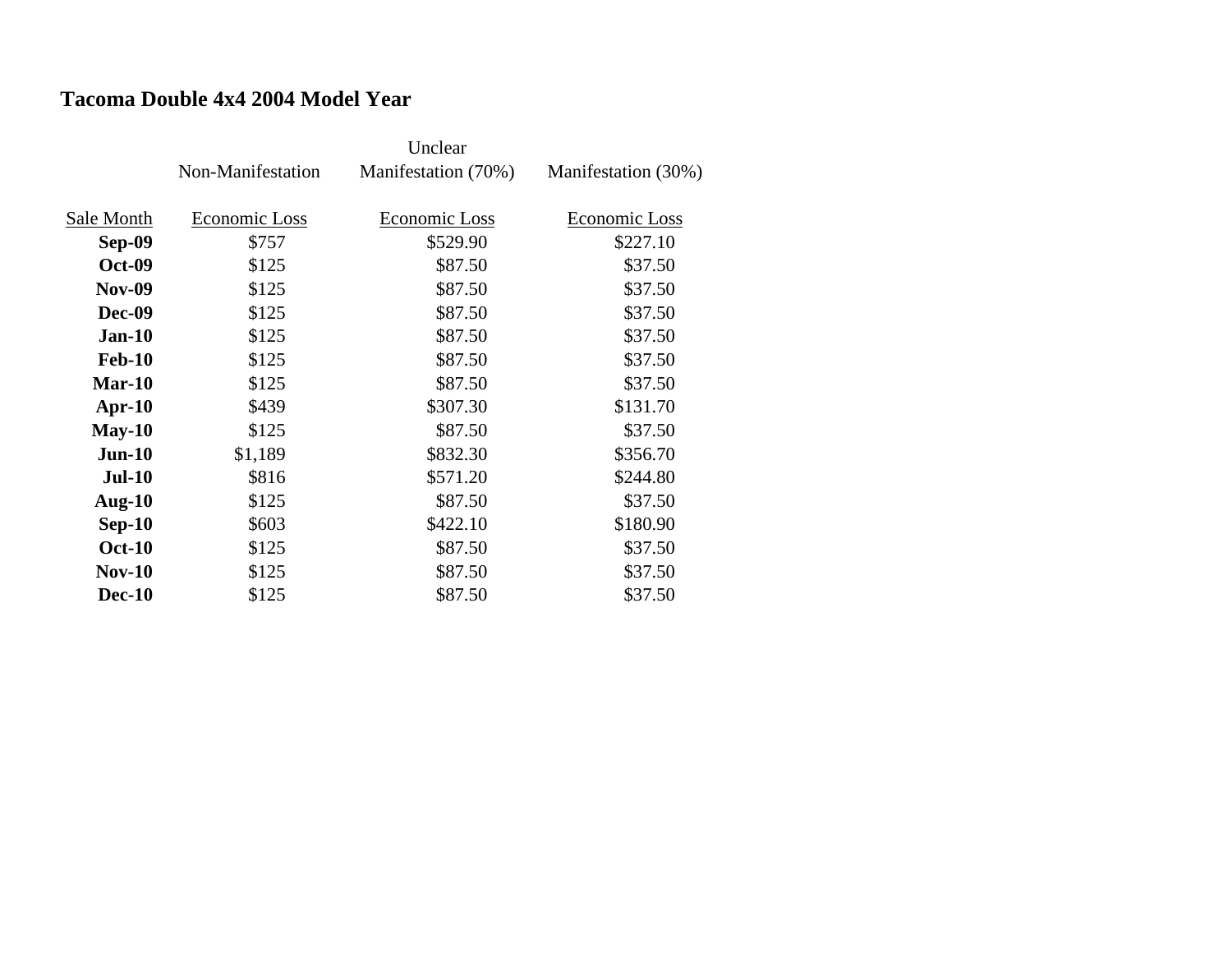## Tacoma Double 4x4 2004 Model Year

| Sale Month | Non-Manifestation<br>Economic Loss | Unclear Manifestation (70%)<br>Economic Loss | Manifestation (30%)<br>Economic Loss |
|---|---|---|---|
| **Sep-09** | $757 | $529.90 | $227.10 |
| **Oct-09** | $125 | $87.50 | $37.50 |
| **Nov-09** | $125 | $87.50 | $37.50 |
| **Dec-09** | $125 | $87.50 | $37.50 |
| **Jan-10** | $125 | $87.50 | $37.50 |
| **Feb-10** | $125 | $87.50 | $37.50 |
| **Mar-10** | $125 | $87.50 | $37.50 |
| **Apr-10** | $439 | $307.30 | $131.70 |
| **May-10** | $125 | $87.50 | $37.50 |
| **Jun-10** | $1,189 | $832.30 | $356.70 |
| **Jul-10** | $816 | $571.20 | $244.80 |
| **Aug-10** | $125 | $87.50 | $37.50 |
| **Sep-10** | $603 | $422.10 | $180.90 |
| **Oct-10** | $125 | $87.50 | $37.50 |
| **Nov-10** | $125 | $87.50 | $37.50 |
| **Dec-10** | $125 | $87.50 | $37.50 |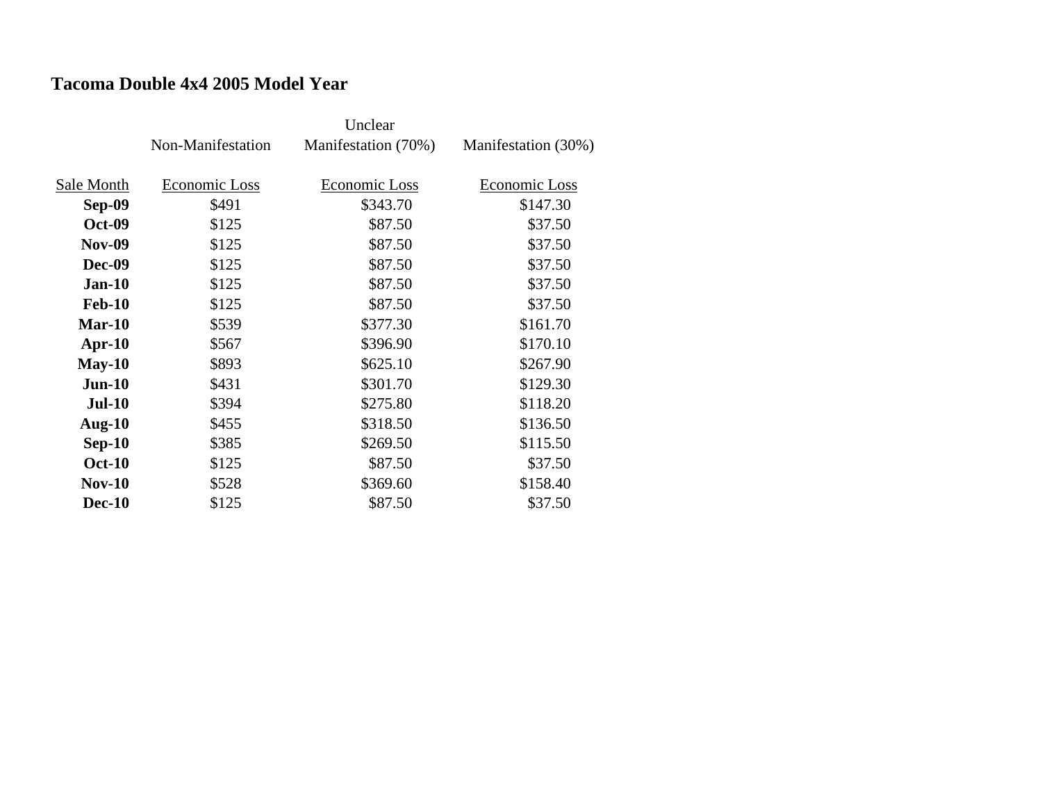## Tacoma Double 4x4 2005 Model Year

| Sale Month | Non-Manifestation<br>Economic Loss | Unclear Manifestation (70%)<br>Economic Loss | Manifestation (30%)<br>Economic Loss |
|---|---|---|---|
| **Sep-09** | $491 | $343.70 | $147.30 |
| **Oct-09** | $125 | $87.50 | $37.50 |
| **Nov-09** | $125 | $87.50 | $37.50 |
| **Dec-09** | $125 | $87.50 | $37.50 |
| **Jan-10** | $125 | $87.50 | $37.50 |
| **Feb-10** | $125 | $87.50 | $37.50 |
| **Mar-10** | $539 | $377.30 | $161.70 |
| **Apr-10** | $567 | $396.90 | $170.10 |
| **May-10** | $893 | $625.10 | $267.90 |
| **Jun-10** | $431 | $301.70 | $129.30 |
| **Jul-10** | $394 | $275.80 | $118.20 |
| **Aug-10** | $455 | $318.50 | $136.50 |
| **Sep-10** | $385 | $269.50 | $115.50 |
| **Oct-10** | $125 | $87.50 | $37.50 |
| **Nov-10** | $528 | $369.60 | $158.40 |
| **Dec-10** | $125 | $87.50 | $37.50 |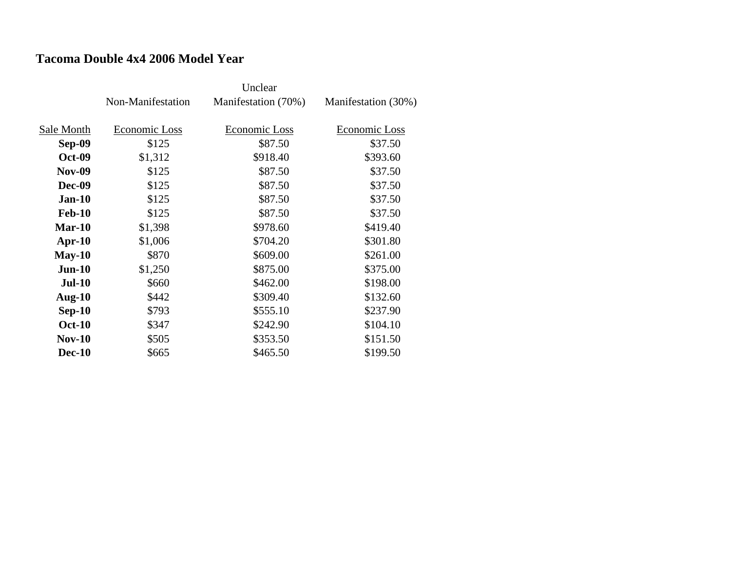## Tacoma Double 4x4 2006 Model Year

| Sale Month | Non-Manifestation<br>Economic Loss | Unclear Manifestation (70%)<br>Economic Loss | Manifestation (30%)<br>Economic Loss |
|---|---|---|---|
| **Sep-09** | $125 | $87.50 | $37.50 |
| **Oct-09** | $1,312 | $918.40 | $393.60 |
| **Nov-09** | $125 | $87.50 | $37.50 |
| **Dec-09** | $125 | $87.50 | $37.50 |
| **Jan-10** | $125 | $87.50 | $37.50 |
| **Feb-10** | $125 | $87.50 | $37.50 |
| **Mar-10** | $1,398 | $978.60 | $419.40 |
| **Apr-10** | $1,006 | $704.20 | $301.80 |
| **May-10** | $870 | $609.00 | $261.00 |
| **Jun-10** | $1,250 | $875.00 | $375.00 |
| **Jul-10** | $660 | $462.00 | $198.00 |
| **Aug-10** | $442 | $309.40 | $132.60 |
| **Sep-10** | $793 | $555.10 | $237.90 |
| **Oct-10** | $347 | $242.90 | $104.10 |
| **Nov-10** | $505 | $353.50 | $151.50 |
| **Dec-10** | $665 | $465.50 | $199.50 |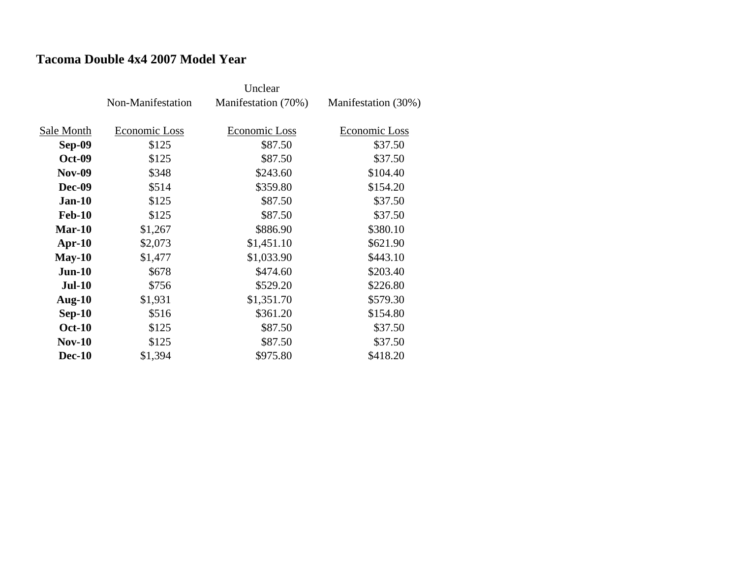# Tacoma Double 4x4 2007 Model Year

| | Non-Manifestation | Unclear Manifestation (70%) | Manifestation (30%) |
|---|---|---|---|
| Sale Month | Economic Loss | Economic Loss | Economic Loss |
| **Sep-09** | $125 | $87.50 | $37.50 |
| **Oct-09** | $125 | $87.50 | $37.50 |
| **Nov-09** | $348 | $243.60 | $104.40 |
| **Dec-09** | $514 | $359.80 | $154.20 |
| **Jan-10** | $125 | $87.50 | $37.50 |
| **Feb-10** | $125 | $87.50 | $37.50 |
| **Mar-10** | $1,267 | $886.90 | $380.10 |
| **Apr-10** | $2,073 | $1,451.10 | $621.90 |
| **May-10** | $1,477 | $1,033.90 | $443.10 |
| **Jun-10** | $678 | $474.60 | $203.40 |
| **Jul-10** | $756 | $529.20 | $226.80 |
| **Aug-10** | $1,931 | $1,351.70 | $579.30 |
| **Sep-10** | $516 | $361.20 | $154.80 |
| **Oct-10** | $125 | $87.50 | $37.50 |
| **Nov-10** | $125 | $87.50 | $37.50 |
| **Dec-10** | $1,394 | $975.80 | $418.20 |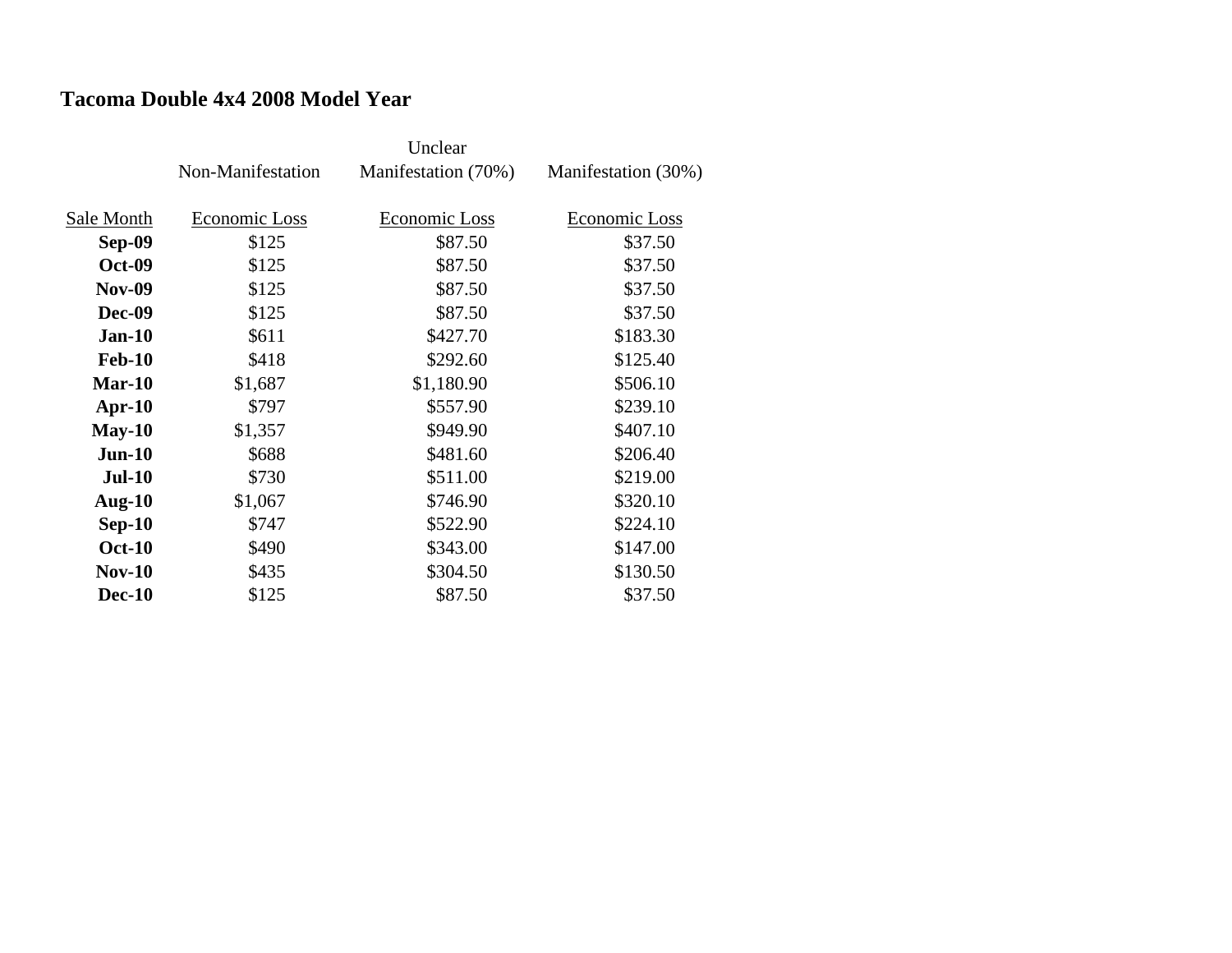## Tacoma Double 4x4 2008 Model Year

| Sale Month | Non-Manifestation Economic Loss | Unclear Manifestation (70%) Economic Loss | Manifestation (30%) Economic Loss |
|---|---|---|---|
| **Sep-09** | $125 | $87.50 | $37.50 |
| **Oct-09** | $125 | $87.50 | $37.50 |
| **Nov-09** | $125 | $87.50 | $37.50 |
| **Dec-09** | $125 | $87.50 | $37.50 |
| **Jan-10** | $611 | $427.70 | $183.30 |
| **Feb-10** | $418 | $292.60 | $125.40 |
| **Mar-10** | $1,687 | $1,180.90 | $506.10 |
| **Apr-10** | $797 | $557.90 | $239.10 |
| **May-10** | $1,357 | $949.90 | $407.10 |
| **Jun-10** | $688 | $481.60 | $206.40 |
| **Jul-10** | $730 | $511.00 | $219.00 |
| **Aug-10** | $1,067 | $746.90 | $320.10 |
| **Sep-10** | $747 | $522.90 | $224.10 |
| **Oct-10** | $490 | $343.00 | $147.00 |
| **Nov-10** | $435 | $304.50 | $130.50 |
| **Dec-10** | $125 | $87.50 | $37.50 |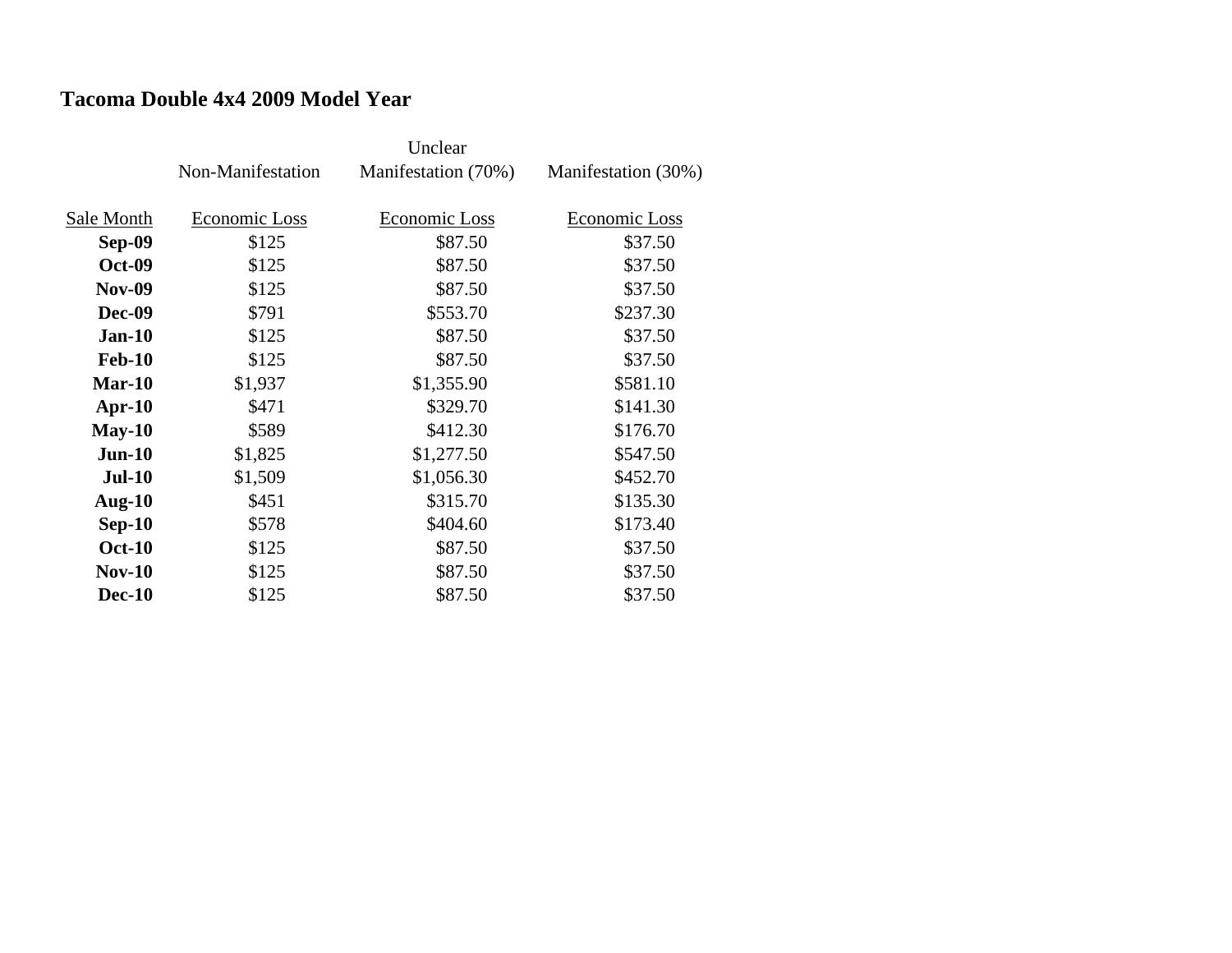## Tacoma Double 4x4 2009 Model Year

| | Non-Manifestation | Unclear Manifestation (70%) | Manifestation (30%) |
|---|---|---|---|
| Sale Month | Economic Loss | Economic Loss | Economic Loss |
| **Sep-09** | $125 | $87.50 | $37.50 |
| **Oct-09** | $125 | $87.50 | $37.50 |
| **Nov-09** | $125 | $87.50 | $37.50 |
| **Dec-09** | $791 | $553.70 | $237.30 |
| **Jan-10** | $125 | $87.50 | $37.50 |
| **Feb-10** | $125 | $87.50 | $37.50 |
| **Mar-10** | $1,937 | $1,355.90 | $581.10 |
| **Apr-10** | $471 | $329.70 | $141.30 |
| **May-10** | $589 | $412.30 | $176.70 |
| **Jun-10** | $1,825 | $1,277.50 | $547.50 |
| **Jul-10** | $1,509 | $1,056.30 | $452.70 |
| **Aug-10** | $451 | $315.70 | $135.30 |
| **Sep-10** | $578 | $404.60 | $173.40 |
| **Oct-10** | $125 | $87.50 | $37.50 |
| **Nov-10** | $125 | $87.50 | $37.50 |
| **Dec-10** | $125 | $87.50 | $37.50 |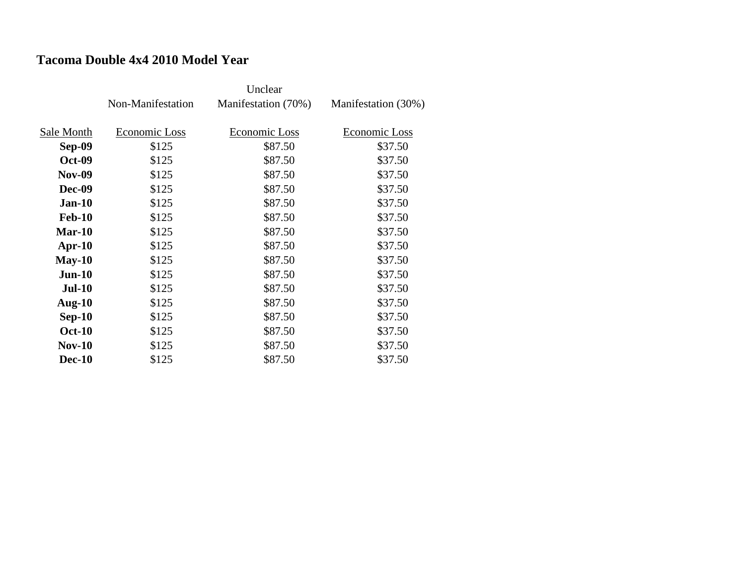## Tacoma Double 4x4 2010 Model Year

| Sale Month | Non-Manifestation Economic Loss | Unclear Manifestation (70%) Economic Loss | Manifestation (30%) Economic Loss |
|---|---|---|---|
| **Sep-09** | $125 | $87.50 | $37.50 |
| **Oct-09** | $125 | $87.50 | $37.50 |
| **Nov-09** | $125 | $87.50 | $37.50 |
| **Dec-09** | $125 | $87.50 | $37.50 |
| **Jan-10** | $125 | $87.50 | $37.50 |
| **Feb-10** | $125 | $87.50 | $37.50 |
| **Mar-10** | $125 | $87.50 | $37.50 |
| **Apr-10** | $125 | $87.50 | $37.50 |
| **May-10** | $125 | $87.50 | $37.50 |
| **Jun-10** | $125 | $87.50 | $37.50 |
| **Jul-10** | $125 | $87.50 | $37.50 |
| **Aug-10** | $125 | $87.50 | $37.50 |
| **Sep-10** | $125 | $87.50 | $37.50 |
| **Oct-10** | $125 | $87.50 | $37.50 |
| **Nov-10** | $125 | $87.50 | $37.50 |
| **Dec-10** | $125 | $87.50 | $37.50 |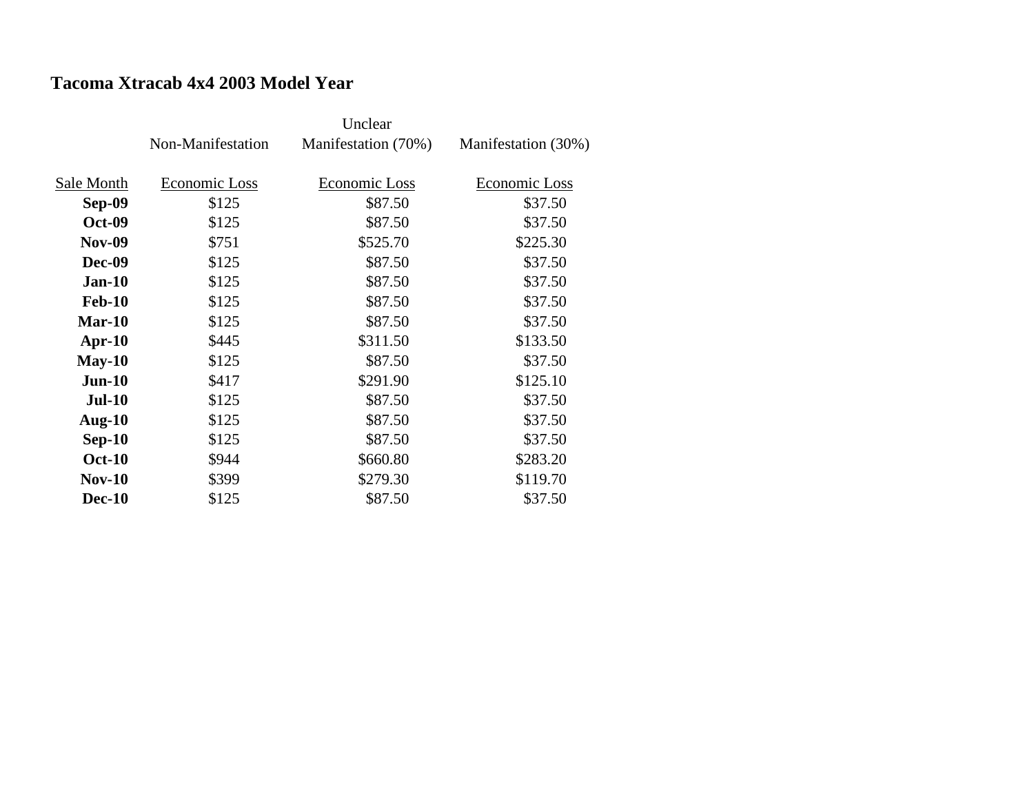## Tacoma Xtracab 4x4 2003 Model Year

| Sale Month | Non-Manifestation<br>Economic Loss | Unclear Manifestation (70%)<br>Economic Loss | Manifestation (30%)<br>Economic Loss |
|---|---|---|---|
| **Sep-09** | $125 | $87.50 | $37.50 |
| **Oct-09** | $125 | $87.50 | $37.50 |
| **Nov-09** | $751 | $525.70 | $225.30 |
| **Dec-09** | $125 | $87.50 | $37.50 |
| **Jan-10** | $125 | $87.50 | $37.50 |
| **Feb-10** | $125 | $87.50 | $37.50 |
| **Mar-10** | $125 | $87.50 | $37.50 |
| **Apr-10** | $445 | $311.50 | $133.50 |
| **May-10** | $125 | $87.50 | $37.50 |
| **Jun-10** | $417 | $291.90 | $125.10 |
| **Jul-10** | $125 | $87.50 | $37.50 |
| **Aug-10** | $125 | $87.50 | $37.50 |
| **Sep-10** | $125 | $87.50 | $37.50 |
| **Oct-10** | $944 | $660.80 | $283.20 |
| **Nov-10** | $399 | $279.30 | $119.70 |
| **Dec-10** | $125 | $87.50 | $37.50 |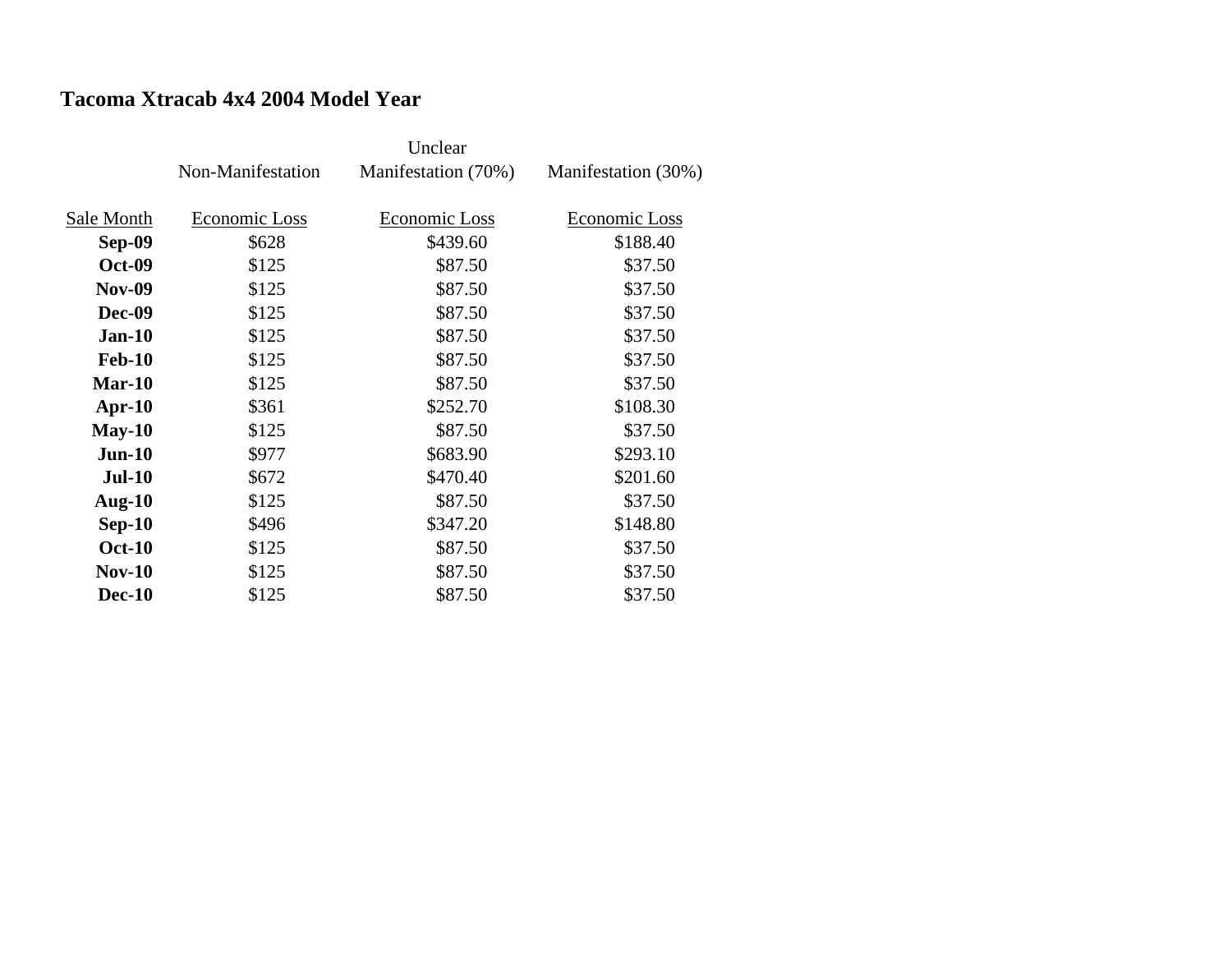## Tacoma Xtracab 4x4 2004 Model Year

| Sale Month | Non-Manifestation Economic Loss | Unclear Manifestation (70%) Economic Loss | Manifestation (30%) Economic Loss |
|---|---|---|---|
| **Sep-09** | $628 | $439.60 | $188.40 |
| **Oct-09** | $125 | $87.50 | $37.50 |
| **Nov-09** | $125 | $87.50 | $37.50 |
| **Dec-09** | $125 | $87.50 | $37.50 |
| **Jan-10** | $125 | $87.50 | $37.50 |
| **Feb-10** | $125 | $87.50 | $37.50 |
| **Mar-10** | $125 | $87.50 | $37.50 |
| **Apr-10** | $361 | $252.70 | $108.30 |
| **May-10** | $125 | $87.50 | $37.50 |
| **Jun-10** | $977 | $683.90 | $293.10 |
| **Jul-10** | $672 | $470.40 | $201.60 |
| **Aug-10** | $125 | $87.50 | $37.50 |
| **Sep-10** | $496 | $347.20 | $148.80 |
| **Oct-10** | $125 | $87.50 | $37.50 |
| **Nov-10** | $125 | $87.50 | $37.50 |
| **Dec-10** | $125 | $87.50 | $37.50 |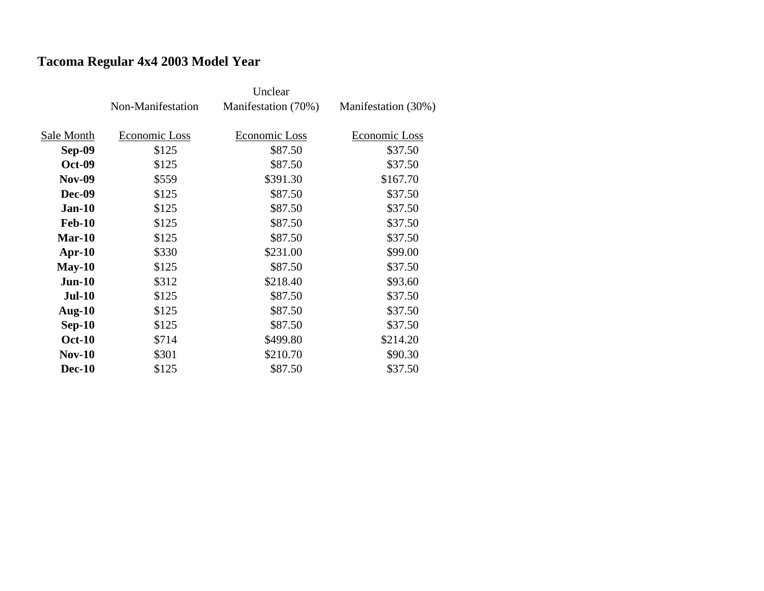# Tacoma Regular 4x4 2003 Model Year

| Sale Month | Non-Manifestation Economic Loss | Unclear Manifestation (70%) Economic Loss | Manifestation (30%) Economic Loss |
|---|---|---|---|
| **Sep-09** | $125 | $87.50 | $37.50 |
| **Oct-09** | $125 | $87.50 | $37.50 |
| **Nov-09** | $559 | $391.30 | $167.70 |
| **Dec-09** | $125 | $87.50 | $37.50 |
| **Jan-10** | $125 | $87.50 | $37.50 |
| **Feb-10** | $125 | $87.50 | $37.50 |
| **Mar-10** | $125 | $87.50 | $37.50 |
| **Apr-10** | $330 | $231.00 | $99.00 |
| **May-10** | $125 | $87.50 | $37.50 |
| **Jun-10** | $312 | $218.40 | $93.60 |
| **Jul-10** | $125 | $87.50 | $37.50 |
| **Aug-10** | $125 | $87.50 | $37.50 |
| **Sep-10** | $125 | $87.50 | $37.50 |
| **Oct-10** | $714 | $499.80 | $214.20 |
| **Nov-10** | $301 | $210.70 | $90.30 |
| **Dec-10** | $125 | $87.50 | $37.50 |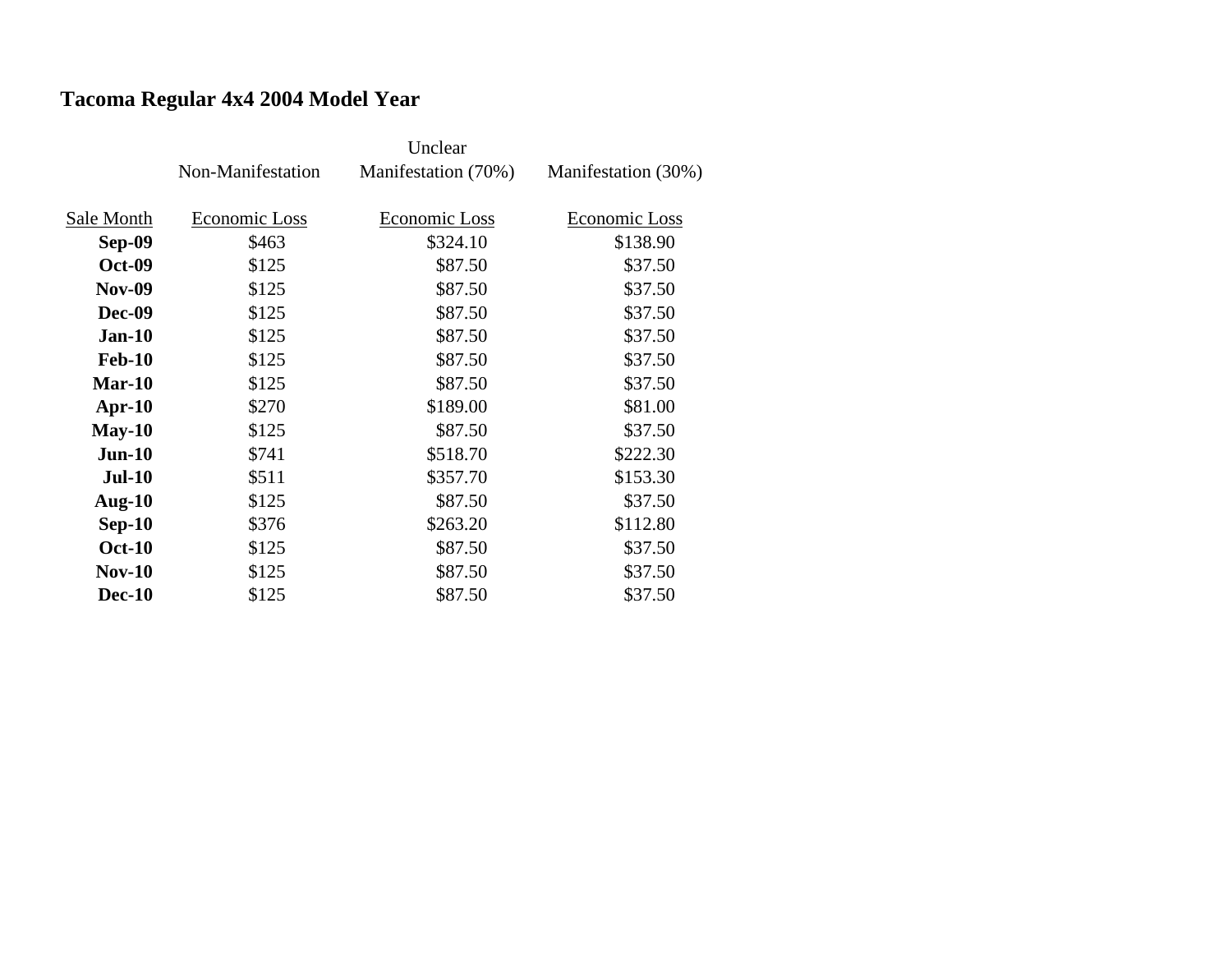## Tacoma Regular 4x4 2004 Model Year

| Sale Month | Non-Manifestation Economic Loss | Unclear Manifestation (70%) Economic Loss | Manifestation (30%) Economic Loss |
|---|---|---|---|
| **Sep-09** | $463 | $324.10 | $138.90 |
| **Oct-09** | $125 | $87.50 | $37.50 |
| **Nov-09** | $125 | $87.50 | $37.50 |
| **Dec-09** | $125 | $87.50 | $37.50 |
| **Jan-10** | $125 | $87.50 | $37.50 |
| **Feb-10** | $125 | $87.50 | $37.50 |
| **Mar-10** | $125 | $87.50 | $37.50 |
| **Apr-10** | $270 | $189.00 | $81.00 |
| **May-10** | $125 | $87.50 | $37.50 |
| **Jun-10** | $741 | $518.70 | $222.30 |
| **Jul-10** | $511 | $357.70 | $153.30 |
| **Aug-10** | $125 | $87.50 | $37.50 |
| **Sep-10** | $376 | $263.20 | $112.80 |
| **Oct-10** | $125 | $87.50 | $37.50 |
| **Nov-10** | $125 | $87.50 | $37.50 |
| **Dec-10** | $125 | $87.50 | $37.50 |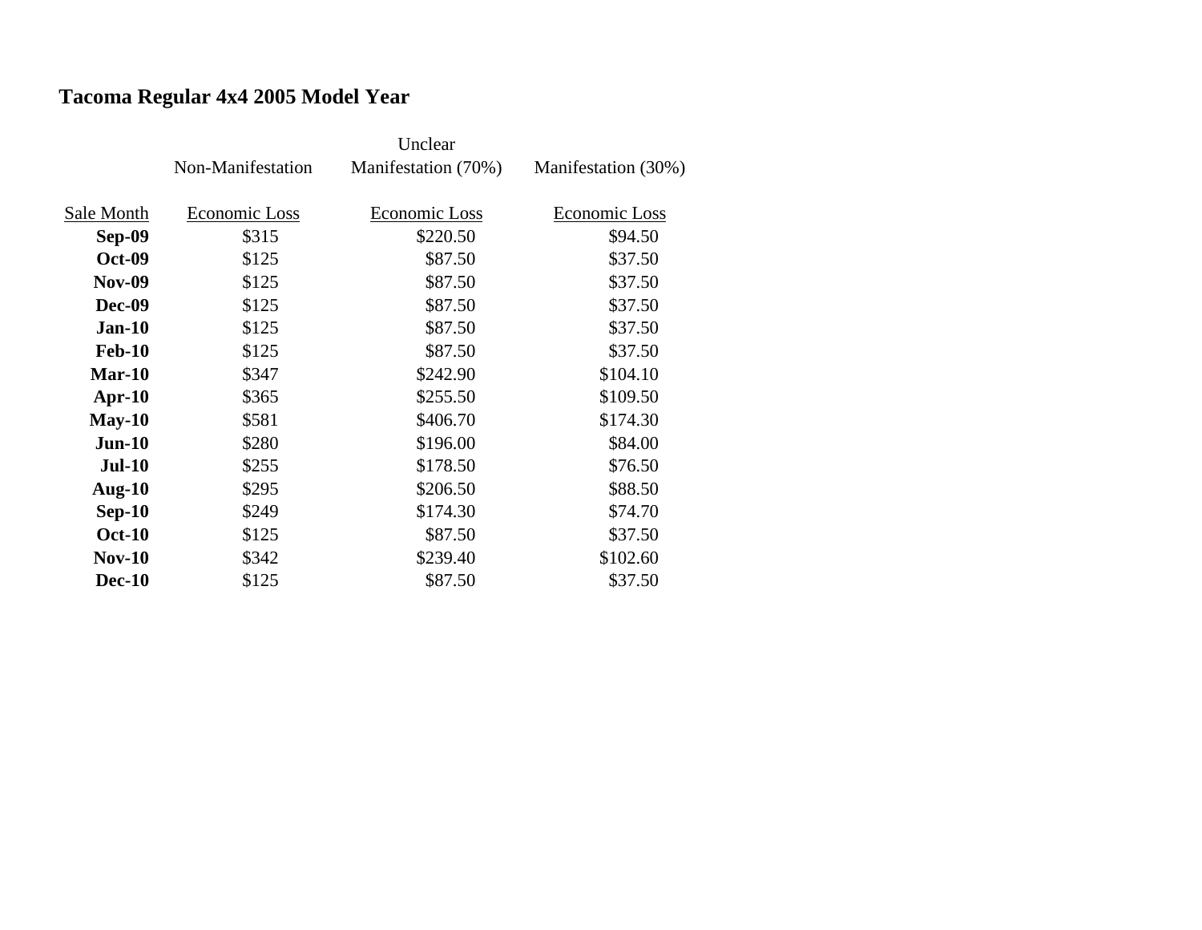**Tacoma Regular 4x4 2005 Model Year**

| Sale Month | Non-Manifestation<br>Economic Loss | Unclear Manifestation (70%)<br>Economic Loss | Manifestation (30%)<br>Economic Loss |
|---|---|---|---|
| **Sep-09** | $315 | $220.50 | $94.50 |
| **Oct-09** | $125 | $87.50 | $37.50 |
| **Nov-09** | $125 | $87.50 | $37.50 |
| **Dec-09** | $125 | $87.50 | $37.50 |
| **Jan-10** | $125 | $87.50 | $37.50 |
| **Feb-10** | $125 | $87.50 | $37.50 |
| **Mar-10** | $347 | $242.90 | $104.10 |
| **Apr-10** | $365 | $255.50 | $109.50 |
| **May-10** | $581 | $406.70 | $174.30 |
| **Jun-10** | $280 | $196.00 | $84.00 |
| **Jul-10** | $255 | $178.50 | $76.50 |
| **Aug-10** | $295 | $206.50 | $88.50 |
| **Sep-10** | $249 | $174.30 | $74.70 |
| **Oct-10** | $125 | $87.50 | $37.50 |
| **Nov-10** | $342 | $239.40 | $102.60 |
| **Dec-10** | $125 | $87.50 | $37.50 |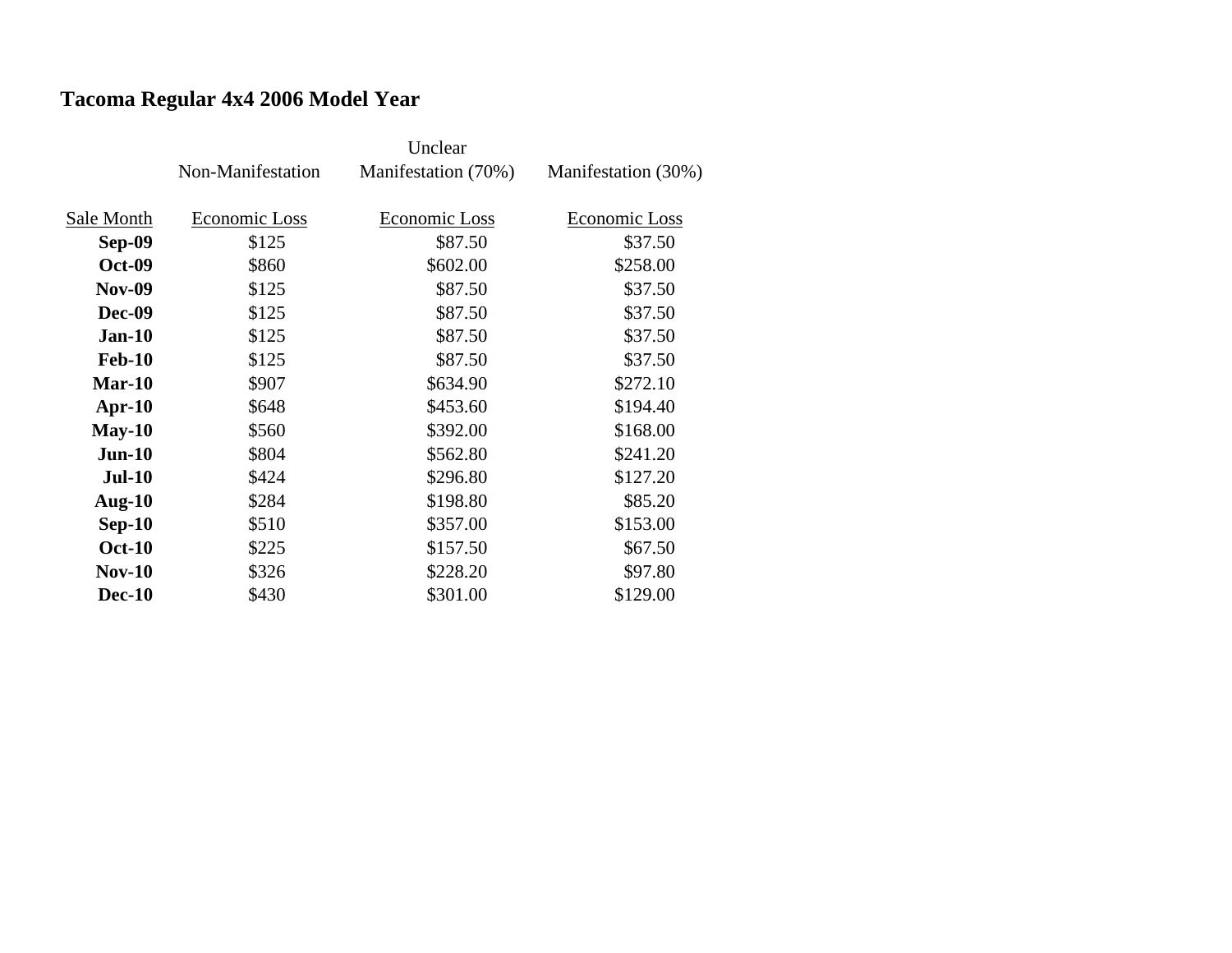# Tacoma Regular 4x4 2006 Model Year

| Sale Month | Non-Manifestation Economic Loss | Unclear Manifestation (70%) Economic Loss | Manifestation (30%) Economic Loss |
|---|---|---|---|
| **Sep-09** | $125 | $87.50 | $37.50 |
| **Oct-09** | $860 | $602.00 | $258.00 |
| **Nov-09** | $125 | $87.50 | $37.50 |
| **Dec-09** | $125 | $87.50 | $37.50 |
| **Jan-10** | $125 | $87.50 | $37.50 |
| **Feb-10** | $125 | $87.50 | $37.50 |
| **Mar-10** | $907 | $634.90 | $272.10 |
| **Apr-10** | $648 | $453.60 | $194.40 |
| **May-10** | $560 | $392.00 | $168.00 |
| **Jun-10** | $804 | $562.80 | $241.20 |
| **Jul-10** | $424 | $296.80 | $127.20 |
| **Aug-10** | $284 | $198.80 | $85.20 |
| **Sep-10** | $510 | $357.00 | $153.00 |
| **Oct-10** | $225 | $157.50 | $67.50 |
| **Nov-10** | $326 | $228.20 | $97.80 |
| **Dec-10** | $430 | $301.00 | $129.00 |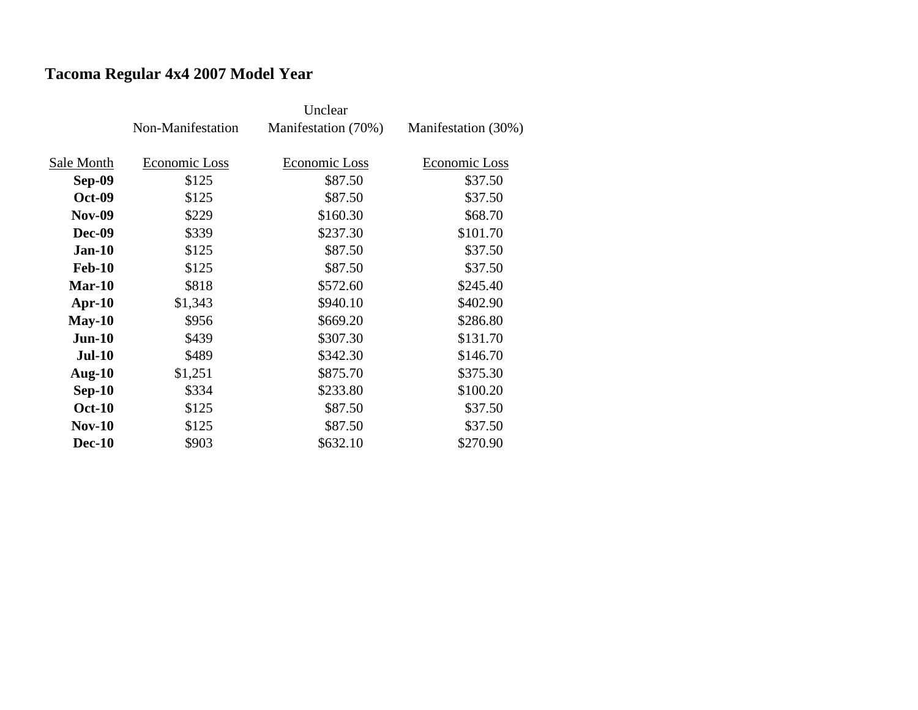## Tacoma Regular 4x4 2007 Model Year

| Sale Month | Non-Manifestation Economic Loss | Unclear Manifestation (70%) Economic Loss | Manifestation (30%) Economic Loss |
|---|---|---|---|
| **Sep-09** | $125 | $87.50 | $37.50 |
| **Oct-09** | $125 | $87.50 | $37.50 |
| **Nov-09** | $229 | $160.30 | $68.70 |
| **Dec-09** | $339 | $237.30 | $101.70 |
| **Jan-10** | $125 | $87.50 | $37.50 |
| **Feb-10** | $125 | $87.50 | $37.50 |
| **Mar-10** | $818 | $572.60 | $245.40 |
| **Apr-10** | $1,343 | $940.10 | $402.90 |
| **May-10** | $956 | $669.20 | $286.80 |
| **Jun-10** | $439 | $307.30 | $131.70 |
| **Jul-10** | $489 | $342.30 | $146.70 |
| **Aug-10** | $1,251 | $875.70 | $375.30 |
| **Sep-10** | $334 | $233.80 | $100.20 |
| **Oct-10** | $125 | $87.50 | $37.50 |
| **Nov-10** | $125 | $87.50 | $37.50 |
| **Dec-10** | $903 | $632.10 | $270.90 |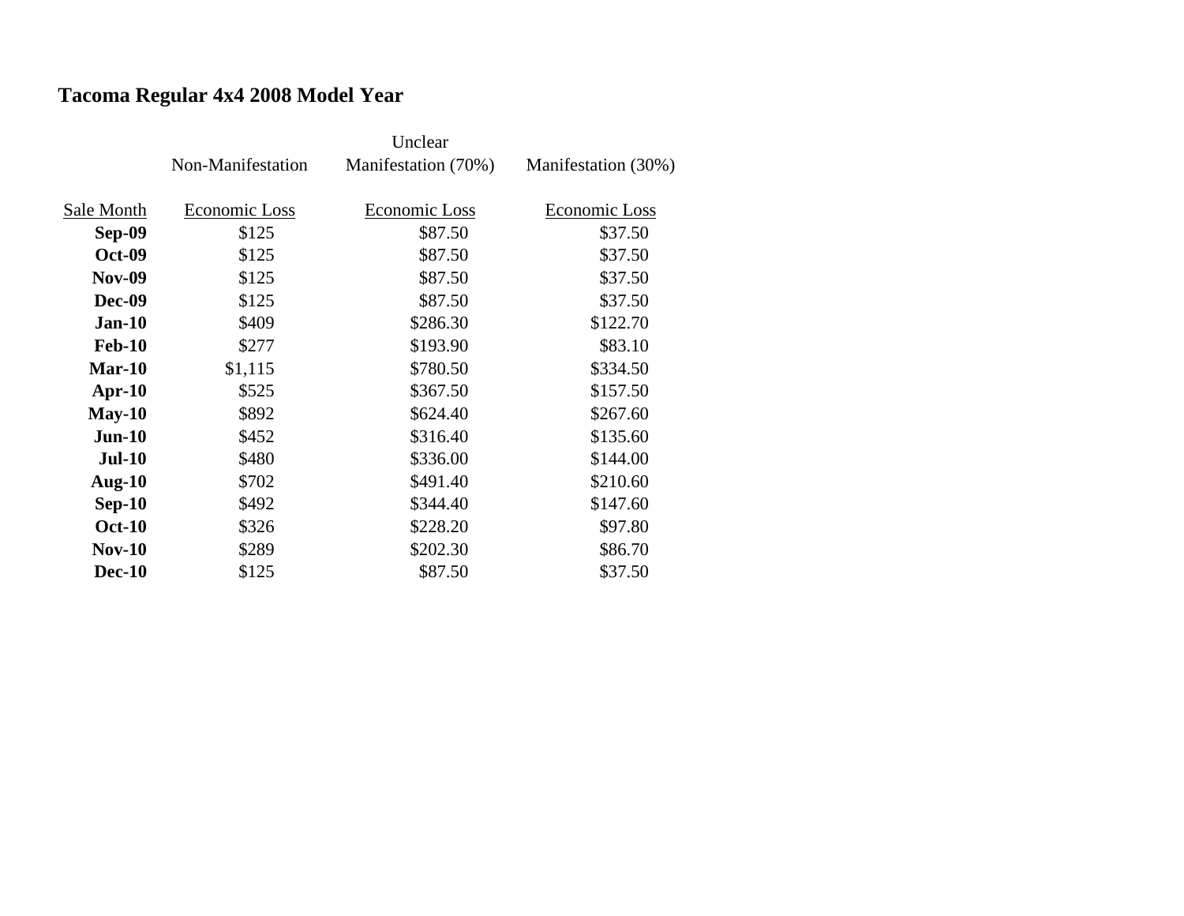## Tacoma Regular 4x4 2008 Model Year

| Sale Month | Non-Manifestation Economic Loss | Unclear Manifestation (70%) Economic Loss | Manifestation (30%) Economic Loss |
|---|---|---|---|
| **Sep-09** | $125 | $87.50 | $37.50 |
| **Oct-09** | $125 | $87.50 | $37.50 |
| **Nov-09** | $125 | $87.50 | $37.50 |
| **Dec-09** | $125 | $87.50 | $37.50 |
| **Jan-10** | $409 | $286.30 | $122.70 |
| **Feb-10** | $277 | $193.90 | $83.10 |
| **Mar-10** | $1,115 | $780.50 | $334.50 |
| **Apr-10** | $525 | $367.50 | $157.50 |
| **May-10** | $892 | $624.40 | $267.60 |
| **Jun-10** | $452 | $316.40 | $135.60 |
| **Jul-10** | $480 | $336.00 | $144.00 |
| **Aug-10** | $702 | $491.40 | $210.60 |
| **Sep-10** | $492 | $344.40 | $147.60 |
| **Oct-10** | $326 | $228.20 | $97.80 |
| **Nov-10** | $289 | $202.30 | $86.70 |
| **Dec-10** | $125 | $87.50 | $37.50 |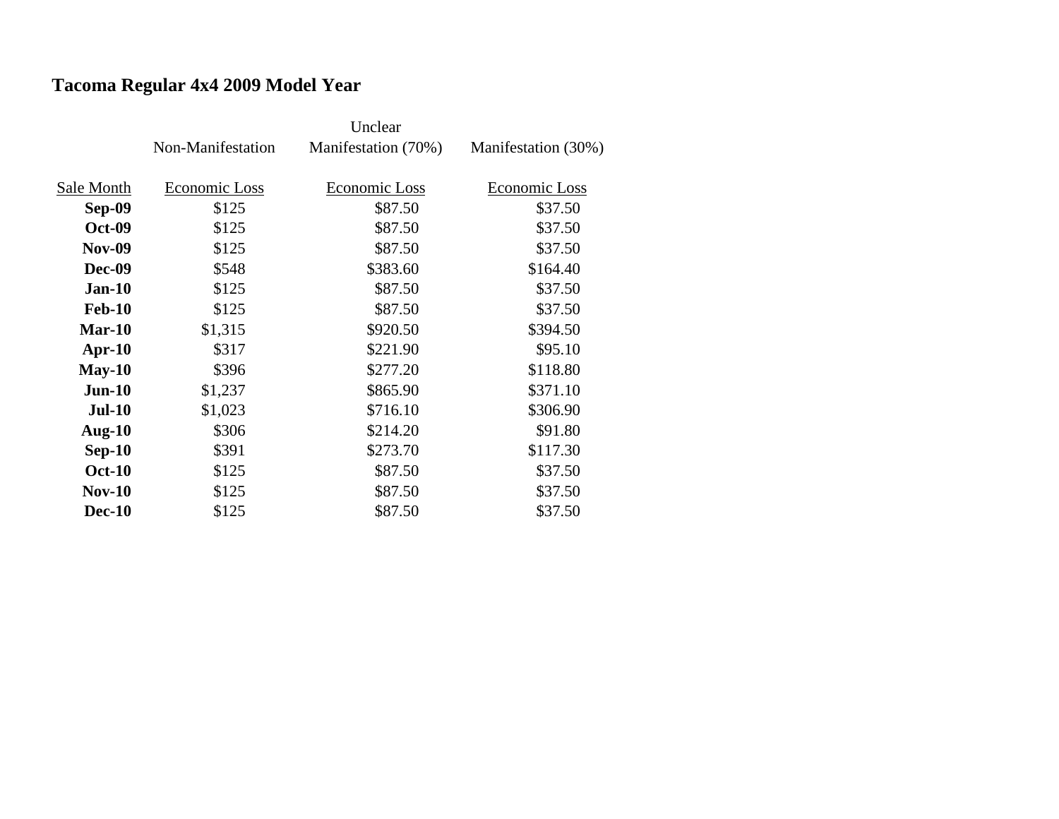## Tacoma Regular 4x4 2009 Model Year

| Sale Month | Non-Manifestation Economic Loss | Unclear Manifestation (70%) Economic Loss | Manifestation (30%) Economic Loss |
|---|---|---|---|
| **Sep-09** | $125 | $87.50 | $37.50 |
| **Oct-09** | $125 | $87.50 | $37.50 |
| **Nov-09** | $125 | $87.50 | $37.50 |
| **Dec-09** | $548 | $383.60 | $164.40 |
| **Jan-10** | $125 | $87.50 | $37.50 |
| **Feb-10** | $125 | $87.50 | $37.50 |
| **Mar-10** | $1,315 | $920.50 | $394.50 |
| **Apr-10** | $317 | $221.90 | $95.10 |
| **May-10** | $396 | $277.20 | $118.80 |
| **Jun-10** | $1,237 | $865.90 | $371.10 |
| **Jul-10** | $1,023 | $716.10 | $306.90 |
| **Aug-10** | $306 | $214.20 | $91.80 |
| **Sep-10** | $391 | $273.70 | $117.30 |
| **Oct-10** | $125 | $87.50 | $37.50 |
| **Nov-10** | $125 | $87.50 | $37.50 |
| **Dec-10** | $125 | $87.50 | $37.50 |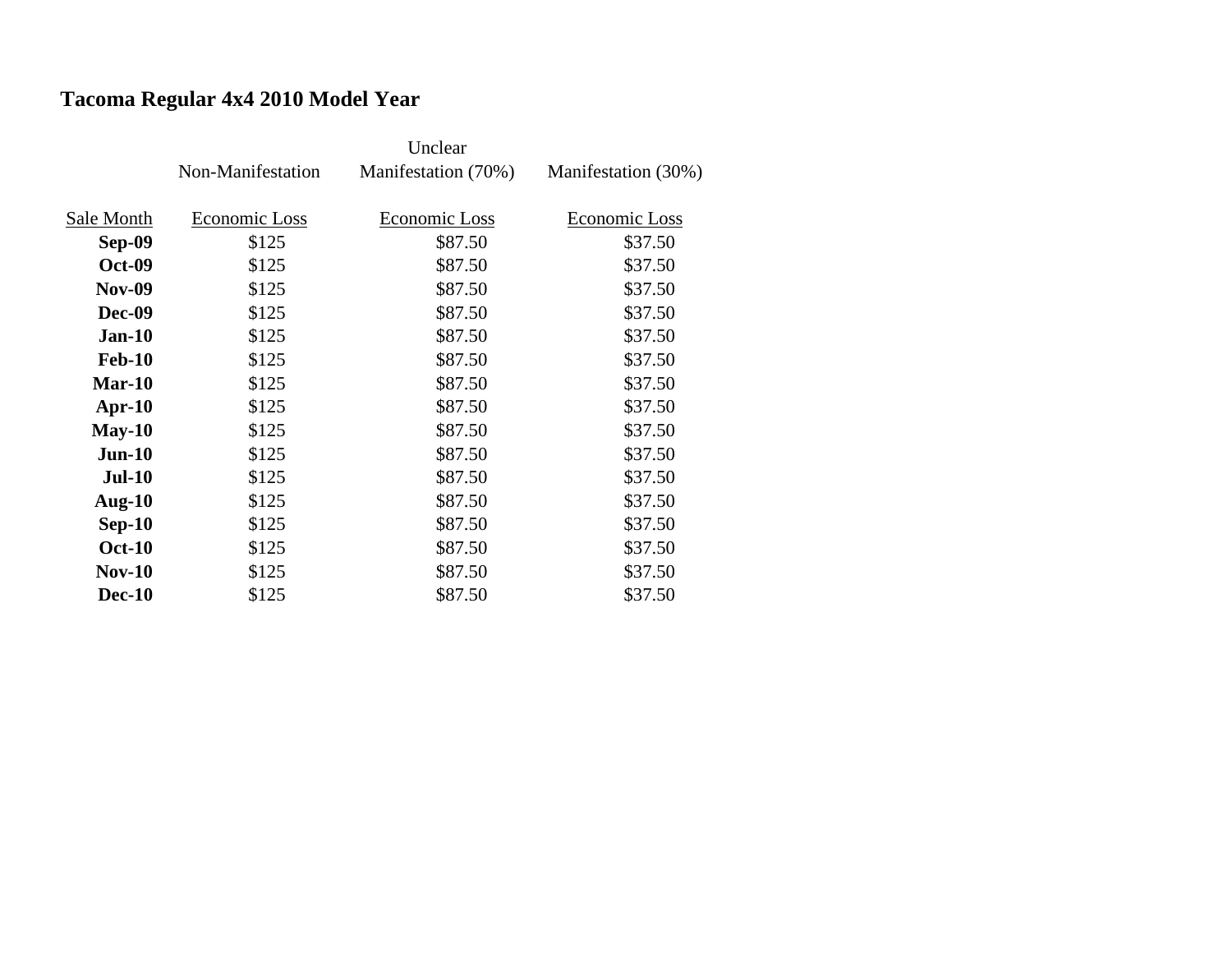## Tacoma Regular 4x4 2010 Model Year

| | Non-Manifestation | Unclear Manifestation (70%) | Manifestation (30%) |
|---|---|---|---|
| Sale Month | Economic Loss | Economic Loss | Economic Loss |
| **Sep-09** | $125 | $87.50 | $37.50 |
| **Oct-09** | $125 | $87.50 | $37.50 |
| **Nov-09** | $125 | $87.50 | $37.50 |
| **Dec-09** | $125 | $87.50 | $37.50 |
| **Jan-10** | $125 | $87.50 | $37.50 |
| **Feb-10** | $125 | $87.50 | $37.50 |
| **Mar-10** | $125 | $87.50 | $37.50 |
| **Apr-10** | $125 | $87.50 | $37.50 |
| **May-10** | $125 | $87.50 | $37.50 |
| **Jun-10** | $125 | $87.50 | $37.50 |
| **Jul-10** | $125 | $87.50 | $37.50 |
| **Aug-10** | $125 | $87.50 | $37.50 |
| **Sep-10** | $125 | $87.50 | $37.50 |
| **Oct-10** | $125 | $87.50 | $37.50 |
| **Nov-10** | $125 | $87.50 | $37.50 |
| **Dec-10** | $125 | $87.50 | $37.50 |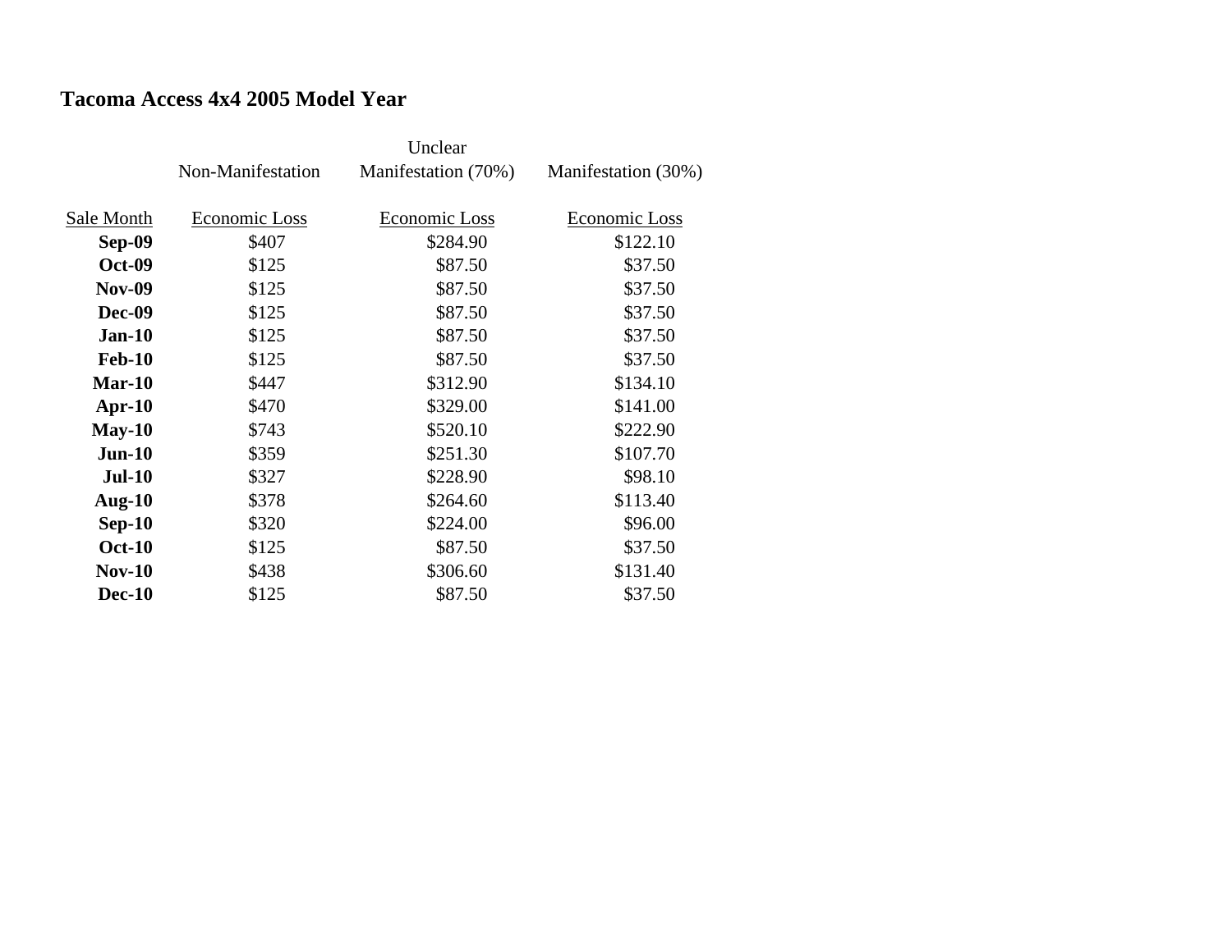## Tacoma Access 4x4 2005 Model Year

| Sale Month | Non-Manifestation Economic Loss | Unclear Manifestation (70%) Economic Loss | Manifestation (30%) Economic Loss |
|---|---|---|---|
| **Sep-09** | $407 | $284.90 | $122.10 |
| **Oct-09** | $125 | $87.50 | $37.50 |
| **Nov-09** | $125 | $87.50 | $37.50 |
| **Dec-09** | $125 | $87.50 | $37.50 |
| **Jan-10** | $125 | $87.50 | $37.50 |
| **Feb-10** | $125 | $87.50 | $37.50 |
| **Mar-10** | $447 | $312.90 | $134.10 |
| **Apr-10** | $470 | $329.00 | $141.00 |
| **May-10** | $743 | $520.10 | $222.90 |
| **Jun-10** | $359 | $251.30 | $107.70 |
| **Jul-10** | $327 | $228.90 | $98.10 |
| **Aug-10** | $378 | $264.60 | $113.40 |
| **Sep-10** | $320 | $224.00 | $96.00 |
| **Oct-10** | $125 | $87.50 | $37.50 |
| **Nov-10** | $438 | $306.60 | $131.40 |
| **Dec-10** | $125 | $87.50 | $37.50 |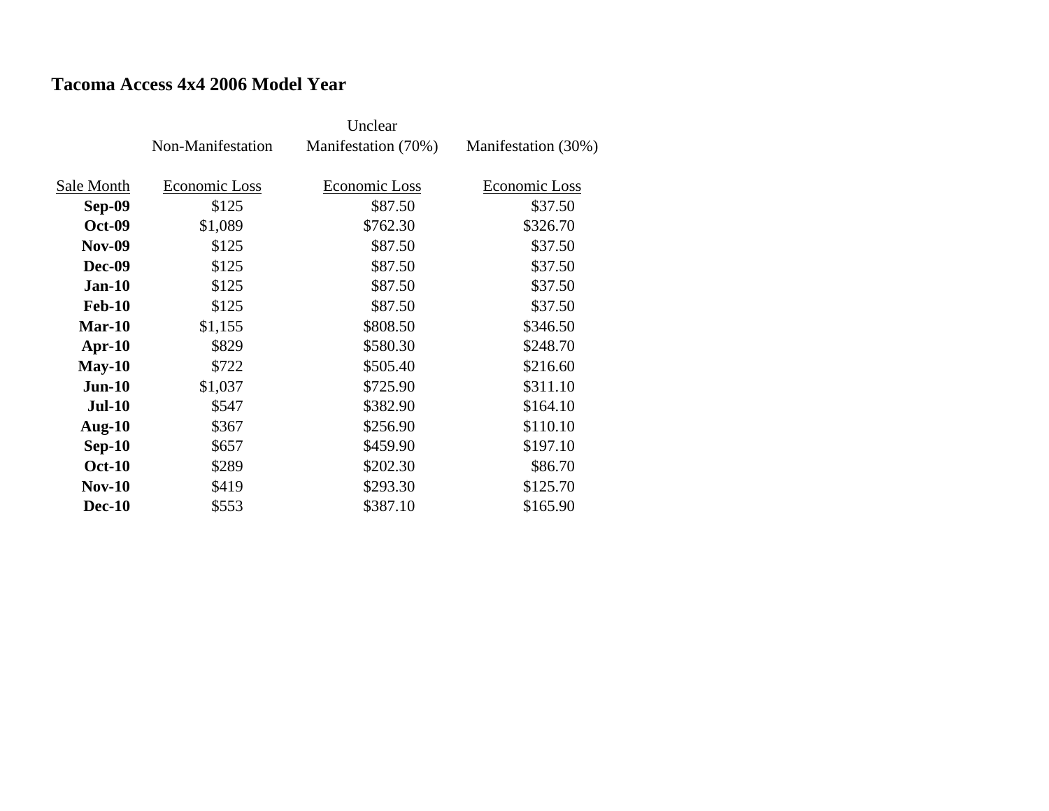# Tacoma Access 4x4 2006 Model Year

| | Non-Manifestation | Unclear Manifestation (70%) | Manifestation (30%) |
|---|---|---|---|
| Sale Month | Economic Loss | Economic Loss | Economic Loss |
| **Sep-09** | $125 | $87.50 | $37.50 |
| **Oct-09** | $1,089 | $762.30 | $326.70 |
| **Nov-09** | $125 | $87.50 | $37.50 |
| **Dec-09** | $125 | $87.50 | $37.50 |
| **Jan-10** | $125 | $87.50 | $37.50 |
| **Feb-10** | $125 | $87.50 | $37.50 |
| **Mar-10** | $1,155 | $808.50 | $346.50 |
| **Apr-10** | $829 | $580.30 | $248.70 |
| **May-10** | $722 | $505.40 | $216.60 |
| **Jun-10** | $1,037 | $725.90 | $311.10 |
| **Jul-10** | $547 | $382.90 | $164.10 |
| **Aug-10** | $367 | $256.90 | $110.10 |
| **Sep-10** | $657 | $459.90 | $197.10 |
| **Oct-10** | $289 | $202.30 | $86.70 |
| **Nov-10** | $419 | $293.30 | $125.70 |
| **Dec-10** | $553 | $387.10 | $165.90 |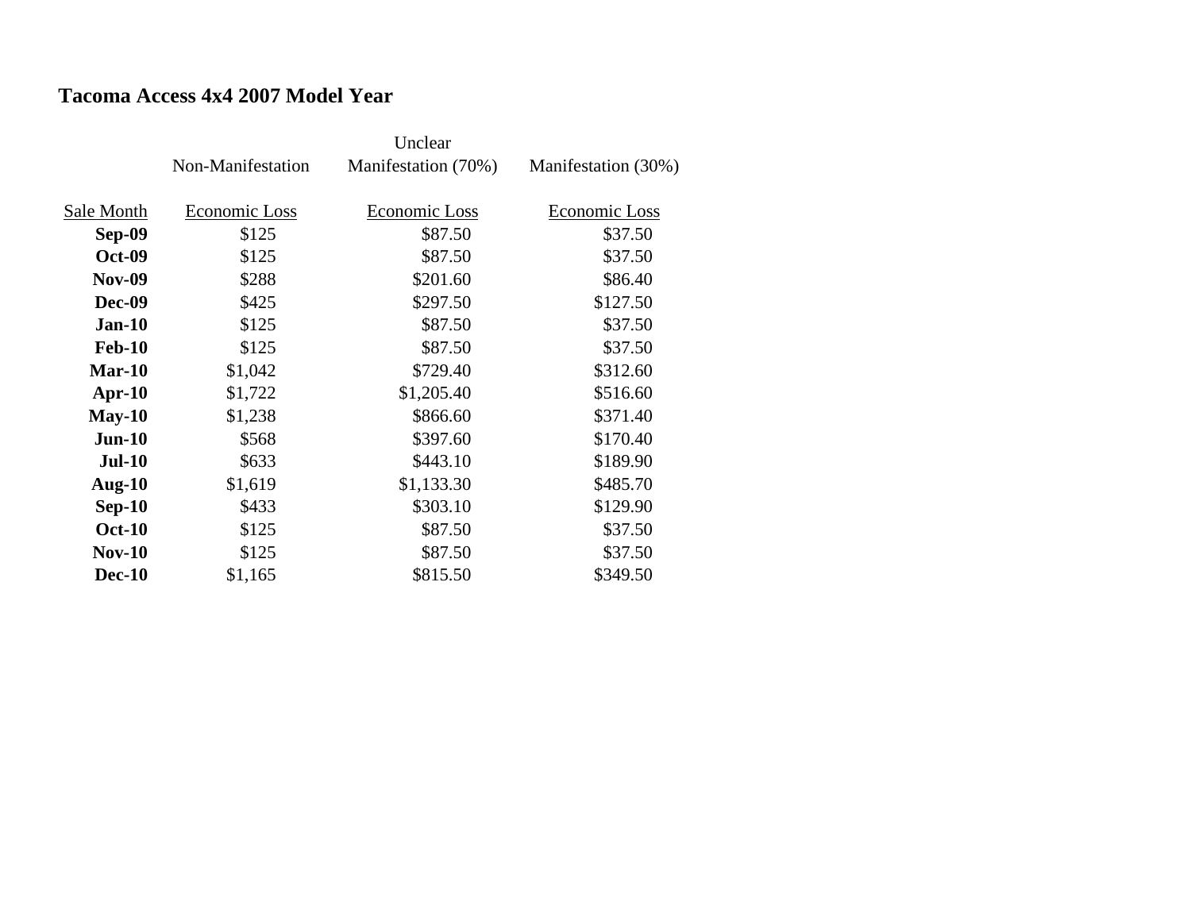**Tacoma Access 4x4 2007 Model Year**

| | Non-Manifestation | Unclear Manifestation (70%) | Manifestation (30%) |
|---|---|---|---|
| Sale Month | Economic Loss | Economic Loss | Economic Loss |
| **Sep-09** | $125 | $87.50 | $37.50 |
| **Oct-09** | $125 | $87.50 | $37.50 |
| **Nov-09** | $288 | $201.60 | $86.40 |
| **Dec-09** | $425 | $297.50 | $127.50 |
| **Jan-10** | $125 | $87.50 | $37.50 |
| **Feb-10** | $125 | $87.50 | $37.50 |
| **Mar-10** | $1,042 | $729.40 | $312.60 |
| **Apr-10** | $1,722 | $1,205.40 | $516.60 |
| **May-10** | $1,238 | $866.60 | $371.40 |
| **Jun-10** | $568 | $397.60 | $170.40 |
| **Jul-10** | $633 | $443.10 | $189.90 |
| **Aug-10** | $1,619 | $1,133.30 | $485.70 |
| **Sep-10** | $433 | $303.10 | $129.90 |
| **Oct-10** | $125 | $87.50 | $37.50 |
| **Nov-10** | $125 | $87.50 | $37.50 |
| **Dec-10** | $1,165 | $815.50 | $349.50 |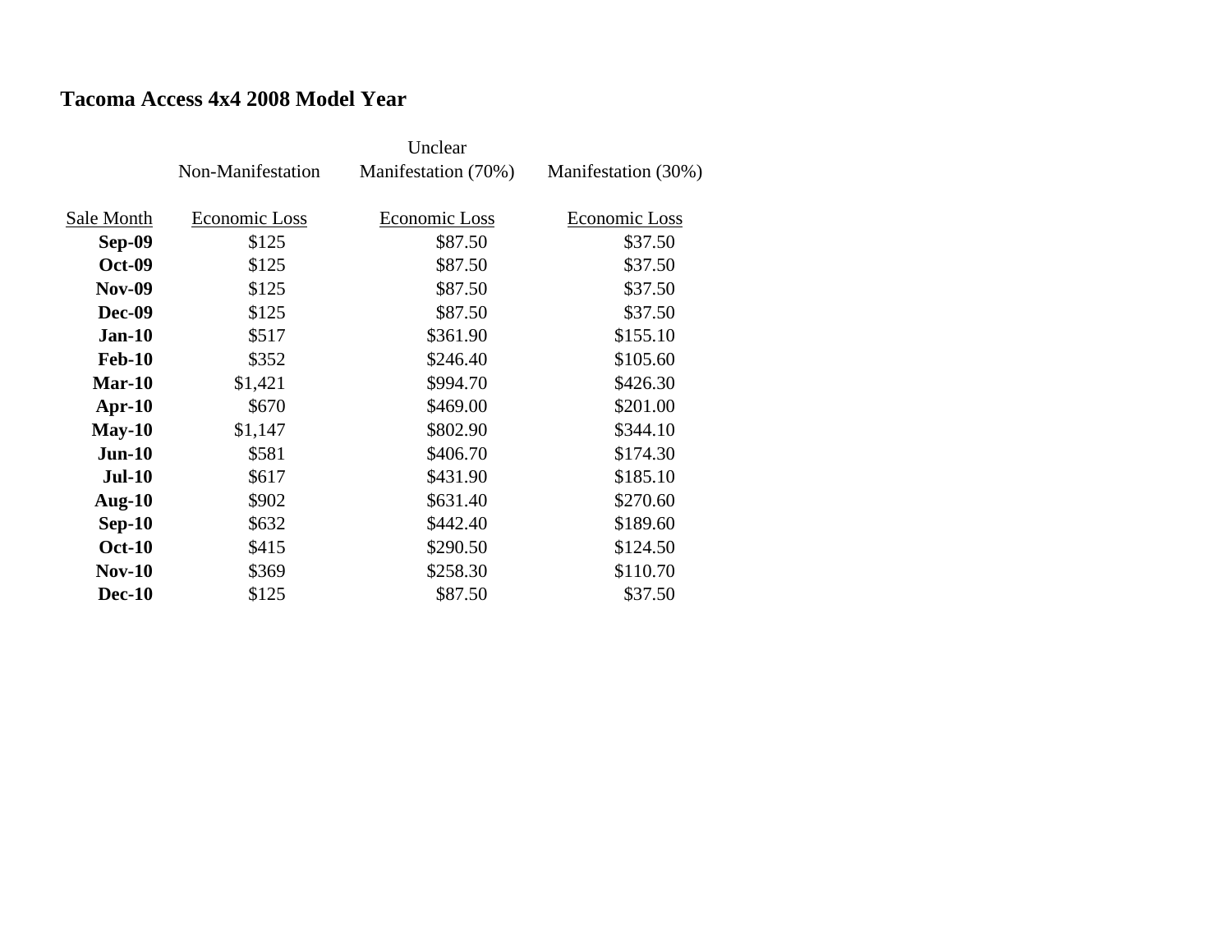## Tacoma Access 4x4 2008 Model Year

| | Non-Manifestation | Unclear Manifestation (70%) | Manifestation (30%) |
|---|---|---|---|
| Sale Month | Economic Loss | Economic Loss | Economic Loss |
| **Sep-09** | $125 | $87.50 | $37.50 |
| **Oct-09** | $125 | $87.50 | $37.50 |
| **Nov-09** | $125 | $87.50 | $37.50 |
| **Dec-09** | $125 | $87.50 | $37.50 |
| **Jan-10** | $517 | $361.90 | $155.10 |
| **Feb-10** | $352 | $246.40 | $105.60 |
| **Mar-10** | $1,421 | $994.70 | $426.30 |
| **Apr-10** | $670 | $469.00 | $201.00 |
| **May-10** | $1,147 | $802.90 | $344.10 |
| **Jun-10** | $581 | $406.70 | $174.30 |
| **Jul-10** | $617 | $431.90 | $185.10 |
| **Aug-10** | $902 | $631.40 | $270.60 |
| **Sep-10** | $632 | $442.40 | $189.60 |
| **Oct-10** | $415 | $290.50 | $124.50 |
| **Nov-10** | $369 | $258.30 | $110.70 |
| **Dec-10** | $125 | $87.50 | $37.50 |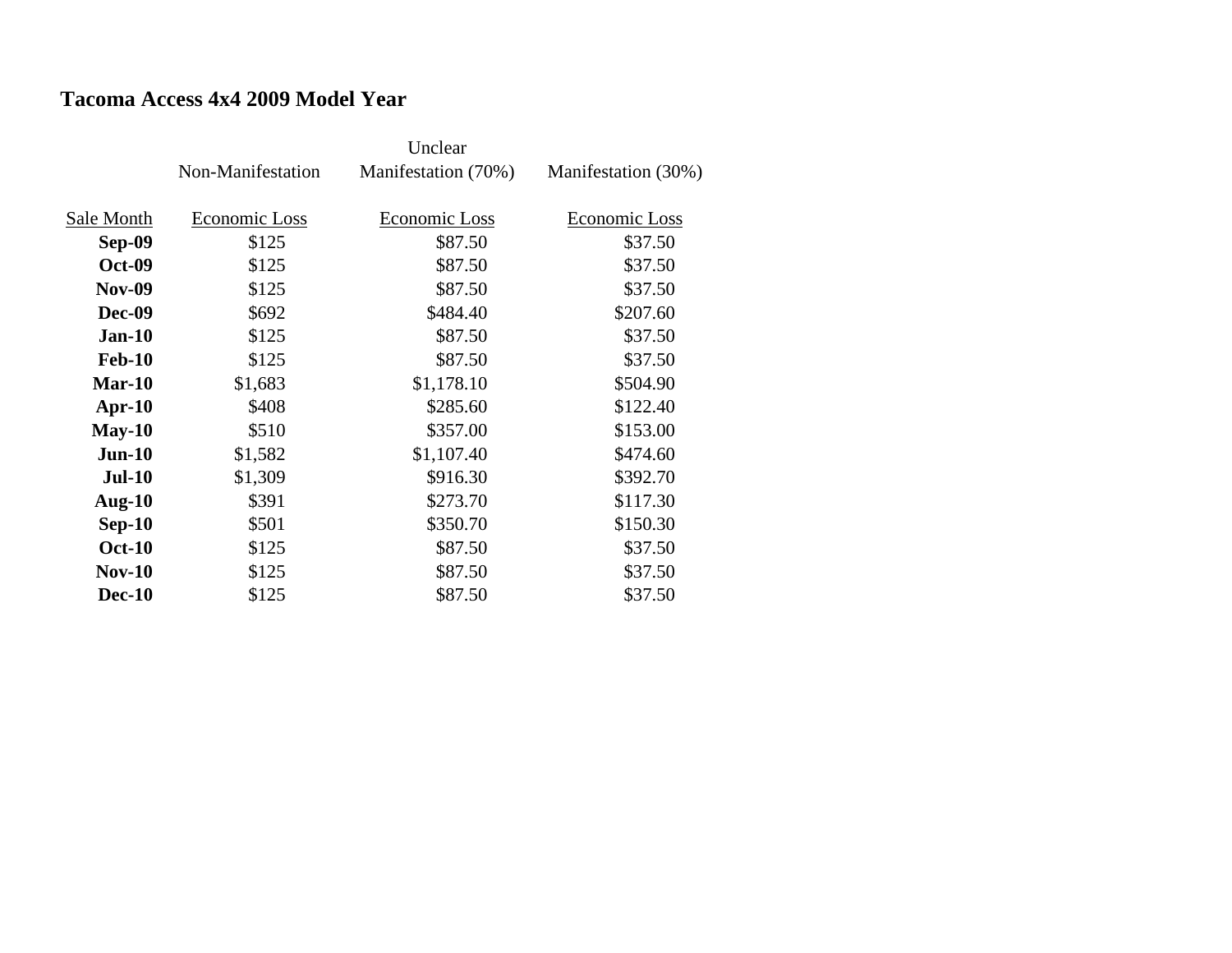## Tacoma Access 4x4 2009 Model Year

| | Non-Manifestation | Unclear Manifestation (70%) | Manifestation (30%) |
|---|---|---|---|
| Sale Month | Economic Loss | Economic Loss | Economic Loss |
| **Sep-09** | $125 | $87.50 | $37.50 |
| **Oct-09** | $125 | $87.50 | $37.50 |
| **Nov-09** | $125 | $87.50 | $37.50 |
| **Dec-09** | $692 | $484.40 | $207.60 |
| **Jan-10** | $125 | $87.50 | $37.50 |
| **Feb-10** | $125 | $87.50 | $37.50 |
| **Mar-10** | $1,683 | $1,178.10 | $504.90 |
| **Apr-10** | $408 | $285.60 | $122.40 |
| **May-10** | $510 | $357.00 | $153.00 |
| **Jun-10** | $1,582 | $1,107.40 | $474.60 |
| **Jul-10** | $1,309 | $916.30 | $392.70 |
| **Aug-10** | $391 | $273.70 | $117.30 |
| **Sep-10** | $501 | $350.70 | $150.30 |
| **Oct-10** | $125 | $87.50 | $37.50 |
| **Nov-10** | $125 | $87.50 | $37.50 |
| **Dec-10** | $125 | $87.50 | $37.50 |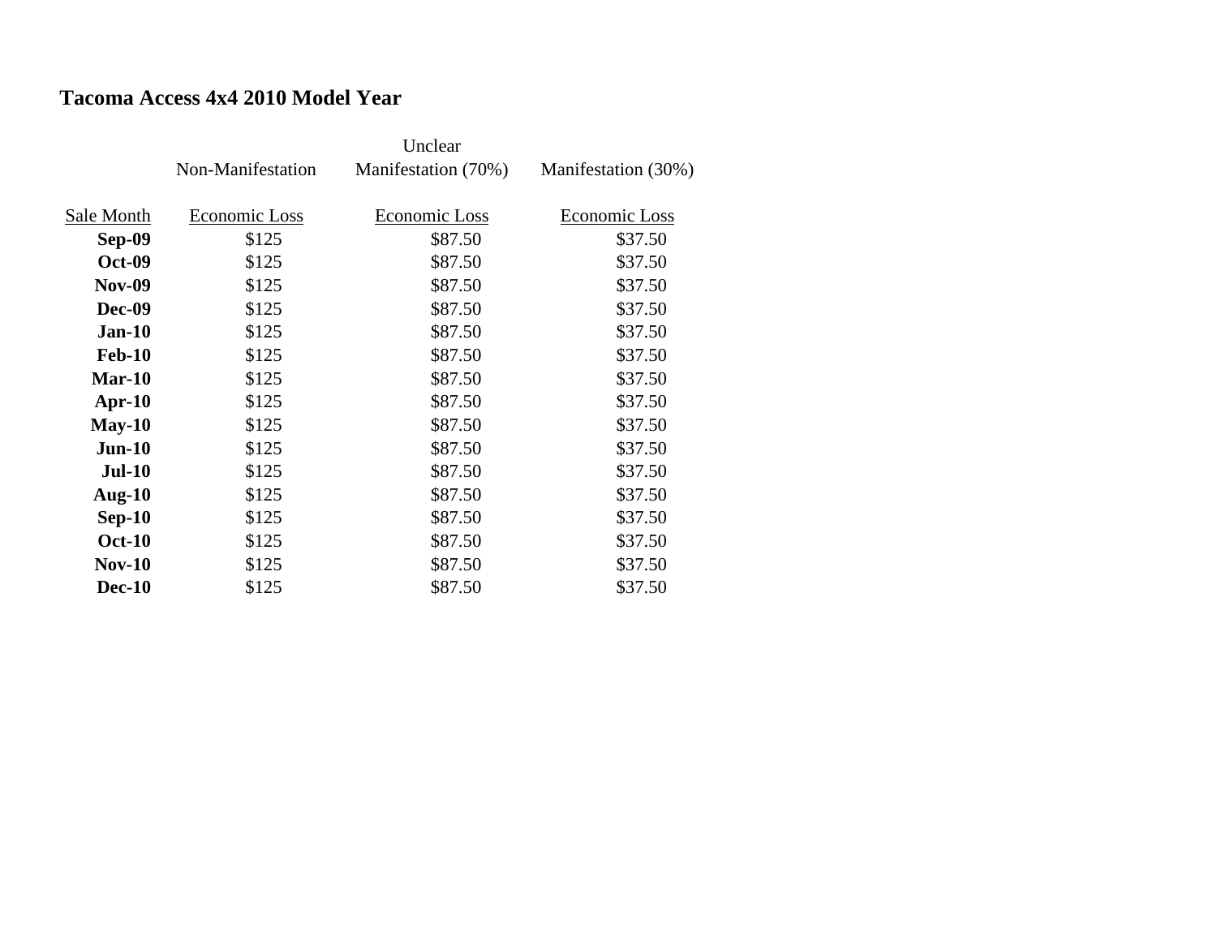## Tacoma Access 4x4 2010 Model Year

| Sale Month | Non-Manifestation Economic Loss | Unclear Manifestation (70%) Economic Loss | Manifestation (30%) Economic Loss |
|---|---|---|---|
| **Sep-09** | $125 | $87.50 | $37.50 |
| **Oct-09** | $125 | $87.50 | $37.50 |
| **Nov-09** | $125 | $87.50 | $37.50 |
| **Dec-09** | $125 | $87.50 | $37.50 |
| **Jan-10** | $125 | $87.50 | $37.50 |
| **Feb-10** | $125 | $87.50 | $37.50 |
| **Mar-10** | $125 | $87.50 | $37.50 |
| **Apr-10** | $125 | $87.50 | $37.50 |
| **May-10** | $125 | $87.50 | $37.50 |
| **Jun-10** | $125 | $87.50 | $37.50 |
| **Jul-10** | $125 | $87.50 | $37.50 |
| **Aug-10** | $125 | $87.50 | $37.50 |
| **Sep-10** | $125 | $87.50 | $37.50 |
| **Oct-10** | $125 | $87.50 | $37.50 |
| **Nov-10** | $125 | $87.50 | $37.50 |
| **Dec-10** | $125 | $87.50 | $37.50 |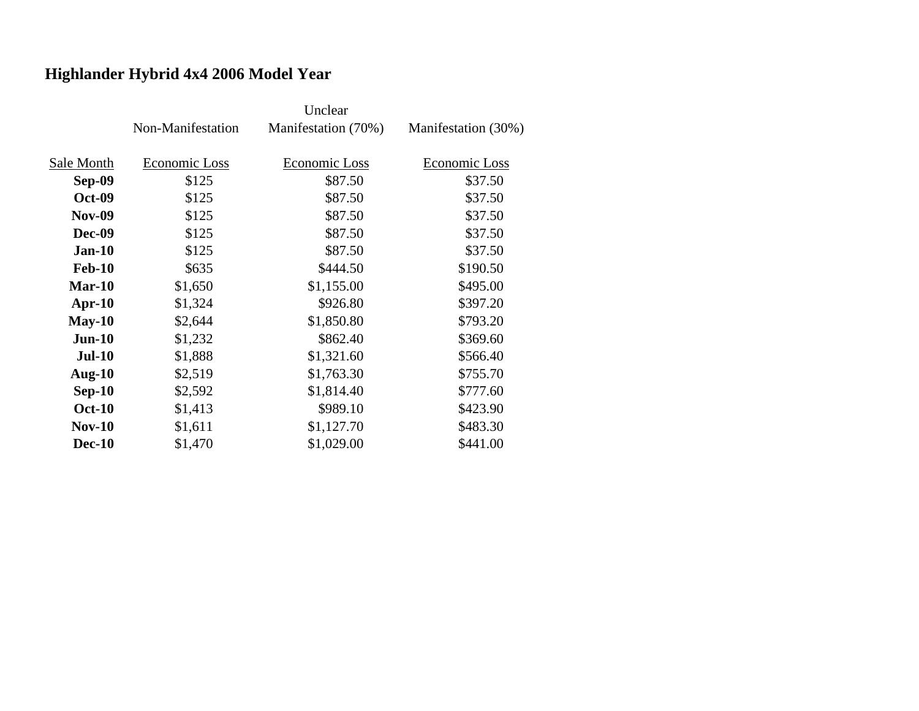**Highlander Hybrid 4x4 2006 Model Year**

| | Non-Manifestation | Unclear Manifestation (70%) | Manifestation (30%) |
|---|---|---|---|
| Sale Month | Economic Loss | Economic Loss | Economic Loss |
| **Sep-09** | $125 | $87.50 | $37.50 |
| **Oct-09** | $125 | $87.50 | $37.50 |
| **Nov-09** | $125 | $87.50 | $37.50 |
| **Dec-09** | $125 | $87.50 | $37.50 |
| **Jan-10** | $125 | $87.50 | $37.50 |
| **Feb-10** | $635 | $444.50 | $190.50 |
| **Mar-10** | $1,650 | $1,155.00 | $495.00 |
| **Apr-10** | $1,324 | $926.80 | $397.20 |
| **May-10** | $2,644 | $1,850.80 | $793.20 |
| **Jun-10** | $1,232 | $862.40 | $369.60 |
| **Jul-10** | $1,888 | $1,321.60 | $566.40 |
| **Aug-10** | $2,519 | $1,763.30 | $755.70 |
| **Sep-10** | $2,592 | $1,814.40 | $777.60 |
| **Oct-10** | $1,413 | $989.10 | $423.90 |
| **Nov-10** | $1,611 | $1,127.70 | $483.30 |
| **Dec-10** | $1,470 | $1,029.00 | $441.00 |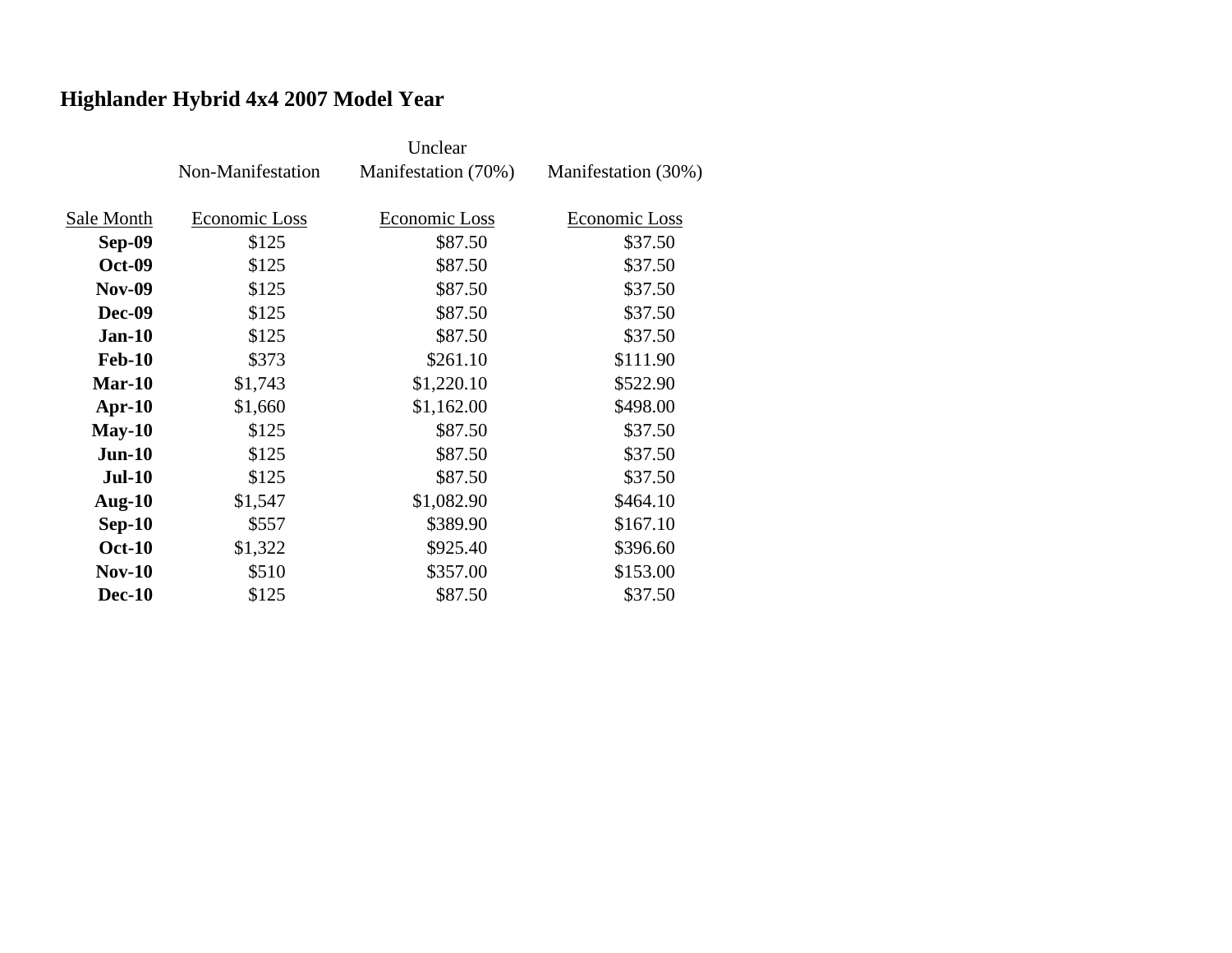# Highlander Hybrid 4x4 2007 Model Year

| | Non-Manifestation | Unclear Manifestation (70%) | Manifestation (30%) |
|---|---|---|---|
| Sale Month | Economic Loss | Economic Loss | Economic Loss |
| **Sep-09** | $125 | $87.50 | $37.50 |
| **Oct-09** | $125 | $87.50 | $37.50 |
| **Nov-09** | $125 | $87.50 | $37.50 |
| **Dec-09** | $125 | $87.50 | $37.50 |
| **Jan-10** | $125 | $87.50 | $37.50 |
| **Feb-10** | $373 | $261.10 | $111.90 |
| **Mar-10** | $1,743 | $1,220.10 | $522.90 |
| **Apr-10** | $1,660 | $1,162.00 | $498.00 |
| **May-10** | $125 | $87.50 | $37.50 |
| **Jun-10** | $125 | $87.50 | $37.50 |
| **Jul-10** | $125 | $87.50 | $37.50 |
| **Aug-10** | $1,547 | $1,082.90 | $464.10 |
| **Sep-10** | $557 | $389.90 | $167.10 |
| **Oct-10** | $1,322 | $925.40 | $396.60 |
| **Nov-10** | $510 | $357.00 | $153.00 |
| **Dec-10** | $125 | $87.50 | $37.50 |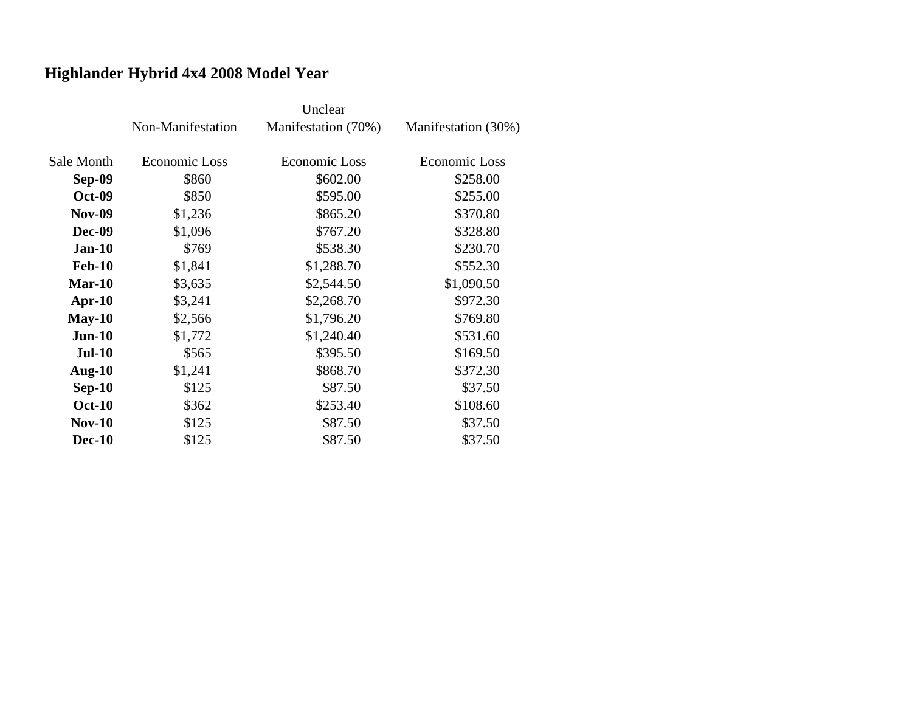# Highlander Hybrid 4x4 2008 Model Year

| | Non-Manifestation | Unclear Manifestation (70%) | Manifestation (30%) |
|---|---|---|---|
| Sale Month | Economic Loss | Economic Loss | Economic Loss |
| **Sep-09** | $860 | $602.00 | $258.00 |
| **Oct-09** | $850 | $595.00 | $255.00 |
| **Nov-09** | $1,236 | $865.20 | $370.80 |
| **Dec-09** | $1,096 | $767.20 | $328.80 |
| **Jan-10** | $769 | $538.30 | $230.70 |
| **Feb-10** | $1,841 | $1,288.70 | $552.30 |
| **Mar-10** | $3,635 | $2,544.50 | $1,090.50 |
| **Apr-10** | $3,241 | $2,268.70 | $972.30 |
| **May-10** | $2,566 | $1,796.20 | $769.80 |
| **Jun-10** | $1,772 | $1,240.40 | $531.60 |
| **Jul-10** | $565 | $395.50 | $169.50 |
| **Aug-10** | $1,241 | $868.70 | $372.30 |
| **Sep-10** | $125 | $87.50 | $37.50 |
| **Oct-10** | $362 | $253.40 | $108.60 |
| **Nov-10** | $125 | $87.50 | $37.50 |
| **Dec-10** | $125 | $87.50 | $37.50 |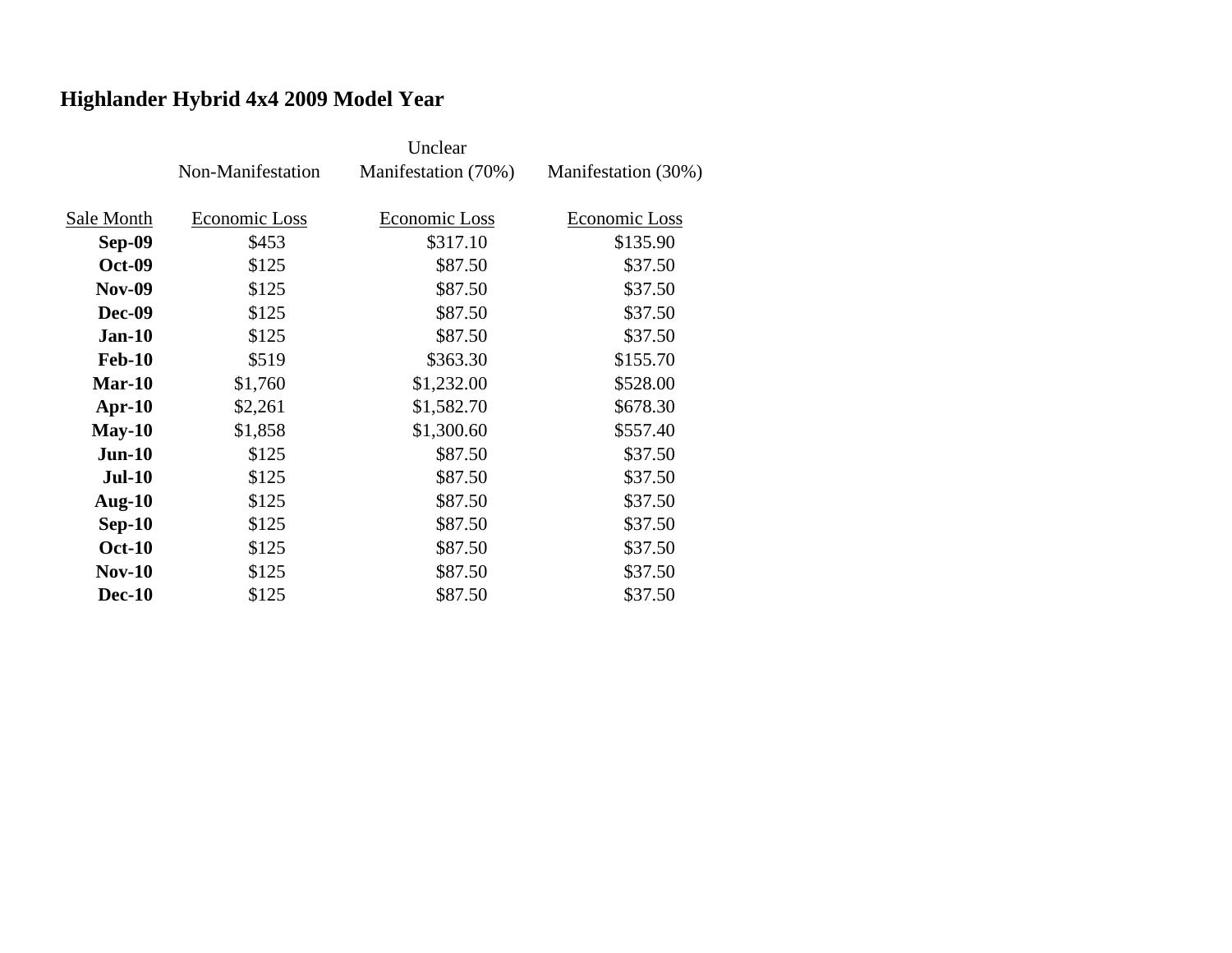## Highlander Hybrid 4x4 2009 Model Year

| Sale Month | Non-Manifestation Economic Loss | Unclear Manifestation (70%) Economic Loss | Manifestation (30%) Economic Loss |
|---|---|---|---|
| **Sep-09** | $453 | $317.10 | $135.90 |
| **Oct-09** | $125 | $87.50 | $37.50 |
| **Nov-09** | $125 | $87.50 | $37.50 |
| **Dec-09** | $125 | $87.50 | $37.50 |
| **Jan-10** | $125 | $87.50 | $37.50 |
| **Feb-10** | $519 | $363.30 | $155.70 |
| **Mar-10** | $1,760 | $1,232.00 | $528.00 |
| **Apr-10** | $2,261 | $1,582.70 | $678.30 |
| **May-10** | $1,858 | $1,300.60 | $557.40 |
| **Jun-10** | $125 | $87.50 | $37.50 |
| **Jul-10** | $125 | $87.50 | $37.50 |
| **Aug-10** | $125 | $87.50 | $37.50 |
| **Sep-10** | $125 | $87.50 | $37.50 |
| **Oct-10** | $125 | $87.50 | $37.50 |
| **Nov-10** | $125 | $87.50 | $37.50 |
| **Dec-10** | $125 | $87.50 | $37.50 |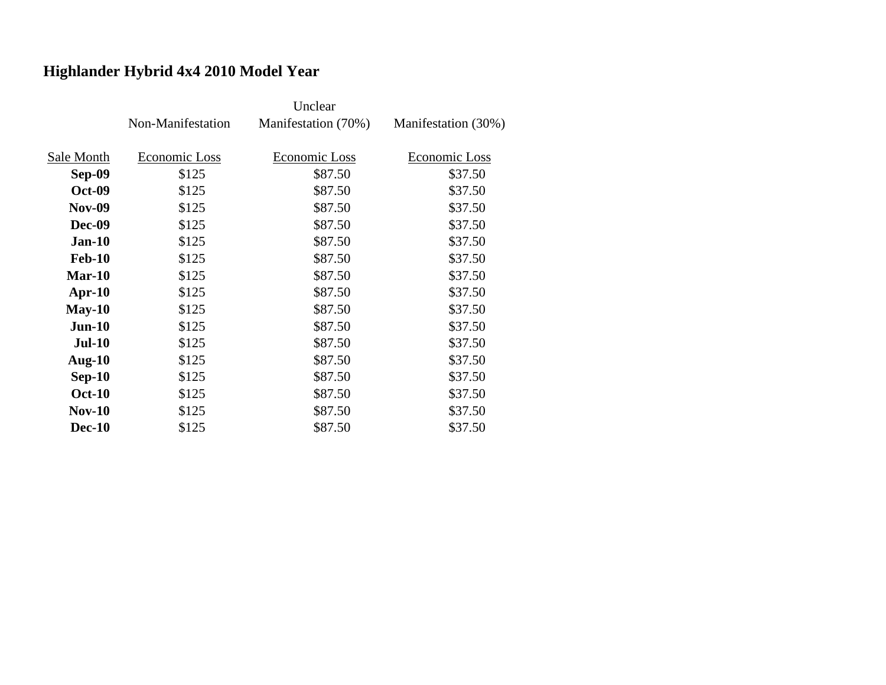## Highlander Hybrid 4x4 2010 Model Year

| | Non-Manifestation | Unclear Manifestation (70%) | Manifestation (30%) |
|---|---|---|---|
| Sale Month | Economic Loss | Economic Loss | Economic Loss |
| **Sep-09** | $125 | $87.50 | $37.50 |
| **Oct-09** | $125 | $87.50 | $37.50 |
| **Nov-09** | $125 | $87.50 | $37.50 |
| **Dec-09** | $125 | $87.50 | $37.50 |
| **Jan-10** | $125 | $87.50 | $37.50 |
| **Feb-10** | $125 | $87.50 | $37.50 |
| **Mar-10** | $125 | $87.50 | $37.50 |
| **Apr-10** | $125 | $87.50 | $37.50 |
| **May-10** | $125 | $87.50 | $37.50 |
| **Jun-10** | $125 | $87.50 | $37.50 |
| **Jul-10** | $125 | $87.50 | $37.50 |
| **Aug-10** | $125 | $87.50 | $37.50 |
| **Sep-10** | $125 | $87.50 | $37.50 |
| **Oct-10** | $125 | $87.50 | $37.50 |
| **Nov-10** | $125 | $87.50 | $37.50 |
| **Dec-10** | $125 | $87.50 | $37.50 |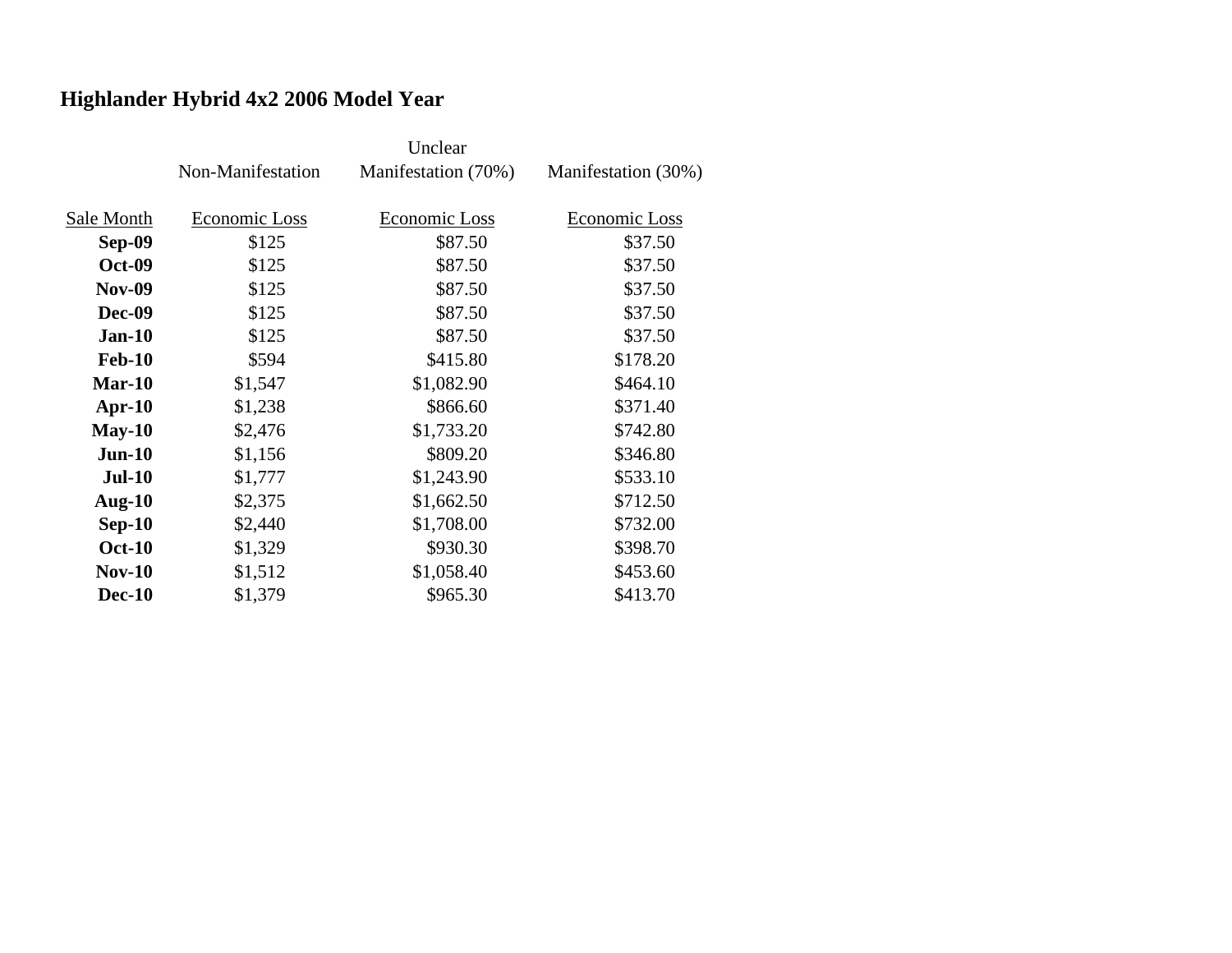## Highlander Hybrid 4x2 2006 Model Year

| | Non-Manifestation | Unclear Manifestation (70%) | Manifestation (30%) |
|---|---|---|---|
| Sale Month | Economic Loss | Economic Loss | Economic Loss |
| **Sep-09** | $125 | $87.50 | $37.50 |
| **Oct-09** | $125 | $87.50 | $37.50 |
| **Nov-09** | $125 | $87.50 | $37.50 |
| **Dec-09** | $125 | $87.50 | $37.50 |
| **Jan-10** | $125 | $87.50 | $37.50 |
| **Feb-10** | $594 | $415.80 | $178.20 |
| **Mar-10** | $1,547 | $1,082.90 | $464.10 |
| **Apr-10** | $1,238 | $866.60 | $371.40 |
| **May-10** | $2,476 | $1,733.20 | $742.80 |
| **Jun-10** | $1,156 | $809.20 | $346.80 |
| **Jul-10** | $1,777 | $1,243.90 | $533.10 |
| **Aug-10** | $2,375 | $1,662.50 | $712.50 |
| **Sep-10** | $2,440 | $1,708.00 | $732.00 |
| **Oct-10** | $1,329 | $930.30 | $398.70 |
| **Nov-10** | $1,512 | $1,058.40 | $453.60 |
| **Dec-10** | $1,379 | $965.30 | $413.70 |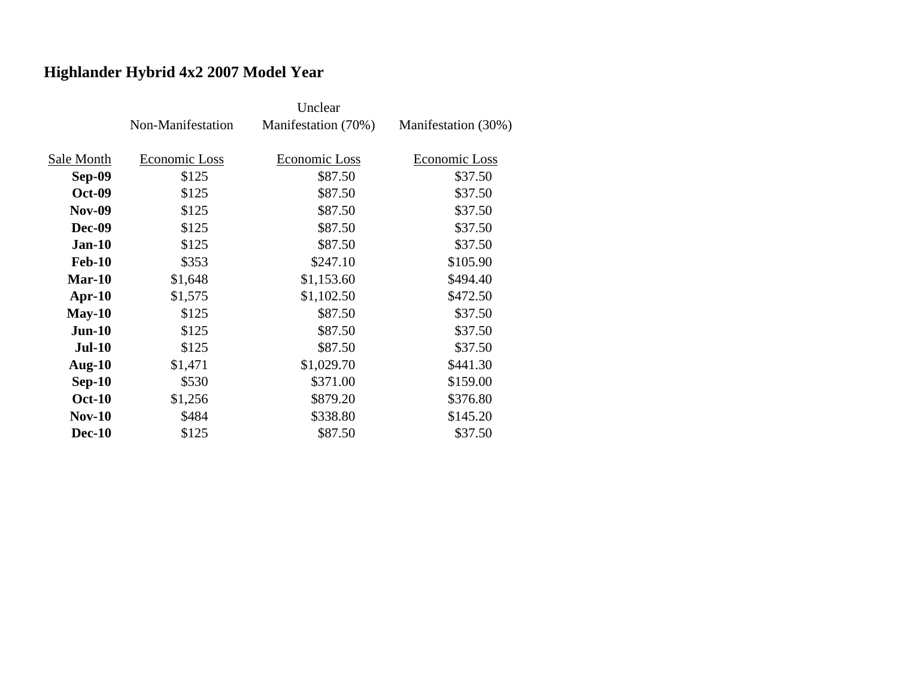## Highlander Hybrid 4x2 2007 Model Year

| Sale Month | Non-Manifestation Economic Loss | Unclear Manifestation (70%) Economic Loss | Manifestation (30%) Economic Loss |
|---|---|---|---|
| **Sep-09** | $125 | $87.50 | $37.50 |
| **Oct-09** | $125 | $87.50 | $37.50 |
| **Nov-09** | $125 | $87.50 | $37.50 |
| **Dec-09** | $125 | $87.50 | $37.50 |
| **Jan-10** | $125 | $87.50 | $37.50 |
| **Feb-10** | $353 | $247.10 | $105.90 |
| **Mar-10** | $1,648 | $1,153.60 | $494.40 |
| **Apr-10** | $1,575 | $1,102.50 | $472.50 |
| **May-10** | $125 | $87.50 | $37.50 |
| **Jun-10** | $125 | $87.50 | $37.50 |
| **Jul-10** | $125 | $87.50 | $37.50 |
| **Aug-10** | $1,471 | $1,029.70 | $441.30 |
| **Sep-10** | $530 | $371.00 | $159.00 |
| **Oct-10** | $1,256 | $879.20 | $376.80 |
| **Nov-10** | $484 | $338.80 | $145.20 |
| **Dec-10** | $125 | $87.50 | $37.50 |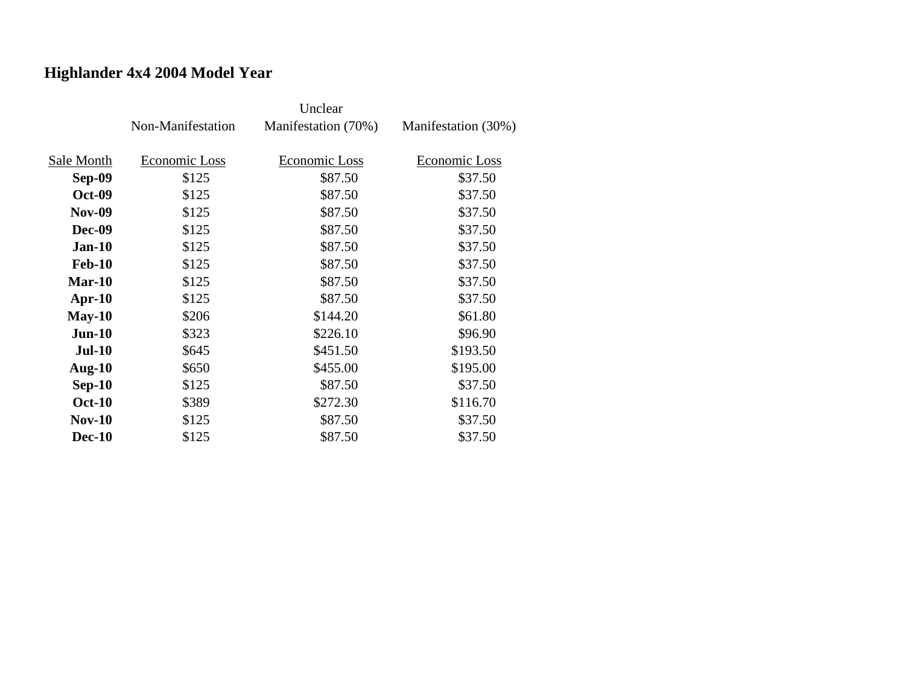## Highlander 4x4 2004 Model Year

| Sale Month | Non-Manifestation Economic Loss | Unclear Manifestation (70%) Economic Loss | Manifestation (30%) Economic Loss |
|---|---|---|---|
| **Sep-09** | $125 | $87.50 | $37.50 |
| **Oct-09** | $125 | $87.50 | $37.50 |
| **Nov-09** | $125 | $87.50 | $37.50 |
| **Dec-09** | $125 | $87.50 | $37.50 |
| **Jan-10** | $125 | $87.50 | $37.50 |
| **Feb-10** | $125 | $87.50 | $37.50 |
| **Mar-10** | $125 | $87.50 | $37.50 |
| **Apr-10** | $125 | $87.50 | $37.50 |
| **May-10** | $206 | $144.20 | $61.80 |
| **Jun-10** | $323 | $226.10 | $96.90 |
| **Jul-10** | $645 | $451.50 | $193.50 |
| **Aug-10** | $650 | $455.00 | $195.00 |
| **Sep-10** | $125 | $87.50 | $37.50 |
| **Oct-10** | $389 | $272.30 | $116.70 |
| **Nov-10** | $125 | $87.50 | $37.50 |
| **Dec-10** | $125 | $87.50 | $37.50 |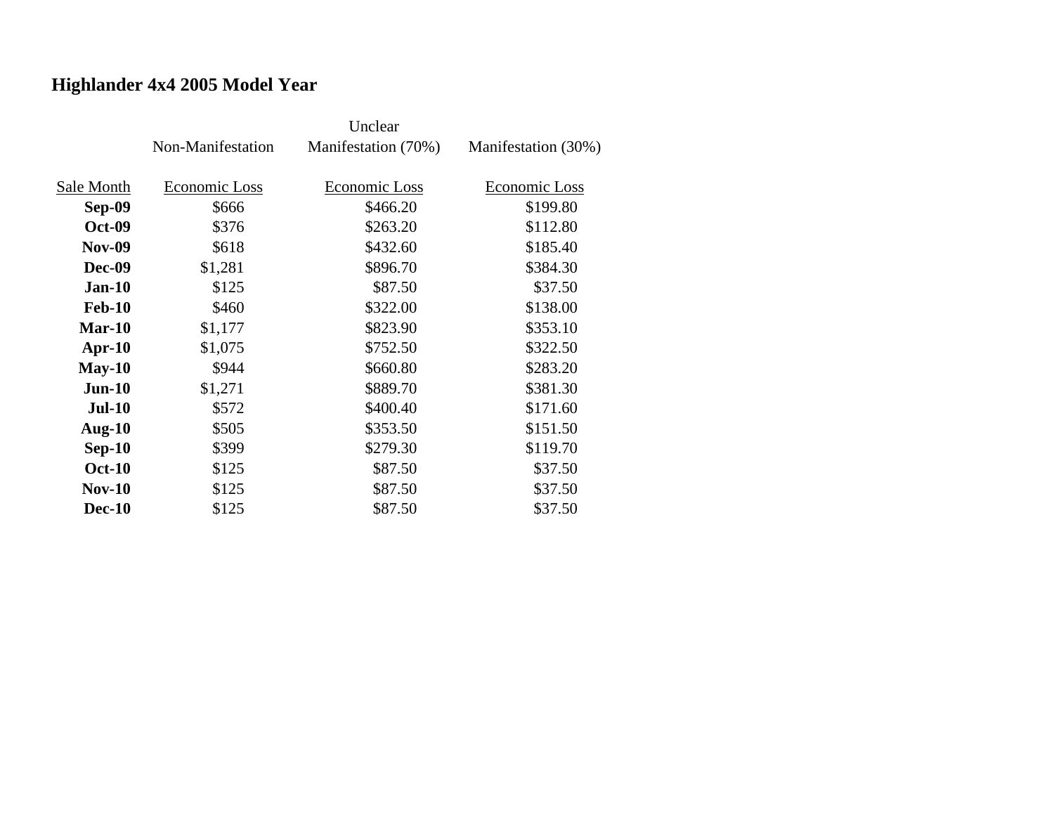## Highlander 4x4 2005 Model Year

| | Non-Manifestation | Unclear Manifestation (70%) | Manifestation (30%) |
|---|---|---|---|
| Sale Month | Economic Loss | Economic Loss | Economic Loss |
| **Sep-09** | $666 | $466.20 | $199.80 |
| **Oct-09** | $376 | $263.20 | $112.80 |
| **Nov-09** | $618 | $432.60 | $185.40 |
| **Dec-09** | $1,281 | $896.70 | $384.30 |
| **Jan-10** | $125 | $87.50 | $37.50 |
| **Feb-10** | $460 | $322.00 | $138.00 |
| **Mar-10** | $1,177 | $823.90 | $353.10 |
| **Apr-10** | $1,075 | $752.50 | $322.50 |
| **May-10** | $944 | $660.80 | $283.20 |
| **Jun-10** | $1,271 | $889.70 | $381.30 |
| **Jul-10** | $572 | $400.40 | $171.60 |
| **Aug-10** | $505 | $353.50 | $151.50 |
| **Sep-10** | $399 | $279.30 | $119.70 |
| **Oct-10** | $125 | $87.50 | $37.50 |
| **Nov-10** | $125 | $87.50 | $37.50 |
| **Dec-10** | $125 | $87.50 | $37.50 |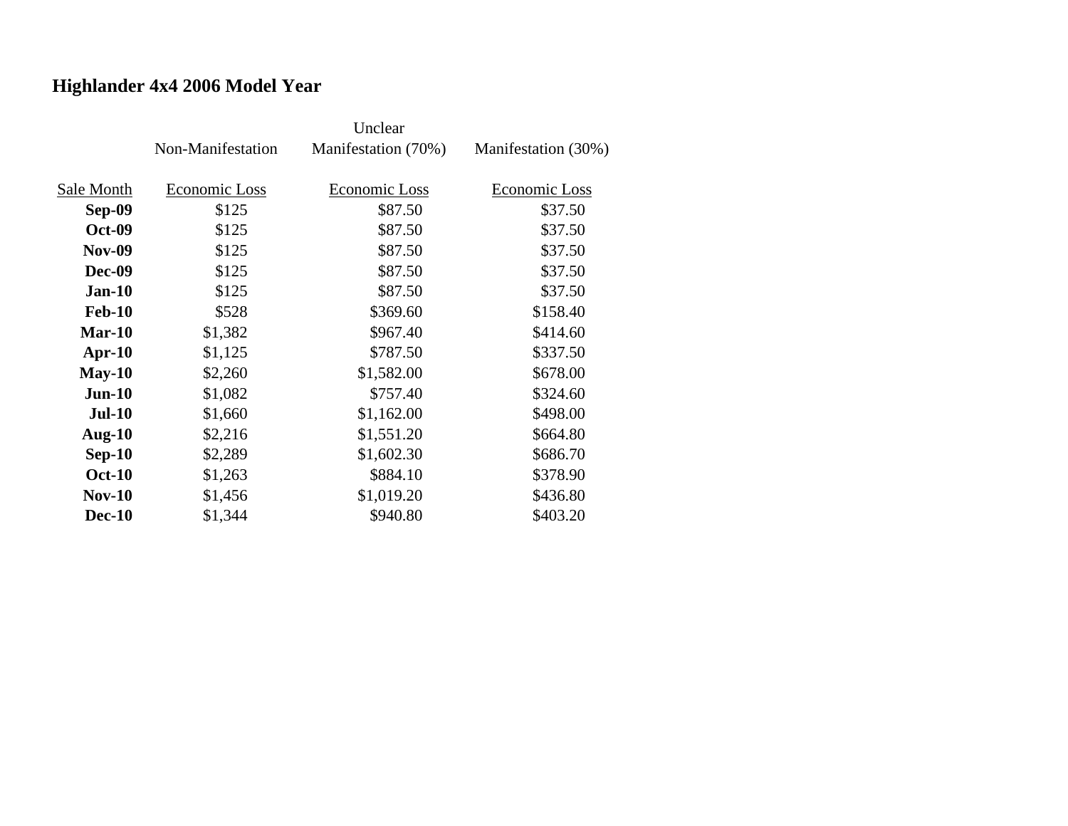## Highlander 4x4 2006 Model Year

| | Non-Manifestation | Unclear Manifestation (70%) | Manifestation (30%) |
|---|---|---|---|
| Sale Month | Economic Loss | Economic Loss | Economic Loss |
| **Sep-09** | $125 | $87.50 | $37.50 |
| **Oct-09** | $125 | $87.50 | $37.50 |
| **Nov-09** | $125 | $87.50 | $37.50 |
| **Dec-09** | $125 | $87.50 | $37.50 |
| **Jan-10** | $125 | $87.50 | $37.50 |
| **Feb-10** | $528 | $369.60 | $158.40 |
| **Mar-10** | $1,382 | $967.40 | $414.60 |
| **Apr-10** | $1,125 | $787.50 | $337.50 |
| **May-10** | $2,260 | $1,582.00 | $678.00 |
| **Jun-10** | $1,082 | $757.40 | $324.60 |
| **Jul-10** | $1,660 | $1,162.00 | $498.00 |
| **Aug-10** | $2,216 | $1,551.20 | $664.80 |
| **Sep-10** | $2,289 | $1,602.30 | $686.70 |
| **Oct-10** | $1,263 | $884.10 | $378.90 |
| **Nov-10** | $1,456 | $1,019.20 | $436.80 |
| **Dec-10** | $1,344 | $940.80 | $403.20 |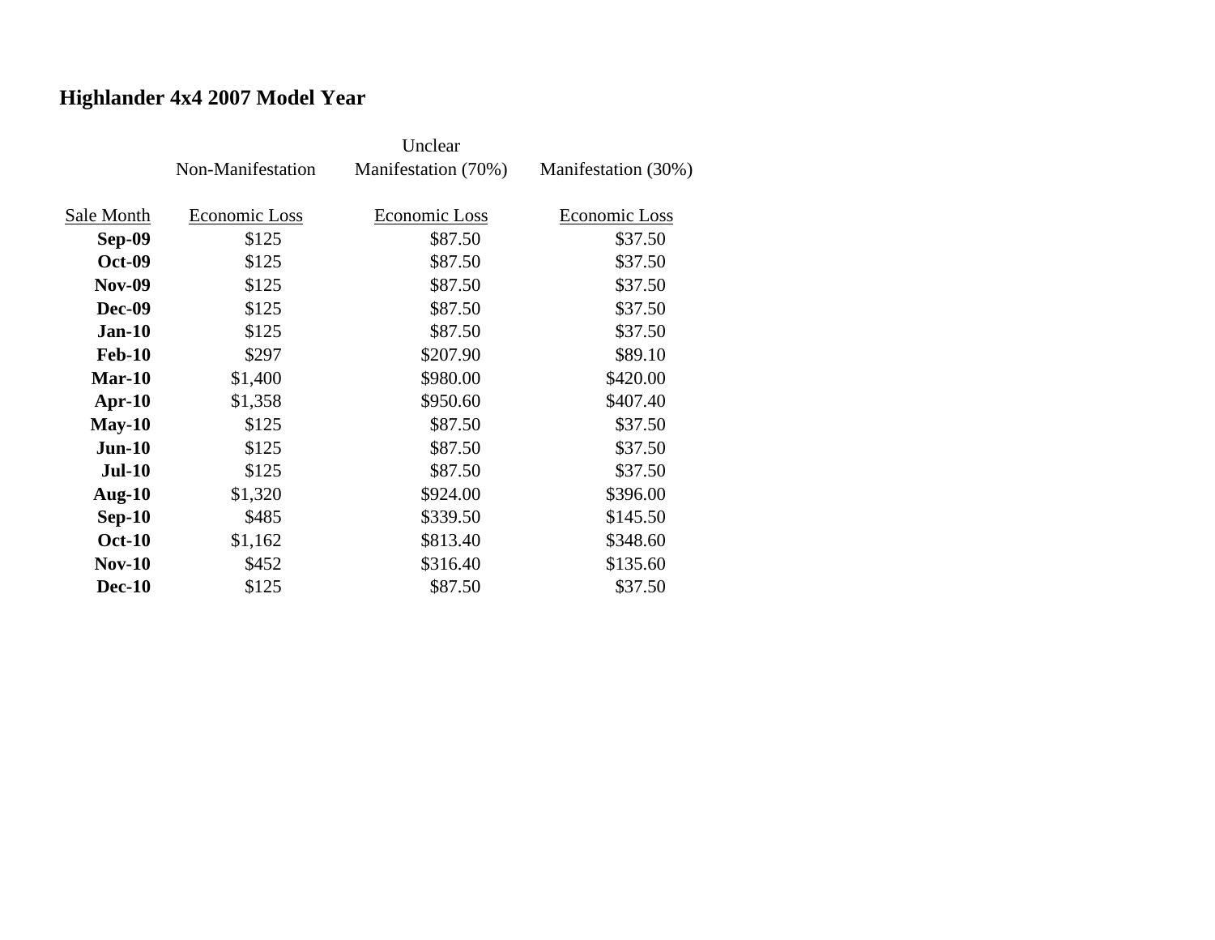## Highlander 4x4 2007 Model Year

| Sale Month | Non-Manifestation Economic Loss | Unclear Manifestation (70%) Economic Loss | Manifestation (30%) Economic Loss |
|---|---|---|---|
| **Sep-09** | $125 | $87.50 | $37.50 |
| **Oct-09** | $125 | $87.50 | $37.50 |
| **Nov-09** | $125 | $87.50 | $37.50 |
| **Dec-09** | $125 | $87.50 | $37.50 |
| **Jan-10** | $125 | $87.50 | $37.50 |
| **Feb-10** | $297 | $207.90 | $89.10 |
| **Mar-10** | $1,400 | $980.00 | $420.00 |
| **Apr-10** | $1,358 | $950.60 | $407.40 |
| **May-10** | $125 | $87.50 | $37.50 |
| **Jun-10** | $125 | $87.50 | $37.50 |
| **Jul-10** | $125 | $87.50 | $37.50 |
| **Aug-10** | $1,320 | $924.00 | $396.00 |
| **Sep-10** | $485 | $339.50 | $145.50 |
| **Oct-10** | $1,162 | $813.40 | $348.60 |
| **Nov-10** | $452 | $316.40 | $135.60 |
| **Dec-10** | $125 | $87.50 | $37.50 |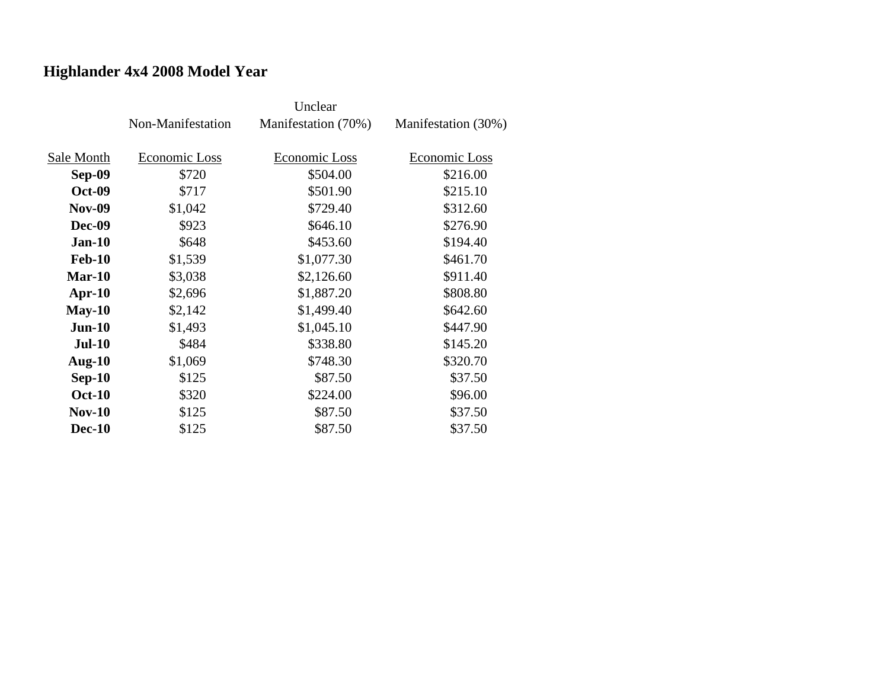# Highlander 4x4 2008 Model Year

| Sale Month | Non-Manifestation<br>Economic Loss | Unclear Manifestation (70%)<br>Economic Loss | Manifestation (30%)<br>Economic Loss |
|---|---|---|---|
| **Sep-09** | $720 | $504.00 | $216.00 |
| **Oct-09** | $717 | $501.90 | $215.10 |
| **Nov-09** | $1,042 | $729.40 | $312.60 |
| **Dec-09** | $923 | $646.10 | $276.90 |
| **Jan-10** | $648 | $453.60 | $194.40 |
| **Feb-10** | $1,539 | $1,077.30 | $461.70 |
| **Mar-10** | $3,038 | $2,126.60 | $911.40 |
| **Apr-10** | $2,696 | $1,887.20 | $808.80 |
| **May-10** | $2,142 | $1,499.40 | $642.60 |
| **Jun-10** | $1,493 | $1,045.10 | $447.90 |
| **Jul-10** | $484 | $338.80 | $145.20 |
| **Aug-10** | $1,069 | $748.30 | $320.70 |
| **Sep-10** | $125 | $87.50 | $37.50 |
| **Oct-10** | $320 | $224.00 | $96.00 |
| **Nov-10** | $125 | $87.50 | $37.50 |
| **Dec-10** | $125 | $87.50 | $37.50 |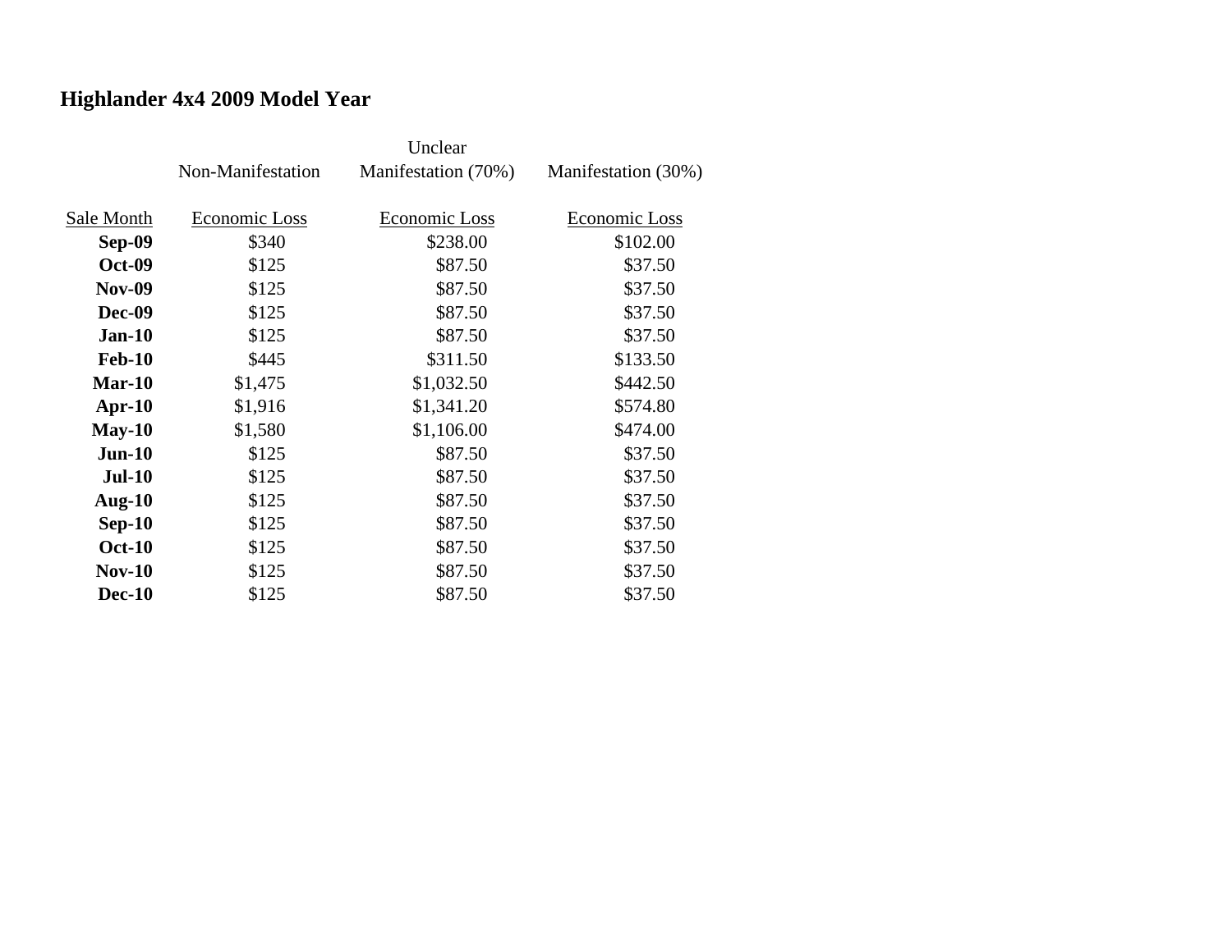**Highlander 4x4 2009 Model Year**

| | Non-Manifestation | Unclear Manifestation (70%) | Manifestation (30%) |
|---|---|---|---|
| Sale Month | Economic Loss | Economic Loss | Economic Loss |
| **Sep-09** | $340 | $238.00 | $102.00 |
| **Oct-09** | $125 | $87.50 | $37.50 |
| **Nov-09** | $125 | $87.50 | $37.50 |
| **Dec-09** | $125 | $87.50 | $37.50 |
| **Jan-10** | $125 | $87.50 | $37.50 |
| **Feb-10** | $445 | $311.50 | $133.50 |
| **Mar-10** | $1,475 | $1,032.50 | $442.50 |
| **Apr-10** | $1,916 | $1,341.20 | $574.80 |
| **May-10** | $1,580 | $1,106.00 | $474.00 |
| **Jun-10** | $125 | $87.50 | $37.50 |
| **Jul-10** | $125 | $87.50 | $37.50 |
| **Aug-10** | $125 | $87.50 | $37.50 |
| **Sep-10** | $125 | $87.50 | $37.50 |
| **Oct-10** | $125 | $87.50 | $37.50 |
| **Nov-10** | $125 | $87.50 | $37.50 |
| **Dec-10** | $125 | $87.50 | $37.50 |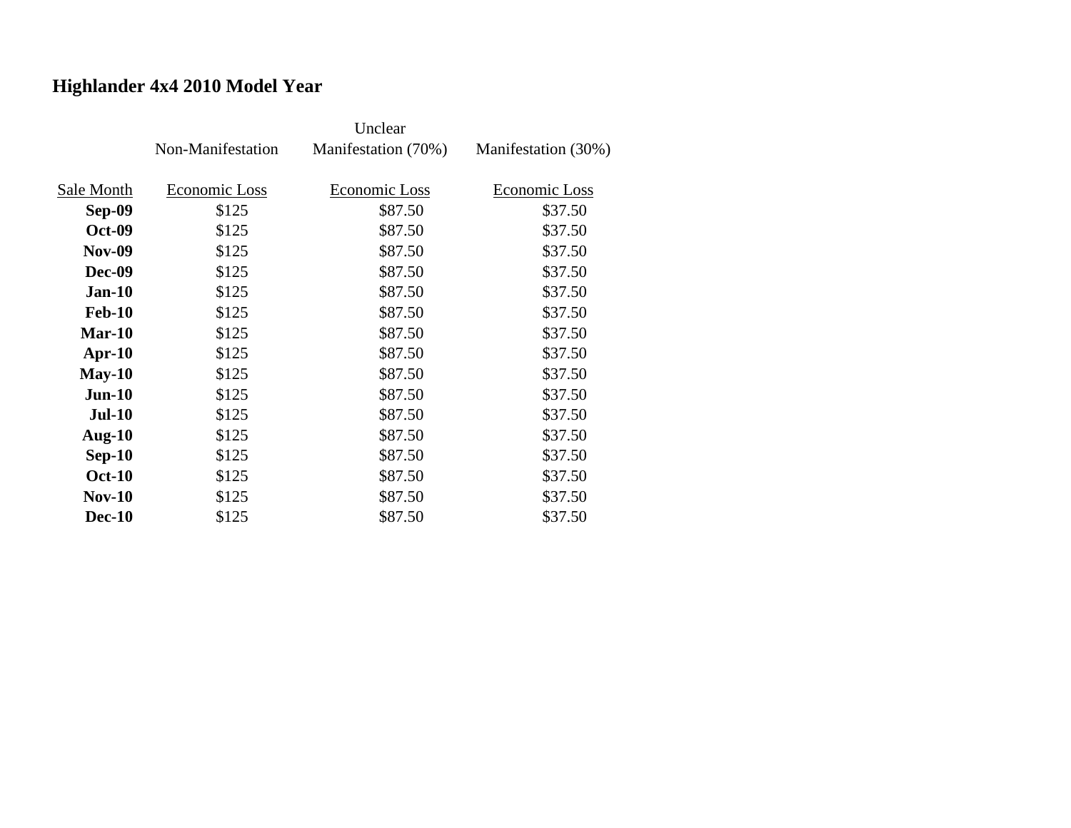**Highlander 4x4 2010 Model Year**

| | Non-Manifestation | Unclear Manifestation (70%) | Manifestation (30%) |
|---|---|---|---|
| Sale Month | Economic Loss | Economic Loss | Economic Loss |
| **Sep-09** | $125 | $87.50 | $37.50 |
| **Oct-09** | $125 | $87.50 | $37.50 |
| **Nov-09** | $125 | $87.50 | $37.50 |
| **Dec-09** | $125 | $87.50 | $37.50 |
| **Jan-10** | $125 | $87.50 | $37.50 |
| **Feb-10** | $125 | $87.50 | $37.50 |
| **Mar-10** | $125 | $87.50 | $37.50 |
| **Apr-10** | $125 | $87.50 | $37.50 |
| **May-10** | $125 | $87.50 | $37.50 |
| **Jun-10** | $125 | $87.50 | $37.50 |
| **Jul-10** | $125 | $87.50 | $37.50 |
| **Aug-10** | $125 | $87.50 | $37.50 |
| **Sep-10** | $125 | $87.50 | $37.50 |
| **Oct-10** | $125 | $87.50 | $37.50 |
| **Nov-10** | $125 | $87.50 | $37.50 |
| **Dec-10** | $125 | $87.50 | $37.50 |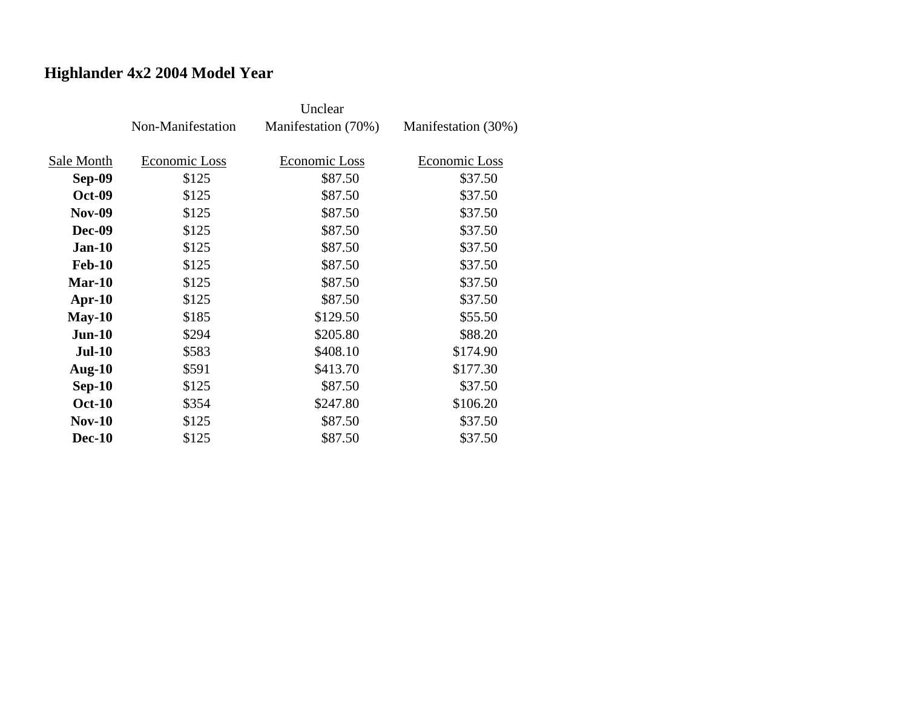## Highlander 4x2 2004 Model Year

| Sale Month | Non-Manifestation<br>Economic Loss | Unclear Manifestation (70%)<br>Economic Loss | Manifestation (30%)<br>Economic Loss |
|---|---|---|---|
| **Sep-09** | $125 | $87.50 | $37.50 |
| **Oct-09** | $125 | $87.50 | $37.50 |
| **Nov-09** | $125 | $87.50 | $37.50 |
| **Dec-09** | $125 | $87.50 | $37.50 |
| **Jan-10** | $125 | $87.50 | $37.50 |
| **Feb-10** | $125 | $87.50 | $37.50 |
| **Mar-10** | $125 | $87.50 | $37.50 |
| **Apr-10** | $125 | $87.50 | $37.50 |
| **May-10** | $185 | $129.50 | $55.50 |
| **Jun-10** | $294 | $205.80 | $88.20 |
| **Jul-10** | $583 | $408.10 | $174.90 |
| **Aug-10** | $591 | $413.70 | $177.30 |
| **Sep-10** | $125 | $87.50 | $37.50 |
| **Oct-10** | $354 | $247.80 | $106.20 |
| **Nov-10** | $125 | $87.50 | $37.50 |
| **Dec-10** | $125 | $87.50 | $37.50 |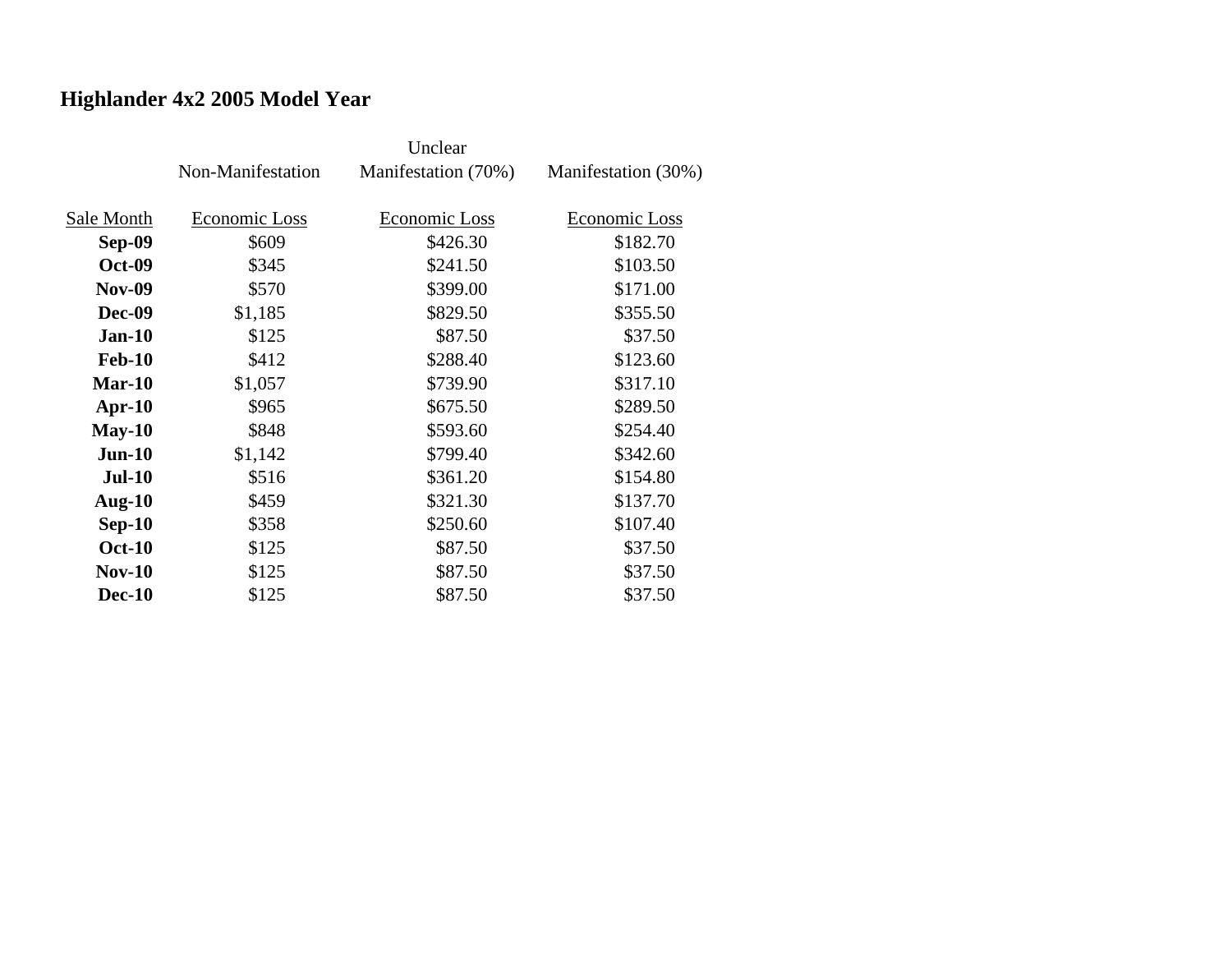## Highlander 4x2 2005 Model Year

| | Non-Manifestation | Unclear Manifestation (70%) | Manifestation (30%) |
|---|---|---|---|
| Sale Month | Economic Loss | Economic Loss | Economic Loss |
| **Sep-09** | $609 | $426.30 | $182.70 |
| **Oct-09** | $345 | $241.50 | $103.50 |
| **Nov-09** | $570 | $399.00 | $171.00 |
| **Dec-09** | $1,185 | $829.50 | $355.50 |
| **Jan-10** | $125 | $87.50 | $37.50 |
| **Feb-10** | $412 | $288.40 | $123.60 |
| **Mar-10** | $1,057 | $739.90 | $317.10 |
| **Apr-10** | $965 | $675.50 | $289.50 |
| **May-10** | $848 | $593.60 | $254.40 |
| **Jun-10** | $1,142 | $799.40 | $342.60 |
| **Jul-10** | $516 | $361.20 | $154.80 |
| **Aug-10** | $459 | $321.30 | $137.70 |
| **Sep-10** | $358 | $250.60 | $107.40 |
| **Oct-10** | $125 | $87.50 | $37.50 |
| **Nov-10** | $125 | $87.50 | $37.50 |
| **Dec-10** | $125 | $87.50 | $37.50 |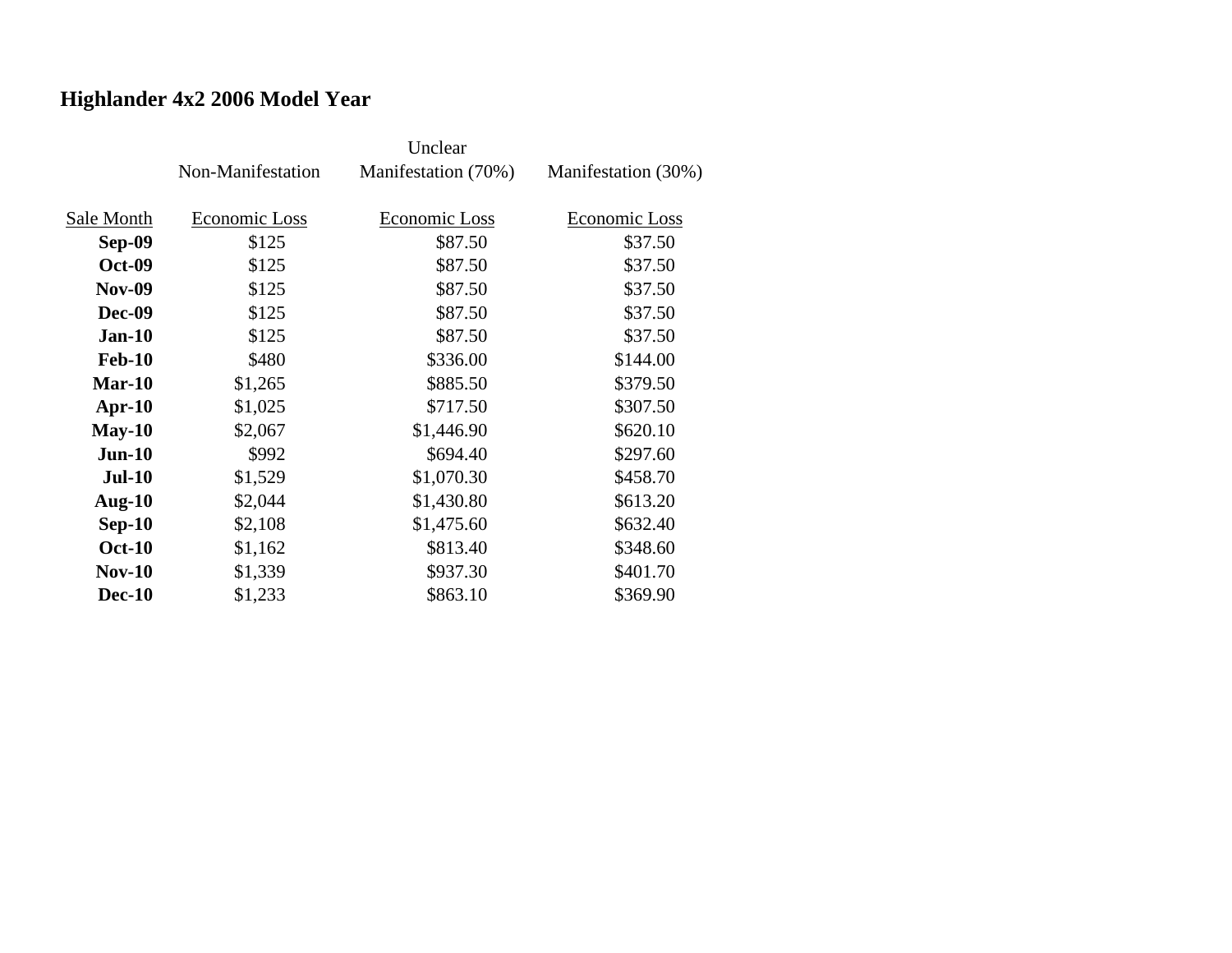## Highlander 4x2 2006 Model Year

| Sale Month | Non-Manifestation Economic Loss | Unclear Manifestation (70%) Economic Loss | Manifestation (30%) Economic Loss |
|---|---|---|---|
| **Sep-09** | $125 | $87.50 | $37.50 |
| **Oct-09** | $125 | $87.50 | $37.50 |
| **Nov-09** | $125 | $87.50 | $37.50 |
| **Dec-09** | $125 | $87.50 | $37.50 |
| **Jan-10** | $125 | $87.50 | $37.50 |
| **Feb-10** | $480 | $336.00 | $144.00 |
| **Mar-10** | $1,265 | $885.50 | $379.50 |
| **Apr-10** | $1,025 | $717.50 | $307.50 |
| **May-10** | $2,067 | $1,446.90 | $620.10 |
| **Jun-10** | $992 | $694.40 | $297.60 |
| **Jul-10** | $1,529 | $1,070.30 | $458.70 |
| **Aug-10** | $2,044 | $1,430.80 | $613.20 |
| **Sep-10** | $2,108 | $1,475.60 | $632.40 |
| **Oct-10** | $1,162 | $813.40 | $348.60 |
| **Nov-10** | $1,339 | $937.30 | $401.70 |
| **Dec-10** | $1,233 | $863.10 | $369.90 |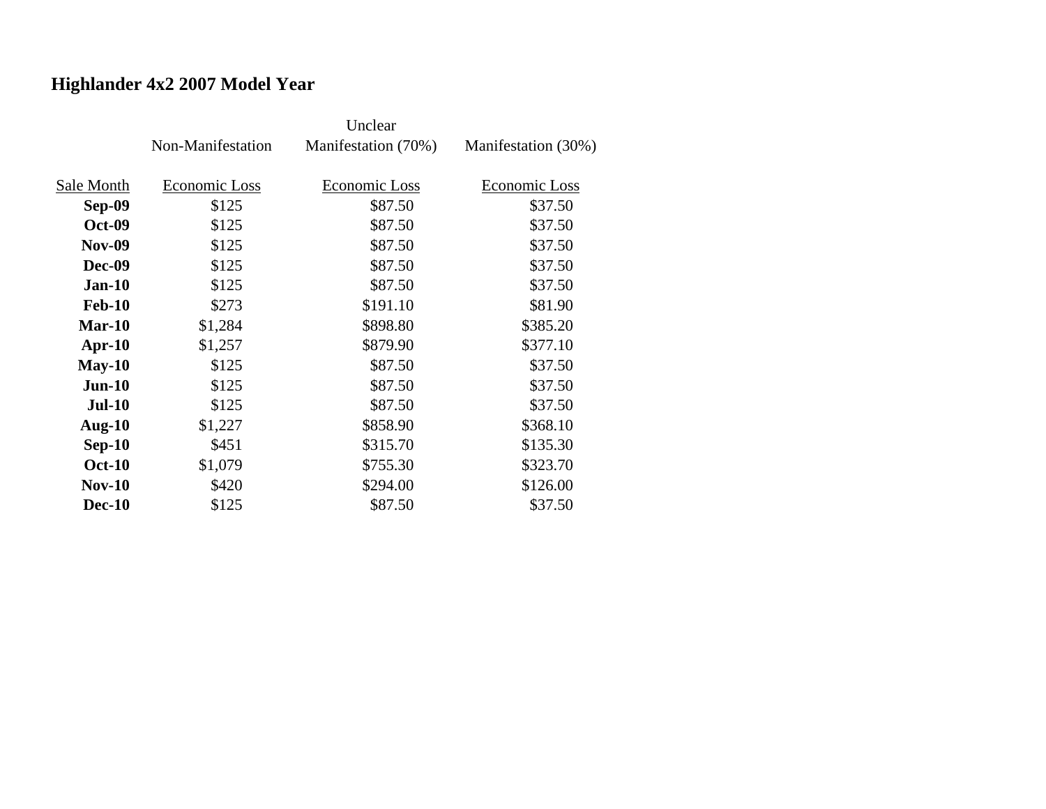# Highlander 4x2 2007 Model Year

| | Non-Manifestation | Unclear Manifestation (70%) | Manifestation (30%) |
|---|---|---|---|
| Sale Month | Economic Loss | Economic Loss | Economic Loss |
| **Sep-09** | $125 | $87.50 | $37.50 |
| **Oct-09** | $125 | $87.50 | $37.50 |
| **Nov-09** | $125 | $87.50 | $37.50 |
| **Dec-09** | $125 | $87.50 | $37.50 |
| **Jan-10** | $125 | $87.50 | $37.50 |
| **Feb-10** | $273 | $191.10 | $81.90 |
| **Mar-10** | $1,284 | $898.80 | $385.20 |
| **Apr-10** | $1,257 | $879.90 | $377.10 |
| **May-10** | $125 | $87.50 | $37.50 |
| **Jun-10** | $125 | $87.50 | $37.50 |
| **Jul-10** | $125 | $87.50 | $37.50 |
| **Aug-10** | $1,227 | $858.90 | $368.10 |
| **Sep-10** | $451 | $315.70 | $135.30 |
| **Oct-10** | $1,079 | $755.30 | $323.70 |
| **Nov-10** | $420 | $294.00 | $126.00 |
| **Dec-10** | $125 | $87.50 | $37.50 |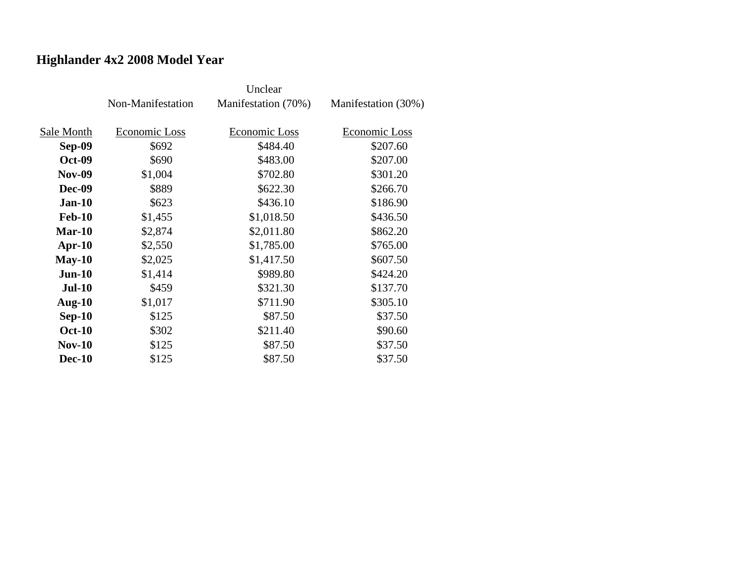## Highlander 4x2 2008 Model Year

| Sale Month | Non-Manifestation Economic Loss | Unclear Manifestation (70%) Economic Loss | Manifestation (30%) Economic Loss |
|---|---|---|---|
| **Sep-09** | $692 | $484.40 | $207.60 |
| **Oct-09** | $690 | $483.00 | $207.00 |
| **Nov-09** | $1,004 | $702.80 | $301.20 |
| **Dec-09** | $889 | $622.30 | $266.70 |
| **Jan-10** | $623 | $436.10 | $186.90 |
| **Feb-10** | $1,455 | $1,018.50 | $436.50 |
| **Mar-10** | $2,874 | $2,011.80 | $862.20 |
| **Apr-10** | $2,550 | $1,785.00 | $765.00 |
| **May-10** | $2,025 | $1,417.50 | $607.50 |
| **Jun-10** | $1,414 | $989.80 | $424.20 |
| **Jul-10** | $459 | $321.30 | $137.70 |
| **Aug-10** | $1,017 | $711.90 | $305.10 |
| **Sep-10** | $125 | $87.50 | $37.50 |
| **Oct-10** | $302 | $211.40 | $90.60 |
| **Nov-10** | $125 | $87.50 | $37.50 |
| **Dec-10** | $125 | $87.50 | $37.50 |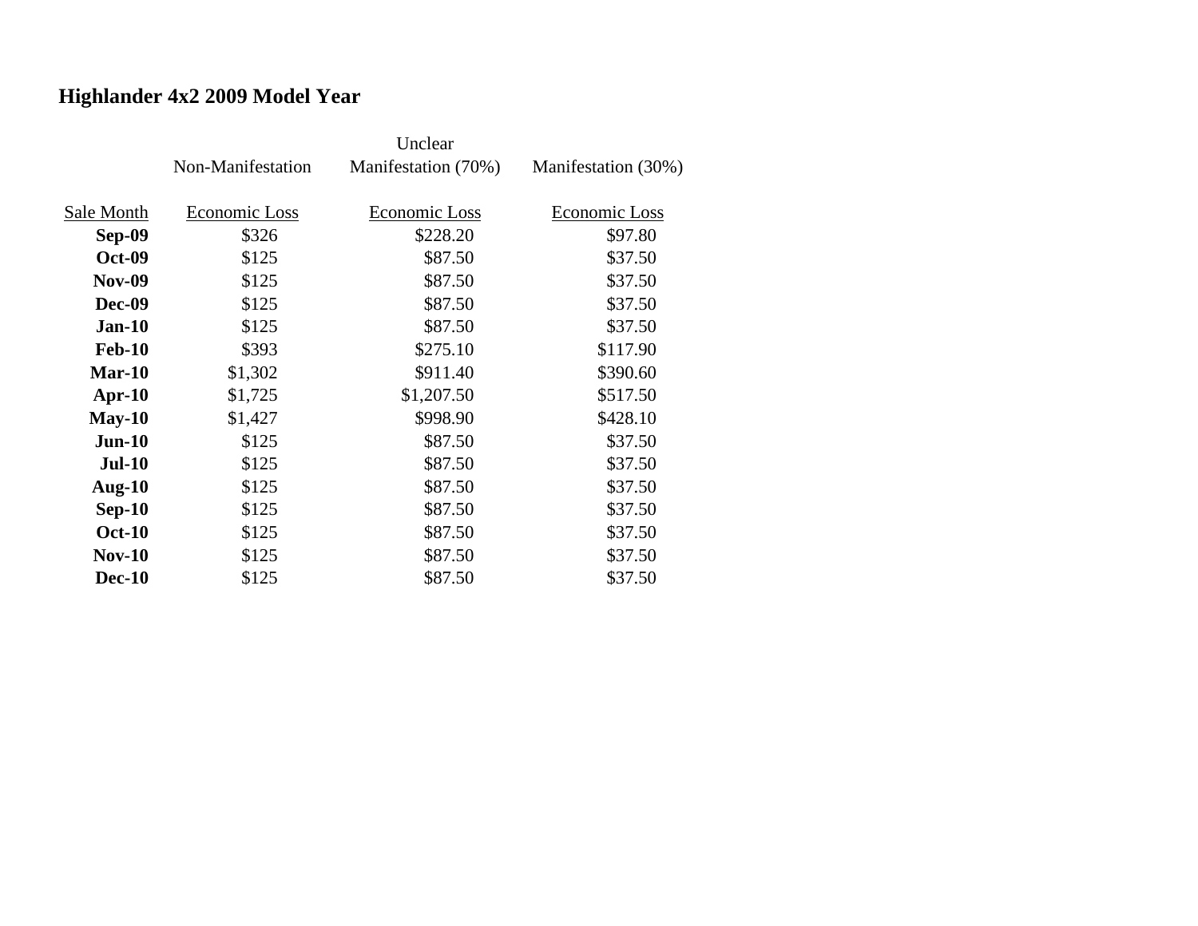## Highlander 4x2 2009 Model Year

| | Non-Manifestation | Unclear Manifestation (70%) | Manifestation (30%) |
|---|---|---|---|
| Sale Month | Economic Loss | Economic Loss | Economic Loss |
| **Sep-09** | $326 | $228.20 | $97.80 |
| **Oct-09** | $125 | $87.50 | $37.50 |
| **Nov-09** | $125 | $87.50 | $37.50 |
| **Dec-09** | $125 | $87.50 | $37.50 |
| **Jan-10** | $125 | $87.50 | $37.50 |
| **Feb-10** | $393 | $275.10 | $117.90 |
| **Mar-10** | $1,302 | $911.40 | $390.60 |
| **Apr-10** | $1,725 | $1,207.50 | $517.50 |
| **May-10** | $1,427 | $998.90 | $428.10 |
| **Jun-10** | $125 | $87.50 | $37.50 |
| **Jul-10** | $125 | $87.50 | $37.50 |
| **Aug-10** | $125 | $87.50 | $37.50 |
| **Sep-10** | $125 | $87.50 | $37.50 |
| **Oct-10** | $125 | $87.50 | $37.50 |
| **Nov-10** | $125 | $87.50 | $37.50 |
| **Dec-10** | $125 | $87.50 | $37.50 |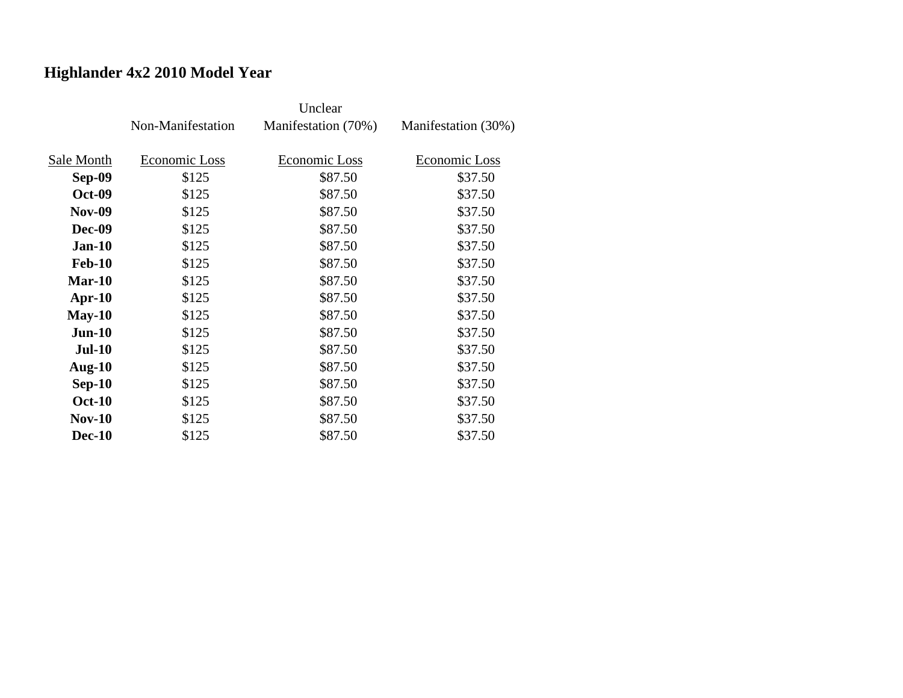## Highlander 4x2 2010 Model Year

| | Non-Manifestation | Unclear Manifestation (70%) | Manifestation (30%) |
|---|---|---|---|
| Sale Month | Economic Loss | Economic Loss | Economic Loss |
| **Sep-09** | $125 | $87.50 | $37.50 |
| **Oct-09** | $125 | $87.50 | $37.50 |
| **Nov-09** | $125 | $87.50 | $37.50 |
| **Dec-09** | $125 | $87.50 | $37.50 |
| **Jan-10** | $125 | $87.50 | $37.50 |
| **Feb-10** | $125 | $87.50 | $37.50 |
| **Mar-10** | $125 | $87.50 | $37.50 |
| **Apr-10** | $125 | $87.50 | $37.50 |
| **May-10** | $125 | $87.50 | $37.50 |
| **Jun-10** | $125 | $87.50 | $37.50 |
| **Jul-10** | $125 | $87.50 | $37.50 |
| **Aug-10** | $125 | $87.50 | $37.50 |
| **Sep-10** | $125 | $87.50 | $37.50 |
| **Oct-10** | $125 | $87.50 | $37.50 |
| **Nov-10** | $125 | $87.50 | $37.50 |
| **Dec-10** | $125 | $87.50 | $37.50 |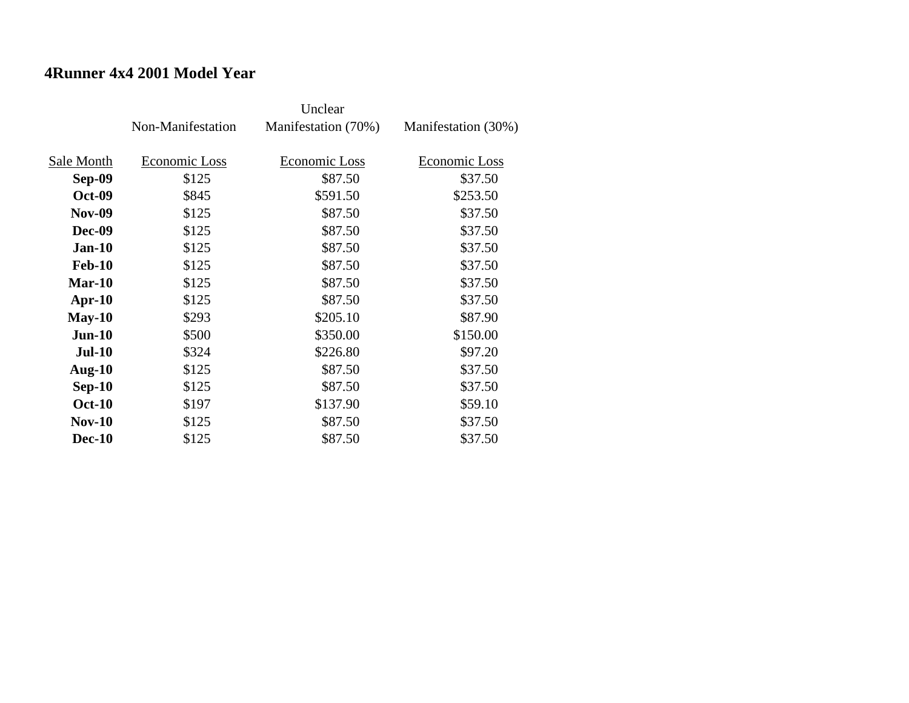## 4Runner 4x4 2001 Model Year

| | Non-Manifestation | Unclear Manifestation (70%) | Manifestation (30%) |
|---|---|---|---|
| Sale Month | Economic Loss | Economic Loss | Economic Loss |
| **Sep-09** | $125 | $87.50 | $37.50 |
| **Oct-09** | $845 | $591.50 | $253.50 |
| **Nov-09** | $125 | $87.50 | $37.50 |
| **Dec-09** | $125 | $87.50 | $37.50 |
| **Jan-10** | $125 | $87.50 | $37.50 |
| **Feb-10** | $125 | $87.50 | $37.50 |
| **Mar-10** | $125 | $87.50 | $37.50 |
| **Apr-10** | $125 | $87.50 | $37.50 |
| **May-10** | $293 | $205.10 | $87.90 |
| **Jun-10** | $500 | $350.00 | $150.00 |
| **Jul-10** | $324 | $226.80 | $97.20 |
| **Aug-10** | $125 | $87.50 | $37.50 |
| **Sep-10** | $125 | $87.50 | $37.50 |
| **Oct-10** | $197 | $137.90 | $59.10 |
| **Nov-10** | $125 | $87.50 | $37.50 |
| **Dec-10** | $125 | $87.50 | $37.50 |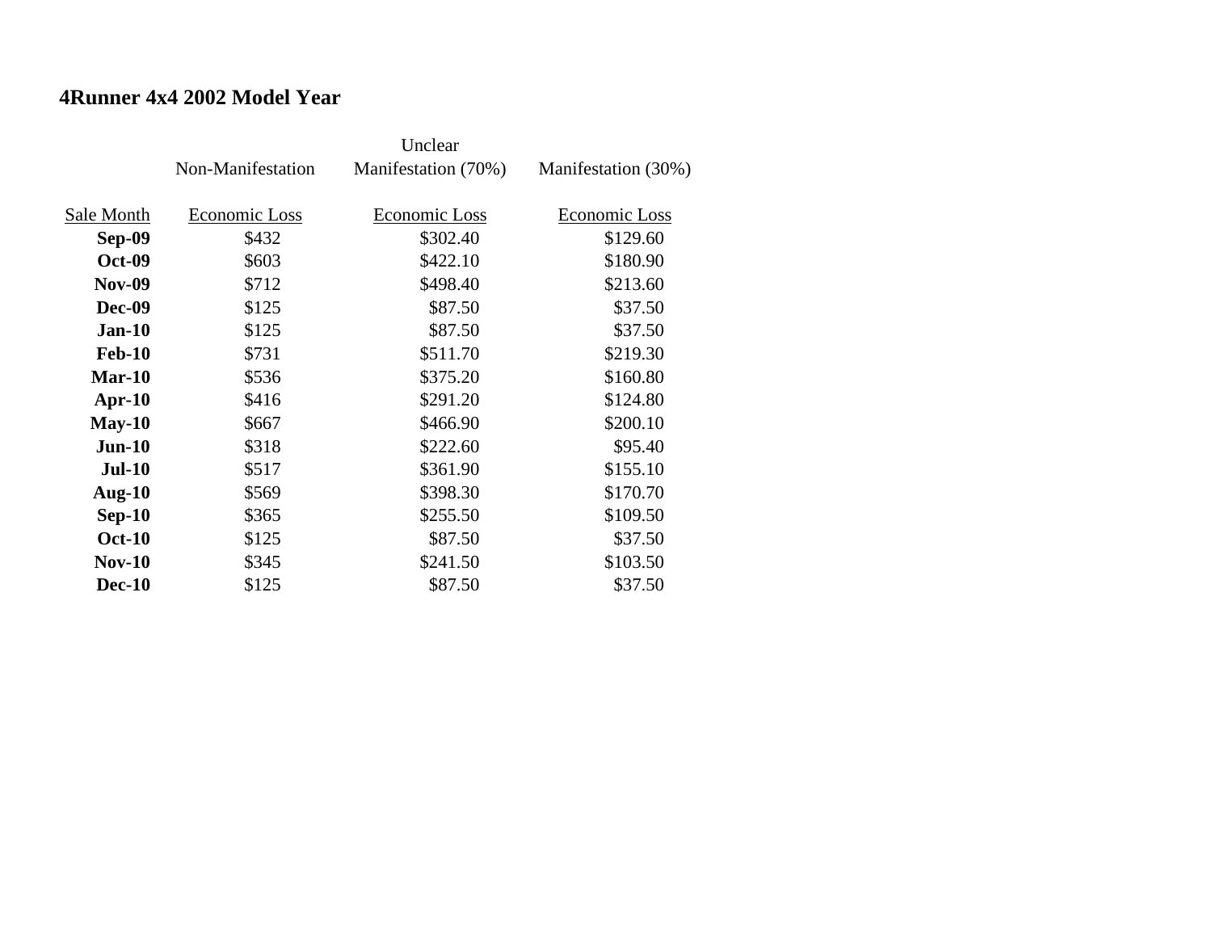# 4Runner 4x4 2002 Model Year

| | Non-Manifestation | Unclear Manifestation (70%) | Manifestation (30%) |
|---|---|---|---|
| Sale Month | Economic Loss | Economic Loss | Economic Loss |
| **Sep-09** | $432 | $302.40 | $129.60 |
| **Oct-09** | $603 | $422.10 | $180.90 |
| **Nov-09** | $712 | $498.40 | $213.60 |
| **Dec-09** | $125 | $87.50 | $37.50 |
| **Jan-10** | $125 | $87.50 | $37.50 |
| **Feb-10** | $731 | $511.70 | $219.30 |
| **Mar-10** | $536 | $375.20 | $160.80 |
| **Apr-10** | $416 | $291.20 | $124.80 |
| **May-10** | $667 | $466.90 | $200.10 |
| **Jun-10** | $318 | $222.60 | $95.40 |
| **Jul-10** | $517 | $361.90 | $155.10 |
| **Aug-10** | $569 | $398.30 | $170.70 |
| **Sep-10** | $365 | $255.50 | $109.50 |
| **Oct-10** | $125 | $87.50 | $37.50 |
| **Nov-10** | $345 | $241.50 | $103.50 |
| **Dec-10** | $125 | $87.50 | $37.50 |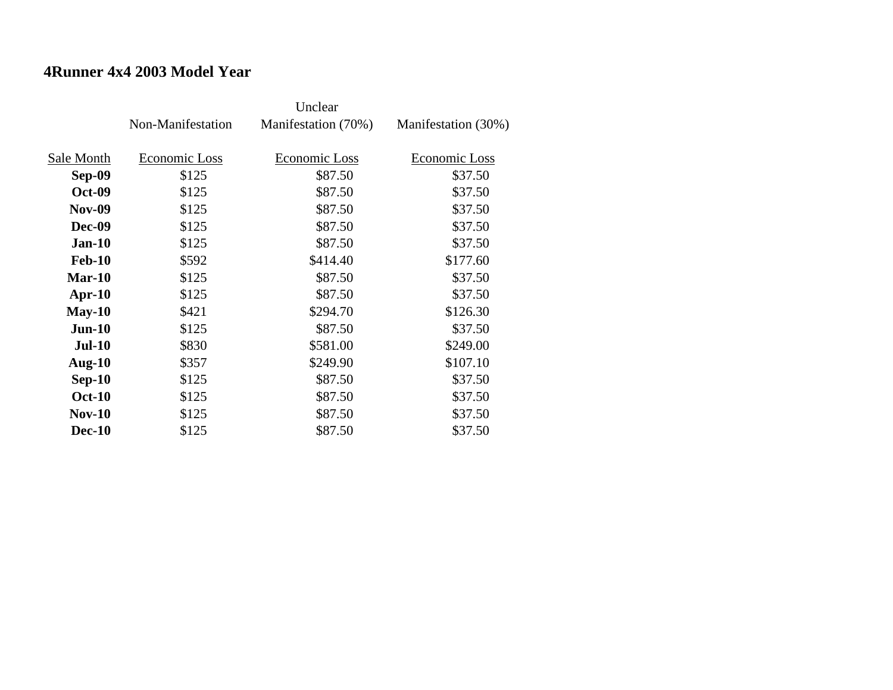# 4Runner 4x4 2003 Model Year

| Sale Month | Non-Manifestation<br>Economic Loss | Unclear Manifestation (70%)<br>Economic Loss | Manifestation (30%)<br>Economic Loss |
|---|---|---|---|
| **Sep-09** | $125 | $87.50 | $37.50 |
| **Oct-09** | $125 | $87.50 | $37.50 |
| **Nov-09** | $125 | $87.50 | $37.50 |
| **Dec-09** | $125 | $87.50 | $37.50 |
| **Jan-10** | $125 | $87.50 | $37.50 |
| **Feb-10** | $592 | $414.40 | $177.60 |
| **Mar-10** | $125 | $87.50 | $37.50 |
| **Apr-10** | $125 | $87.50 | $37.50 |
| **May-10** | $421 | $294.70 | $126.30 |
| **Jun-10** | $125 | $87.50 | $37.50 |
| **Jul-10** | $830 | $581.00 | $249.00 |
| **Aug-10** | $357 | $249.90 | $107.10 |
| **Sep-10** | $125 | $87.50 | $37.50 |
| **Oct-10** | $125 | $87.50 | $37.50 |
| **Nov-10** | $125 | $87.50 | $37.50 |
| **Dec-10** | $125 | $87.50 | $37.50 |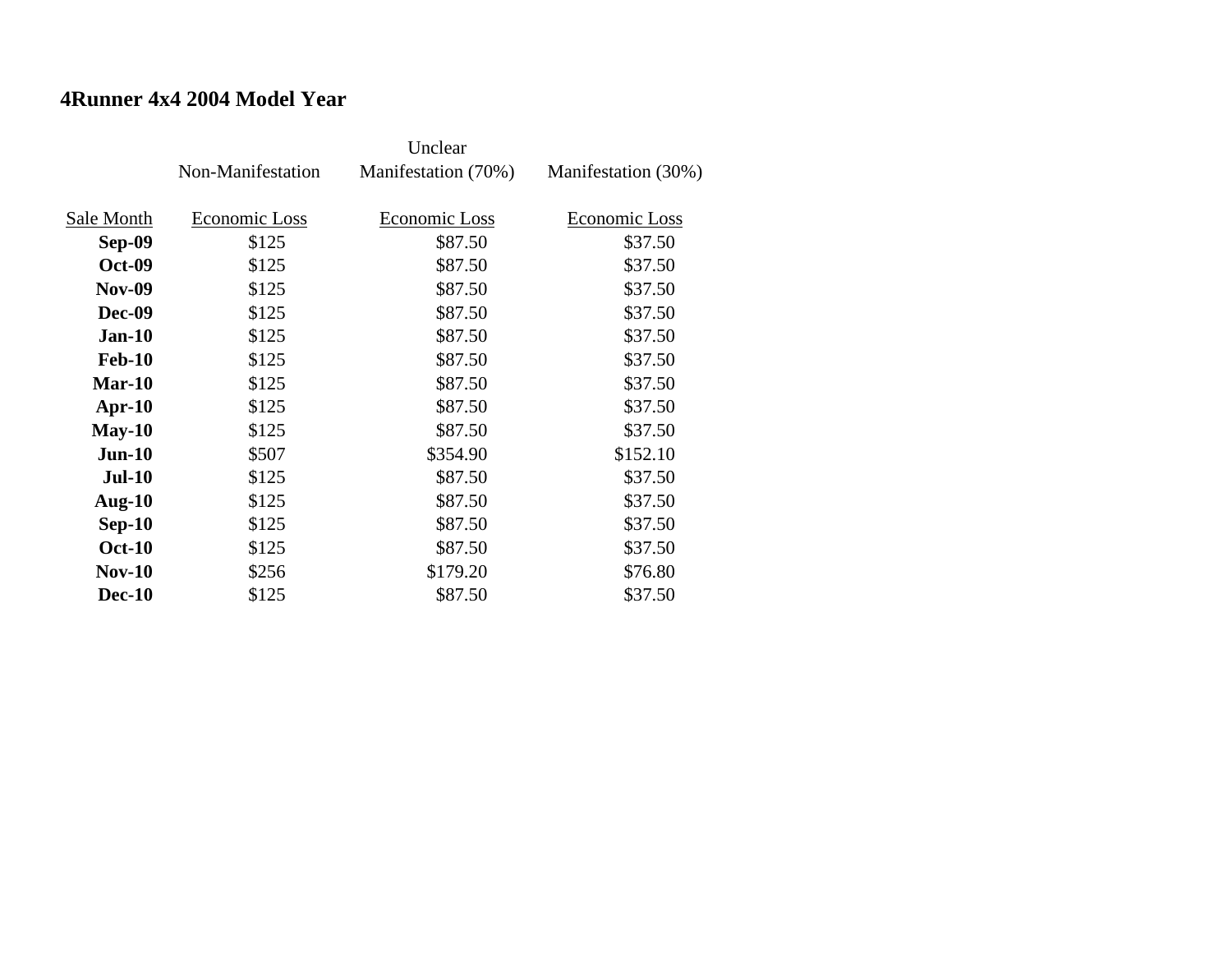**4Runner 4x4 2004 Model Year**

| | Non-Manifestation | Unclear Manifestation (70%) | Manifestation (30%) |
|---|---|---|---|
| Sale Month | Economic Loss | Economic Loss | Economic Loss |
| **Sep-09** | $125 | $87.50 | $37.50 |
| **Oct-09** | $125 | $87.50 | $37.50 |
| **Nov-09** | $125 | $87.50 | $37.50 |
| **Dec-09** | $125 | $87.50 | $37.50 |
| **Jan-10** | $125 | $87.50 | $37.50 |
| **Feb-10** | $125 | $87.50 | $37.50 |
| **Mar-10** | $125 | $87.50 | $37.50 |
| **Apr-10** | $125 | $87.50 | $37.50 |
| **May-10** | $125 | $87.50 | $37.50 |
| **Jun-10** | $507 | $354.90 | $152.10 |
| **Jul-10** | $125 | $87.50 | $37.50 |
| **Aug-10** | $125 | $87.50 | $37.50 |
| **Sep-10** | $125 | $87.50 | $37.50 |
| **Oct-10** | $125 | $87.50 | $37.50 |
| **Nov-10** | $256 | $179.20 | $76.80 |
| **Dec-10** | $125 | $87.50 | $37.50 |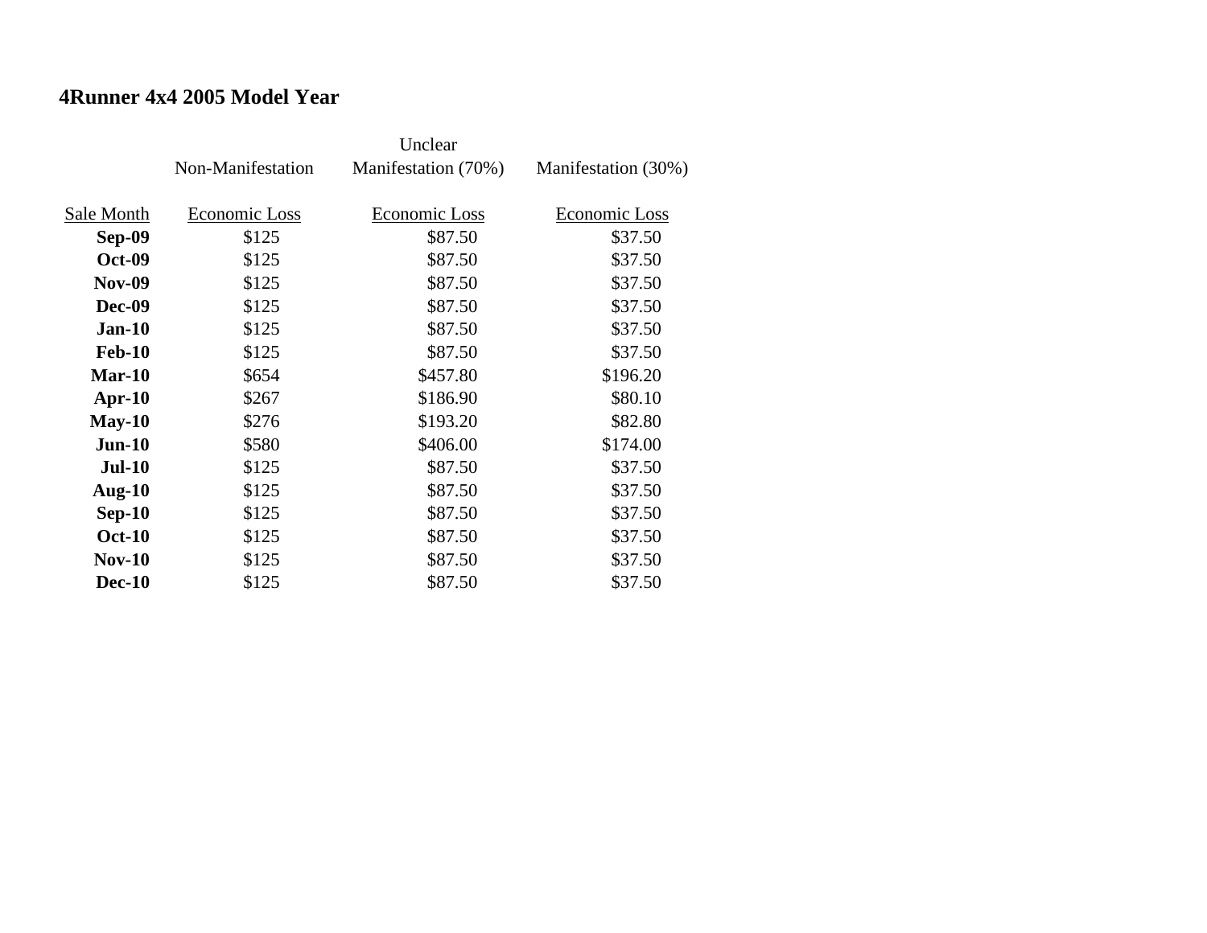**4Runner 4x4 2005 Model Year**

| Sale Month | Non-Manifestation<br>Economic Loss | Unclear Manifestation (70%)<br>Economic Loss | Manifestation (30%)<br>Economic Loss |
|---|---|---|---|
| **Sep-09** | $125 | $87.50 | $37.50 |
| **Oct-09** | $125 | $87.50 | $37.50 |
| **Nov-09** | $125 | $87.50 | $37.50 |
| **Dec-09** | $125 | $87.50 | $37.50 |
| **Jan-10** | $125 | $87.50 | $37.50 |
| **Feb-10** | $125 | $87.50 | $37.50 |
| **Mar-10** | $654 | $457.80 | $196.20 |
| **Apr-10** | $267 | $186.90 | $80.10 |
| **May-10** | $276 | $193.20 | $82.80 |
| **Jun-10** | $580 | $406.00 | $174.00 |
| **Jul-10** | $125 | $87.50 | $37.50 |
| **Aug-10** | $125 | $87.50 | $37.50 |
| **Sep-10** | $125 | $87.50 | $37.50 |
| **Oct-10** | $125 | $87.50 | $37.50 |
| **Nov-10** | $125 | $87.50 | $37.50 |
| **Dec-10** | $125 | $87.50 | $37.50 |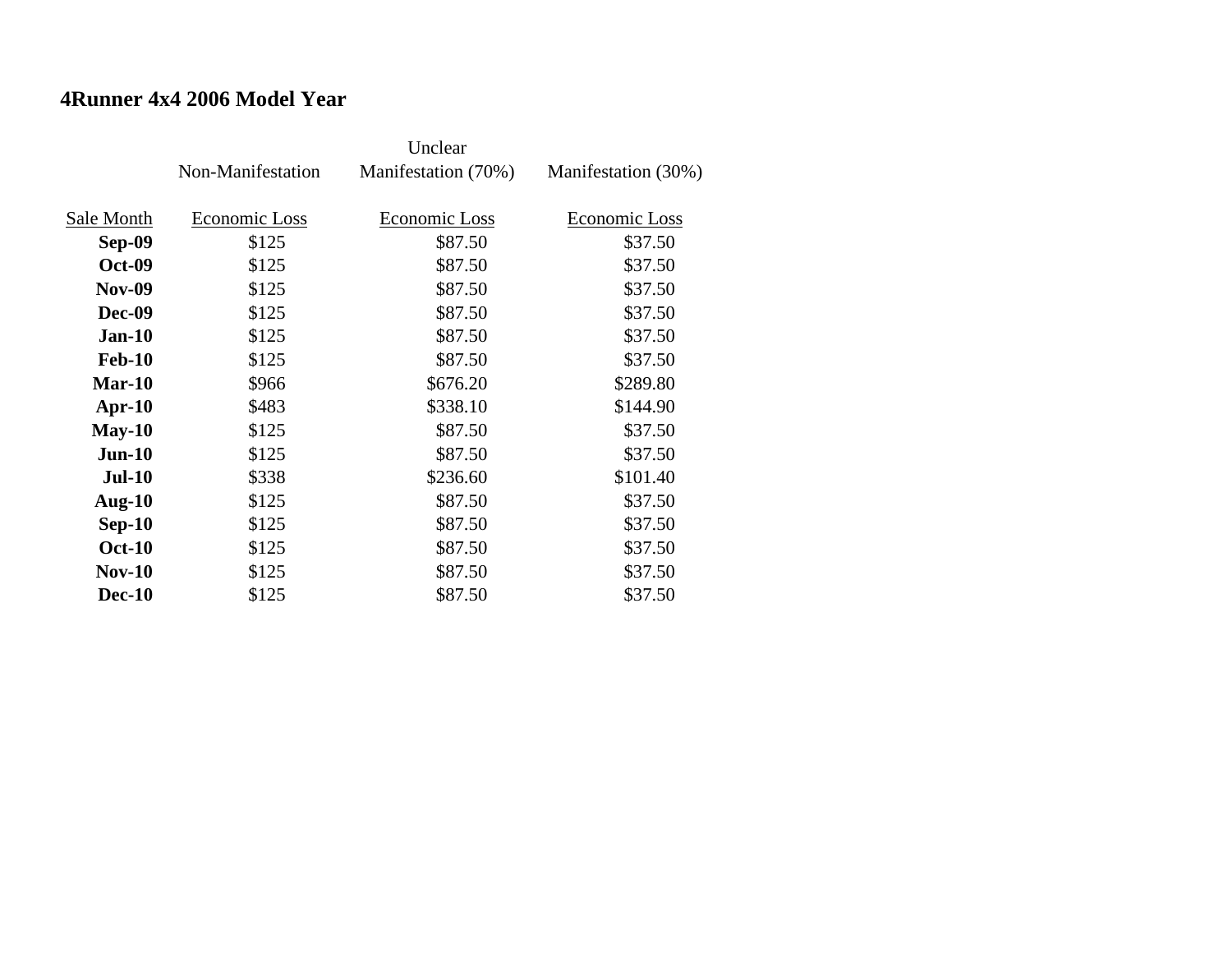# 4Runner 4x4 2006 Model Year

| Sale Month | Non-Manifestation<br>Economic Loss | Unclear<br>Manifestation (70%)<br>Economic Loss | Manifestation (30%)<br>Economic Loss |
|---|---|---|---|
| **Sep-09** | $125 | $87.50 | $37.50 |
| **Oct-09** | $125 | $87.50 | $37.50 |
| **Nov-09** | $125 | $87.50 | $37.50 |
| **Dec-09** | $125 | $87.50 | $37.50 |
| **Jan-10** | $125 | $87.50 | $37.50 |
| **Feb-10** | $125 | $87.50 | $37.50 |
| **Mar-10** | $966 | $676.20 | $289.80 |
| **Apr-10** | $483 | $338.10 | $144.90 |
| **May-10** | $125 | $87.50 | $37.50 |
| **Jun-10** | $125 | $87.50 | $37.50 |
| **Jul-10** | $338 | $236.60 | $101.40 |
| **Aug-10** | $125 | $87.50 | $37.50 |
| **Sep-10** | $125 | $87.50 | $37.50 |
| **Oct-10** | $125 | $87.50 | $37.50 |
| **Nov-10** | $125 | $87.50 | $37.50 |
| **Dec-10** | $125 | $87.50 | $37.50 |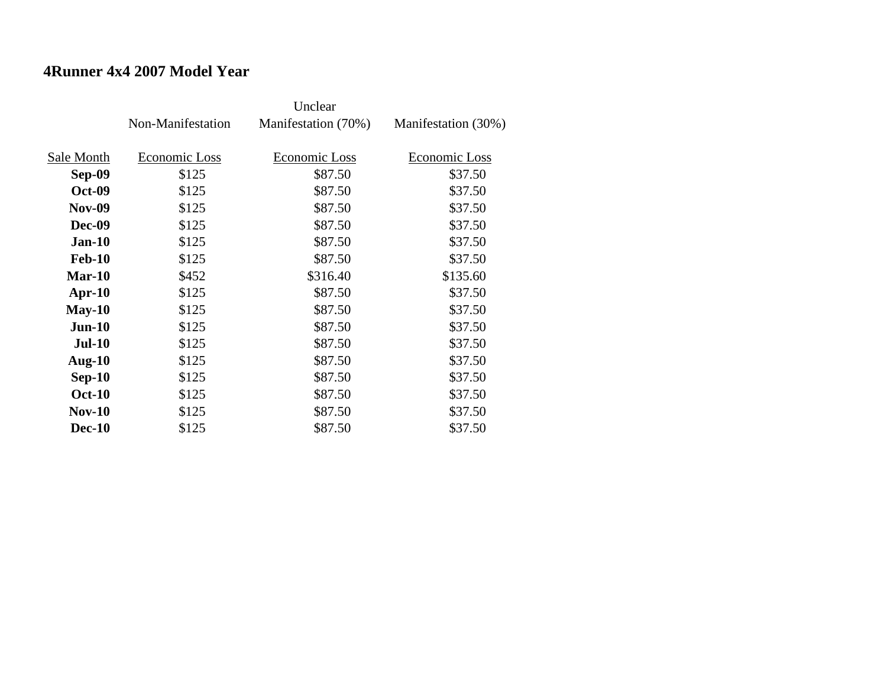## 4Runner 4x4 2007 Model Year

| | Non-Manifestation | Unclear Manifestation (70%) | Manifestation (30%) |
|---|---|---|---|
| Sale Month | Economic Loss | Economic Loss | Economic Loss |
| **Sep-09** | $125 | $87.50 | $37.50 |
| **Oct-09** | $125 | $87.50 | $37.50 |
| **Nov-09** | $125 | $87.50 | $37.50 |
| **Dec-09** | $125 | $87.50 | $37.50 |
| **Jan-10** | $125 | $87.50 | $37.50 |
| **Feb-10** | $125 | $87.50 | $37.50 |
| **Mar-10** | $452 | $316.40 | $135.60 |
| **Apr-10** | $125 | $87.50 | $37.50 |
| **May-10** | $125 | $87.50 | $37.50 |
| **Jun-10** | $125 | $87.50 | $37.50 |
| **Jul-10** | $125 | $87.50 | $37.50 |
| **Aug-10** | $125 | $87.50 | $37.50 |
| **Sep-10** | $125 | $87.50 | $37.50 |
| **Oct-10** | $125 | $87.50 | $37.50 |
| **Nov-10** | $125 | $87.50 | $37.50 |
| **Dec-10** | $125 | $87.50 | $37.50 |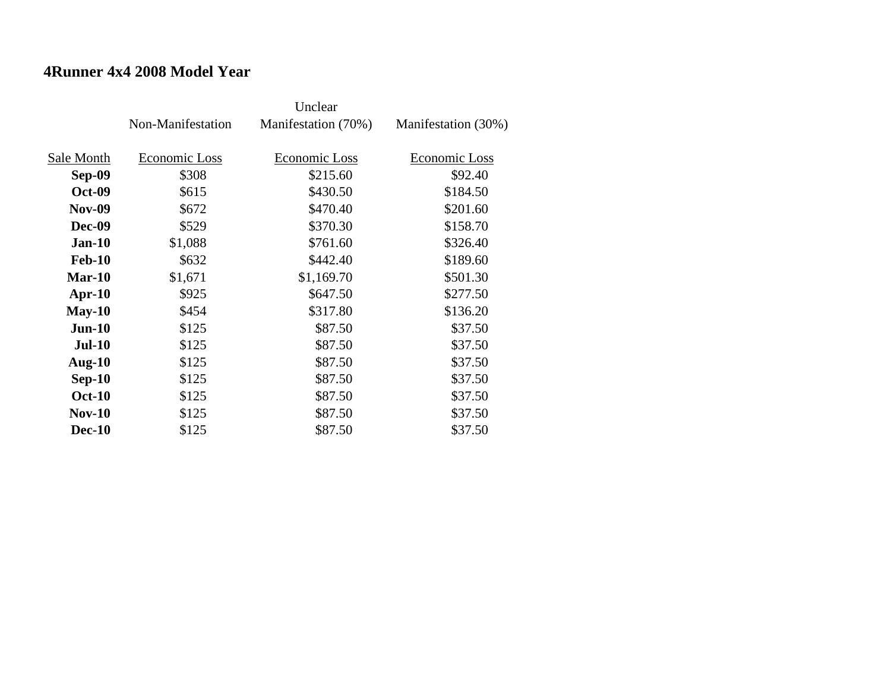**4Runner 4x4 2008 Model Year**

| | Non-Manifestation | Unclear Manifestation (70%) | Manifestation (30%) |
|---|---|---|---|
| Sale Month | Economic Loss | Economic Loss | Economic Loss |
| **Sep-09** | $308 | $215.60 | $92.40 |
| **Oct-09** | $615 | $430.50 | $184.50 |
| **Nov-09** | $672 | $470.40 | $201.60 |
| **Dec-09** | $529 | $370.30 | $158.70 |
| **Jan-10** | $1,088 | $761.60 | $326.40 |
| **Feb-10** | $632 | $442.40 | $189.60 |
| **Mar-10** | $1,671 | $1,169.70 | $501.30 |
| **Apr-10** | $925 | $647.50 | $277.50 |
| **May-10** | $454 | $317.80 | $136.20 |
| **Jun-10** | $125 | $87.50 | $37.50 |
| **Jul-10** | $125 | $87.50 | $37.50 |
| **Aug-10** | $125 | $87.50 | $37.50 |
| **Sep-10** | $125 | $87.50 | $37.50 |
| **Oct-10** | $125 | $87.50 | $37.50 |
| **Nov-10** | $125 | $87.50 | $37.50 |
| **Dec-10** | $125 | $87.50 | $37.50 |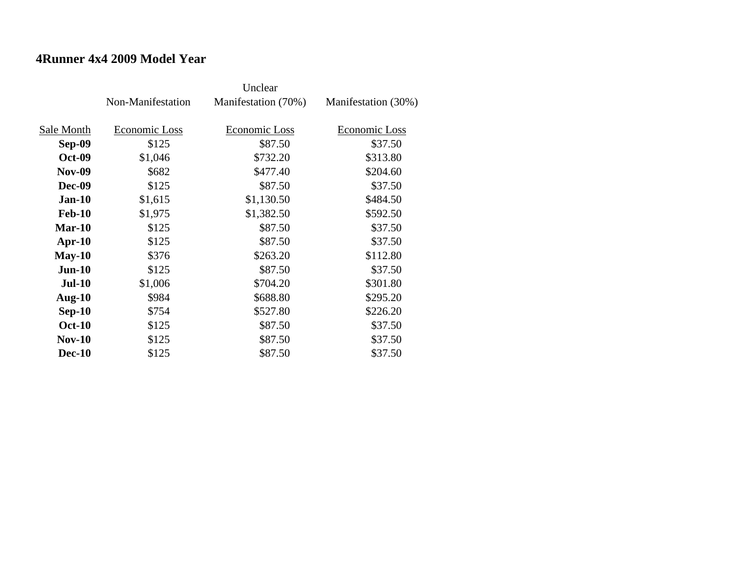## 4Runner 4x4 2009 Model Year

| | Non-Manifestation | Unclear Manifestation (70%) | Manifestation (30%) |
|---|---|---|---|
| Sale Month | Economic Loss | Economic Loss | Economic Loss |
| **Sep-09** | $125 | $87.50 | $37.50 |
| **Oct-09** | $1,046 | $732.20 | $313.80 |
| **Nov-09** | $682 | $477.40 | $204.60 |
| **Dec-09** | $125 | $87.50 | $37.50 |
| **Jan-10** | $1,615 | $1,130.50 | $484.50 |
| **Feb-10** | $1,975 | $1,382.50 | $592.50 |
| **Mar-10** | $125 | $87.50 | $37.50 |
| **Apr-10** | $125 | $87.50 | $37.50 |
| **May-10** | $376 | $263.20 | $112.80 |
| **Jun-10** | $125 | $87.50 | $37.50 |
| **Jul-10** | $1,006 | $704.20 | $301.80 |
| **Aug-10** | $984 | $688.80 | $295.20 |
| **Sep-10** | $754 | $527.80 | $226.20 |
| **Oct-10** | $125 | $87.50 | $37.50 |
| **Nov-10** | $125 | $87.50 | $37.50 |
| **Dec-10** | $125 | $87.50 | $37.50 |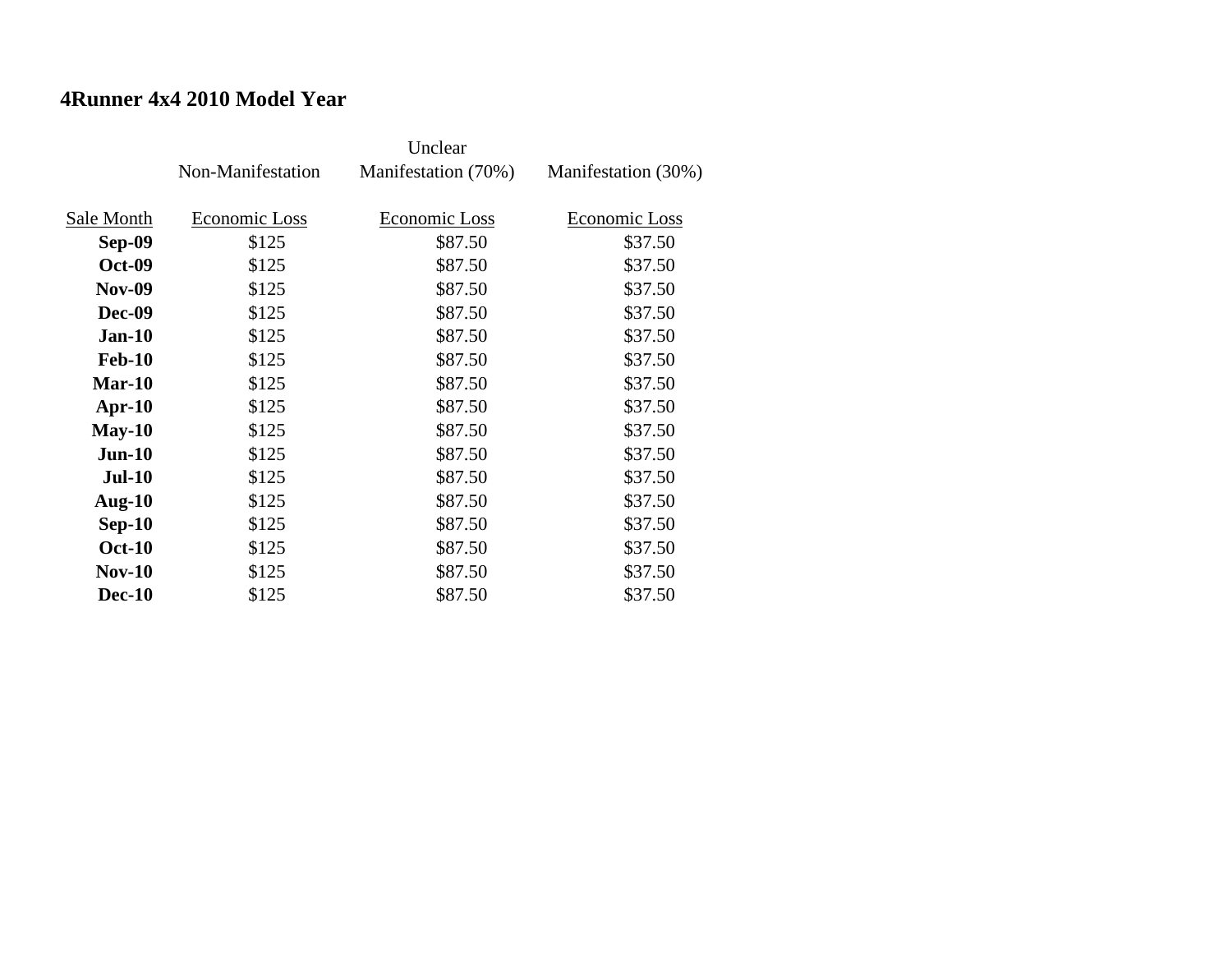## 4Runner 4x4 2010 Model Year

| | Non-Manifestation | Unclear Manifestation (70%) | Manifestation (30%) |
|---|---|---|---|
| Sale Month | Economic Loss | Economic Loss | Economic Loss |
| **Sep-09** | $125 | $87.50 | $37.50 |
| **Oct-09** | $125 | $87.50 | $37.50 |
| **Nov-09** | $125 | $87.50 | $37.50 |
| **Dec-09** | $125 | $87.50 | $37.50 |
| **Jan-10** | $125 | $87.50 | $37.50 |
| **Feb-10** | $125 | $87.50 | $37.50 |
| **Mar-10** | $125 | $87.50 | $37.50 |
| **Apr-10** | $125 | $87.50 | $37.50 |
| **May-10** | $125 | $87.50 | $37.50 |
| **Jun-10** | $125 | $87.50 | $37.50 |
| **Jul-10** | $125 | $87.50 | $37.50 |
| **Aug-10** | $125 | $87.50 | $37.50 |
| **Sep-10** | $125 | $87.50 | $37.50 |
| **Oct-10** | $125 | $87.50 | $37.50 |
| **Nov-10** | $125 | $87.50 | $37.50 |
| **Dec-10** | $125 | $87.50 | $37.50 |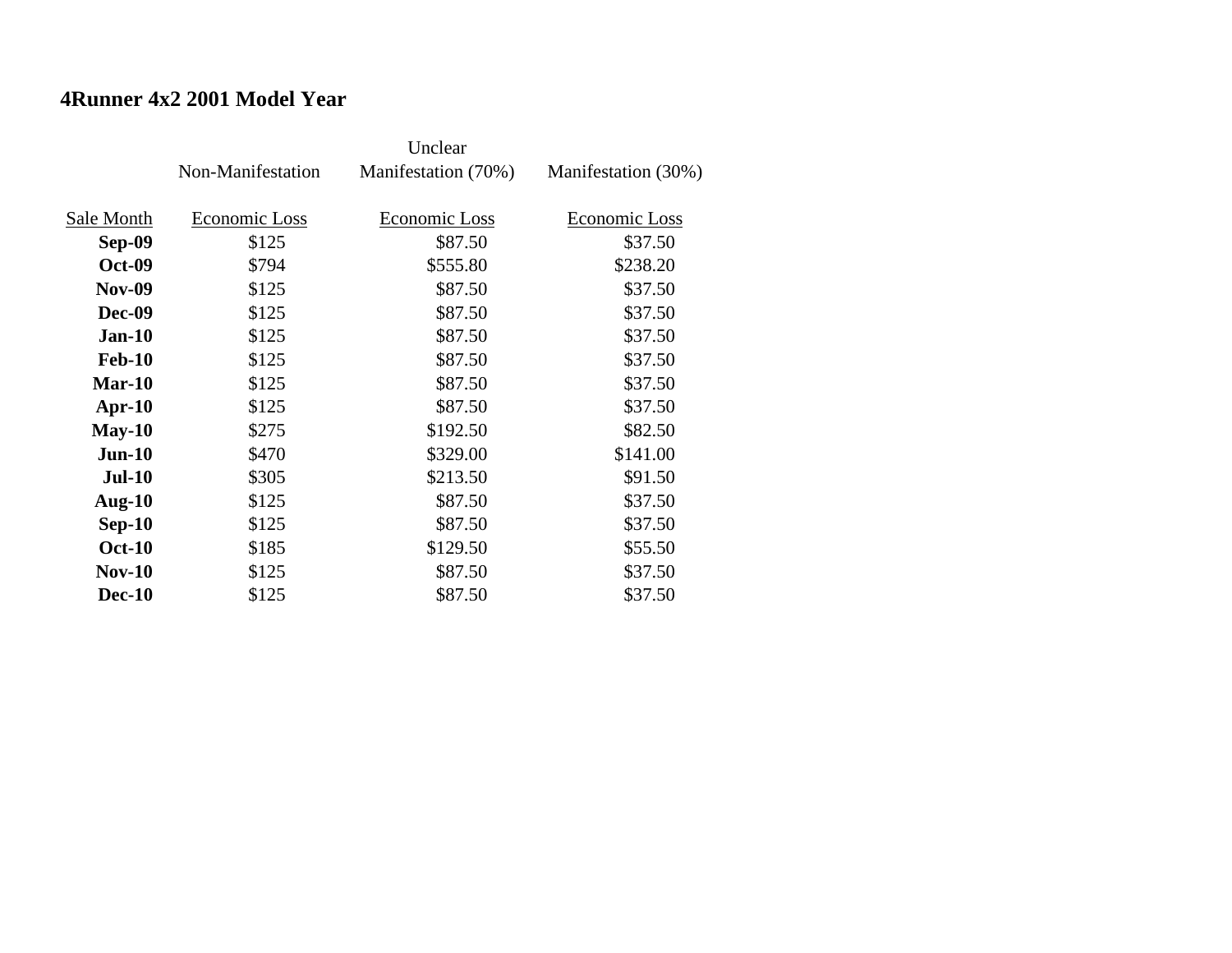## 4Runner 4x2 2001 Model Year

| | Non-Manifestation | Unclear Manifestation (70%) | Manifestation (30%) |
|---|---|---|---|
| Sale Month | Economic Loss | Economic Loss | Economic Loss |
| **Sep-09** | $125 | $87.50 | $37.50 |
| **Oct-09** | $794 | $555.80 | $238.20 |
| **Nov-09** | $125 | $87.50 | $37.50 |
| **Dec-09** | $125 | $87.50 | $37.50 |
| **Jan-10** | $125 | $87.50 | $37.50 |
| **Feb-10** | $125 | $87.50 | $37.50 |
| **Mar-10** | $125 | $87.50 | $37.50 |
| **Apr-10** | $125 | $87.50 | $37.50 |
| **May-10** | $275 | $192.50 | $82.50 |
| **Jun-10** | $470 | $329.00 | $141.00 |
| **Jul-10** | $305 | $213.50 | $91.50 |
| **Aug-10** | $125 | $87.50 | $37.50 |
| **Sep-10** | $125 | $87.50 | $37.50 |
| **Oct-10** | $185 | $129.50 | $55.50 |
| **Nov-10** | $125 | $87.50 | $37.50 |
| **Dec-10** | $125 | $87.50 | $37.50 |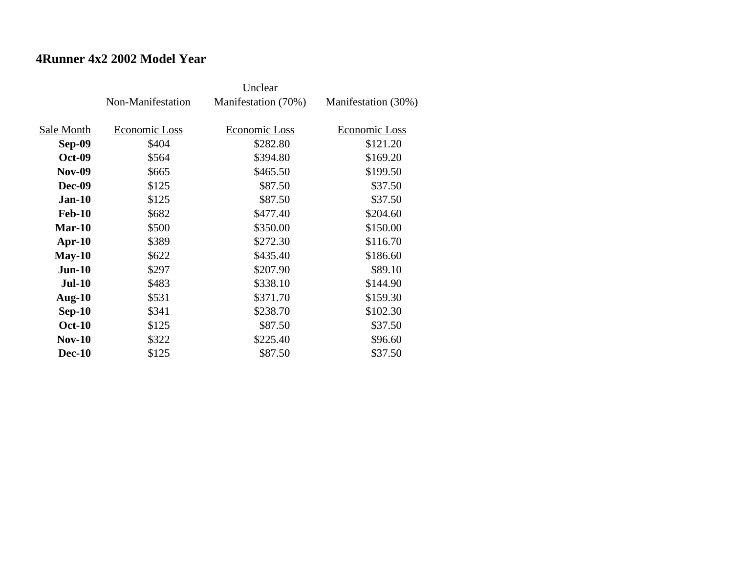## 4Runner 4x2 2002 Model Year

| | Non-Manifestation | Unclear Manifestation (70%) | Manifestation (30%) |
|---|---|---|---|
| Sale Month | Economic Loss | Economic Loss | Economic Loss |
| **Sep-09** | $404 | $282.80 | $121.20 |
| **Oct-09** | $564 | $394.80 | $169.20 |
| **Nov-09** | $665 | $465.50 | $199.50 |
| **Dec-09** | $125 | $87.50 | $37.50 |
| **Jan-10** | $125 | $87.50 | $37.50 |
| **Feb-10** | $682 | $477.40 | $204.60 |
| **Mar-10** | $500 | $350.00 | $150.00 |
| **Apr-10** | $389 | $272.30 | $116.70 |
| **May-10** | $622 | $435.40 | $186.60 |
| **Jun-10** | $297 | $207.90 | $89.10 |
| **Jul-10** | $483 | $338.10 | $144.90 |
| **Aug-10** | $531 | $371.70 | $159.30 |
| **Sep-10** | $341 | $238.70 | $102.30 |
| **Oct-10** | $125 | $87.50 | $37.50 |
| **Nov-10** | $322 | $225.40 | $96.60 |
| **Dec-10** | $125 | $87.50 | $37.50 |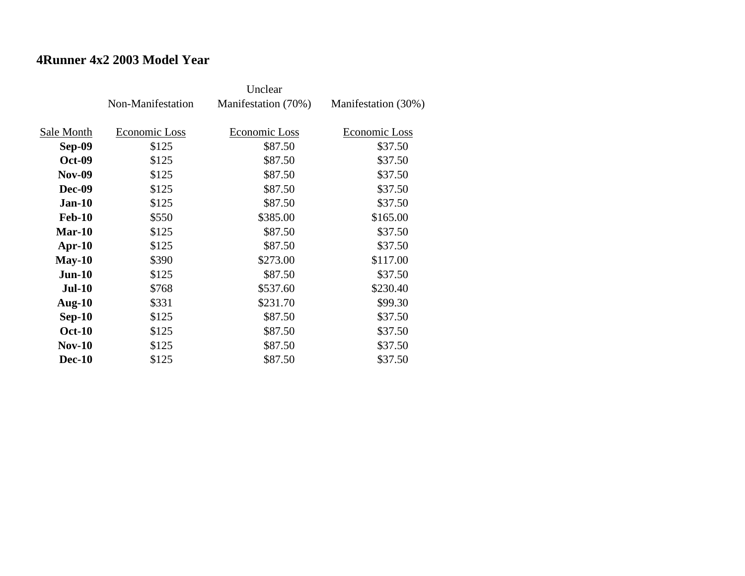**4Runner 4x2 2003 Model Year**

| | Non-Manifestation | Unclear Manifestation (70%) | Manifestation (30%) |
|---|---|---|---|
| Sale Month | Economic Loss | Economic Loss | Economic Loss |
| **Sep-09** | $125 | $87.50 | $37.50 |
| **Oct-09** | $125 | $87.50 | $37.50 |
| **Nov-09** | $125 | $87.50 | $37.50 |
| **Dec-09** | $125 | $87.50 | $37.50 |
| **Jan-10** | $125 | $87.50 | $37.50 |
| **Feb-10** | $550 | $385.00 | $165.00 |
| **Mar-10** | $125 | $87.50 | $37.50 |
| **Apr-10** | $125 | $87.50 | $37.50 |
| **May-10** | $390 | $273.00 | $117.00 |
| **Jun-10** | $125 | $87.50 | $37.50 |
| **Jul-10** | $768 | $537.60 | $230.40 |
| **Aug-10** | $331 | $231.70 | $99.30 |
| **Sep-10** | $125 | $87.50 | $37.50 |
| **Oct-10** | $125 | $87.50 | $37.50 |
| **Nov-10** | $125 | $87.50 | $37.50 |
| **Dec-10** | $125 | $87.50 | $37.50 |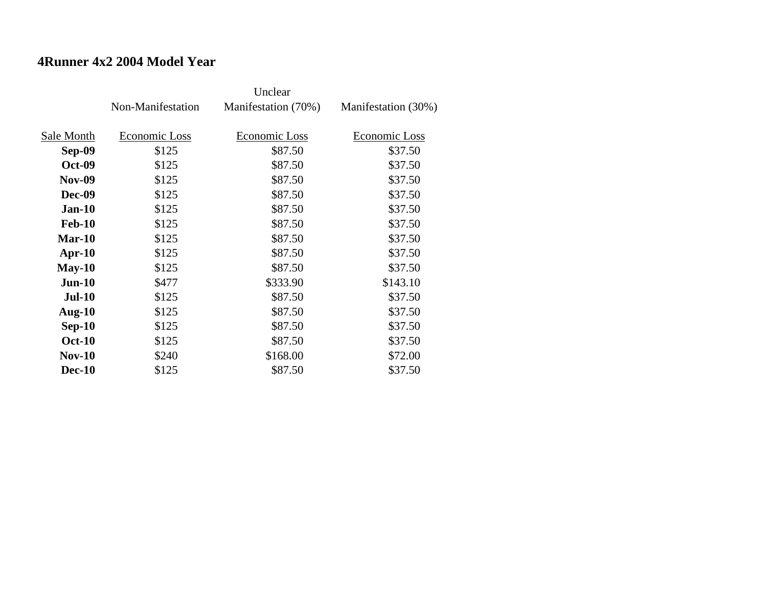**4Runner 4x2 2004 Model Year**

| | Non-Manifestation | Unclear Manifestation (70%) | Manifestation (30%) |
|---|---|---|---|
| Sale Month | Economic Loss | Economic Loss | Economic Loss |
| **Sep-09** | $125 | $87.50 | $37.50 |
| **Oct-09** | $125 | $87.50 | $37.50 |
| **Nov-09** | $125 | $87.50 | $37.50 |
| **Dec-09** | $125 | $87.50 | $37.50 |
| **Jan-10** | $125 | $87.50 | $37.50 |
| **Feb-10** | $125 | $87.50 | $37.50 |
| **Mar-10** | $125 | $87.50 | $37.50 |
| **Apr-10** | $125 | $87.50 | $37.50 |
| **May-10** | $125 | $87.50 | $37.50 |
| **Jun-10** | $477 | $333.90 | $143.10 |
| **Jul-10** | $125 | $87.50 | $37.50 |
| **Aug-10** | $125 | $87.50 | $37.50 |
| **Sep-10** | $125 | $87.50 | $37.50 |
| **Oct-10** | $125 | $87.50 | $37.50 |
| **Nov-10** | $240 | $168.00 | $72.00 |
| **Dec-10** | $125 | $87.50 | $37.50 |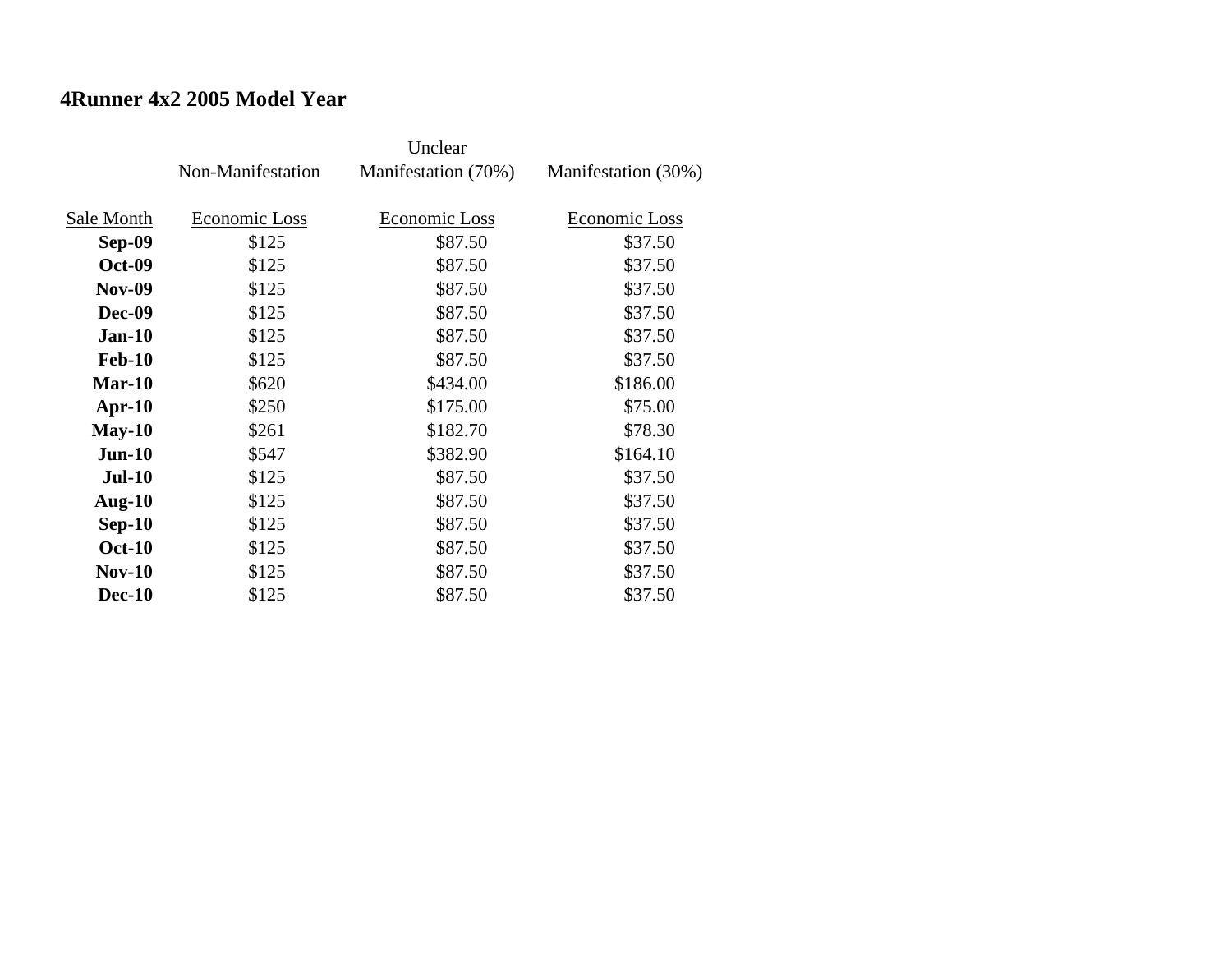## 4Runner 4x2 2005 Model Year

| | Non-Manifestation | Unclear Manifestation (70%) | Manifestation (30%) |
|---|---|---|---|
| Sale Month | Economic Loss | Economic Loss | Economic Loss |
| **Sep-09** | $125 | $87.50 | $37.50 |
| **Oct-09** | $125 | $87.50 | $37.50 |
| **Nov-09** | $125 | $87.50 | $37.50 |
| **Dec-09** | $125 | $87.50 | $37.50 |
| **Jan-10** | $125 | $87.50 | $37.50 |
| **Feb-10** | $125 | $87.50 | $37.50 |
| **Mar-10** | $620 | $434.00 | $186.00 |
| **Apr-10** | $250 | $175.00 | $75.00 |
| **May-10** | $261 | $182.70 | $78.30 |
| **Jun-10** | $547 | $382.90 | $164.10 |
| **Jul-10** | $125 | $87.50 | $37.50 |
| **Aug-10** | $125 | $87.50 | $37.50 |
| **Sep-10** | $125 | $87.50 | $37.50 |
| **Oct-10** | $125 | $87.50 | $37.50 |
| **Nov-10** | $125 | $87.50 | $37.50 |
| **Dec-10** | $125 | $87.50 | $37.50 |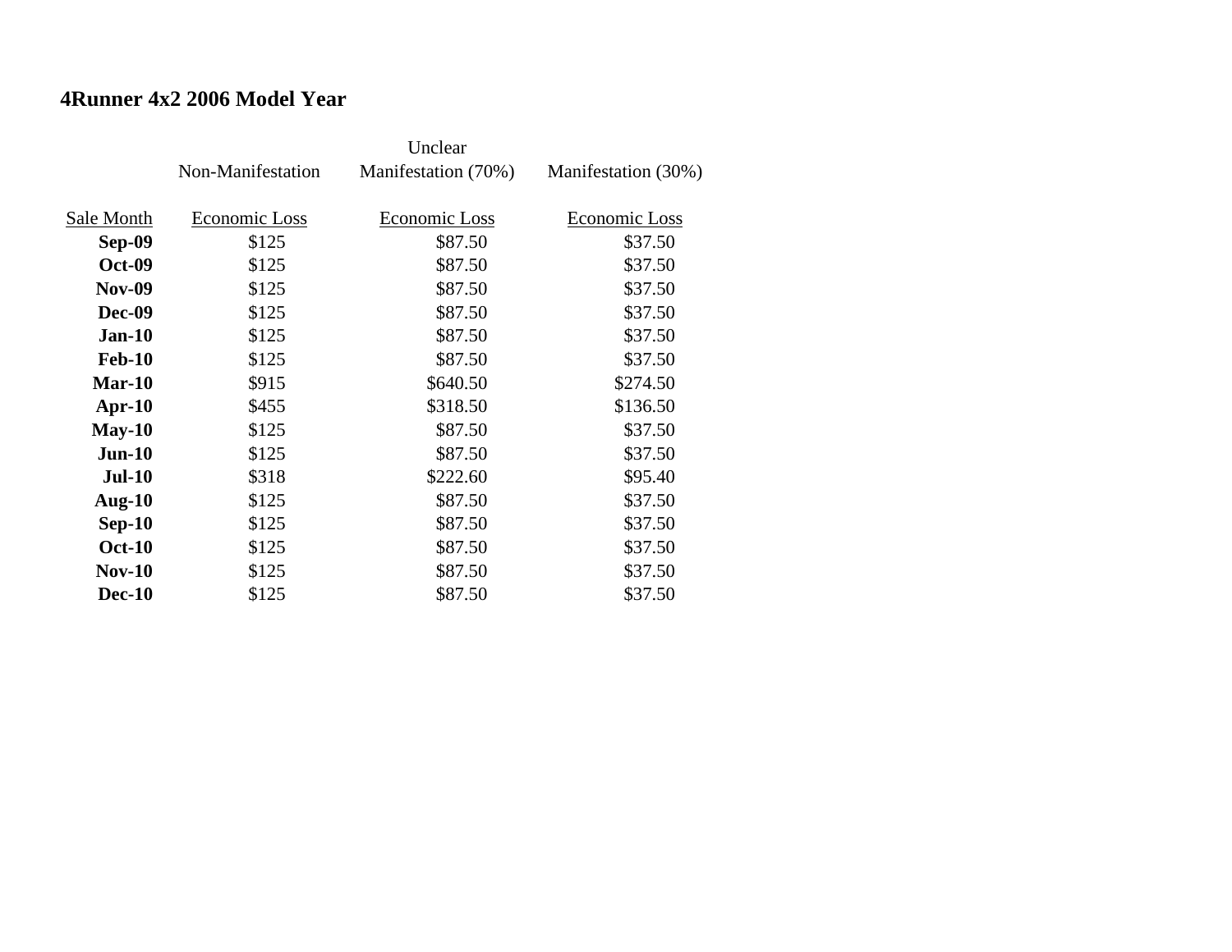## 4Runner 4x2 2006 Model Year

| | Non-Manifestation | Unclear Manifestation (70%) | Manifestation (30%) |
|---|---|---|---|
| Sale Month | Economic Loss | Economic Loss | Economic Loss |
| **Sep-09** | $125 | $87.50 | $37.50 |
| **Oct-09** | $125 | $87.50 | $37.50 |
| **Nov-09** | $125 | $87.50 | $37.50 |
| **Dec-09** | $125 | $87.50 | $37.50 |
| **Jan-10** | $125 | $87.50 | $37.50 |
| **Feb-10** | $125 | $87.50 | $37.50 |
| **Mar-10** | $915 | $640.50 | $274.50 |
| **Apr-10** | $455 | $318.50 | $136.50 |
| **May-10** | $125 | $87.50 | $37.50 |
| **Jun-10** | $125 | $87.50 | $37.50 |
| **Jul-10** | $318 | $222.60 | $95.40 |
| **Aug-10** | $125 | $87.50 | $37.50 |
| **Sep-10** | $125 | $87.50 | $37.50 |
| **Oct-10** | $125 | $87.50 | $37.50 |
| **Nov-10** | $125 | $87.50 | $37.50 |
| **Dec-10** | $125 | $87.50 | $37.50 |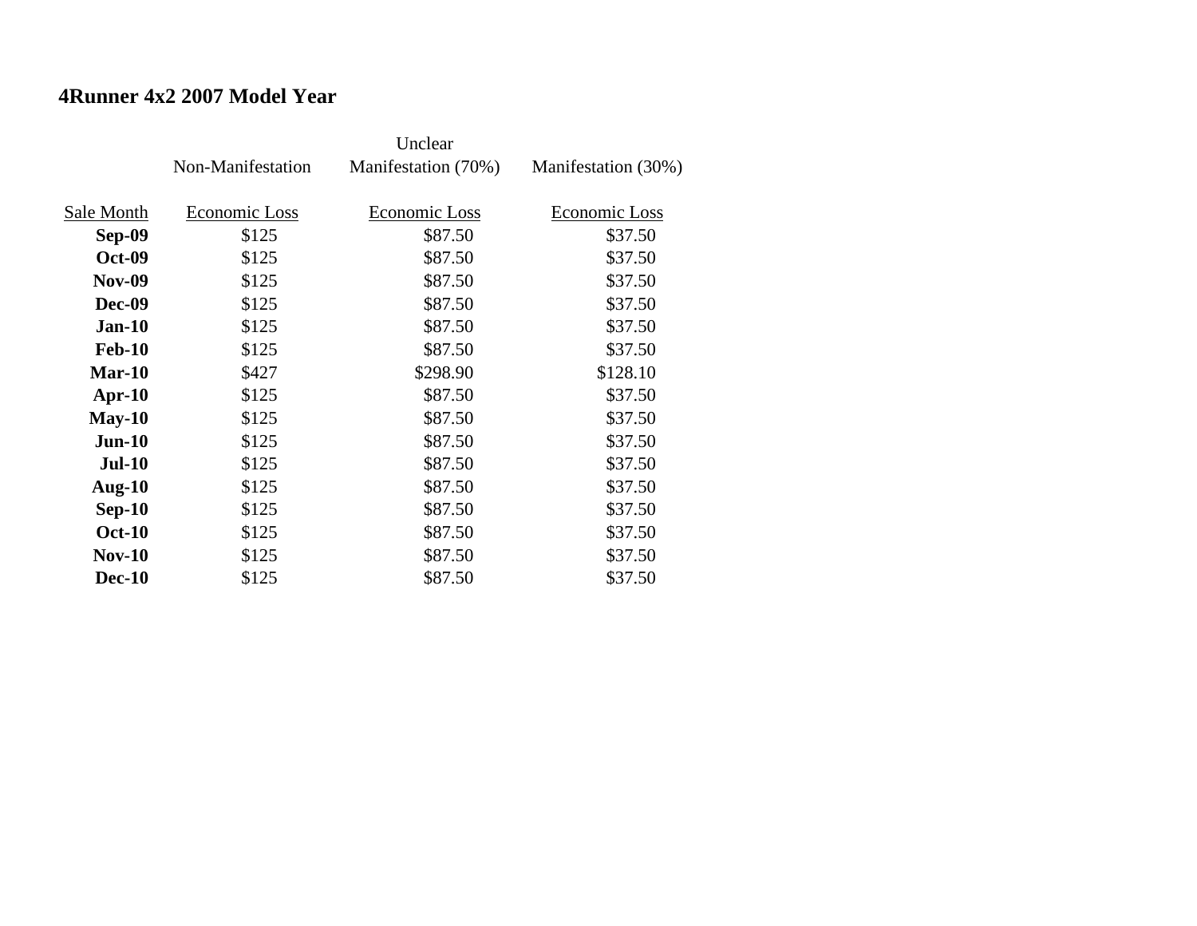## 4Runner 4x2 2007 Model Year

| Sale Month | Non-Manifestation<br>Economic Loss | Unclear Manifestation (70%)<br>Economic Loss | Manifestation (30%)<br>Economic Loss |
|---|---|---|---|
| **Sep-09** | $125 | $87.50 | $37.50 |
| **Oct-09** | $125 | $87.50 | $37.50 |
| **Nov-09** | $125 | $87.50 | $37.50 |
| **Dec-09** | $125 | $87.50 | $37.50 |
| **Jan-10** | $125 | $87.50 | $37.50 |
| **Feb-10** | $125 | $87.50 | $37.50 |
| **Mar-10** | $427 | $298.90 | $128.10 |
| **Apr-10** | $125 | $87.50 | $37.50 |
| **May-10** | $125 | $87.50 | $37.50 |
| **Jun-10** | $125 | $87.50 | $37.50 |
| **Jul-10** | $125 | $87.50 | $37.50 |
| **Aug-10** | $125 | $87.50 | $37.50 |
| **Sep-10** | $125 | $87.50 | $37.50 |
| **Oct-10** | $125 | $87.50 | $37.50 |
| **Nov-10** | $125 | $87.50 | $37.50 |
| **Dec-10** | $125 | $87.50 | $37.50 |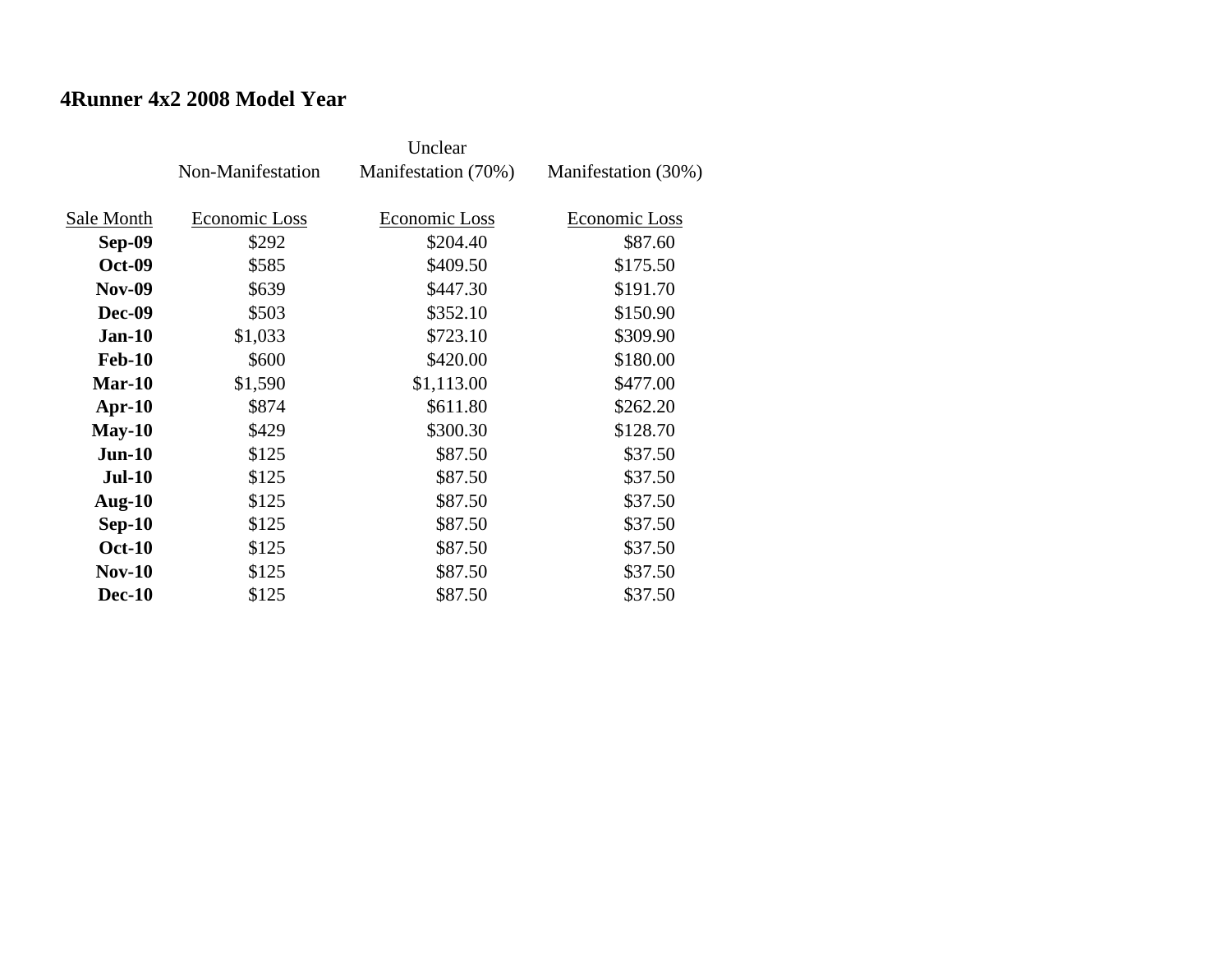## 4Runner 4x2 2008 Model Year

| | Non-Manifestation | Unclear Manifestation (70%) | Manifestation (30%) |
|---|---|---|---|
| Sale Month | Economic Loss | Economic Loss | Economic Loss |
| **Sep-09** | $292 | $204.40 | $87.60 |
| **Oct-09** | $585 | $409.50 | $175.50 |
| **Nov-09** | $639 | $447.30 | $191.70 |
| **Dec-09** | $503 | $352.10 | $150.90 |
| **Jan-10** | $1,033 | $723.10 | $309.90 |
| **Feb-10** | $600 | $420.00 | $180.00 |
| **Mar-10** | $1,590 | $1,113.00 | $477.00 |
| **Apr-10** | $874 | $611.80 | $262.20 |
| **May-10** | $429 | $300.30 | $128.70 |
| **Jun-10** | $125 | $87.50 | $37.50 |
| **Jul-10** | $125 | $87.50 | $37.50 |
| **Aug-10** | $125 | $87.50 | $37.50 |
| **Sep-10** | $125 | $87.50 | $37.50 |
| **Oct-10** | $125 | $87.50 | $37.50 |
| **Nov-10** | $125 | $87.50 | $37.50 |
| **Dec-10** | $125 | $87.50 | $37.50 |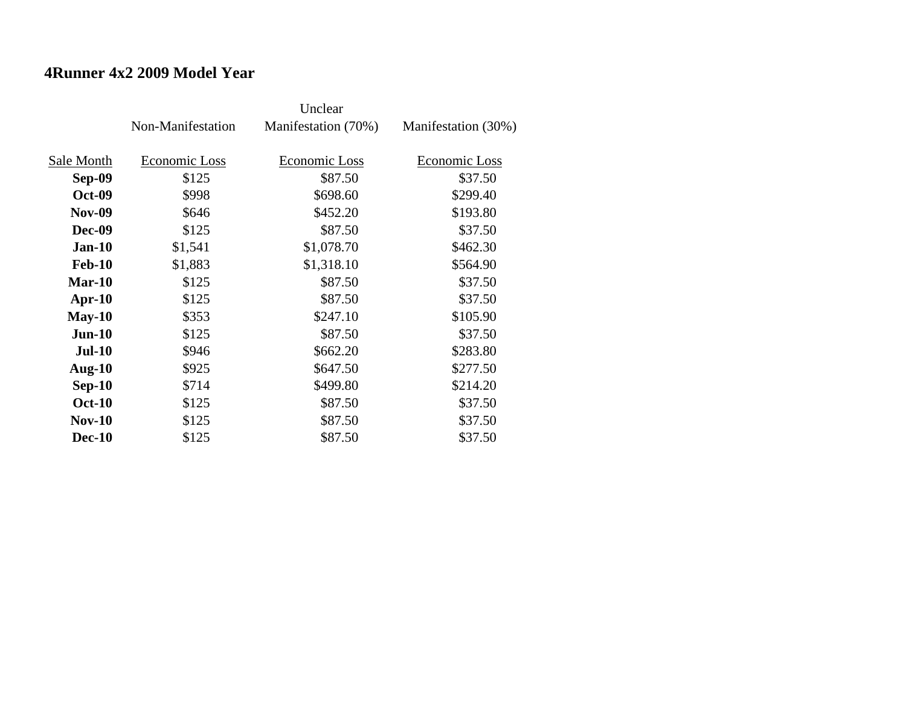# 4Runner 4x2 2009 Model Year

| Sale Month | Non-Manifestation<br>Economic Loss | Unclear Manifestation (70%)<br>Economic Loss | Manifestation (30%)<br>Economic Loss |
|---|---|---|---|
| **Sep-09** | $125 | $87.50 | $37.50 |
| **Oct-09** | $998 | $698.60 | $299.40 |
| **Nov-09** | $646 | $452.20 | $193.80 |
| **Dec-09** | $125 | $87.50 | $37.50 |
| **Jan-10** | $1,541 | $1,078.70 | $462.30 |
| **Feb-10** | $1,883 | $1,318.10 | $564.90 |
| **Mar-10** | $125 | $87.50 | $37.50 |
| **Apr-10** | $125 | $87.50 | $37.50 |
| **May-10** | $353 | $247.10 | $105.90 |
| **Jun-10** | $125 | $87.50 | $37.50 |
| **Jul-10** | $946 | $662.20 | $283.80 |
| **Aug-10** | $925 | $647.50 | $277.50 |
| **Sep-10** | $714 | $499.80 | $214.20 |
| **Oct-10** | $125 | $87.50 | $37.50 |
| **Nov-10** | $125 | $87.50 | $37.50 |
| **Dec-10** | $125 | $87.50 | $37.50 |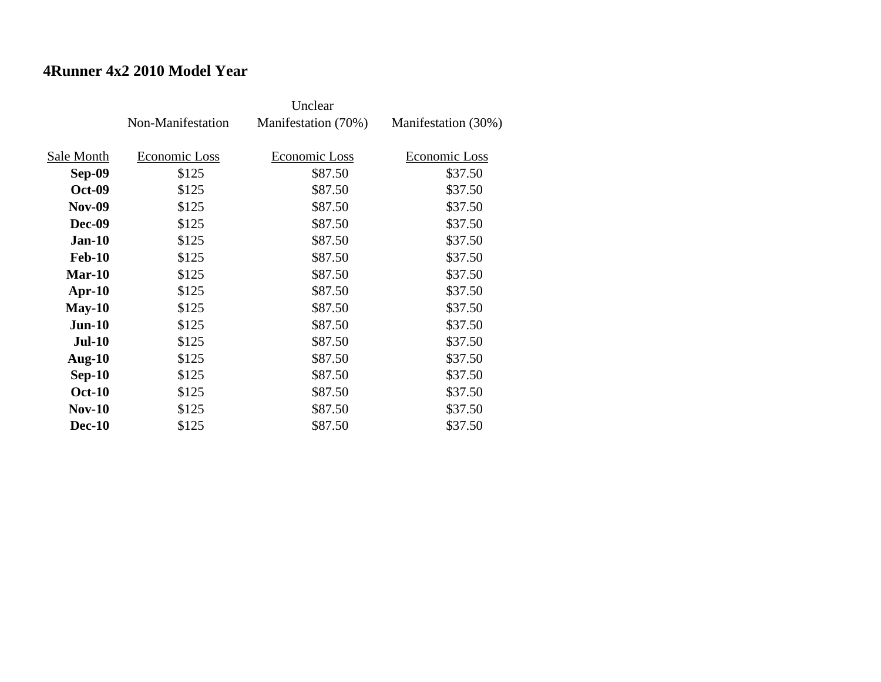**4Runner 4x2 2010 Model Year**

| | Non-Manifestation | Unclear Manifestation (70%) | Manifestation (30%) |
|---|---|---|---|
| Sale Month | Economic Loss | Economic Loss | Economic Loss |
| **Sep-09** | $125 | $87.50 | $37.50 |
| **Oct-09** | $125 | $87.50 | $37.50 |
| **Nov-09** | $125 | $87.50 | $37.50 |
| **Dec-09** | $125 | $87.50 | $37.50 |
| **Jan-10** | $125 | $87.50 | $37.50 |
| **Feb-10** | $125 | $87.50 | $37.50 |
| **Mar-10** | $125 | $87.50 | $37.50 |
| **Apr-10** | $125 | $87.50 | $37.50 |
| **May-10** | $125 | $87.50 | $37.50 |
| **Jun-10** | $125 | $87.50 | $37.50 |
| **Jul-10** | $125 | $87.50 | $37.50 |
| **Aug-10** | $125 | $87.50 | $37.50 |
| **Sep-10** | $125 | $87.50 | $37.50 |
| **Oct-10** | $125 | $87.50 | $37.50 |
| **Nov-10** | $125 | $87.50 | $37.50 |
| **Dec-10** | $125 | $87.50 | $37.50 |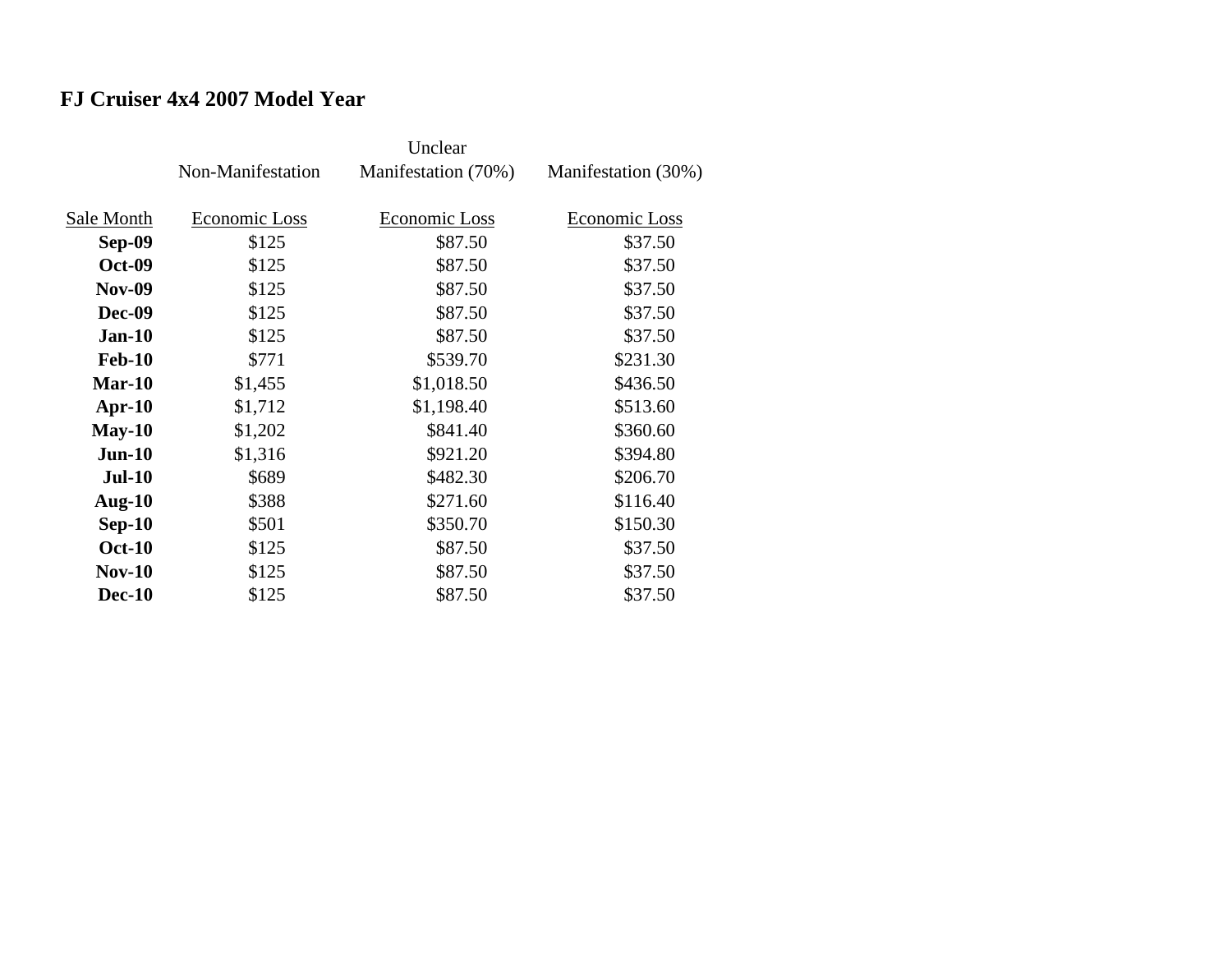**FJ Cruiser 4x4 2007 Model Year**

| | Non-Manifestation | Unclear Manifestation (70%) | Manifestation (30%) |
|---|---|---|---|
| Sale Month | Economic Loss | Economic Loss | Economic Loss |
| **Sep-09** | $125 | $87.50 | $37.50 |
| **Oct-09** | $125 | $87.50 | $37.50 |
| **Nov-09** | $125 | $87.50 | $37.50 |
| **Dec-09** | $125 | $87.50 | $37.50 |
| **Jan-10** | $125 | $87.50 | $37.50 |
| **Feb-10** | $771 | $539.70 | $231.30 |
| **Mar-10** | $1,455 | $1,018.50 | $436.50 |
| **Apr-10** | $1,712 | $1,198.40 | $513.60 |
| **May-10** | $1,202 | $841.40 | $360.60 |
| **Jun-10** | $1,316 | $921.20 | $394.80 |
| **Jul-10** | $689 | $482.30 | $206.70 |
| **Aug-10** | $388 | $271.60 | $116.40 |
| **Sep-10** | $501 | $350.70 | $150.30 |
| **Oct-10** | $125 | $87.50 | $37.50 |
| **Nov-10** | $125 | $87.50 | $37.50 |
| **Dec-10** | $125 | $87.50 | $37.50 |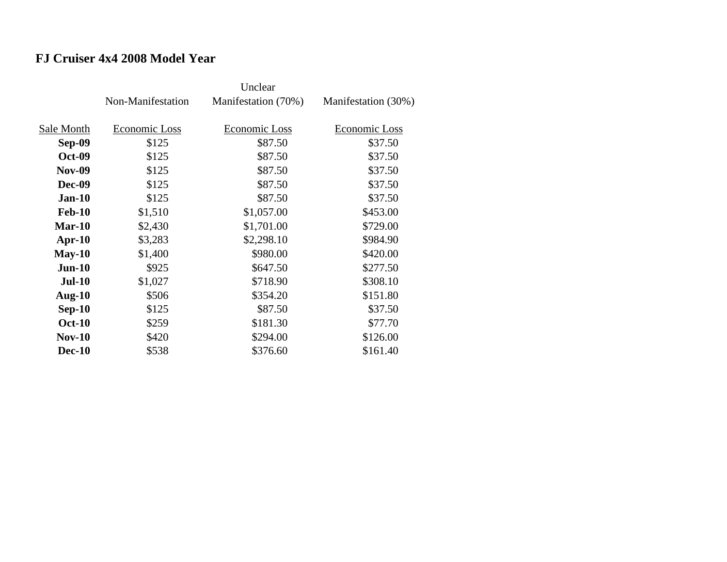## FJ Cruiser 4x4 2008 Model Year

| | Non-Manifestation | Unclear Manifestation (70%) | Manifestation (30%) |
|---|---|---|---|
| Sale Month | Economic Loss | Economic Loss | Economic Loss |
| **Sep-09** | $125 | $87.50 | $37.50 |
| **Oct-09** | $125 | $87.50 | $37.50 |
| **Nov-09** | $125 | $87.50 | $37.50 |
| **Dec-09** | $125 | $87.50 | $37.50 |
| **Jan-10** | $125 | $87.50 | $37.50 |
| **Feb-10** | $1,510 | $1,057.00 | $453.00 |
| **Mar-10** | $2,430 | $1,701.00 | $729.00 |
| **Apr-10** | $3,283 | $2,298.10 | $984.90 |
| **May-10** | $1,400 | $980.00 | $420.00 |
| **Jun-10** | $925 | $647.50 | $277.50 |
| **Jul-10** | $1,027 | $718.90 | $308.10 |
| **Aug-10** | $506 | $354.20 | $151.80 |
| **Sep-10** | $125 | $87.50 | $37.50 |
| **Oct-10** | $259 | $181.30 | $77.70 |
| **Nov-10** | $420 | $294.00 | $126.00 |
| **Dec-10** | $538 | $376.60 | $161.40 |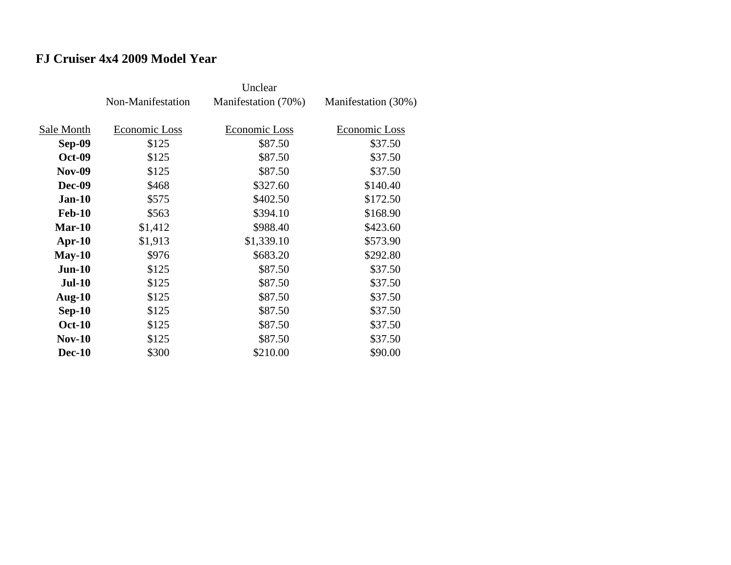**FJ Cruiser 4x4 2009 Model Year**

| | Non-Manifestation | Unclear Manifestation (70%) | Manifestation (30%) |
|---|---|---|---|
| Sale Month | Economic Loss | Economic Loss | Economic Loss |
| **Sep-09** | $125 | $87.50 | $37.50 |
| **Oct-09** | $125 | $87.50 | $37.50 |
| **Nov-09** | $125 | $87.50 | $37.50 |
| **Dec-09** | $468 | $327.60 | $140.40 |
| **Jan-10** | $575 | $402.50 | $172.50 |
| **Feb-10** | $563 | $394.10 | $168.90 |
| **Mar-10** | $1,412 | $988.40 | $423.60 |
| **Apr-10** | $1,913 | $1,339.10 | $573.90 |
| **May-10** | $976 | $683.20 | $292.80 |
| **Jun-10** | $125 | $87.50 | $37.50 |
| **Jul-10** | $125 | $87.50 | $37.50 |
| **Aug-10** | $125 | $87.50 | $37.50 |
| **Sep-10** | $125 | $87.50 | $37.50 |
| **Oct-10** | $125 | $87.50 | $37.50 |
| **Nov-10** | $125 | $87.50 | $37.50 |
| **Dec-10** | $300 | $210.00 | $90.00 |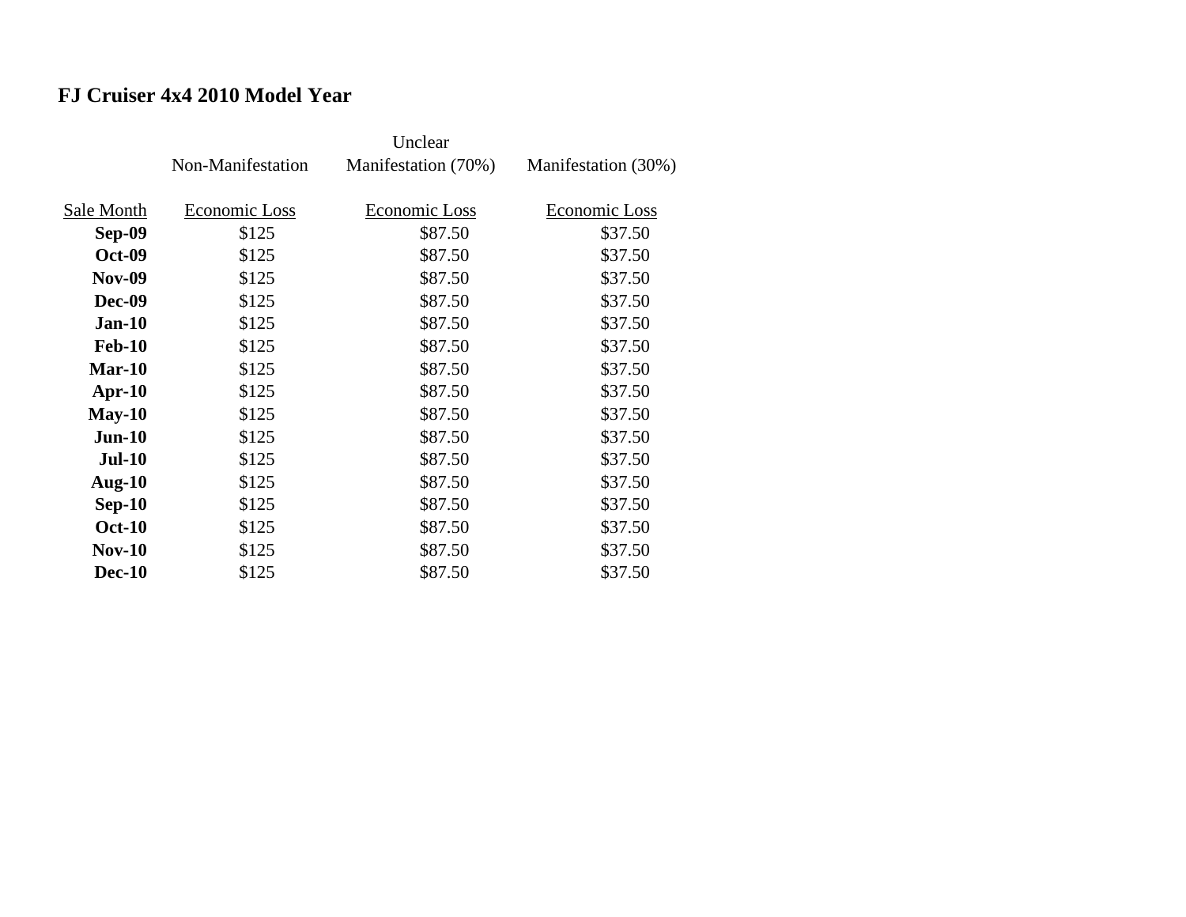## FJ Cruiser 4x4 2010 Model Year

| Sale Month | Non-Manifestation Economic Loss | Unclear Manifestation (70%) Economic Loss | Manifestation (30%) Economic Loss |
|---|---|---|---|
| **Sep-09** | $125 | $87.50 | $37.50 |
| **Oct-09** | $125 | $87.50 | $37.50 |
| **Nov-09** | $125 | $87.50 | $37.50 |
| **Dec-09** | $125 | $87.50 | $37.50 |
| **Jan-10** | $125 | $87.50 | $37.50 |
| **Feb-10** | $125 | $87.50 | $37.50 |
| **Mar-10** | $125 | $87.50 | $37.50 |
| **Apr-10** | $125 | $87.50 | $37.50 |
| **May-10** | $125 | $87.50 | $37.50 |
| **Jun-10** | $125 | $87.50 | $37.50 |
| **Jul-10** | $125 | $87.50 | $37.50 |
| **Aug-10** | $125 | $87.50 | $37.50 |
| **Sep-10** | $125 | $87.50 | $37.50 |
| **Oct-10** | $125 | $87.50 | $37.50 |
| **Nov-10** | $125 | $87.50 | $37.50 |
| **Dec-10** | $125 | $87.50 | $37.50 |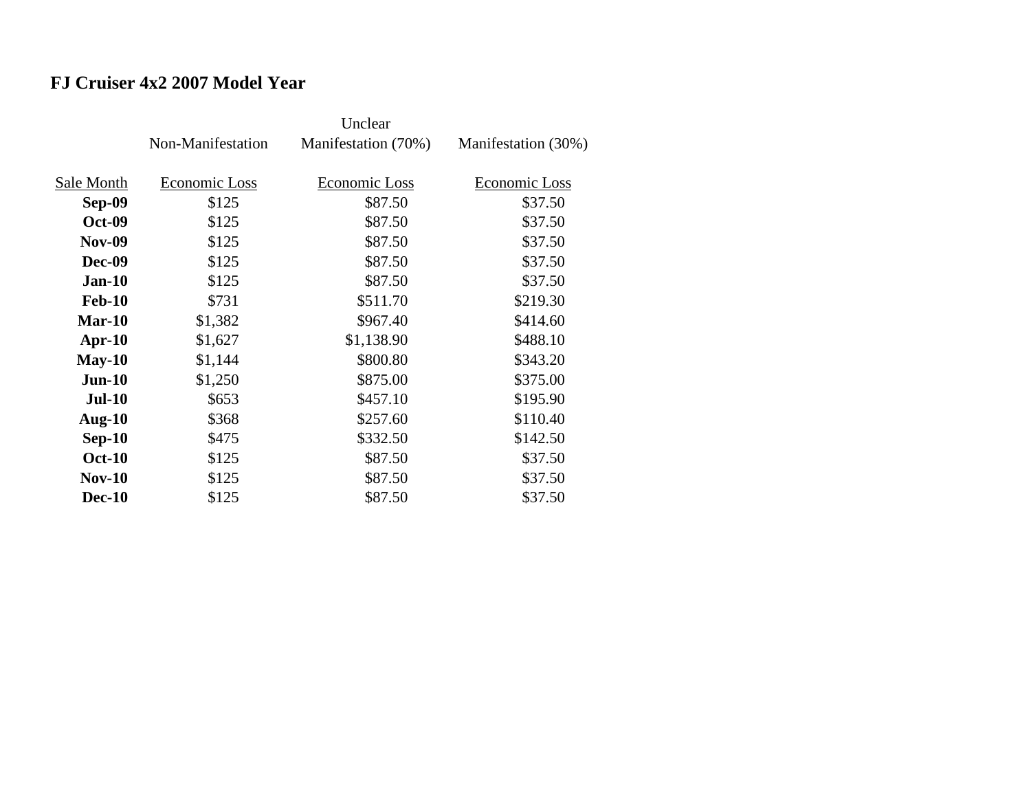# FJ Cruiser 4x2 2007 Model Year

| | Non-Manifestation | Unclear Manifestation (70%) | Manifestation (30%) |
|---|---|---|---|
| Sale Month | Economic Loss | Economic Loss | Economic Loss |
| **Sep-09** | $125 | $87.50 | $37.50 |
| **Oct-09** | $125 | $87.50 | $37.50 |
| **Nov-09** | $125 | $87.50 | $37.50 |
| **Dec-09** | $125 | $87.50 | $37.50 |
| **Jan-10** | $125 | $87.50 | $37.50 |
| **Feb-10** | $731 | $511.70 | $219.30 |
| **Mar-10** | $1,382 | $967.40 | $414.60 |
| **Apr-10** | $1,627 | $1,138.90 | $488.10 |
| **May-10** | $1,144 | $800.80 | $343.20 |
| **Jun-10** | $1,250 | $875.00 | $375.00 |
| **Jul-10** | $653 | $457.10 | $195.90 |
| **Aug-10** | $368 | $257.60 | $110.40 |
| **Sep-10** | $475 | $332.50 | $142.50 |
| **Oct-10** | $125 | $87.50 | $37.50 |
| **Nov-10** | $125 | $87.50 | $37.50 |
| **Dec-10** | $125 | $87.50 | $37.50 |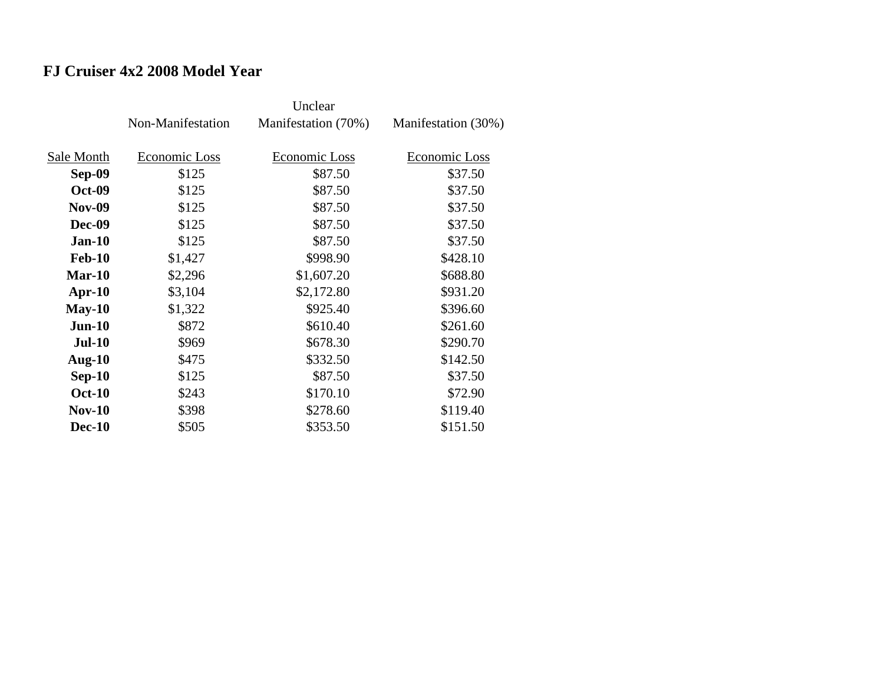## FJ Cruiser 4x2 2008 Model Year

| | Non-Manifestation | Unclear Manifestation (70%) | Manifestation (30%) |
|---|---|---|---|
| Sale Month | Economic Loss | Economic Loss | Economic Loss |
| **Sep-09** | $125 | $87.50 | $37.50 |
| **Oct-09** | $125 | $87.50 | $37.50 |
| **Nov-09** | $125 | $87.50 | $37.50 |
| **Dec-09** | $125 | $87.50 | $37.50 |
| **Jan-10** | $125 | $87.50 | $37.50 |
| **Feb-10** | $1,427 | $998.90 | $428.10 |
| **Mar-10** | $2,296 | $1,607.20 | $688.80 |
| **Apr-10** | $3,104 | $2,172.80 | $931.20 |
| **May-10** | $1,322 | $925.40 | $396.60 |
| **Jun-10** | $872 | $610.40 | $261.60 |
| **Jul-10** | $969 | $678.30 | $290.70 |
| **Aug-10** | $475 | $332.50 | $142.50 |
| **Sep-10** | $125 | $87.50 | $37.50 |
| **Oct-10** | $243 | $170.10 | $72.90 |
| **Nov-10** | $398 | $278.60 | $119.40 |
| **Dec-10** | $505 | $353.50 | $151.50 |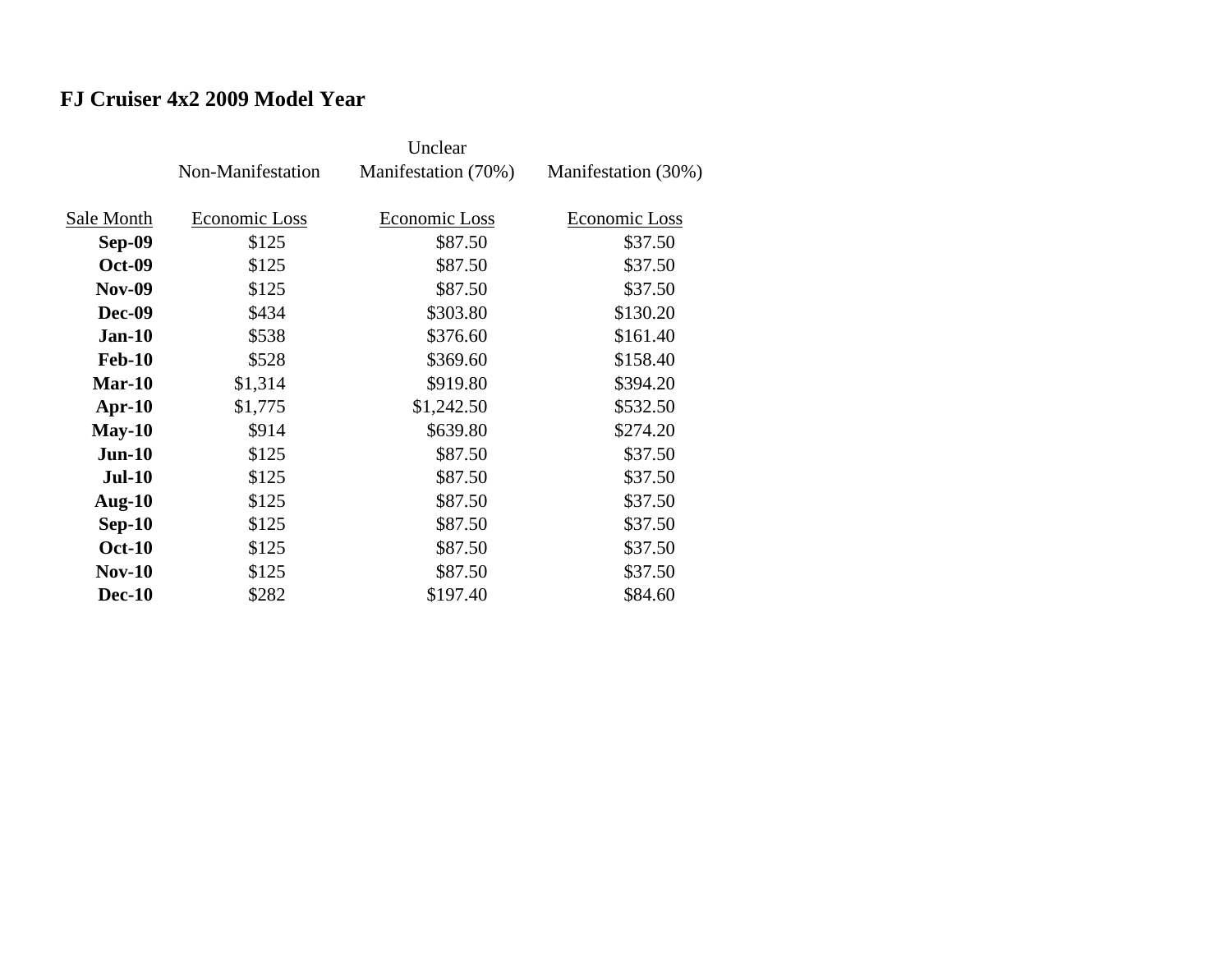# FJ Cruiser 4x2 2009 Model Year

| Sale Month | Non-Manifestation Economic Loss | Unclear Manifestation (70%) Economic Loss | Manifestation (30%) Economic Loss |
|---|---|---|---|
| **Sep-09** | $125 | $87.50 | $37.50 |
| **Oct-09** | $125 | $87.50 | $37.50 |
| **Nov-09** | $125 | $87.50 | $37.50 |
| **Dec-09** | $434 | $303.80 | $130.20 |
| **Jan-10** | $538 | $376.60 | $161.40 |
| **Feb-10** | $528 | $369.60 | $158.40 |
| **Mar-10** | $1,314 | $919.80 | $394.20 |
| **Apr-10** | $1,775 | $1,242.50 | $532.50 |
| **May-10** | $914 | $639.80 | $274.20 |
| **Jun-10** | $125 | $87.50 | $37.50 |
| **Jul-10** | $125 | $87.50 | $37.50 |
| **Aug-10** | $125 | $87.50 | $37.50 |
| **Sep-10** | $125 | $87.50 | $37.50 |
| **Oct-10** | $125 | $87.50 | $37.50 |
| **Nov-10** | $125 | $87.50 | $37.50 |
| **Dec-10** | $282 | $197.40 | $84.60 |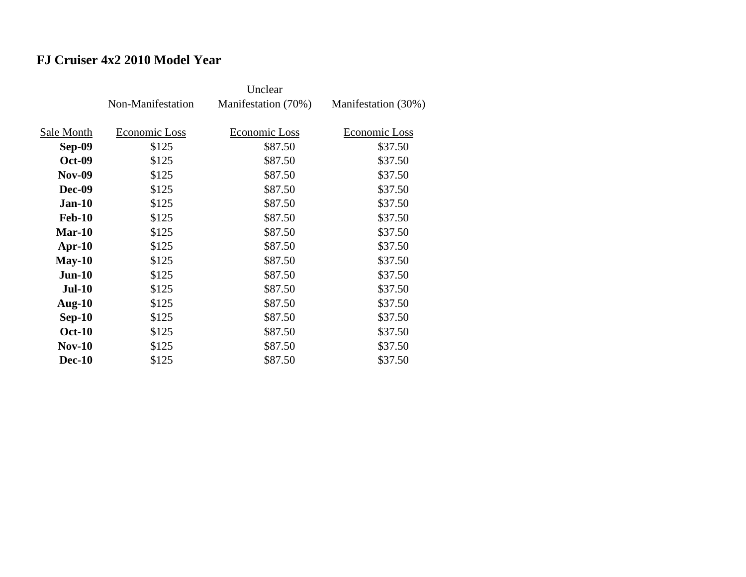## FJ Cruiser 4x2 2010 Model Year

| Sale Month | Non-Manifestation Economic Loss | Unclear Manifestation (70%) Economic Loss | Manifestation (30%) Economic Loss |
|---|---|---|---|
| **Sep-09** | $125 | $87.50 | $37.50 |
| **Oct-09** | $125 | $87.50 | $37.50 |
| **Nov-09** | $125 | $87.50 | $37.50 |
| **Dec-09** | $125 | $87.50 | $37.50 |
| **Jan-10** | $125 | $87.50 | $37.50 |
| **Feb-10** | $125 | $87.50 | $37.50 |
| **Mar-10** | $125 | $87.50 | $37.50 |
| **Apr-10** | $125 | $87.50 | $37.50 |
| **May-10** | $125 | $87.50 | $37.50 |
| **Jun-10** | $125 | $87.50 | $37.50 |
| **Jul-10** | $125 | $87.50 | $37.50 |
| **Aug-10** | $125 | $87.50 | $37.50 |
| **Sep-10** | $125 | $87.50 | $37.50 |
| **Oct-10** | $125 | $87.50 | $37.50 |
| **Nov-10** | $125 | $87.50 | $37.50 |
| **Dec-10** | $125 | $87.50 | $37.50 |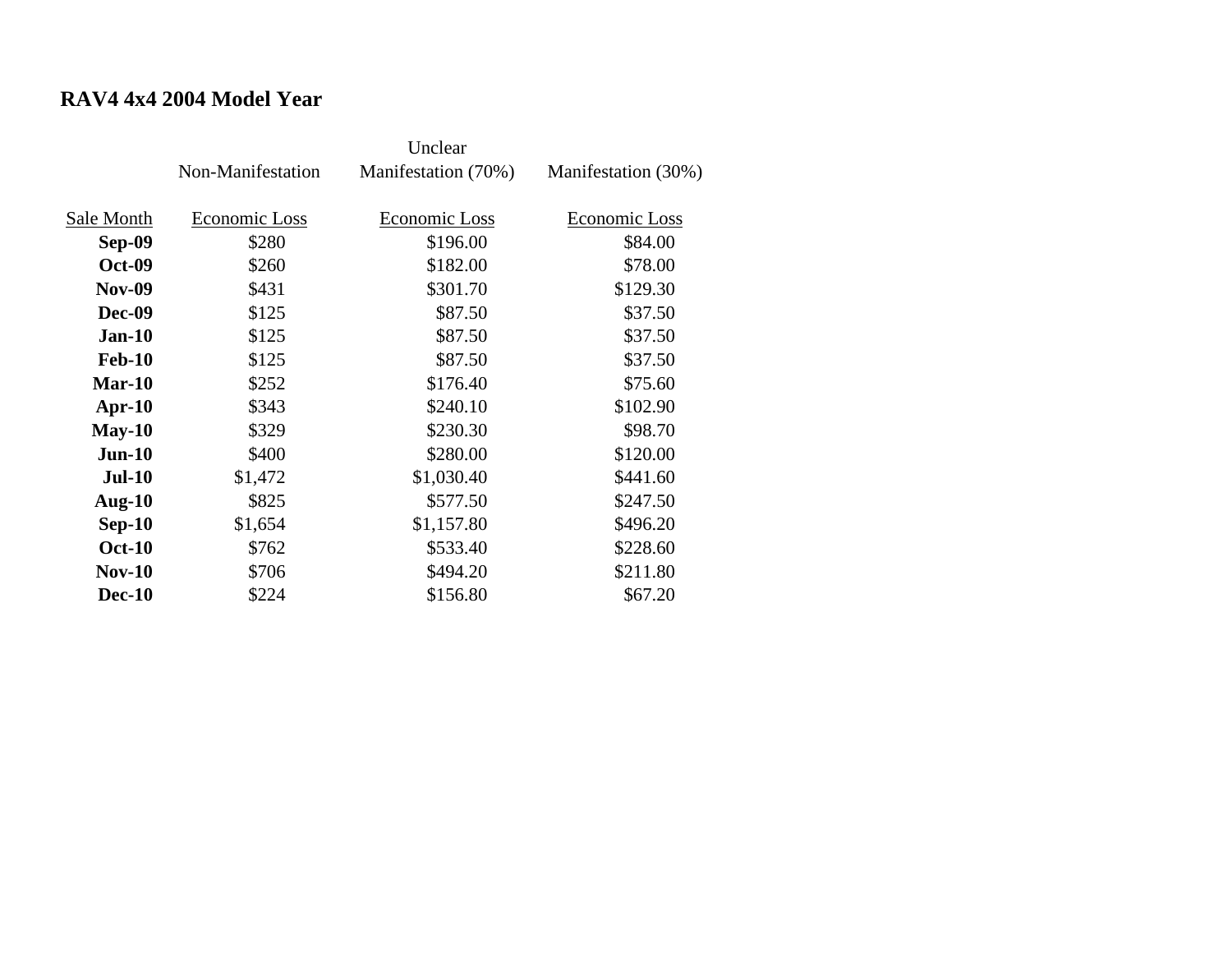## RAV4 4x4 2004 Model Year

| | Non-Manifestation | Unclear Manifestation (70%) | Manifestation (30%) |
|---|---|---|---|
| Sale Month | Economic Loss | Economic Loss | Economic Loss |
| **Sep-09** | $280 | $196.00 | $84.00 |
| **Oct-09** | $260 | $182.00 | $78.00 |
| **Nov-09** | $431 | $301.70 | $129.30 |
| **Dec-09** | $125 | $87.50 | $37.50 |
| **Jan-10** | $125 | $87.50 | $37.50 |
| **Feb-10** | $125 | $87.50 | $37.50 |
| **Mar-10** | $252 | $176.40 | $75.60 |
| **Apr-10** | $343 | $240.10 | $102.90 |
| **May-10** | $329 | $230.30 | $98.70 |
| **Jun-10** | $400 | $280.00 | $120.00 |
| **Jul-10** | $1,472 | $1,030.40 | $441.60 |
| **Aug-10** | $825 | $577.50 | $247.50 |
| **Sep-10** | $1,654 | $1,157.80 | $496.20 |
| **Oct-10** | $762 | $533.40 | $228.60 |
| **Nov-10** | $706 | $494.20 | $211.80 |
| **Dec-10** | $224 | $156.80 | $67.20 |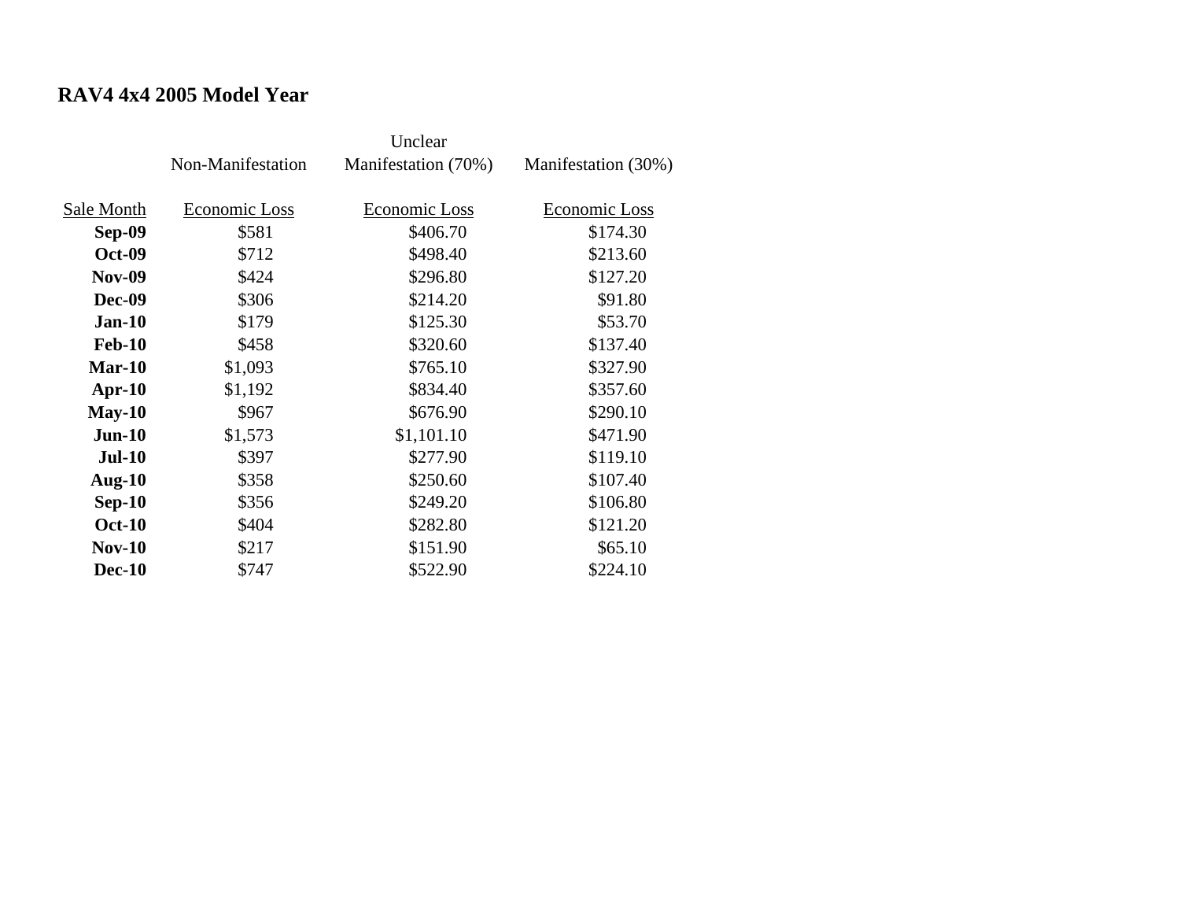# RAV4 4x4 2005 Model Year

| | Non-Manifestation | Unclear Manifestation (70%) | Manifestation (30%) |
|---|---|---|---|
| Sale Month | Economic Loss | Economic Loss | Economic Loss |
| **Sep-09** | $581 | $406.70 | $174.30 |
| **Oct-09** | $712 | $498.40 | $213.60 |
| **Nov-09** | $424 | $296.80 | $127.20 |
| **Dec-09** | $306 | $214.20 | $91.80 |
| **Jan-10** | $179 | $125.30 | $53.70 |
| **Feb-10** | $458 | $320.60 | $137.40 |
| **Mar-10** | $1,093 | $765.10 | $327.90 |
| **Apr-10** | $1,192 | $834.40 | $357.60 |
| **May-10** | $967 | $676.90 | $290.10 |
| **Jun-10** | $1,573 | $1,101.10 | $471.90 |
| **Jul-10** | $397 | $277.90 | $119.10 |
| **Aug-10** | $358 | $250.60 | $107.40 |
| **Sep-10** | $356 | $249.20 | $106.80 |
| **Oct-10** | $404 | $282.80 | $121.20 |
| **Nov-10** | $217 | $151.90 | $65.10 |
| **Dec-10** | $747 | $522.90 | $224.10 |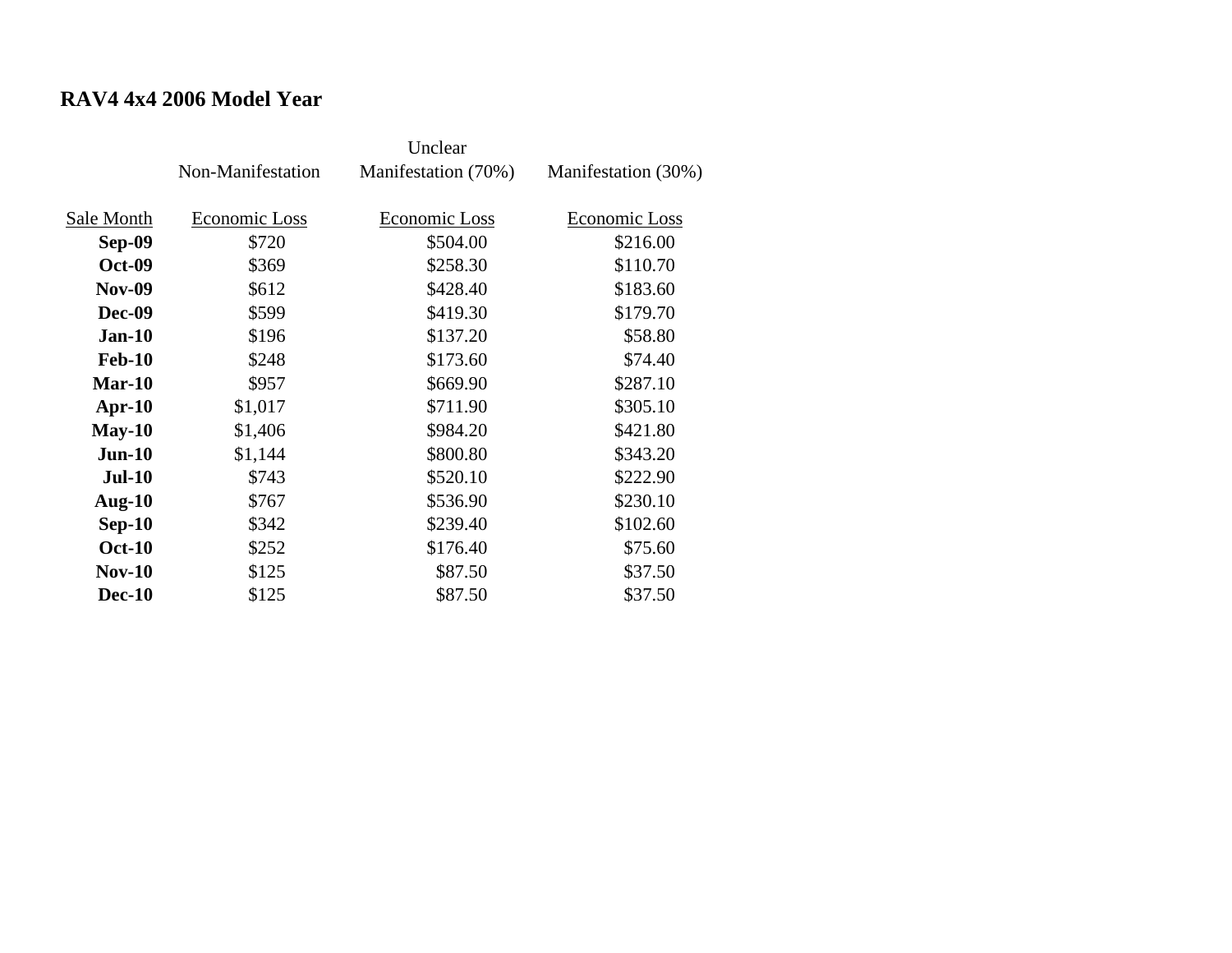## RAV4 4x4 2006 Model Year

| Sale Month | Non-Manifestation<br>Economic Loss | Unclear Manifestation (70%)<br>Economic Loss | Manifestation (30%)<br>Economic Loss |
|---|---|---|---|
| **Sep-09** | $720 | $504.00 | $216.00 |
| **Oct-09** | $369 | $258.30 | $110.70 |
| **Nov-09** | $612 | $428.40 | $183.60 |
| **Dec-09** | $599 | $419.30 | $179.70 |
| **Jan-10** | $196 | $137.20 | $58.80 |
| **Feb-10** | $248 | $173.60 | $74.40 |
| **Mar-10** | $957 | $669.90 | $287.10 |
| **Apr-10** | $1,017 | $711.90 | $305.10 |
| **May-10** | $1,406 | $984.20 | $421.80 |
| **Jun-10** | $1,144 | $800.80 | $343.20 |
| **Jul-10** | $743 | $520.10 | $222.90 |
| **Aug-10** | $767 | $536.90 | $230.10 |
| **Sep-10** | $342 | $239.40 | $102.60 |
| **Oct-10** | $252 | $176.40 | $75.60 |
| **Nov-10** | $125 | $87.50 | $37.50 |
| **Dec-10** | $125 | $87.50 | $37.50 |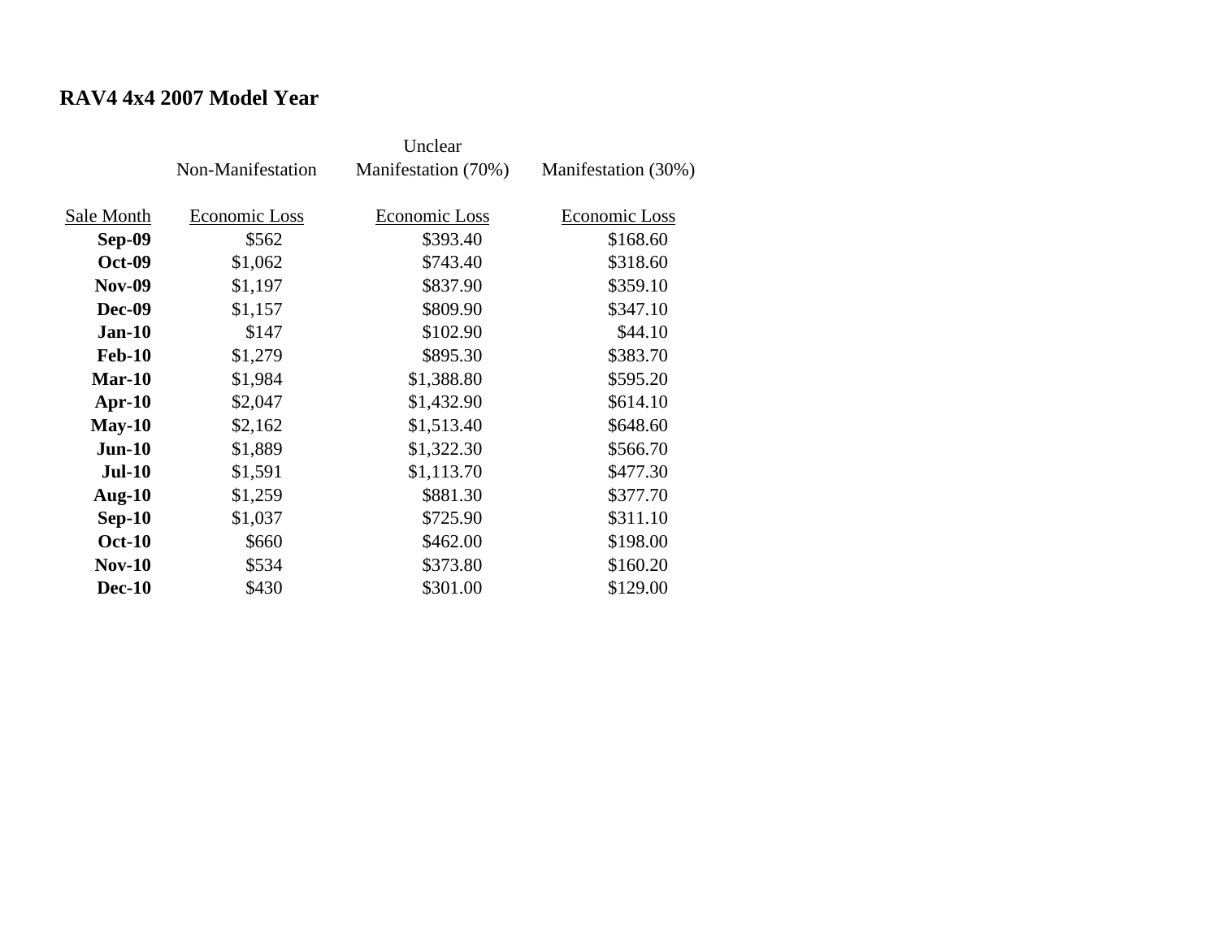## RAV4 4x4 2007 Model Year

| | Non-Manifestation | Unclear Manifestation (70%) | Manifestation (30%) |
|---|---|---|---|
| Sale Month | Economic Loss | Economic Loss | Economic Loss |
| **Sep-09** | $562 | $393.40 | $168.60 |
| **Oct-09** | $1,062 | $743.40 | $318.60 |
| **Nov-09** | $1,197 | $837.90 | $359.10 |
| **Dec-09** | $1,157 | $809.90 | $347.10 |
| **Jan-10** | $147 | $102.90 | $44.10 |
| **Feb-10** | $1,279 | $895.30 | $383.70 |
| **Mar-10** | $1,984 | $1,388.80 | $595.20 |
| **Apr-10** | $2,047 | $1,432.90 | $614.10 |
| **May-10** | $2,162 | $1,513.40 | $648.60 |
| **Jun-10** | $1,889 | $1,322.30 | $566.70 |
| **Jul-10** | $1,591 | $1,113.70 | $477.30 |
| **Aug-10** | $1,259 | $881.30 | $377.70 |
| **Sep-10** | $1,037 | $725.90 | $311.10 |
| **Oct-10** | $660 | $462.00 | $198.00 |
| **Nov-10** | $534 | $373.80 | $160.20 |
| **Dec-10** | $430 | $301.00 | $129.00 |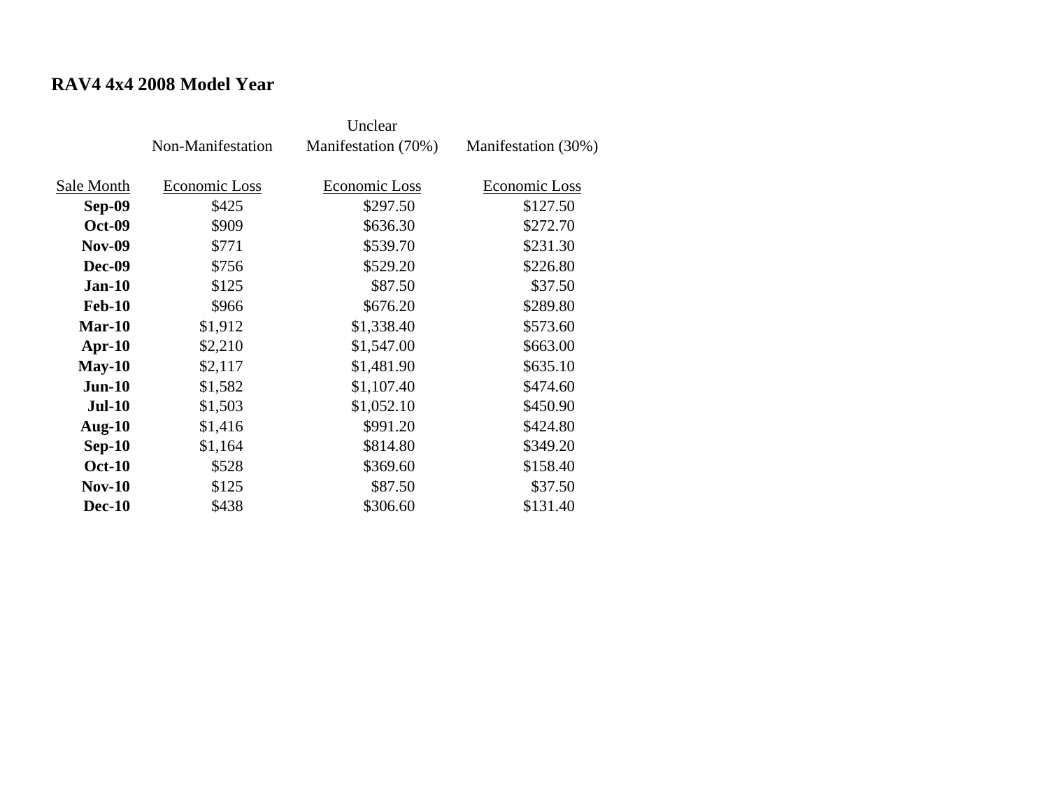**RAV4 4x4 2008 Model Year**

| Sale Month | Non-Manifestation<br>Economic Loss | Unclear Manifestation (70%)<br>Economic Loss | Manifestation (30%)<br>Economic Loss |
|---|---|---|---|
| **Sep-09** | $425 | $297.50 | $127.50 |
| **Oct-09** | $909 | $636.30 | $272.70 |
| **Nov-09** | $771 | $539.70 | $231.30 |
| **Dec-09** | $756 | $529.20 | $226.80 |
| **Jan-10** | $125 | $87.50 | $37.50 |
| **Feb-10** | $966 | $676.20 | $289.80 |
| **Mar-10** | $1,912 | $1,338.40 | $573.60 |
| **Apr-10** | $2,210 | $1,547.00 | $663.00 |
| **May-10** | $2,117 | $1,481.90 | $635.10 |
| **Jun-10** | $1,582 | $1,107.40 | $474.60 |
| **Jul-10** | $1,503 | $1,052.10 | $450.90 |
| **Aug-10** | $1,416 | $991.20 | $424.80 |
| **Sep-10** | $1,164 | $814.80 | $349.20 |
| **Oct-10** | $528 | $369.60 | $158.40 |
| **Nov-10** | $125 | $87.50 | $37.50 |
| **Dec-10** | $438 | $306.60 | $131.40 |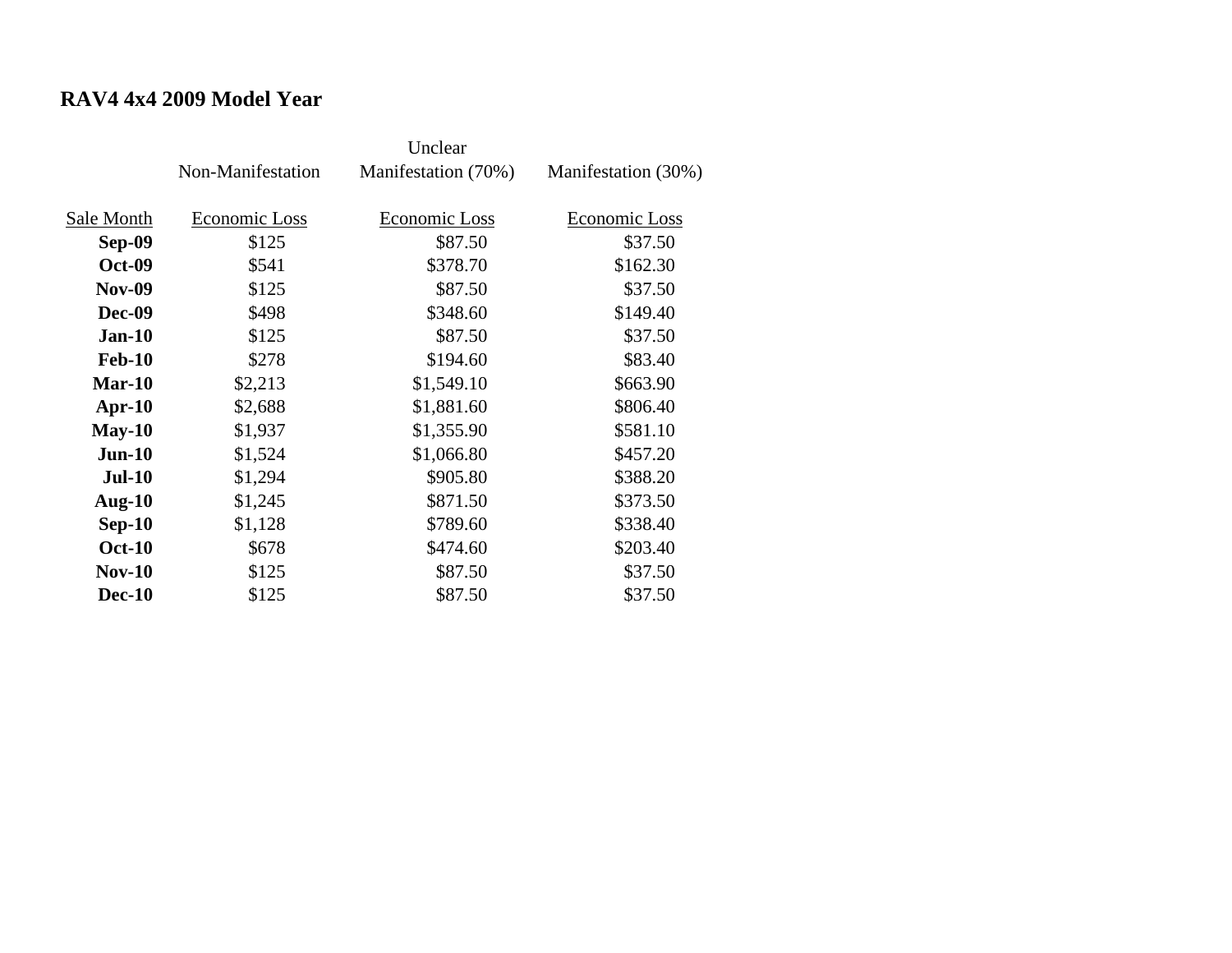**RAV4 4x4 2009 Model Year**

| Sale Month | Non-Manifestation Economic Loss | Unclear Manifestation (70%) Economic Loss | Manifestation (30%) Economic Loss |
|---|---|---|---|
| **Sep-09** | $125 | $87.50 | $37.50 |
| **Oct-09** | $541 | $378.70 | $162.30 |
| **Nov-09** | $125 | $87.50 | $37.50 |
| **Dec-09** | $498 | $348.60 | $149.40 |
| **Jan-10** | $125 | $87.50 | $37.50 |
| **Feb-10** | $278 | $194.60 | $83.40 |
| **Mar-10** | $2,213 | $1,549.10 | $663.90 |
| **Apr-10** | $2,688 | $1,881.60 | $806.40 |
| **May-10** | $1,937 | $1,355.90 | $581.10 |
| **Jun-10** | $1,524 | $1,066.80 | $457.20 |
| **Jul-10** | $1,294 | $905.80 | $388.20 |
| **Aug-10** | $1,245 | $871.50 | $373.50 |
| **Sep-10** | $1,128 | $789.60 | $338.40 |
| **Oct-10** | $678 | $474.60 | $203.40 |
| **Nov-10** | $125 | $87.50 | $37.50 |
| **Dec-10** | $125 | $87.50 | $37.50 |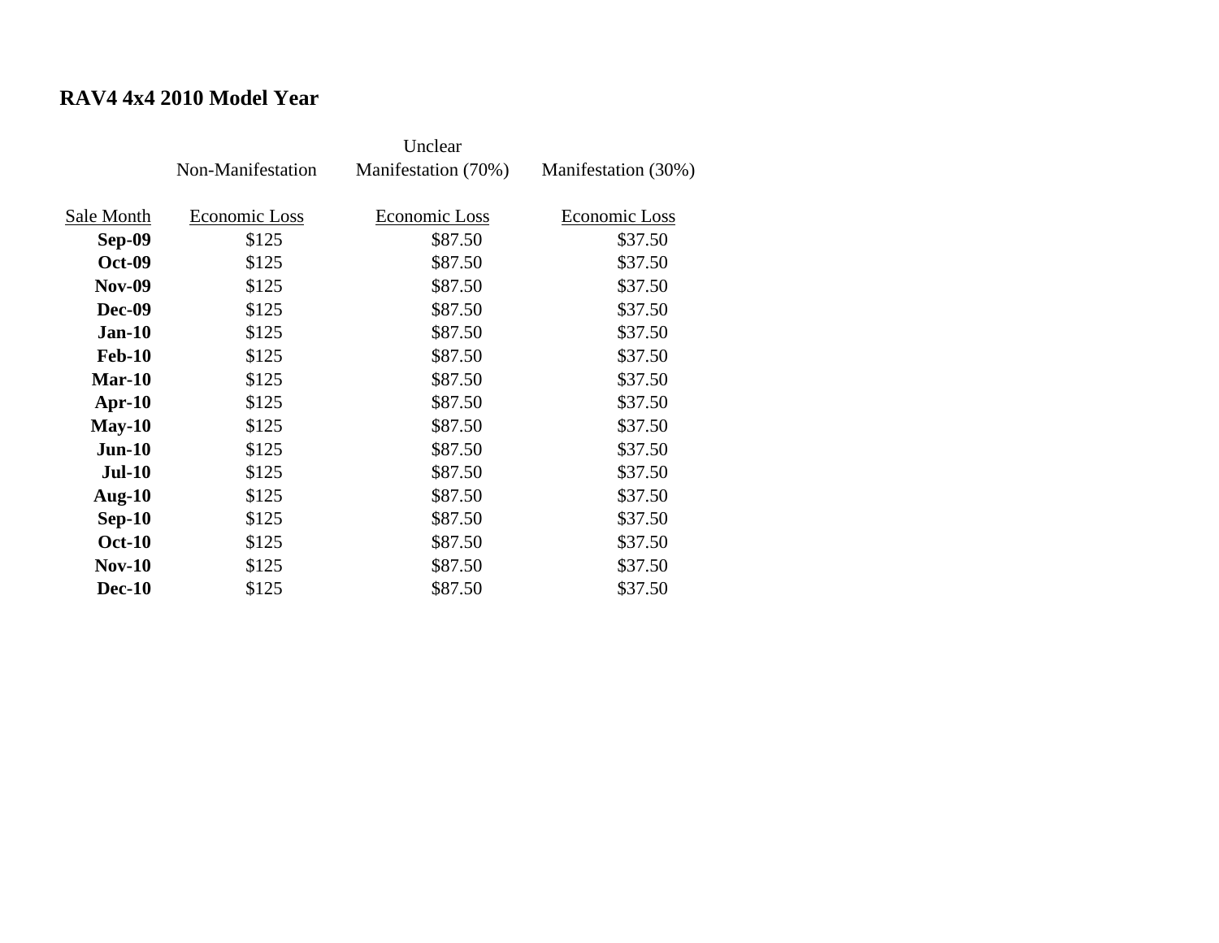**RAV4 4x4 2010 Model Year**

| | Non-Manifestation | Unclear Manifestation (70%) | Manifestation (30%) |
|---|---|---|---|
| Sale Month | Economic Loss | Economic Loss | Economic Loss |
| **Sep-09** | $125 | $87.50 | $37.50 |
| **Oct-09** | $125 | $87.50 | $37.50 |
| **Nov-09** | $125 | $87.50 | $37.50 |
| **Dec-09** | $125 | $87.50 | $37.50 |
| **Jan-10** | $125 | $87.50 | $37.50 |
| **Feb-10** | $125 | $87.50 | $37.50 |
| **Mar-10** | $125 | $87.50 | $37.50 |
| **Apr-10** | $125 | $87.50 | $37.50 |
| **May-10** | $125 | $87.50 | $37.50 |
| **Jun-10** | $125 | $87.50 | $37.50 |
| **Jul-10** | $125 | $87.50 | $37.50 |
| **Aug-10** | $125 | $87.50 | $37.50 |
| **Sep-10** | $125 | $87.50 | $37.50 |
| **Oct-10** | $125 | $87.50 | $37.50 |
| **Nov-10** | $125 | $87.50 | $37.50 |
| **Dec-10** | $125 | $87.50 | $37.50 |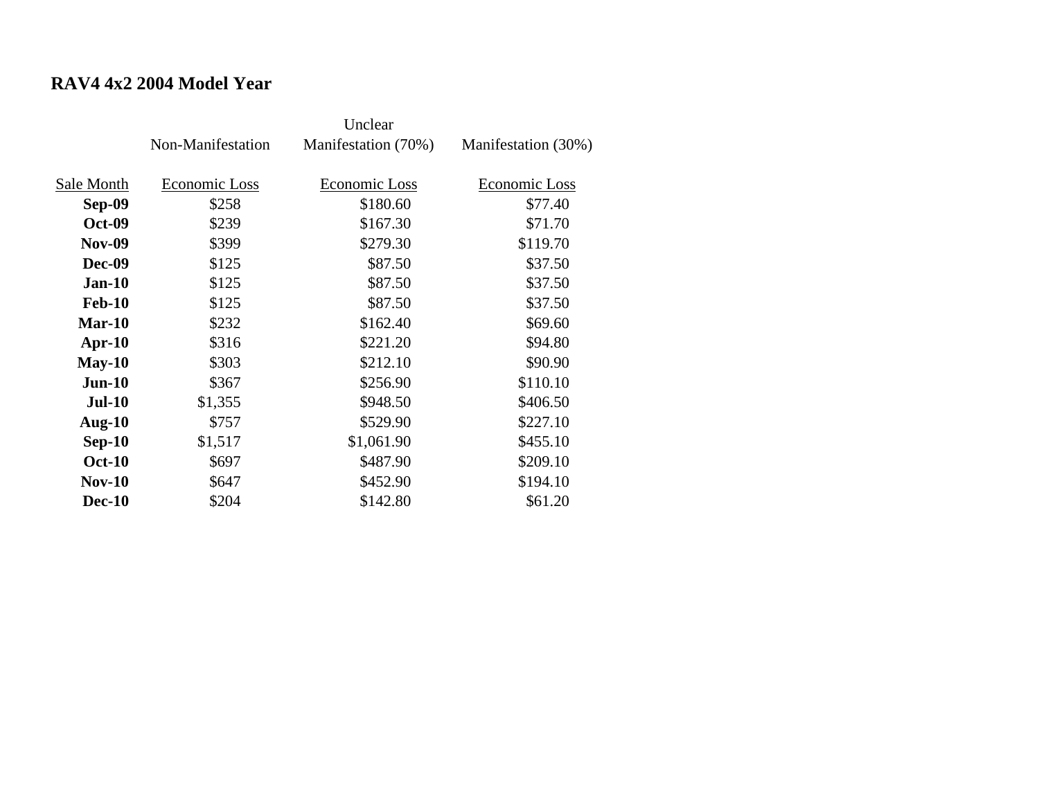## RAV4 4x2 2004 Model Year

| | Non-Manifestation | Unclear Manifestation (70%) | Manifestation (30%) |
|---|---|---|---|
| Sale Month | Economic Loss | Economic Loss | Economic Loss |
| **Sep-09** | $258 | $180.60 | $77.40 |
| **Oct-09** | $239 | $167.30 | $71.70 |
| **Nov-09** | $399 | $279.30 | $119.70 |
| **Dec-09** | $125 | $87.50 | $37.50 |
| **Jan-10** | $125 | $87.50 | $37.50 |
| **Feb-10** | $125 | $87.50 | $37.50 |
| **Mar-10** | $232 | $162.40 | $69.60 |
| **Apr-10** | $316 | $221.20 | $94.80 |
| **May-10** | $303 | $212.10 | $90.90 |
| **Jun-10** | $367 | $256.90 | $110.10 |
| **Jul-10** | $1,355 | $948.50 | $406.50 |
| **Aug-10** | $757 | $529.90 | $227.10 |
| **Sep-10** | $1,517 | $1,061.90 | $455.10 |
| **Oct-10** | $697 | $487.90 | $209.10 |
| **Nov-10** | $647 | $452.90 | $194.10 |
| **Dec-10** | $204 | $142.80 | $61.20 |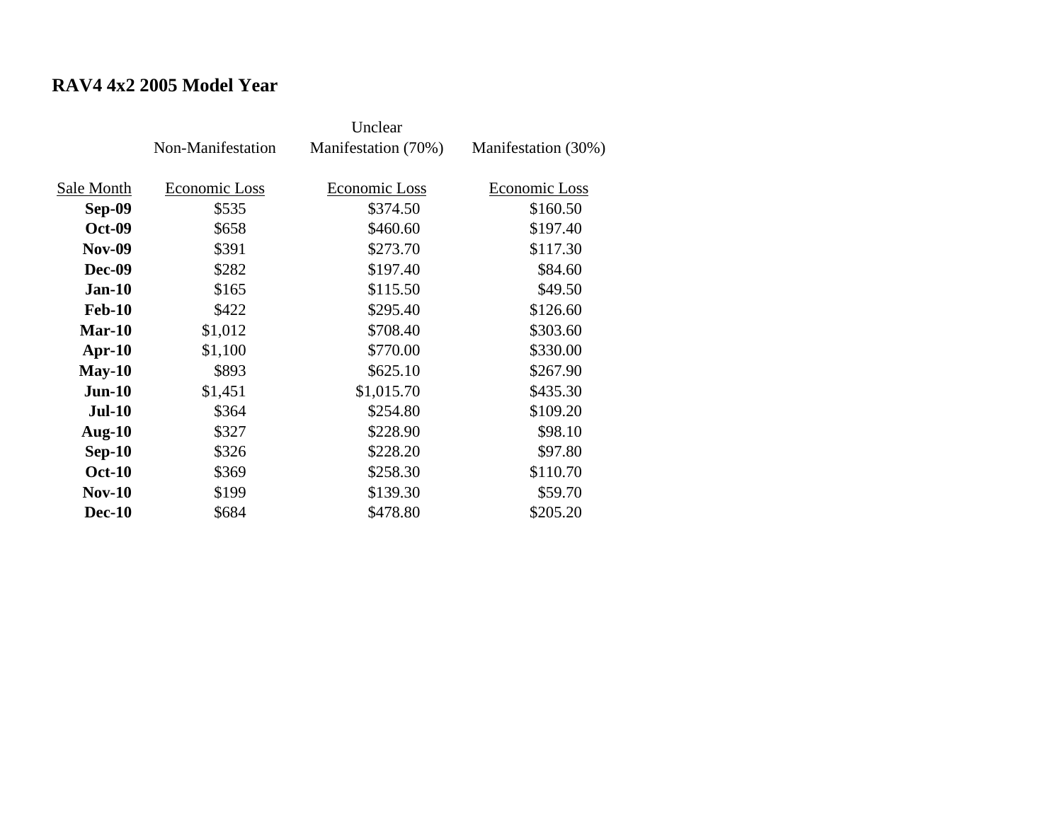**RAV4 4x2 2005 Model Year**

| | Non-Manifestation | Unclear Manifestation (70%) | Manifestation (30%) |
|---|---|---|---|
| Sale Month | Economic Loss | Economic Loss | Economic Loss |
| **Sep-09** | $535 | $374.50 | $160.50 |
| **Oct-09** | $658 | $460.60 | $197.40 |
| **Nov-09** | $391 | $273.70 | $117.30 |
| **Dec-09** | $282 | $197.40 | $84.60 |
| **Jan-10** | $165 | $115.50 | $49.50 |
| **Feb-10** | $422 | $295.40 | $126.60 |
| **Mar-10** | $1,012 | $708.40 | $303.60 |
| **Apr-10** | $1,100 | $770.00 | $330.00 |
| **May-10** | $893 | $625.10 | $267.90 |
| **Jun-10** | $1,451 | $1,015.70 | $435.30 |
| **Jul-10** | $364 | $254.80 | $109.20 |
| **Aug-10** | $327 | $228.90 | $98.10 |
| **Sep-10** | $326 | $228.20 | $97.80 |
| **Oct-10** | $369 | $258.30 | $110.70 |
| **Nov-10** | $199 | $139.30 | $59.70 |
| **Dec-10** | $684 | $478.80 | $205.20 |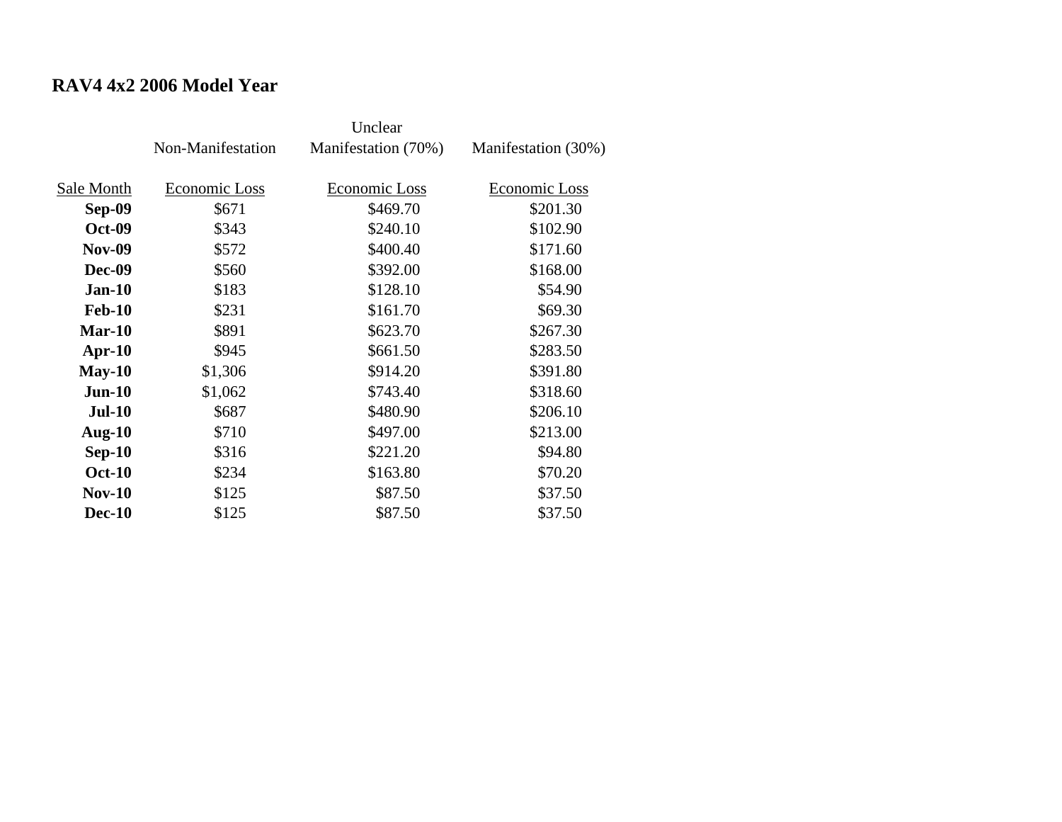## RAV4 4x2 2006 Model Year

| | Non-Manifestation | Unclear Manifestation (70%) | Manifestation (30%) |
|---|---|---|---|
| Sale Month | Economic Loss | Economic Loss | Economic Loss |
| **Sep-09** | $671 | $469.70 | $201.30 |
| **Oct-09** | $343 | $240.10 | $102.90 |
| **Nov-09** | $572 | $400.40 | $171.60 |
| **Dec-09** | $560 | $392.00 | $168.00 |
| **Jan-10** | $183 | $128.10 | $54.90 |
| **Feb-10** | $231 | $161.70 | $69.30 |
| **Mar-10** | $891 | $623.70 | $267.30 |
| **Apr-10** | $945 | $661.50 | $283.50 |
| **May-10** | $1,306 | $914.20 | $391.80 |
| **Jun-10** | $1,062 | $743.40 | $318.60 |
| **Jul-10** | $687 | $480.90 | $206.10 |
| **Aug-10** | $710 | $497.00 | $213.00 |
| **Sep-10** | $316 | $221.20 | $94.80 |
| **Oct-10** | $234 | $163.80 | $70.20 |
| **Nov-10** | $125 | $87.50 | $37.50 |
| **Dec-10** | $125 | $87.50 | $37.50 |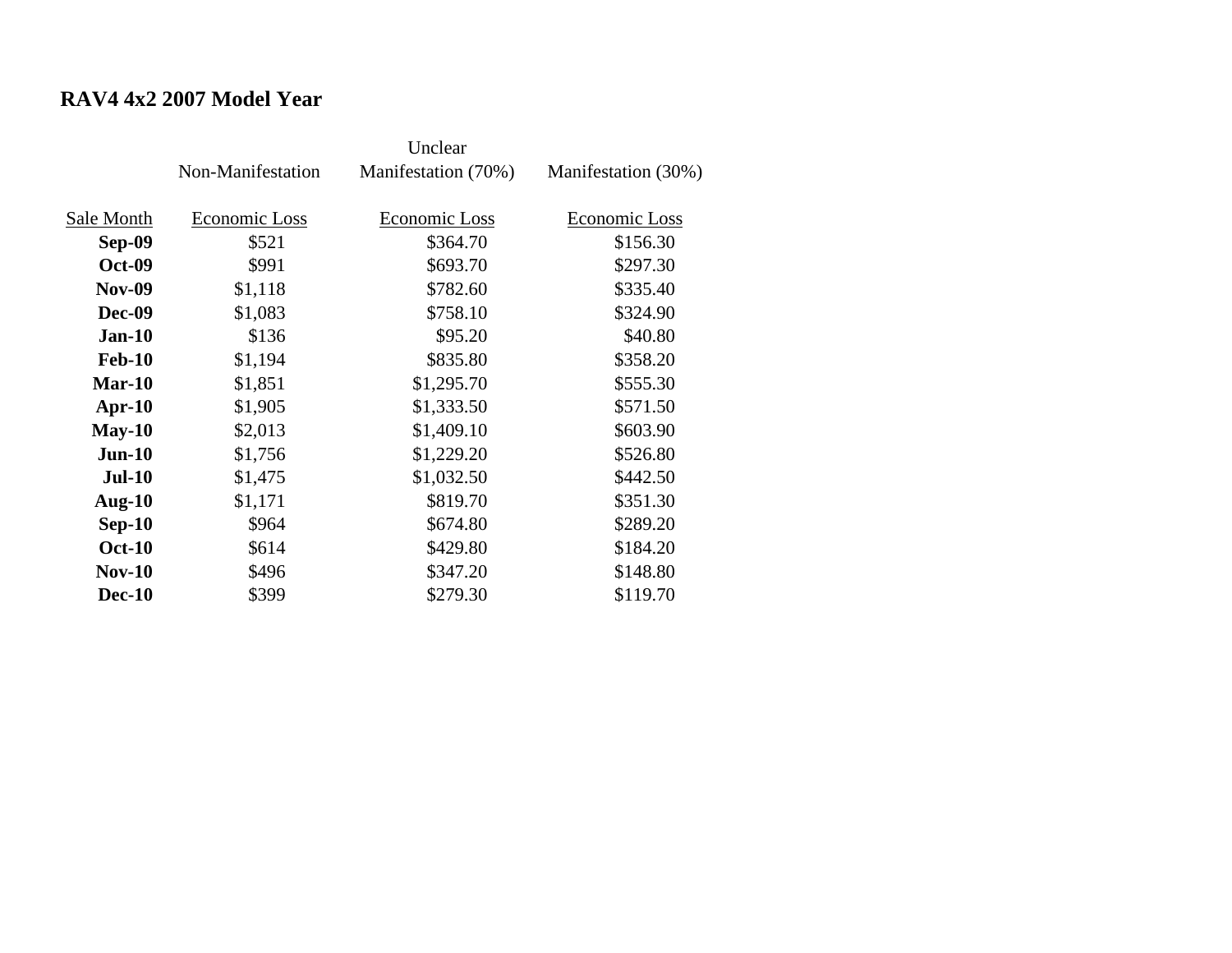**RAV4 4x2 2007 Model Year**

| | Non-Manifestation | Unclear Manifestation (70%) | Manifestation (30%) |
|---|---|---|---|
| Sale Month | Economic Loss | Economic Loss | Economic Loss |
| **Sep-09** | $521 | $364.70 | $156.30 |
| **Oct-09** | $991 | $693.70 | $297.30 |
| **Nov-09** | $1,118 | $782.60 | $335.40 |
| **Dec-09** | $1,083 | $758.10 | $324.90 |
| **Jan-10** | $136 | $95.20 | $40.80 |
| **Feb-10** | $1,194 | $835.80 | $358.20 |
| **Mar-10** | $1,851 | $1,295.70 | $555.30 |
| **Apr-10** | $1,905 | $1,333.50 | $571.50 |
| **May-10** | $2,013 | $1,409.10 | $603.90 |
| **Jun-10** | $1,756 | $1,229.20 | $526.80 |
| **Jul-10** | $1,475 | $1,032.50 | $442.50 |
| **Aug-10** | $1,171 | $819.70 | $351.30 |
| **Sep-10** | $964 | $674.80 | $289.20 |
| **Oct-10** | $614 | $429.80 | $184.20 |
| **Nov-10** | $496 | $347.20 | $148.80 |
| **Dec-10** | $399 | $279.30 | $119.70 |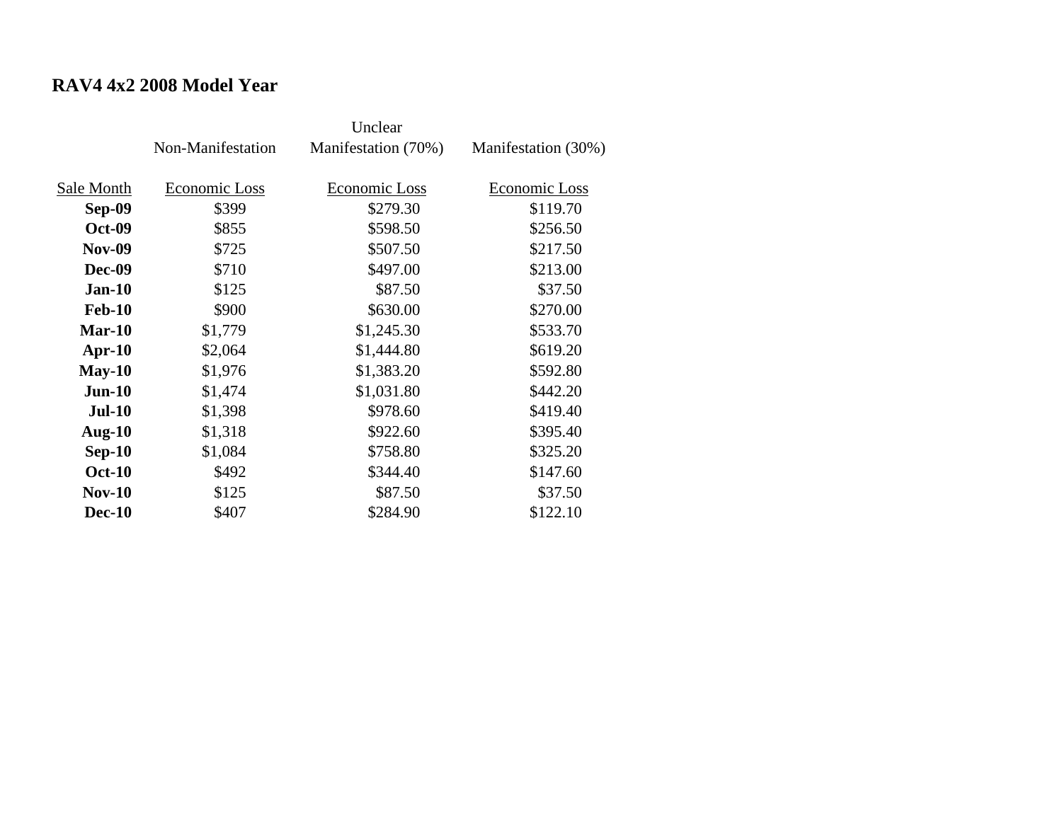## RAV4 4x2 2008 Model Year

| | Non-Manifestation | Unclear Manifestation (70%) | Manifestation (30%) |
|---|---|---|---|
| Sale Month | Economic Loss | Economic Loss | Economic Loss |
| **Sep-09** | $399 | $279.30 | $119.70 |
| **Oct-09** | $855 | $598.50 | $256.50 |
| **Nov-09** | $725 | $507.50 | $217.50 |
| **Dec-09** | $710 | $497.00 | $213.00 |
| **Jan-10** | $125 | $87.50 | $37.50 |
| **Feb-10** | $900 | $630.00 | $270.00 |
| **Mar-10** | $1,779 | $1,245.30 | $533.70 |
| **Apr-10** | $2,064 | $1,444.80 | $619.20 |
| **May-10** | $1,976 | $1,383.20 | $592.80 |
| **Jun-10** | $1,474 | $1,031.80 | $442.20 |
| **Jul-10** | $1,398 | $978.60 | $419.40 |
| **Aug-10** | $1,318 | $922.60 | $395.40 |
| **Sep-10** | $1,084 | $758.80 | $325.20 |
| **Oct-10** | $492 | $344.40 | $147.60 |
| **Nov-10** | $125 | $87.50 | $37.50 |
| **Dec-10** | $407 | $284.90 | $122.10 |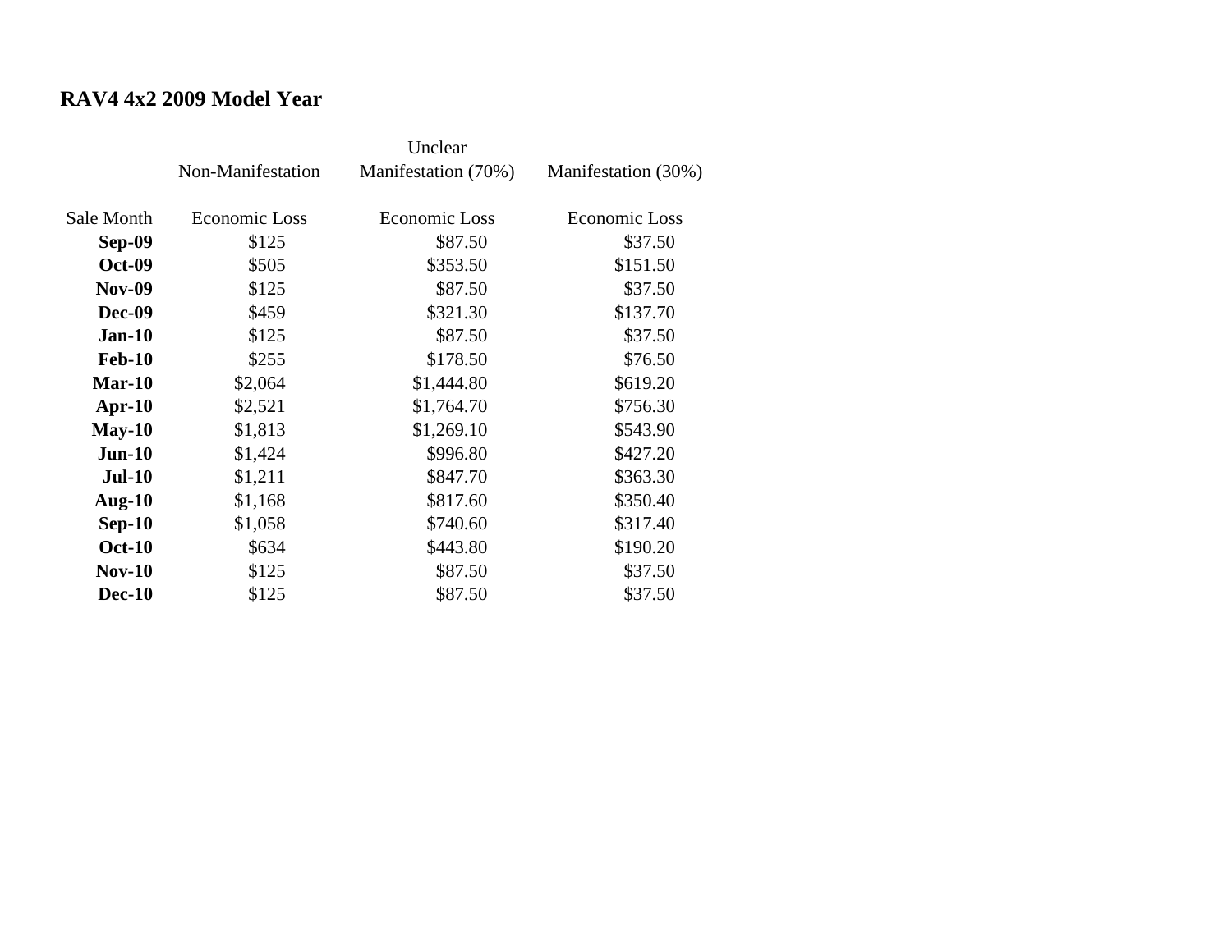## RAV4 4x2 2009 Model Year

| Sale Month | Non-Manifestation<br>Economic Loss | Unclear<br>Manifestation (70%)<br>Economic Loss | Manifestation (30%)<br>Economic Loss |
|---|---|---|---|
| **Sep-09** | $125 | $87.50 | $37.50 |
| **Oct-09** | $505 | $353.50 | $151.50 |
| **Nov-09** | $125 | $87.50 | $37.50 |
| **Dec-09** | $459 | $321.30 | $137.70 |
| **Jan-10** | $125 | $87.50 | $37.50 |
| **Feb-10** | $255 | $178.50 | $76.50 |
| **Mar-10** | $2,064 | $1,444.80 | $619.20 |
| **Apr-10** | $2,521 | $1,764.70 | $756.30 |
| **May-10** | $1,813 | $1,269.10 | $543.90 |
| **Jun-10** | $1,424 | $996.80 | $427.20 |
| **Jul-10** | $1,211 | $847.70 | $363.30 |
| **Aug-10** | $1,168 | $817.60 | $350.40 |
| **Sep-10** | $1,058 | $740.60 | $317.40 |
| **Oct-10** | $634 | $443.80 | $190.20 |
| **Nov-10** | $125 | $87.50 | $37.50 |
| **Dec-10** | $125 | $87.50 | $37.50 |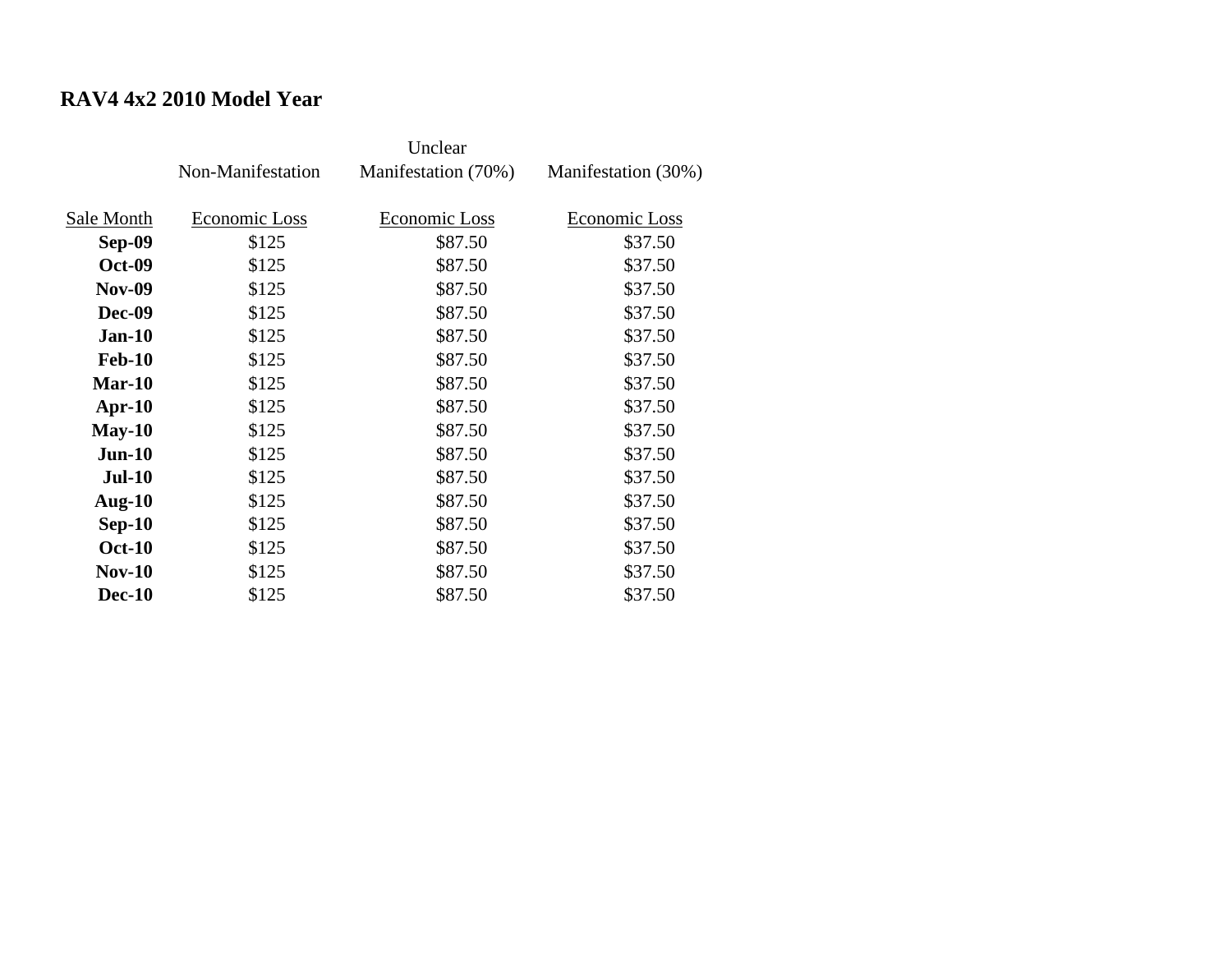## RAV4 4x2 2010 Model Year

| | Non-Manifestation | Unclear Manifestation (70%) | Manifestation (30%) |
|---|---|---|---|
| Sale Month | Economic Loss | Economic Loss | Economic Loss |
| **Sep-09** | $125 | $87.50 | $37.50 |
| **Oct-09** | $125 | $87.50 | $37.50 |
| **Nov-09** | $125 | $87.50 | $37.50 |
| **Dec-09** | $125 | $87.50 | $37.50 |
| **Jan-10** | $125 | $87.50 | $37.50 |
| **Feb-10** | $125 | $87.50 | $37.50 |
| **Mar-10** | $125 | $87.50 | $37.50 |
| **Apr-10** | $125 | $87.50 | $37.50 |
| **May-10** | $125 | $87.50 | $37.50 |
| **Jun-10** | $125 | $87.50 | $37.50 |
| **Jul-10** | $125 | $87.50 | $37.50 |
| **Aug-10** | $125 | $87.50 | $37.50 |
| **Sep-10** | $125 | $87.50 | $37.50 |
| **Oct-10** | $125 | $87.50 | $37.50 |
| **Nov-10** | $125 | $87.50 | $37.50 |
| **Dec-10** | $125 | $87.50 | $37.50 |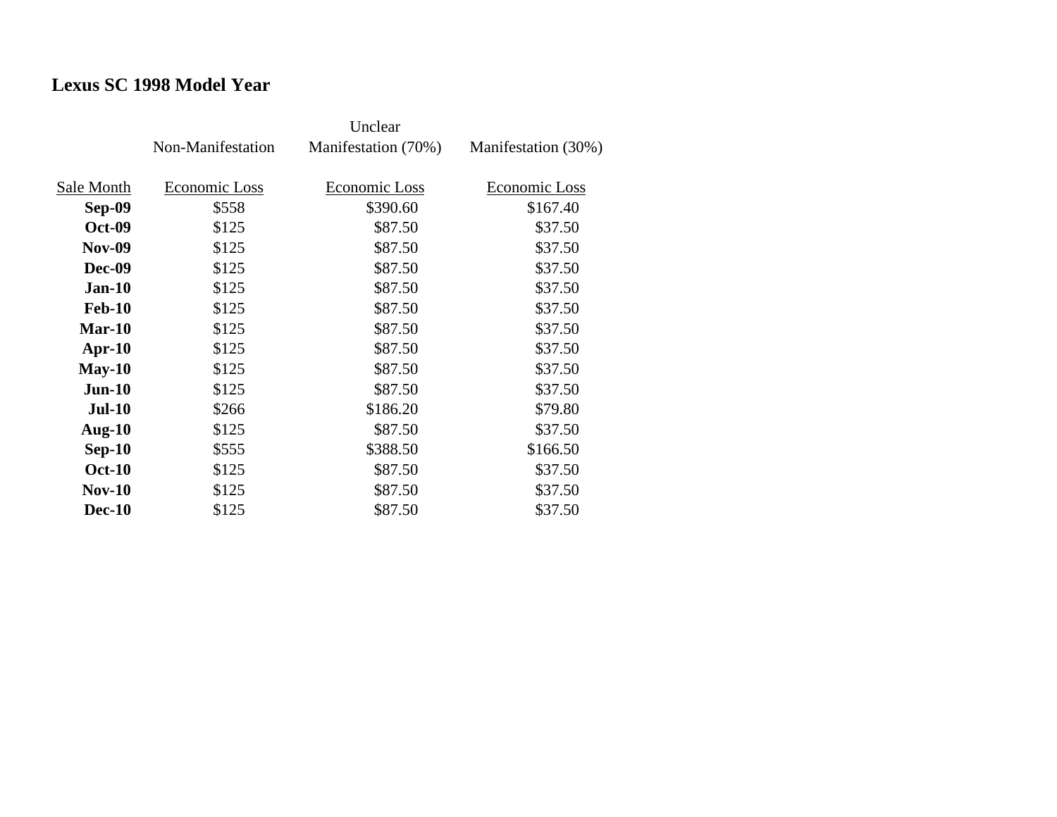**Lexus SC 1998 Model Year**

| | Non-Manifestation | Unclear Manifestation (70%) | Manifestation (30%) |
|---|---|---|---|
| Sale Month | Economic Loss | Economic Loss | Economic Loss |
| **Sep-09** | $558 | $390.60 | $167.40 |
| **Oct-09** | $125 | $87.50 | $37.50 |
| **Nov-09** | $125 | $87.50 | $37.50 |
| **Dec-09** | $125 | $87.50 | $37.50 |
| **Jan-10** | $125 | $87.50 | $37.50 |
| **Feb-10** | $125 | $87.50 | $37.50 |
| **Mar-10** | $125 | $87.50 | $37.50 |
| **Apr-10** | $125 | $87.50 | $37.50 |
| **May-10** | $125 | $87.50 | $37.50 |
| **Jun-10** | $125 | $87.50 | $37.50 |
| **Jul-10** | $266 | $186.20 | $79.80 |
| **Aug-10** | $125 | $87.50 | $37.50 |
| **Sep-10** | $555 | $388.50 | $166.50 |
| **Oct-10** | $125 | $87.50 | $37.50 |
| **Nov-10** | $125 | $87.50 | $37.50 |
| **Dec-10** | $125 | $87.50 | $37.50 |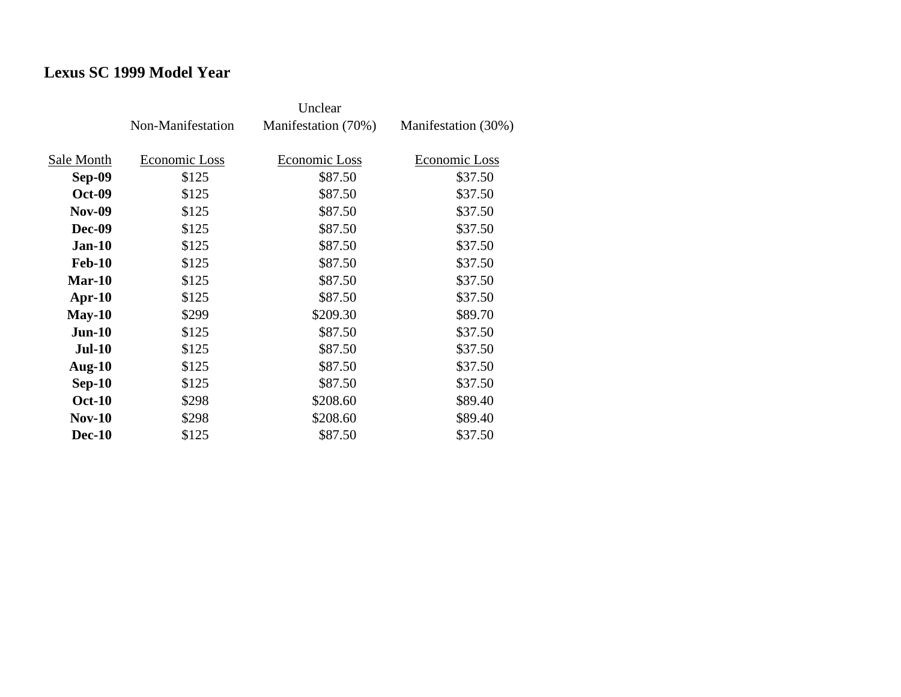**Lexus SC 1999 Model Year**

| | Non-Manifestation | Unclear Manifestation (70%) | Manifestation (30%) |
|---|---|---|---|
| Sale Month | Economic Loss | Economic Loss | Economic Loss |
| **Sep-09** | $125 | $87.50 | $37.50 |
| **Oct-09** | $125 | $87.50 | $37.50 |
| **Nov-09** | $125 | $87.50 | $37.50 |
| **Dec-09** | $125 | $87.50 | $37.50 |
| **Jan-10** | $125 | $87.50 | $37.50 |
| **Feb-10** | $125 | $87.50 | $37.50 |
| **Mar-10** | $125 | $87.50 | $37.50 |
| **Apr-10** | $125 | $87.50 | $37.50 |
| **May-10** | $299 | $209.30 | $89.70 |
| **Jun-10** | $125 | $87.50 | $37.50 |
| **Jul-10** | $125 | $87.50 | $37.50 |
| **Aug-10** | $125 | $87.50 | $37.50 |
| **Sep-10** | $125 | $87.50 | $37.50 |
| **Oct-10** | $298 | $208.60 | $89.40 |
| **Nov-10** | $298 | $208.60 | $89.40 |
| **Dec-10** | $125 | $87.50 | $37.50 |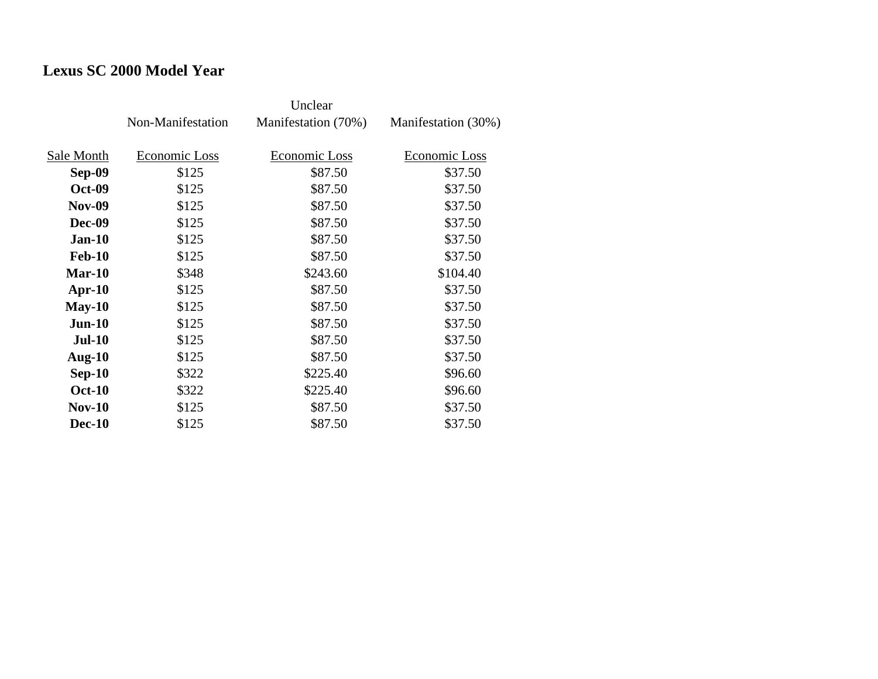**Lexus SC 2000 Model Year**

| Sale Month | Non-Manifestation<br>Economic Loss | Unclear Manifestation (70%)<br>Economic Loss | Manifestation (30%)<br>Economic Loss |
|---|---|---|---|
| **Sep-09** | $125 | $87.50 | $37.50 |
| **Oct-09** | $125 | $87.50 | $37.50 |
| **Nov-09** | $125 | $87.50 | $37.50 |
| **Dec-09** | $125 | $87.50 | $37.50 |
| **Jan-10** | $125 | $87.50 | $37.50 |
| **Feb-10** | $125 | $87.50 | $37.50 |
| **Mar-10** | $348 | $243.60 | $104.40 |
| **Apr-10** | $125 | $87.50 | $37.50 |
| **May-10** | $125 | $87.50 | $37.50 |
| **Jun-10** | $125 | $87.50 | $37.50 |
| **Jul-10** | $125 | $87.50 | $37.50 |
| **Aug-10** | $125 | $87.50 | $37.50 |
| **Sep-10** | $322 | $225.40 | $96.60 |
| **Oct-10** | $322 | $225.40 | $96.60 |
| **Nov-10** | $125 | $87.50 | $37.50 |
| **Dec-10** | $125 | $87.50 | $37.50 |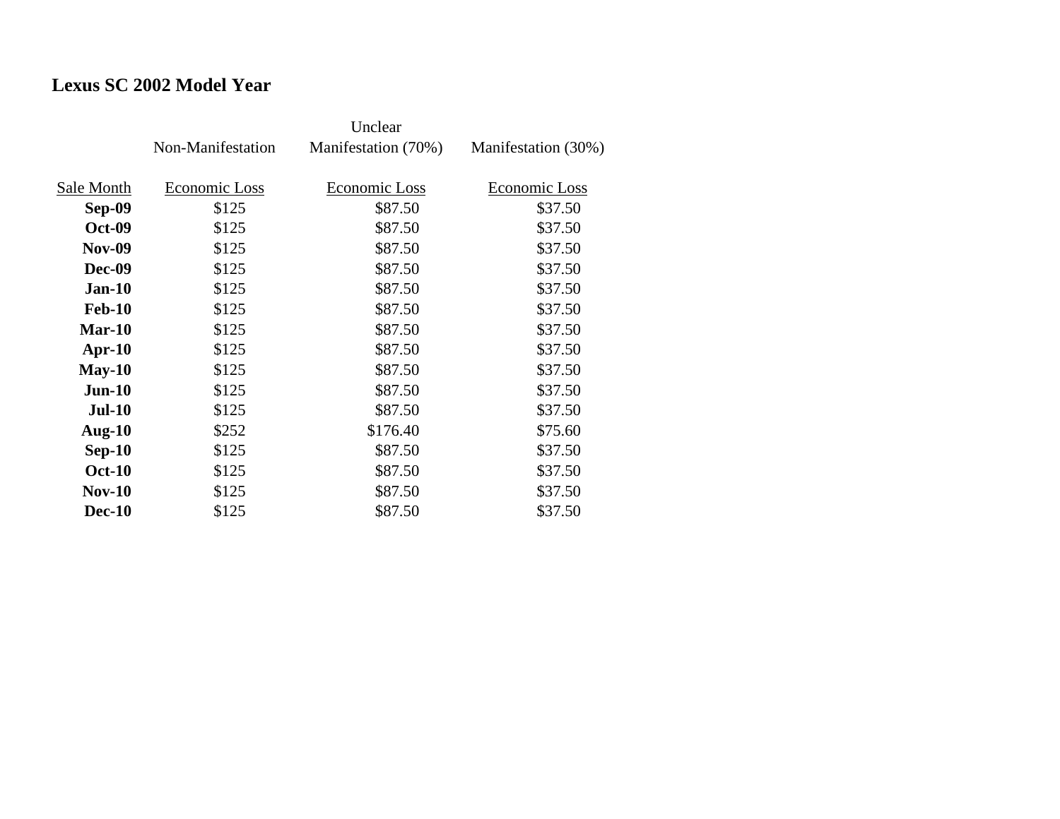## Lexus SC 2002 Model Year

|  | Non-Manifestation | Unclear Manifestation (70%) | Manifestation (30%) |
|---|---|---|---|
| Sale Month | Economic Loss | Economic Loss | Economic Loss |
| **Sep-09** | $125 | $87.50 | $37.50 |
| **Oct-09** | $125 | $87.50 | $37.50 |
| **Nov-09** | $125 | $87.50 | $37.50 |
| **Dec-09** | $125 | $87.50 | $37.50 |
| **Jan-10** | $125 | $87.50 | $37.50 |
| **Feb-10** | $125 | $87.50 | $37.50 |
| **Mar-10** | $125 | $87.50 | $37.50 |
| **Apr-10** | $125 | $87.50 | $37.50 |
| **May-10** | $125 | $87.50 | $37.50 |
| **Jun-10** | $125 | $87.50 | $37.50 |
| **Jul-10** | $125 | $87.50 | $37.50 |
| **Aug-10** | $252 | $176.40 | $75.60 |
| **Sep-10** | $125 | $87.50 | $37.50 |
| **Oct-10** | $125 | $87.50 | $37.50 |
| **Nov-10** | $125 | $87.50 | $37.50 |
| **Dec-10** | $125 | $87.50 | $37.50 |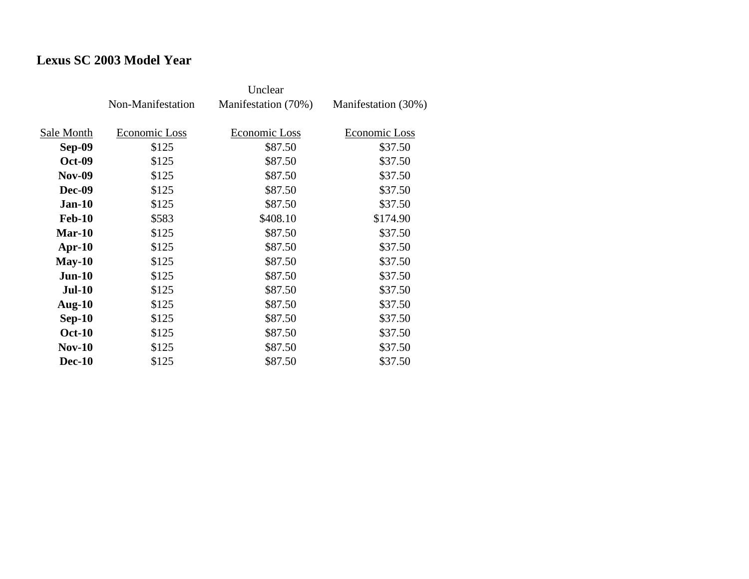## Lexus SC 2003 Model Year

| | Non-Manifestation | Unclear Manifestation (70%) | Manifestation (30%) |
|---|---|---|---|
| Sale Month | Economic Loss | Economic Loss | Economic Loss |
| **Sep-09** | $125 | $87.50 | $37.50 |
| **Oct-09** | $125 | $87.50 | $37.50 |
| **Nov-09** | $125 | $87.50 | $37.50 |
| **Dec-09** | $125 | $87.50 | $37.50 |
| **Jan-10** | $125 | $87.50 | $37.50 |
| **Feb-10** | $583 | $408.10 | $174.90 |
| **Mar-10** | $125 | $87.50 | $37.50 |
| **Apr-10** | $125 | $87.50 | $37.50 |
| **May-10** | $125 | $87.50 | $37.50 |
| **Jun-10** | $125 | $87.50 | $37.50 |
| **Jul-10** | $125 | $87.50 | $37.50 |
| **Aug-10** | $125 | $87.50 | $37.50 |
| **Sep-10** | $125 | $87.50 | $37.50 |
| **Oct-10** | $125 | $87.50 | $37.50 |
| **Nov-10** | $125 | $87.50 | $37.50 |
| **Dec-10** | $125 | $87.50 | $37.50 |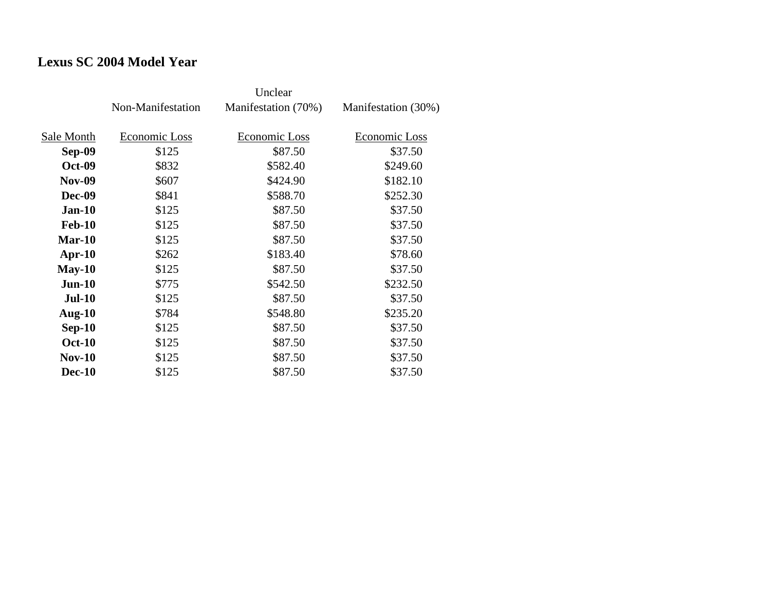**Lexus SC 2004 Model Year**

| Sale Month | Non-Manifestation<br>Economic Loss | Unclear Manifestation (70%)<br>Economic Loss | Manifestation (30%)<br>Economic Loss |
|---|---|---|---|
| **Sep-09** | $125 | $87.50 | $37.50 |
| **Oct-09** | $832 | $582.40 | $249.60 |
| **Nov-09** | $607 | $424.90 | $182.10 |
| **Dec-09** | $841 | $588.70 | $252.30 |
| **Jan-10** | $125 | $87.50 | $37.50 |
| **Feb-10** | $125 | $87.50 | $37.50 |
| **Mar-10** | $125 | $87.50 | $37.50 |
| **Apr-10** | $262 | $183.40 | $78.60 |
| **May-10** | $125 | $87.50 | $37.50 |
| **Jun-10** | $775 | $542.50 | $232.50 |
| **Jul-10** | $125 | $87.50 | $37.50 |
| **Aug-10** | $784 | $548.80 | $235.20 |
| **Sep-10** | $125 | $87.50 | $37.50 |
| **Oct-10** | $125 | $87.50 | $37.50 |
| **Nov-10** | $125 | $87.50 | $37.50 |
| **Dec-10** | $125 | $87.50 | $37.50 |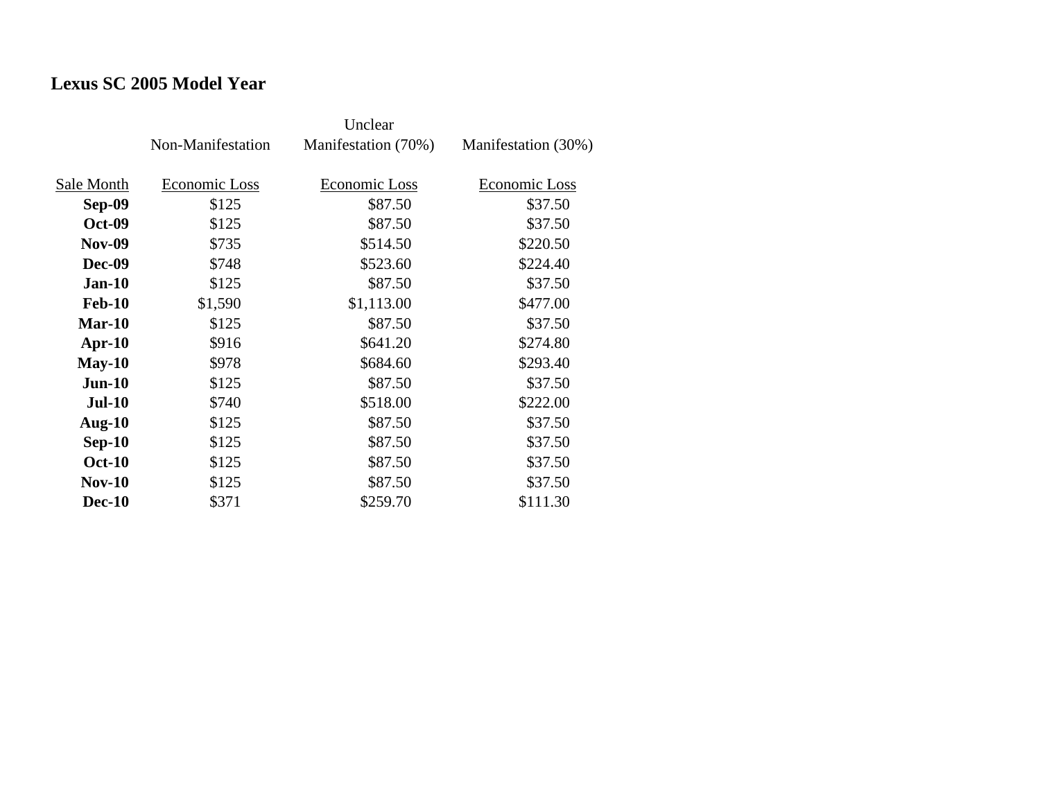### Lexus SC 2005 Model Year

| | Non-Manifestation | Unclear Manifestation (70%) | Manifestation (30%) |
|---|---|---|---|
| Sale Month | Economic Loss | Economic Loss | Economic Loss |
| **Sep-09** | $125 | $87.50 | $37.50 |
| **Oct-09** | $125 | $87.50 | $37.50 |
| **Nov-09** | $735 | $514.50 | $220.50 |
| **Dec-09** | $748 | $523.60 | $224.40 |
| **Jan-10** | $125 | $87.50 | $37.50 |
| **Feb-10** | $1,590 | $1,113.00 | $477.00 |
| **Mar-10** | $125 | $87.50 | $37.50 |
| **Apr-10** | $916 | $641.20 | $274.80 |
| **May-10** | $978 | $684.60 | $293.40 |
| **Jun-10** | $125 | $87.50 | $37.50 |
| **Jul-10** | $740 | $518.00 | $222.00 |
| **Aug-10** | $125 | $87.50 | $37.50 |
| **Sep-10** | $125 | $87.50 | $37.50 |
| **Oct-10** | $125 | $87.50 | $37.50 |
| **Nov-10** | $125 | $87.50 | $37.50 |
| **Dec-10** | $371 | $259.70 | $111.30 |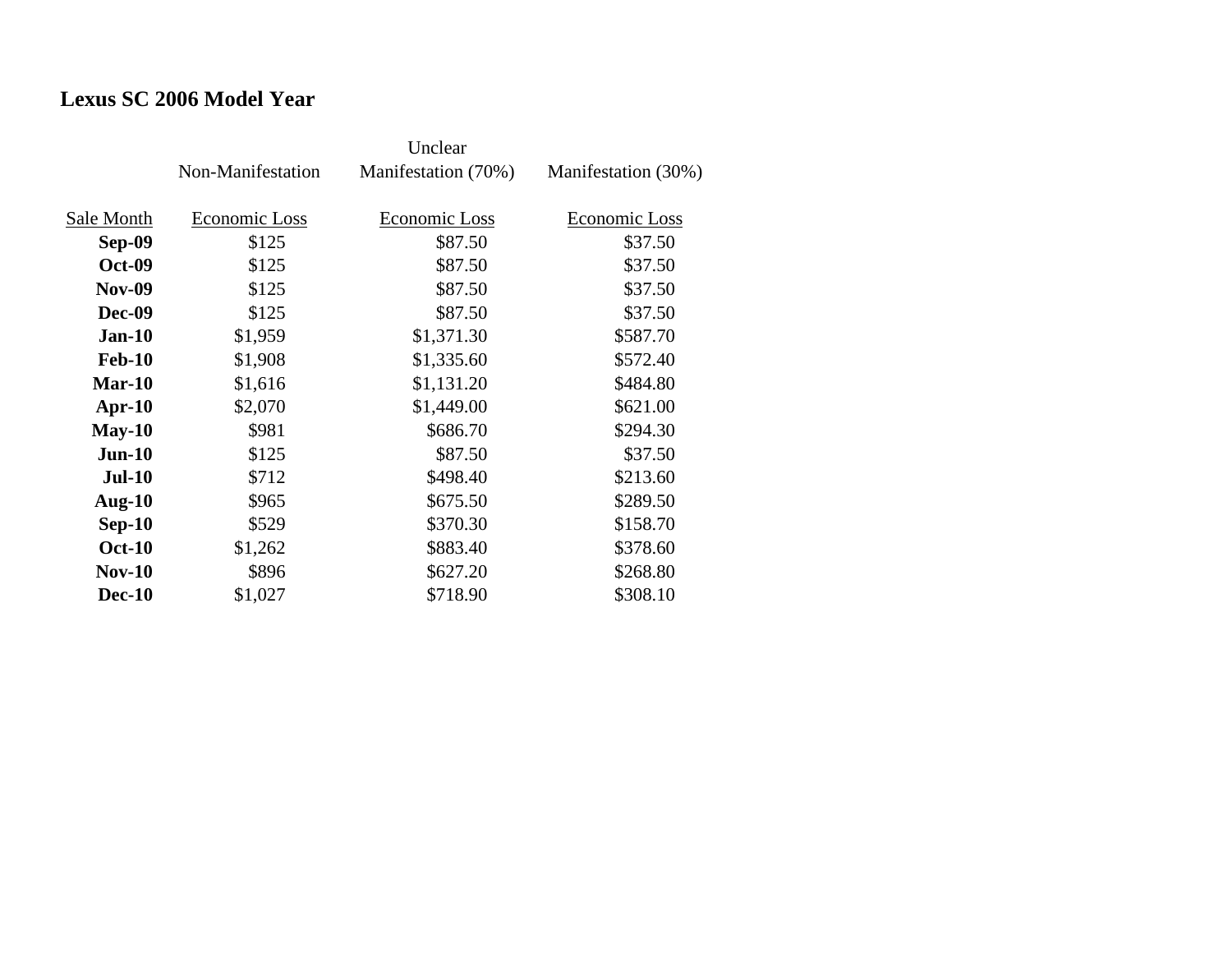## Lexus SC 2006 Model Year

| | Non-Manifestation | Unclear Manifestation (70%) | Manifestation (30%) |
|---|---|---|---|
| Sale Month | Economic Loss | Economic Loss | Economic Loss |
| **Sep-09** | $125 | $87.50 | $37.50 |
| **Oct-09** | $125 | $87.50 | $37.50 |
| **Nov-09** | $125 | $87.50 | $37.50 |
| **Dec-09** | $125 | $87.50 | $37.50 |
| **Jan-10** | $1,959 | $1,371.30 | $587.70 |
| **Feb-10** | $1,908 | $1,335.60 | $572.40 |
| **Mar-10** | $1,616 | $1,131.20 | $484.80 |
| **Apr-10** | $2,070 | $1,449.00 | $621.00 |
| **May-10** | $981 | $686.70 | $294.30 |
| **Jun-10** | $125 | $87.50 | $37.50 |
| **Jul-10** | $712 | $498.40 | $213.60 |
| **Aug-10** | $965 | $675.50 | $289.50 |
| **Sep-10** | $529 | $370.30 | $158.70 |
| **Oct-10** | $1,262 | $883.40 | $378.60 |
| **Nov-10** | $896 | $627.20 | $268.80 |
| **Dec-10** | $1,027 | $718.90 | $308.10 |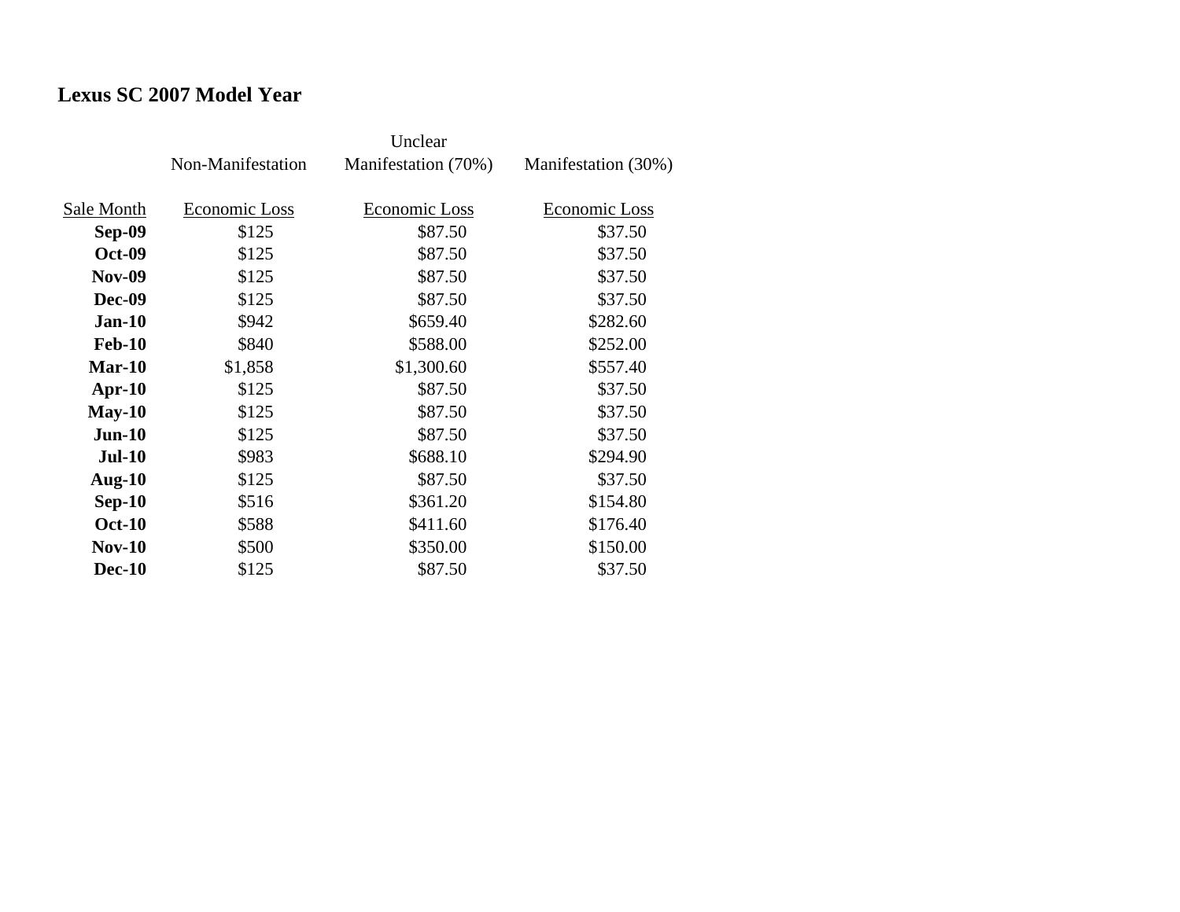## Lexus SC 2007 Model Year

| | Non-Manifestation | Unclear Manifestation (70%) | Manifestation (30%) |
|---|---|---|---|
| Sale Month | Economic Loss | Economic Loss | Economic Loss |
| **Sep-09** | $125 | $87.50 | $37.50 |
| **Oct-09** | $125 | $87.50 | $37.50 |
| **Nov-09** | $125 | $87.50 | $37.50 |
| **Dec-09** | $125 | $87.50 | $37.50 |
| **Jan-10** | $942 | $659.40 | $282.60 |
| **Feb-10** | $840 | $588.00 | $252.00 |
| **Mar-10** | $1,858 | $1,300.60 | $557.40 |
| **Apr-10** | $125 | $87.50 | $37.50 |
| **May-10** | $125 | $87.50 | $37.50 |
| **Jun-10** | $125 | $87.50 | $37.50 |
| **Jul-10** | $983 | $688.10 | $294.90 |
| **Aug-10** | $125 | $87.50 | $37.50 |
| **Sep-10** | $516 | $361.20 | $154.80 |
| **Oct-10** | $588 | $411.60 | $176.40 |
| **Nov-10** | $500 | $350.00 | $150.00 |
| **Dec-10** | $125 | $87.50 | $37.50 |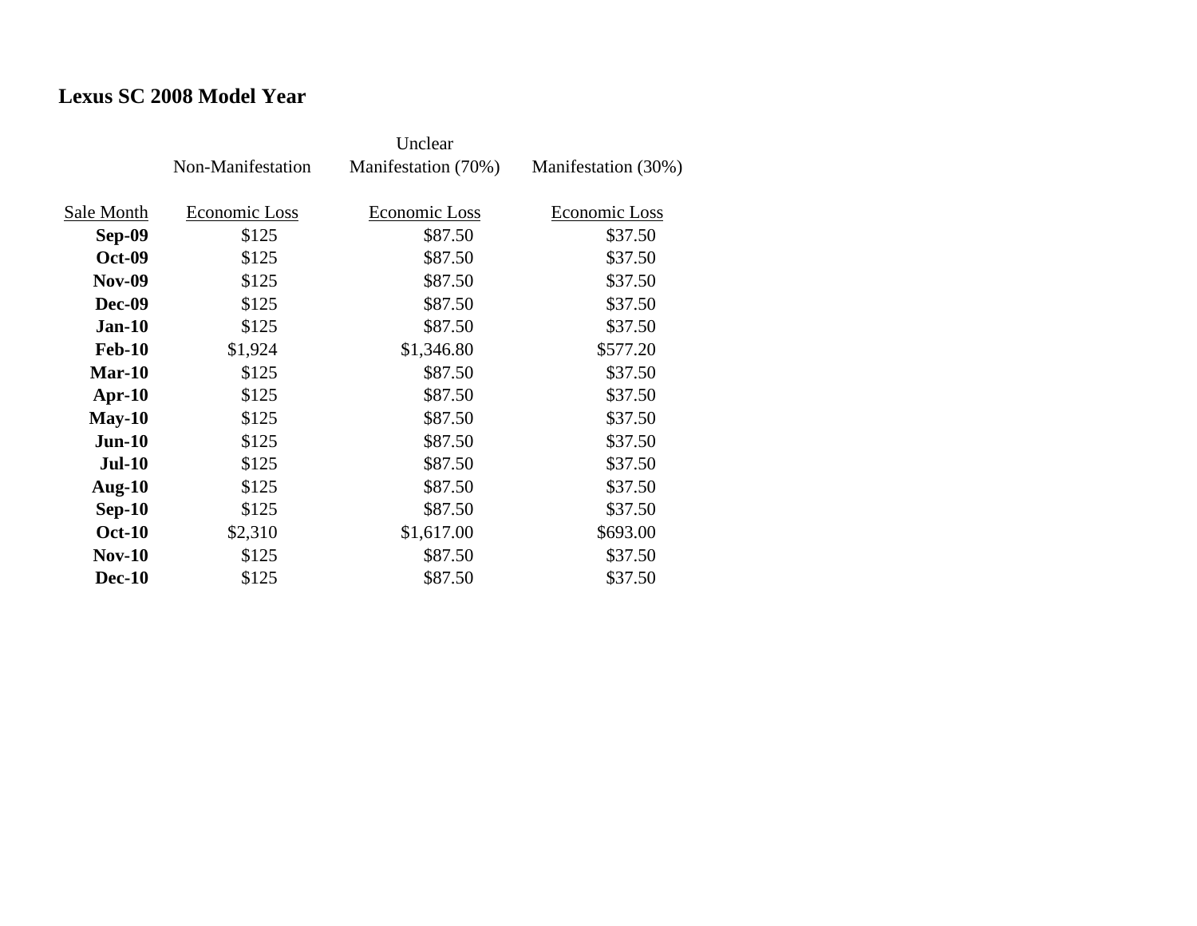## Lexus SC 2008 Model Year

| | Non-Manifestation | Unclear Manifestation (70%) | Manifestation (30%) |
|---|---|---|---|
| Sale Month | Economic Loss | Economic Loss | Economic Loss |
| **Sep-09** | $125 | $87.50 | $37.50 |
| **Oct-09** | $125 | $87.50 | $37.50 |
| **Nov-09** | $125 | $87.50 | $37.50 |
| **Dec-09** | $125 | $87.50 | $37.50 |
| **Jan-10** | $125 | $87.50 | $37.50 |
| **Feb-10** | $1,924 | $1,346.80 | $577.20 |
| **Mar-10** | $125 | $87.50 | $37.50 |
| **Apr-10** | $125 | $87.50 | $37.50 |
| **May-10** | $125 | $87.50 | $37.50 |
| **Jun-10** | $125 | $87.50 | $37.50 |
| **Jul-10** | $125 | $87.50 | $37.50 |
| **Aug-10** | $125 | $87.50 | $37.50 |
| **Sep-10** | $125 | $87.50 | $37.50 |
| **Oct-10** | $2,310 | $1,617.00 | $693.00 |
| **Nov-10** | $125 | $87.50 | $37.50 |
| **Dec-10** | $125 | $87.50 | $37.50 |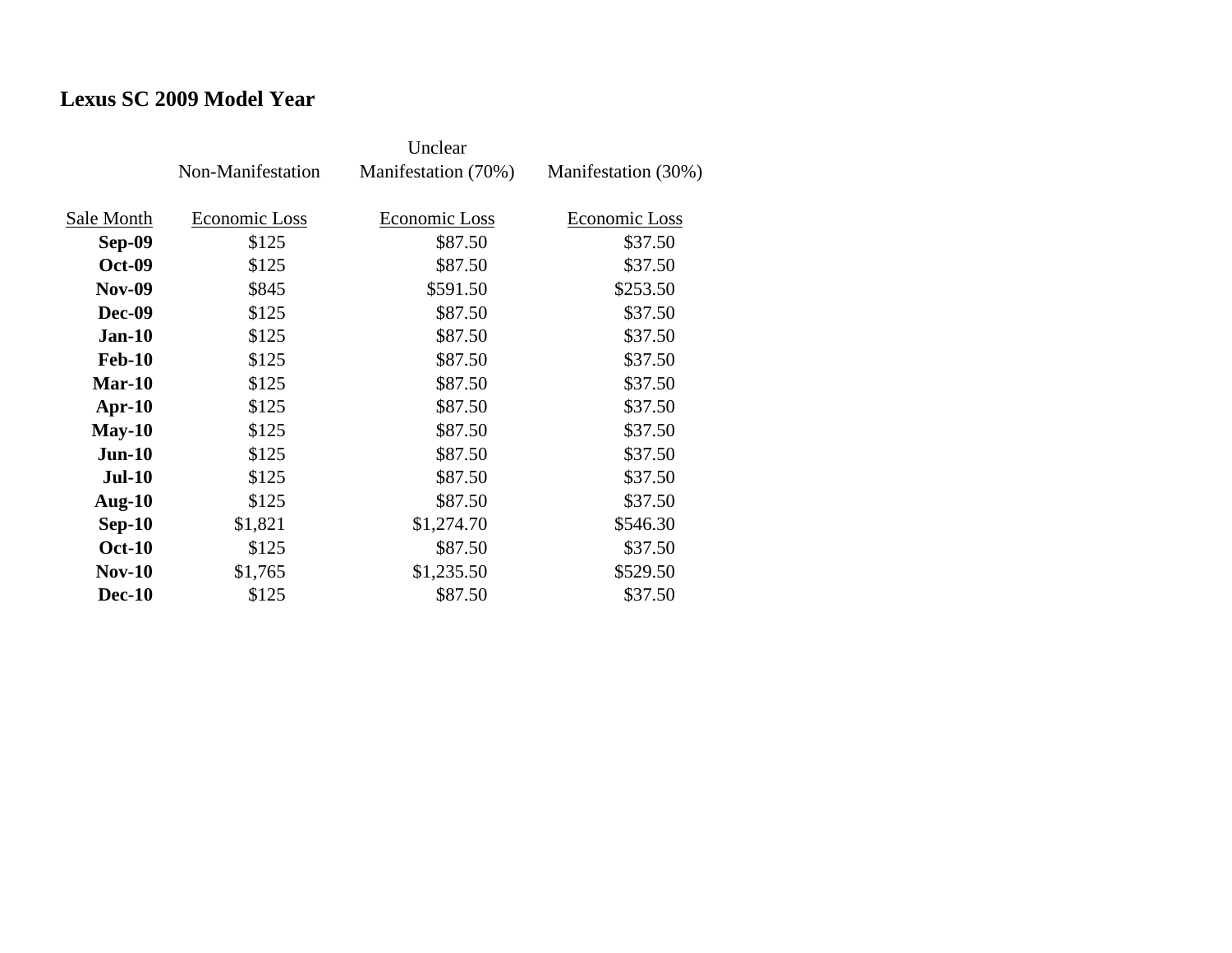**Lexus SC 2009 Model Year**

| Sale Month | Non-Manifestation<br>Economic Loss | Unclear<br>Manifestation (70%)<br>Economic Loss | Manifestation (30%)<br>Economic Loss |
|---|---|---|---|
| **Sep-09** | $125 | $87.50 | $37.50 |
| **Oct-09** | $125 | $87.50 | $37.50 |
| **Nov-09** | $845 | $591.50 | $253.50 |
| **Dec-09** | $125 | $87.50 | $37.50 |
| **Jan-10** | $125 | $87.50 | $37.50 |
| **Feb-10** | $125 | $87.50 | $37.50 |
| **Mar-10** | $125 | $87.50 | $37.50 |
| **Apr-10** | $125 | $87.50 | $37.50 |
| **May-10** | $125 | $87.50 | $37.50 |
| **Jun-10** | $125 | $87.50 | $37.50 |
| **Jul-10** | $125 | $87.50 | $37.50 |
| **Aug-10** | $125 | $87.50 | $37.50 |
| **Sep-10** | $1,821 | $1,274.70 | $546.30 |
| **Oct-10** | $125 | $87.50 | $37.50 |
| **Nov-10** | $1,765 | $1,235.50 | $529.50 |
| **Dec-10** | $125 | $87.50 | $37.50 |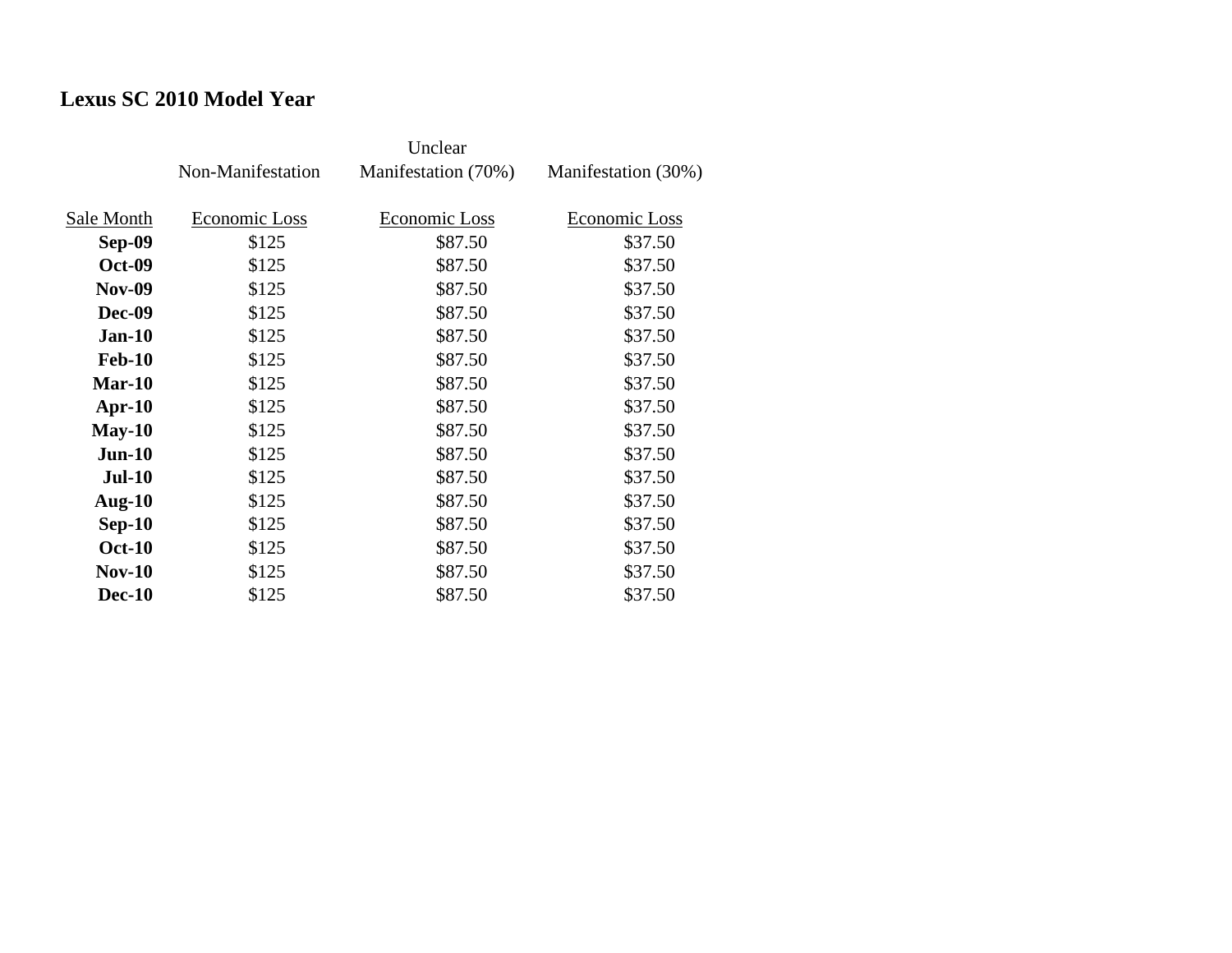## Lexus SC 2010 Model Year

| | Non-Manifestation | Unclear Manifestation (70%) | Manifestation (30%) |
|---|---|---|---|
| Sale Month | Economic Loss | Economic Loss | Economic Loss |
| **Sep-09** | $125 | $87.50 | $37.50 |
| **Oct-09** | $125 | $87.50 | $37.50 |
| **Nov-09** | $125 | $87.50 | $37.50 |
| **Dec-09** | $125 | $87.50 | $37.50 |
| **Jan-10** | $125 | $87.50 | $37.50 |
| **Feb-10** | $125 | $87.50 | $37.50 |
| **Mar-10** | $125 | $87.50 | $37.50 |
| **Apr-10** | $125 | $87.50 | $37.50 |
| **May-10** | $125 | $87.50 | $37.50 |
| **Jun-10** | $125 | $87.50 | $37.50 |
| **Jul-10** | $125 | $87.50 | $37.50 |
| **Aug-10** | $125 | $87.50 | $37.50 |
| **Sep-10** | $125 | $87.50 | $37.50 |
| **Oct-10** | $125 | $87.50 | $37.50 |
| **Nov-10** | $125 | $87.50 | $37.50 |
| **Dec-10** | $125 | $87.50 | $37.50 |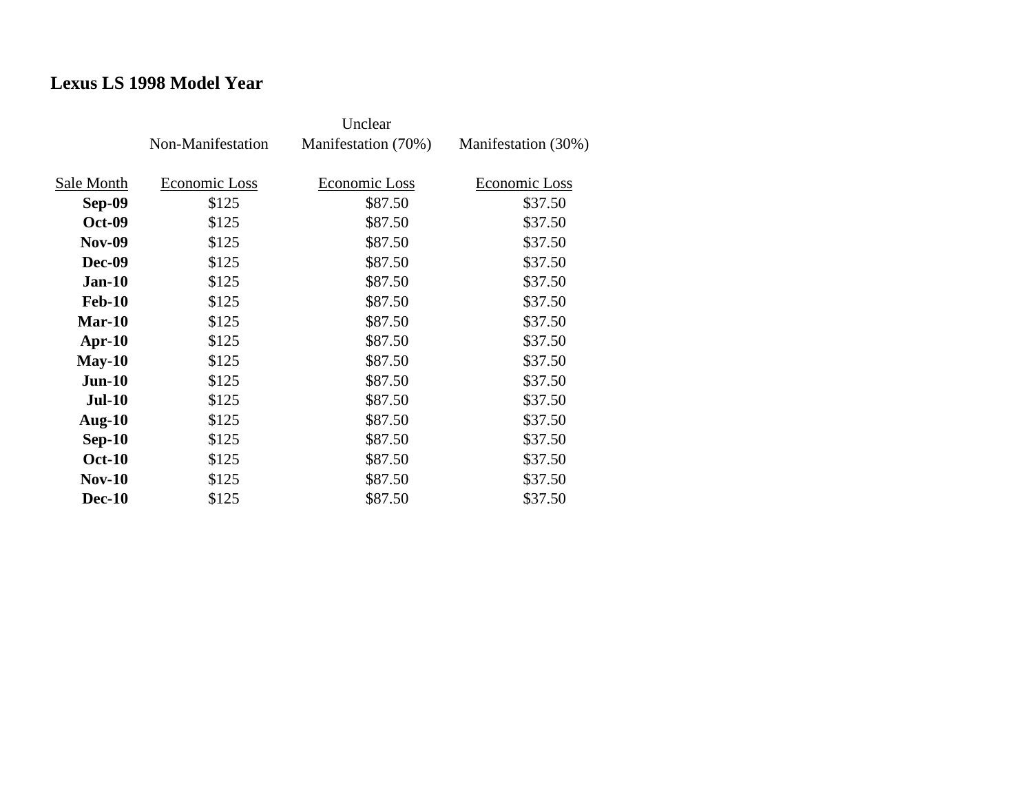## Lexus LS 1998 Model Year

| | Non-Manifestation | Unclear Manifestation (70%) | Manifestation (30%) |
|---|---|---|---|
| Sale Month | Economic Loss | Economic Loss | Economic Loss |
| **Sep-09** | $125 | $87.50 | $37.50 |
| **Oct-09** | $125 | $87.50 | $37.50 |
| **Nov-09** | $125 | $87.50 | $37.50 |
| **Dec-09** | $125 | $87.50 | $37.50 |
| **Jan-10** | $125 | $87.50 | $37.50 |
| **Feb-10** | $125 | $87.50 | $37.50 |
| **Mar-10** | $125 | $87.50 | $37.50 |
| **Apr-10** | $125 | $87.50 | $37.50 |
| **May-10** | $125 | $87.50 | $37.50 |
| **Jun-10** | $125 | $87.50 | $37.50 |
| **Jul-10** | $125 | $87.50 | $37.50 |
| **Aug-10** | $125 | $87.50 | $37.50 |
| **Sep-10** | $125 | $87.50 | $37.50 |
| **Oct-10** | $125 | $87.50 | $37.50 |
| **Nov-10** | $125 | $87.50 | $37.50 |
| **Dec-10** | $125 | $87.50 | $37.50 |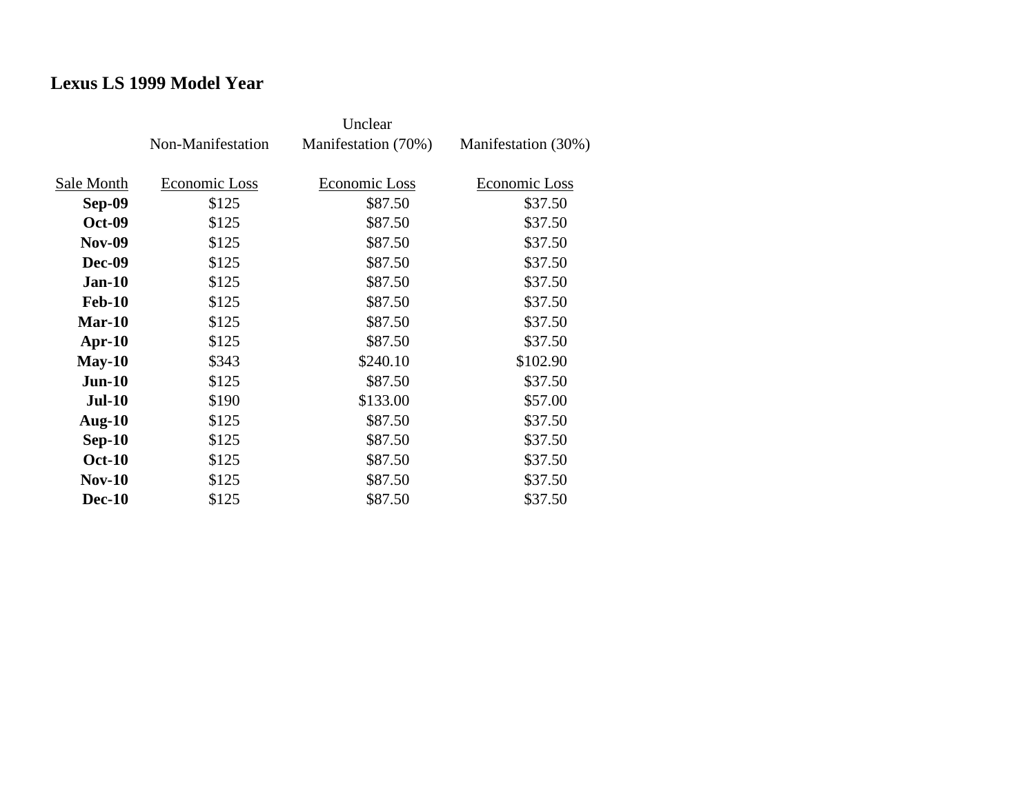## Lexus LS 1999 Model Year

| | Non-Manifestation | Unclear Manifestation (70%) | Manifestation (30%) |
|---|---|---|---|
| Sale Month | Economic Loss | Economic Loss | Economic Loss |
| **Sep-09** | $125 | $87.50 | $37.50 |
| **Oct-09** | $125 | $87.50 | $37.50 |
| **Nov-09** | $125 | $87.50 | $37.50 |
| **Dec-09** | $125 | $87.50 | $37.50 |
| **Jan-10** | $125 | $87.50 | $37.50 |
| **Feb-10** | $125 | $87.50 | $37.50 |
| **Mar-10** | $125 | $87.50 | $37.50 |
| **Apr-10** | $125 | $87.50 | $37.50 |
| **May-10** | $343 | $240.10 | $102.90 |
| **Jun-10** | $125 | $87.50 | $37.50 |
| **Jul-10** | $190 | $133.00 | $57.00 |
| **Aug-10** | $125 | $87.50 | $37.50 |
| **Sep-10** | $125 | $87.50 | $37.50 |
| **Oct-10** | $125 | $87.50 | $37.50 |
| **Nov-10** | $125 | $87.50 | $37.50 |
| **Dec-10** | $125 | $87.50 | $37.50 |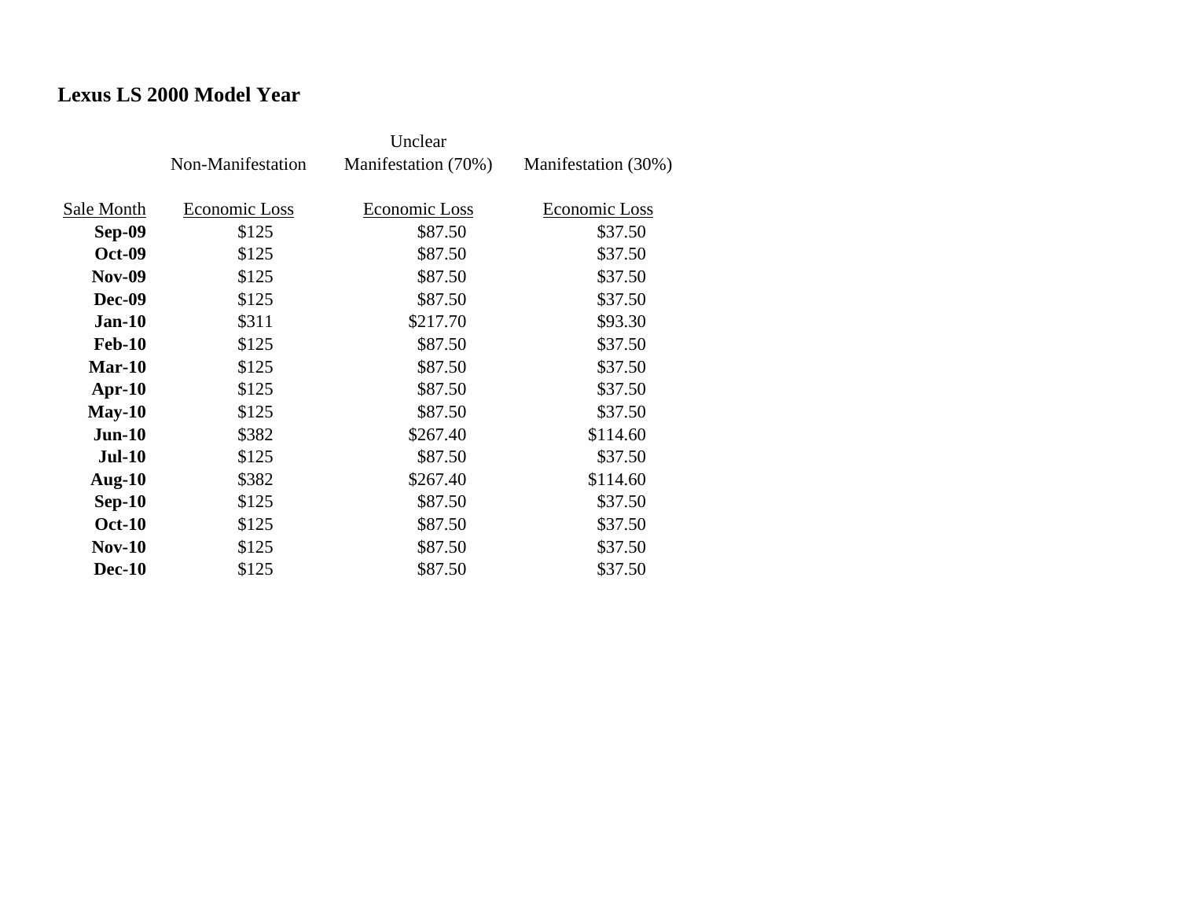**Lexus LS 2000 Model Year**

| | Non-Manifestation | Unclear Manifestation (70%) | Manifestation (30%) |
|---|---|---|---|
| Sale Month | Economic Loss | Economic Loss | Economic Loss |
| **Sep-09** | $125 | $87.50 | $37.50 |
| **Oct-09** | $125 | $87.50 | $37.50 |
| **Nov-09** | $125 | $87.50 | $37.50 |
| **Dec-09** | $125 | $87.50 | $37.50 |
| **Jan-10** | $311 | $217.70 | $93.30 |
| **Feb-10** | $125 | $87.50 | $37.50 |
| **Mar-10** | $125 | $87.50 | $37.50 |
| **Apr-10** | $125 | $87.50 | $37.50 |
| **May-10** | $125 | $87.50 | $37.50 |
| **Jun-10** | $382 | $267.40 | $114.60 |
| **Jul-10** | $125 | $87.50 | $37.50 |
| **Aug-10** | $382 | $267.40 | $114.60 |
| **Sep-10** | $125 | $87.50 | $37.50 |
| **Oct-10** | $125 | $87.50 | $37.50 |
| **Nov-10** | $125 | $87.50 | $37.50 |
| **Dec-10** | $125 | $87.50 | $37.50 |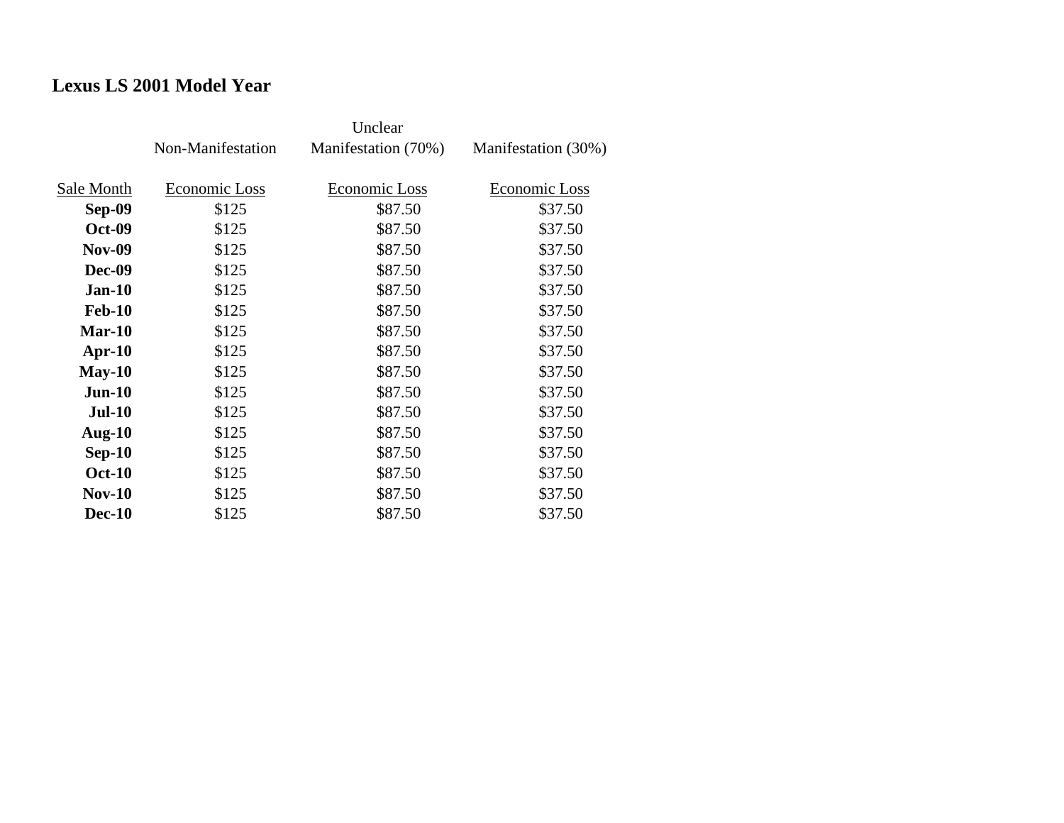**Lexus LS 2001 Model Year**

| Sale Month | Non-Manifestation Economic Loss | Unclear Manifestation (70%) Economic Loss | Manifestation (30%) Economic Loss |
|---|---|---|---|
| **Sep-09** | $125 | $87.50 | $37.50 |
| **Oct-09** | $125 | $87.50 | $37.50 |
| **Nov-09** | $125 | $87.50 | $37.50 |
| **Dec-09** | $125 | $87.50 | $37.50 |
| **Jan-10** | $125 | $87.50 | $37.50 |
| **Feb-10** | $125 | $87.50 | $37.50 |
| **Mar-10** | $125 | $87.50 | $37.50 |
| **Apr-10** | $125 | $87.50 | $37.50 |
| **May-10** | $125 | $87.50 | $37.50 |
| **Jun-10** | $125 | $87.50 | $37.50 |
| **Jul-10** | $125 | $87.50 | $37.50 |
| **Aug-10** | $125 | $87.50 | $37.50 |
| **Sep-10** | $125 | $87.50 | $37.50 |
| **Oct-10** | $125 | $87.50 | $37.50 |
| **Nov-10** | $125 | $87.50 | $37.50 |
| **Dec-10** | $125 | $87.50 | $37.50 |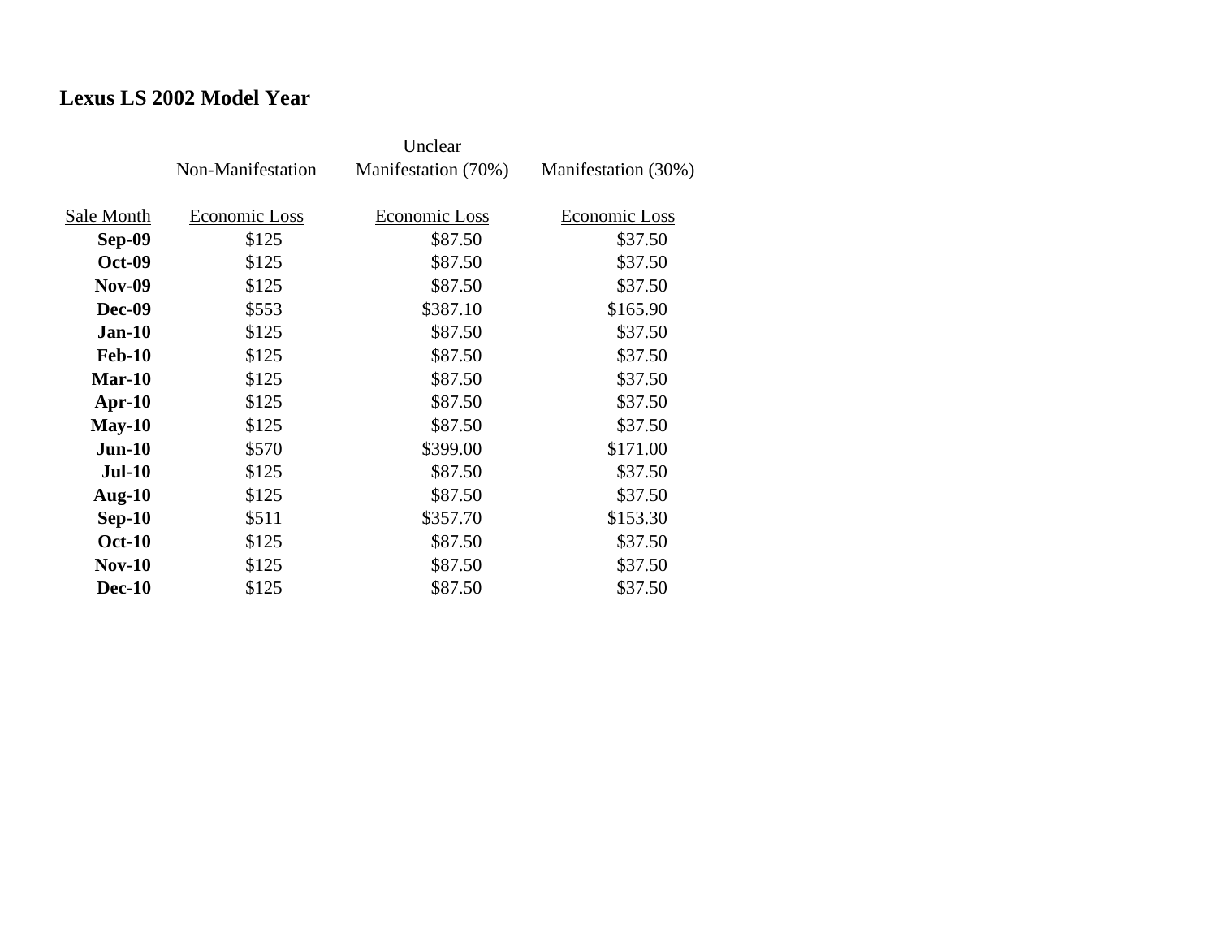**Lexus LS 2002 Model Year**

| Sale Month | Non-Manifestation Economic Loss | Unclear Manifestation (70%) Economic Loss | Manifestation (30%) Economic Loss |
|---|---|---|---|
| **Sep-09** | $125 | $87.50 | $37.50 |
| **Oct-09** | $125 | $87.50 | $37.50 |
| **Nov-09** | $125 | $87.50 | $37.50 |
| **Dec-09** | $553 | $387.10 | $165.90 |
| **Jan-10** | $125 | $87.50 | $37.50 |
| **Feb-10** | $125 | $87.50 | $37.50 |
| **Mar-10** | $125 | $87.50 | $37.50 |
| **Apr-10** | $125 | $87.50 | $37.50 |
| **May-10** | $125 | $87.50 | $37.50 |
| **Jun-10** | $570 | $399.00 | $171.00 |
| **Jul-10** | $125 | $87.50 | $37.50 |
| **Aug-10** | $125 | $87.50 | $37.50 |
| **Sep-10** | $511 | $357.70 | $153.30 |
| **Oct-10** | $125 | $87.50 | $37.50 |
| **Nov-10** | $125 | $87.50 | $37.50 |
| **Dec-10** | $125 | $87.50 | $37.50 |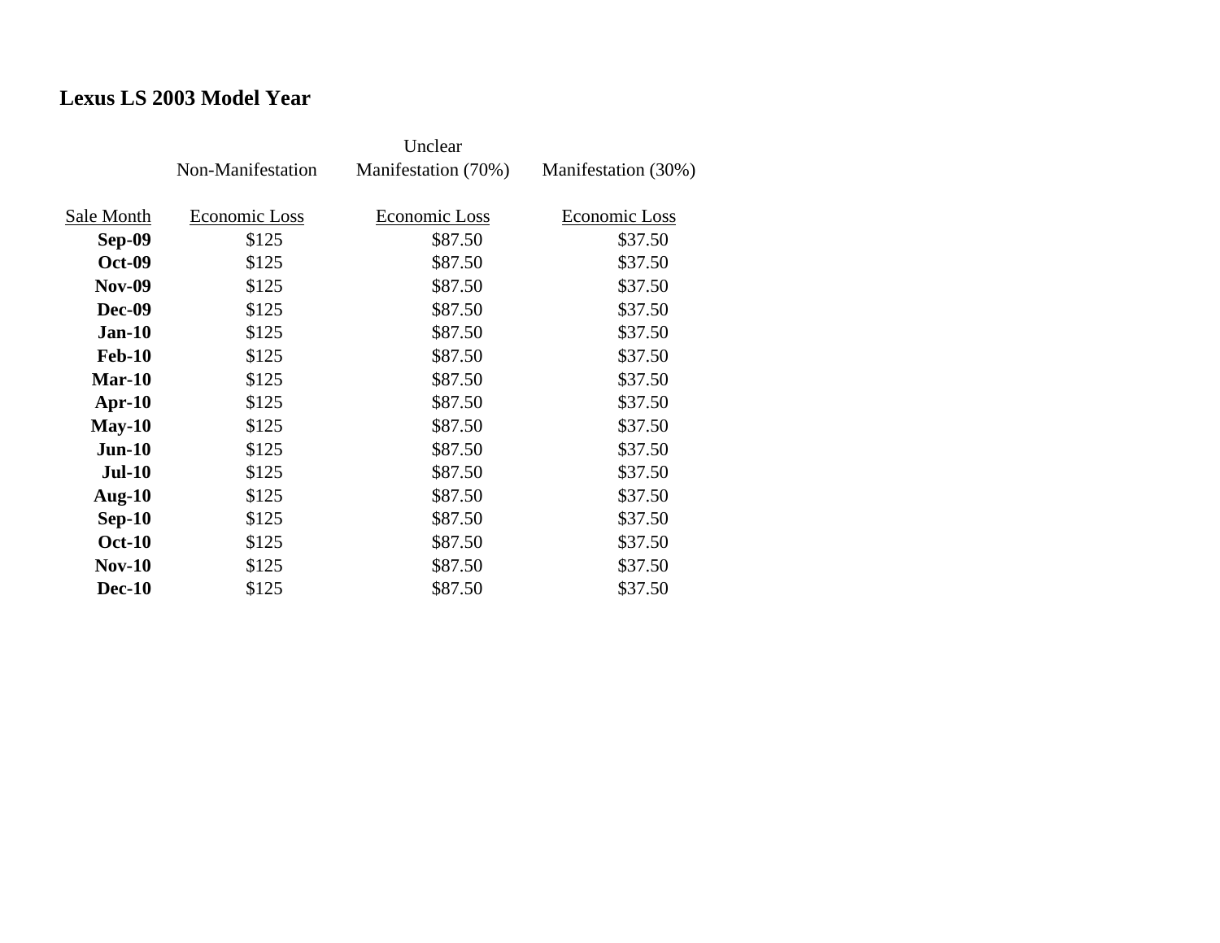## Lexus LS 2003 Model Year

| | Non-Manifestation | Unclear Manifestation (70%) | Manifestation (30%) |
|---|---|---|---|
| Sale Month | Economic Loss | Economic Loss | Economic Loss |
| **Sep-09** | $125 | $87.50 | $37.50 |
| **Oct-09** | $125 | $87.50 | $37.50 |
| **Nov-09** | $125 | $87.50 | $37.50 |
| **Dec-09** | $125 | $87.50 | $37.50 |
| **Jan-10** | $125 | $87.50 | $37.50 |
| **Feb-10** | $125 | $87.50 | $37.50 |
| **Mar-10** | $125 | $87.50 | $37.50 |
| **Apr-10** | $125 | $87.50 | $37.50 |
| **May-10** | $125 | $87.50 | $37.50 |
| **Jun-10** | $125 | $87.50 | $37.50 |
| **Jul-10** | $125 | $87.50 | $37.50 |
| **Aug-10** | $125 | $87.50 | $37.50 |
| **Sep-10** | $125 | $87.50 | $37.50 |
| **Oct-10** | $125 | $87.50 | $37.50 |
| **Nov-10** | $125 | $87.50 | $37.50 |
| **Dec-10** | $125 | $87.50 | $37.50 |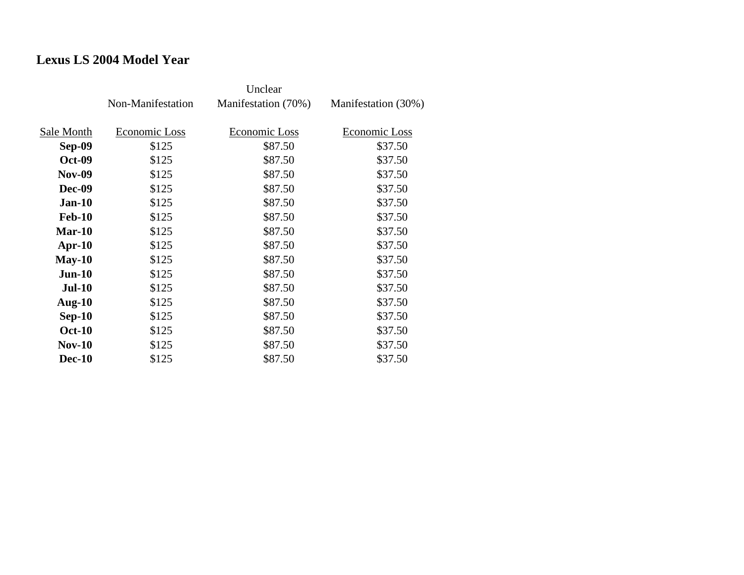**Lexus LS 2004 Model Year**

| | Non-Manifestation | Unclear Manifestation (70%) | Manifestation (30%) |
|---|---|---|---|
| Sale Month | Economic Loss | Economic Loss | Economic Loss |
| **Sep-09** | $125 | $87.50 | $37.50 |
| **Oct-09** | $125 | $87.50 | $37.50 |
| **Nov-09** | $125 | $87.50 | $37.50 |
| **Dec-09** | $125 | $87.50 | $37.50 |
| **Jan-10** | $125 | $87.50 | $37.50 |
| **Feb-10** | $125 | $87.50 | $37.50 |
| **Mar-10** | $125 | $87.50 | $37.50 |
| **Apr-10** | $125 | $87.50 | $37.50 |
| **May-10** | $125 | $87.50 | $37.50 |
| **Jun-10** | $125 | $87.50 | $37.50 |
| **Jul-10** | $125 | $87.50 | $37.50 |
| **Aug-10** | $125 | $87.50 | $37.50 |
| **Sep-10** | $125 | $87.50 | $37.50 |
| **Oct-10** | $125 | $87.50 | $37.50 |
| **Nov-10** | $125 | $87.50 | $37.50 |
| **Dec-10** | $125 | $87.50 | $37.50 |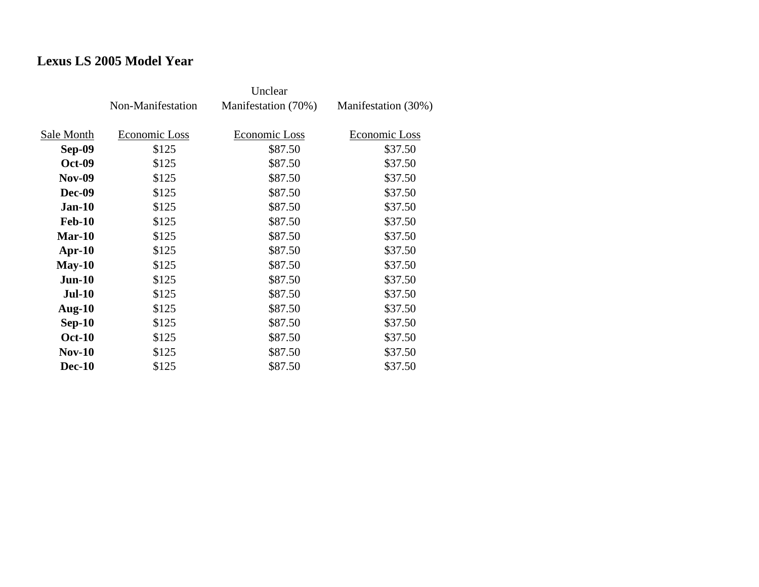## Lexus LS 2005 Model Year

| | Non-Manifestation | Unclear Manifestation (70%) | Manifestation (30%) |
|---|---|---|---|
| Sale Month | Economic Loss | Economic Loss | Economic Loss |
| **Sep-09** | $125 | $87.50 | $37.50 |
| **Oct-09** | $125 | $87.50 | $37.50 |
| **Nov-09** | $125 | $87.50 | $37.50 |
| **Dec-09** | $125 | $87.50 | $37.50 |
| **Jan-10** | $125 | $87.50 | $37.50 |
| **Feb-10** | $125 | $87.50 | $37.50 |
| **Mar-10** | $125 | $87.50 | $37.50 |
| **Apr-10** | $125 | $87.50 | $37.50 |
| **May-10** | $125 | $87.50 | $37.50 |
| **Jun-10** | $125 | $87.50 | $37.50 |
| **Jul-10** | $125 | $87.50 | $37.50 |
| **Aug-10** | $125 | $87.50 | $37.50 |
| **Sep-10** | $125 | $87.50 | $37.50 |
| **Oct-10** | $125 | $87.50 | $37.50 |
| **Nov-10** | $125 | $87.50 | $37.50 |
| **Dec-10** | $125 | $87.50 | $37.50 |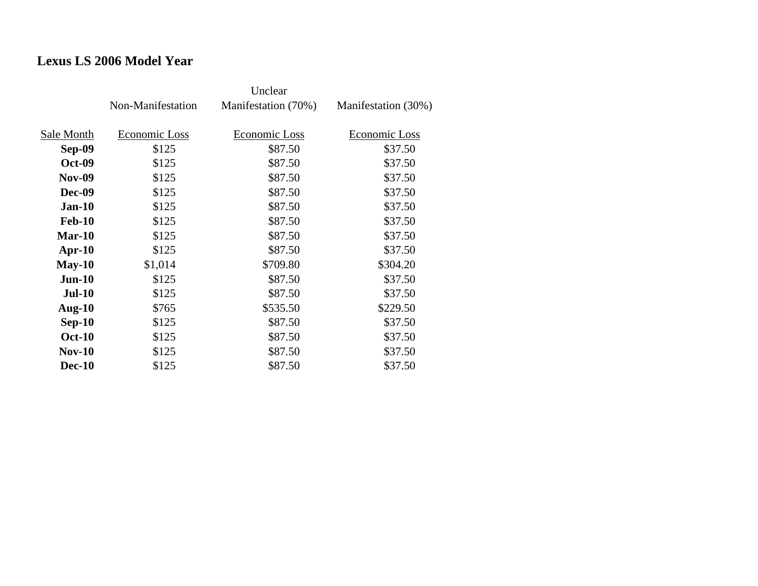## Lexus LS 2006 Model Year

| | Non-Manifestation | Unclear Manifestation (70%) | Manifestation (30%) |
|---|---|---|---|
| Sale Month | Economic Loss | Economic Loss | Economic Loss |
| **Sep-09** | $125 | $87.50 | $37.50 |
| **Oct-09** | $125 | $87.50 | $37.50 |
| **Nov-09** | $125 | $87.50 | $37.50 |
| **Dec-09** | $125 | $87.50 | $37.50 |
| **Jan-10** | $125 | $87.50 | $37.50 |
| **Feb-10** | $125 | $87.50 | $37.50 |
| **Mar-10** | $125 | $87.50 | $37.50 |
| **Apr-10** | $125 | $87.50 | $37.50 |
| **May-10** | $1,014 | $709.80 | $304.20 |
| **Jun-10** | $125 | $87.50 | $37.50 |
| **Jul-10** | $125 | $87.50 | $37.50 |
| **Aug-10** | $765 | $535.50 | $229.50 |
| **Sep-10** | $125 | $87.50 | $37.50 |
| **Oct-10** | $125 | $87.50 | $37.50 |
| **Nov-10** | $125 | $87.50 | $37.50 |
| **Dec-10** | $125 | $87.50 | $37.50 |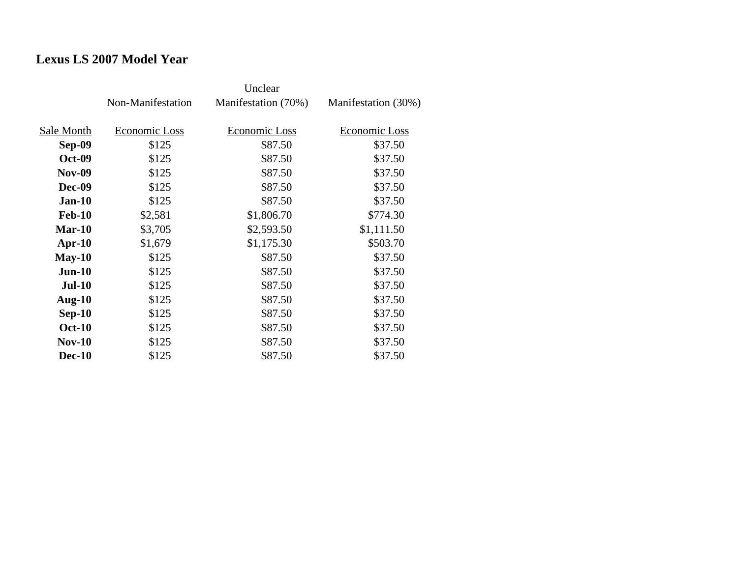# Lexus LS 2007 Model Year

| Sale Month | Non-Manifestation<br>Economic Loss | Unclear Manifestation (70%)<br>Economic Loss | Manifestation (30%)<br>Economic Loss |
|---|---|---|---|
| **Sep-09** | $125 | $87.50 | $37.50 |
| **Oct-09** | $125 | $87.50 | $37.50 |
| **Nov-09** | $125 | $87.50 | $37.50 |
| **Dec-09** | $125 | $87.50 | $37.50 |
| **Jan-10** | $125 | $87.50 | $37.50 |
| **Feb-10** | $2,581 | $1,806.70 | $774.30 |
| **Mar-10** | $3,705 | $2,593.50 | $1,111.50 |
| **Apr-10** | $1,679 | $1,175.30 | $503.70 |
| **May-10** | $125 | $87.50 | $37.50 |
| **Jun-10** | $125 | $87.50 | $37.50 |
| **Jul-10** | $125 | $87.50 | $37.50 |
| **Aug-10** | $125 | $87.50 | $37.50 |
| **Sep-10** | $125 | $87.50 | $37.50 |
| **Oct-10** | $125 | $87.50 | $37.50 |
| **Nov-10** | $125 | $87.50 | $37.50 |
| **Dec-10** | $125 | $87.50 | $37.50 |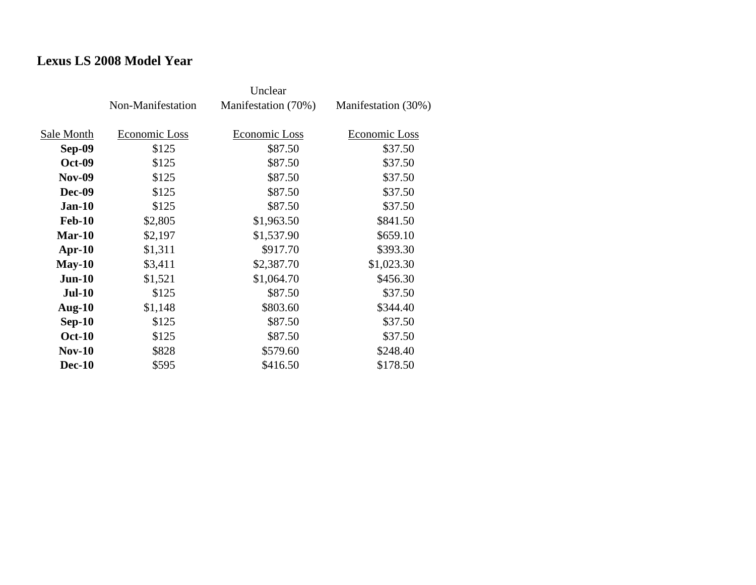## Lexus LS 2008 Model Year

| Sale Month | Non-Manifestation<br>Economic Loss | Unclear Manifestation (70%)<br>Economic Loss | Manifestation (30%)<br>Economic Loss |
|---|---|---|---|
| **Sep-09** | $125 | $87.50 | $37.50 |
| **Oct-09** | $125 | $87.50 | $37.50 |
| **Nov-09** | $125 | $87.50 | $37.50 |
| **Dec-09** | $125 | $87.50 | $37.50 |
| **Jan-10** | $125 | $87.50 | $37.50 |
| **Feb-10** | $2,805 | $1,963.50 | $841.50 |
| **Mar-10** | $2,197 | $1,537.90 | $659.10 |
| **Apr-10** | $1,311 | $917.70 | $393.30 |
| **May-10** | $3,411 | $2,387.70 | $1,023.30 |
| **Jun-10** | $1,521 | $1,064.70 | $456.30 |
| **Jul-10** | $125 | $87.50 | $37.50 |
| **Aug-10** | $1,148 | $803.60 | $344.40 |
| **Sep-10** | $125 | $87.50 | $37.50 |
| **Oct-10** | $125 | $87.50 | $37.50 |
| **Nov-10** | $828 | $579.60 | $248.40 |
| **Dec-10** | $595 | $416.50 | $178.50 |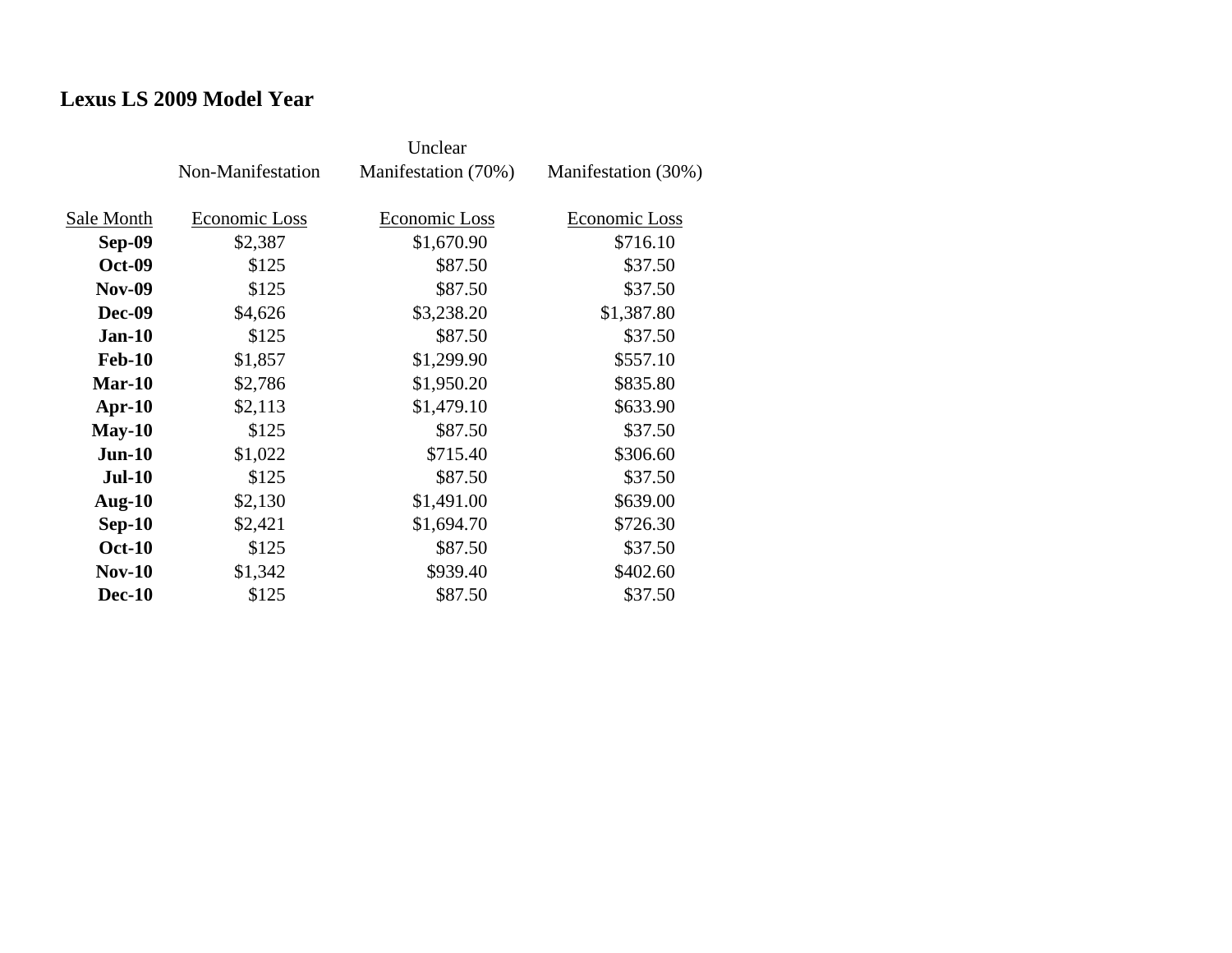## Lexus LS 2009 Model Year

| Sale Month | Non-Manifestation Economic Loss | Unclear Manifestation (70%) Economic Loss | Manifestation (30%) Economic Loss |
|---|---|---|---|
| **Sep-09** | $2,387 | $1,670.90 | $716.10 |
| **Oct-09** | $125 | $87.50 | $37.50 |
| **Nov-09** | $125 | $87.50 | $37.50 |
| **Dec-09** | $4,626 | $3,238.20 | $1,387.80 |
| **Jan-10** | $125 | $87.50 | $37.50 |
| **Feb-10** | $1,857 | $1,299.90 | $557.10 |
| **Mar-10** | $2,786 | $1,950.20 | $835.80 |
| **Apr-10** | $2,113 | $1,479.10 | $633.90 |
| **May-10** | $125 | $87.50 | $37.50 |
| **Jun-10** | $1,022 | $715.40 | $306.60 |
| **Jul-10** | $125 | $87.50 | $37.50 |
| **Aug-10** | $2,130 | $1,491.00 | $639.00 |
| **Sep-10** | $2,421 | $1,694.70 | $726.30 |
| **Oct-10** | $125 | $87.50 | $37.50 |
| **Nov-10** | $1,342 | $939.40 | $402.60 |
| **Dec-10** | $125 | $87.50 | $37.50 |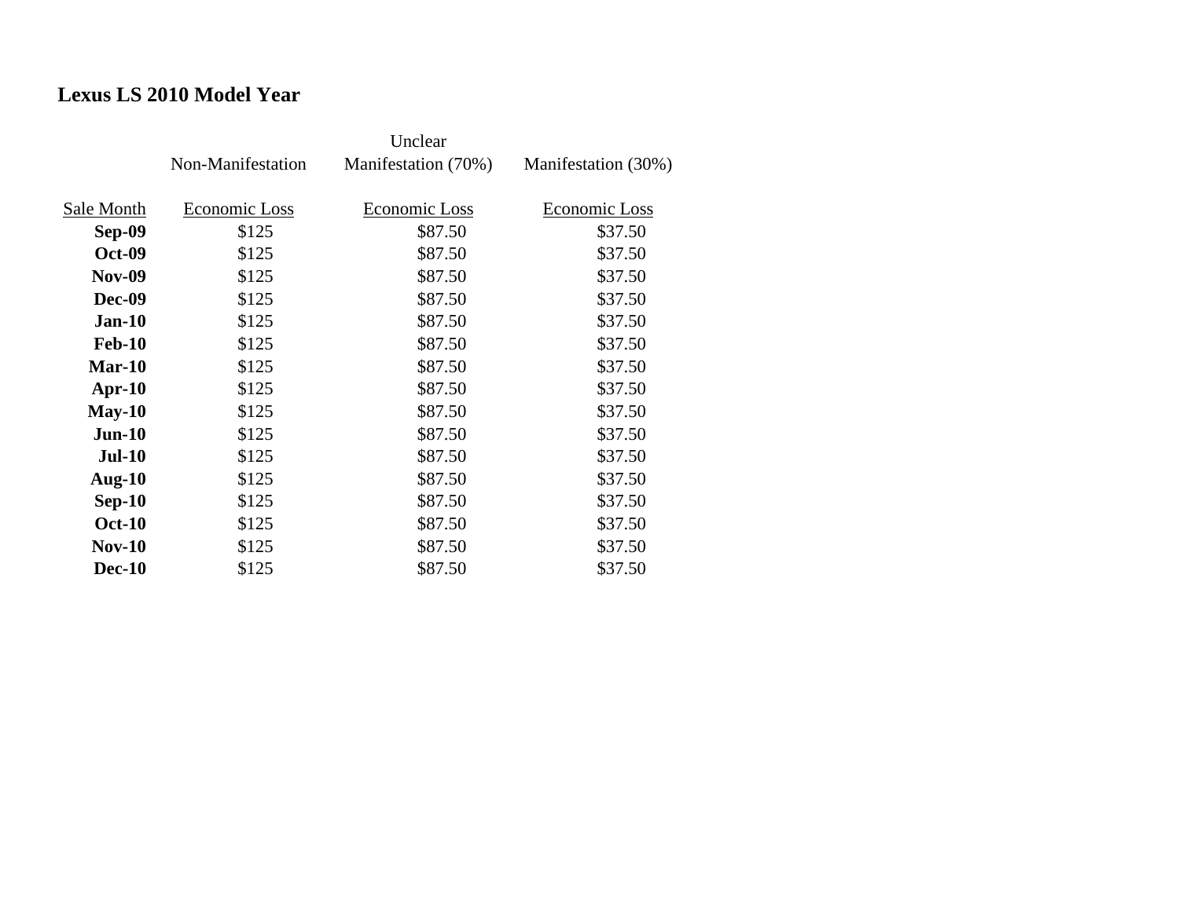**Lexus LS 2010 Model Year**

| | Non-Manifestation | Unclear Manifestation (70%) | Manifestation (30%) |
|---|---|---|---|
| Sale Month | Economic Loss | Economic Loss | Economic Loss |
| **Sep-09** | $125 | $87.50 | $37.50 |
| **Oct-09** | $125 | $87.50 | $37.50 |
| **Nov-09** | $125 | $87.50 | $37.50 |
| **Dec-09** | $125 | $87.50 | $37.50 |
| **Jan-10** | $125 | $87.50 | $37.50 |
| **Feb-10** | $125 | $87.50 | $37.50 |
| **Mar-10** | $125 | $87.50 | $37.50 |
| **Apr-10** | $125 | $87.50 | $37.50 |
| **May-10** | $125 | $87.50 | $37.50 |
| **Jun-10** | $125 | $87.50 | $37.50 |
| **Jul-10** | $125 | $87.50 | $37.50 |
| **Aug-10** | $125 | $87.50 | $37.50 |
| **Sep-10** | $125 | $87.50 | $37.50 |
| **Oct-10** | $125 | $87.50 | $37.50 |
| **Nov-10** | $125 | $87.50 | $37.50 |
| **Dec-10** | $125 | $87.50 | $37.50 |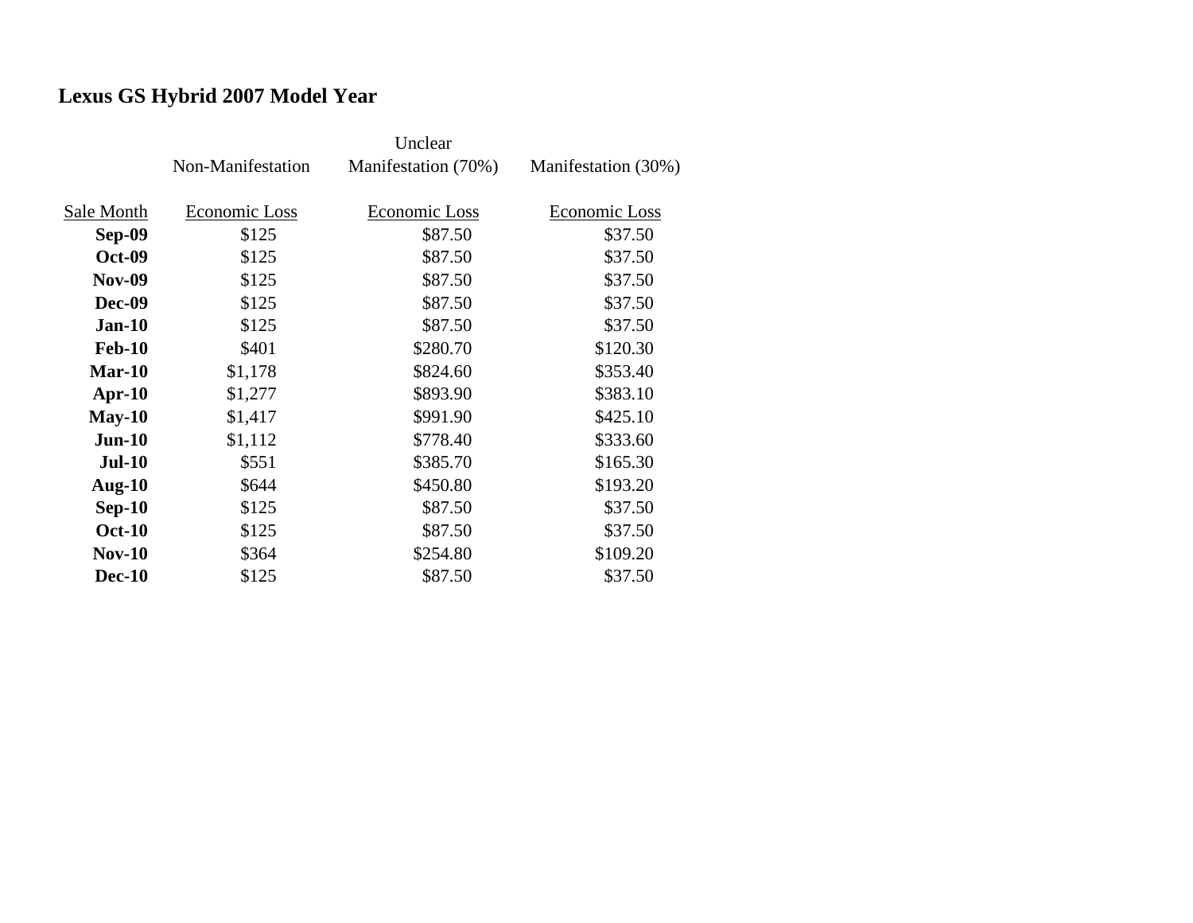## Lexus GS Hybrid 2007 Model Year

| | Non-Manifestation | Unclear Manifestation (70%) | Manifestation (30%) |
|---|---|---|---|
| Sale Month | Economic Loss | Economic Loss | Economic Loss |
| **Sep-09** | $125 | $87.50 | $37.50 |
| **Oct-09** | $125 | $87.50 | $37.50 |
| **Nov-09** | $125 | $87.50 | $37.50 |
| **Dec-09** | $125 | $87.50 | $37.50 |
| **Jan-10** | $125 | $87.50 | $37.50 |
| **Feb-10** | $401 | $280.70 | $120.30 |
| **Mar-10** | $1,178 | $824.60 | $353.40 |
| **Apr-10** | $1,277 | $893.90 | $383.10 |
| **May-10** | $1,417 | $991.90 | $425.10 |
| **Jun-10** | $1,112 | $778.40 | $333.60 |
| **Jul-10** | $551 | $385.70 | $165.30 |
| **Aug-10** | $644 | $450.80 | $193.20 |
| **Sep-10** | $125 | $87.50 | $37.50 |
| **Oct-10** | $125 | $87.50 | $37.50 |
| **Nov-10** | $364 | $254.80 | $109.20 |
| **Dec-10** | $125 | $87.50 | $37.50 |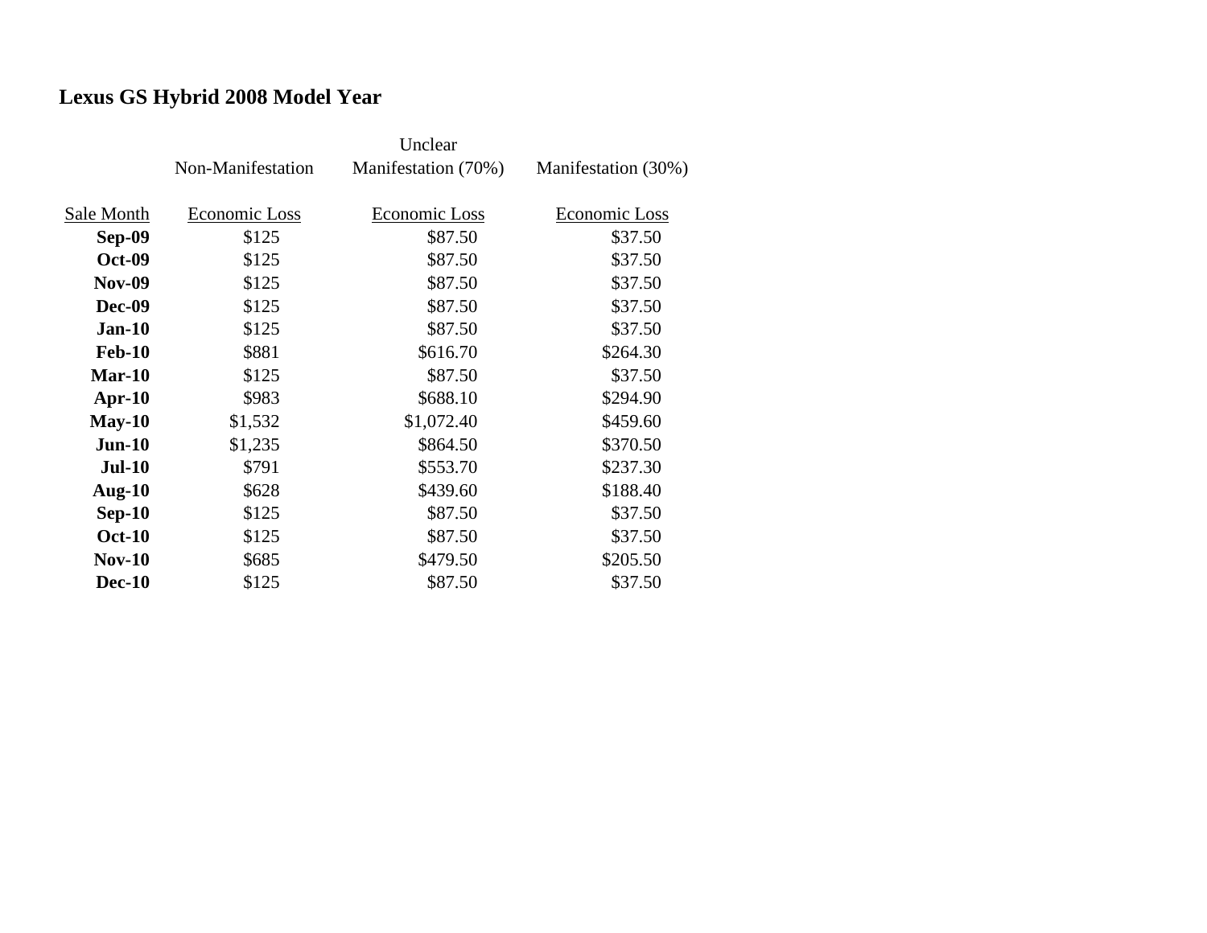## Lexus GS Hybrid 2008 Model Year

| | Non-Manifestation | Unclear Manifestation (70%) | Manifestation (30%) |
|---|---|---|---|
| Sale Month | Economic Loss | Economic Loss | Economic Loss |
| **Sep-09** | $125 | $87.50 | $37.50 |
| **Oct-09** | $125 | $87.50 | $37.50 |
| **Nov-09** | $125 | $87.50 | $37.50 |
| **Dec-09** | $125 | $87.50 | $37.50 |
| **Jan-10** | $125 | $87.50 | $37.50 |
| **Feb-10** | $881 | $616.70 | $264.30 |
| **Mar-10** | $125 | $87.50 | $37.50 |
| **Apr-10** | $983 | $688.10 | $294.90 |
| **May-10** | $1,532 | $1,072.40 | $459.60 |
| **Jun-10** | $1,235 | $864.50 | $370.50 |
| **Jul-10** | $791 | $553.70 | $237.30 |
| **Aug-10** | $628 | $439.60 | $188.40 |
| **Sep-10** | $125 | $87.50 | $37.50 |
| **Oct-10** | $125 | $87.50 | $37.50 |
| **Nov-10** | $685 | $479.50 | $205.50 |
| **Dec-10** | $125 | $87.50 | $37.50 |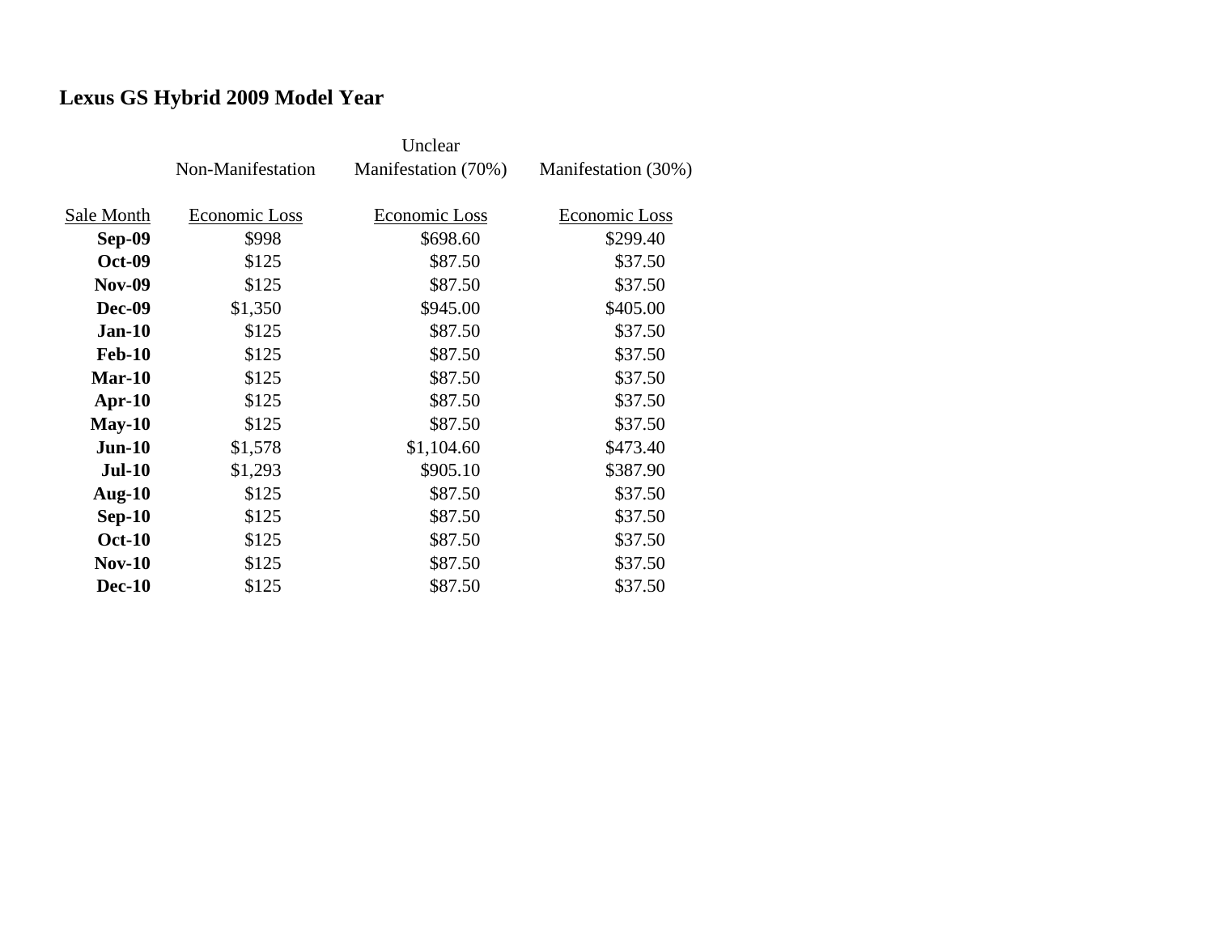# Lexus GS Hybrid 2009 Model Year

| | Non-Manifestation | Unclear Manifestation (70%) | Manifestation (30%) |
|---|---|---|---|
| Sale Month | Economic Loss | Economic Loss | Economic Loss |
| **Sep-09** | $998 | $698.60 | $299.40 |
| **Oct-09** | $125 | $87.50 | $37.50 |
| **Nov-09** | $125 | $87.50 | $37.50 |
| **Dec-09** | $1,350 | $945.00 | $405.00 |
| **Jan-10** | $125 | $87.50 | $37.50 |
| **Feb-10** | $125 | $87.50 | $37.50 |
| **Mar-10** | $125 | $87.50 | $37.50 |
| **Apr-10** | $125 | $87.50 | $37.50 |
| **May-10** | $125 | $87.50 | $37.50 |
| **Jun-10** | $1,578 | $1,104.60 | $473.40 |
| **Jul-10** | $1,293 | $905.10 | $387.90 |
| **Aug-10** | $125 | $87.50 | $37.50 |
| **Sep-10** | $125 | $87.50 | $37.50 |
| **Oct-10** | $125 | $87.50 | $37.50 |
| **Nov-10** | $125 | $87.50 | $37.50 |
| **Dec-10** | $125 | $87.50 | $37.50 |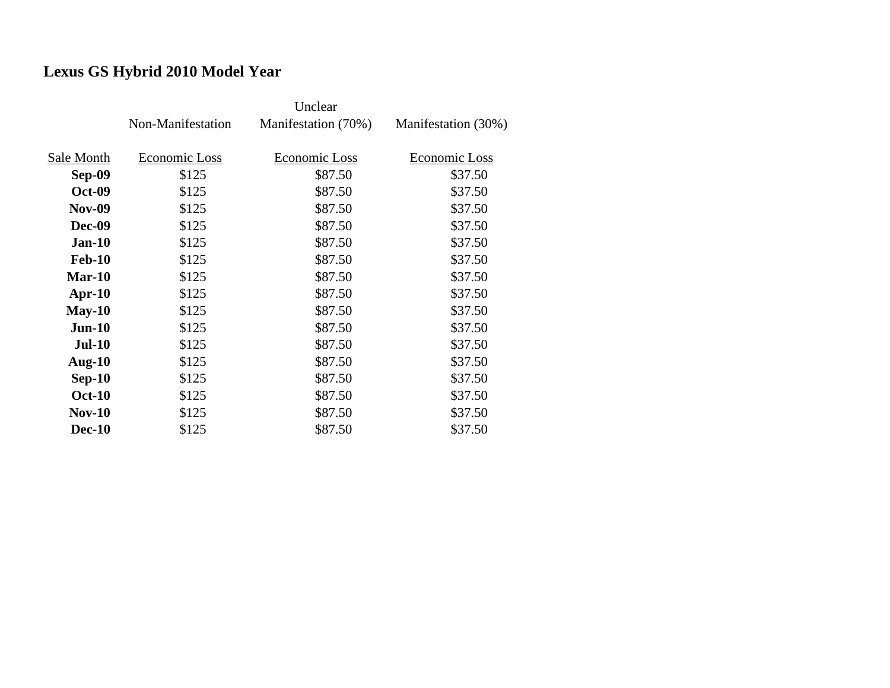## Lexus GS Hybrid 2010 Model Year

| Sale Month | Non-Manifestation<br>Economic Loss | Unclear Manifestation (70%)<br>Economic Loss | Manifestation (30%)<br>Economic Loss |
|---|---|---|---|
| **Sep-09** | $125 | $87.50 | $37.50 |
| **Oct-09** | $125 | $87.50 | $37.50 |
| **Nov-09** | $125 | $87.50 | $37.50 |
| **Dec-09** | $125 | $87.50 | $37.50 |
| **Jan-10** | $125 | $87.50 | $37.50 |
| **Feb-10** | $125 | $87.50 | $37.50 |
| **Mar-10** | $125 | $87.50 | $37.50 |
| **Apr-10** | $125 | $87.50 | $37.50 |
| **May-10** | $125 | $87.50 | $37.50 |
| **Jun-10** | $125 | $87.50 | $37.50 |
| **Jul-10** | $125 | $87.50 | $37.50 |
| **Aug-10** | $125 | $87.50 | $37.50 |
| **Sep-10** | $125 | $87.50 | $37.50 |
| **Oct-10** | $125 | $87.50 | $37.50 |
| **Nov-10** | $125 | $87.50 | $37.50 |
| **Dec-10** | $125 | $87.50 | $37.50 |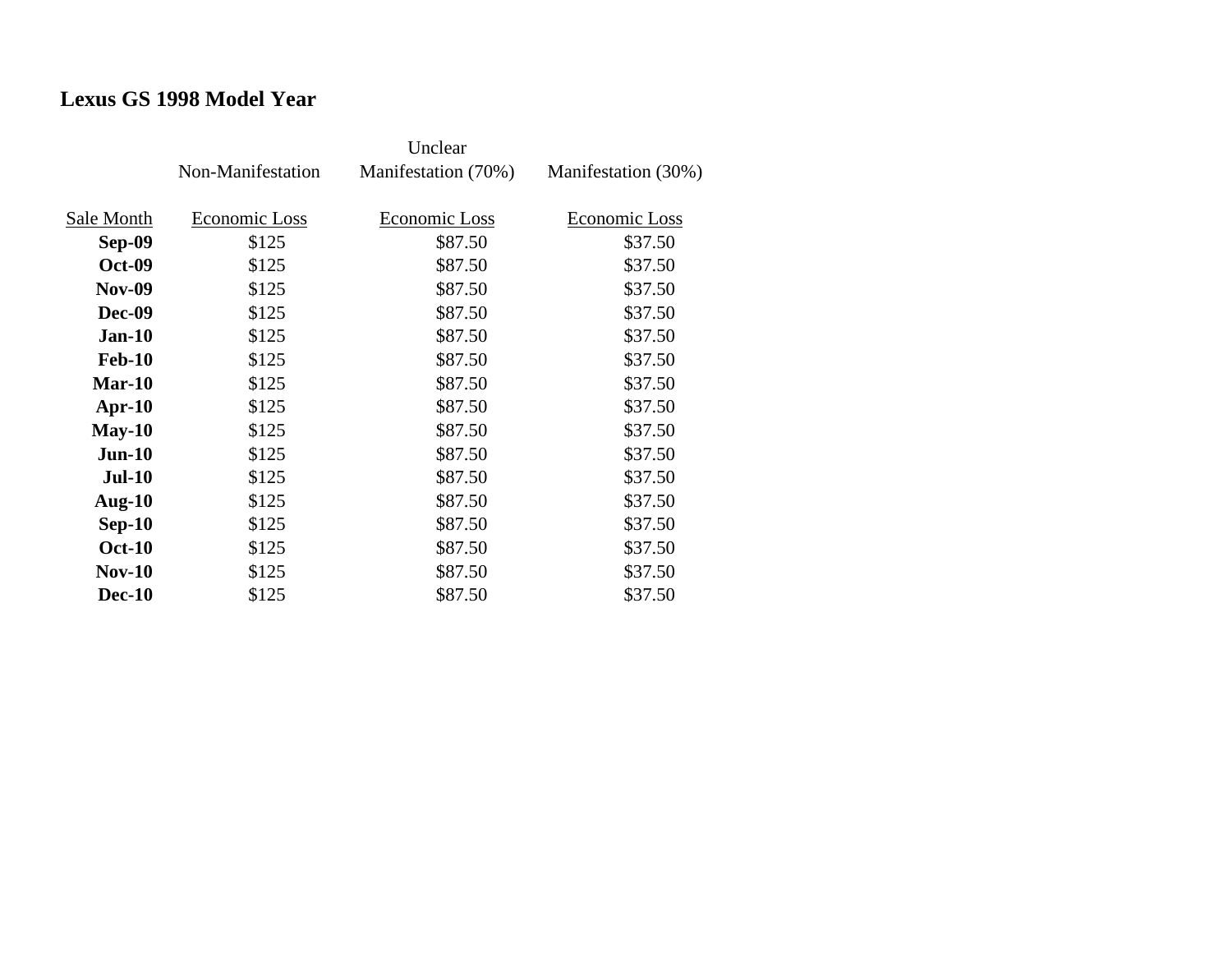**Lexus GS 1998 Model Year**

| Sale Month | Non-Manifestation<br>Economic Loss | Unclear Manifestation (70%)<br>Economic Loss | Manifestation (30%)<br>Economic Loss |
|---|---|---|---|
| **Sep-09** | $125 | $87.50 | $37.50 |
| **Oct-09** | $125 | $87.50 | $37.50 |
| **Nov-09** | $125 | $87.50 | $37.50 |
| **Dec-09** | $125 | $87.50 | $37.50 |
| **Jan-10** | $125 | $87.50 | $37.50 |
| **Feb-10** | $125 | $87.50 | $37.50 |
| **Mar-10** | $125 | $87.50 | $37.50 |
| **Apr-10** | $125 | $87.50 | $37.50 |
| **May-10** | $125 | $87.50 | $37.50 |
| **Jun-10** | $125 | $87.50 | $37.50 |
| **Jul-10** | $125 | $87.50 | $37.50 |
| **Aug-10** | $125 | $87.50 | $37.50 |
| **Sep-10** | $125 | $87.50 | $37.50 |
| **Oct-10** | $125 | $87.50 | $37.50 |
| **Nov-10** | $125 | $87.50 | $37.50 |
| **Dec-10** | $125 | $87.50 | $37.50 |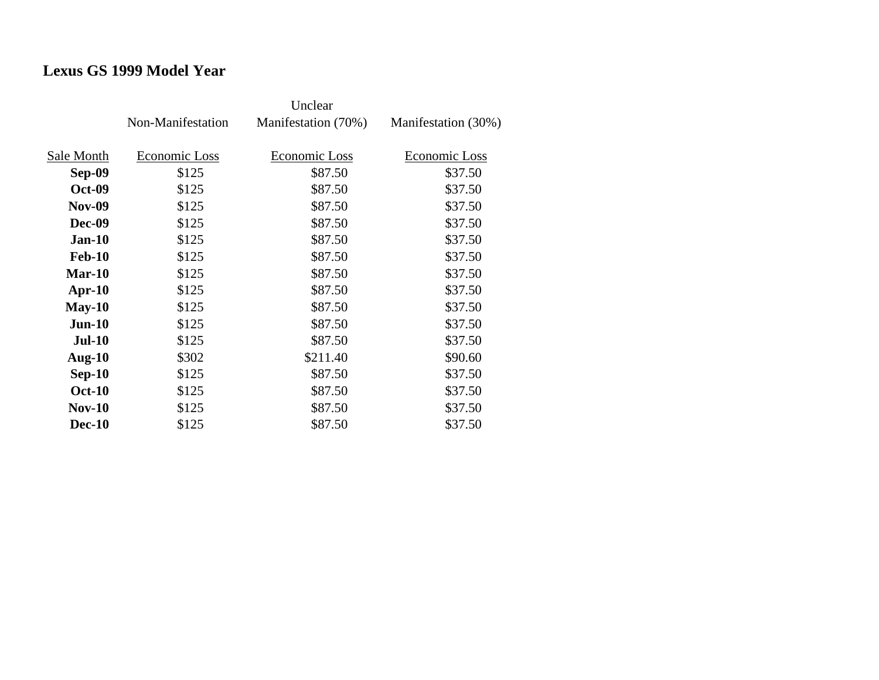## Lexus GS 1999 Model Year

| | Non-Manifestation | Unclear Manifestation (70%) | Manifestation (30%) |
|---|---|---|---|
| Sale Month | Economic Loss | Economic Loss | Economic Loss |
| **Sep-09** | $125 | $87.50 | $37.50 |
| **Oct-09** | $125 | $87.50 | $37.50 |
| **Nov-09** | $125 | $87.50 | $37.50 |
| **Dec-09** | $125 | $87.50 | $37.50 |
| **Jan-10** | $125 | $87.50 | $37.50 |
| **Feb-10** | $125 | $87.50 | $37.50 |
| **Mar-10** | $125 | $87.50 | $37.50 |
| **Apr-10** | $125 | $87.50 | $37.50 |
| **May-10** | $125 | $87.50 | $37.50 |
| **Jun-10** | $125 | $87.50 | $37.50 |
| **Jul-10** | $125 | $87.50 | $37.50 |
| **Aug-10** | $302 | $211.40 | $90.60 |
| **Sep-10** | $125 | $87.50 | $37.50 |
| **Oct-10** | $125 | $87.50 | $37.50 |
| **Nov-10** | $125 | $87.50 | $37.50 |
| **Dec-10** | $125 | $87.50 | $37.50 |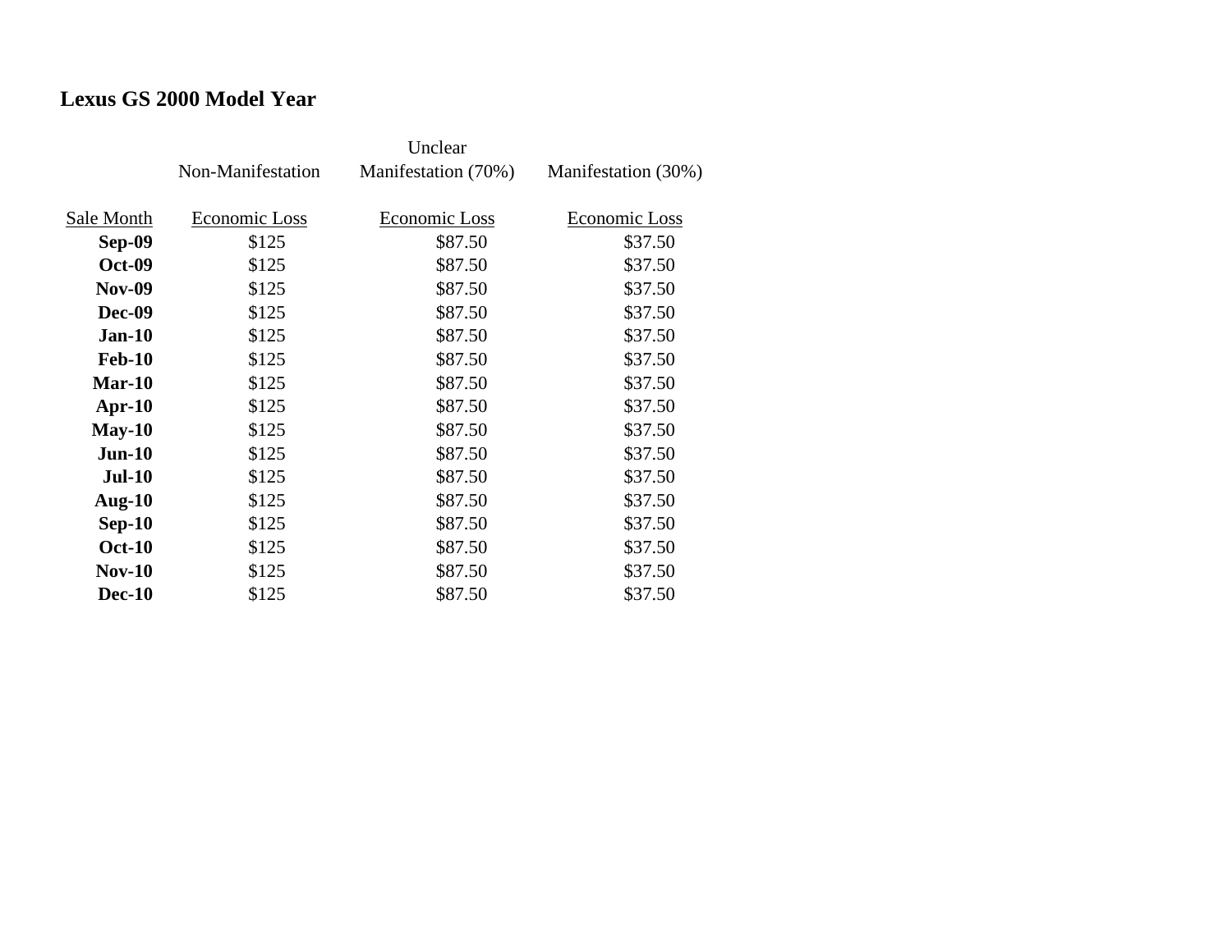**Lexus GS 2000 Model Year**

| | Non-Manifestation | Unclear Manifestation (70%) | Manifestation (30%) |
|---|---|---|---|
| Sale Month | Economic Loss | Economic Loss | Economic Loss |
| **Sep-09** | $125 | $87.50 | $37.50 |
| **Oct-09** | $125 | $87.50 | $37.50 |
| **Nov-09** | $125 | $87.50 | $37.50 |
| **Dec-09** | $125 | $87.50 | $37.50 |
| **Jan-10** | $125 | $87.50 | $37.50 |
| **Feb-10** | $125 | $87.50 | $37.50 |
| **Mar-10** | $125 | $87.50 | $37.50 |
| **Apr-10** | $125 | $87.50 | $37.50 |
| **May-10** | $125 | $87.50 | $37.50 |
| **Jun-10** | $125 | $87.50 | $37.50 |
| **Jul-10** | $125 | $87.50 | $37.50 |
| **Aug-10** | $125 | $87.50 | $37.50 |
| **Sep-10** | $125 | $87.50 | $37.50 |
| **Oct-10** | $125 | $87.50 | $37.50 |
| **Nov-10** | $125 | $87.50 | $37.50 |
| **Dec-10** | $125 | $87.50 | $37.50 |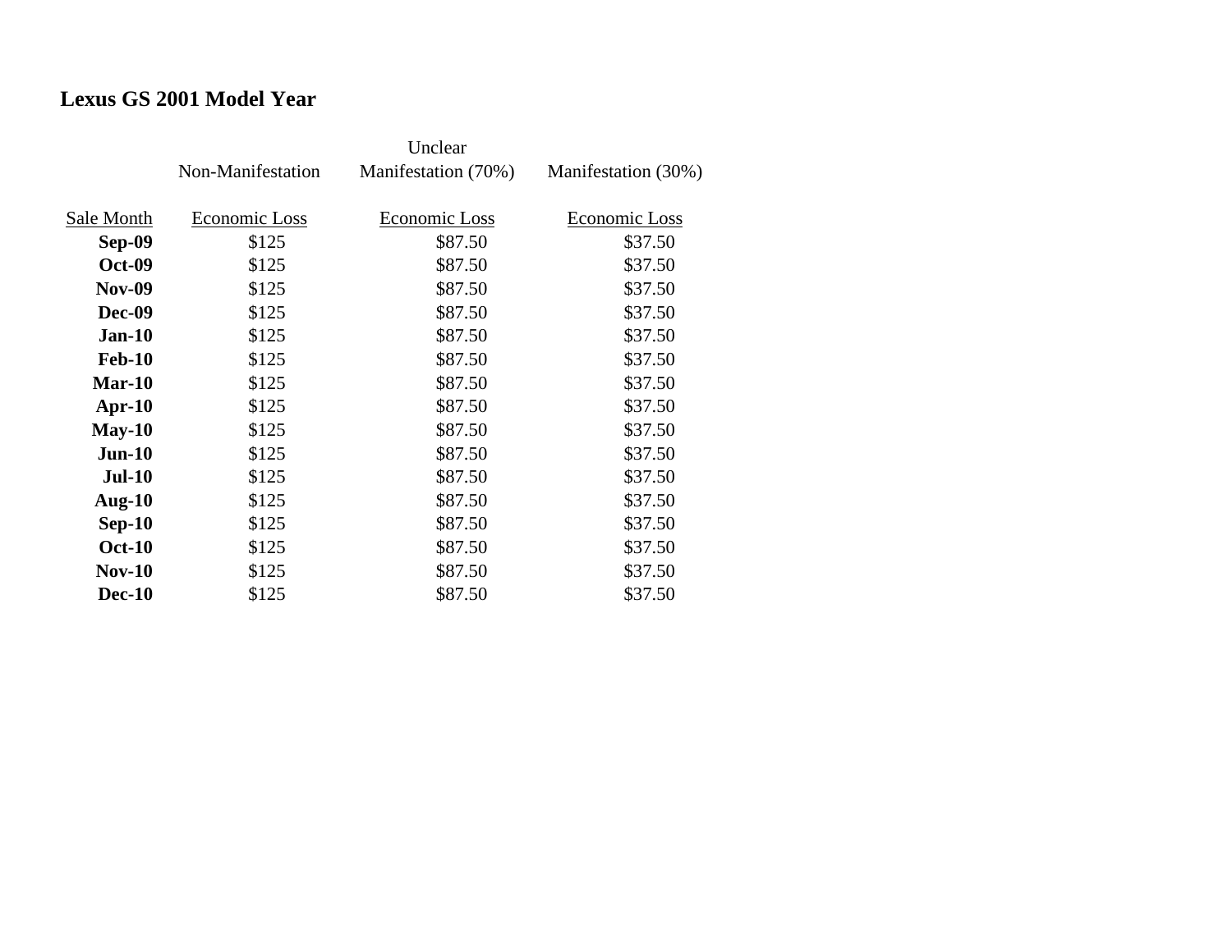**Lexus GS 2001 Model Year**

| | Non-Manifestation | Unclear Manifestation (70%) | Manifestation (30%) |
|---|---|---|---|
| Sale Month | Economic Loss | Economic Loss | Economic Loss |
| **Sep-09** | $125 | $87.50 | $37.50 |
| **Oct-09** | $125 | $87.50 | $37.50 |
| **Nov-09** | $125 | $87.50 | $37.50 |
| **Dec-09** | $125 | $87.50 | $37.50 |
| **Jan-10** | $125 | $87.50 | $37.50 |
| **Feb-10** | $125 | $87.50 | $37.50 |
| **Mar-10** | $125 | $87.50 | $37.50 |
| **Apr-10** | $125 | $87.50 | $37.50 |
| **May-10** | $125 | $87.50 | $37.50 |
| **Jun-10** | $125 | $87.50 | $37.50 |
| **Jul-10** | $125 | $87.50 | $37.50 |
| **Aug-10** | $125 | $87.50 | $37.50 |
| **Sep-10** | $125 | $87.50 | $37.50 |
| **Oct-10** | $125 | $87.50 | $37.50 |
| **Nov-10** | $125 | $87.50 | $37.50 |
| **Dec-10** | $125 | $87.50 | $37.50 |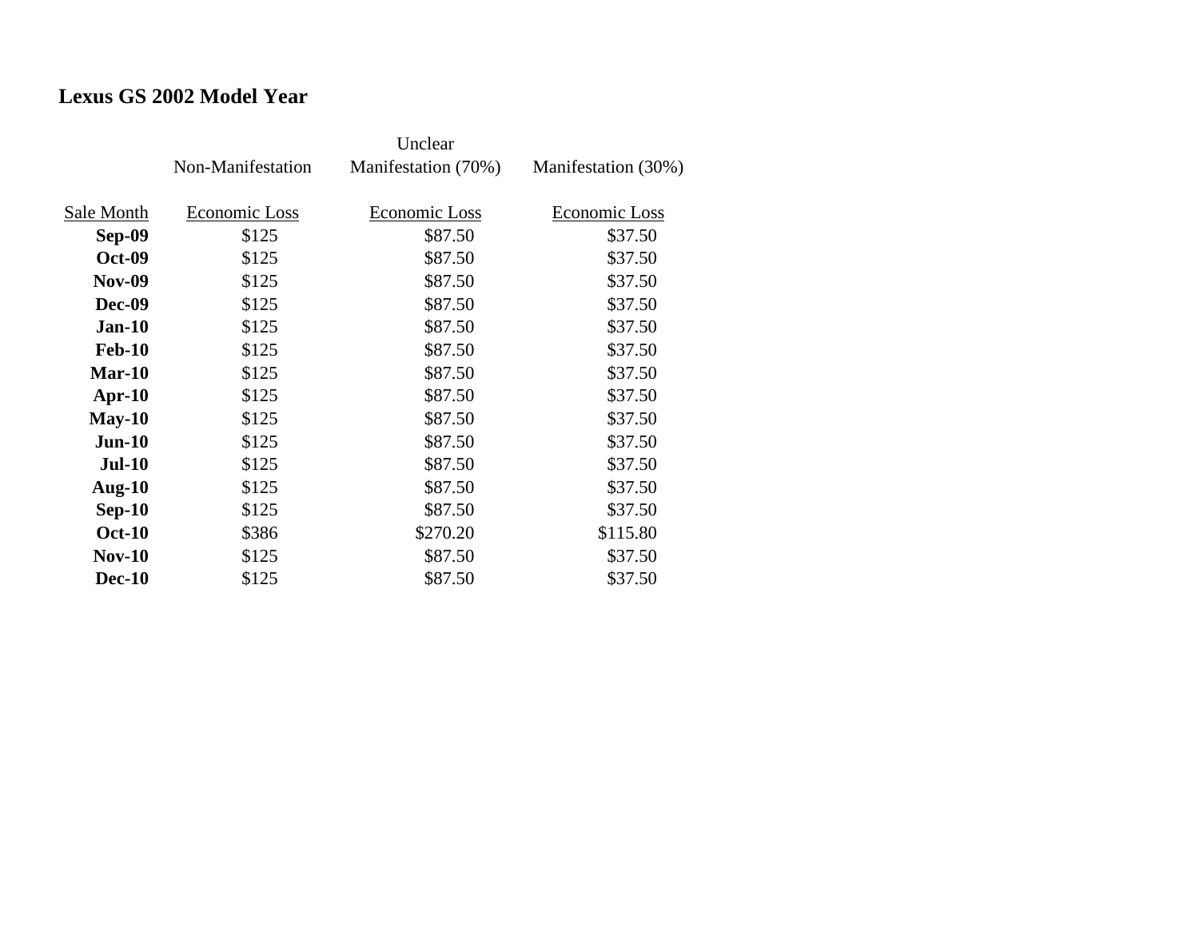## Lexus GS 2002 Model Year

| Sale Month | Non-Manifestation<br>Economic Loss | Unclear Manifestation (70%)<br>Economic Loss | Manifestation (30%)<br>Economic Loss |
|---|---|---|---|
| **Sep-09** | $125 | $87.50 | $37.50 |
| **Oct-09** | $125 | $87.50 | $37.50 |
| **Nov-09** | $125 | $87.50 | $37.50 |
| **Dec-09** | $125 | $87.50 | $37.50 |
| **Jan-10** | $125 | $87.50 | $37.50 |
| **Feb-10** | $125 | $87.50 | $37.50 |
| **Mar-10** | $125 | $87.50 | $37.50 |
| **Apr-10** | $125 | $87.50 | $37.50 |
| **May-10** | $125 | $87.50 | $37.50 |
| **Jun-10** | $125 | $87.50 | $37.50 |
| **Jul-10** | $125 | $87.50 | $37.50 |
| **Aug-10** | $125 | $87.50 | $37.50 |
| **Sep-10** | $125 | $87.50 | $37.50 |
| **Oct-10** | $386 | $270.20 | $115.80 |
| **Nov-10** | $125 | $87.50 | $37.50 |
| **Dec-10** | $125 | $87.50 | $37.50 |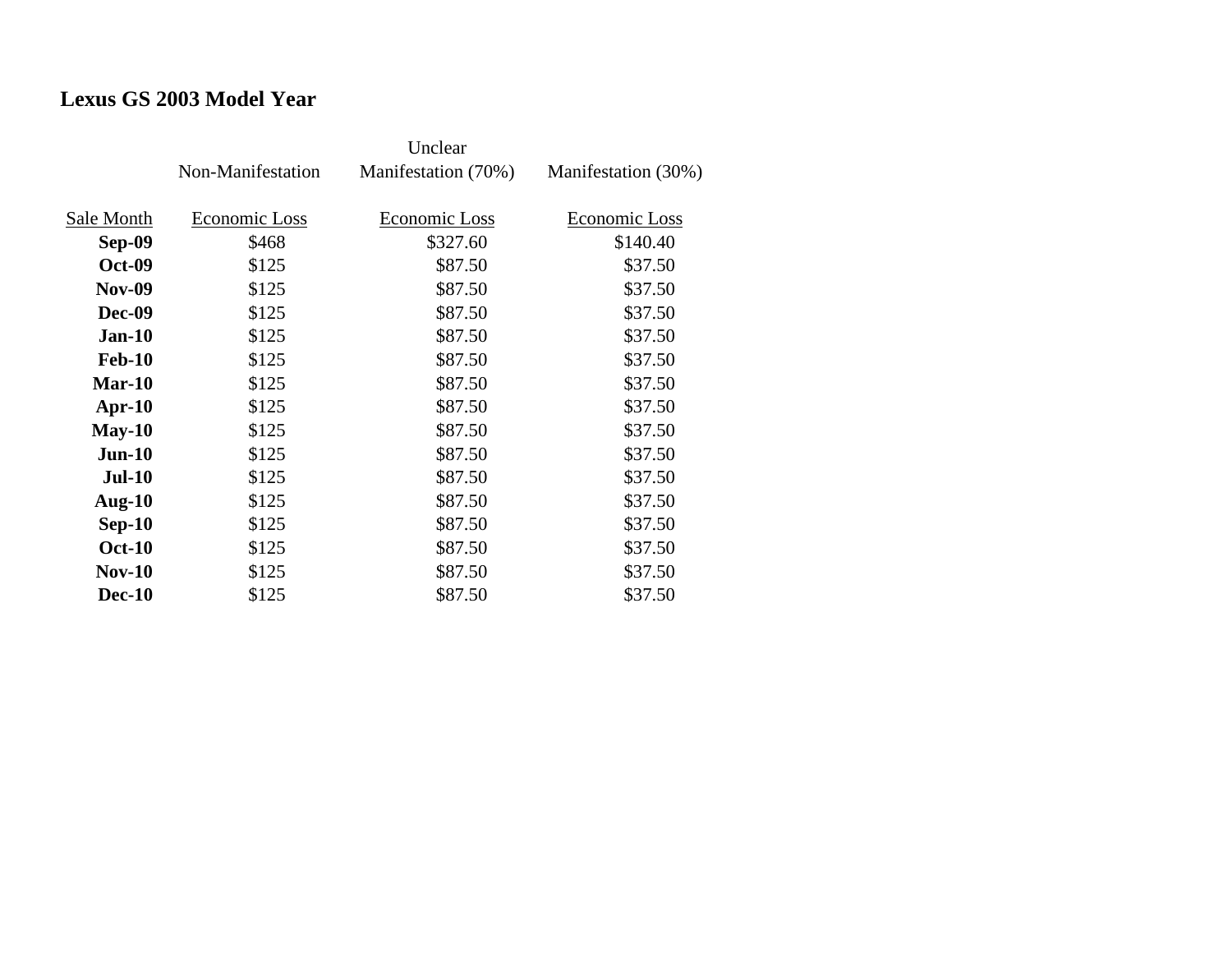## Lexus GS 2003 Model Year

| | Non-Manifestation | Unclear Manifestation (70%) | Manifestation (30%) |
|---|---|---|---|
| Sale Month | Economic Loss | Economic Loss | Economic Loss |
| **Sep-09** | $468 | $327.60 | $140.40 |
| **Oct-09** | $125 | $87.50 | $37.50 |
| **Nov-09** | $125 | $87.50 | $37.50 |
| **Dec-09** | $125 | $87.50 | $37.50 |
| **Jan-10** | $125 | $87.50 | $37.50 |
| **Feb-10** | $125 | $87.50 | $37.50 |
| **Mar-10** | $125 | $87.50 | $37.50 |
| **Apr-10** | $125 | $87.50 | $37.50 |
| **May-10** | $125 | $87.50 | $37.50 |
| **Jun-10** | $125 | $87.50 | $37.50 |
| **Jul-10** | $125 | $87.50 | $37.50 |
| **Aug-10** | $125 | $87.50 | $37.50 |
| **Sep-10** | $125 | $87.50 | $37.50 |
| **Oct-10** | $125 | $87.50 | $37.50 |
| **Nov-10** | $125 | $87.50 | $37.50 |
| **Dec-10** | $125 | $87.50 | $37.50 |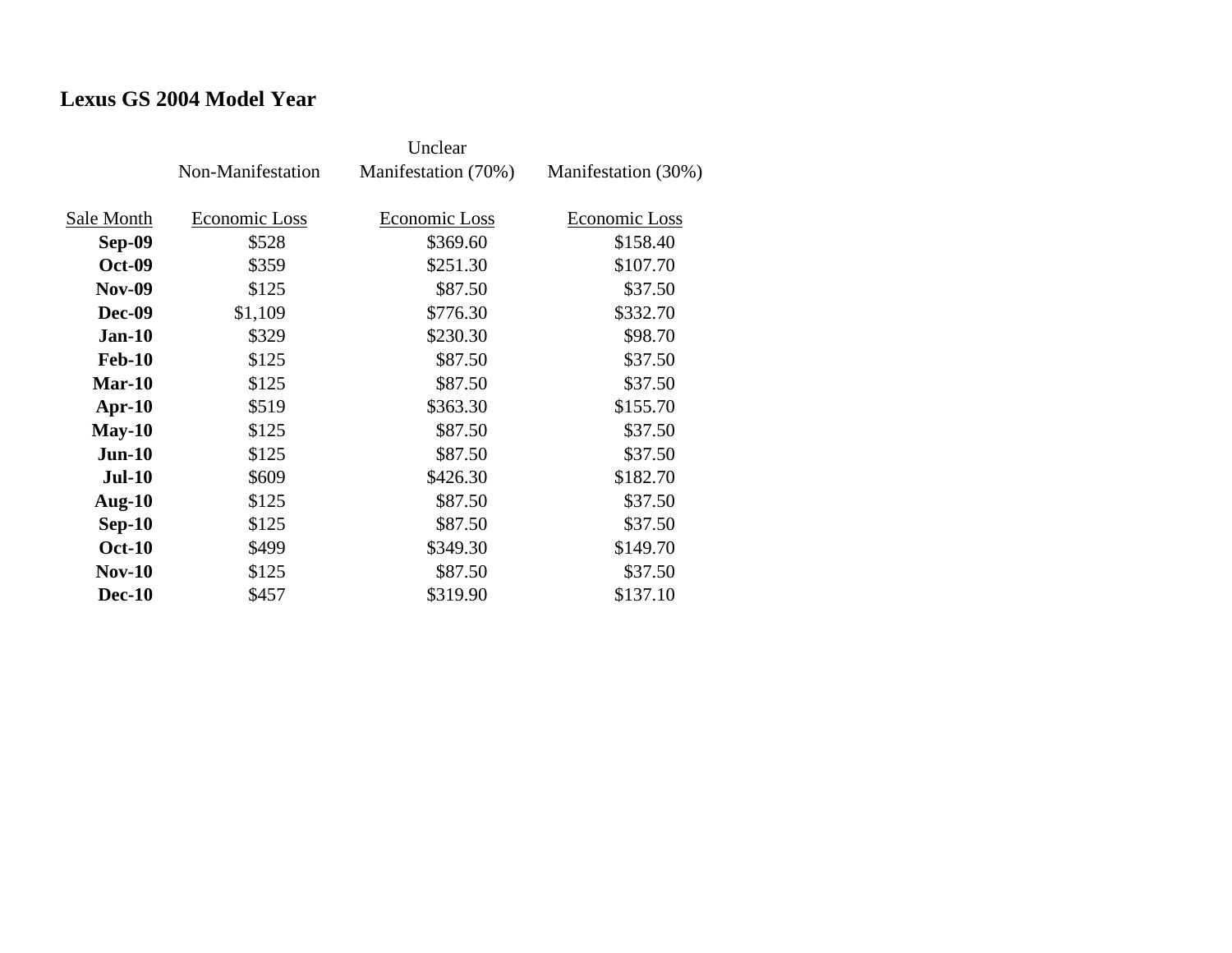# Lexus GS 2004 Model Year

| | Non-Manifestation | Unclear Manifestation (70%) | Manifestation (30%) |
|---|---|---|---|
| Sale Month | Economic Loss | Economic Loss | Economic Loss |
| **Sep-09** | $528 | $369.60 | $158.40 |
| **Oct-09** | $359 | $251.30 | $107.70 |
| **Nov-09** | $125 | $87.50 | $37.50 |
| **Dec-09** | $1,109 | $776.30 | $332.70 |
| **Jan-10** | $329 | $230.30 | $98.70 |
| **Feb-10** | $125 | $87.50 | $37.50 |
| **Mar-10** | $125 | $87.50 | $37.50 |
| **Apr-10** | $519 | $363.30 | $155.70 |
| **May-10** | $125 | $87.50 | $37.50 |
| **Jun-10** | $125 | $87.50 | $37.50 |
| **Jul-10** | $609 | $426.30 | $182.70 |
| **Aug-10** | $125 | $87.50 | $37.50 |
| **Sep-10** | $125 | $87.50 | $37.50 |
| **Oct-10** | $499 | $349.30 | $149.70 |
| **Nov-10** | $125 | $87.50 | $37.50 |
| **Dec-10** | $457 | $319.90 | $137.10 |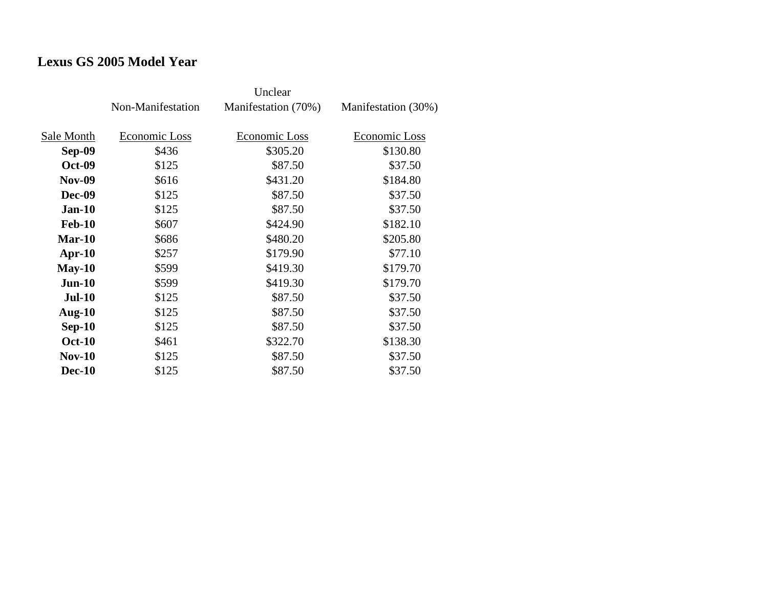## Lexus GS 2005 Model Year

| | Non-Manifestation | Unclear Manifestation (70%) | Manifestation (30%) |
|---|---|---|---|
| Sale Month | Economic Loss | Economic Loss | Economic Loss |
| **Sep-09** | $436 | $305.20 | $130.80 |
| **Oct-09** | $125 | $87.50 | $37.50 |
| **Nov-09** | $616 | $431.20 | $184.80 |
| **Dec-09** | $125 | $87.50 | $37.50 |
| **Jan-10** | $125 | $87.50 | $37.50 |
| **Feb-10** | $607 | $424.90 | $182.10 |
| **Mar-10** | $686 | $480.20 | $205.80 |
| **Apr-10** | $257 | $179.90 | $77.10 |
| **May-10** | $599 | $419.30 | $179.70 |
| **Jun-10** | $599 | $419.30 | $179.70 |
| **Jul-10** | $125 | $87.50 | $37.50 |
| **Aug-10** | $125 | $87.50 | $37.50 |
| **Sep-10** | $125 | $87.50 | $37.50 |
| **Oct-10** | $461 | $322.70 | $138.30 |
| **Nov-10** | $125 | $87.50 | $37.50 |
| **Dec-10** | $125 | $87.50 | $37.50 |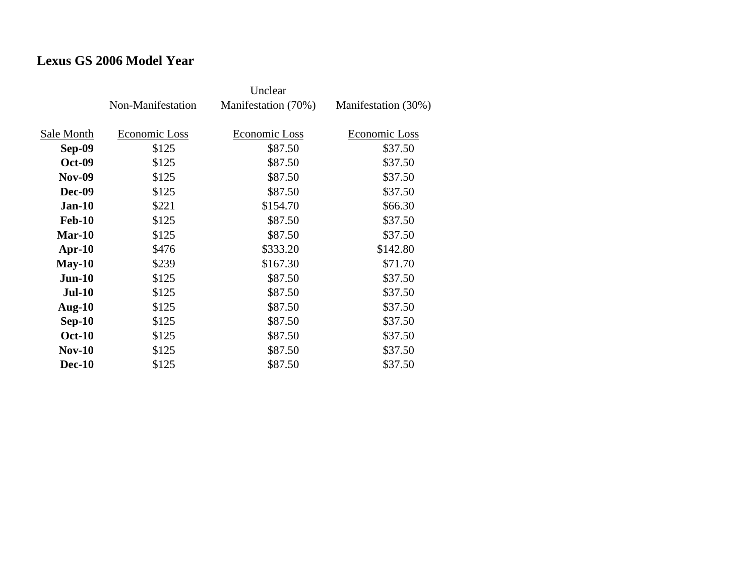## Lexus GS 2006 Model Year

| Sale Month | Non-Manifestation Economic Loss | Unclear Manifestation (70%) Economic Loss | Manifestation (30%) Economic Loss |
|---|---|---|---|
| **Sep-09** | $125 | $87.50 | $37.50 |
| **Oct-09** | $125 | $87.50 | $37.50 |
| **Nov-09** | $125 | $87.50 | $37.50 |
| **Dec-09** | $125 | $87.50 | $37.50 |
| **Jan-10** | $221 | $154.70 | $66.30 |
| **Feb-10** | $125 | $87.50 | $37.50 |
| **Mar-10** | $125 | $87.50 | $37.50 |
| **Apr-10** | $476 | $333.20 | $142.80 |
| **May-10** | $239 | $167.30 | $71.70 |
| **Jun-10** | $125 | $87.50 | $37.50 |
| **Jul-10** | $125 | $87.50 | $37.50 |
| **Aug-10** | $125 | $87.50 | $37.50 |
| **Sep-10** | $125 | $87.50 | $37.50 |
| **Oct-10** | $125 | $87.50 | $37.50 |
| **Nov-10** | $125 | $87.50 | $37.50 |
| **Dec-10** | $125 | $87.50 | $37.50 |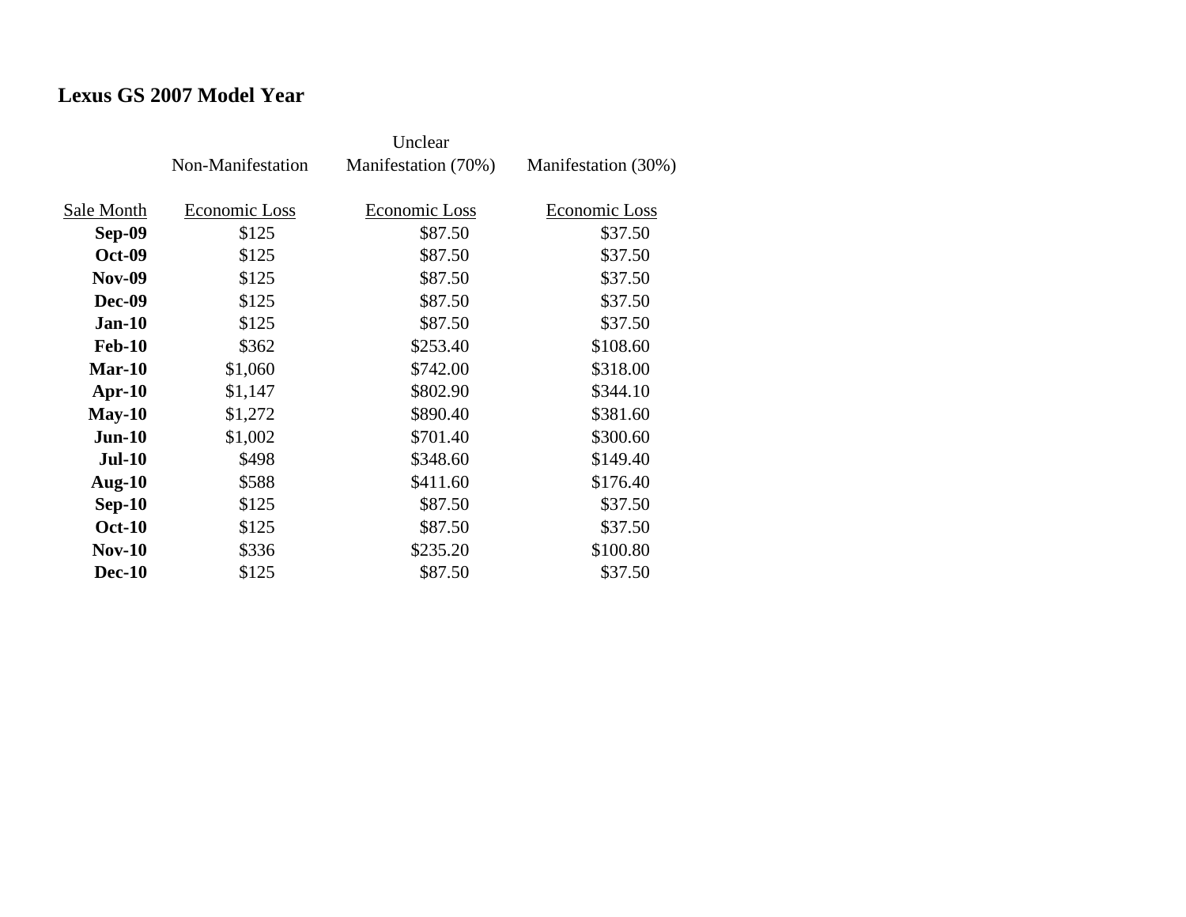## Lexus GS 2007 Model Year

| | Non-Manifestation | Unclear Manifestation (70%) | Manifestation (30%) |
|---|---|---|---|
| Sale Month | Economic Loss | Economic Loss | Economic Loss |
| **Sep-09** | $125 | $87.50 | $37.50 |
| **Oct-09** | $125 | $87.50 | $37.50 |
| **Nov-09** | $125 | $87.50 | $37.50 |
| **Dec-09** | $125 | $87.50 | $37.50 |
| **Jan-10** | $125 | $87.50 | $37.50 |
| **Feb-10** | $362 | $253.40 | $108.60 |
| **Mar-10** | $1,060 | $742.00 | $318.00 |
| **Apr-10** | $1,147 | $802.90 | $344.10 |
| **May-10** | $1,272 | $890.40 | $381.60 |
| **Jun-10** | $1,002 | $701.40 | $300.60 |
| **Jul-10** | $498 | $348.60 | $149.40 |
| **Aug-10** | $588 | $411.60 | $176.40 |
| **Sep-10** | $125 | $87.50 | $37.50 |
| **Oct-10** | $125 | $87.50 | $37.50 |
| **Nov-10** | $336 | $235.20 | $100.80 |
| **Dec-10** | $125 | $87.50 | $37.50 |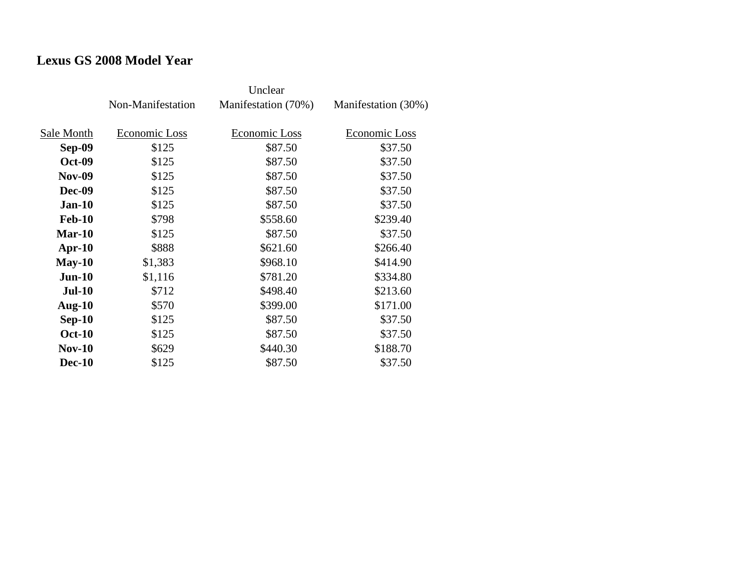## Lexus GS 2008 Model Year

| | Non-Manifestation | Unclear Manifestation (70%) | Manifestation (30%) |
|---|---|---|---|
| Sale Month | Economic Loss | Economic Loss | Economic Loss |
| **Sep-09** | $125 | $87.50 | $37.50 |
| **Oct-09** | $125 | $87.50 | $37.50 |
| **Nov-09** | $125 | $87.50 | $37.50 |
| **Dec-09** | $125 | $87.50 | $37.50 |
| **Jan-10** | $125 | $87.50 | $37.50 |
| **Feb-10** | $798 | $558.60 | $239.40 |
| **Mar-10** | $125 | $87.50 | $37.50 |
| **Apr-10** | $888 | $621.60 | $266.40 |
| **May-10** | $1,383 | $968.10 | $414.90 |
| **Jun-10** | $1,116 | $781.20 | $334.80 |
| **Jul-10** | $712 | $498.40 | $213.60 |
| **Aug-10** | $570 | $399.00 | $171.00 |
| **Sep-10** | $125 | $87.50 | $37.50 |
| **Oct-10** | $125 | $87.50 | $37.50 |
| **Nov-10** | $629 | $440.30 | $188.70 |
| **Dec-10** | $125 | $87.50 | $37.50 |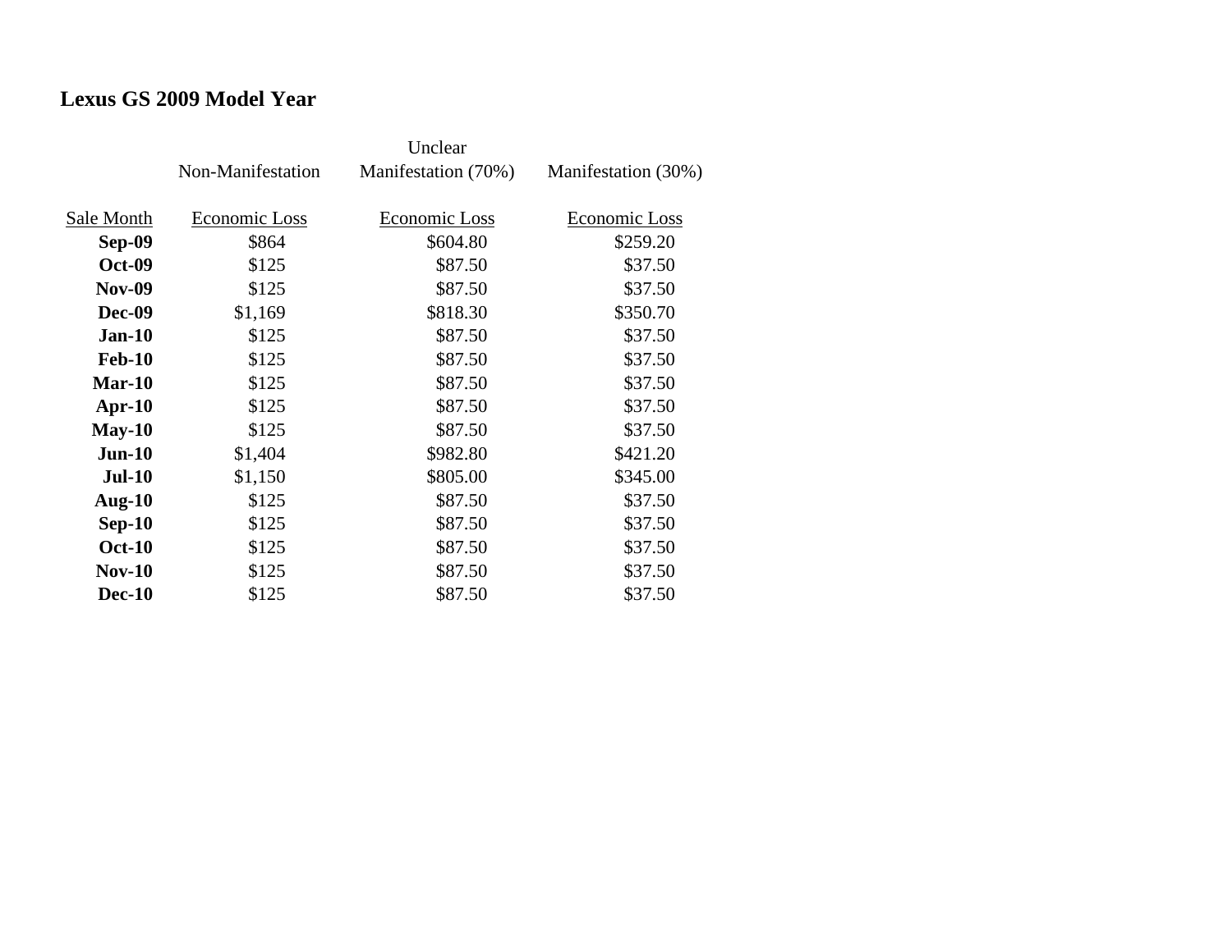**Lexus GS 2009 Model Year**

| | Non-Manifestation | Unclear Manifestation (70%) | Manifestation (30%) |
|---|---|---|---|
| Sale Month | Economic Loss | Economic Loss | Economic Loss |
| **Sep-09** | $864 | $604.80 | $259.20 |
| **Oct-09** | $125 | $87.50 | $37.50 |
| **Nov-09** | $125 | $87.50 | $37.50 |
| **Dec-09** | $1,169 | $818.30 | $350.70 |
| **Jan-10** | $125 | $87.50 | $37.50 |
| **Feb-10** | $125 | $87.50 | $37.50 |
| **Mar-10** | $125 | $87.50 | $37.50 |
| **Apr-10** | $125 | $87.50 | $37.50 |
| **May-10** | $125 | $87.50 | $37.50 |
| **Jun-10** | $1,404 | $982.80 | $421.20 |
| **Jul-10** | $1,150 | $805.00 | $345.00 |
| **Aug-10** | $125 | $87.50 | $37.50 |
| **Sep-10** | $125 | $87.50 | $37.50 |
| **Oct-10** | $125 | $87.50 | $37.50 |
| **Nov-10** | $125 | $87.50 | $37.50 |
| **Dec-10** | $125 | $87.50 | $37.50 |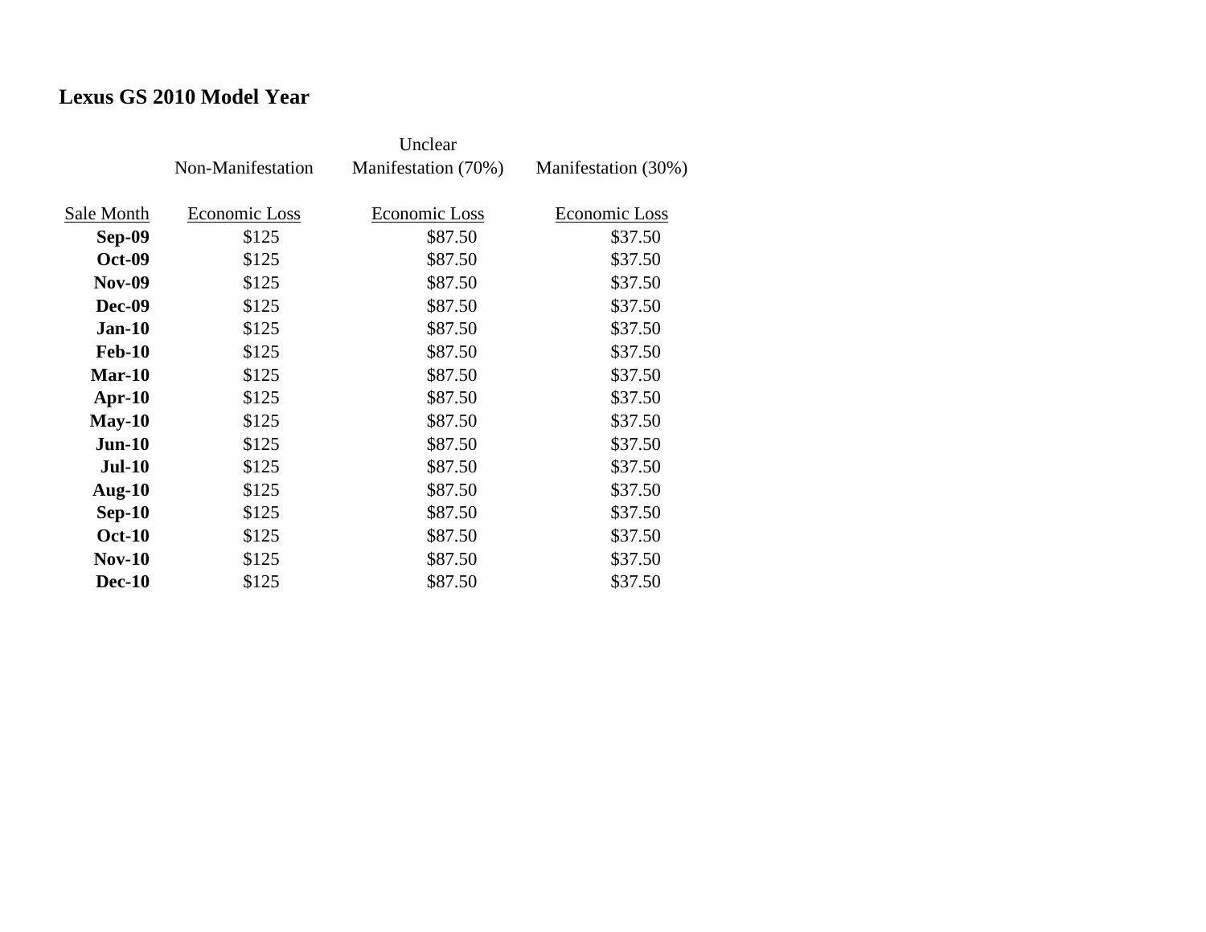**Lexus GS 2010 Model Year**

| Sale Month | Non-Manifestation Economic Loss | Unclear Manifestation (70%) Economic Loss | Manifestation (30%) Economic Loss |
|---|---|---|---|
| **Sep-09** | $125 | $87.50 | $37.50 |
| **Oct-09** | $125 | $87.50 | $37.50 |
| **Nov-09** | $125 | $87.50 | $37.50 |
| **Dec-09** | $125 | $87.50 | $37.50 |
| **Jan-10** | $125 | $87.50 | $37.50 |
| **Feb-10** | $125 | $87.50 | $37.50 |
| **Mar-10** | $125 | $87.50 | $37.50 |
| **Apr-10** | $125 | $87.50 | $37.50 |
| **May-10** | $125 | $87.50 | $37.50 |
| **Jun-10** | $125 | $87.50 | $37.50 |
| **Jul-10** | $125 | $87.50 | $37.50 |
| **Aug-10** | $125 | $87.50 | $37.50 |
| **Sep-10** | $125 | $87.50 | $37.50 |
| **Oct-10** | $125 | $87.50 | $37.50 |
| **Nov-10** | $125 | $87.50 | $37.50 |
| **Dec-10** | $125 | $87.50 | $37.50 |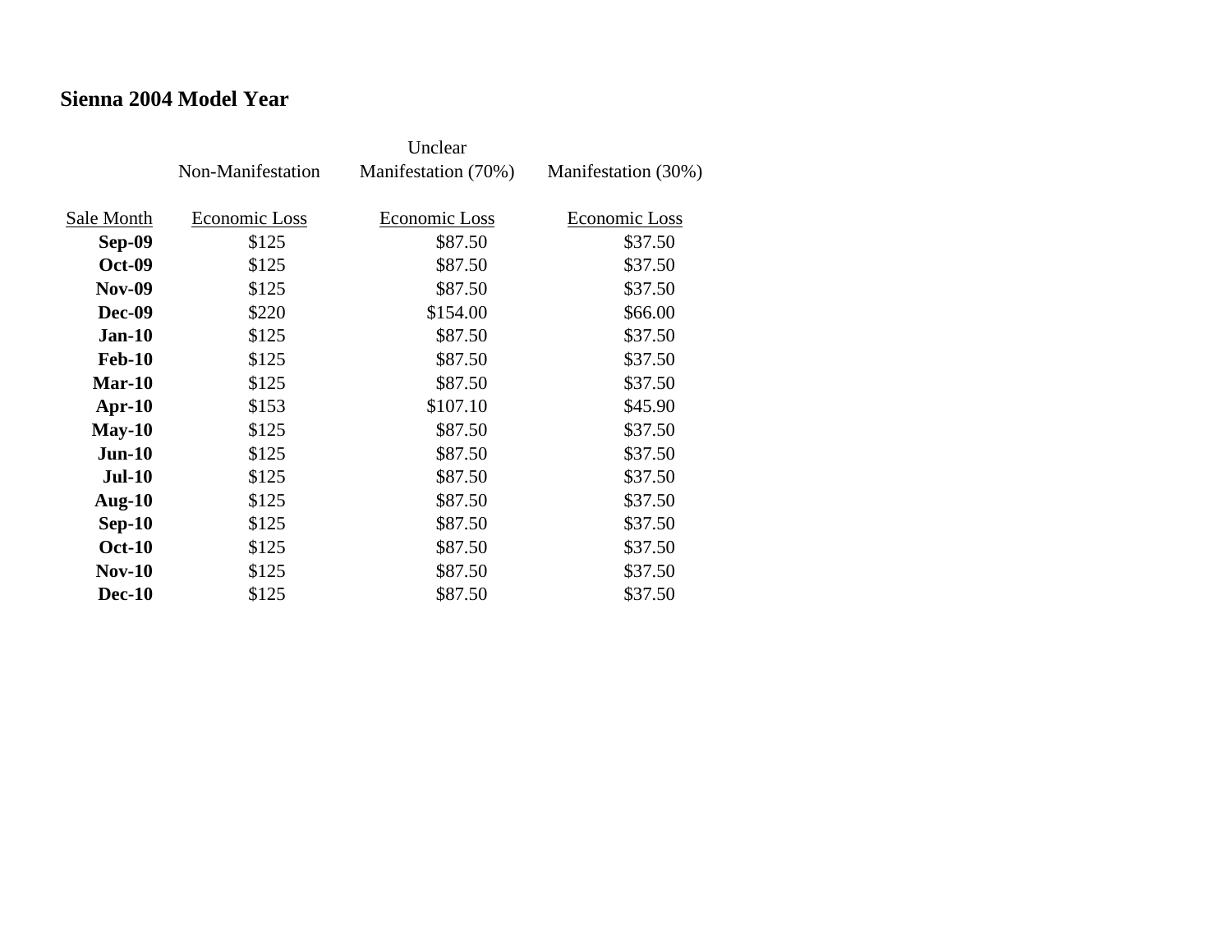**Sienna 2004 Model Year**

| Sale Month | Non-Manifestation<br>Economic Loss | Unclear Manifestation (70%)<br>Economic Loss | Manifestation (30%)<br>Economic Loss |
|---|---|---|---|
| **Sep-09** | $125 | $87.50 | $37.50 |
| **Oct-09** | $125 | $87.50 | $37.50 |
| **Nov-09** | $125 | $87.50 | $37.50 |
| **Dec-09** | $220 | $154.00 | $66.00 |
| **Jan-10** | $125 | $87.50 | $37.50 |
| **Feb-10** | $125 | $87.50 | $37.50 |
| **Mar-10** | $125 | $87.50 | $37.50 |
| **Apr-10** | $153 | $107.10 | $45.90 |
| **May-10** | $125 | $87.50 | $37.50 |
| **Jun-10** | $125 | $87.50 | $37.50 |
| **Jul-10** | $125 | $87.50 | $37.50 |
| **Aug-10** | $125 | $87.50 | $37.50 |
| **Sep-10** | $125 | $87.50 | $37.50 |
| **Oct-10** | $125 | $87.50 | $37.50 |
| **Nov-10** | $125 | $87.50 | $37.50 |
| **Dec-10** | $125 | $87.50 | $37.50 |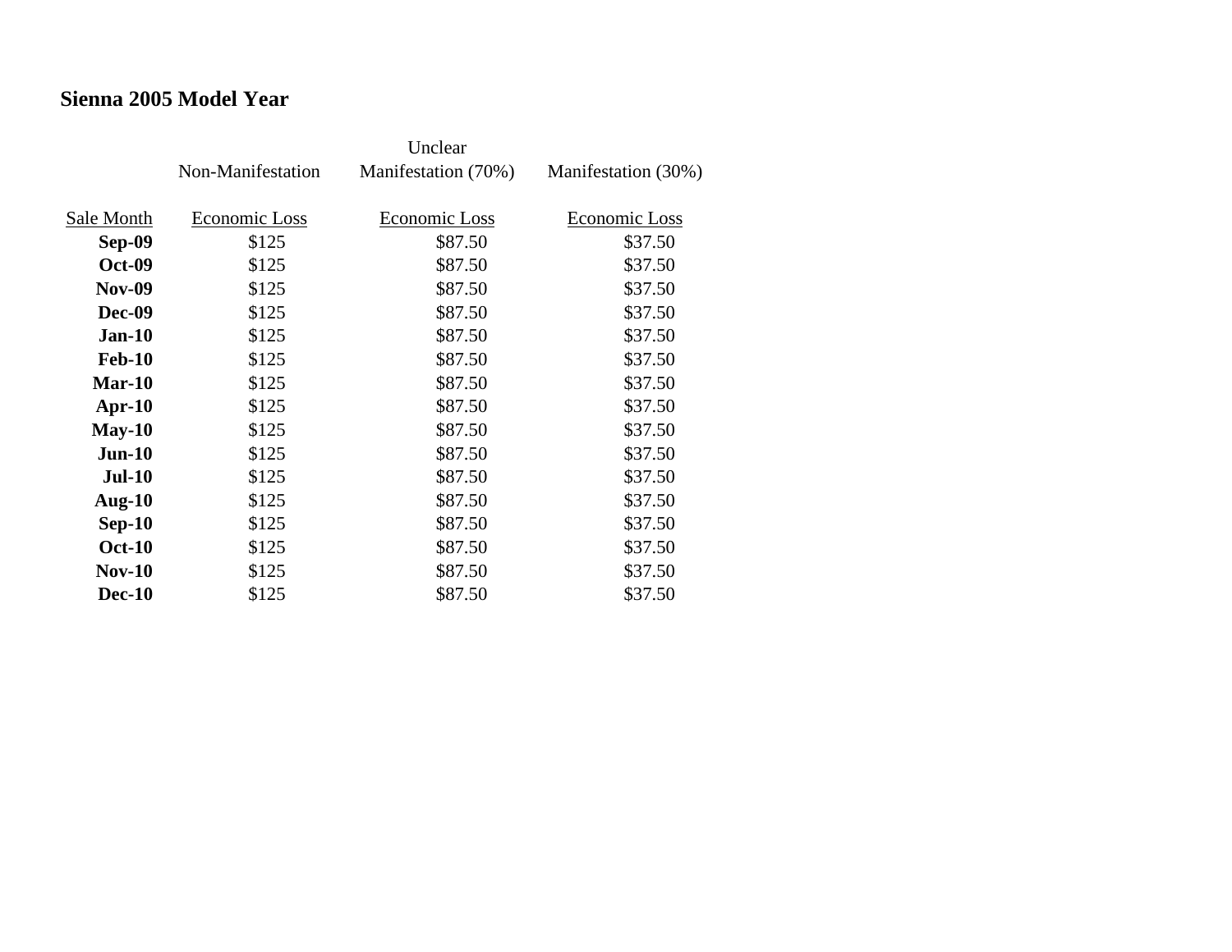**Sienna 2005 Model Year**

| | Non-Manifestation | Unclear Manifestation (70%) | Manifestation (30%) |
|---|---|---|---|
| Sale Month | Economic Loss | Economic Loss | Economic Loss |
| **Sep-09** | $125 | $87.50 | $37.50 |
| **Oct-09** | $125 | $87.50 | $37.50 |
| **Nov-09** | $125 | $87.50 | $37.50 |
| **Dec-09** | $125 | $87.50 | $37.50 |
| **Jan-10** | $125 | $87.50 | $37.50 |
| **Feb-10** | $125 | $87.50 | $37.50 |
| **Mar-10** | $125 | $87.50 | $37.50 |
| **Apr-10** | $125 | $87.50 | $37.50 |
| **May-10** | $125 | $87.50 | $37.50 |
| **Jun-10** | $125 | $87.50 | $37.50 |
| **Jul-10** | $125 | $87.50 | $37.50 |
| **Aug-10** | $125 | $87.50 | $37.50 |
| **Sep-10** | $125 | $87.50 | $37.50 |
| **Oct-10** | $125 | $87.50 | $37.50 |
| **Nov-10** | $125 | $87.50 | $37.50 |
| **Dec-10** | $125 | $87.50 | $37.50 |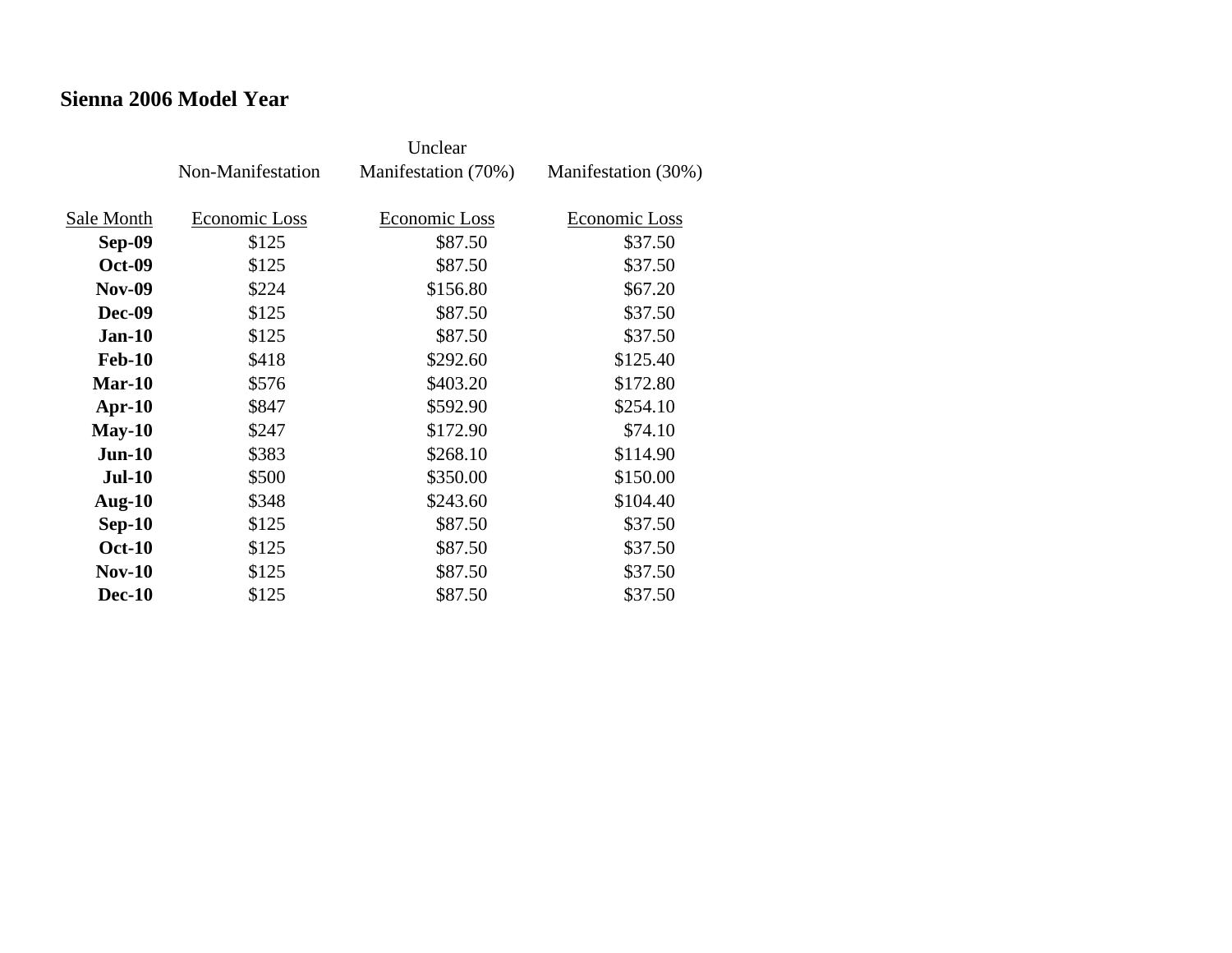**Sienna 2006 Model Year**

| Sale Month | Non-Manifestation<br>Economic Loss | Unclear Manifestation (70%)<br>Economic Loss | Manifestation (30%)<br>Economic Loss |
|---|---|---|---|
| **Sep-09** | $125 | $87.50 | $37.50 |
| **Oct-09** | $125 | $87.50 | $37.50 |
| **Nov-09** | $224 | $156.80 | $67.20 |
| **Dec-09** | $125 | $87.50 | $37.50 |
| **Jan-10** | $125 | $87.50 | $37.50 |
| **Feb-10** | $418 | $292.60 | $125.40 |
| **Mar-10** | $576 | $403.20 | $172.80 |
| **Apr-10** | $847 | $592.90 | $254.10 |
| **May-10** | $247 | $172.90 | $74.10 |
| **Jun-10** | $383 | $268.10 | $114.90 |
| **Jul-10** | $500 | $350.00 | $150.00 |
| **Aug-10** | $348 | $243.60 | $104.40 |
| **Sep-10** | $125 | $87.50 | $37.50 |
| **Oct-10** | $125 | $87.50 | $37.50 |
| **Nov-10** | $125 | $87.50 | $37.50 |
| **Dec-10** | $125 | $87.50 | $37.50 |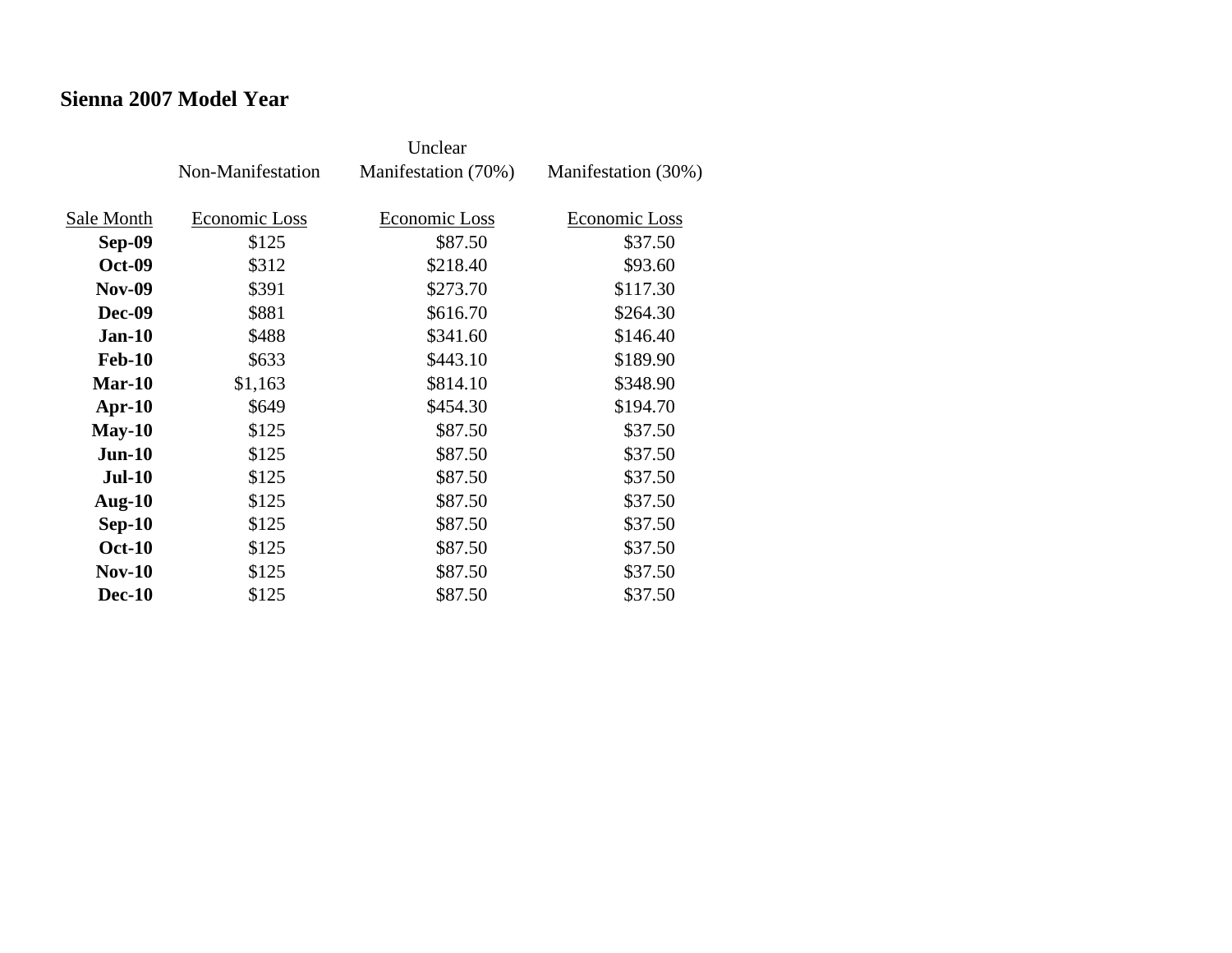**Sienna 2007 Model Year**

| | Non-Manifestation | Unclear Manifestation (70%) | Manifestation (30%) |
|---|---|---|---|
| Sale Month | Economic Loss | Economic Loss | Economic Loss |
| **Sep-09** | $125 | $87.50 | $37.50 |
| **Oct-09** | $312 | $218.40 | $93.60 |
| **Nov-09** | $391 | $273.70 | $117.30 |
| **Dec-09** | $881 | $616.70 | $264.30 |
| **Jan-10** | $488 | $341.60 | $146.40 |
| **Feb-10** | $633 | $443.10 | $189.90 |
| **Mar-10** | $1,163 | $814.10 | $348.90 |
| **Apr-10** | $649 | $454.30 | $194.70 |
| **May-10** | $125 | $87.50 | $37.50 |
| **Jun-10** | $125 | $87.50 | $37.50 |
| **Jul-10** | $125 | $87.50 | $37.50 |
| **Aug-10** | $125 | $87.50 | $37.50 |
| **Sep-10** | $125 | $87.50 | $37.50 |
| **Oct-10** | $125 | $87.50 | $37.50 |
| **Nov-10** | $125 | $87.50 | $37.50 |
| **Dec-10** | $125 | $87.50 | $37.50 |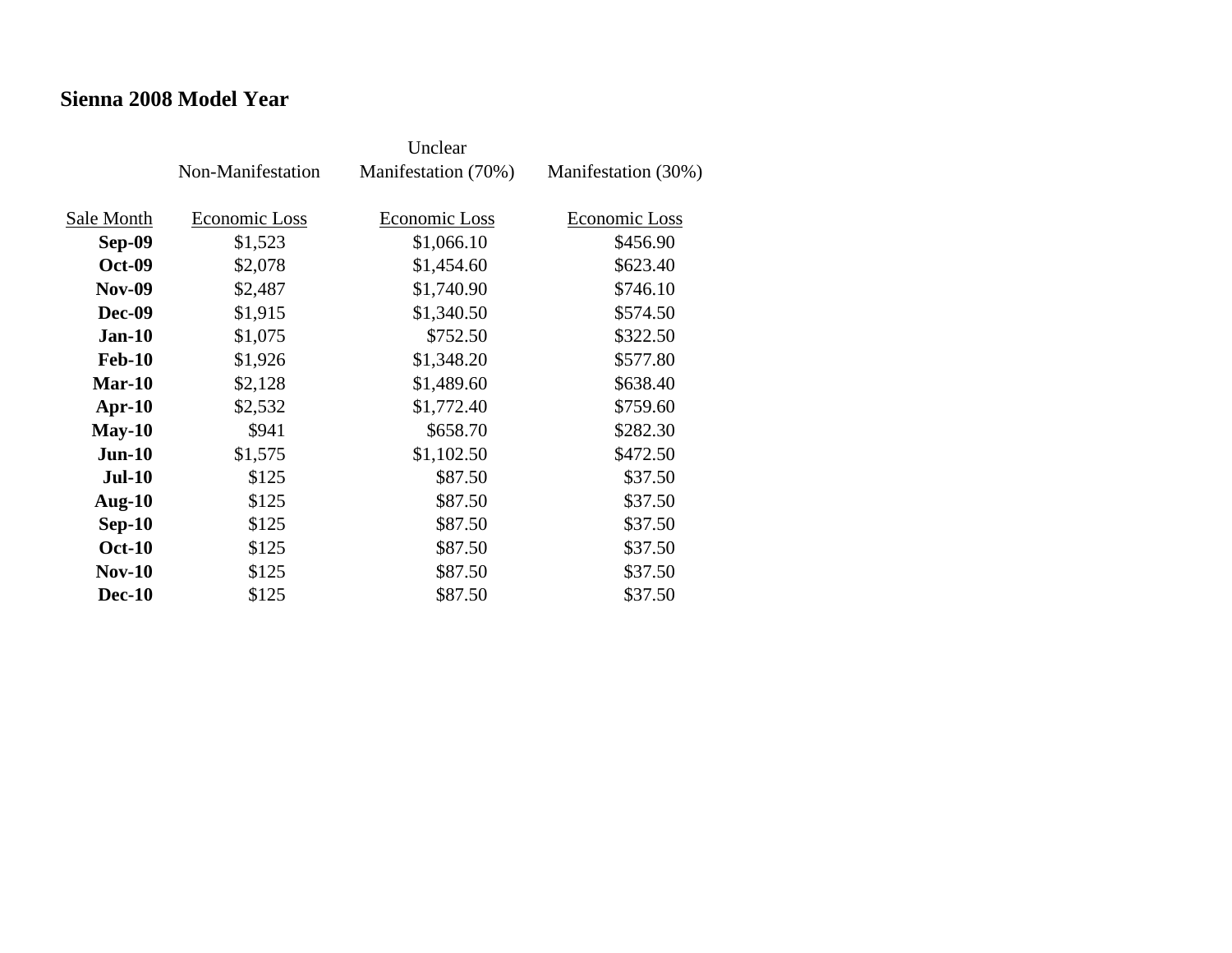## Sienna 2008 Model Year

| Sale Month | Non-Manifestation Economic Loss | Unclear Manifestation (70%) Economic Loss | Manifestation (30%) Economic Loss |
|---|---|---|---|
| **Sep-09** | $1,523 | $1,066.10 | $456.90 |
| **Oct-09** | $2,078 | $1,454.60 | $623.40 |
| **Nov-09** | $2,487 | $1,740.90 | $746.10 |
| **Dec-09** | $1,915 | $1,340.50 | $574.50 |
| **Jan-10** | $1,075 | $752.50 | $322.50 |
| **Feb-10** | $1,926 | $1,348.20 | $577.80 |
| **Mar-10** | $2,128 | $1,489.60 | $638.40 |
| **Apr-10** | $2,532 | $1,772.40 | $759.60 |
| **May-10** | $941 | $658.70 | $282.30 |
| **Jun-10** | $1,575 | $1,102.50 | $472.50 |
| **Jul-10** | $125 | $87.50 | $37.50 |
| **Aug-10** | $125 | $87.50 | $37.50 |
| **Sep-10** | $125 | $87.50 | $37.50 |
| **Oct-10** | $125 | $87.50 | $37.50 |
| **Nov-10** | $125 | $87.50 | $37.50 |
| **Dec-10** | $125 | $87.50 | $37.50 |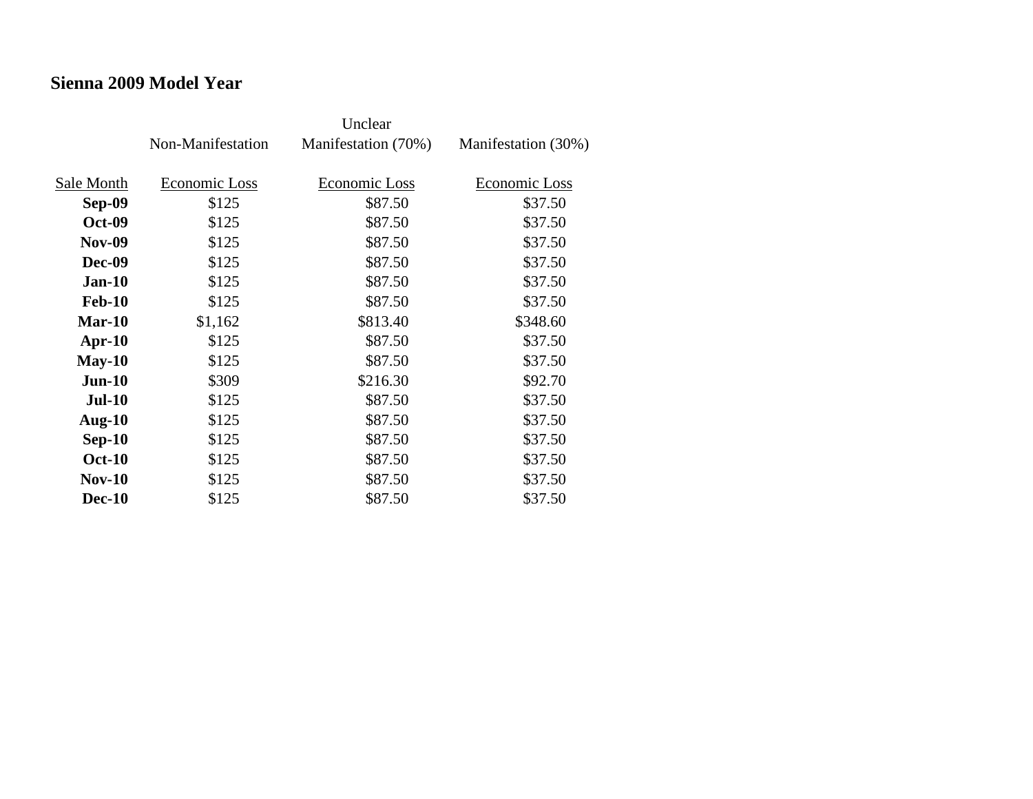## Sienna 2009 Model Year

| | Non-Manifestation | Unclear Manifestation (70%) | Manifestation (30%) |
|---|---|---|---|
| Sale Month | Economic Loss | Economic Loss | Economic Loss |
| **Sep-09** | $125 | $87.50 | $37.50 |
| **Oct-09** | $125 | $87.50 | $37.50 |
| **Nov-09** | $125 | $87.50 | $37.50 |
| **Dec-09** | $125 | $87.50 | $37.50 |
| **Jan-10** | $125 | $87.50 | $37.50 |
| **Feb-10** | $125 | $87.50 | $37.50 |
| **Mar-10** | $1,162 | $813.40 | $348.60 |
| **Apr-10** | $125 | $87.50 | $37.50 |
| **May-10** | $125 | $87.50 | $37.50 |
| **Jun-10** | $309 | $216.30 | $92.70 |
| **Jul-10** | $125 | $87.50 | $37.50 |
| **Aug-10** | $125 | $87.50 | $37.50 |
| **Sep-10** | $125 | $87.50 | $37.50 |
| **Oct-10** | $125 | $87.50 | $37.50 |
| **Nov-10** | $125 | $87.50 | $37.50 |
| **Dec-10** | $125 | $87.50 | $37.50 |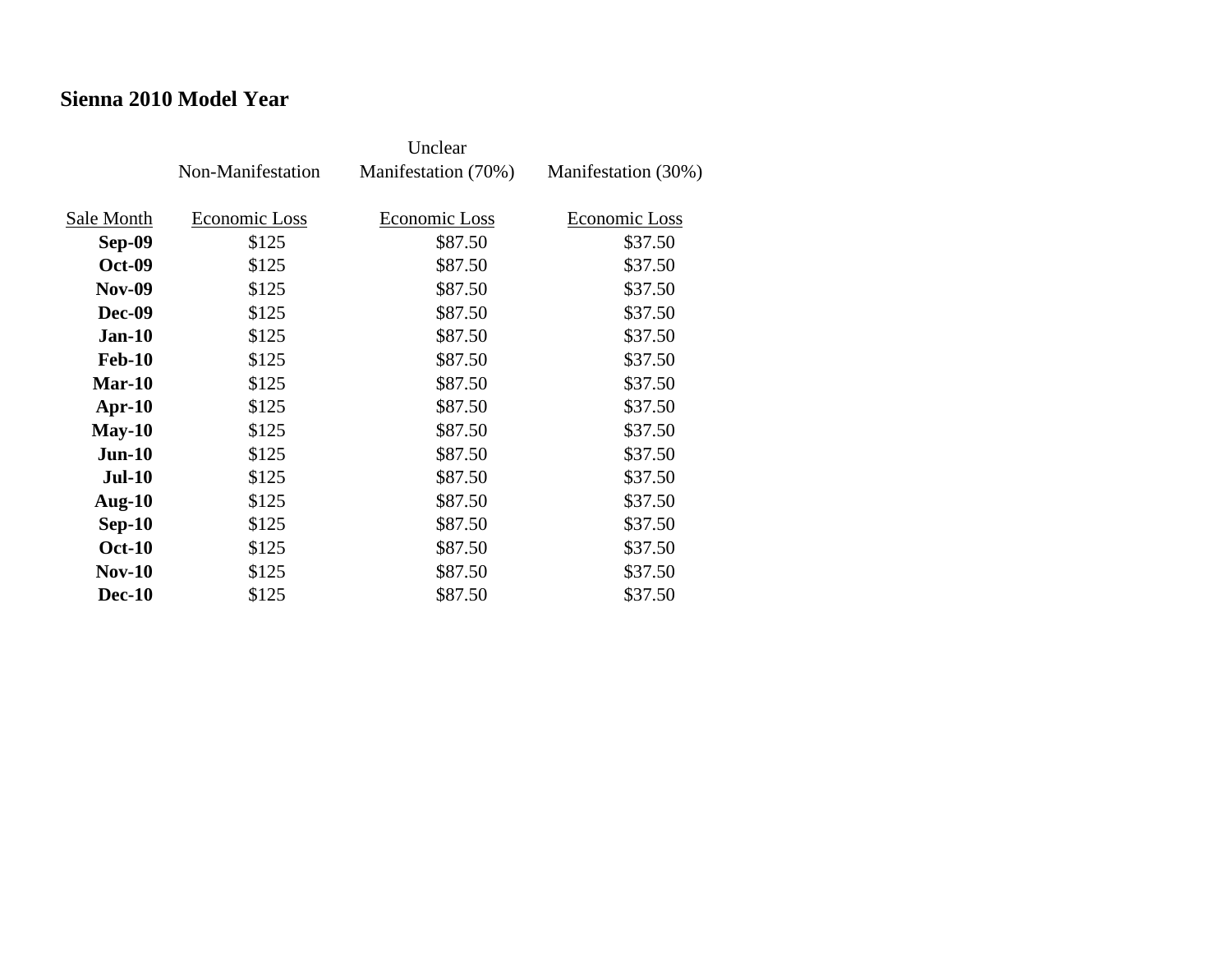**Sienna 2010 Model Year**

| | Non-Manifestation | Unclear Manifestation (70%) | Manifestation (30%) |
|---|---|---|---|
| Sale Month | Economic Loss | Economic Loss | Economic Loss |
| **Sep-09** | $125 | $87.50 | $37.50 |
| **Oct-09** | $125 | $87.50 | $37.50 |
| **Nov-09** | $125 | $87.50 | $37.50 |
| **Dec-09** | $125 | $87.50 | $37.50 |
| **Jan-10** | $125 | $87.50 | $37.50 |
| **Feb-10** | $125 | $87.50 | $37.50 |
| **Mar-10** | $125 | $87.50 | $37.50 |
| **Apr-10** | $125 | $87.50 | $37.50 |
| **May-10** | $125 | $87.50 | $37.50 |
| **Jun-10** | $125 | $87.50 | $37.50 |
| **Jul-10** | $125 | $87.50 | $37.50 |
| **Aug-10** | $125 | $87.50 | $37.50 |
| **Sep-10** | $125 | $87.50 | $37.50 |
| **Oct-10** | $125 | $87.50 | $37.50 |
| **Nov-10** | $125 | $87.50 | $37.50 |
| **Dec-10** | $125 | $87.50 | $37.50 |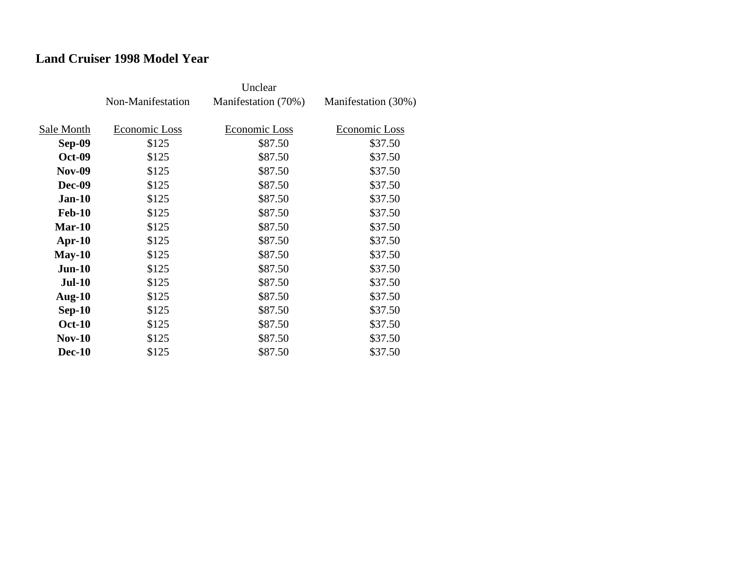**Land Cruiser 1998 Model Year**

| Sale Month | Non-Manifestation Economic Loss | Unclear Manifestation (70%) Economic Loss | Manifestation (30%) Economic Loss |
|---|---|---|---|
| **Sep-09** | $125 | $87.50 | $37.50 |
| **Oct-09** | $125 | $87.50 | $37.50 |
| **Nov-09** | $125 | $87.50 | $37.50 |
| **Dec-09** | $125 | $87.50 | $37.50 |
| **Jan-10** | $125 | $87.50 | $37.50 |
| **Feb-10** | $125 | $87.50 | $37.50 |
| **Mar-10** | $125 | $87.50 | $37.50 |
| **Apr-10** | $125 | $87.50 | $37.50 |
| **May-10** | $125 | $87.50 | $37.50 |
| **Jun-10** | $125 | $87.50 | $37.50 |
| **Jul-10** | $125 | $87.50 | $37.50 |
| **Aug-10** | $125 | $87.50 | $37.50 |
| **Sep-10** | $125 | $87.50 | $37.50 |
| **Oct-10** | $125 | $87.50 | $37.50 |
| **Nov-10** | $125 | $87.50 | $37.50 |
| **Dec-10** | $125 | $87.50 | $37.50 |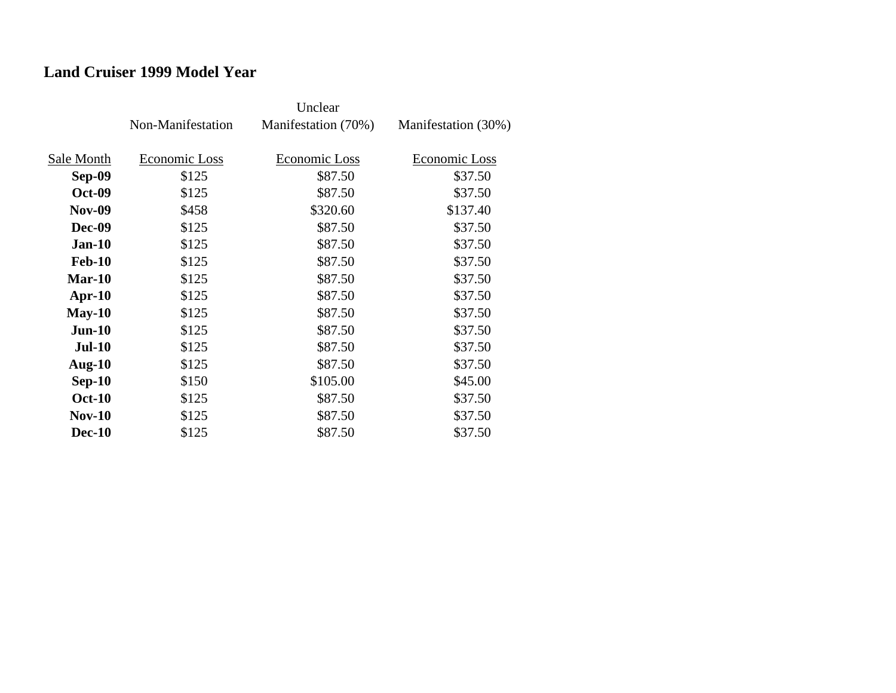**Land Cruiser 1999 Model Year**

| Sale Month | Non-Manifestation<br>Economic Loss | Unclear Manifestation (70%)<br>Economic Loss | Manifestation (30%)<br>Economic Loss |
|---|---|---|---|
| **Sep-09** | $125 | $87.50 | $37.50 |
| **Oct-09** | $125 | $87.50 | $37.50 |
| **Nov-09** | $458 | $320.60 | $137.40 |
| **Dec-09** | $125 | $87.50 | $37.50 |
| **Jan-10** | $125 | $87.50 | $37.50 |
| **Feb-10** | $125 | $87.50 | $37.50 |
| **Mar-10** | $125 | $87.50 | $37.50 |
| **Apr-10** | $125 | $87.50 | $37.50 |
| **May-10** | $125 | $87.50 | $37.50 |
| **Jun-10** | $125 | $87.50 | $37.50 |
| **Jul-10** | $125 | $87.50 | $37.50 |
| **Aug-10** | $125 | $87.50 | $37.50 |
| **Sep-10** | $150 | $105.00 | $45.00 |
| **Oct-10** | $125 | $87.50 | $37.50 |
| **Nov-10** | $125 | $87.50 | $37.50 |
| **Dec-10** | $125 | $87.50 | $37.50 |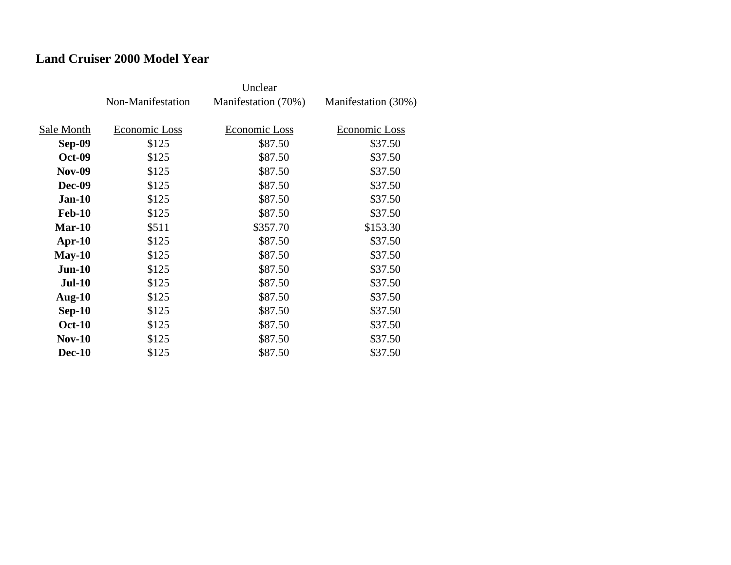**Land Cruiser 2000 Model Year**

| | Non-Manifestation | Unclear Manifestation (70%) | Manifestation (30%) |
|---|---|---|---|
| Sale Month | Economic Loss | Economic Loss | Economic Loss |
| **Sep-09** | $125 | $87.50 | $37.50 |
| **Oct-09** | $125 | $87.50 | $37.50 |
| **Nov-09** | $125 | $87.50 | $37.50 |
| **Dec-09** | $125 | $87.50 | $37.50 |
| **Jan-10** | $125 | $87.50 | $37.50 |
| **Feb-10** | $125 | $87.50 | $37.50 |
| **Mar-10** | $511 | $357.70 | $153.30 |
| **Apr-10** | $125 | $87.50 | $37.50 |
| **May-10** | $125 | $87.50 | $37.50 |
| **Jun-10** | $125 | $87.50 | $37.50 |
| **Jul-10** | $125 | $87.50 | $37.50 |
| **Aug-10** | $125 | $87.50 | $37.50 |
| **Sep-10** | $125 | $87.50 | $37.50 |
| **Oct-10** | $125 | $87.50 | $37.50 |
| **Nov-10** | $125 | $87.50 | $37.50 |
| **Dec-10** | $125 | $87.50 | $37.50 |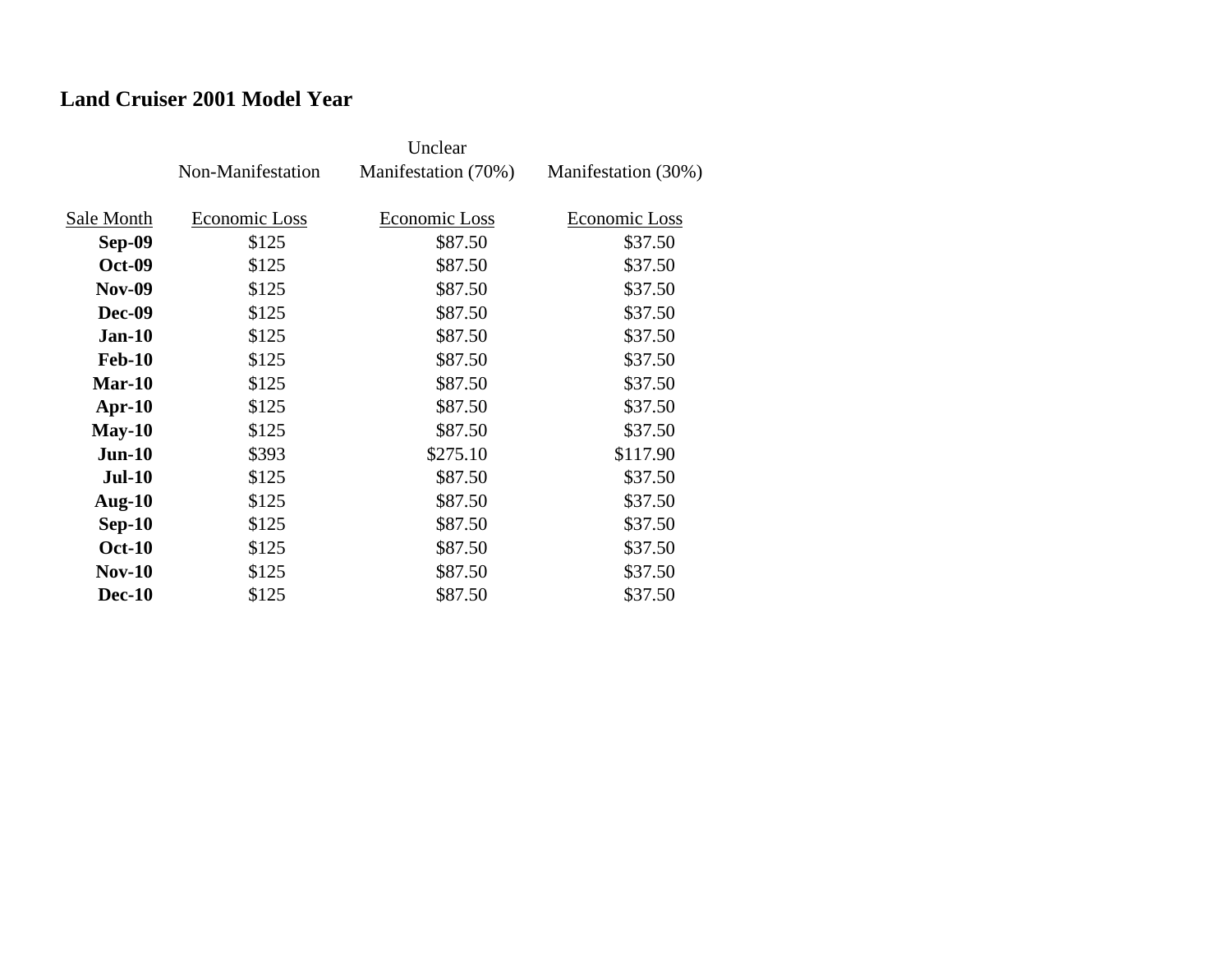**Land Cruiser 2001 Model Year**

| | Non-Manifestation | Unclear Manifestation (70%) | Manifestation (30%) |
|---|---|---|---|
| Sale Month | Economic Loss | Economic Loss | Economic Loss |
| **Sep-09** | $125 | $87.50 | $37.50 |
| **Oct-09** | $125 | $87.50 | $37.50 |
| **Nov-09** | $125 | $87.50 | $37.50 |
| **Dec-09** | $125 | $87.50 | $37.50 |
| **Jan-10** | $125 | $87.50 | $37.50 |
| **Feb-10** | $125 | $87.50 | $37.50 |
| **Mar-10** | $125 | $87.50 | $37.50 |
| **Apr-10** | $125 | $87.50 | $37.50 |
| **May-10** | $125 | $87.50 | $37.50 |
| **Jun-10** | $393 | $275.10 | $117.90 |
| **Jul-10** | $125 | $87.50 | $37.50 |
| **Aug-10** | $125 | $87.50 | $37.50 |
| **Sep-10** | $125 | $87.50 | $37.50 |
| **Oct-10** | $125 | $87.50 | $37.50 |
| **Nov-10** | $125 | $87.50 | $37.50 |
| **Dec-10** | $125 | $87.50 | $37.50 |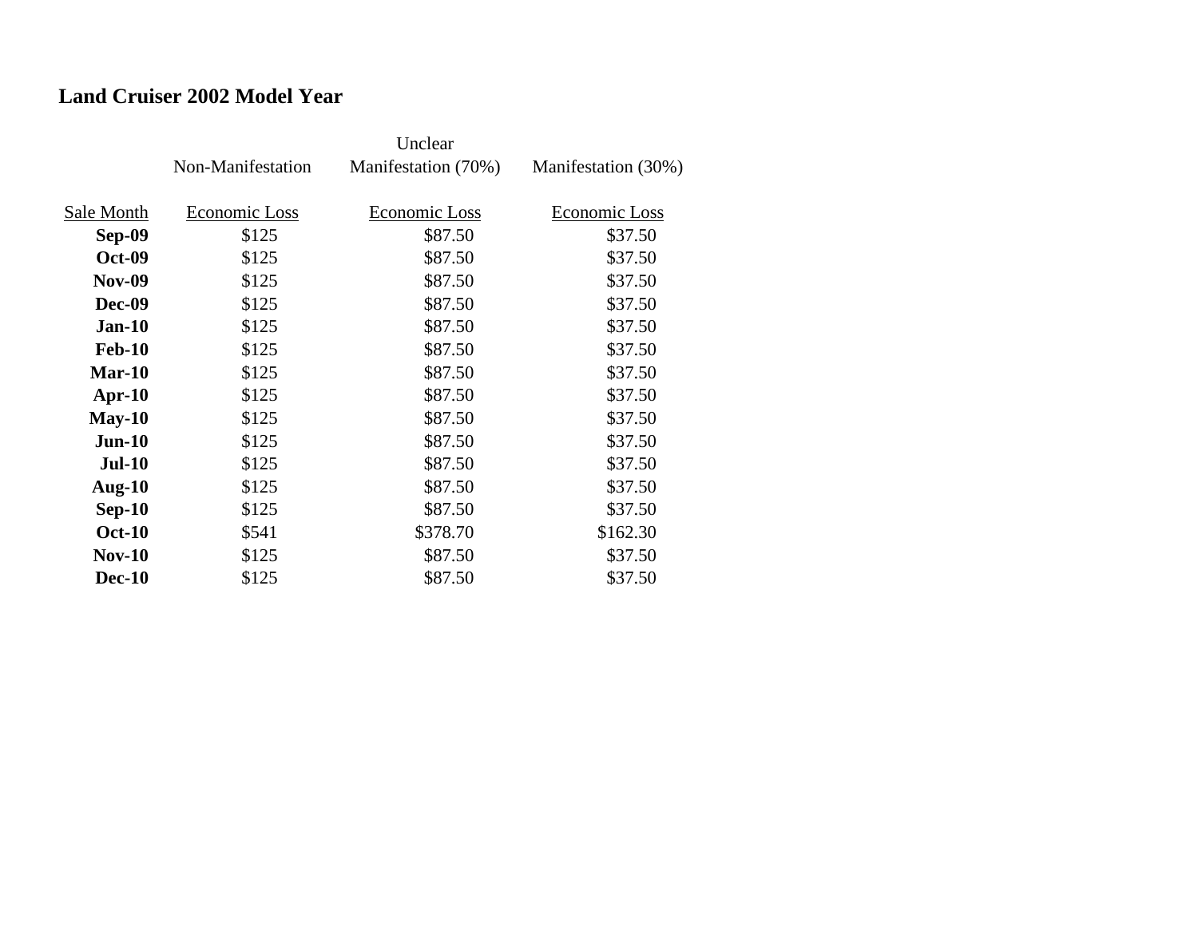**Land Cruiser 2002 Model Year**

| | Non-Manifestation | Unclear Manifestation (70%) | Manifestation (30%) |
|---|---|---|---|
| Sale Month | Economic Loss | Economic Loss | Economic Loss |
| **Sep-09** | $125 | $87.50 | $37.50 |
| **Oct-09** | $125 | $87.50 | $37.50 |
| **Nov-09** | $125 | $87.50 | $37.50 |
| **Dec-09** | $125 | $87.50 | $37.50 |
| **Jan-10** | $125 | $87.50 | $37.50 |
| **Feb-10** | $125 | $87.50 | $37.50 |
| **Mar-10** | $125 | $87.50 | $37.50 |
| **Apr-10** | $125 | $87.50 | $37.50 |
| **May-10** | $125 | $87.50 | $37.50 |
| **Jun-10** | $125 | $87.50 | $37.50 |
| **Jul-10** | $125 | $87.50 | $37.50 |
| **Aug-10** | $125 | $87.50 | $37.50 |
| **Sep-10** | $125 | $87.50 | $37.50 |
| **Oct-10** | $541 | $378.70 | $162.30 |
| **Nov-10** | $125 | $87.50 | $37.50 |
| **Dec-10** | $125 | $87.50 | $37.50 |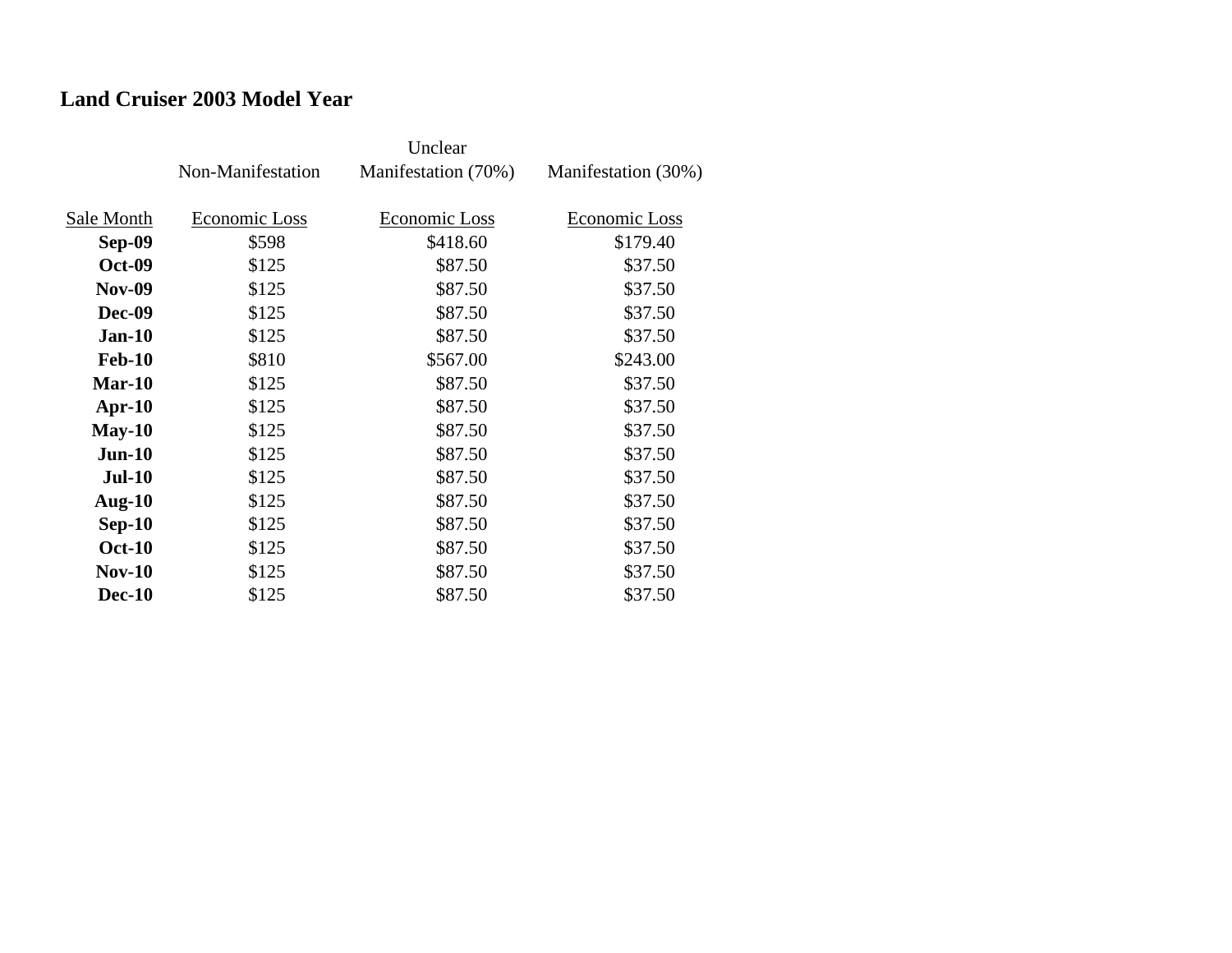**Land Cruiser 2003 Model Year**

| | Non-Manifestation | Unclear Manifestation (70%) | Manifestation (30%) |
|---|---|---|---|
| Sale Month | Economic Loss | Economic Loss | Economic Loss |
| **Sep-09** | $598 | $418.60 | $179.40 |
| **Oct-09** | $125 | $87.50 | $37.50 |
| **Nov-09** | $125 | $87.50 | $37.50 |
| **Dec-09** | $125 | $87.50 | $37.50 |
| **Jan-10** | $125 | $87.50 | $37.50 |
| **Feb-10** | $810 | $567.00 | $243.00 |
| **Mar-10** | $125 | $87.50 | $37.50 |
| **Apr-10** | $125 | $87.50 | $37.50 |
| **May-10** | $125 | $87.50 | $37.50 |
| **Jun-10** | $125 | $87.50 | $37.50 |
| **Jul-10** | $125 | $87.50 | $37.50 |
| **Aug-10** | $125 | $87.50 | $37.50 |
| **Sep-10** | $125 | $87.50 | $37.50 |
| **Oct-10** | $125 | $87.50 | $37.50 |
| **Nov-10** | $125 | $87.50 | $37.50 |
| **Dec-10** | $125 | $87.50 | $37.50 |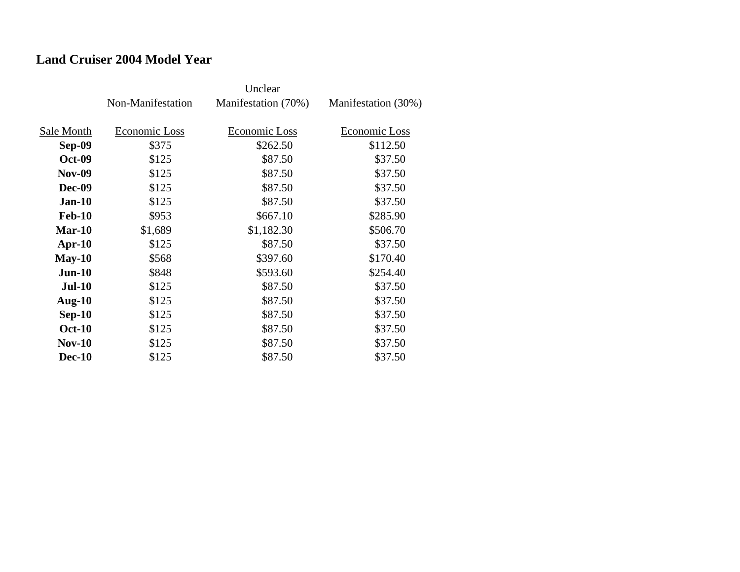## Land Cruiser 2004 Model Year

| Sale Month | Non-Manifestation Economic Loss | Unclear Manifestation (70%) Economic Loss | Manifestation (30%) Economic Loss |
|---|---|---|---|
| **Sep-09** | $375 | $262.50 | $112.50 |
| **Oct-09** | $125 | $87.50 | $37.50 |
| **Nov-09** | $125 | $87.50 | $37.50 |
| **Dec-09** | $125 | $87.50 | $37.50 |
| **Jan-10** | $125 | $87.50 | $37.50 |
| **Feb-10** | $953 | $667.10 | $285.90 |
| **Mar-10** | $1,689 | $1,182.30 | $506.70 |
| **Apr-10** | $125 | $87.50 | $37.50 |
| **May-10** | $568 | $397.60 | $170.40 |
| **Jun-10** | $848 | $593.60 | $254.40 |
| **Jul-10** | $125 | $87.50 | $37.50 |
| **Aug-10** | $125 | $87.50 | $37.50 |
| **Sep-10** | $125 | $87.50 | $37.50 |
| **Oct-10** | $125 | $87.50 | $37.50 |
| **Nov-10** | $125 | $87.50 | $37.50 |
| **Dec-10** | $125 | $87.50 | $37.50 |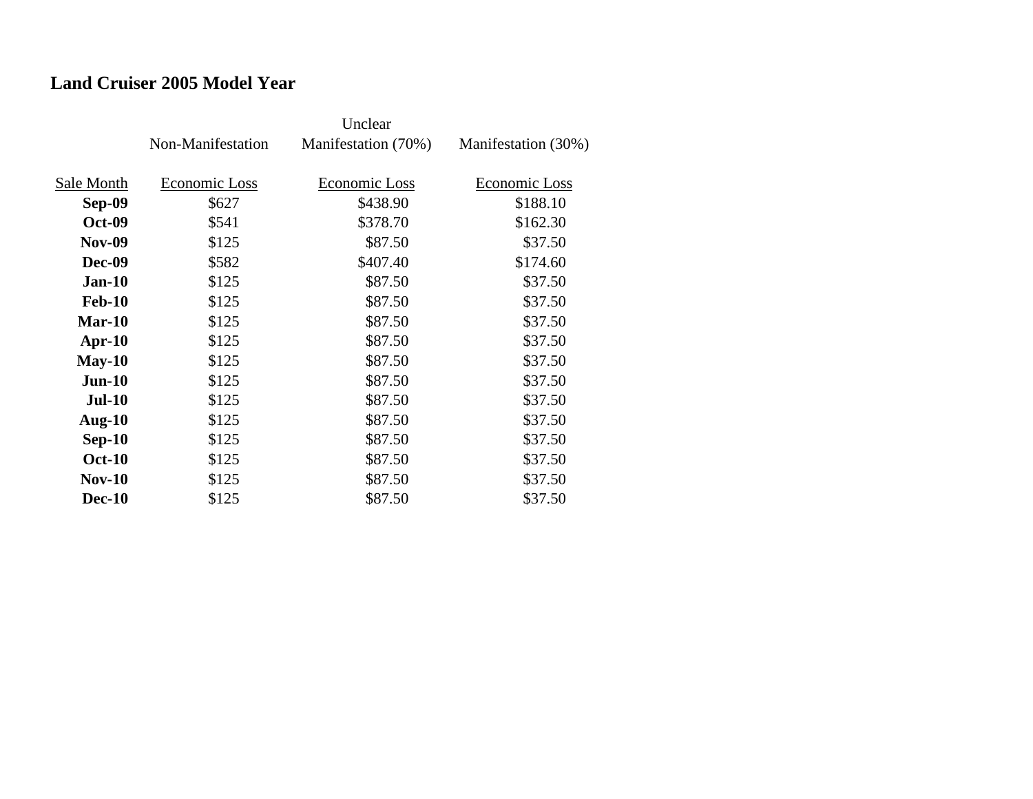**Land Cruiser 2005 Model Year**

| Sale Month | Non-Manifestation Economic Loss | Unclear Manifestation (70%) Economic Loss | Manifestation (30%) Economic Loss |
|---|---|---|---|
| **Sep-09** | $627 | $438.90 | $188.10 |
| **Oct-09** | $541 | $378.70 | $162.30 |
| **Nov-09** | $125 | $87.50 | $37.50 |
| **Dec-09** | $582 | $407.40 | $174.60 |
| **Jan-10** | $125 | $87.50 | $37.50 |
| **Feb-10** | $125 | $87.50 | $37.50 |
| **Mar-10** | $125 | $87.50 | $37.50 |
| **Apr-10** | $125 | $87.50 | $37.50 |
| **May-10** | $125 | $87.50 | $37.50 |
| **Jun-10** | $125 | $87.50 | $37.50 |
| **Jul-10** | $125 | $87.50 | $37.50 |
| **Aug-10** | $125 | $87.50 | $37.50 |
| **Sep-10** | $125 | $87.50 | $37.50 |
| **Oct-10** | $125 | $87.50 | $37.50 |
| **Nov-10** | $125 | $87.50 | $37.50 |
| **Dec-10** | $125 | $87.50 | $37.50 |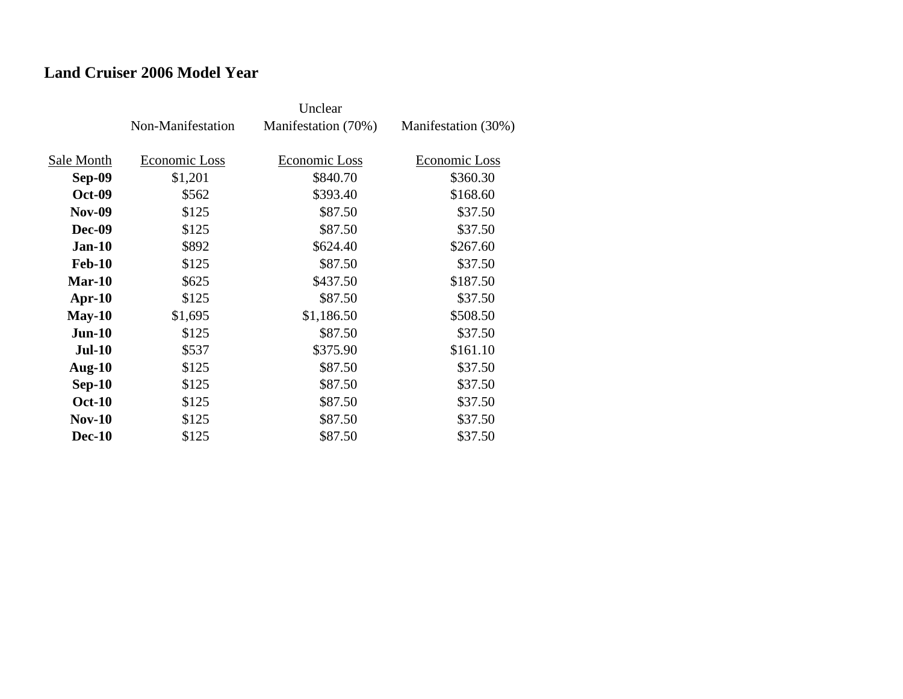## Land Cruiser 2006 Model Year

| | Non-Manifestation | Unclear Manifestation (70%) | Manifestation (30%) |
|---|---|---|---|
| Sale Month | Economic Loss | Economic Loss | Economic Loss |
| **Sep-09** | $1,201 | $840.70 | $360.30 |
| **Oct-09** | $562 | $393.40 | $168.60 |
| **Nov-09** | $125 | $87.50 | $37.50 |
| **Dec-09** | $125 | $87.50 | $37.50 |
| **Jan-10** | $892 | $624.40 | $267.60 |
| **Feb-10** | $125 | $87.50 | $37.50 |
| **Mar-10** | $625 | $437.50 | $187.50 |
| **Apr-10** | $125 | $87.50 | $37.50 |
| **May-10** | $1,695 | $1,186.50 | $508.50 |
| **Jun-10** | $125 | $87.50 | $37.50 |
| **Jul-10** | $537 | $375.90 | $161.10 |
| **Aug-10** | $125 | $87.50 | $37.50 |
| **Sep-10** | $125 | $87.50 | $37.50 |
| **Oct-10** | $125 | $87.50 | $37.50 |
| **Nov-10** | $125 | $87.50 | $37.50 |
| **Dec-10** | $125 | $87.50 | $37.50 |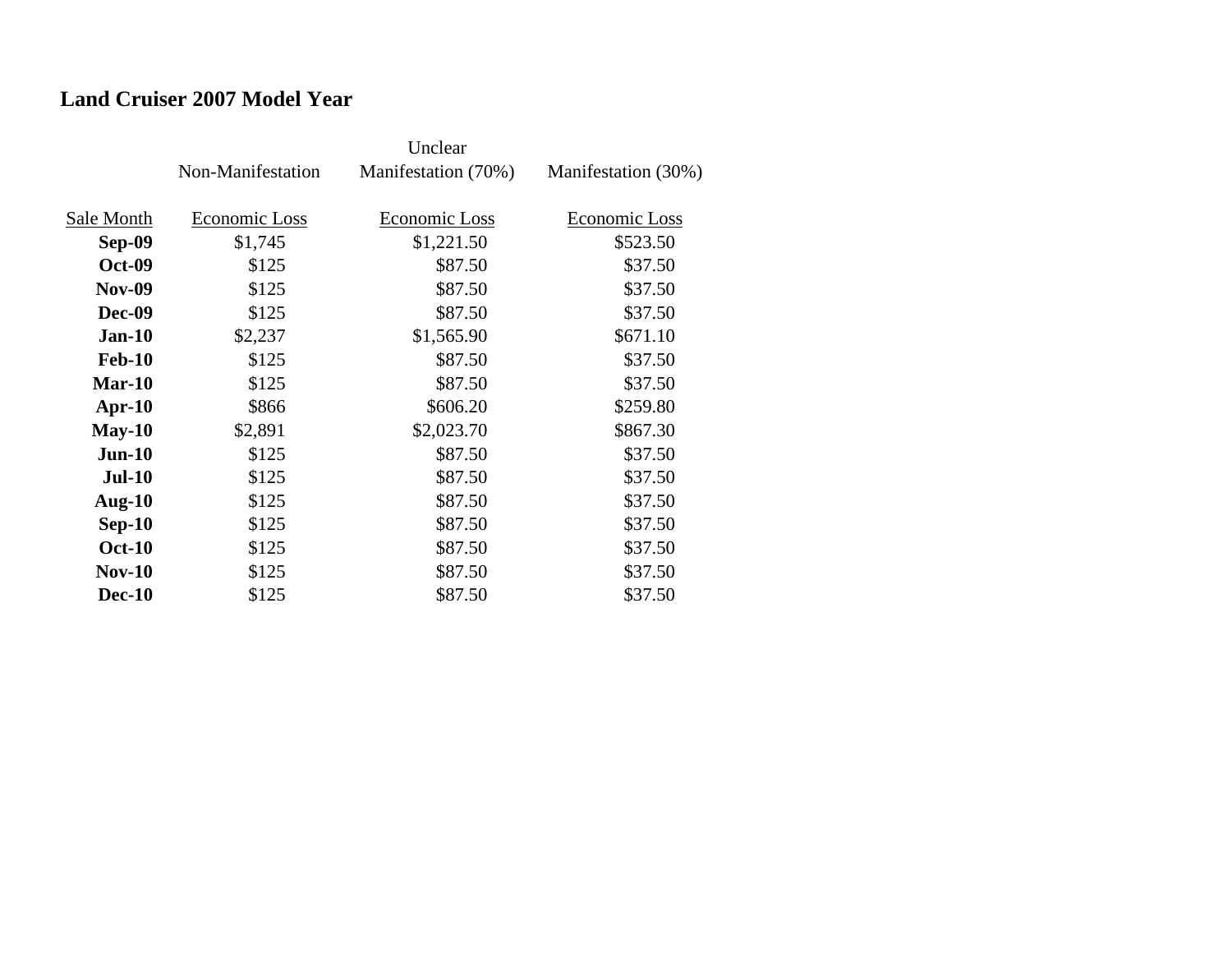**Land Cruiser 2007 Model Year**

| | Non-Manifestation | Unclear Manifestation (70%) | Manifestation (30%) |
|---|---|---|---|
| Sale Month | Economic Loss | Economic Loss | Economic Loss |
| **Sep-09** | $1,745 | $1,221.50 | $523.50 |
| **Oct-09** | $125 | $87.50 | $37.50 |
| **Nov-09** | $125 | $87.50 | $37.50 |
| **Dec-09** | $125 | $87.50 | $37.50 |
| **Jan-10** | $2,237 | $1,565.90 | $671.10 |
| **Feb-10** | $125 | $87.50 | $37.50 |
| **Mar-10** | $125 | $87.50 | $37.50 |
| **Apr-10** | $866 | $606.20 | $259.80 |
| **May-10** | $2,891 | $2,023.70 | $867.30 |
| **Jun-10** | $125 | $87.50 | $37.50 |
| **Jul-10** | $125 | $87.50 | $37.50 |
| **Aug-10** | $125 | $87.50 | $37.50 |
| **Sep-10** | $125 | $87.50 | $37.50 |
| **Oct-10** | $125 | $87.50 | $37.50 |
| **Nov-10** | $125 | $87.50 | $37.50 |
| **Dec-10** | $125 | $87.50 | $37.50 |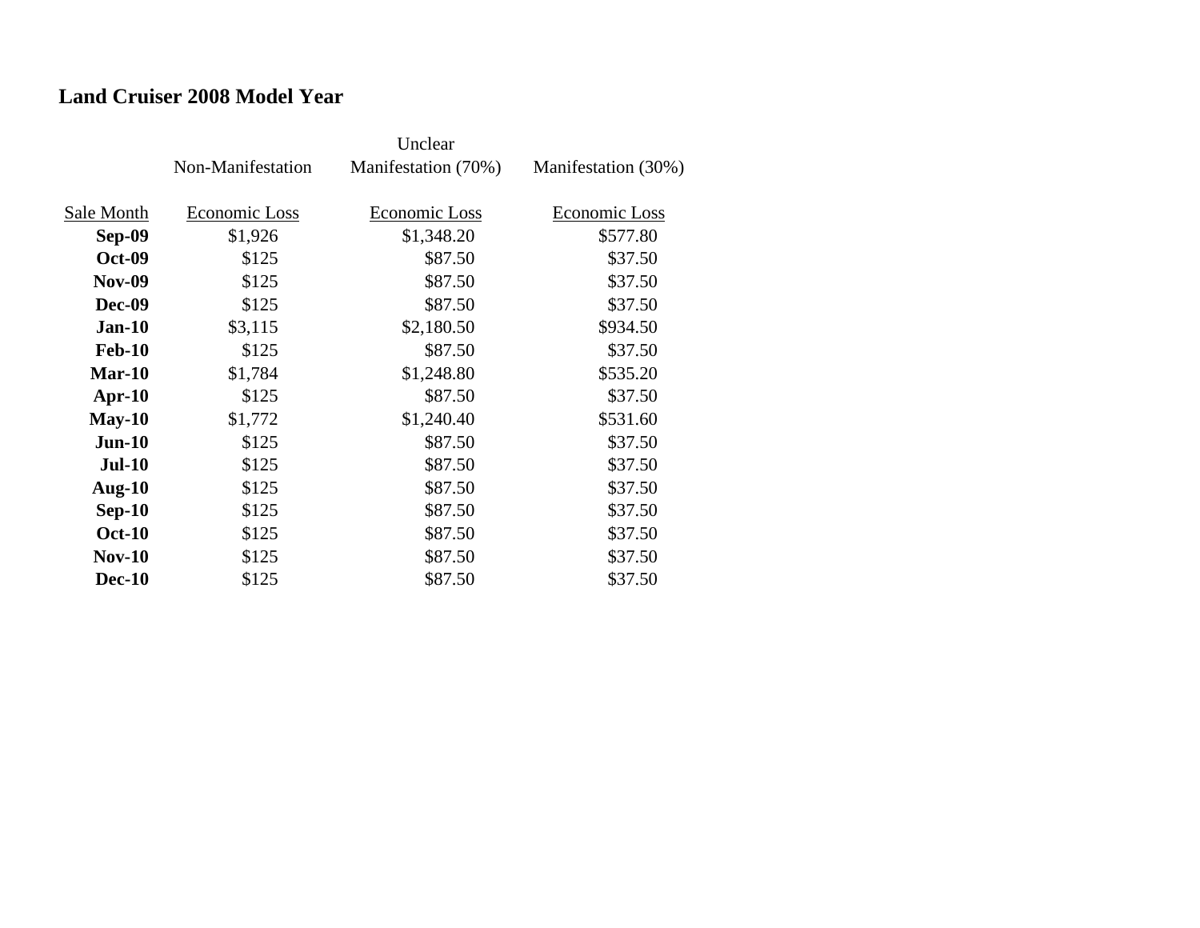### Land Cruiser 2008 Model Year

| | Non-Manifestation | Unclear Manifestation (70%) | Manifestation (30%) |
|---|---|---|---|
| Sale Month | Economic Loss | Economic Loss | Economic Loss |
| **Sep-09** | $1,926 | $1,348.20 | $577.80 |
| **Oct-09** | $125 | $87.50 | $37.50 |
| **Nov-09** | $125 | $87.50 | $37.50 |
| **Dec-09** | $125 | $87.50 | $37.50 |
| **Jan-10** | $3,115 | $2,180.50 | $934.50 |
| **Feb-10** | $125 | $87.50 | $37.50 |
| **Mar-10** | $1,784 | $1,248.80 | $535.20 |
| **Apr-10** | $125 | $87.50 | $37.50 |
| **May-10** | $1,772 | $1,240.40 | $531.60 |
| **Jun-10** | $125 | $87.50 | $37.50 |
| **Jul-10** | $125 | $87.50 | $37.50 |
| **Aug-10** | $125 | $87.50 | $37.50 |
| **Sep-10** | $125 | $87.50 | $37.50 |
| **Oct-10** | $125 | $87.50 | $37.50 |
| **Nov-10** | $125 | $87.50 | $37.50 |
| **Dec-10** | $125 | $87.50 | $37.50 |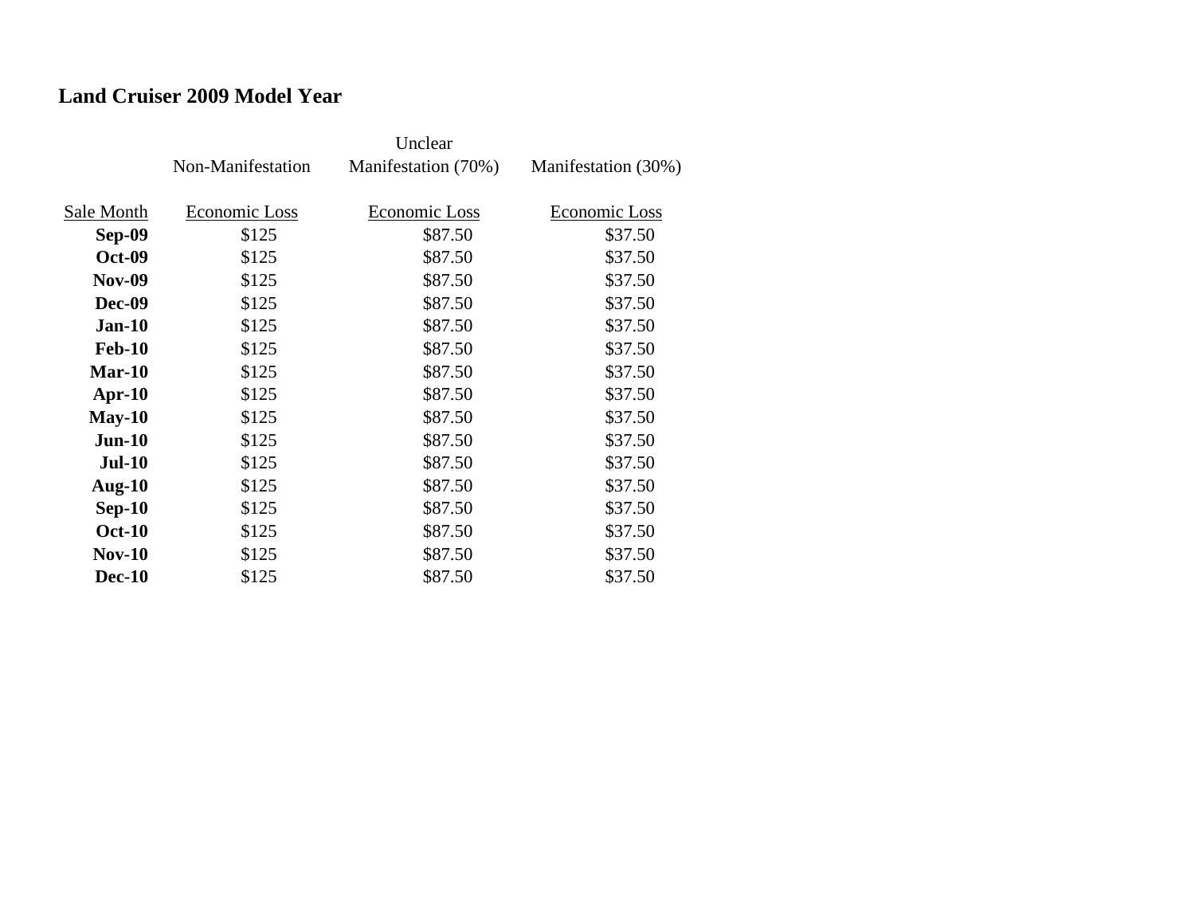**Land Cruiser 2009 Model Year**

| | Non-Manifestation | Unclear Manifestation (70%) | Manifestation (30%) |
|---|---|---|---|
| Sale Month | Economic Loss | Economic Loss | Economic Loss |
| **Sep-09** | $125 | $87.50 | $37.50 |
| **Oct-09** | $125 | $87.50 | $37.50 |
| **Nov-09** | $125 | $87.50 | $37.50 |
| **Dec-09** | $125 | $87.50 | $37.50 |
| **Jan-10** | $125 | $87.50 | $37.50 |
| **Feb-10** | $125 | $87.50 | $37.50 |
| **Mar-10** | $125 | $87.50 | $37.50 |
| **Apr-10** | $125 | $87.50 | $37.50 |
| **May-10** | $125 | $87.50 | $37.50 |
| **Jun-10** | $125 | $87.50 | $37.50 |
| **Jul-10** | $125 | $87.50 | $37.50 |
| **Aug-10** | $125 | $87.50 | $37.50 |
| **Sep-10** | $125 | $87.50 | $37.50 |
| **Oct-10** | $125 | $87.50 | $37.50 |
| **Nov-10** | $125 | $87.50 | $37.50 |
| **Dec-10** | $125 | $87.50 | $37.50 |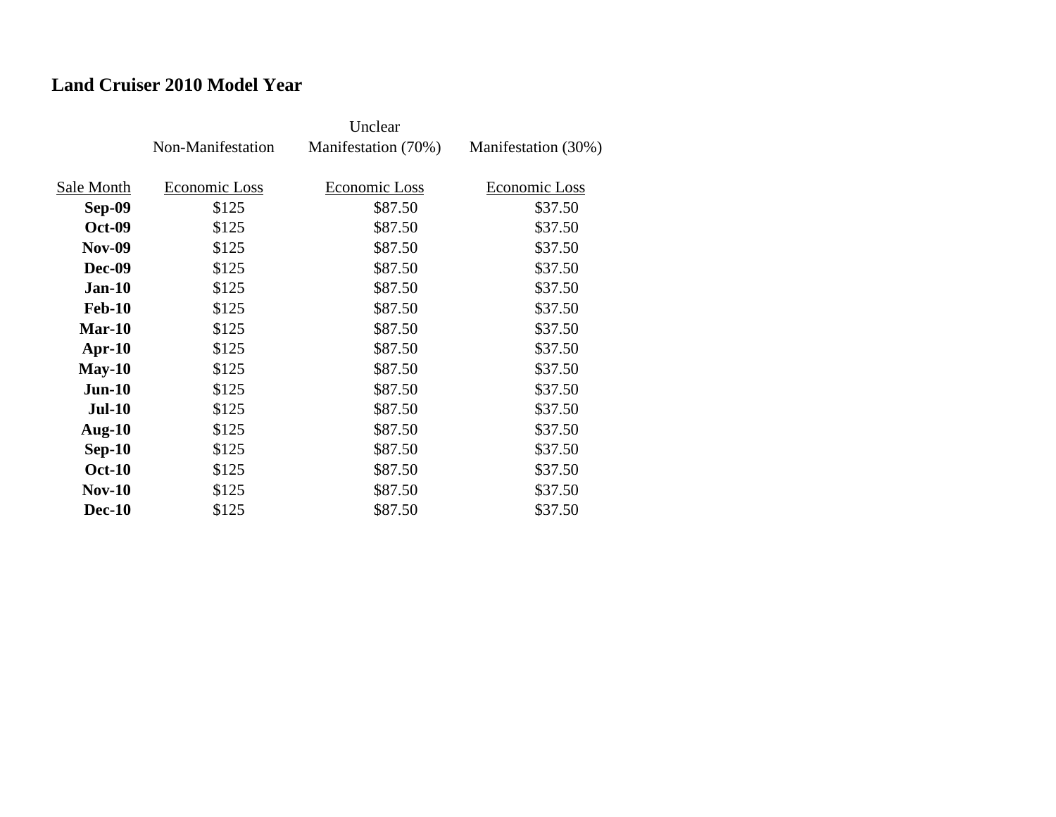## Land Cruiser 2010 Model Year

| Sale Month | Non-Manifestation Economic Loss | Unclear Manifestation (70%) Economic Loss | Manifestation (30%) Economic Loss |
|---|---|---|---|
| **Sep-09** | $125 | $87.50 | $37.50 |
| **Oct-09** | $125 | $87.50 | $37.50 |
| **Nov-09** | $125 | $87.50 | $37.50 |
| **Dec-09** | $125 | $87.50 | $37.50 |
| **Jan-10** | $125 | $87.50 | $37.50 |
| **Feb-10** | $125 | $87.50 | $37.50 |
| **Mar-10** | $125 | $87.50 | $37.50 |
| **Apr-10** | $125 | $87.50 | $37.50 |
| **May-10** | $125 | $87.50 | $37.50 |
| **Jun-10** | $125 | $87.50 | $37.50 |
| **Jul-10** | $125 | $87.50 | $37.50 |
| **Aug-10** | $125 | $87.50 | $37.50 |
| **Sep-10** | $125 | $87.50 | $37.50 |
| **Oct-10** | $125 | $87.50 | $37.50 |
| **Nov-10** | $125 | $87.50 | $37.50 |
| **Dec-10** | $125 | $87.50 | $37.50 |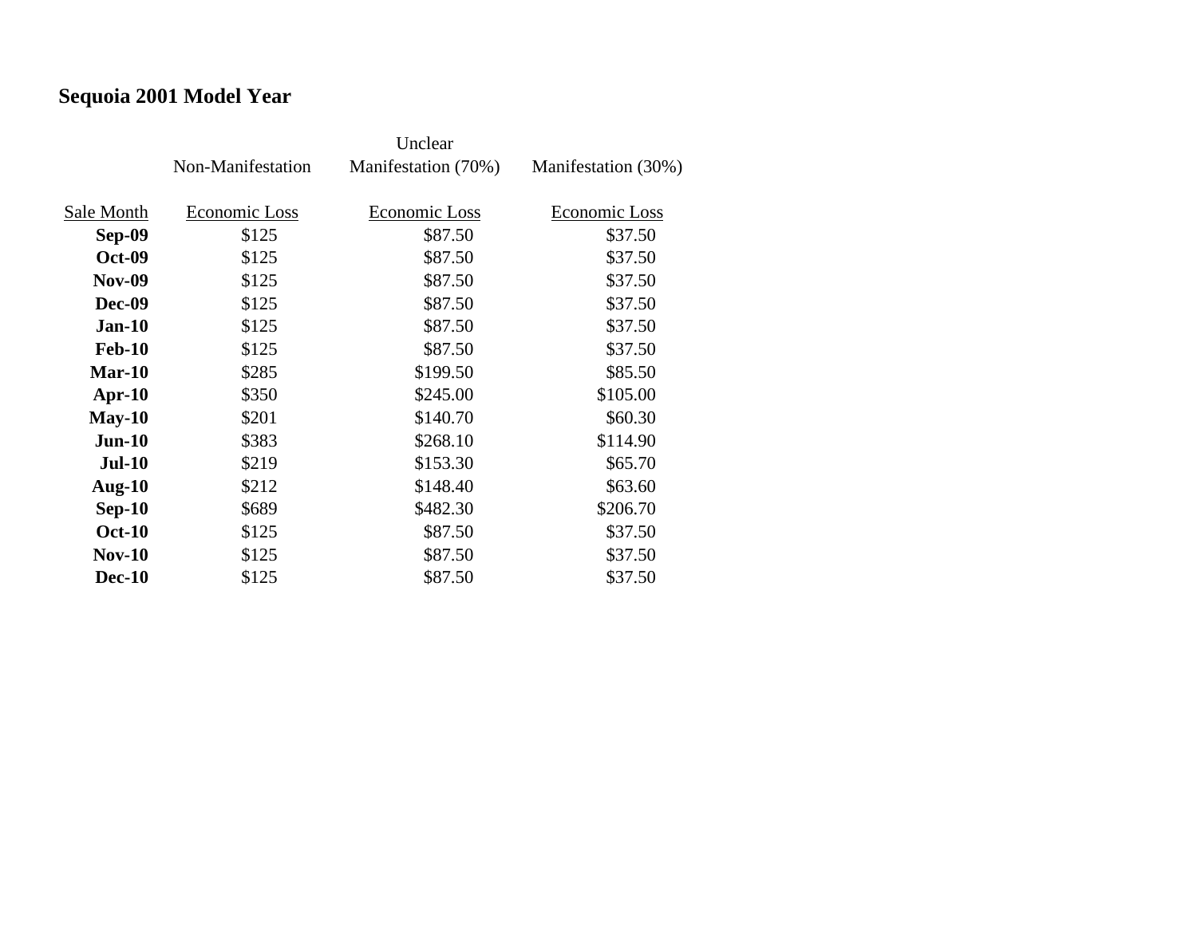## Sequoia 2001 Model Year

| Sale Month | Non-Manifestation Economic Loss | Unclear Manifestation (70%) Economic Loss | Manifestation (30%) Economic Loss |
|---|---|---|---|
| **Sep-09** | $125 | $87.50 | $37.50 |
| **Oct-09** | $125 | $87.50 | $37.50 |
| **Nov-09** | $125 | $87.50 | $37.50 |
| **Dec-09** | $125 | $87.50 | $37.50 |
| **Jan-10** | $125 | $87.50 | $37.50 |
| **Feb-10** | $125 | $87.50 | $37.50 |
| **Mar-10** | $285 | $199.50 | $85.50 |
| **Apr-10** | $350 | $245.00 | $105.00 |
| **May-10** | $201 | $140.70 | $60.30 |
| **Jun-10** | $383 | $268.10 | $114.90 |
| **Jul-10** | $219 | $153.30 | $65.70 |
| **Aug-10** | $212 | $148.40 | $63.60 |
| **Sep-10** | $689 | $482.30 | $206.70 |
| **Oct-10** | $125 | $87.50 | $37.50 |
| **Nov-10** | $125 | $87.50 | $37.50 |
| **Dec-10** | $125 | $87.50 | $37.50 |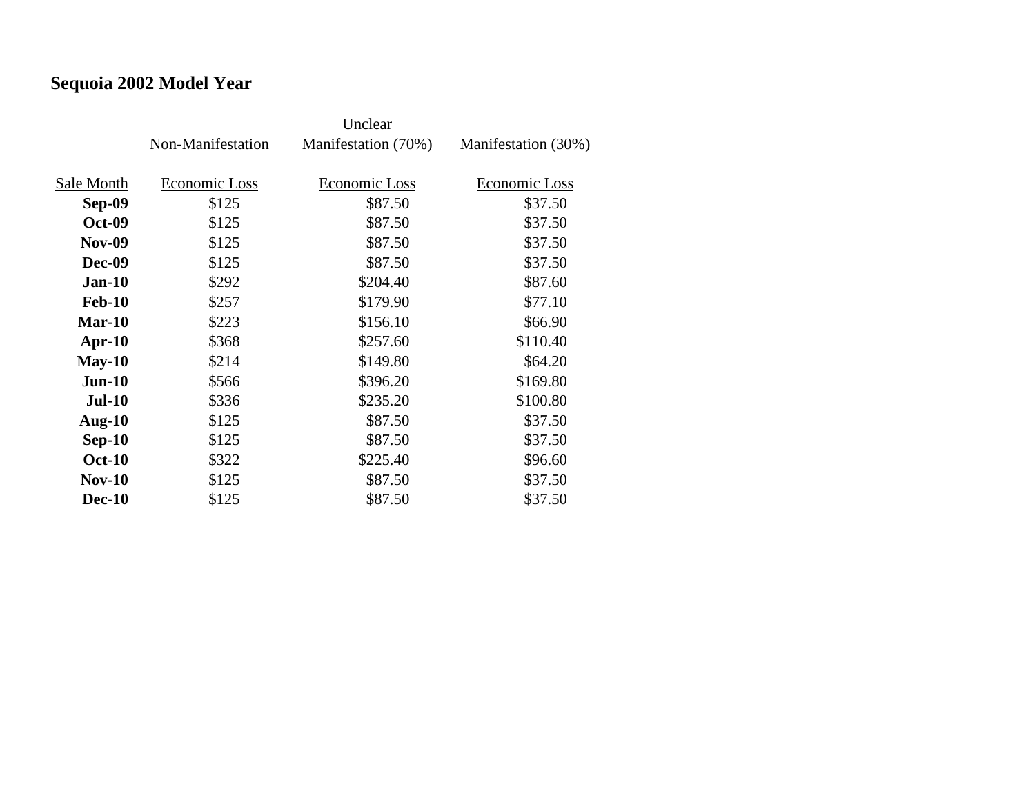## Sequoia 2002 Model Year

| | Non-Manifestation | Unclear Manifestation (70%) | Manifestation (30%) |
|---|---|---|---|
| Sale Month | Economic Loss | Economic Loss | Economic Loss |
| **Sep-09** | $125 | $87.50 | $37.50 |
| **Oct-09** | $125 | $87.50 | $37.50 |
| **Nov-09** | $125 | $87.50 | $37.50 |
| **Dec-09** | $125 | $87.50 | $37.50 |
| **Jan-10** | $292 | $204.40 | $87.60 |
| **Feb-10** | $257 | $179.90 | $77.10 |
| **Mar-10** | $223 | $156.10 | $66.90 |
| **Apr-10** | $368 | $257.60 | $110.40 |
| **May-10** | $214 | $149.80 | $64.20 |
| **Jun-10** | $566 | $396.20 | $169.80 |
| **Jul-10** | $336 | $235.20 | $100.80 |
| **Aug-10** | $125 | $87.50 | $37.50 |
| **Sep-10** | $125 | $87.50 | $37.50 |
| **Oct-10** | $322 | $225.40 | $96.60 |
| **Nov-10** | $125 | $87.50 | $37.50 |
| **Dec-10** | $125 | $87.50 | $37.50 |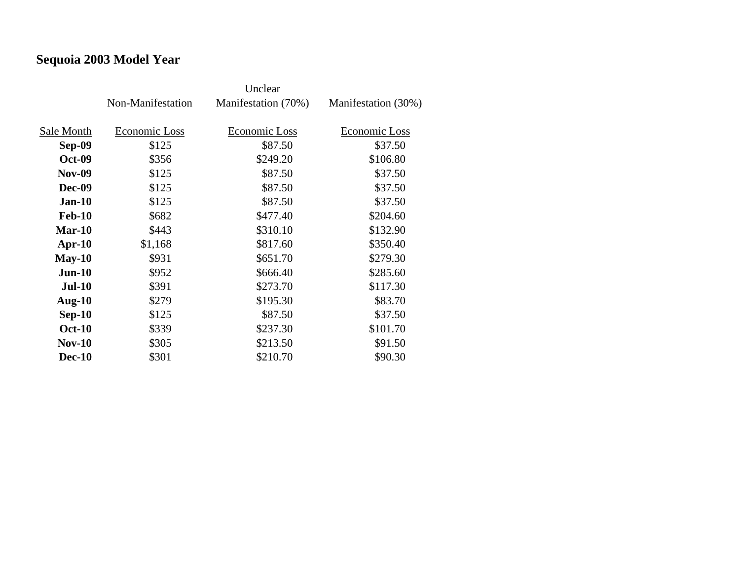## Sequoia 2003 Model Year

| Sale Month | Non-Manifestation<br>Economic Loss | Unclear Manifestation (70%)<br>Economic Loss | Manifestation (30%)<br>Economic Loss |
|---|---|---|---|
| **Sep-09** | $125 | $87.50 | $37.50 |
| **Oct-09** | $356 | $249.20 | $106.80 |
| **Nov-09** | $125 | $87.50 | $37.50 |
| **Dec-09** | $125 | $87.50 | $37.50 |
| **Jan-10** | $125 | $87.50 | $37.50 |
| **Feb-10** | $682 | $477.40 | $204.60 |
| **Mar-10** | $443 | $310.10 | $132.90 |
| **Apr-10** | $1,168 | $817.60 | $350.40 |
| **May-10** | $931 | $651.70 | $279.30 |
| **Jun-10** | $952 | $666.40 | $285.60 |
| **Jul-10** | $391 | $273.70 | $117.30 |
| **Aug-10** | $279 | $195.30 | $83.70 |
| **Sep-10** | $125 | $87.50 | $37.50 |
| **Oct-10** | $339 | $237.30 | $101.70 |
| **Nov-10** | $305 | $213.50 | $91.50 |
| **Dec-10** | $301 | $210.70 | $90.30 |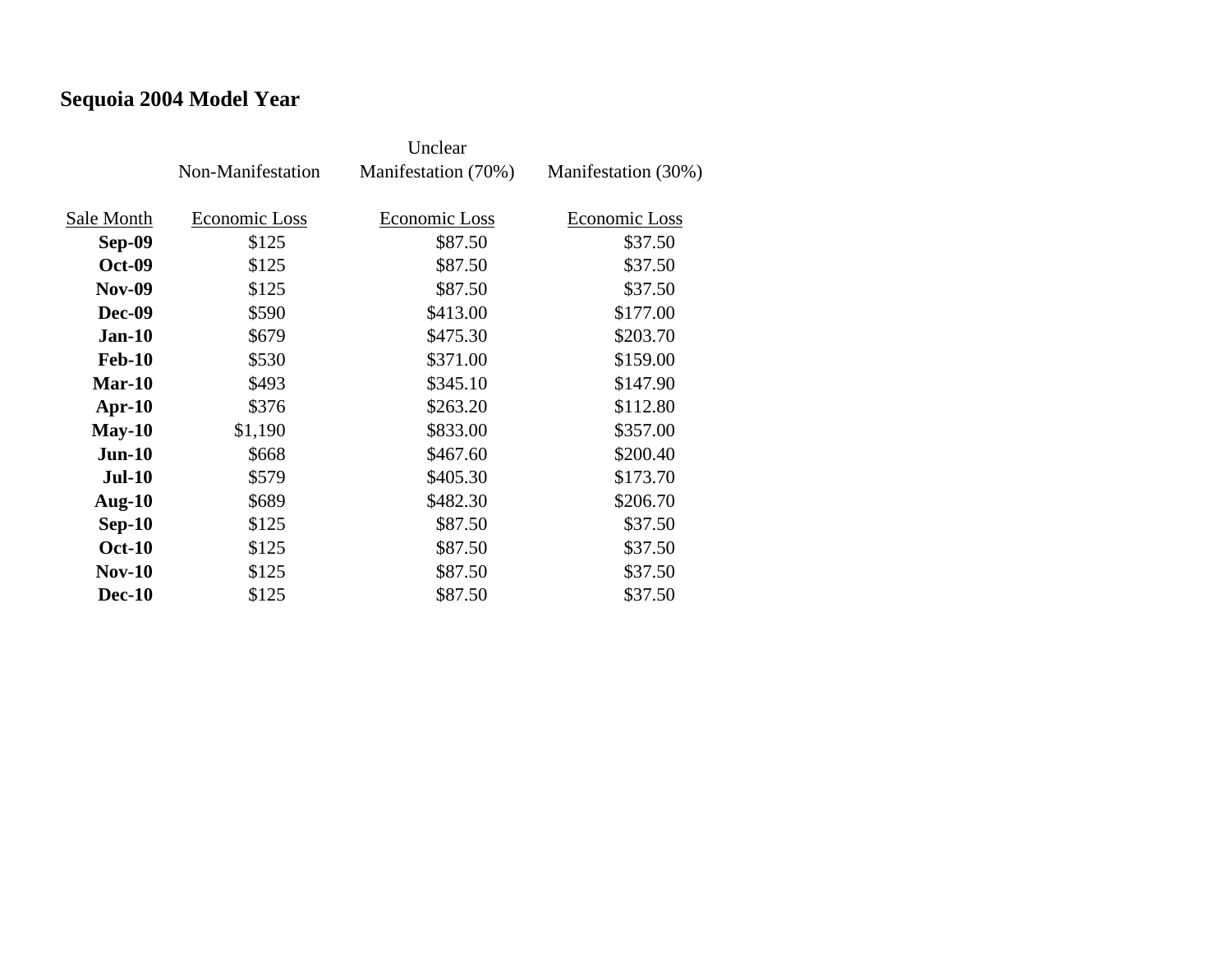**Sequoia 2004 Model Year**

| | Non-Manifestation | Unclear Manifestation (70%) | Manifestation (30%) |
|---|---|---|---|
| Sale Month | Economic Loss | Economic Loss | Economic Loss |
| **Sep-09** | $125 | $87.50 | $37.50 |
| **Oct-09** | $125 | $87.50 | $37.50 |
| **Nov-09** | $125 | $87.50 | $37.50 |
| **Dec-09** | $590 | $413.00 | $177.00 |
| **Jan-10** | $679 | $475.30 | $203.70 |
| **Feb-10** | $530 | $371.00 | $159.00 |
| **Mar-10** | $493 | $345.10 | $147.90 |
| **Apr-10** | $376 | $263.20 | $112.80 |
| **May-10** | $1,190 | $833.00 | $357.00 |
| **Jun-10** | $668 | $467.60 | $200.40 |
| **Jul-10** | $579 | $405.30 | $173.70 |
| **Aug-10** | $689 | $482.30 | $206.70 |
| **Sep-10** | $125 | $87.50 | $37.50 |
| **Oct-10** | $125 | $87.50 | $37.50 |
| **Nov-10** | $125 | $87.50 | $37.50 |
| **Dec-10** | $125 | $87.50 | $37.50 |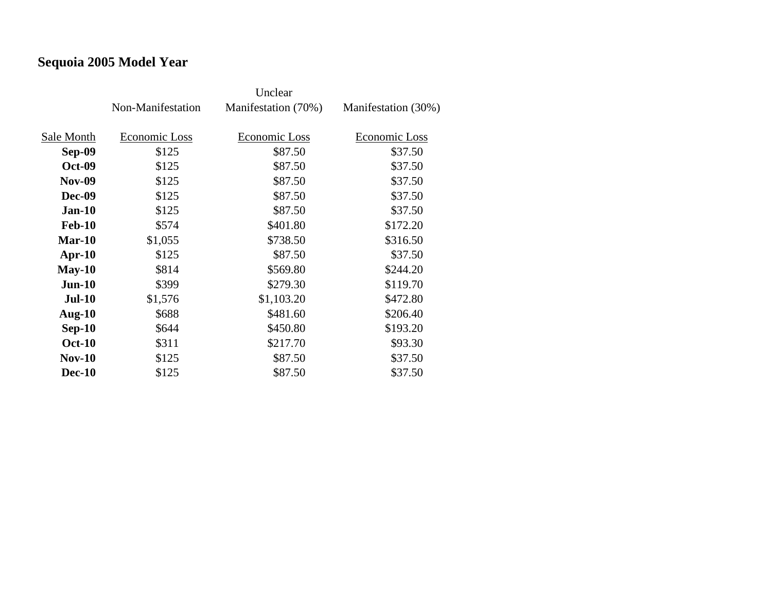## Sequoia 2005 Model Year

| Sale Month | Non-Manifestation Economic Loss | Unclear Manifestation (70%) Economic Loss | Manifestation (30%) Economic Loss |
|---|---|---|---|
| **Sep-09** | $125 | $87.50 | $37.50 |
| **Oct-09** | $125 | $87.50 | $37.50 |
| **Nov-09** | $125 | $87.50 | $37.50 |
| **Dec-09** | $125 | $87.50 | $37.50 |
| **Jan-10** | $125 | $87.50 | $37.50 |
| **Feb-10** | $574 | $401.80 | $172.20 |
| **Mar-10** | $1,055 | $738.50 | $316.50 |
| **Apr-10** | $125 | $87.50 | $37.50 |
| **May-10** | $814 | $569.80 | $244.20 |
| **Jun-10** | $399 | $279.30 | $119.70 |
| **Jul-10** | $1,576 | $1,103.20 | $472.80 |
| **Aug-10** | $688 | $481.60 | $206.40 |
| **Sep-10** | $644 | $450.80 | $193.20 |
| **Oct-10** | $311 | $217.70 | $93.30 |
| **Nov-10** | $125 | $87.50 | $37.50 |
| **Dec-10** | $125 | $87.50 | $37.50 |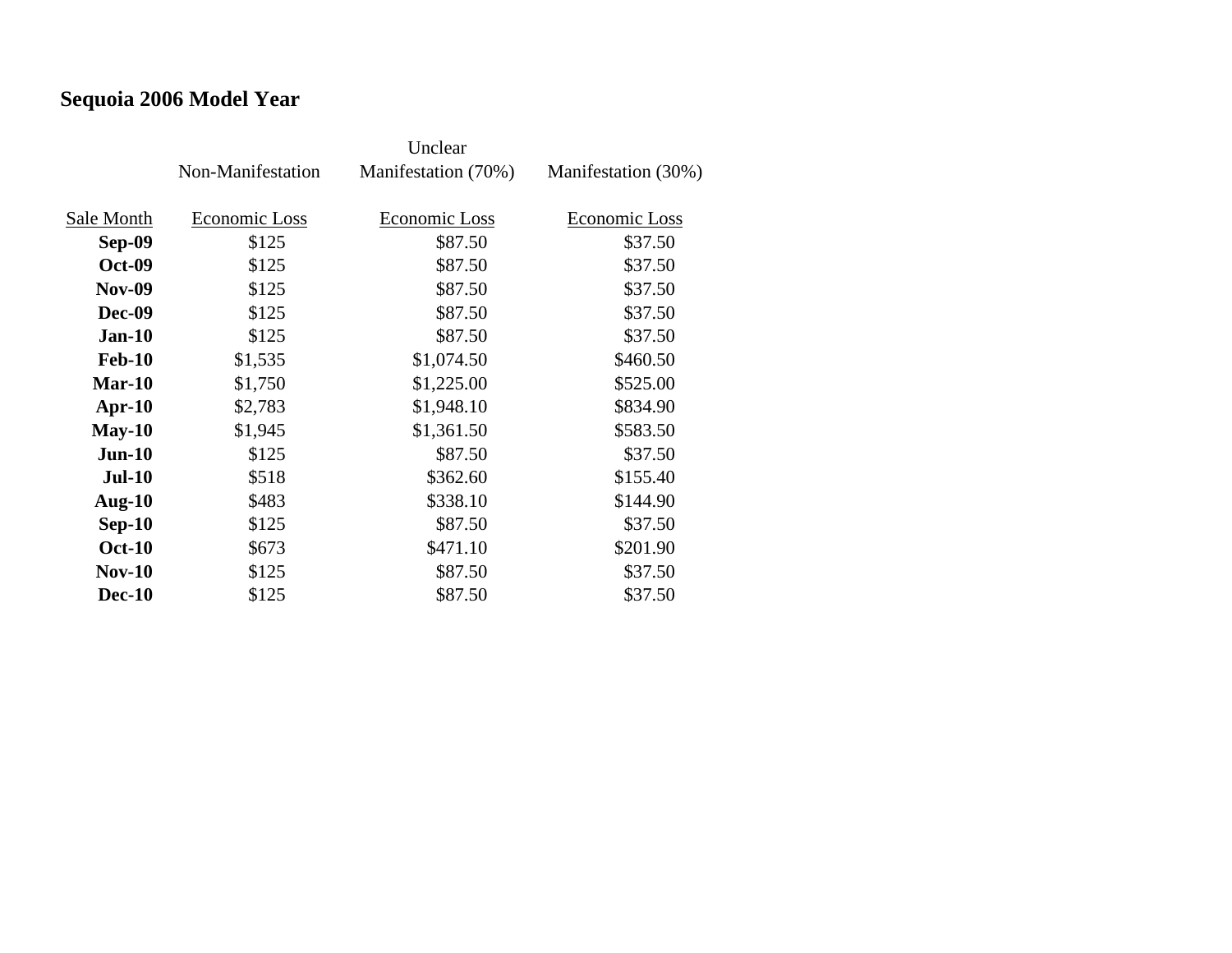## Sequoia 2006 Model Year

| Sale Month | Non-Manifestation Economic Loss | Unclear Manifestation (70%) Economic Loss | Manifestation (30%) Economic Loss |
|---|---|---|---|
| **Sep-09** | $125 | $87.50 | $37.50 |
| **Oct-09** | $125 | $87.50 | $37.50 |
| **Nov-09** | $125 | $87.50 | $37.50 |
| **Dec-09** | $125 | $87.50 | $37.50 |
| **Jan-10** | $125 | $87.50 | $37.50 |
| **Feb-10** | $1,535 | $1,074.50 | $460.50 |
| **Mar-10** | $1,750 | $1,225.00 | $525.00 |
| **Apr-10** | $2,783 | $1,948.10 | $834.90 |
| **May-10** | $1,945 | $1,361.50 | $583.50 |
| **Jun-10** | $125 | $87.50 | $37.50 |
| **Jul-10** | $518 | $362.60 | $155.40 |
| **Aug-10** | $483 | $338.10 | $144.90 |
| **Sep-10** | $125 | $87.50 | $37.50 |
| **Oct-10** | $673 | $471.10 | $201.90 |
| **Nov-10** | $125 | $87.50 | $37.50 |
| **Dec-10** | $125 | $87.50 | $37.50 |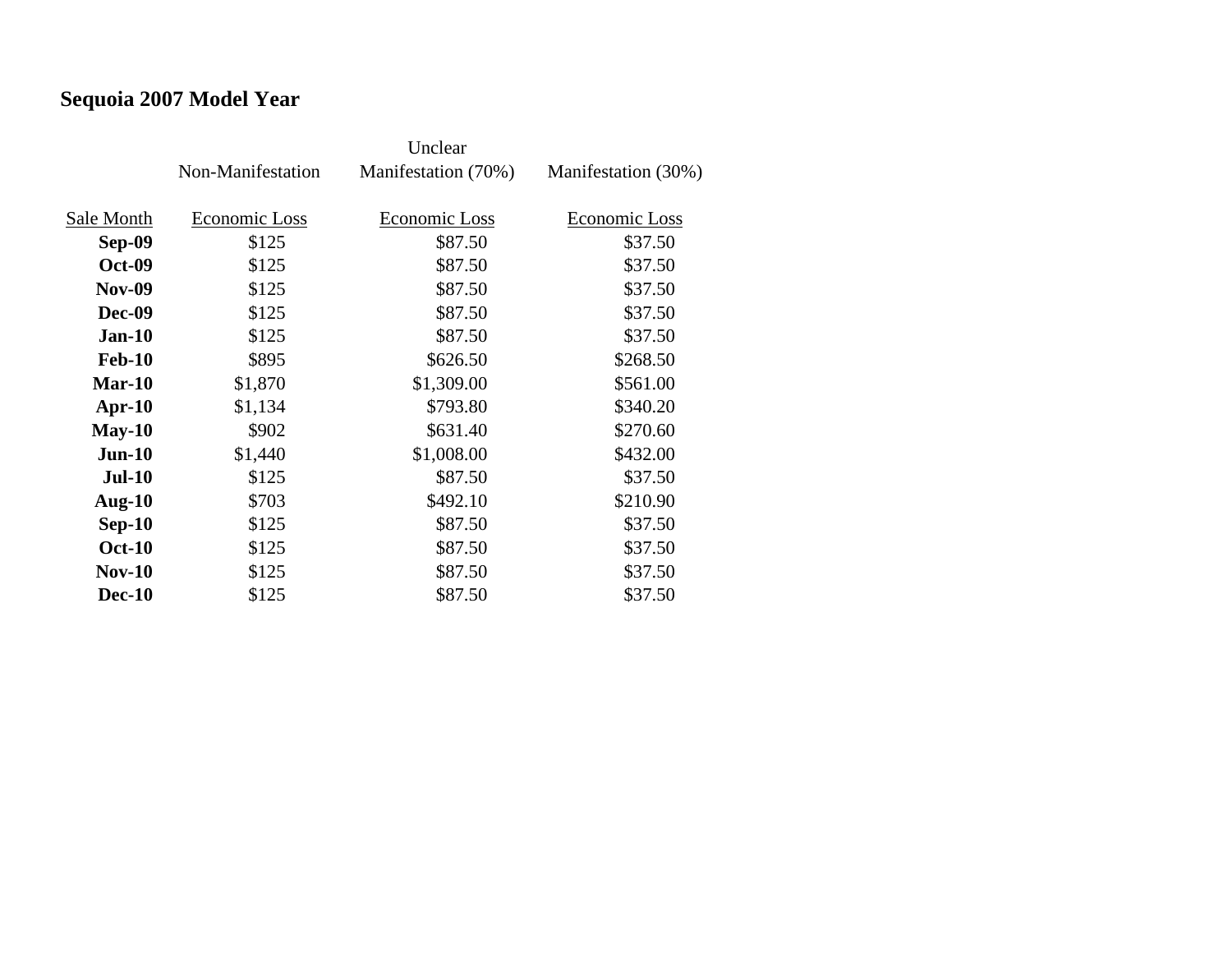## Sequoia 2007 Model Year

| | Non-Manifestation | Unclear Manifestation (70%) | Manifestation (30%) |
|---|---|---|---|
| Sale Month | Economic Loss | Economic Loss | Economic Loss |
| **Sep-09** | $125 | $87.50 | $37.50 |
| **Oct-09** | $125 | $87.50 | $37.50 |
| **Nov-09** | $125 | $87.50 | $37.50 |
| **Dec-09** | $125 | $87.50 | $37.50 |
| **Jan-10** | $125 | $87.50 | $37.50 |
| **Feb-10** | $895 | $626.50 | $268.50 |
| **Mar-10** | $1,870 | $1,309.00 | $561.00 |
| **Apr-10** | $1,134 | $793.80 | $340.20 |
| **May-10** | $902 | $631.40 | $270.60 |
| **Jun-10** | $1,440 | $1,008.00 | $432.00 |
| **Jul-10** | $125 | $87.50 | $37.50 |
| **Aug-10** | $703 | $492.10 | $210.90 |
| **Sep-10** | $125 | $87.50 | $37.50 |
| **Oct-10** | $125 | $87.50 | $37.50 |
| **Nov-10** | $125 | $87.50 | $37.50 |
| **Dec-10** | $125 | $87.50 | $37.50 |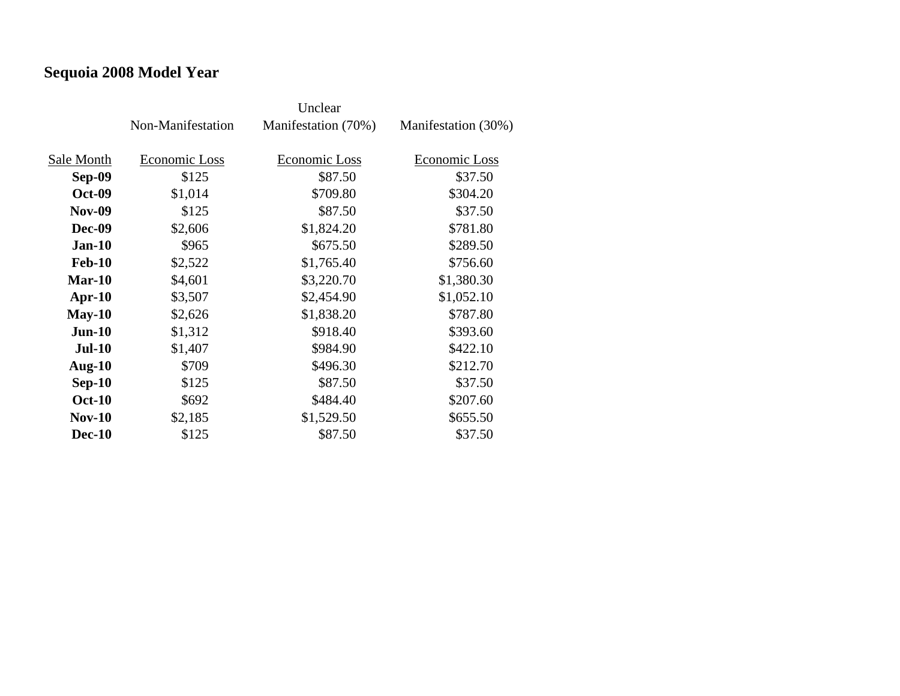## Sequoia 2008 Model Year

| | Non-Manifestation | Unclear Manifestation (70%) | Manifestation (30%) |
|---|---|---|---|
| Sale Month | Economic Loss | Economic Loss | Economic Loss |
| **Sep-09** | $125 | $87.50 | $37.50 |
| **Oct-09** | $1,014 | $709.80 | $304.20 |
| **Nov-09** | $125 | $87.50 | $37.50 |
| **Dec-09** | $2,606 | $1,824.20 | $781.80 |
| **Jan-10** | $965 | $675.50 | $289.50 |
| **Feb-10** | $2,522 | $1,765.40 | $756.60 |
| **Mar-10** | $4,601 | $3,220.70 | $1,380.30 |
| **Apr-10** | $3,507 | $2,454.90 | $1,052.10 |
| **May-10** | $2,626 | $1,838.20 | $787.80 |
| **Jun-10** | $1,312 | $918.40 | $393.60 |
| **Jul-10** | $1,407 | $984.90 | $422.10 |
| **Aug-10** | $709 | $496.30 | $212.70 |
| **Sep-10** | $125 | $87.50 | $37.50 |
| **Oct-10** | $692 | $484.40 | $207.60 |
| **Nov-10** | $2,185 | $1,529.50 | $655.50 |
| **Dec-10** | $125 | $87.50 | $37.50 |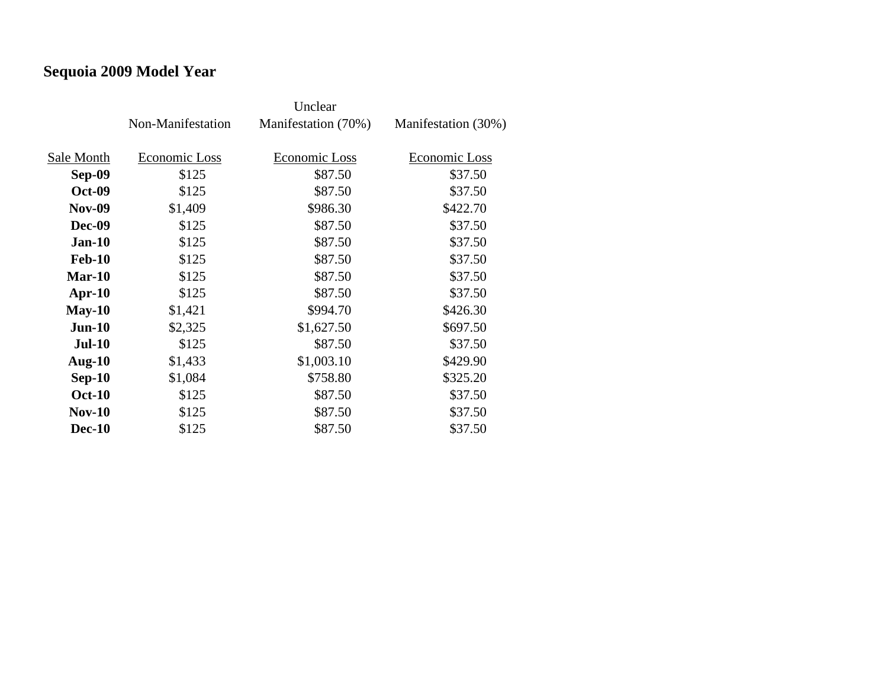## Sequoia 2009 Model Year

| Sale Month | Non-Manifestation Economic Loss | Unclear Manifestation (70%) Economic Loss | Manifestation (30%) Economic Loss |
|---|---|---|---|
| **Sep-09** | $125 | $87.50 | $37.50 |
| **Oct-09** | $125 | $87.50 | $37.50 |
| **Nov-09** | $1,409 | $986.30 | $422.70 |
| **Dec-09** | $125 | $87.50 | $37.50 |
| **Jan-10** | $125 | $87.50 | $37.50 |
| **Feb-10** | $125 | $87.50 | $37.50 |
| **Mar-10** | $125 | $87.50 | $37.50 |
| **Apr-10** | $125 | $87.50 | $37.50 |
| **May-10** | $1,421 | $994.70 | $426.30 |
| **Jun-10** | $2,325 | $1,627.50 | $697.50 |
| **Jul-10** | $125 | $87.50 | $37.50 |
| **Aug-10** | $1,433 | $1,003.10 | $429.90 |
| **Sep-10** | $1,084 | $758.80 | $325.20 |
| **Oct-10** | $125 | $87.50 | $37.50 |
| **Nov-10** | $125 | $87.50 | $37.50 |
| **Dec-10** | $125 | $87.50 | $37.50 |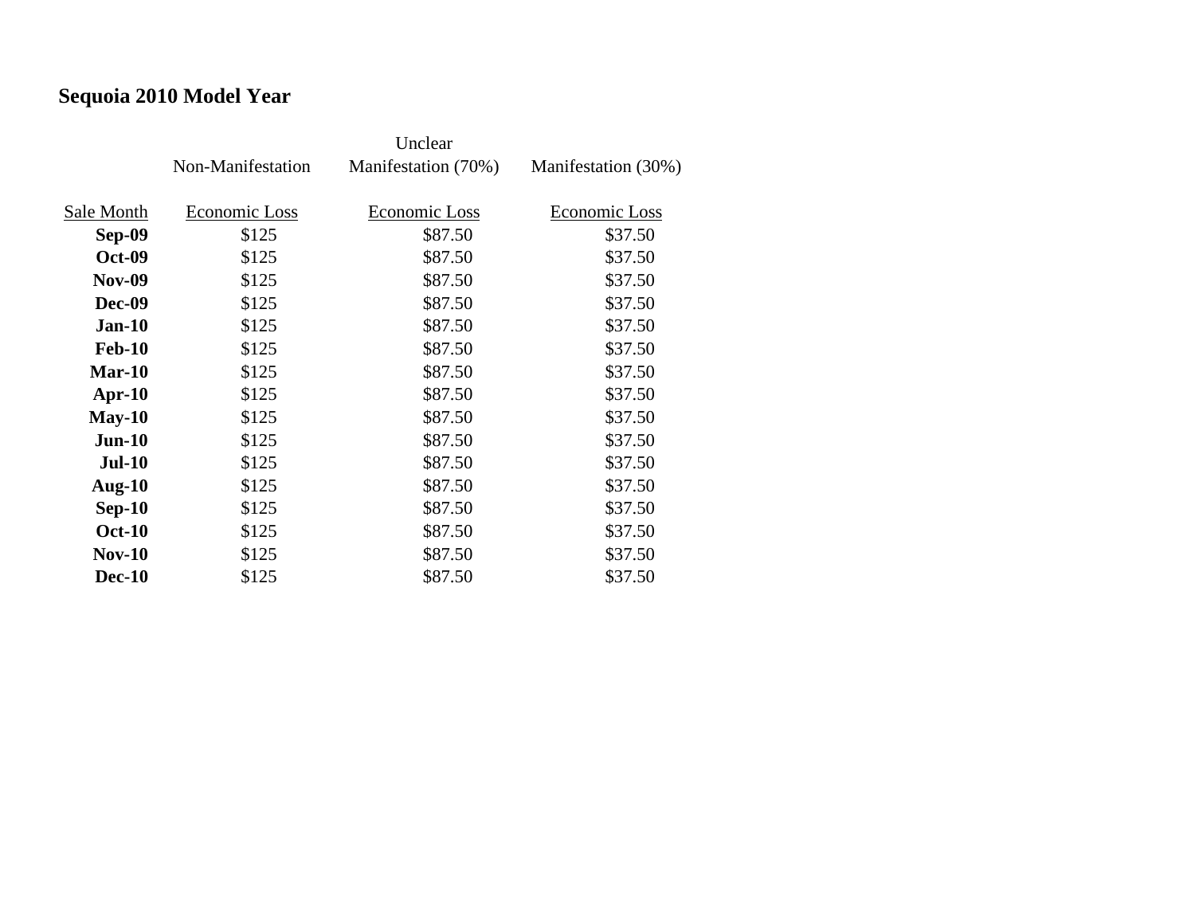## Sequoia 2010 Model Year

| Sale Month | Non-Manifestation Economic Loss | Unclear Manifestation (70%) Economic Loss | Manifestation (30%) Economic Loss |
|---|---|---|---|
| **Sep-09** | $125 | $87.50 | $37.50 |
| **Oct-09** | $125 | $87.50 | $37.50 |
| **Nov-09** | $125 | $87.50 | $37.50 |
| **Dec-09** | $125 | $87.50 | $37.50 |
| **Jan-10** | $125 | $87.50 | $37.50 |
| **Feb-10** | $125 | $87.50 | $37.50 |
| **Mar-10** | $125 | $87.50 | $37.50 |
| **Apr-10** | $125 | $87.50 | $37.50 |
| **May-10** | $125 | $87.50 | $37.50 |
| **Jun-10** | $125 | $87.50 | $37.50 |
| **Jul-10** | $125 | $87.50 | $37.50 |
| **Aug-10** | $125 | $87.50 | $37.50 |
| **Sep-10** | $125 | $87.50 | $37.50 |
| **Oct-10** | $125 | $87.50 | $37.50 |
| **Nov-10** | $125 | $87.50 | $37.50 |
| **Dec-10** | $125 | $87.50 | $37.50 |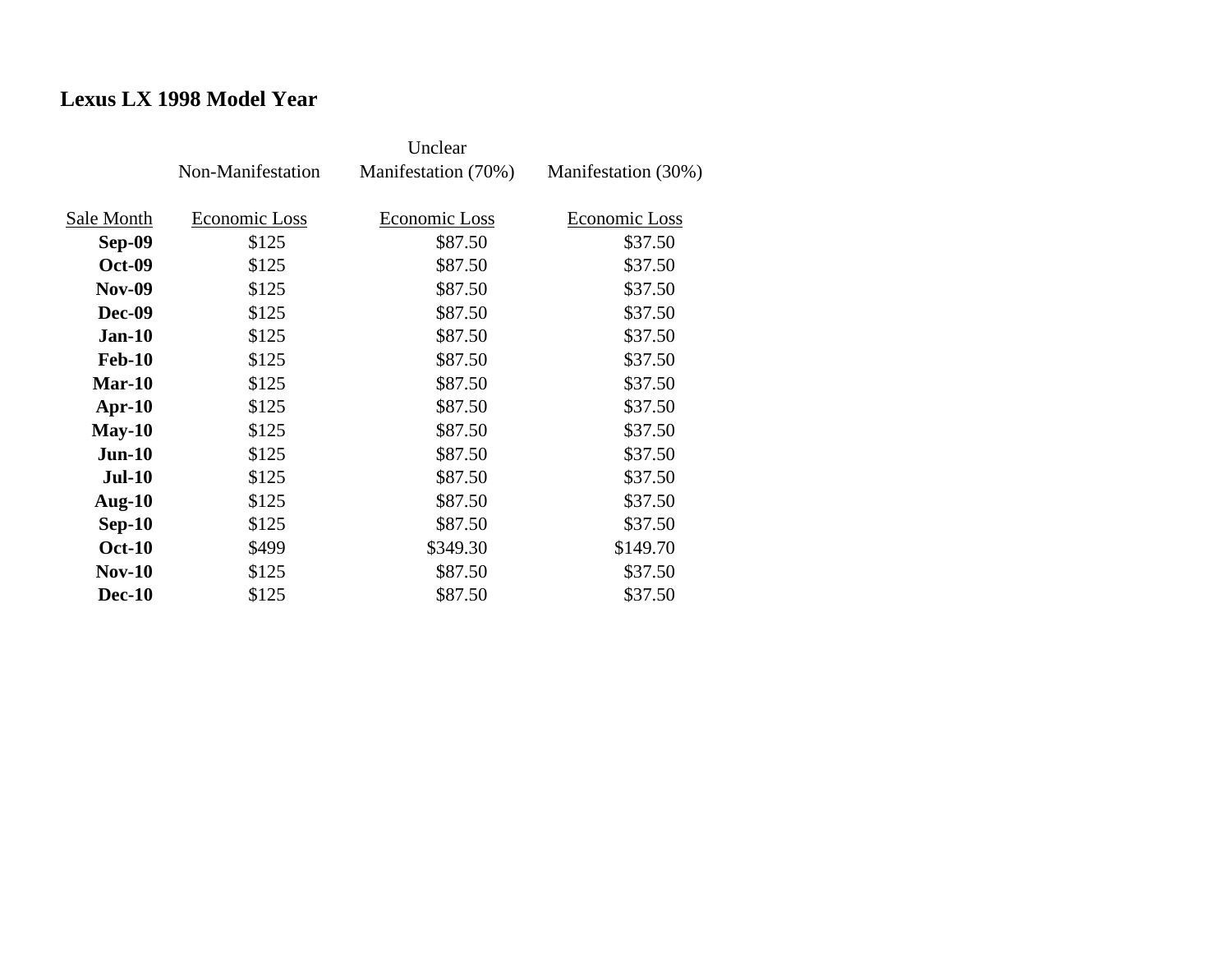## Lexus LX 1998 Model Year

| Sale Month | Non-Manifestation Economic Loss | Unclear Manifestation (70%) Economic Loss | Manifestation (30%) Economic Loss |
|---|---|---|---|
| **Sep-09** | $125 | $87.50 | $37.50 |
| **Oct-09** | $125 | $87.50 | $37.50 |
| **Nov-09** | $125 | $87.50 | $37.50 |
| **Dec-09** | $125 | $87.50 | $37.50 |
| **Jan-10** | $125 | $87.50 | $37.50 |
| **Feb-10** | $125 | $87.50 | $37.50 |
| **Mar-10** | $125 | $87.50 | $37.50 |
| **Apr-10** | $125 | $87.50 | $37.50 |
| **May-10** | $125 | $87.50 | $37.50 |
| **Jun-10** | $125 | $87.50 | $37.50 |
| **Jul-10** | $125 | $87.50 | $37.50 |
| **Aug-10** | $125 | $87.50 | $37.50 |
| **Sep-10** | $125 | $87.50 | $37.50 |
| **Oct-10** | $499 | $349.30 | $149.70 |
| **Nov-10** | $125 | $87.50 | $37.50 |
| **Dec-10** | $125 | $87.50 | $37.50 |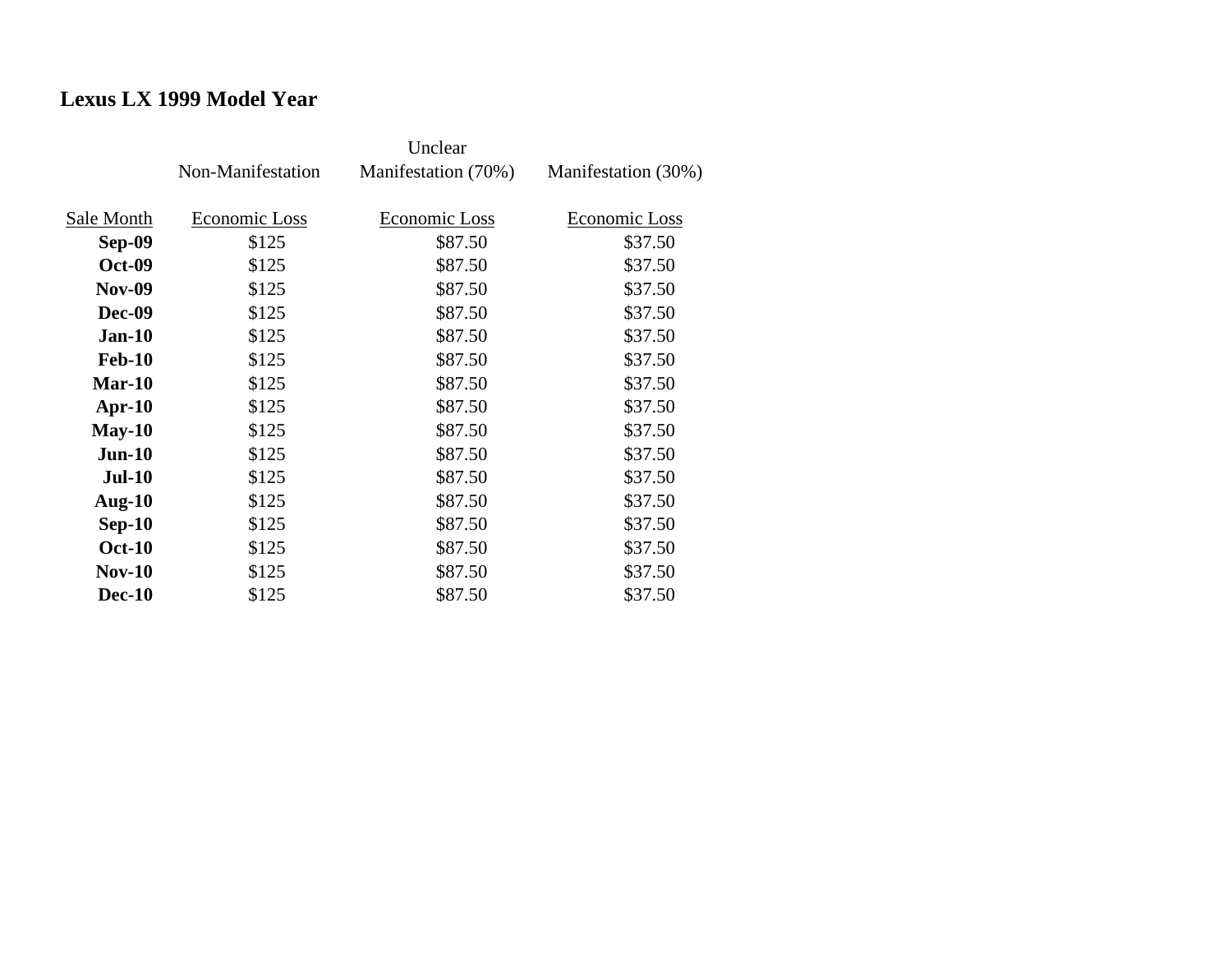**Lexus LX 1999 Model Year**

| | Non-Manifestation | Unclear Manifestation (70%) | Manifestation (30%) |
|---|---|---|---|
| Sale Month | Economic Loss | Economic Loss | Economic Loss |
| **Sep-09** | $125 | $87.50 | $37.50 |
| **Oct-09** | $125 | $87.50 | $37.50 |
| **Nov-09** | $125 | $87.50 | $37.50 |
| **Dec-09** | $125 | $87.50 | $37.50 |
| **Jan-10** | $125 | $87.50 | $37.50 |
| **Feb-10** | $125 | $87.50 | $37.50 |
| **Mar-10** | $125 | $87.50 | $37.50 |
| **Apr-10** | $125 | $87.50 | $37.50 |
| **May-10** | $125 | $87.50 | $37.50 |
| **Jun-10** | $125 | $87.50 | $37.50 |
| **Jul-10** | $125 | $87.50 | $37.50 |
| **Aug-10** | $125 | $87.50 | $37.50 |
| **Sep-10** | $125 | $87.50 | $37.50 |
| **Oct-10** | $125 | $87.50 | $37.50 |
| **Nov-10** | $125 | $87.50 | $37.50 |
| **Dec-10** | $125 | $87.50 | $37.50 |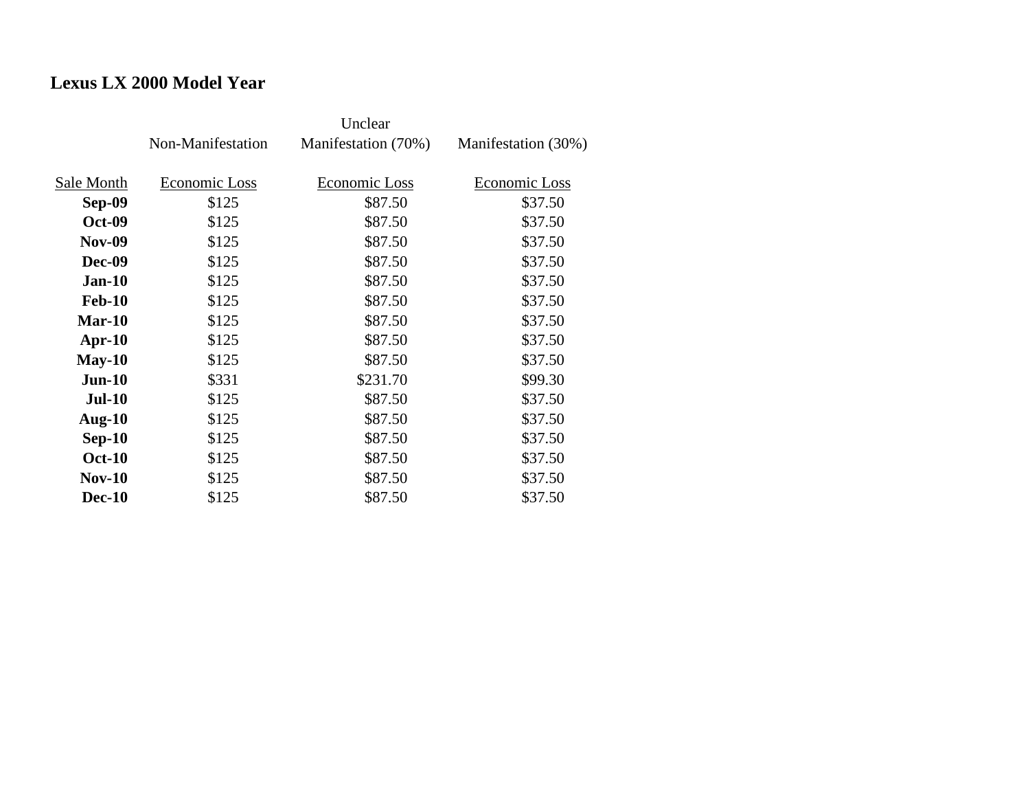## Lexus LX 2000 Model Year

| | Non-Manifestation | Unclear Manifestation (70%) | Manifestation (30%) |
|---|---|---|---|
| Sale Month | Economic Loss | Economic Loss | Economic Loss |
| **Sep-09** | $125 | $87.50 | $37.50 |
| **Oct-09** | $125 | $87.50 | $37.50 |
| **Nov-09** | $125 | $87.50 | $37.50 |
| **Dec-09** | $125 | $87.50 | $37.50 |
| **Jan-10** | $125 | $87.50 | $37.50 |
| **Feb-10** | $125 | $87.50 | $37.50 |
| **Mar-10** | $125 | $87.50 | $37.50 |
| **Apr-10** | $125 | $87.50 | $37.50 |
| **May-10** | $125 | $87.50 | $37.50 |
| **Jun-10** | $331 | $231.70 | $99.30 |
| **Jul-10** | $125 | $87.50 | $37.50 |
| **Aug-10** | $125 | $87.50 | $37.50 |
| **Sep-10** | $125 | $87.50 | $37.50 |
| **Oct-10** | $125 | $87.50 | $37.50 |
| **Nov-10** | $125 | $87.50 | $37.50 |
| **Dec-10** | $125 | $87.50 | $37.50 |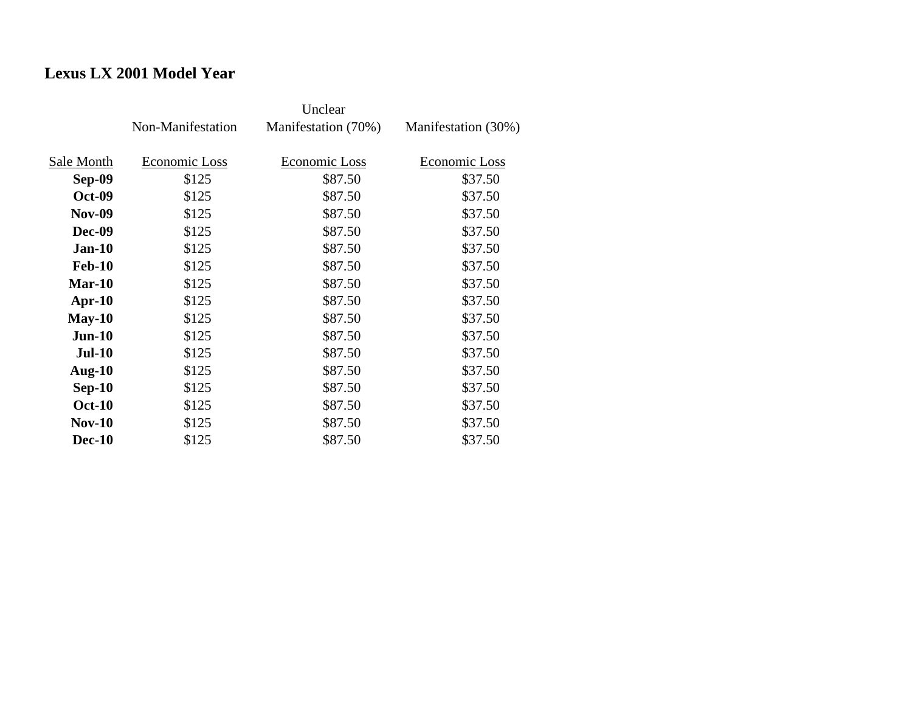## Lexus LX 2001 Model Year

| Sale Month | Non-Manifestation Economic Loss | Unclear Manifestation (70%) Economic Loss | Manifestation (30%) Economic Loss |
|---|---|---|---|
| **Sep-09** | $125 | $87.50 | $37.50 |
| **Oct-09** | $125 | $87.50 | $37.50 |
| **Nov-09** | $125 | $87.50 | $37.50 |
| **Dec-09** | $125 | $87.50 | $37.50 |
| **Jan-10** | $125 | $87.50 | $37.50 |
| **Feb-10** | $125 | $87.50 | $37.50 |
| **Mar-10** | $125 | $87.50 | $37.50 |
| **Apr-10** | $125 | $87.50 | $37.50 |
| **May-10** | $125 | $87.50 | $37.50 |
| **Jun-10** | $125 | $87.50 | $37.50 |
| **Jul-10** | $125 | $87.50 | $37.50 |
| **Aug-10** | $125 | $87.50 | $37.50 |
| **Sep-10** | $125 | $87.50 | $37.50 |
| **Oct-10** | $125 | $87.50 | $37.50 |
| **Nov-10** | $125 | $87.50 | $37.50 |
| **Dec-10** | $125 | $87.50 | $37.50 |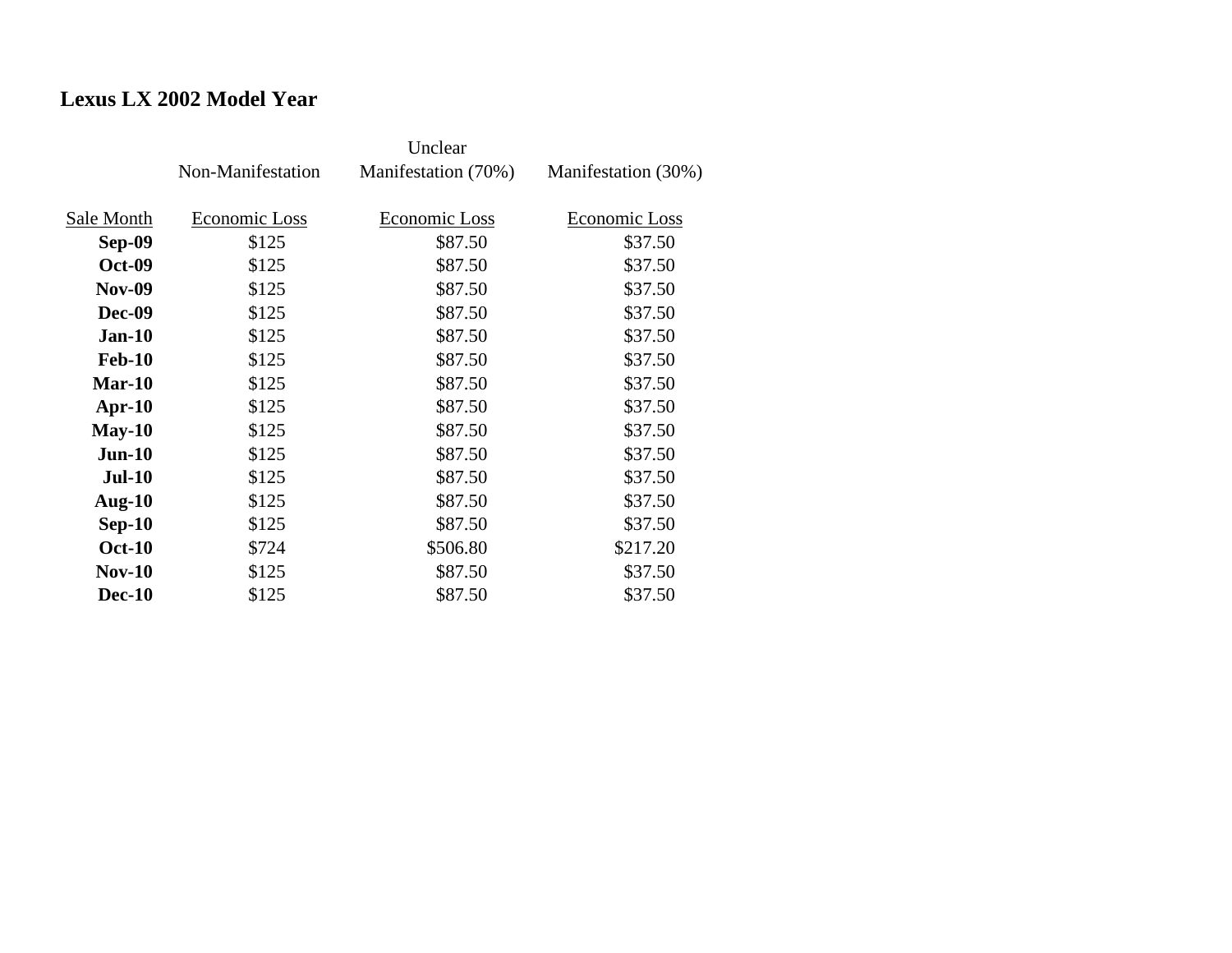## Lexus LX 2002 Model Year

| | Non-Manifestation | Unclear Manifestation (70%) | Manifestation (30%) |
|---|---|---|---|
| Sale Month | Economic Loss | Economic Loss | Economic Loss |
| **Sep-09** | $125 | $87.50 | $37.50 |
| **Oct-09** | $125 | $87.50 | $37.50 |
| **Nov-09** | $125 | $87.50 | $37.50 |
| **Dec-09** | $125 | $87.50 | $37.50 |
| **Jan-10** | $125 | $87.50 | $37.50 |
| **Feb-10** | $125 | $87.50 | $37.50 |
| **Mar-10** | $125 | $87.50 | $37.50 |
| **Apr-10** | $125 | $87.50 | $37.50 |
| **May-10** | $125 | $87.50 | $37.50 |
| **Jun-10** | $125 | $87.50 | $37.50 |
| **Jul-10** | $125 | $87.50 | $37.50 |
| **Aug-10** | $125 | $87.50 | $37.50 |
| **Sep-10** | $125 | $87.50 | $37.50 |
| **Oct-10** | $724 | $506.80 | $217.20 |
| **Nov-10** | $125 | $87.50 | $37.50 |
| **Dec-10** | $125 | $87.50 | $37.50 |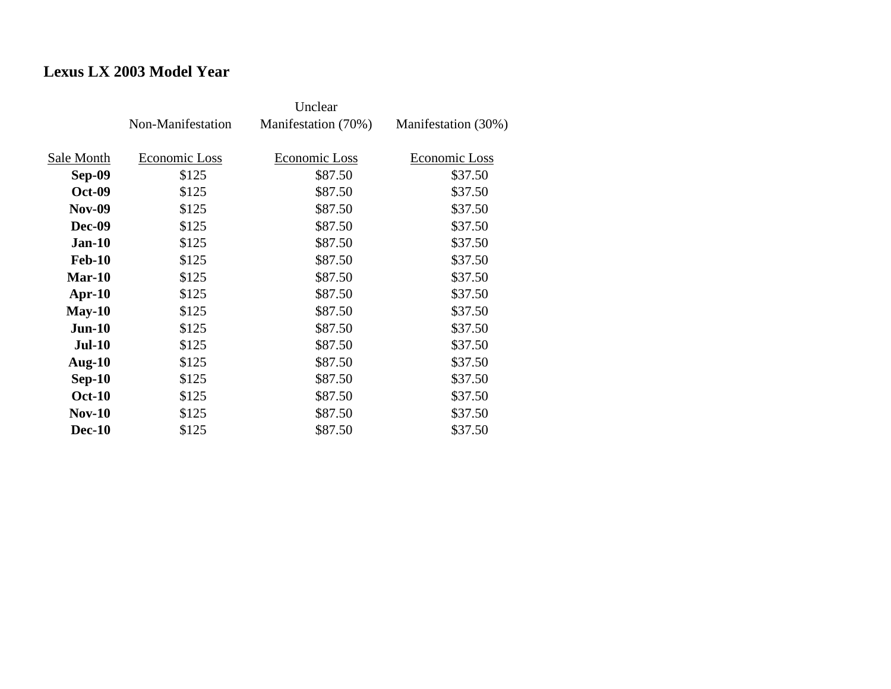## Lexus LX 2003 Model Year

| | Non-Manifestation | Unclear Manifestation (70%) | Manifestation (30%) |
|---|---|---|---|
| Sale Month | Economic Loss | Economic Loss | Economic Loss |
| **Sep-09** | $125 | $87.50 | $37.50 |
| **Oct-09** | $125 | $87.50 | $37.50 |
| **Nov-09** | $125 | $87.50 | $37.50 |
| **Dec-09** | $125 | $87.50 | $37.50 |
| **Jan-10** | $125 | $87.50 | $37.50 |
| **Feb-10** | $125 | $87.50 | $37.50 |
| **Mar-10** | $125 | $87.50 | $37.50 |
| **Apr-10** | $125 | $87.50 | $37.50 |
| **May-10** | $125 | $87.50 | $37.50 |
| **Jun-10** | $125 | $87.50 | $37.50 |
| **Jul-10** | $125 | $87.50 | $37.50 |
| **Aug-10** | $125 | $87.50 | $37.50 |
| **Sep-10** | $125 | $87.50 | $37.50 |
| **Oct-10** | $125 | $87.50 | $37.50 |
| **Nov-10** | $125 | $87.50 | $37.50 |
| **Dec-10** | $125 | $87.50 | $37.50 |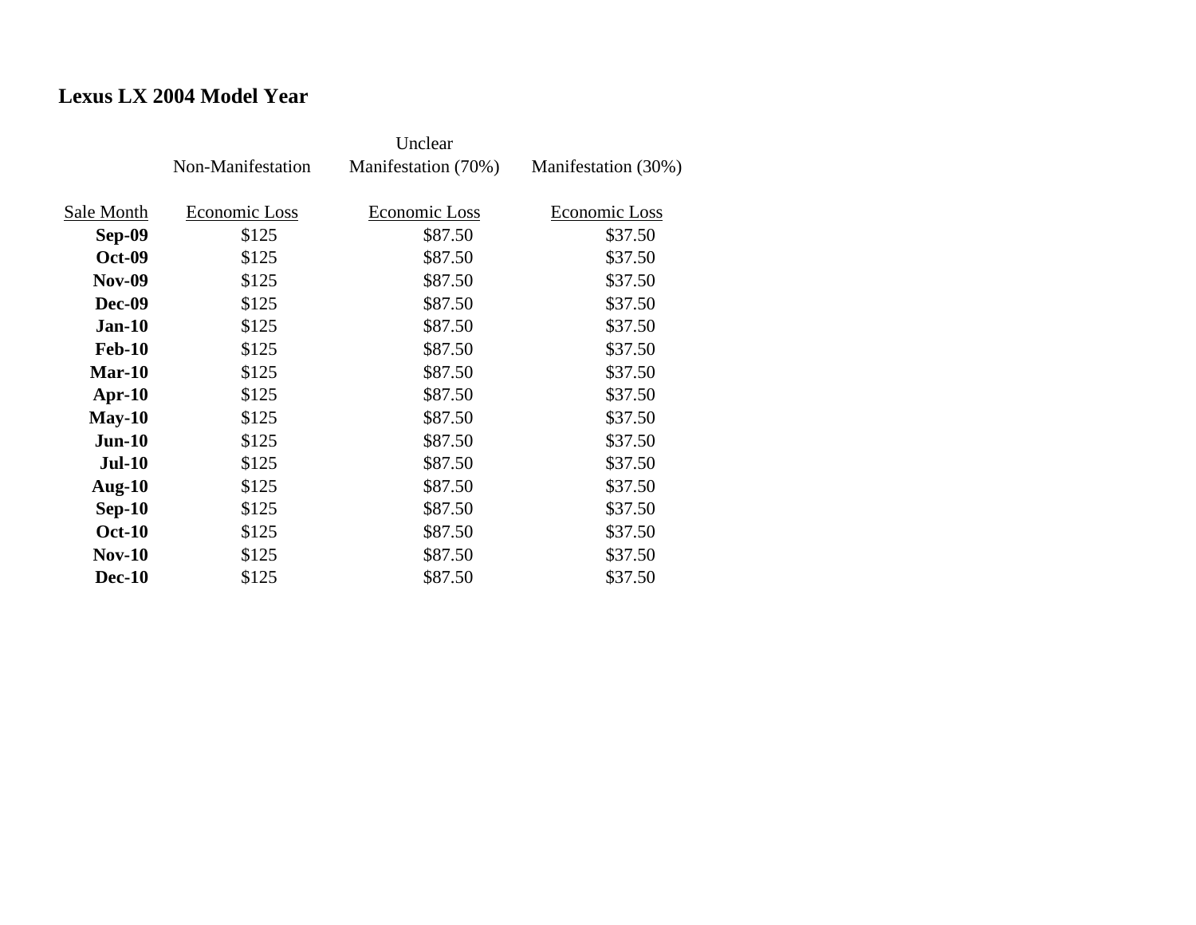**Lexus LX 2004 Model Year**

| Sale Month | Non-Manifestation<br>Economic Loss | Unclear Manifestation (70%)<br>Economic Loss | Manifestation (30%)<br>Economic Loss |
|---|---|---|---|
| **Sep-09** | $125 | $87.50 | $37.50 |
| **Oct-09** | $125 | $87.50 | $37.50 |
| **Nov-09** | $125 | $87.50 | $37.50 |
| **Dec-09** | $125 | $87.50 | $37.50 |
| **Jan-10** | $125 | $87.50 | $37.50 |
| **Feb-10** | $125 | $87.50 | $37.50 |
| **Mar-10** | $125 | $87.50 | $37.50 |
| **Apr-10** | $125 | $87.50 | $37.50 |
| **May-10** | $125 | $87.50 | $37.50 |
| **Jun-10** | $125 | $87.50 | $37.50 |
| **Jul-10** | $125 | $87.50 | $37.50 |
| **Aug-10** | $125 | $87.50 | $37.50 |
| **Sep-10** | $125 | $87.50 | $37.50 |
| **Oct-10** | $125 | $87.50 | $37.50 |
| **Nov-10** | $125 | $87.50 | $37.50 |
| **Dec-10** | $125 | $87.50 | $37.50 |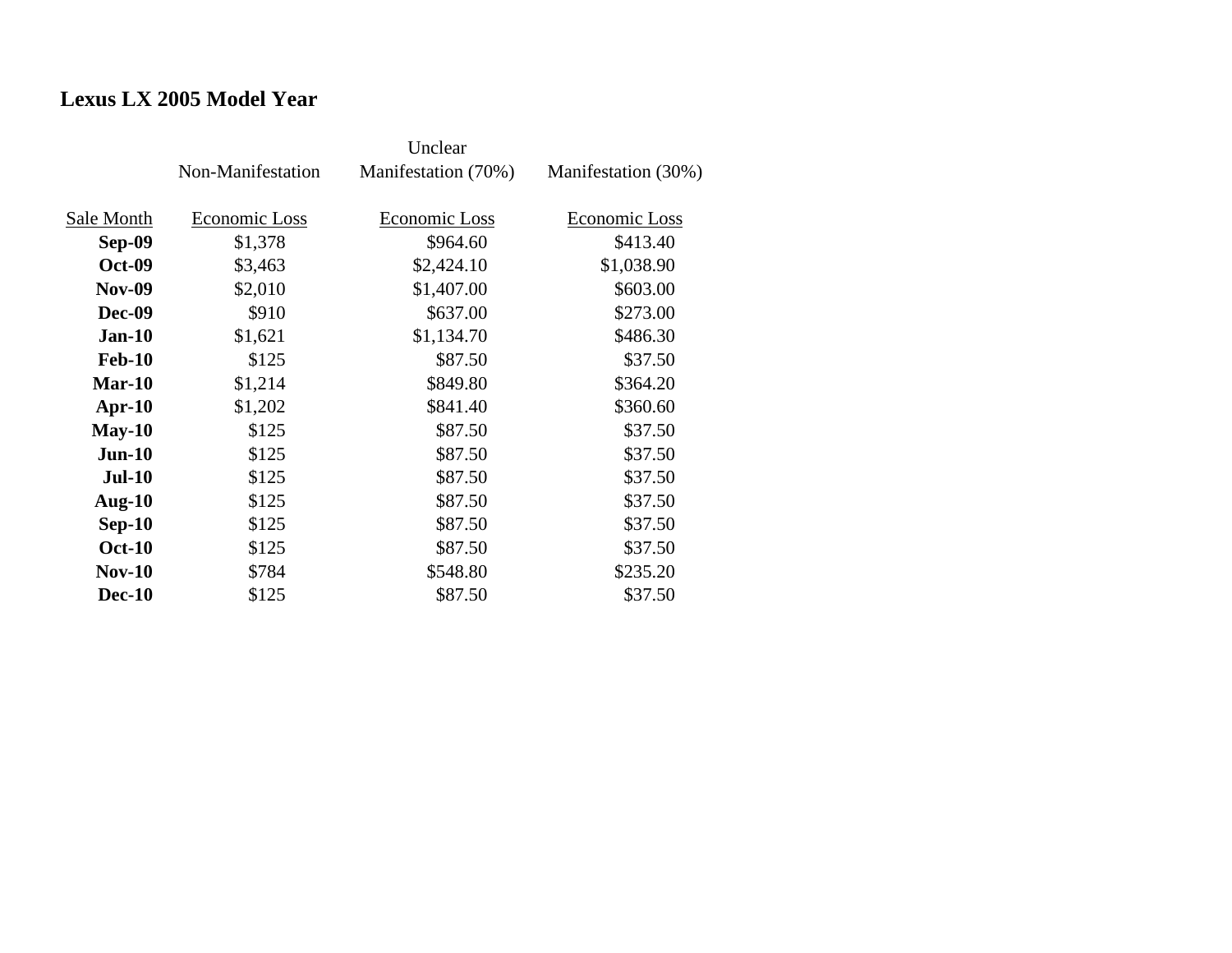**Lexus LX 2005 Model Year**

| Sale Month | Non-Manifestation Economic Loss | Unclear Manifestation (70%) Economic Loss | Manifestation (30%) Economic Loss |
|---|---|---|---|
| **Sep-09** | $1,378 | $964.60 | $413.40 |
| **Oct-09** | $3,463 | $2,424.10 | $1,038.90 |
| **Nov-09** | $2,010 | $1,407.00 | $603.00 |
| **Dec-09** | $910 | $637.00 | $273.00 |
| **Jan-10** | $1,621 | $1,134.70 | $486.30 |
| **Feb-10** | $125 | $87.50 | $37.50 |
| **Mar-10** | $1,214 | $849.80 | $364.20 |
| **Apr-10** | $1,202 | $841.40 | $360.60 |
| **May-10** | $125 | $87.50 | $37.50 |
| **Jun-10** | $125 | $87.50 | $37.50 |
| **Jul-10** | $125 | $87.50 | $37.50 |
| **Aug-10** | $125 | $87.50 | $37.50 |
| **Sep-10** | $125 | $87.50 | $37.50 |
| **Oct-10** | $125 | $87.50 | $37.50 |
| **Nov-10** | $784 | $548.80 | $235.20 |
| **Dec-10** | $125 | $87.50 | $37.50 |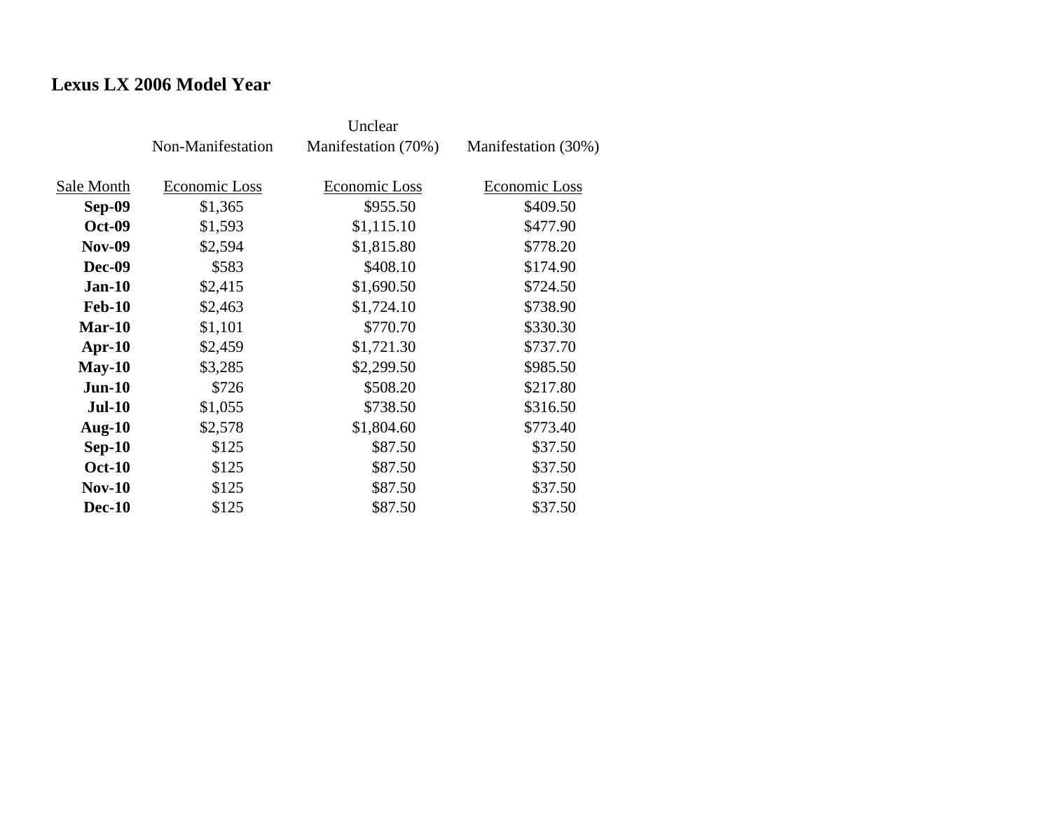**Lexus LX 2006 Model Year**

| | Non-Manifestation | Unclear Manifestation (70%) | Manifestation (30%) |
|---|---|---|---|
| Sale Month | Economic Loss | Economic Loss | Economic Loss |
| **Sep-09** | $1,365 | $955.50 | $409.50 |
| **Oct-09** | $1,593 | $1,115.10 | $477.90 |
| **Nov-09** | $2,594 | $1,815.80 | $778.20 |
| **Dec-09** | $583 | $408.10 | $174.90 |
| **Jan-10** | $2,415 | $1,690.50 | $724.50 |
| **Feb-10** | $2,463 | $1,724.10 | $738.90 |
| **Mar-10** | $1,101 | $770.70 | $330.30 |
| **Apr-10** | $2,459 | $1,721.30 | $737.70 |
| **May-10** | $3,285 | $2,299.50 | $985.50 |
| **Jun-10** | $726 | $508.20 | $217.80 |
| **Jul-10** | $1,055 | $738.50 | $316.50 |
| **Aug-10** | $2,578 | $1,804.60 | $773.40 |
| **Sep-10** | $125 | $87.50 | $37.50 |
| **Oct-10** | $125 | $87.50 | $37.50 |
| **Nov-10** | $125 | $87.50 | $37.50 |
| **Dec-10** | $125 | $87.50 | $37.50 |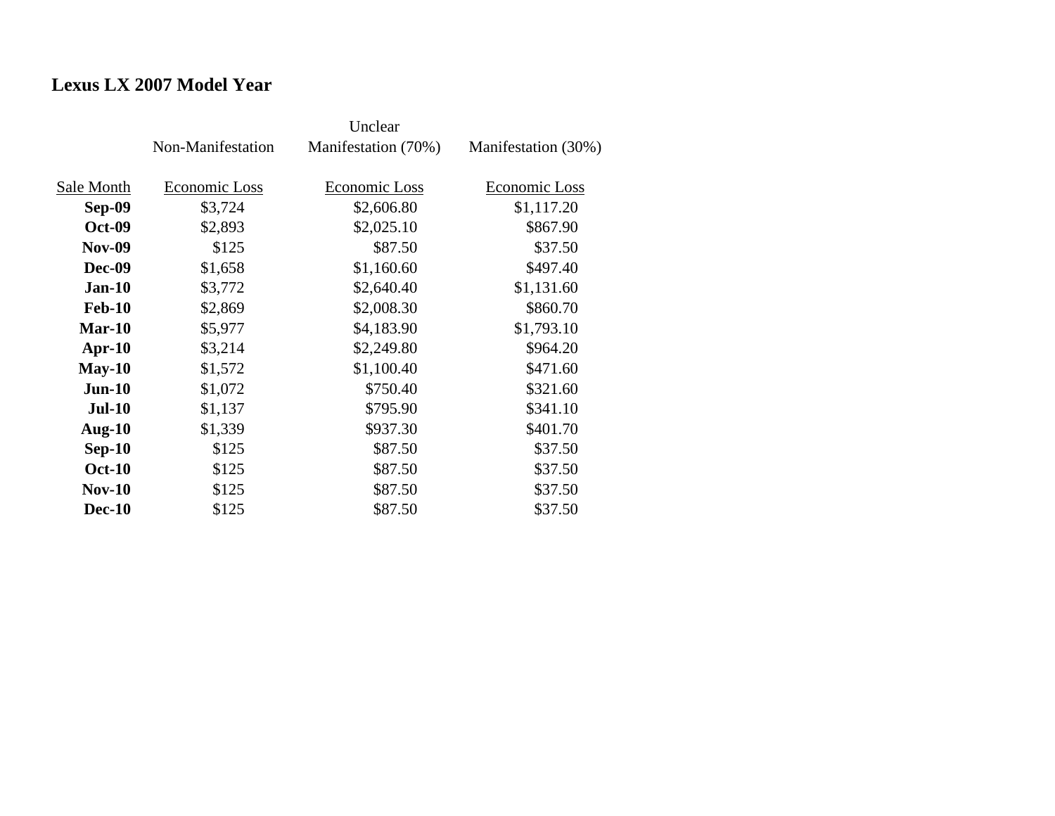**Lexus LX 2007 Model Year**

| | Non-Manifestation | Unclear Manifestation (70%) | Manifestation (30%) |
|---|---|---|---|
| Sale Month | Economic Loss | Economic Loss | Economic Loss |
| **Sep-09** | $3,724 | $2,606.80 | $1,117.20 |
| **Oct-09** | $2,893 | $2,025.10 | $867.90 |
| **Nov-09** | $125 | $87.50 | $37.50 |
| **Dec-09** | $1,658 | $1,160.60 | $497.40 |
| **Jan-10** | $3,772 | $2,640.40 | $1,131.60 |
| **Feb-10** | $2,869 | $2,008.30 | $860.70 |
| **Mar-10** | $5,977 | $4,183.90 | $1,793.10 |
| **Apr-10** | $3,214 | $2,249.80 | $964.20 |
| **May-10** | $1,572 | $1,100.40 | $471.60 |
| **Jun-10** | $1,072 | $750.40 | $321.60 |
| **Jul-10** | $1,137 | $795.90 | $341.10 |
| **Aug-10** | $1,339 | $937.30 | $401.70 |
| **Sep-10** | $125 | $87.50 | $37.50 |
| **Oct-10** | $125 | $87.50 | $37.50 |
| **Nov-10** | $125 | $87.50 | $37.50 |
| **Dec-10** | $125 | $87.50 | $37.50 |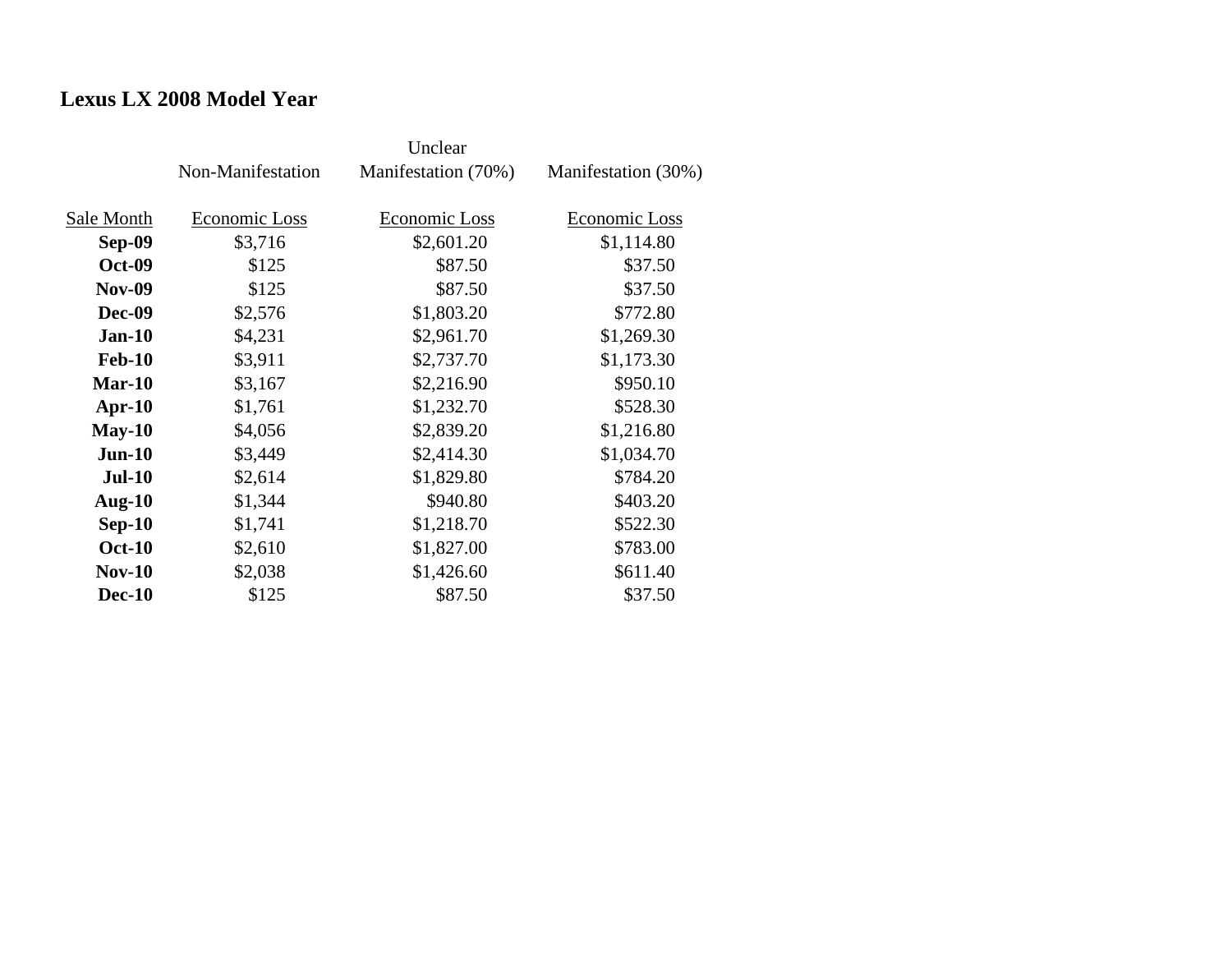## Lexus LX 2008 Model Year

| Sale Month | Non-Manifestation Economic Loss | Unclear Manifestation (70%) Economic Loss | Manifestation (30%) Economic Loss |
|---|---|---|---|
| **Sep-09** | $3,716 | $2,601.20 | $1,114.80 |
| **Oct-09** | $125 | $87.50 | $37.50 |
| **Nov-09** | $125 | $87.50 | $37.50 |
| **Dec-09** | $2,576 | $1,803.20 | $772.80 |
| **Jan-10** | $4,231 | $2,961.70 | $1,269.30 |
| **Feb-10** | $3,911 | $2,737.70 | $1,173.30 |
| **Mar-10** | $3,167 | $2,216.90 | $950.10 |
| **Apr-10** | $1,761 | $1,232.70 | $528.30 |
| **May-10** | $4,056 | $2,839.20 | $1,216.80 |
| **Jun-10** | $3,449 | $2,414.30 | $1,034.70 |
| **Jul-10** | $2,614 | $1,829.80 | $784.20 |
| **Aug-10** | $1,344 | $940.80 | $403.20 |
| **Sep-10** | $1,741 | $1,218.70 | $522.30 |
| **Oct-10** | $2,610 | $1,827.00 | $783.00 |
| **Nov-10** | $2,038 | $1,426.60 | $611.40 |
| **Dec-10** | $125 | $87.50 | $37.50 |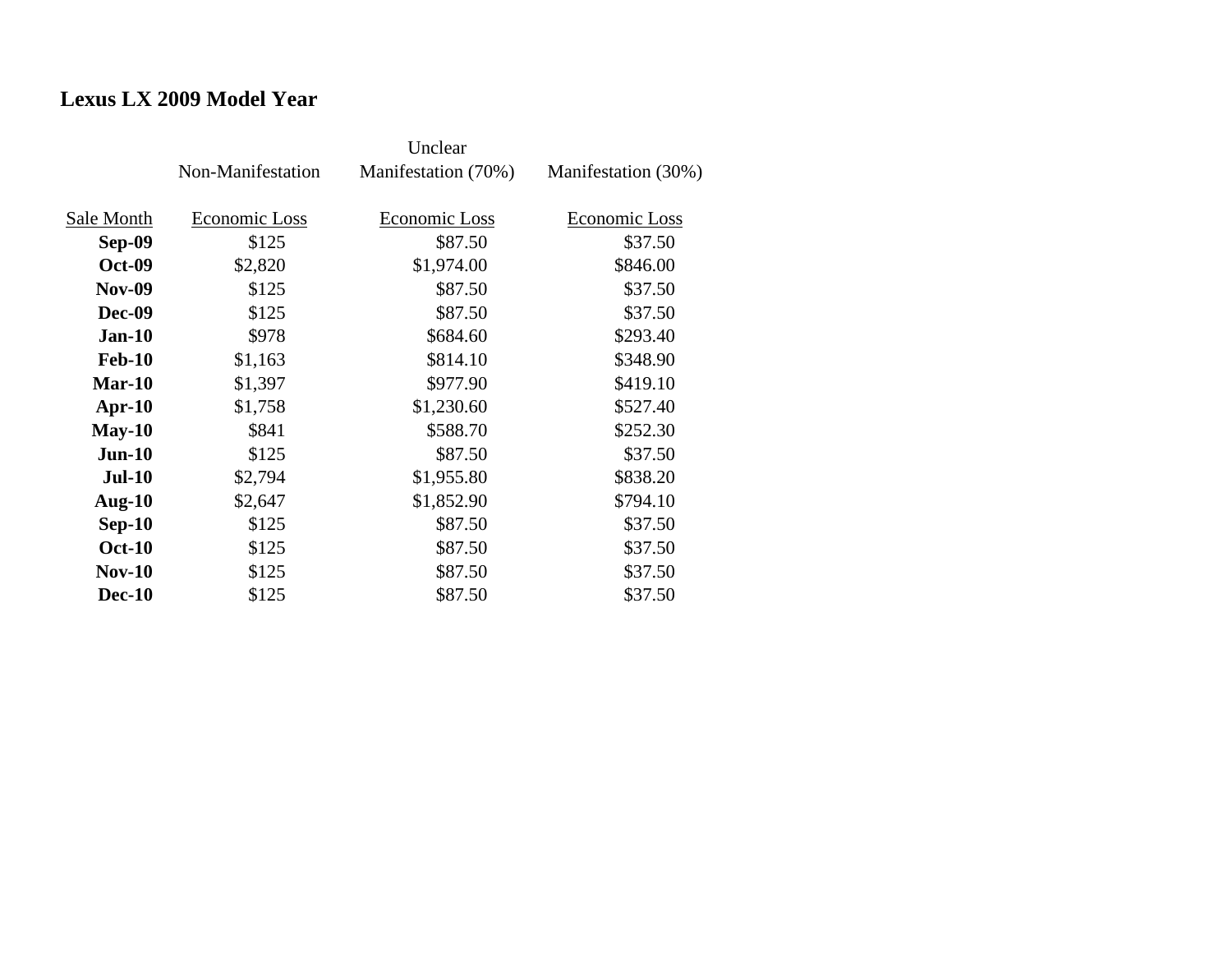**Lexus LX 2009 Model Year**

| Sale Month | Non-Manifestation<br>Economic Loss | Unclear Manifestation (70%)<br>Economic Loss | Manifestation (30%)<br>Economic Loss |
|---|---|---|---|
| **Sep-09** | $125 | $87.50 | $37.50 |
| **Oct-09** | $2,820 | $1,974.00 | $846.00 |
| **Nov-09** | $125 | $87.50 | $37.50 |
| **Dec-09** | $125 | $87.50 | $37.50 |
| **Jan-10** | $978 | $684.60 | $293.40 |
| **Feb-10** | $1,163 | $814.10 | $348.90 |
| **Mar-10** | $1,397 | $977.90 | $419.10 |
| **Apr-10** | $1,758 | $1,230.60 | $527.40 |
| **May-10** | $841 | $588.70 | $252.30 |
| **Jun-10** | $125 | $87.50 | $37.50 |
| **Jul-10** | $2,794 | $1,955.80 | $838.20 |
| **Aug-10** | $2,647 | $1,852.90 | $794.10 |
| **Sep-10** | $125 | $87.50 | $37.50 |
| **Oct-10** | $125 | $87.50 | $37.50 |
| **Nov-10** | $125 | $87.50 | $37.50 |
| **Dec-10** | $125 | $87.50 | $37.50 |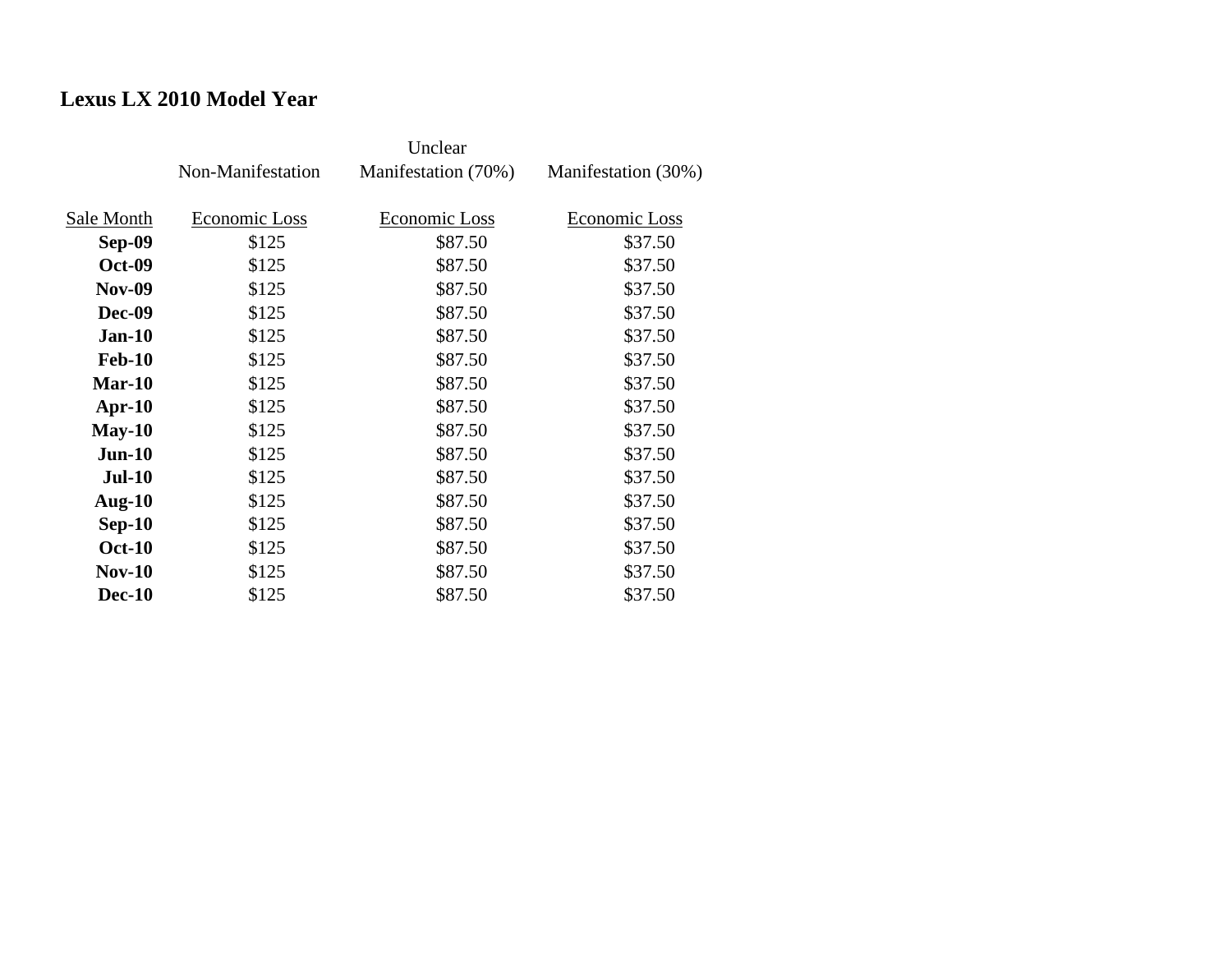## Lexus LX 2010 Model Year

| | Non-Manifestation | Unclear Manifestation (70%) | Manifestation (30%) |
|---|---|---|---|
| Sale Month | Economic Loss | Economic Loss | Economic Loss |
| **Sep-09** | $125 | $87.50 | $37.50 |
| **Oct-09** | $125 | $87.50 | $37.50 |
| **Nov-09** | $125 | $87.50 | $37.50 |
| **Dec-09** | $125 | $87.50 | $37.50 |
| **Jan-10** | $125 | $87.50 | $37.50 |
| **Feb-10** | $125 | $87.50 | $37.50 |
| **Mar-10** | $125 | $87.50 | $37.50 |
| **Apr-10** | $125 | $87.50 | $37.50 |
| **May-10** | $125 | $87.50 | $37.50 |
| **Jun-10** | $125 | $87.50 | $37.50 |
| **Jul-10** | $125 | $87.50 | $37.50 |
| **Aug-10** | $125 | $87.50 | $37.50 |
| **Sep-10** | $125 | $87.50 | $37.50 |
| **Oct-10** | $125 | $87.50 | $37.50 |
| **Nov-10** | $125 | $87.50 | $37.50 |
| **Dec-10** | $125 | $87.50 | $37.50 |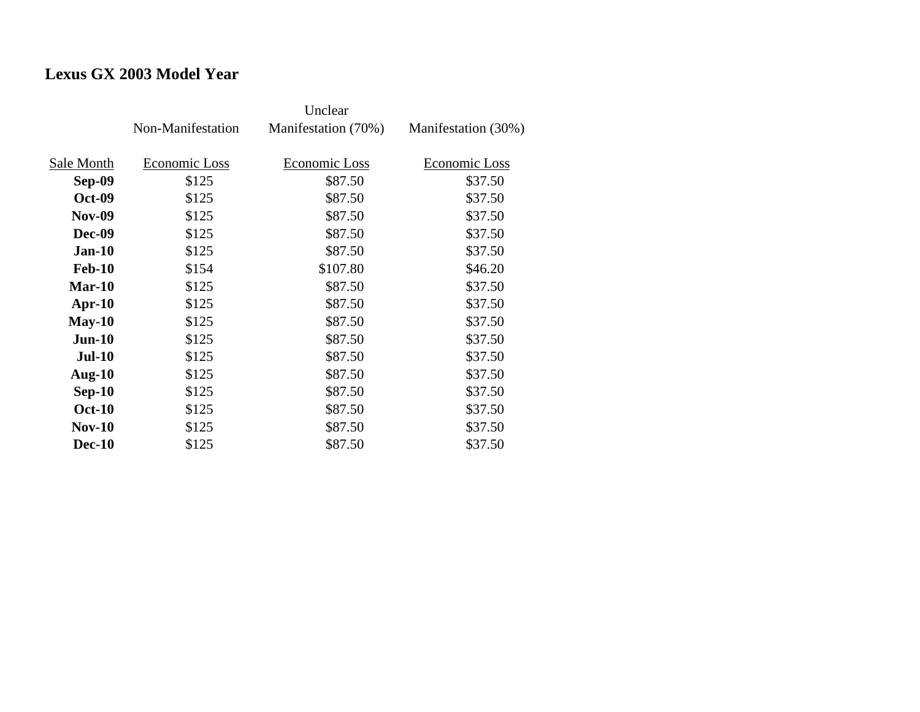## Lexus GX 2003 Model Year

| Sale Month | Non-Manifestation Economic Loss | Unclear Manifestation (70%) Economic Loss | Manifestation (30%) Economic Loss |
|---|---|---|---|
| **Sep-09** | $125 | $87.50 | $37.50 |
| **Oct-09** | $125 | $87.50 | $37.50 |
| **Nov-09** | $125 | $87.50 | $37.50 |
| **Dec-09** | $125 | $87.50 | $37.50 |
| **Jan-10** | $125 | $87.50 | $37.50 |
| **Feb-10** | $154 | $107.80 | $46.20 |
| **Mar-10** | $125 | $87.50 | $37.50 |
| **Apr-10** | $125 | $87.50 | $37.50 |
| **May-10** | $125 | $87.50 | $37.50 |
| **Jun-10** | $125 | $87.50 | $37.50 |
| **Jul-10** | $125 | $87.50 | $37.50 |
| **Aug-10** | $125 | $87.50 | $37.50 |
| **Sep-10** | $125 | $87.50 | $37.50 |
| **Oct-10** | $125 | $87.50 | $37.50 |
| **Nov-10** | $125 | $87.50 | $37.50 |
| **Dec-10** | $125 | $87.50 | $37.50 |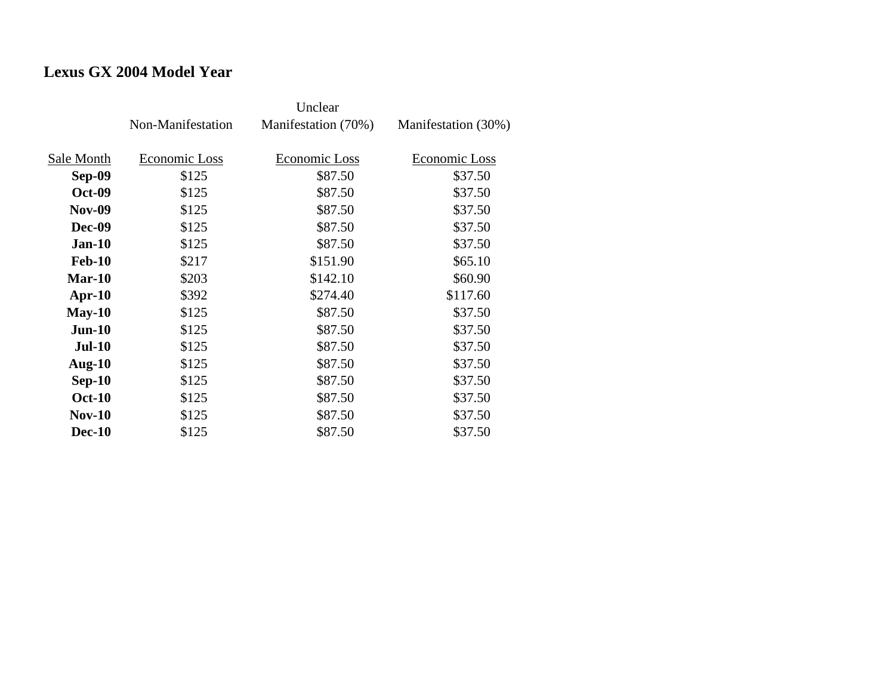**Lexus GX 2004 Model Year**

| | Non-Manifestation | Unclear Manifestation (70%) | Manifestation (30%) |
|---|---|---|---|
| Sale Month | Economic Loss | Economic Loss | Economic Loss |
| **Sep-09** | $125 | $87.50 | $37.50 |
| **Oct-09** | $125 | $87.50 | $37.50 |
| **Nov-09** | $125 | $87.50 | $37.50 |
| **Dec-09** | $125 | $87.50 | $37.50 |
| **Jan-10** | $125 | $87.50 | $37.50 |
| **Feb-10** | $217 | $151.90 | $65.10 |
| **Mar-10** | $203 | $142.10 | $60.90 |
| **Apr-10** | $392 | $274.40 | $117.60 |
| **May-10** | $125 | $87.50 | $37.50 |
| **Jun-10** | $125 | $87.50 | $37.50 |
| **Jul-10** | $125 | $87.50 | $37.50 |
| **Aug-10** | $125 | $87.50 | $37.50 |
| **Sep-10** | $125 | $87.50 | $37.50 |
| **Oct-10** | $125 | $87.50 | $37.50 |
| **Nov-10** | $125 | $87.50 | $37.50 |
| **Dec-10** | $125 | $87.50 | $37.50 |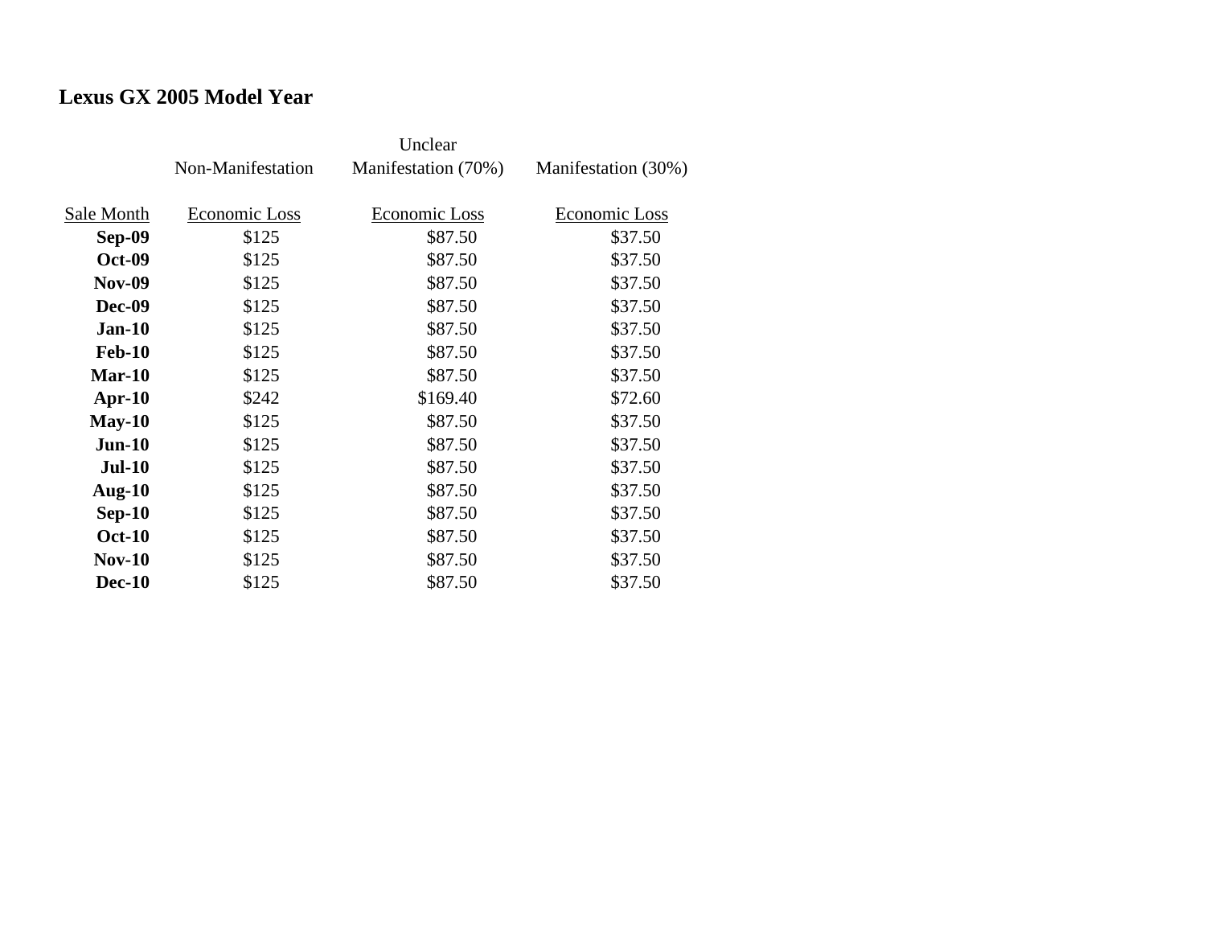**Lexus GX 2005 Model Year**

| | Non-Manifestation | Unclear Manifestation (70%) | Manifestation (30%) |
|---|---|---|---|
| Sale Month | Economic Loss | Economic Loss | Economic Loss |
| **Sep-09** | $125 | $87.50 | $37.50 |
| **Oct-09** | $125 | $87.50 | $37.50 |
| **Nov-09** | $125 | $87.50 | $37.50 |
| **Dec-09** | $125 | $87.50 | $37.50 |
| **Jan-10** | $125 | $87.50 | $37.50 |
| **Feb-10** | $125 | $87.50 | $37.50 |
| **Mar-10** | $125 | $87.50 | $37.50 |
| **Apr-10** | $242 | $169.40 | $72.60 |
| **May-10** | $125 | $87.50 | $37.50 |
| **Jun-10** | $125 | $87.50 | $37.50 |
| **Jul-10** | $125 | $87.50 | $37.50 |
| **Aug-10** | $125 | $87.50 | $37.50 |
| **Sep-10** | $125 | $87.50 | $37.50 |
| **Oct-10** | $125 | $87.50 | $37.50 |
| **Nov-10** | $125 | $87.50 | $37.50 |
| **Dec-10** | $125 | $87.50 | $37.50 |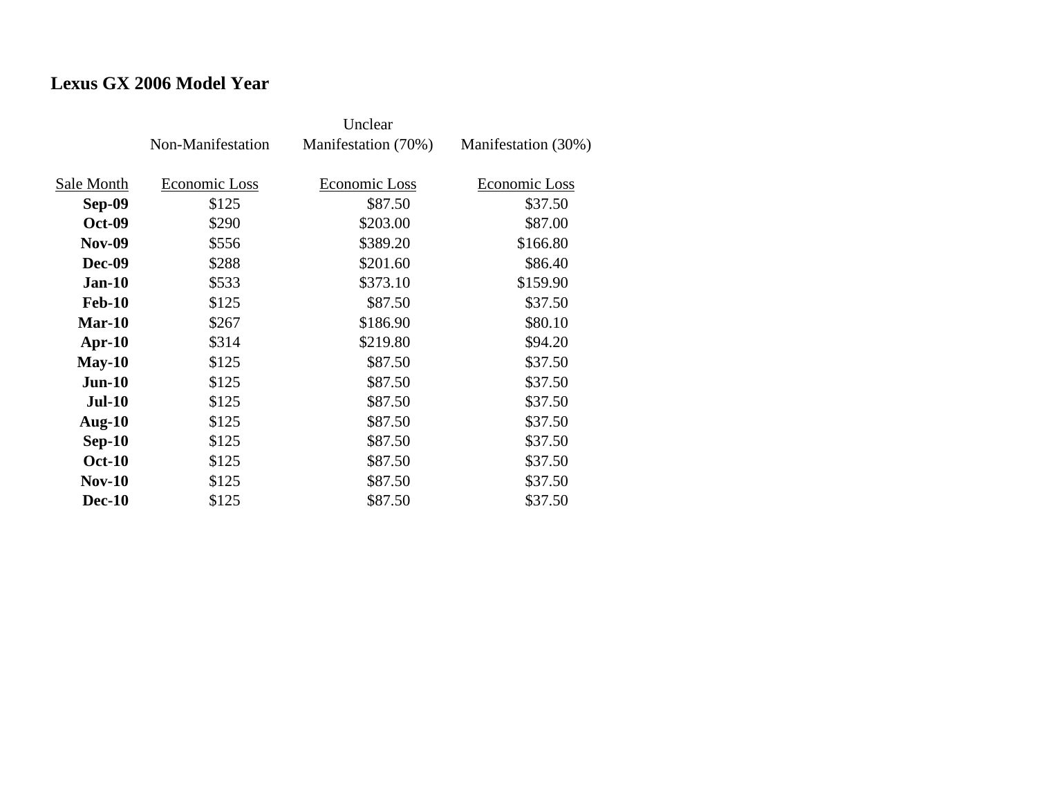## Lexus GX 2006 Model Year

| Sale Month | Non-Manifestation<br>Economic Loss | Unclear Manifestation (70%)<br>Economic Loss | Manifestation (30%)<br>Economic Loss |
|---|---|---|---|
| **Sep-09** | $125 | $87.50 | $37.50 |
| **Oct-09** | $290 | $203.00 | $87.00 |
| **Nov-09** | $556 | $389.20 | $166.80 |
| **Dec-09** | $288 | $201.60 | $86.40 |
| **Jan-10** | $533 | $373.10 | $159.90 |
| **Feb-10** | $125 | $87.50 | $37.50 |
| **Mar-10** | $267 | $186.90 | $80.10 |
| **Apr-10** | $314 | $219.80 | $94.20 |
| **May-10** | $125 | $87.50 | $37.50 |
| **Jun-10** | $125 | $87.50 | $37.50 |
| **Jul-10** | $125 | $87.50 | $37.50 |
| **Aug-10** | $125 | $87.50 | $37.50 |
| **Sep-10** | $125 | $87.50 | $37.50 |
| **Oct-10** | $125 | $87.50 | $37.50 |
| **Nov-10** | $125 | $87.50 | $37.50 |
| **Dec-10** | $125 | $87.50 | $37.50 |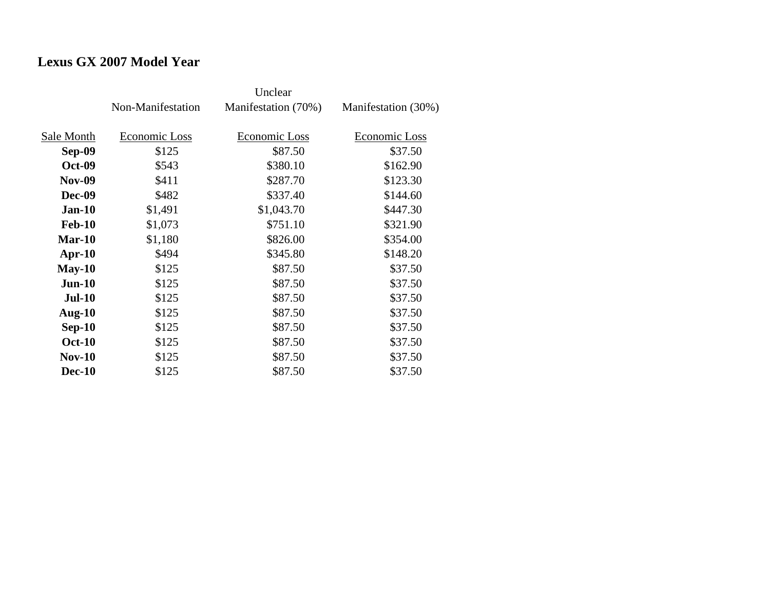## Lexus GX 2007 Model Year

| Sale Month | Non-Manifestation Economic Loss | Unclear Manifestation (70%) Economic Loss | Manifestation (30%) Economic Loss |
|---|---|---|---|
| **Sep-09** | $125 | $87.50 | $37.50 |
| **Oct-09** | $543 | $380.10 | $162.90 |
| **Nov-09** | $411 | $287.70 | $123.30 |
| **Dec-09** | $482 | $337.40 | $144.60 |
| **Jan-10** | $1,491 | $1,043.70 | $447.30 |
| **Feb-10** | $1,073 | $751.10 | $321.90 |
| **Mar-10** | $1,180 | $826.00 | $354.00 |
| **Apr-10** | $494 | $345.80 | $148.20 |
| **May-10** | $125 | $87.50 | $37.50 |
| **Jun-10** | $125 | $87.50 | $37.50 |
| **Jul-10** | $125 | $87.50 | $37.50 |
| **Aug-10** | $125 | $87.50 | $37.50 |
| **Sep-10** | $125 | $87.50 | $37.50 |
| **Oct-10** | $125 | $87.50 | $37.50 |
| **Nov-10** | $125 | $87.50 | $37.50 |
| **Dec-10** | $125 | $87.50 | $37.50 |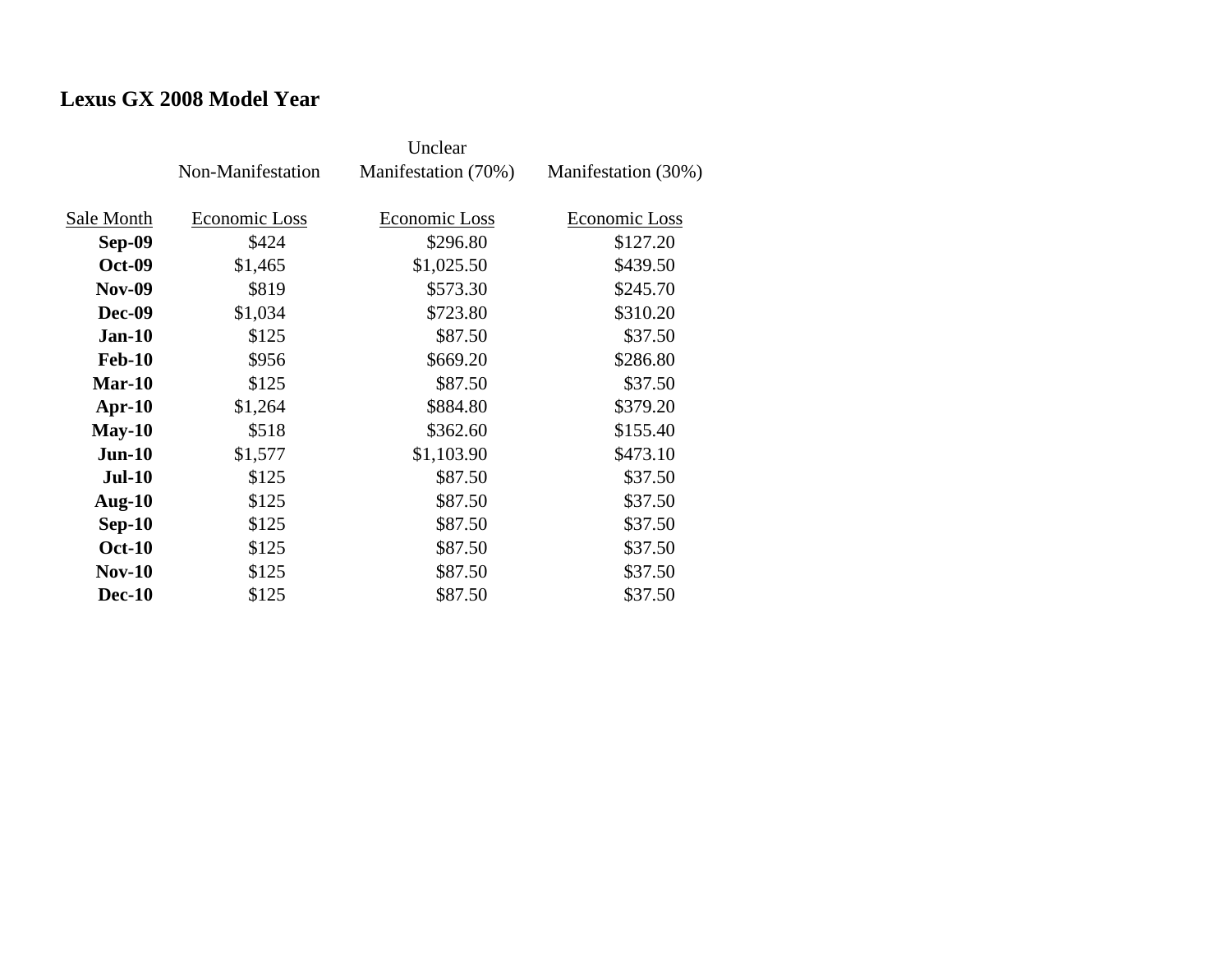## Lexus GX 2008 Model Year

| Sale Month | Non-Manifestation Economic Loss | Unclear Manifestation (70%) Economic Loss | Manifestation (30%) Economic Loss |
|---|---|---|---|
| **Sep-09** | $424 | $296.80 | $127.20 |
| **Oct-09** | $1,465 | $1,025.50 | $439.50 |
| **Nov-09** | $819 | $573.30 | $245.70 |
| **Dec-09** | $1,034 | $723.80 | $310.20 |
| **Jan-10** | $125 | $87.50 | $37.50 |
| **Feb-10** | $956 | $669.20 | $286.80 |
| **Mar-10** | $125 | $87.50 | $37.50 |
| **Apr-10** | $1,264 | $884.80 | $379.20 |
| **May-10** | $518 | $362.60 | $155.40 |
| **Jun-10** | $1,577 | $1,103.90 | $473.10 |
| **Jul-10** | $125 | $87.50 | $37.50 |
| **Aug-10** | $125 | $87.50 | $37.50 |
| **Sep-10** | $125 | $87.50 | $37.50 |
| **Oct-10** | $125 | $87.50 | $37.50 |
| **Nov-10** | $125 | $87.50 | $37.50 |
| **Dec-10** | $125 | $87.50 | $37.50 |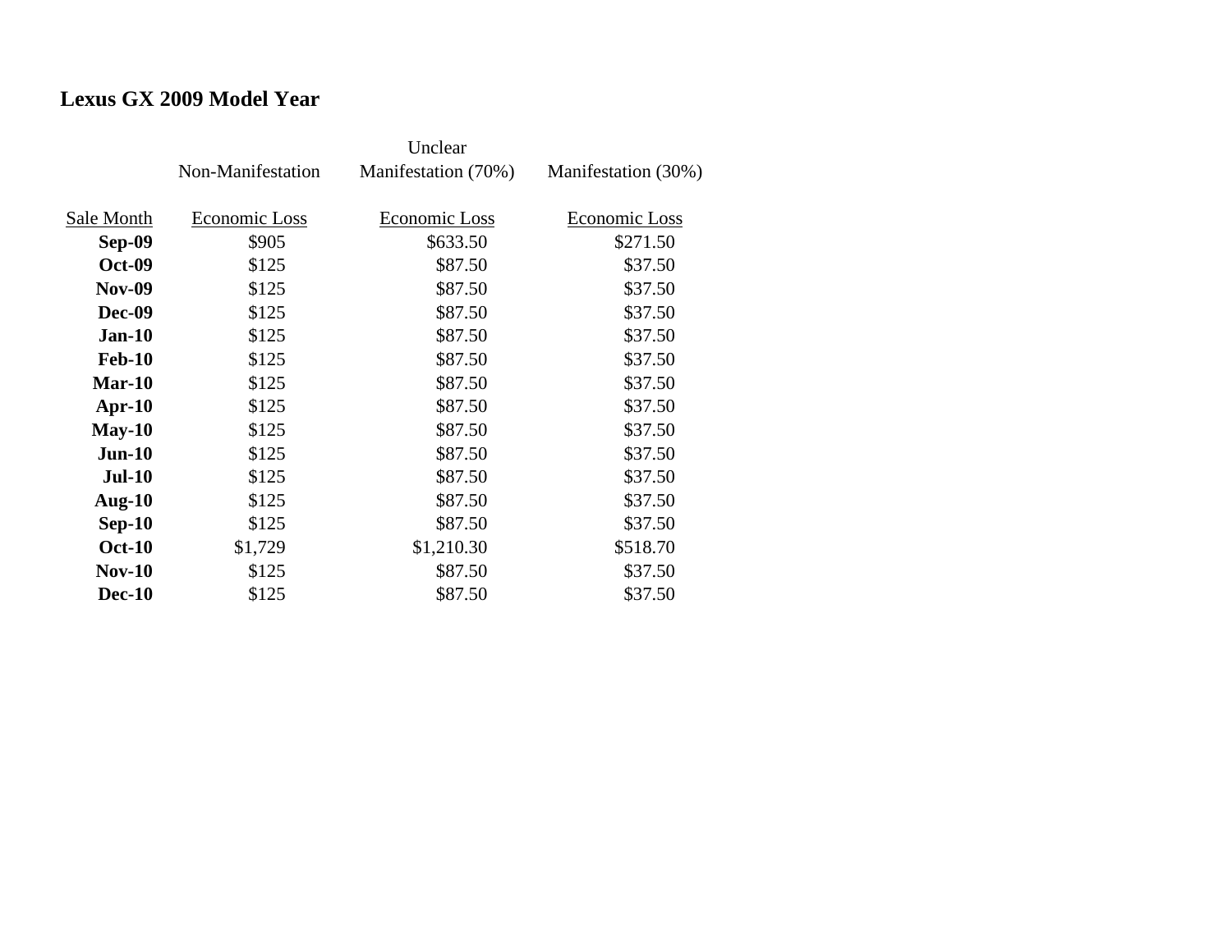**Lexus GX 2009 Model Year**

| | Non-Manifestation | Unclear Manifestation (70%) | Manifestation (30%) |
|---|---|---|---|
| Sale Month | Economic Loss | Economic Loss | Economic Loss |
| **Sep-09** | $905 | $633.50 | $271.50 |
| **Oct-09** | $125 | $87.50 | $37.50 |
| **Nov-09** | $125 | $87.50 | $37.50 |
| **Dec-09** | $125 | $87.50 | $37.50 |
| **Jan-10** | $125 | $87.50 | $37.50 |
| **Feb-10** | $125 | $87.50 | $37.50 |
| **Mar-10** | $125 | $87.50 | $37.50 |
| **Apr-10** | $125 | $87.50 | $37.50 |
| **May-10** | $125 | $87.50 | $37.50 |
| **Jun-10** | $125 | $87.50 | $37.50 |
| **Jul-10** | $125 | $87.50 | $37.50 |
| **Aug-10** | $125 | $87.50 | $37.50 |
| **Sep-10** | $125 | $87.50 | $37.50 |
| **Oct-10** | $1,729 | $1,210.30 | $518.70 |
| **Nov-10** | $125 | $87.50 | $37.50 |
| **Dec-10** | $125 | $87.50 | $37.50 |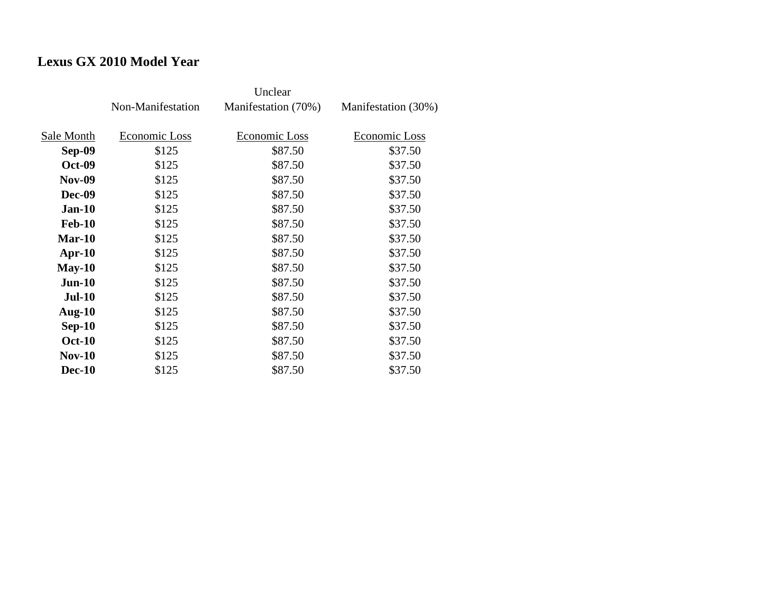**Lexus GX 2010 Model Year**

| | Non-Manifestation | Unclear Manifestation (70%) | Manifestation (30%) |
|---|---|---|---|
| Sale Month | Economic Loss | Economic Loss | Economic Loss |
| **Sep-09** | $125 | $87.50 | $37.50 |
| **Oct-09** | $125 | $87.50 | $37.50 |
| **Nov-09** | $125 | $87.50 | $37.50 |
| **Dec-09** | $125 | $87.50 | $37.50 |
| **Jan-10** | $125 | $87.50 | $37.50 |
| **Feb-10** | $125 | $87.50 | $37.50 |
| **Mar-10** | $125 | $87.50 | $37.50 |
| **Apr-10** | $125 | $87.50 | $37.50 |
| **May-10** | $125 | $87.50 | $37.50 |
| **Jun-10** | $125 | $87.50 | $37.50 |
| **Jul-10** | $125 | $87.50 | $37.50 |
| **Aug-10** | $125 | $87.50 | $37.50 |
| **Sep-10** | $125 | $87.50 | $37.50 |
| **Oct-10** | $125 | $87.50 | $37.50 |
| **Nov-10** | $125 | $87.50 | $37.50 |
| **Dec-10** | $125 | $87.50 | $37.50 |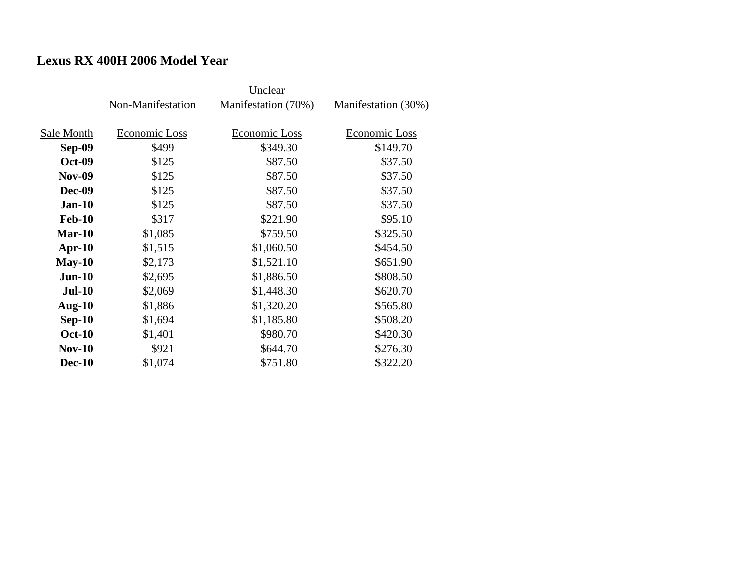**Lexus RX 400H 2006 Model Year**

| Sale Month | Non-Manifestation Economic Loss | Unclear Manifestation (70%) Economic Loss | Manifestation (30%) Economic Loss |
|---|---|---|---|
| **Sep-09** | $499 | $349.30 | $149.70 |
| **Oct-09** | $125 | $87.50 | $37.50 |
| **Nov-09** | $125 | $87.50 | $37.50 |
| **Dec-09** | $125 | $87.50 | $37.50 |
| **Jan-10** | $125 | $87.50 | $37.50 |
| **Feb-10** | $317 | $221.90 | $95.10 |
| **Mar-10** | $1,085 | $759.50 | $325.50 |
| **Apr-10** | $1,515 | $1,060.50 | $454.50 |
| **May-10** | $2,173 | $1,521.10 | $651.90 |
| **Jun-10** | $2,695 | $1,886.50 | $808.50 |
| **Jul-10** | $2,069 | $1,448.30 | $620.70 |
| **Aug-10** | $1,886 | $1,320.20 | $565.80 |
| **Sep-10** | $1,694 | $1,185.80 | $508.20 |
| **Oct-10** | $1,401 | $980.70 | $420.30 |
| **Nov-10** | $921 | $644.70 | $276.30 |
| **Dec-10** | $1,074 | $751.80 | $322.20 |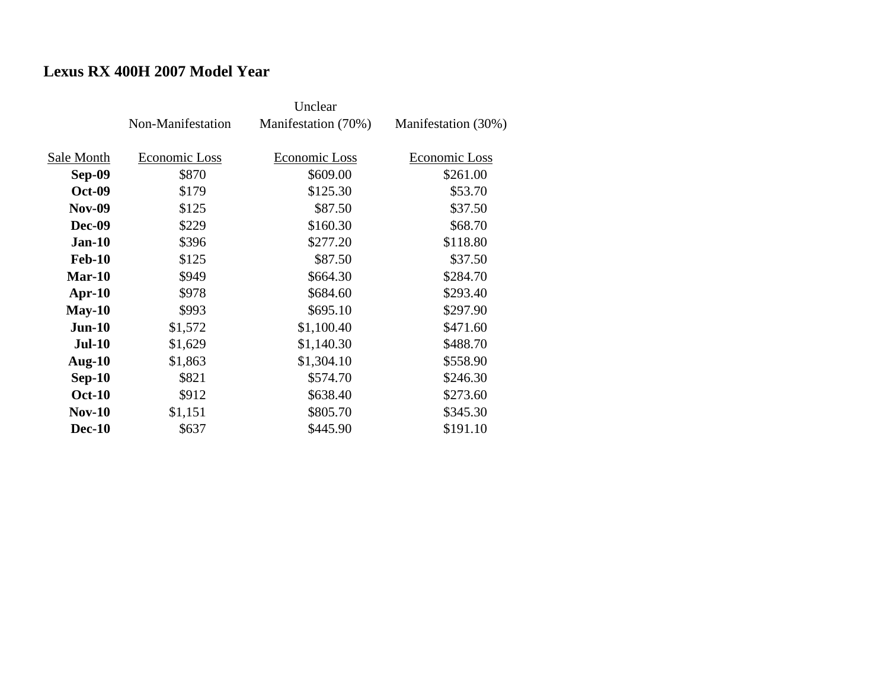## Lexus RX 400H 2007 Model Year

| | Non-Manifestation | Unclear Manifestation (70%) | Manifestation (30%) |
|---|---|---|---|
| Sale Month | Economic Loss | Economic Loss | Economic Loss |
| **Sep-09** | $870 | $609.00 | $261.00 |
| **Oct-09** | $179 | $125.30 | $53.70 |
| **Nov-09** | $125 | $87.50 | $37.50 |
| **Dec-09** | $229 | $160.30 | $68.70 |
| **Jan-10** | $396 | $277.20 | $118.80 |
| **Feb-10** | $125 | $87.50 | $37.50 |
| **Mar-10** | $949 | $664.30 | $284.70 |
| **Apr-10** | $978 | $684.60 | $293.40 |
| **May-10** | $993 | $695.10 | $297.90 |
| **Jun-10** | $1,572 | $1,100.40 | $471.60 |
| **Jul-10** | $1,629 | $1,140.30 | $488.70 |
| **Aug-10** | $1,863 | $1,304.10 | $558.90 |
| **Sep-10** | $821 | $574.70 | $246.30 |
| **Oct-10** | $912 | $638.40 | $273.60 |
| **Nov-10** | $1,151 | $805.70 | $345.30 |
| **Dec-10** | $637 | $445.90 | $191.10 |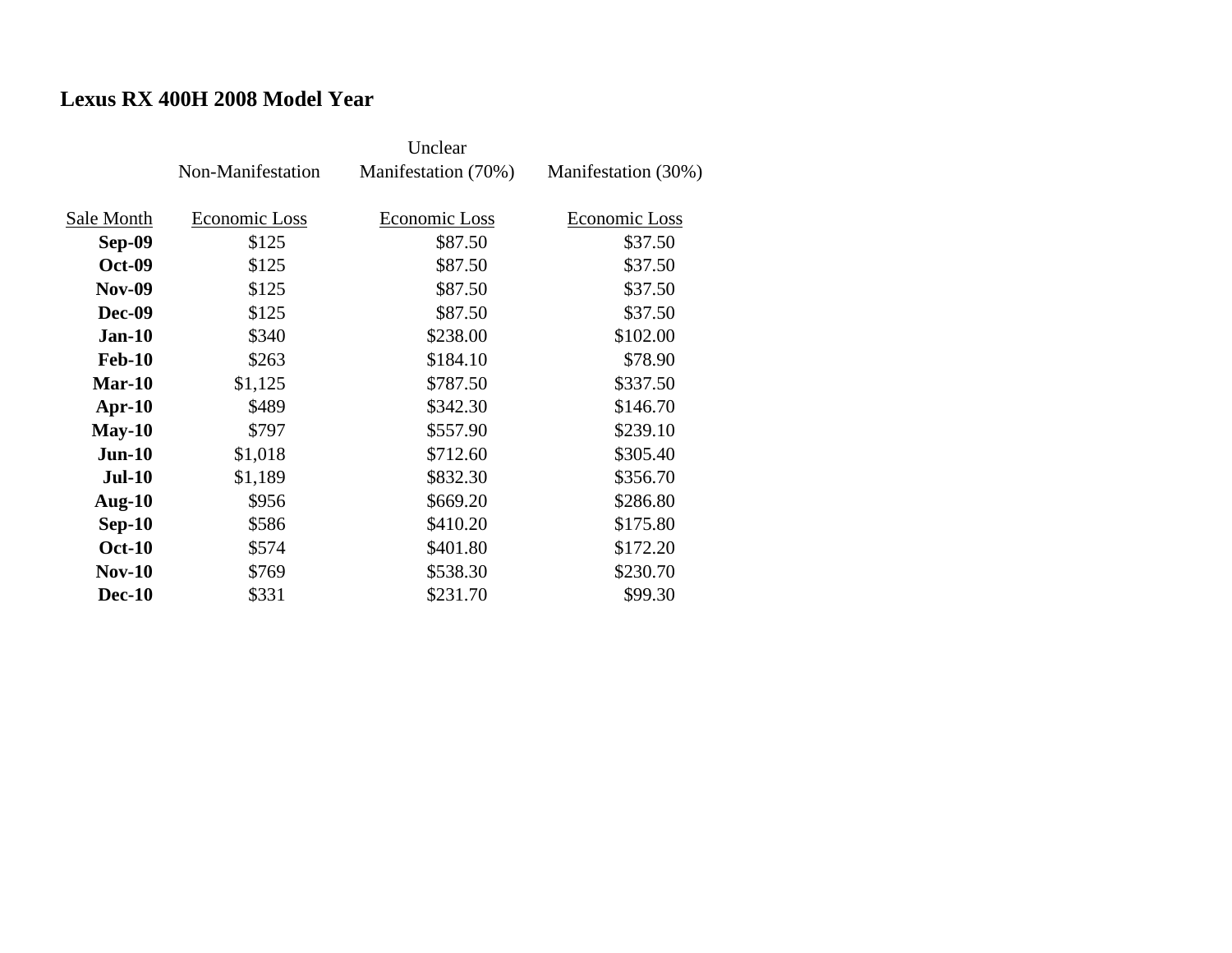## Lexus RX 400H 2008 Model Year

| | Non-Manifestation | Unclear Manifestation (70%) | Manifestation (30%) |
|---|---|---|---|
| Sale Month | Economic Loss | Economic Loss | Economic Loss |
| **Sep-09** | $125 | $87.50 | $37.50 |
| **Oct-09** | $125 | $87.50 | $37.50 |
| **Nov-09** | $125 | $87.50 | $37.50 |
| **Dec-09** | $125 | $87.50 | $37.50 |
| **Jan-10** | $340 | $238.00 | $102.00 |
| **Feb-10** | $263 | $184.10 | $78.90 |
| **Mar-10** | $1,125 | $787.50 | $337.50 |
| **Apr-10** | $489 | $342.30 | $146.70 |
| **May-10** | $797 | $557.90 | $239.10 |
| **Jun-10** | $1,018 | $712.60 | $305.40 |
| **Jul-10** | $1,189 | $832.30 | $356.70 |
| **Aug-10** | $956 | $669.20 | $286.80 |
| **Sep-10** | $586 | $410.20 | $175.80 |
| **Oct-10** | $574 | $401.80 | $172.20 |
| **Nov-10** | $769 | $538.30 | $230.70 |
| **Dec-10** | $331 | $231.70 | $99.30 |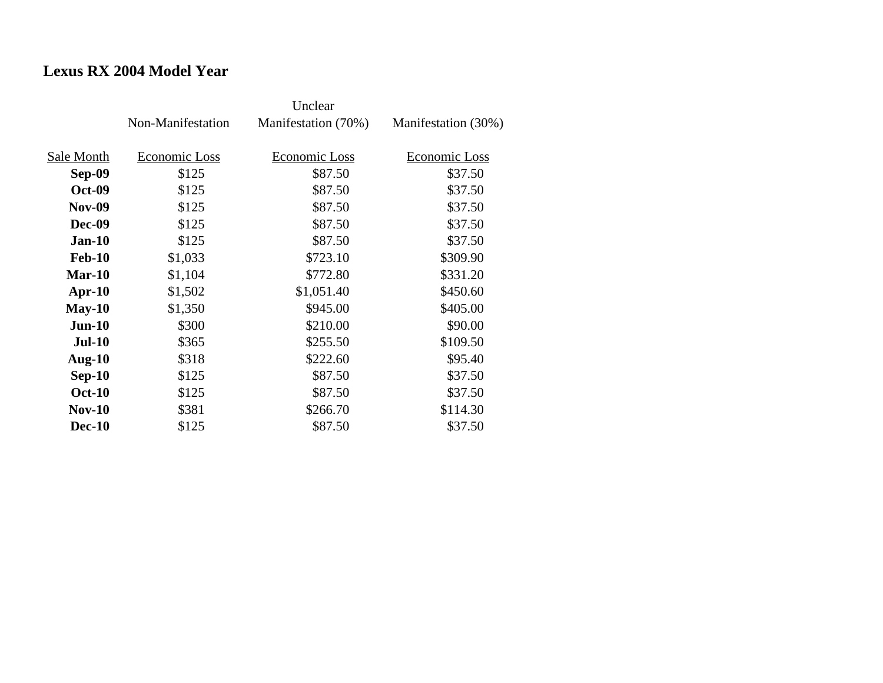## Lexus RX 2004 Model Year

| Sale Month | Non-Manifestation<br>Economic Loss | Unclear Manifestation (70%)<br>Economic Loss | Manifestation (30%)<br>Economic Loss |
|---|---|---|---|
| **Sep-09** | $125 | $87.50 | $37.50 |
| **Oct-09** | $125 | $87.50 | $37.50 |
| **Nov-09** | $125 | $87.50 | $37.50 |
| **Dec-09** | $125 | $87.50 | $37.50 |
| **Jan-10** | $125 | $87.50 | $37.50 |
| **Feb-10** | $1,033 | $723.10 | $309.90 |
| **Mar-10** | $1,104 | $772.80 | $331.20 |
| **Apr-10** | $1,502 | $1,051.40 | $450.60 |
| **May-10** | $1,350 | $945.00 | $405.00 |
| **Jun-10** | $300 | $210.00 | $90.00 |
| **Jul-10** | $365 | $255.50 | $109.50 |
| **Aug-10** | $318 | $222.60 | $95.40 |
| **Sep-10** | $125 | $87.50 | $37.50 |
| **Oct-10** | $125 | $87.50 | $37.50 |
| **Nov-10** | $381 | $266.70 | $114.30 |
| **Dec-10** | $125 | $87.50 | $37.50 |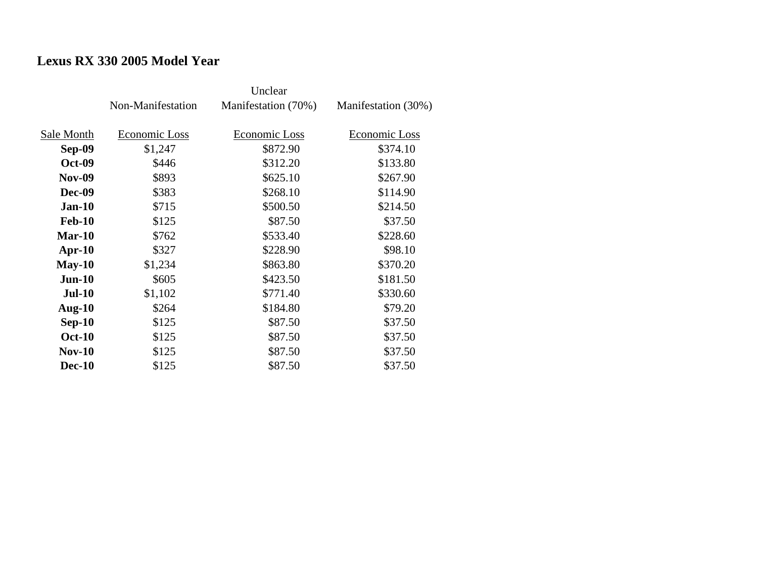**Lexus RX 330 2005 Model Year**

| Sale Month | Non-Manifestation Economic Loss | Unclear Manifestation (70%) Economic Loss | Manifestation (30%) Economic Loss |
|---|---|---|---|
| **Sep-09** | $1,247 | $872.90 | $374.10 |
| **Oct-09** | $446 | $312.20 | $133.80 |
| **Nov-09** | $893 | $625.10 | $267.90 |
| **Dec-09** | $383 | $268.10 | $114.90 |
| **Jan-10** | $715 | $500.50 | $214.50 |
| **Feb-10** | $125 | $87.50 | $37.50 |
| **Mar-10** | $762 | $533.40 | $228.60 |
| **Apr-10** | $327 | $228.90 | $98.10 |
| **May-10** | $1,234 | $863.80 | $370.20 |
| **Jun-10** | $605 | $423.50 | $181.50 |
| **Jul-10** | $1,102 | $771.40 | $330.60 |
| **Aug-10** | $264 | $184.80 | $79.20 |
| **Sep-10** | $125 | $87.50 | $37.50 |
| **Oct-10** | $125 | $87.50 | $37.50 |
| **Nov-10** | $125 | $87.50 | $37.50 |
| **Dec-10** | $125 | $87.50 | $37.50 |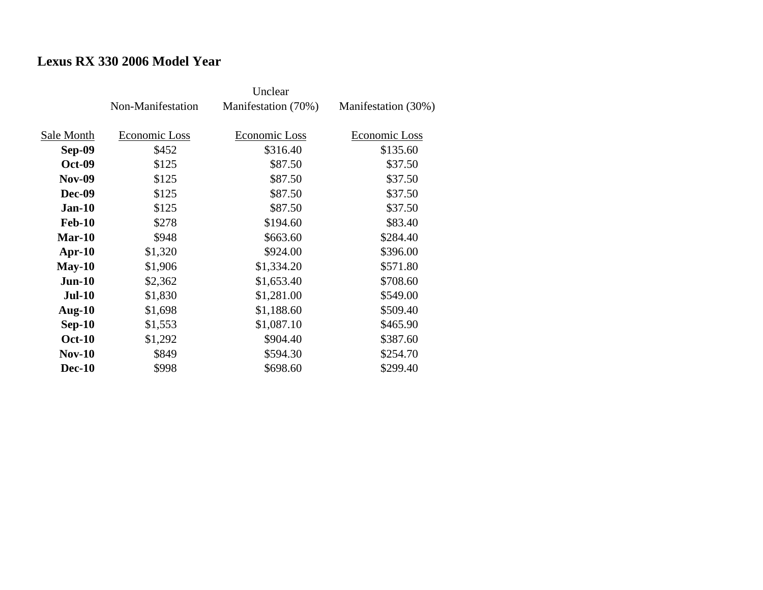**Lexus RX 330 2006 Model Year**

| | Non-Manifestation | Unclear Manifestation (70%) | Manifestation (30%) |
|---|---|---|---|
| Sale Month | Economic Loss | Economic Loss | Economic Loss |
| **Sep-09** | $452 | $316.40 | $135.60 |
| **Oct-09** | $125 | $87.50 | $37.50 |
| **Nov-09** | $125 | $87.50 | $37.50 |
| **Dec-09** | $125 | $87.50 | $37.50 |
| **Jan-10** | $125 | $87.50 | $37.50 |
| **Feb-10** | $278 | $194.60 | $83.40 |
| **Mar-10** | $948 | $663.60 | $284.40 |
| **Apr-10** | $1,320 | $924.00 | $396.00 |
| **May-10** | $1,906 | $1,334.20 | $571.80 |
| **Jun-10** | $2,362 | $1,653.40 | $708.60 |
| **Jul-10** | $1,830 | $1,281.00 | $549.00 |
| **Aug-10** | $1,698 | $1,188.60 | $509.40 |
| **Sep-10** | $1,553 | $1,087.10 | $465.90 |
| **Oct-10** | $1,292 | $904.40 | $387.60 |
| **Nov-10** | $849 | $594.30 | $254.70 |
| **Dec-10** | $998 | $698.60 | $299.40 |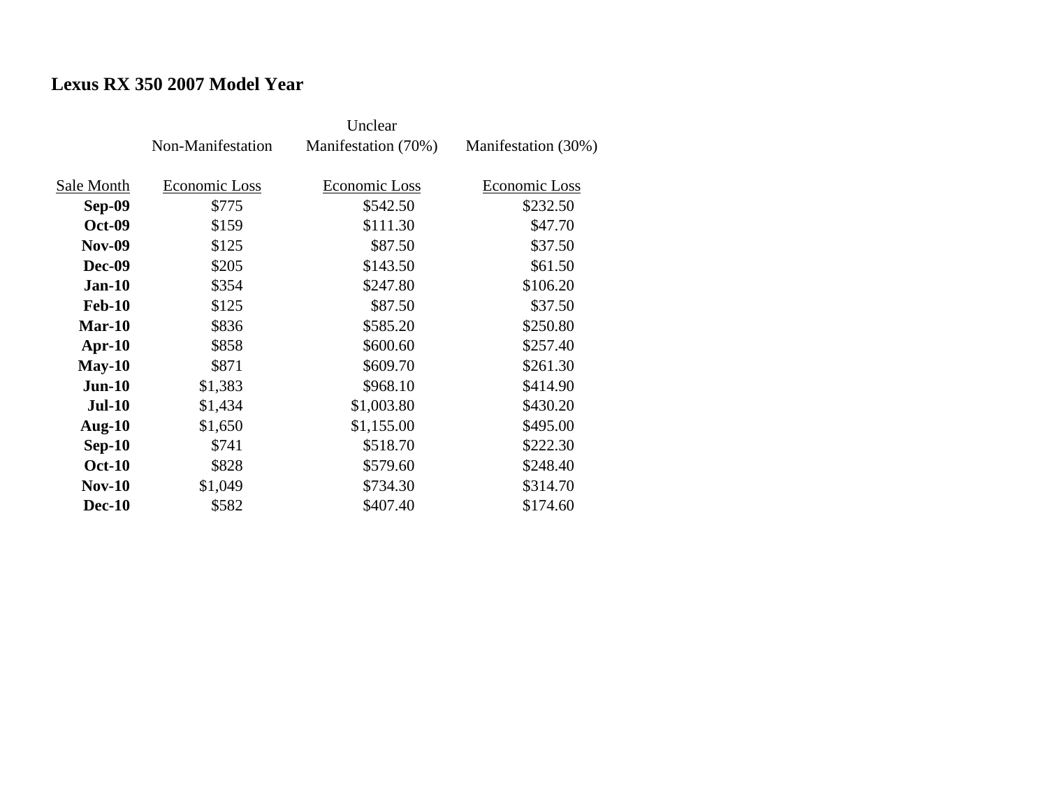**Lexus RX 350 2007 Model Year**

| | Non-Manifestation | Unclear Manifestation (70%) | Manifestation (30%) |
|---|---|---|---|
| Sale Month | Economic Loss | Economic Loss | Economic Loss |
| **Sep-09** | $775 | $542.50 | $232.50 |
| **Oct-09** | $159 | $111.30 | $47.70 |
| **Nov-09** | $125 | $87.50 | $37.50 |
| **Dec-09** | $205 | $143.50 | $61.50 |
| **Jan-10** | $354 | $247.80 | $106.20 |
| **Feb-10** | $125 | $87.50 | $37.50 |
| **Mar-10** | $836 | $585.20 | $250.80 |
| **Apr-10** | $858 | $600.60 | $257.40 |
| **May-10** | $871 | $609.70 | $261.30 |
| **Jun-10** | $1,383 | $968.10 | $414.90 |
| **Jul-10** | $1,434 | $1,003.80 | $430.20 |
| **Aug-10** | $1,650 | $1,155.00 | $495.00 |
| **Sep-10** | $741 | $518.70 | $222.30 |
| **Oct-10** | $828 | $579.60 | $248.40 |
| **Nov-10** | $1,049 | $734.30 | $314.70 |
| **Dec-10** | $582 | $407.40 | $174.60 |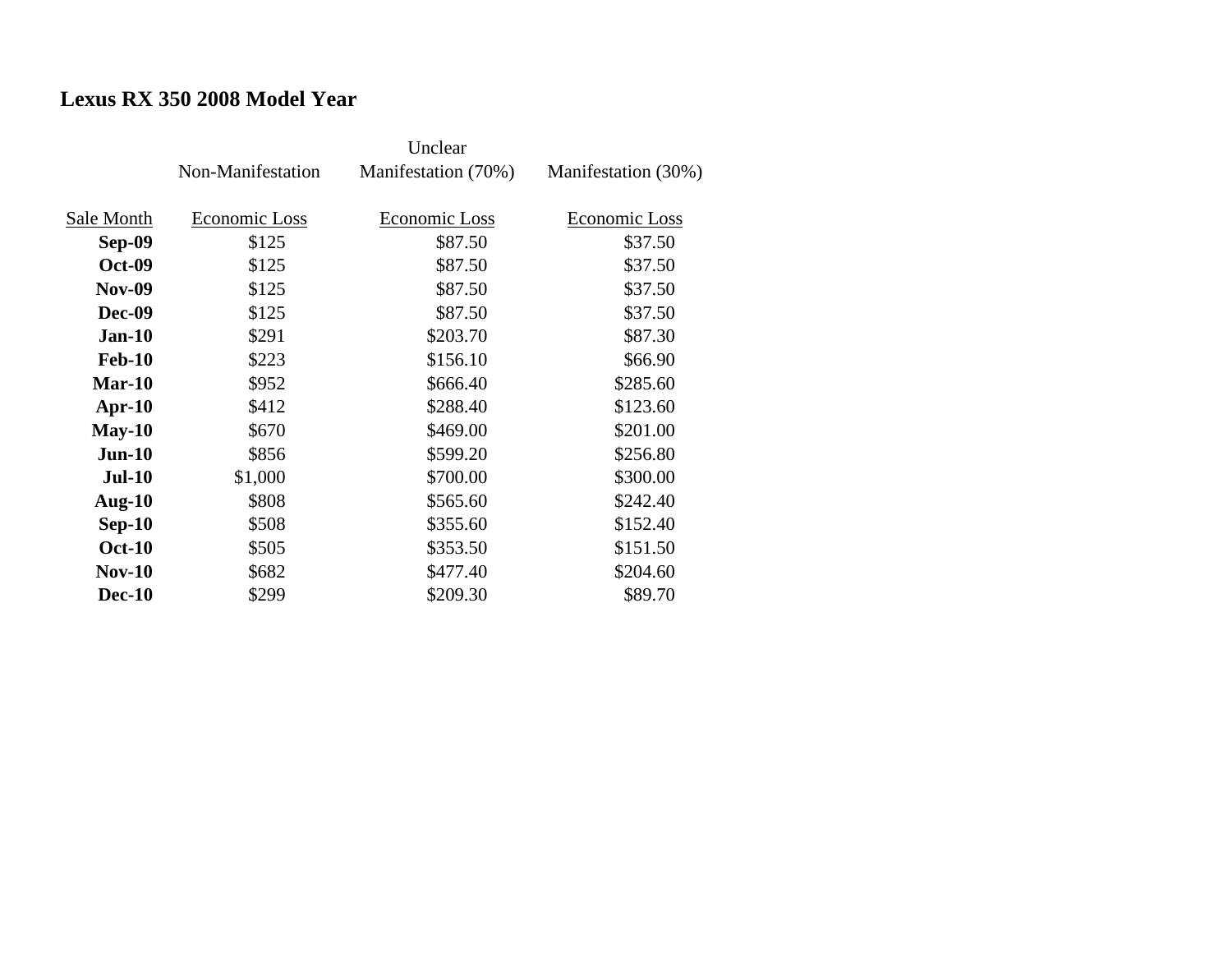# Lexus RX 350 2008 Model Year

| Sale Month | Non-Manifestation Economic Loss | Unclear Manifestation (70%) Economic Loss | Manifestation (30%) Economic Loss |
|---|---|---|---|
| **Sep-09** | $125 | $87.50 | $37.50 |
| **Oct-09** | $125 | $87.50 | $37.50 |
| **Nov-09** | $125 | $87.50 | $37.50 |
| **Dec-09** | $125 | $87.50 | $37.50 |
| **Jan-10** | $291 | $203.70 | $87.30 |
| **Feb-10** | $223 | $156.10 | $66.90 |
| **Mar-10** | $952 | $666.40 | $285.60 |
| **Apr-10** | $412 | $288.40 | $123.60 |
| **May-10** | $670 | $469.00 | $201.00 |
| **Jun-10** | $856 | $599.20 | $256.80 |
| **Jul-10** | $1,000 | $700.00 | $300.00 |
| **Aug-10** | $808 | $565.60 | $242.40 |
| **Sep-10** | $508 | $355.60 | $152.40 |
| **Oct-10** | $505 | $353.50 | $151.50 |
| **Nov-10** | $682 | $477.40 | $204.60 |
| **Dec-10** | $299 | $209.30 | $89.70 |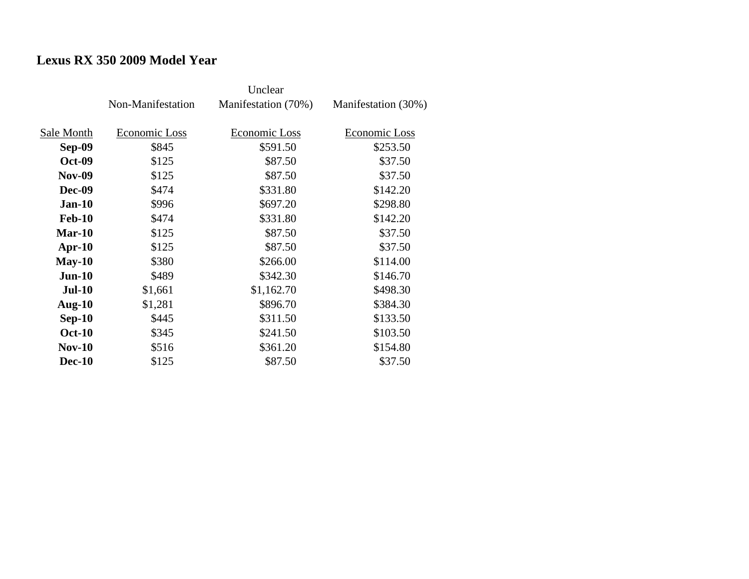**Lexus RX 350 2009 Model Year**

| Sale Month | Non-Manifestation<br>Economic Loss | Unclear Manifestation (70%)<br>Economic Loss | Manifestation (30%)<br>Economic Loss |
|---|---|---|---|
| **Sep-09** | $845 | $591.50 | $253.50 |
| **Oct-09** | $125 | $87.50 | $37.50 |
| **Nov-09** | $125 | $87.50 | $37.50 |
| **Dec-09** | $474 | $331.80 | $142.20 |
| **Jan-10** | $996 | $697.20 | $298.80 |
| **Feb-10** | $474 | $331.80 | $142.20 |
| **Mar-10** | $125 | $87.50 | $37.50 |
| **Apr-10** | $125 | $87.50 | $37.50 |
| **May-10** | $380 | $266.00 | $114.00 |
| **Jun-10** | $489 | $342.30 | $146.70 |
| **Jul-10** | $1,661 | $1,162.70 | $498.30 |
| **Aug-10** | $1,281 | $896.70 | $384.30 |
| **Sep-10** | $445 | $311.50 | $133.50 |
| **Oct-10** | $345 | $241.50 | $103.50 |
| **Nov-10** | $516 | $361.20 | $154.80 |
| **Dec-10** | $125 | $87.50 | $37.50 |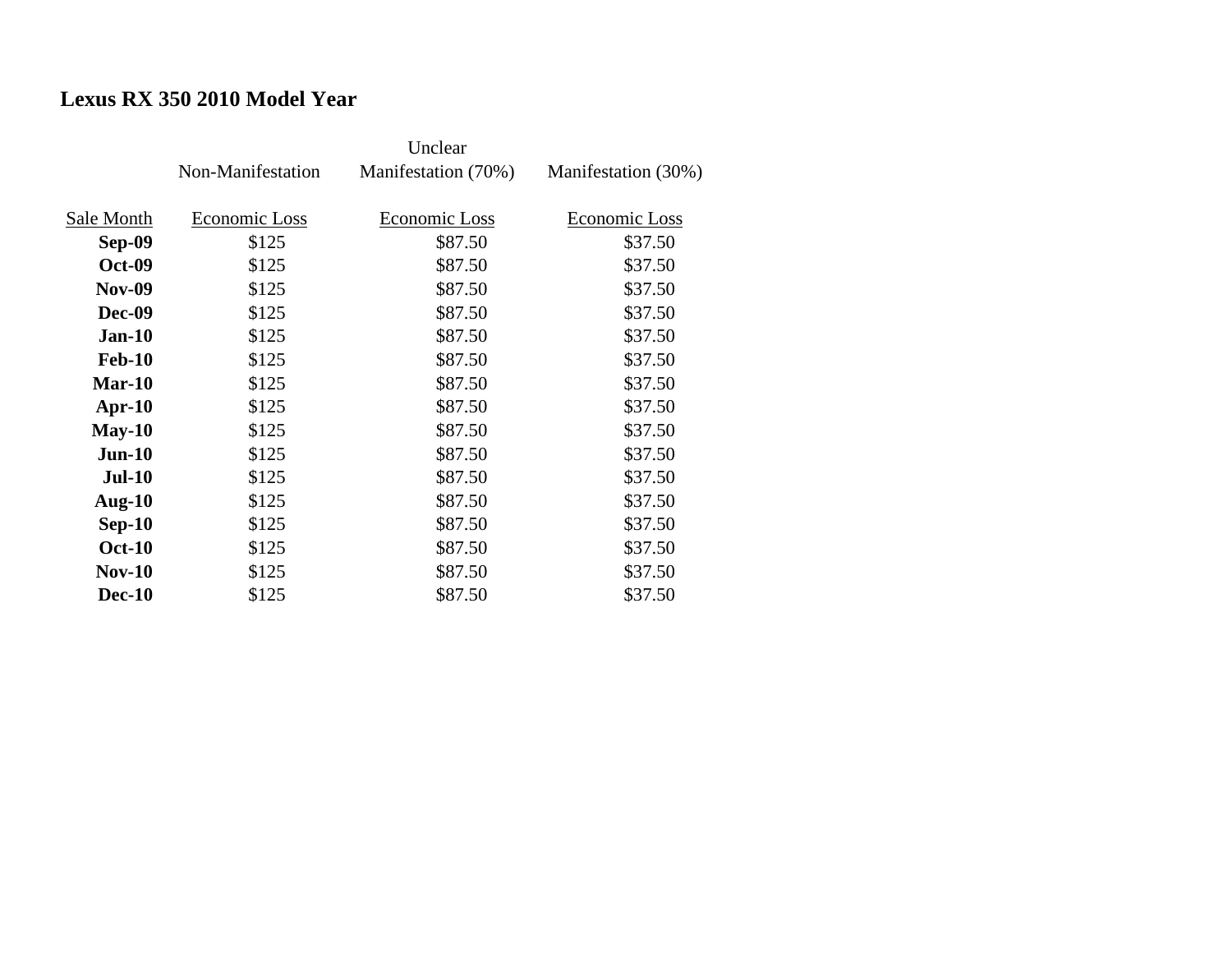**Lexus RX 350 2010 Model Year**

| | | | |
|---|---|---|---|
| | Non-Manifestation | Unclear Manifestation (70%) | Manifestation (30%) |
| Sale Month | Economic Loss | Economic Loss | Economic Loss |
| **Sep-09** | $125 | $87.50 | $37.50 |
| **Oct-09** | $125 | $87.50 | $37.50 |
| **Nov-09** | $125 | $87.50 | $37.50 |
| **Dec-09** | $125 | $87.50 | $37.50 |
| **Jan-10** | $125 | $87.50 | $37.50 |
| **Feb-10** | $125 | $87.50 | $37.50 |
| **Mar-10** | $125 | $87.50 | $37.50 |
| **Apr-10** | $125 | $87.50 | $37.50 |
| **May-10** | $125 | $87.50 | $37.50 |
| **Jun-10** | $125 | $87.50 | $37.50 |
| **Jul-10** | $125 | $87.50 | $37.50 |
| **Aug-10** | $125 | $87.50 | $37.50 |
| **Sep-10** | $125 | $87.50 | $37.50 |
| **Oct-10** | $125 | $87.50 | $37.50 |
| **Nov-10** | $125 | $87.50 | $37.50 |
| **Dec-10** | $125 | $87.50 | $37.50 |